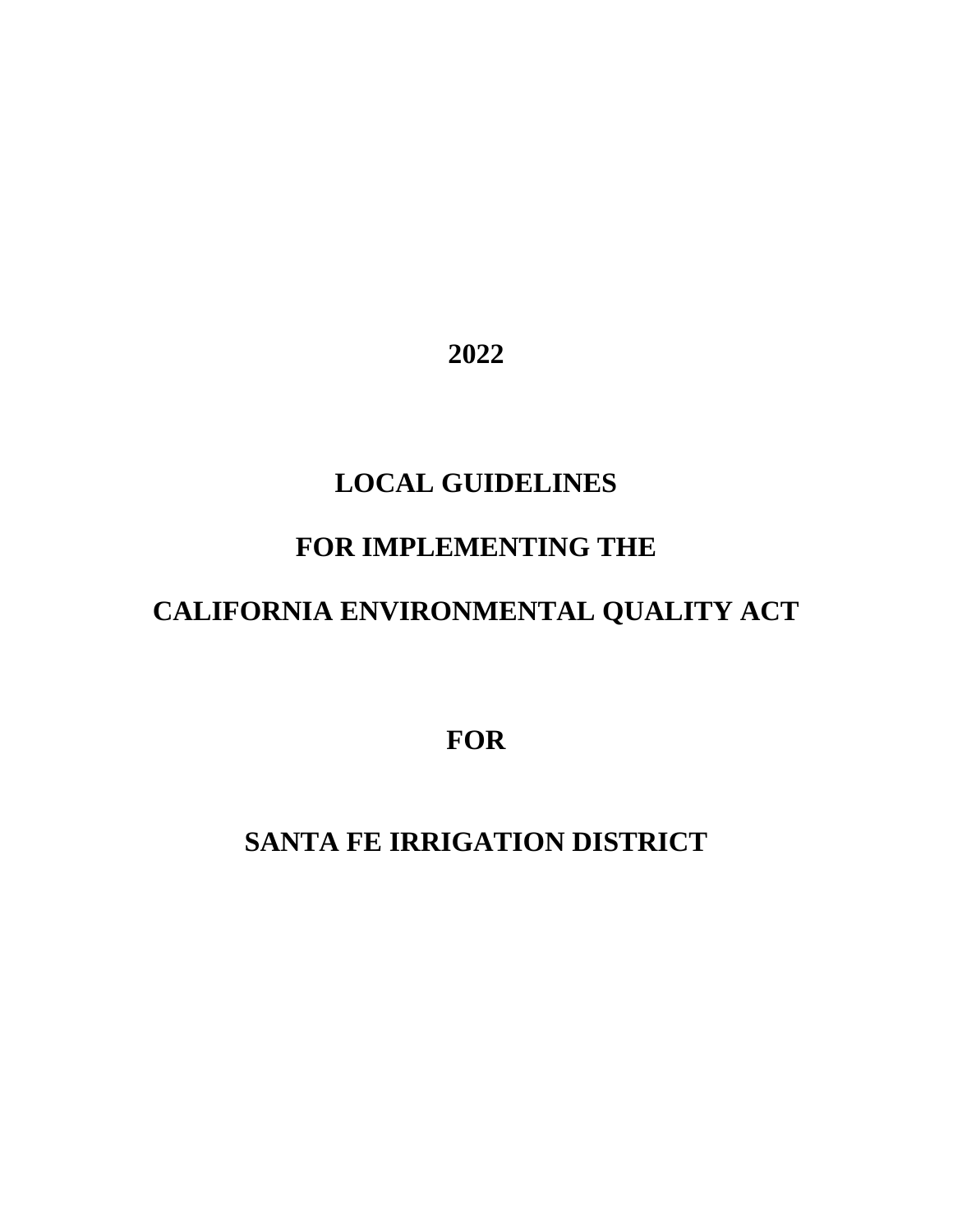**2022**

# LOCAL GUIDELINES

# FOR IMPLEMENTING THE

# CALIFORNIA ENVIRONMENTAL QUALITY ACT

**FOR**

# SANTA FE IRRIGATION DISTRICT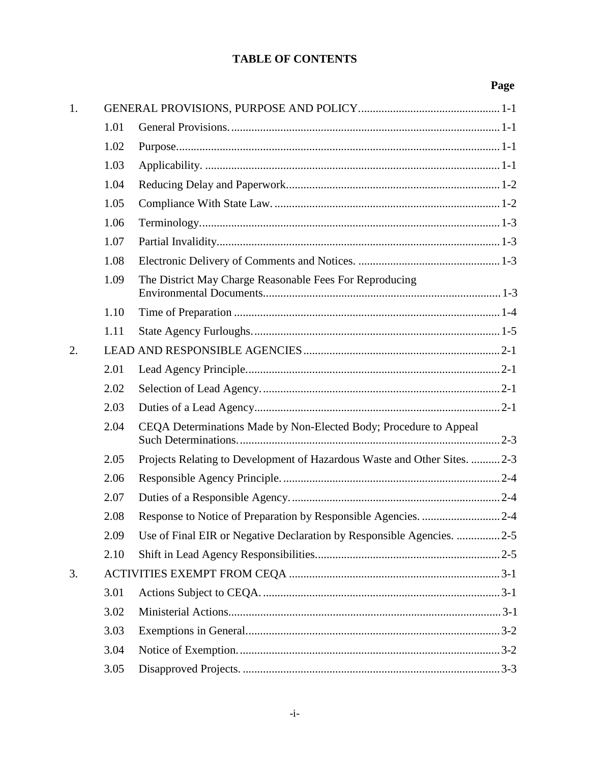# TABLE OF CONTENTS

| | | | Page |
|---|---|---|---|
| 1. | | GENERAL PROVISIONS, PURPOSE AND POLICY | 1-1 |
| | 1.01 | General Provisions. | 1-1 |
| | 1.02 | Purpose. | 1-1 |
| | 1.03 | Applicability. | 1-1 |
| | 1.04 | Reducing Delay and Paperwork. | 1-2 |
| | 1.05 | Compliance With State Law. | 1-2 |
| | 1.06 | Terminology. | 1-3 |
| | 1.07 | Partial Invalidity. | 1-3 |
| | 1.08 | Electronic Delivery of Comments and Notices. | 1-3 |
| | 1.09 | The District May Charge Reasonable Fees For Reproducing Environmental Documents. | 1-3 |
| | 1.10 | Time of Preparation | 1-4 |
| | 1.11 | State Agency Furloughs. | 1-5 |
| 2. | | LEAD AND RESPONSIBLE AGENCIES | 2-1 |
| | 2.01 | Lead Agency Principle. | 2-1 |
| | 2.02 | Selection of Lead Agency. | 2-1 |
| | 2.03 | Duties of a Lead Agency. | 2-1 |
| | 2.04 | CEQA Determinations Made by Non-Elected Body; Procedure to Appeal Such Determinations. | 2-3 |
| | 2.05 | Projects Relating to Development of Hazardous Waste and Other Sites. | 2-3 |
| | 2.06 | Responsible Agency Principle. | 2-4 |
| | 2.07 | Duties of a Responsible Agency. | 2-4 |
| | 2.08 | Response to Notice of Preparation by Responsible Agencies. | 2-4 |
| | 2.09 | Use of Final EIR or Negative Declaration by Responsible Agencies. | 2-5 |
| | 2.10 | Shift in Lead Agency Responsibilities. | 2-5 |
| 3. | | ACTIVITIES EXEMPT FROM CEQA | 3-1 |
| | 3.01 | Actions Subject to CEQA. | 3-1 |
| | 3.02 | Ministerial Actions. | 3-1 |
| | 3.03 | Exemptions in General. | 3-2 |
| | 3.04 | Notice of Exemption. | 3-2 |
| | 3.05 | Disapproved Projects. | 3-3 |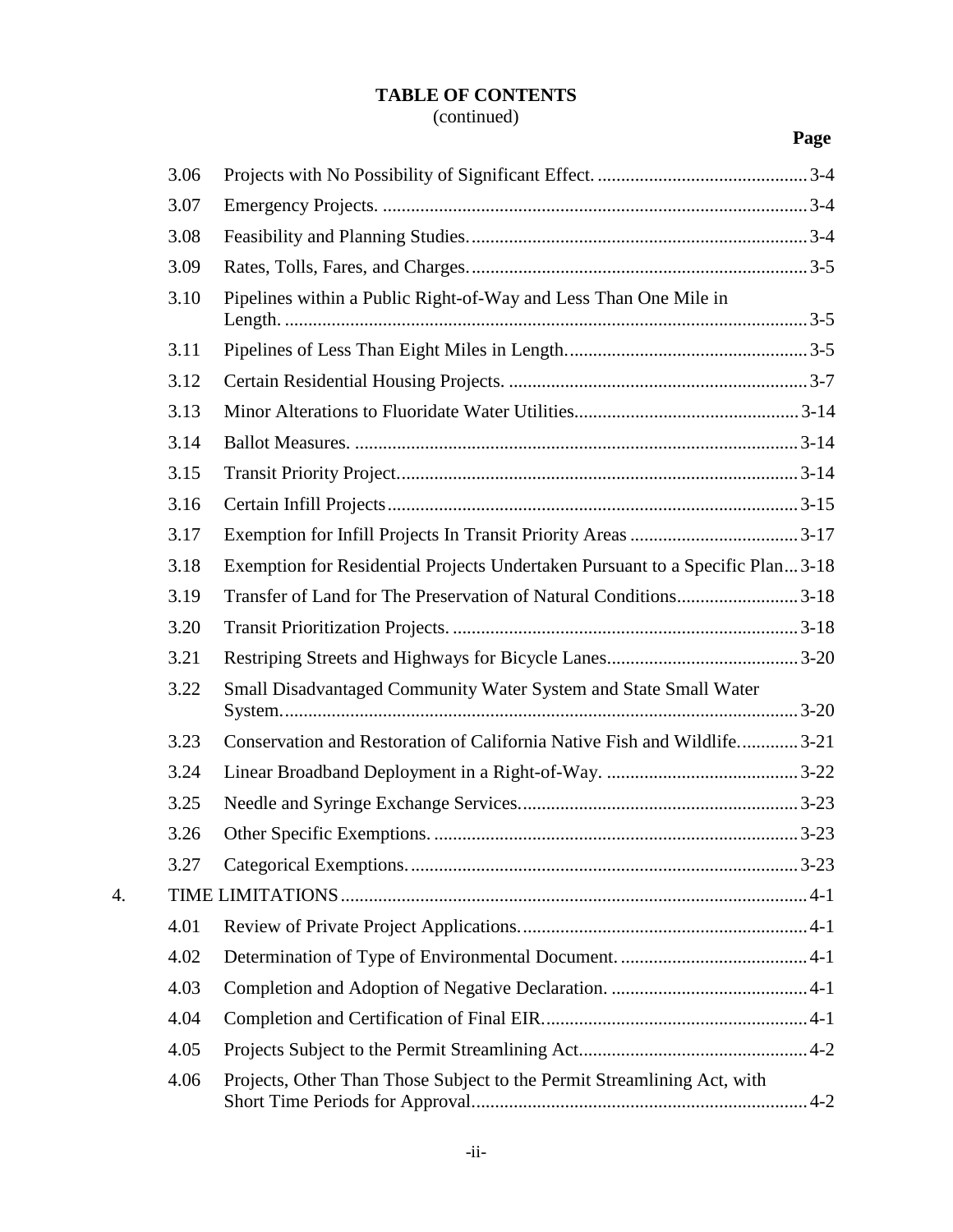**TABLE OF CONTENTS**
(continued)

| | | | Page |
|---|---|---|---|
| | 3.06 | Projects with No Possibility of Significant Effect. | 3-4 |
| | 3.07 | Emergency Projects. | 3-4 |
| | 3.08 | Feasibility and Planning Studies. | 3-4 |
| | 3.09 | Rates, Tolls, Fares, and Charges. | 3-5 |
| | 3.10 | Pipelines within a Public Right-of-Way and Less Than One Mile in Length. | 3-5 |
| | 3.11 | Pipelines of Less Than Eight Miles in Length. | 3-5 |
| | 3.12 | Certain Residential Housing Projects. | 3-7 |
| | 3.13 | Minor Alterations to Fluoridate Water Utilities | 3-14 |
| | 3.14 | Ballot Measures. | 3-14 |
| | 3.15 | Transit Priority Project. | 3-14 |
| | 3.16 | Certain Infill Projects | 3-15 |
| | 3.17 | Exemption for Infill Projects In Transit Priority Areas | 3-17 |
| | 3.18 | Exemption for Residential Projects Undertaken Pursuant to a Specific Plan | 3-18 |
| | 3.19 | Transfer of Land for The Preservation of Natural Conditions | 3-18 |
| | 3.20 | Transit Prioritization Projects. | 3-18 |
| | 3.21 | Restriping Streets and Highways for Bicycle Lanes. | 3-20 |
| | 3.22 | Small Disadvantaged Community Water System and State Small Water System. | 3-20 |
| | 3.23 | Conservation and Restoration of California Native Fish and Wildlife. | 3-21 |
| | 3.24 | Linear Broadband Deployment in a Right-of-Way. | 3-22 |
| | 3.25 | Needle and Syringe Exchange Services. | 3-23 |
| | 3.26 | Other Specific Exemptions. | 3-23 |
| | 3.27 | Categorical Exemptions. | 3-23 |
| 4. | | TIME LIMITATIONS | 4-1 |
| | 4.01 | Review of Private Project Applications. | 4-1 |
| | 4.02 | Determination of Type of Environmental Document. | 4-1 |
| | 4.03 | Completion and Adoption of Negative Declaration. | 4-1 |
| | 4.04 | Completion and Certification of Final EIR. | 4-1 |
| | 4.05 | Projects Subject to the Permit Streamlining Act. | 4-2 |
| | 4.06 | Projects, Other Than Those Subject to the Permit Streamlining Act, with Short Time Periods for Approval. | 4-2 |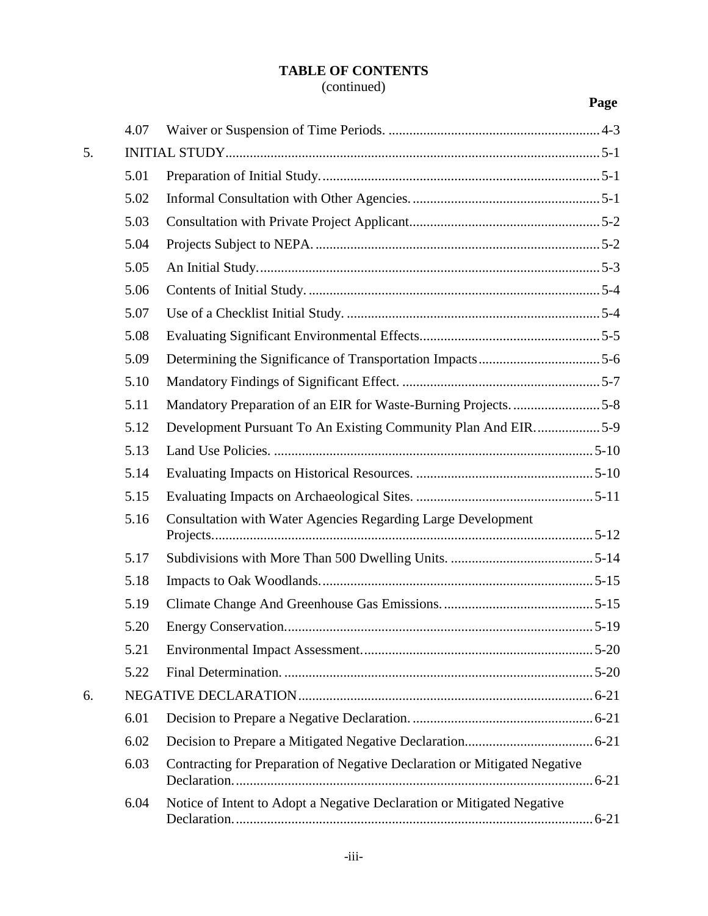**TABLE OF CONTENTS**
(continued)

| | | | Page |
|---|---|---|---|
| | 4.07 | Waiver or Suspension of Time Periods. | 4-3 |
| 5. | | INITIAL STUDY | 5-1 |
| | 5.01 | Preparation of Initial Study. | 5-1 |
| | 5.02 | Informal Consultation with Other Agencies. | 5-1 |
| | 5.03 | Consultation with Private Project Applicant | 5-2 |
| | 5.04 | Projects Subject to NEPA. | 5-2 |
| | 5.05 | An Initial Study. | 5-3 |
| | 5.06 | Contents of Initial Study. | 5-4 |
| | 5.07 | Use of a Checklist Initial Study. | 5-4 |
| | 5.08 | Evaluating Significant Environmental Effects | 5-5 |
| | 5.09 | Determining the Significance of Transportation Impacts | 5-6 |
| | 5.10 | Mandatory Findings of Significant Effect. | 5-7 |
| | 5.11 | Mandatory Preparation of an EIR for Waste-Burning Projects. | 5-8 |
| | 5.12 | Development Pursuant To An Existing Community Plan And EIR. | 5-9 |
| | 5.13 | Land Use Policies. | 5-10 |
| | 5.14 | Evaluating Impacts on Historical Resources. | 5-10 |
| | 5.15 | Evaluating Impacts on Archaeological Sites. | 5-11 |
| | 5.16 | Consultation with Water Agencies Regarding Large Development Projects. | 5-12 |
| | 5.17 | Subdivisions with More Than 500 Dwelling Units. | 5-14 |
| | 5.18 | Impacts to Oak Woodlands. | 5-15 |
| | 5.19 | Climate Change And Greenhouse Gas Emissions. | 5-15 |
| | 5.20 | Energy Conservation. | 5-19 |
| | 5.21 | Environmental Impact Assessment. | 5-20 |
| | 5.22 | Final Determination. | 5-20 |
| 6. | | NEGATIVE DECLARATION | 6-21 |
| | 6.01 | Decision to Prepare a Negative Declaration. | 6-21 |
| | 6.02 | Decision to Prepare a Mitigated Negative Declaration. | 6-21 |
| | 6.03 | Contracting for Preparation of Negative Declaration or Mitigated Negative Declaration. | 6-21 |
| | 6.04 | Notice of Intent to Adopt a Negative Declaration or Mitigated Negative Declaration. | 6-21 |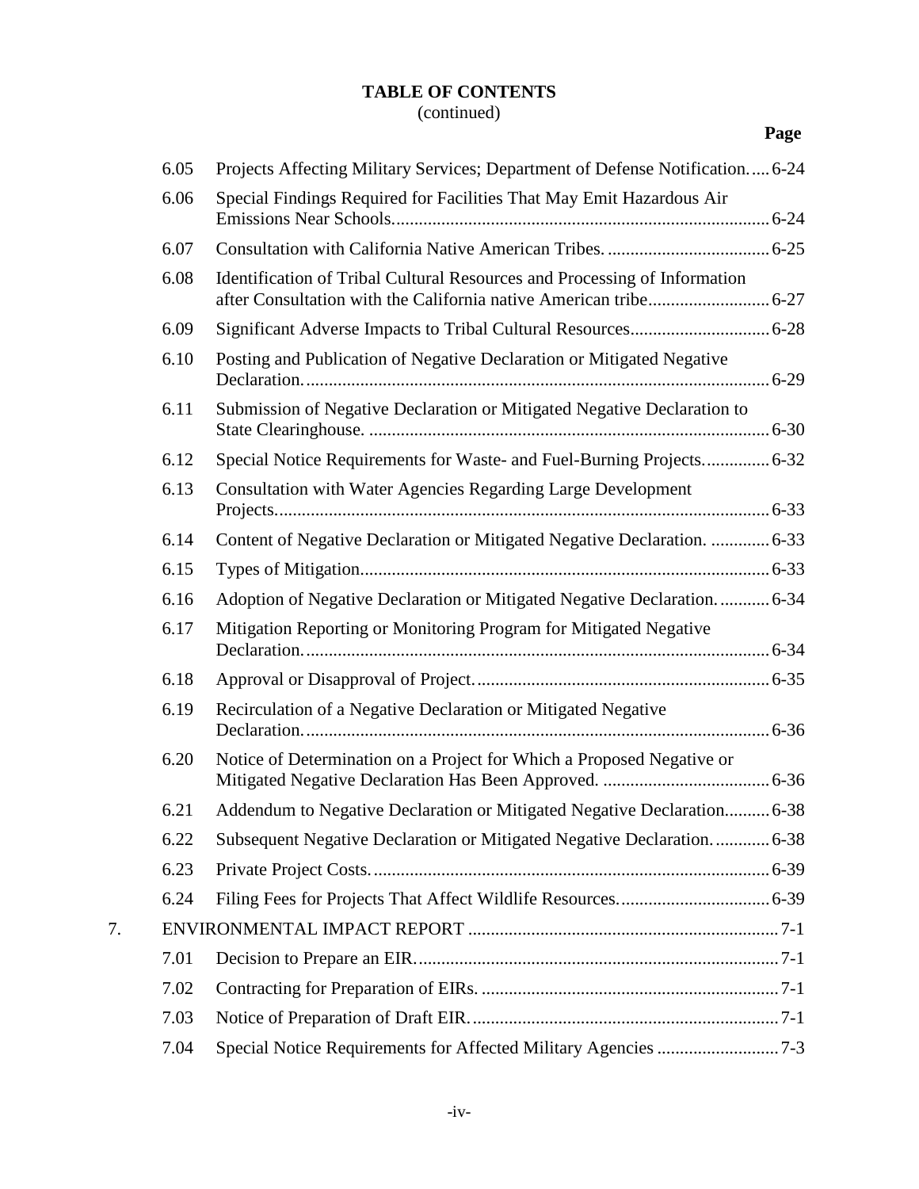**TABLE OF CONTENTS**
(continued)

| | | | Page |
|---|---|---|---|
| | 6.05 | Projects Affecting Military Services; Department of Defense Notification. | 6-24 |
| | 6.06 | Special Findings Required for Facilities That May Emit Hazardous Air Emissions Near Schools. | 6-24 |
| | 6.07 | Consultation with California Native American Tribes. | 6-25 |
| | 6.08 | Identification of Tribal Cultural Resources and Processing of Information after Consultation with the California native American tribe | 6-27 |
| | 6.09 | Significant Adverse Impacts to Tribal Cultural Resources | 6-28 |
| | 6.10 | Posting and Publication of Negative Declaration or Mitigated Negative Declaration. | 6-29 |
| | 6.11 | Submission of Negative Declaration or Mitigated Negative Declaration to State Clearinghouse. | 6-30 |
| | 6.12 | Special Notice Requirements for Waste- and Fuel-Burning Projects. | 6-32 |
| | 6.13 | Consultation with Water Agencies Regarding Large Development Projects. | 6-33 |
| | 6.14 | Content of Negative Declaration or Mitigated Negative Declaration. | 6-33 |
| | 6.15 | Types of Mitigation. | 6-33 |
| | 6.16 | Adoption of Negative Declaration or Mitigated Negative Declaration. | 6-34 |
| | 6.17 | Mitigation Reporting or Monitoring Program for Mitigated Negative Declaration. | 6-34 |
| | 6.18 | Approval or Disapproval of Project. | 6-35 |
| | 6.19 | Recirculation of a Negative Declaration or Mitigated Negative Declaration. | 6-36 |
| | 6.20 | Notice of Determination on a Project for Which a Proposed Negative or Mitigated Negative Declaration Has Been Approved. | 6-36 |
| | 6.21 | Addendum to Negative Declaration or Mitigated Negative Declaration | 6-38 |
| | 6.22 | Subsequent Negative Declaration or Mitigated Negative Declaration. | 6-38 |
| | 6.23 | Private Project Costs. | 6-39 |
| | 6.24 | Filing Fees for Projects That Affect Wildlife Resources. | 6-39 |
| 7. | | ENVIRONMENTAL IMPACT REPORT | 7-1 |
| | 7.01 | Decision to Prepare an EIR. | 7-1 |
| | 7.02 | Contracting for Preparation of EIRs. | 7-1 |
| | 7.03 | Notice of Preparation of Draft EIR. | 7-1 |
| | 7.04 | Special Notice Requirements for Affected Military Agencies | 7-3 |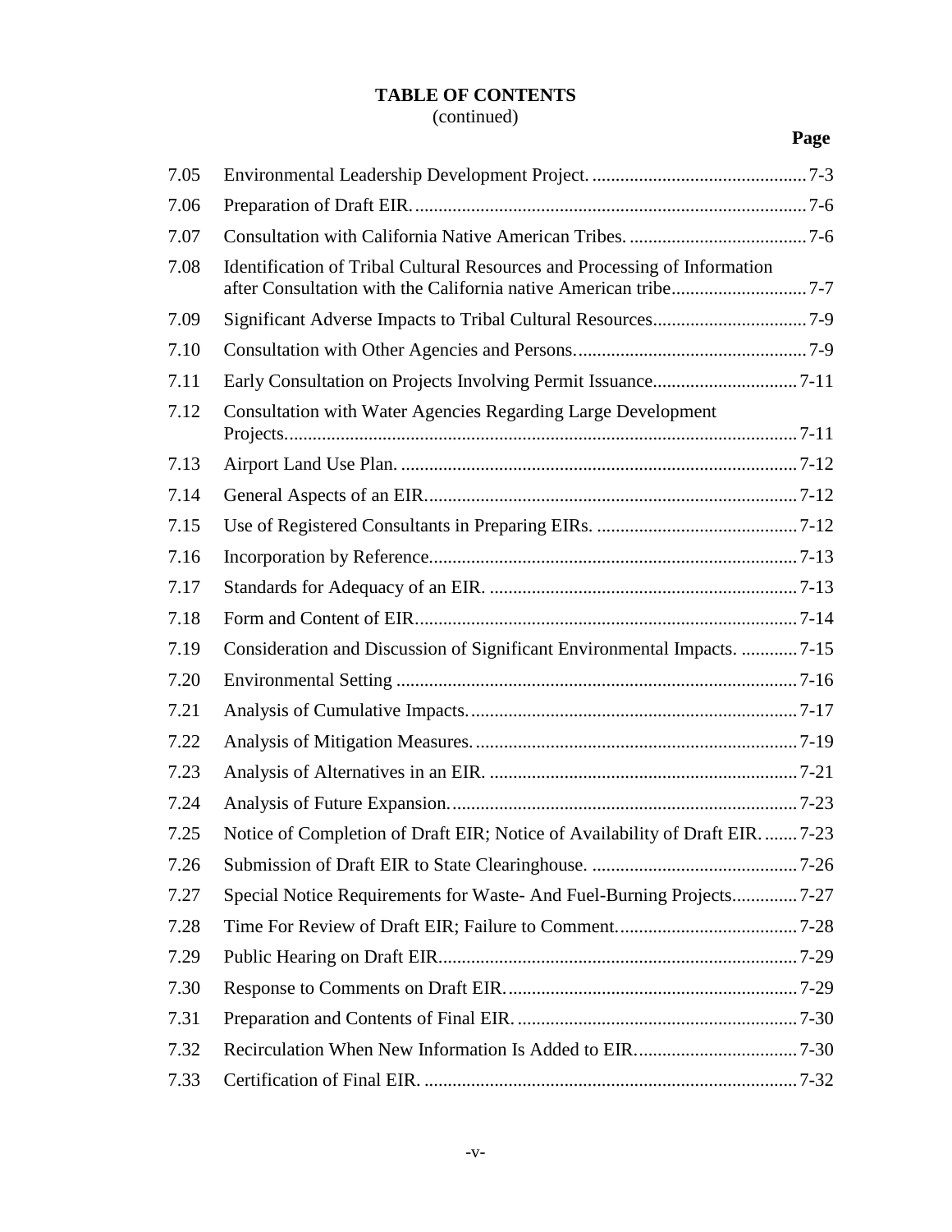**TABLE OF CONTENTS**
(continued)

| | | Page |
|---|---|---|
| 7.05 | Environmental Leadership Development Project. | 7-3 |
| 7.06 | Preparation of Draft EIR. | 7-6 |
| 7.07 | Consultation with California Native American Tribes. | 7-6 |
| 7.08 | Identification of Tribal Cultural Resources and Processing of Information after Consultation with the California native American tribe | 7-7 |
| 7.09 | Significant Adverse Impacts to Tribal Cultural Resources | 7-9 |
| 7.10 | Consultation with Other Agencies and Persons. | 7-9 |
| 7.11 | Early Consultation on Projects Involving Permit Issuance | 7-11 |
| 7.12 | Consultation with Water Agencies Regarding Large Development Projects. | 7-11 |
| 7.13 | Airport Land Use Plan. | 7-12 |
| 7.14 | General Aspects of an EIR. | 7-12 |
| 7.15 | Use of Registered Consultants in Preparing EIRs. | 7-12 |
| 7.16 | Incorporation by Reference. | 7-13 |
| 7.17 | Standards for Adequacy of an EIR. | 7-13 |
| 7.18 | Form and Content of EIR. | 7-14 |
| 7.19 | Consideration and Discussion of Significant Environmental Impacts. | 7-15 |
| 7.20 | Environmental Setting | 7-16 |
| 7.21 | Analysis of Cumulative Impacts. | 7-17 |
| 7.22 | Analysis of Mitigation Measures. | 7-19 |
| 7.23 | Analysis of Alternatives in an EIR. | 7-21 |
| 7.24 | Analysis of Future Expansion. | 7-23 |
| 7.25 | Notice of Completion of Draft EIR; Notice of Availability of Draft EIR. | 7-23 |
| 7.26 | Submission of Draft EIR to State Clearinghouse. | 7-26 |
| 7.27 | Special Notice Requirements for Waste- And Fuel-Burning Projects. | 7-27 |
| 7.28 | Time For Review of Draft EIR; Failure to Comment. | 7-28 |
| 7.29 | Public Hearing on Draft EIR. | 7-29 |
| 7.30 | Response to Comments on Draft EIR. | 7-29 |
| 7.31 | Preparation and Contents of Final EIR. | 7-30 |
| 7.32 | Recirculation When New Information Is Added to EIR. | 7-30 |
| 7.33 | Certification of Final EIR. | 7-32 |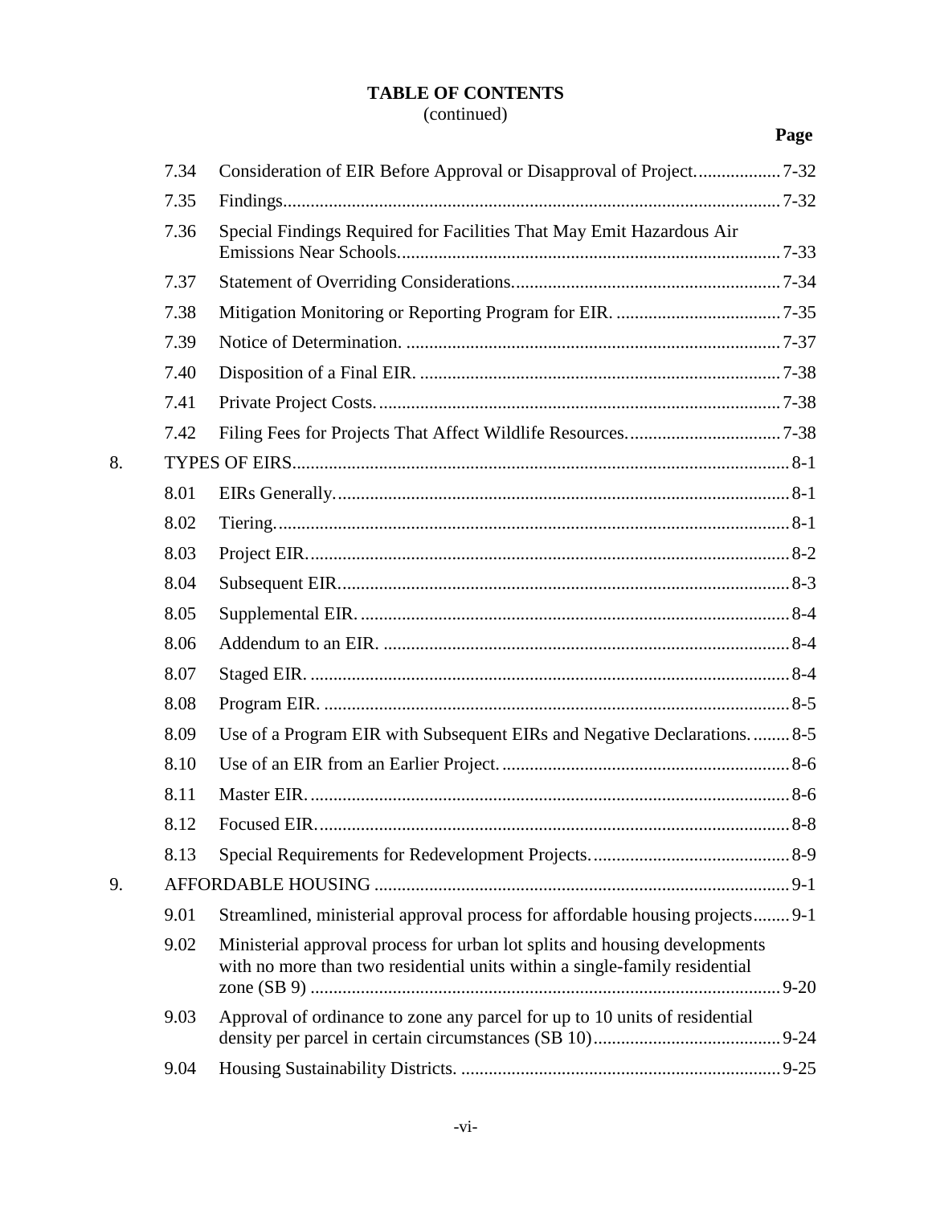**TABLE OF CONTENTS**
(continued)

| | | | Page |
|---|---|---|---|
| | 7.34 | Consideration of EIR Before Approval or Disapproval of Project. | 7-32 |
| | 7.35 | Findings. | 7-32 |
| | 7.36 | Special Findings Required for Facilities That May Emit Hazardous Air Emissions Near Schools. | 7-33 |
| | 7.37 | Statement of Overriding Considerations. | 7-34 |
| | 7.38 | Mitigation Monitoring or Reporting Program for EIR. | 7-35 |
| | 7.39 | Notice of Determination. | 7-37 |
| | 7.40 | Disposition of a Final EIR. | 7-38 |
| | 7.41 | Private Project Costs. | 7-38 |
| | 7.42 | Filing Fees for Projects That Affect Wildlife Resources. | 7-38 |
| 8. | TYPES OF EIRS | | 8-1 |
| | 8.01 | EIRs Generally. | 8-1 |
| | 8.02 | Tiering. | 8-1 |
| | 8.03 | Project EIR. | 8-2 |
| | 8.04 | Subsequent EIR. | 8-3 |
| | 8.05 | Supplemental EIR. | 8-4 |
| | 8.06 | Addendum to an EIR. | 8-4 |
| | 8.07 | Staged EIR. | 8-4 |
| | 8.08 | Program EIR. | 8-5 |
| | 8.09 | Use of a Program EIR with Subsequent EIRs and Negative Declarations. | 8-5 |
| | 8.10 | Use of an EIR from an Earlier Project. | 8-6 |
| | 8.11 | Master EIR. | 8-6 |
| | 8.12 | Focused EIR. | 8-8 |
| | 8.13 | Special Requirements for Redevelopment Projects. | 8-9 |
| 9. | AFFORDABLE HOUSING | | 9-1 |
| | 9.01 | Streamlined, ministerial approval process for affordable housing projects | 9-1 |
| | 9.02 | Ministerial approval process for urban lot splits and housing developments with no more than two residential units within a single-family residential zone (SB 9) | 9-20 |
| | 9.03 | Approval of ordinance to zone any parcel for up to 10 units of residential density per parcel in certain circumstances (SB 10) | 9-24 |
| | 9.04 | Housing Sustainability Districts. | 9-25 |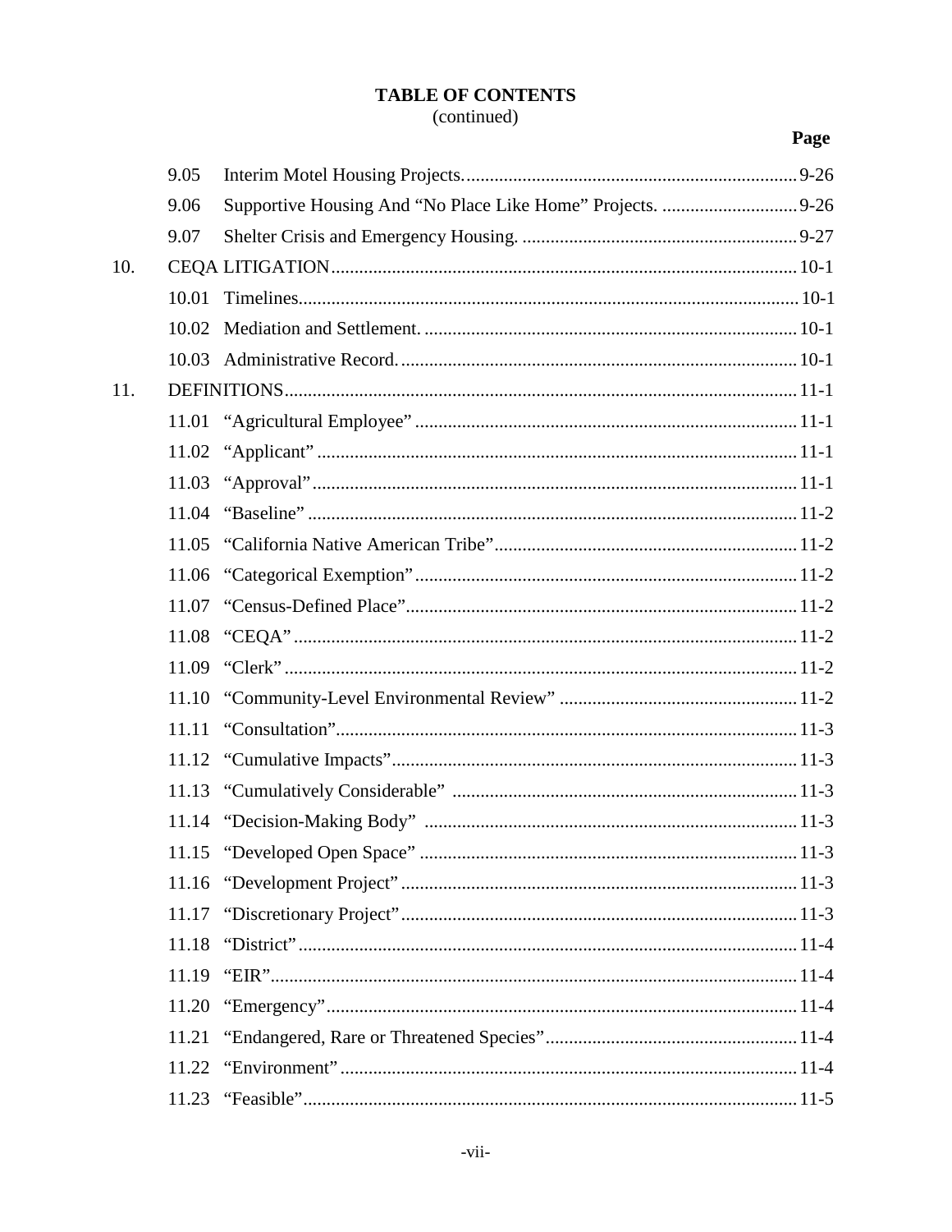# TABLE OF CONTENTS
(continued)

| | | | Page |
|---|---|---|---|
| | 9.05 | Interim Motel Housing Projects. | 9-26 |
| | 9.06 | Supportive Housing And "No Place Like Home" Projects. | 9-26 |
| | 9.07 | Shelter Crisis and Emergency Housing. | 9-27 |
| 10. | CEQA LITIGATION | | 10-1 |
| | 10.01 | Timelines | 10-1 |
| | 10.02 | Mediation and Settlement. | 10-1 |
| | 10.03 | Administrative Record. | 10-1 |
| 11. | DEFINITIONS | | 11-1 |
| | 11.01 | "Agricultural Employee" | 11-1 |
| | 11.02 | "Applicant" | 11-1 |
| | 11.03 | "Approval" | 11-1 |
| | 11.04 | "Baseline" | 11-2 |
| | 11.05 | "California Native American Tribe" | 11-2 |
| | 11.06 | "Categorical Exemption" | 11-2 |
| | 11.07 | "Census-Defined Place" | 11-2 |
| | 11.08 | "CEQA" | 11-2 |
| | 11.09 | "Clerk" | 11-2 |
| | 11.10 | "Community-Level Environmental Review" | 11-2 |
| | 11.11 | "Consultation" | 11-3 |
| | 11.12 | "Cumulative Impacts" | 11-3 |
| | 11.13 | "Cumulatively Considerable" | 11-3 |
| | 11.14 | "Decision-Making Body" | 11-3 |
| | 11.15 | "Developed Open Space" | 11-3 |
| | 11.16 | "Development Project" | 11-3 |
| | 11.17 | "Discretionary Project" | 11-3 |
| | 11.18 | "District" | 11-4 |
| | 11.19 | "EIR" | 11-4 |
| | 11.20 | "Emergency" | 11-4 |
| | 11.21 | "Endangered, Rare or Threatened Species" | 11-4 |
| | 11.22 | "Environment" | 11-4 |
| | 11.23 | "Feasible" | 11-5 |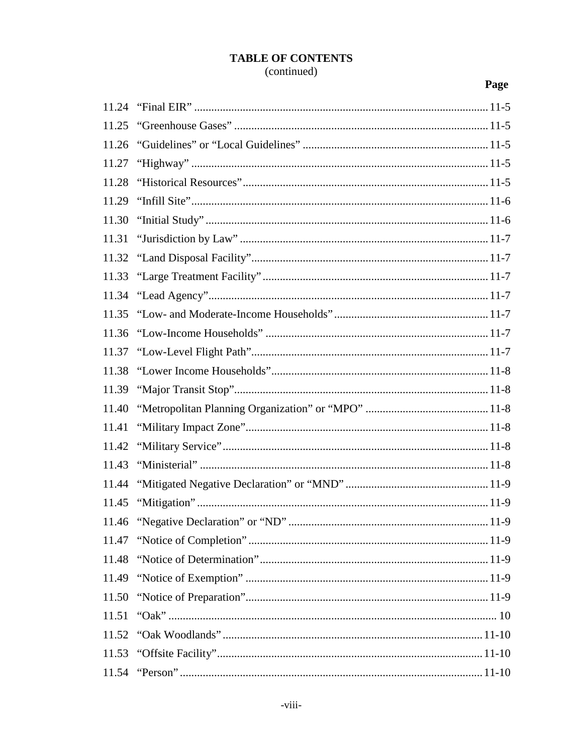**TABLE OF CONTENTS**
(continued)

| | | Page |
|---|---|---|
| 11.24 | "Final EIR" | 11-5 |
| 11.25 | "Greenhouse Gases" | 11-5 |
| 11.26 | "Guidelines" or "Local Guidelines" | 11-5 |
| 11.27 | "Highway" | 11-5 |
| 11.28 | "Historical Resources" | 11-5 |
| 11.29 | "Infill Site" | 11-6 |
| 11.30 | "Initial Study" | 11-6 |
| 11.31 | "Jurisdiction by Law" | 11-7 |
| 11.32 | "Land Disposal Facility" | 11-7 |
| 11.33 | "Large Treatment Facility" | 11-7 |
| 11.34 | "Lead Agency" | 11-7 |
| 11.35 | "Low- and Moderate-Income Households" | 11-7 |
| 11.36 | "Low-Income Households" | 11-7 |
| 11.37 | "Low-Level Flight Path" | 11-7 |
| 11.38 | "Lower Income Households" | 11-8 |
| 11.39 | "Major Transit Stop" | 11-8 |
| 11.40 | "Metropolitan Planning Organization" or "MPO" | 11-8 |
| 11.41 | "Military Impact Zone" | 11-8 |
| 11.42 | "Military Service" | 11-8 |
| 11.43 | "Ministerial" | 11-8 |
| 11.44 | "Mitigated Negative Declaration" or "MND" | 11-9 |
| 11.45 | "Mitigation" | 11-9 |
| 11.46 | "Negative Declaration" or "ND" | 11-9 |
| 11.47 | "Notice of Completion" | 11-9 |
| 11.48 | "Notice of Determination" | 11-9 |
| 11.49 | "Notice of Exemption" | 11-9 |
| 11.50 | "Notice of Preparation" | 11-9 |
| 11.51 | "Oak" | 10 |
| 11.52 | "Oak Woodlands" | 11-10 |
| 11.53 | "Offsite Facility" | 11-10 |
| 11.54 | "Person" | 11-10 |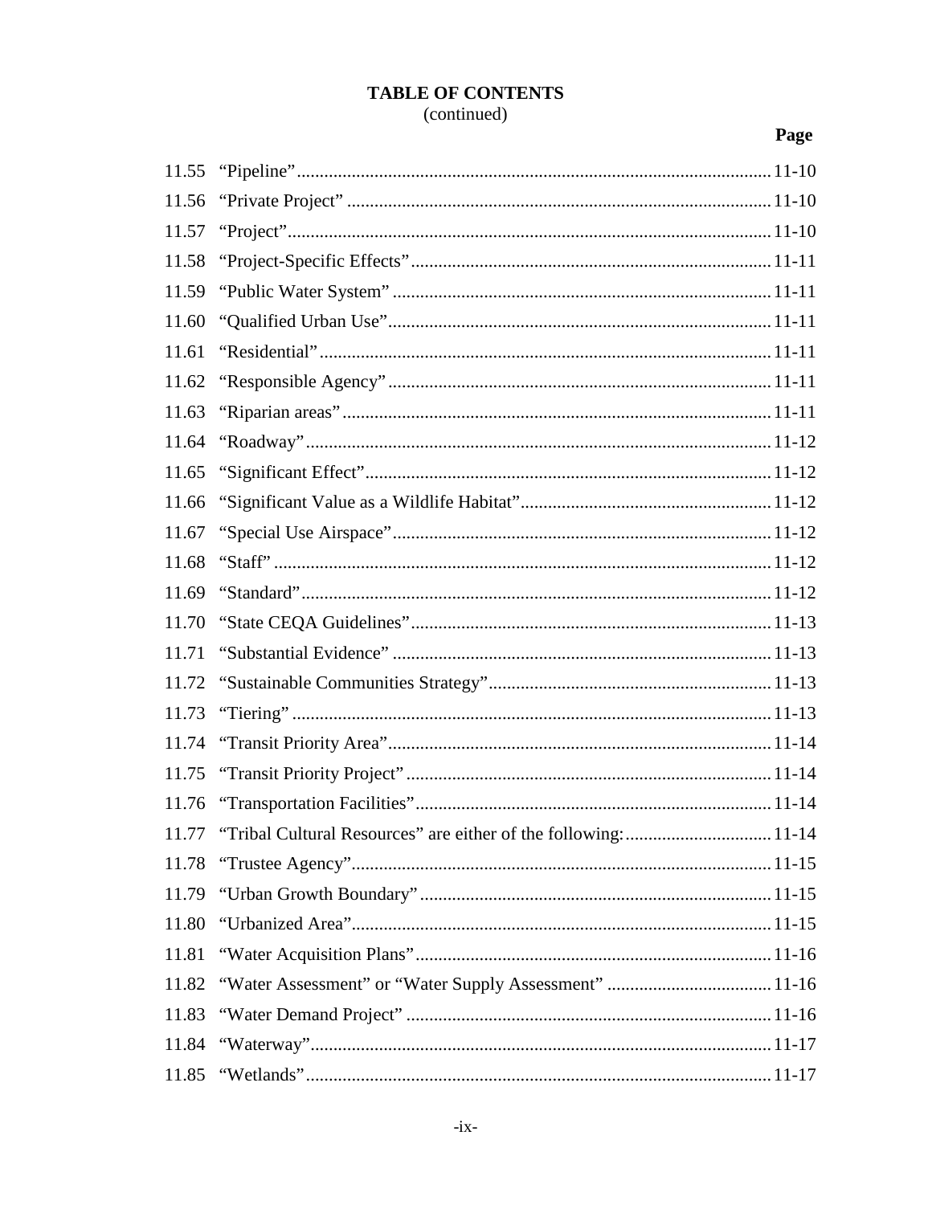**TABLE OF CONTENTS**
(continued)

| | | Page |
|---|---|---|
| 11.55 | "Pipeline" | 11-10 |
| 11.56 | "Private Project" | 11-10 |
| 11.57 | "Project" | 11-10 |
| 11.58 | "Project-Specific Effects" | 11-11 |
| 11.59 | "Public Water System" | 11-11 |
| 11.60 | "Qualified Urban Use" | 11-11 |
| 11.61 | "Residential" | 11-11 |
| 11.62 | "Responsible Agency" | 11-11 |
| 11.63 | "Riparian areas" | 11-11 |
| 11.64 | "Roadway" | 11-12 |
| 11.65 | "Significant Effect" | 11-12 |
| 11.66 | "Significant Value as a Wildlife Habitat" | 11-12 |
| 11.67 | "Special Use Airspace" | 11-12 |
| 11.68 | "Staff" | 11-12 |
| 11.69 | "Standard" | 11-12 |
| 11.70 | "State CEQA Guidelines" | 11-13 |
| 11.71 | "Substantial Evidence" | 11-13 |
| 11.72 | "Sustainable Communities Strategy" | 11-13 |
| 11.73 | "Tiering" | 11-13 |
| 11.74 | "Transit Priority Area" | 11-14 |
| 11.75 | "Transit Priority Project" | 11-14 |
| 11.76 | "Transportation Facilities" | 11-14 |
| 11.77 | "Tribal Cultural Resources" are either of the following: | 11-14 |
| 11.78 | "Trustee Agency" | 11-15 |
| 11.79 | "Urban Growth Boundary" | 11-15 |
| 11.80 | "Urbanized Area" | 11-15 |
| 11.81 | "Water Acquisition Plans" | 11-16 |
| 11.82 | "Water Assessment" or "Water Supply Assessment" | 11-16 |
| 11.83 | "Water Demand Project" | 11-16 |
| 11.84 | "Waterway" | 11-17 |
| 11.85 | "Wetlands" | 11-17 |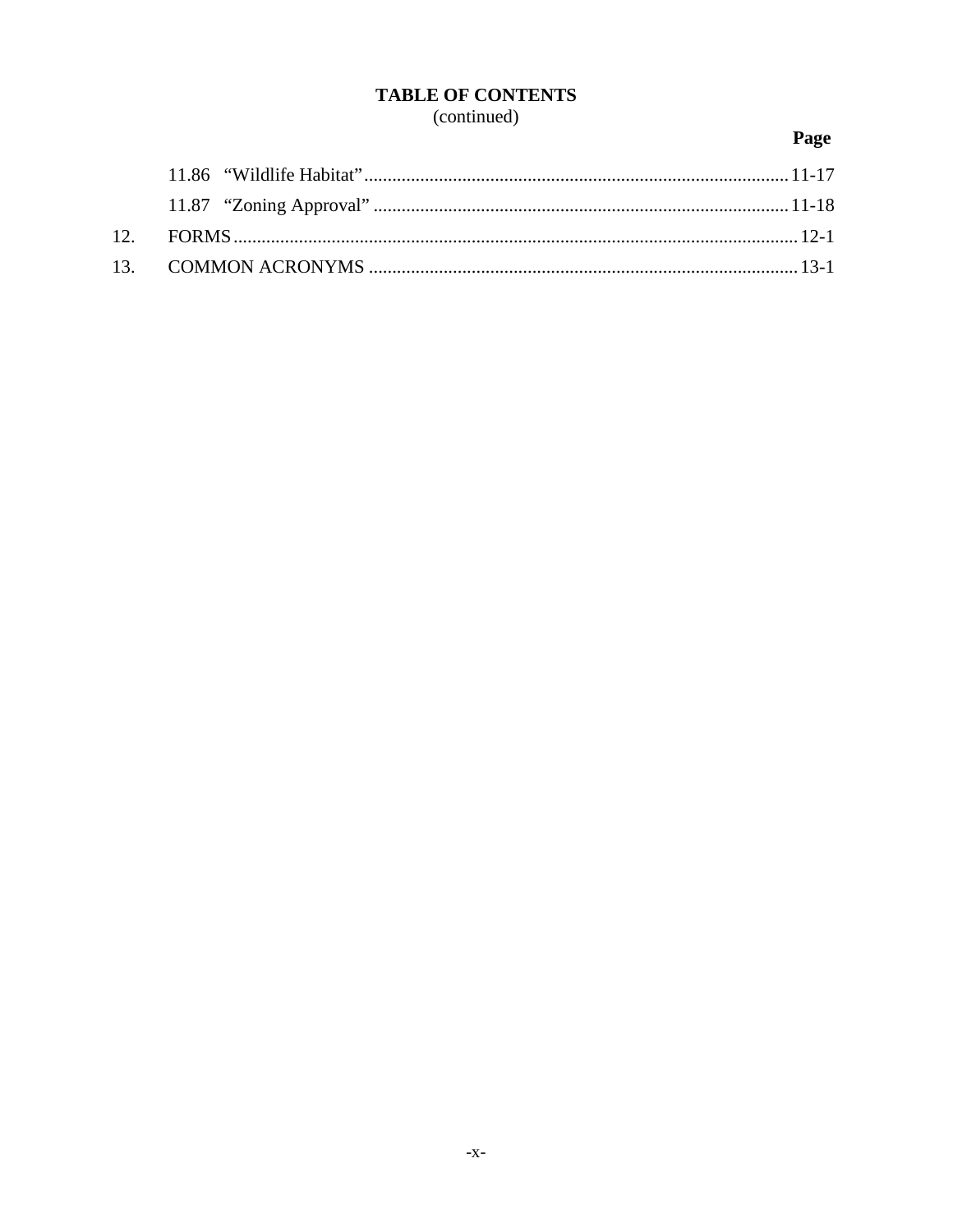# TABLE OF CONTENTS
(continued)

| | | Page |
|---|---|---|
| | 11.86 “Wildlife Habitat” | 11-17 |
| | 11.87 “Zoning Approval” | 11-18 |
| 12. | FORMS | 12-1 |
| 13. | COMMON ACRONYMS | 13-1 |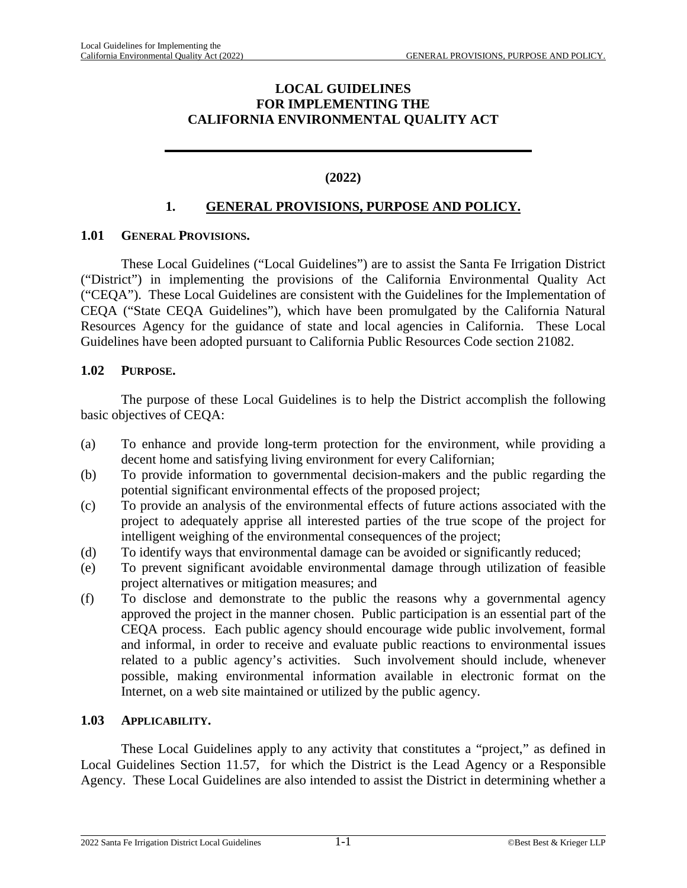# LOCAL GUIDELINES FOR IMPLEMENTING THE CALIFORNIA ENVIRONMENTAL QUALITY ACT

**(2022)**

## 1. GENERAL PROVISIONS, PURPOSE AND POLICY.

### 1.01 GENERAL PROVISIONS.

These Local Guidelines ("Local Guidelines") are to assist the Santa Fe Irrigation District ("District") in implementing the provisions of the California Environmental Quality Act ("CEQA"). These Local Guidelines are consistent with the Guidelines for the Implementation of CEQA ("State CEQA Guidelines"), which have been promulgated by the California Natural Resources Agency for the guidance of state and local agencies in California. These Local Guidelines have been adopted pursuant to California Public Resources Code section 21082.

### 1.02 PURPOSE.

The purpose of these Local Guidelines is to help the District accomplish the following basic objectives of CEQA:

(a) To enhance and provide long-term protection for the environment, while providing a decent home and satisfying living environment for every Californian;

(b) To provide information to governmental decision-makers and the public regarding the potential significant environmental effects of the proposed project;

(c) To provide an analysis of the environmental effects of future actions associated with the project to adequately apprise all interested parties of the true scope of the project for intelligent weighing of the environmental consequences of the project;

(d) To identify ways that environmental damage can be avoided or significantly reduced;

(e) To prevent significant avoidable environmental damage through utilization of feasible project alternatives or mitigation measures; and

(f) To disclose and demonstrate to the public the reasons why a governmental agency approved the project in the manner chosen. Public participation is an essential part of the CEQA process. Each public agency should encourage wide public involvement, formal and informal, in order to receive and evaluate public reactions to environmental issues related to a public agency's activities. Such involvement should include, whenever possible, making environmental information available in electronic format on the Internet, on a web site maintained or utilized by the public agency.

### 1.03 APPLICABILITY.

These Local Guidelines apply to any activity that constitutes a "project," as defined in Local Guidelines Section 11.57, for which the District is the Lead Agency or a Responsible Agency. These Local Guidelines are also intended to assist the District in determining whether a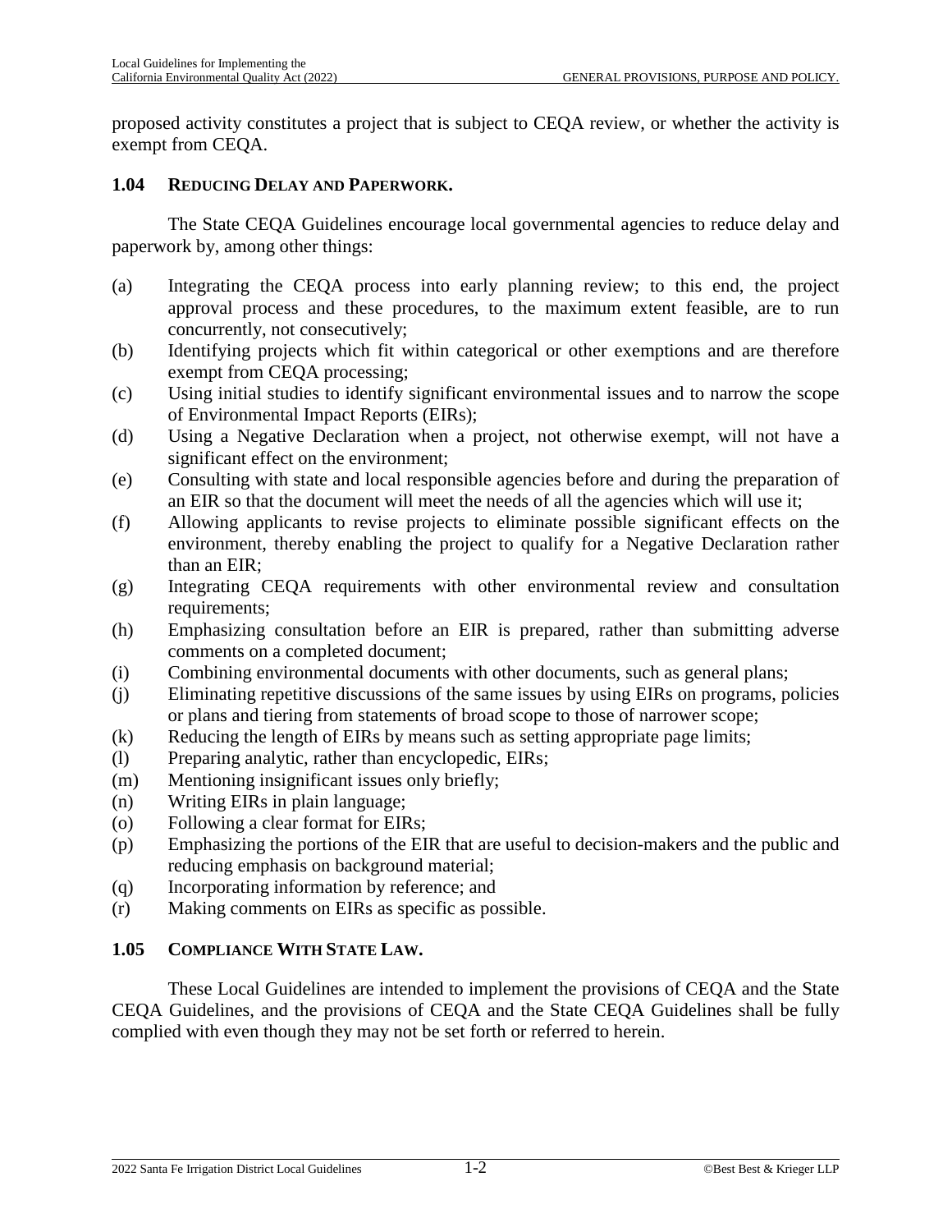proposed activity constitutes a project that is subject to CEQA review, or whether the activity is exempt from CEQA.

### 1.04 REDUCING DELAY AND PAPERWORK.

The State CEQA Guidelines encourage local governmental agencies to reduce delay and paperwork by, among other things:

(a) Integrating the CEQA process into early planning review; to this end, the project approval process and these procedures, to the maximum extent feasible, are to run concurrently, not consecutively;

(b) Identifying projects which fit within categorical or other exemptions and are therefore exempt from CEQA processing;

(c) Using initial studies to identify significant environmental issues and to narrow the scope of Environmental Impact Reports (EIRs);

(d) Using a Negative Declaration when a project, not otherwise exempt, will not have a significant effect on the environment;

(e) Consulting with state and local responsible agencies before and during the preparation of an EIR so that the document will meet the needs of all the agencies which will use it;

(f) Allowing applicants to revise projects to eliminate possible significant effects on the environment, thereby enabling the project to qualify for a Negative Declaration rather than an EIR;

(g) Integrating CEQA requirements with other environmental review and consultation requirements;

(h) Emphasizing consultation before an EIR is prepared, rather than submitting adverse comments on a completed document;

(i) Combining environmental documents with other documents, such as general plans;

(j) Eliminating repetitive discussions of the same issues by using EIRs on programs, policies or plans and tiering from statements of broad scope to those of narrower scope;

(k) Reducing the length of EIRs by means such as setting appropriate page limits;

(l) Preparing analytic, rather than encyclopedic, EIRs;

(m) Mentioning insignificant issues only briefly;

(n) Writing EIRs in plain language;

(o) Following a clear format for EIRs;

(p) Emphasizing the portions of the EIR that are useful to decision-makers and the public and reducing emphasis on background material;

(q) Incorporating information by reference; and

(r) Making comments on EIRs as specific as possible.

### 1.05 COMPLIANCE WITH STATE LAW.

These Local Guidelines are intended to implement the provisions of CEQA and the State CEQA Guidelines, and the provisions of CEQA and the State CEQA Guidelines shall be fully complied with even though they may not be set forth or referred to herein.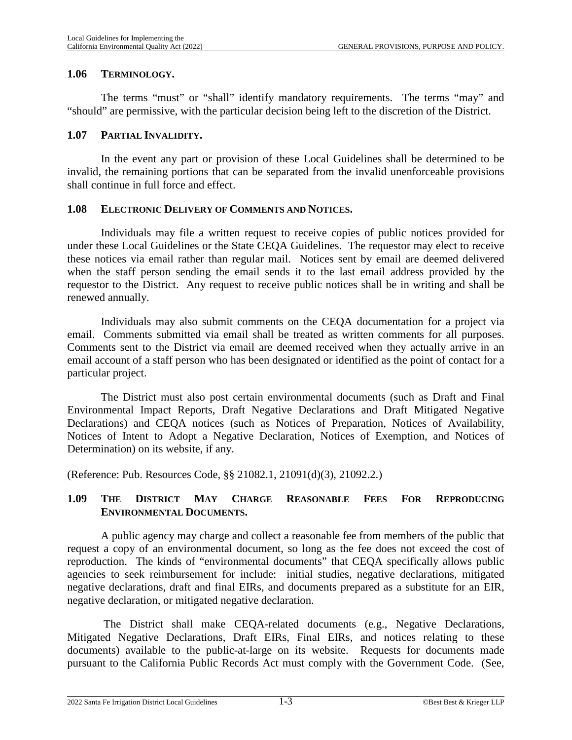### 1.06 TERMINOLOGY.

The terms "must" or "shall" identify mandatory requirements. The terms "may" and "should" are permissive, with the particular decision being left to the discretion of the District.

### 1.07 PARTIAL INVALIDITY.

In the event any part or provision of these Local Guidelines shall be determined to be invalid, the remaining portions that can be separated from the invalid unenforceable provisions shall continue in full force and effect.

### 1.08 ELECTRONIC DELIVERY OF COMMENTS AND NOTICES.

Individuals may file a written request to receive copies of public notices provided for under these Local Guidelines or the State CEQA Guidelines. The requestor may elect to receive these notices via email rather than regular mail. Notices sent by email are deemed delivered when the staff person sending the email sends it to the last email address provided by the requestor to the District. Any request to receive public notices shall be in writing and shall be renewed annually.

Individuals may also submit comments on the CEQA documentation for a project via email. Comments submitted via email shall be treated as written comments for all purposes. Comments sent to the District via email are deemed received when they actually arrive in an email account of a staff person who has been designated or identified as the point of contact for a particular project.

The District must also post certain environmental documents (such as Draft and Final Environmental Impact Reports, Draft Negative Declarations and Draft Mitigated Negative Declarations) and CEQA notices (such as Notices of Preparation, Notices of Availability, Notices of Intent to Adopt a Negative Declaration, Notices of Exemption, and Notices of Determination) on its website, if any.

(Reference: Pub. Resources Code, §§ 21082.1, 21091(d)(3), 21092.2.)

### 1.09 THE DISTRICT MAY CHARGE REASONABLE FEES FOR REPRODUCING ENVIRONMENTAL DOCUMENTS.

A public agency may charge and collect a reasonable fee from members of the public that request a copy of an environmental document, so long as the fee does not exceed the cost of reproduction. The kinds of "environmental documents" that CEQA specifically allows public agencies to seek reimbursement for include: initial studies, negative declarations, mitigated negative declarations, draft and final EIRs, and documents prepared as a substitute for an EIR, negative declaration, or mitigated negative declaration.

The District shall make CEQA-related documents (e.g., Negative Declarations, Mitigated Negative Declarations, Draft EIRs, Final EIRs, and notices relating to these documents) available to the public-at-large on its website. Requests for documents made pursuant to the California Public Records Act must comply with the Government Code. (See,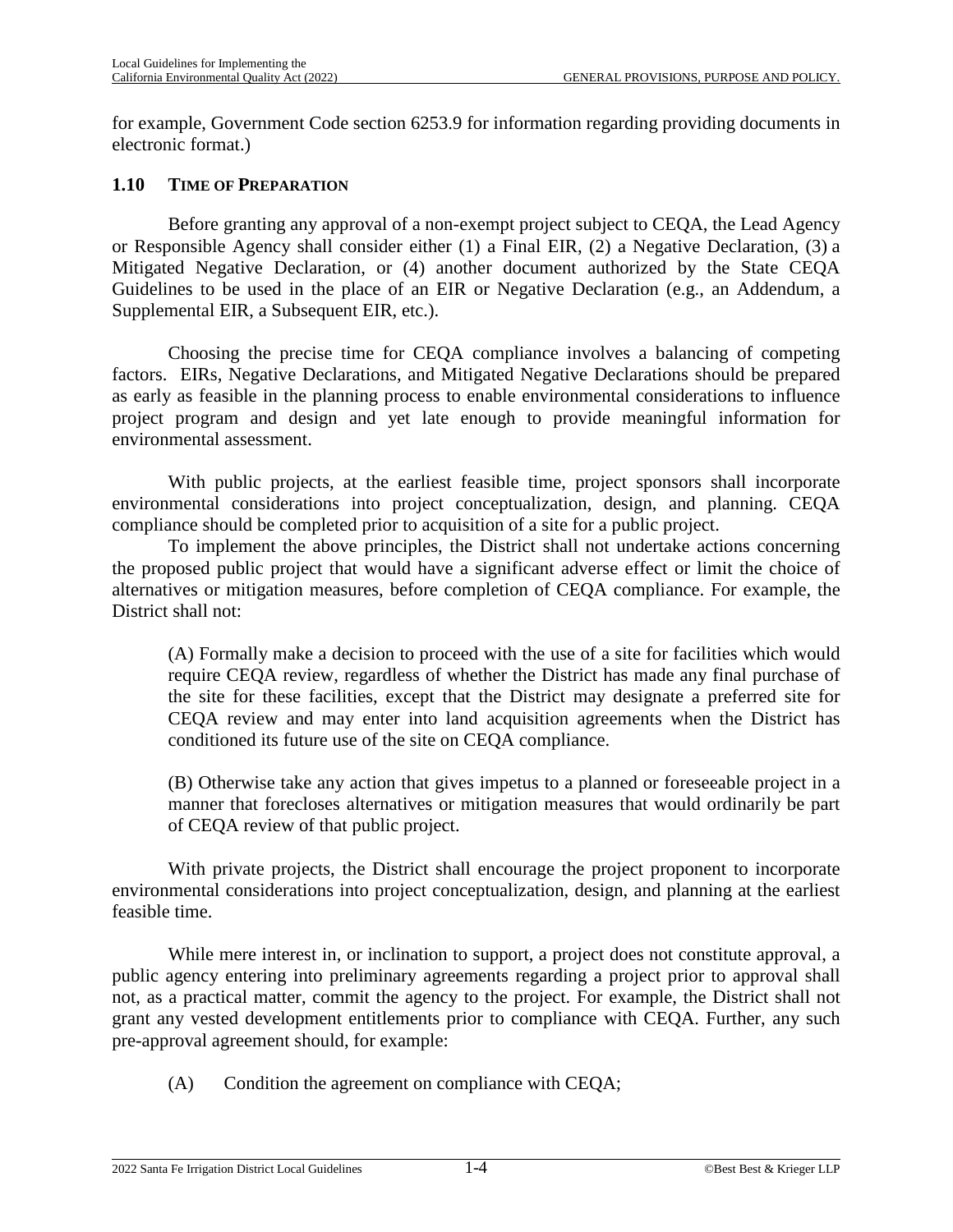for example, Government Code section 6253.9 for information regarding providing documents in electronic format.)

### 1.10 TIME OF PREPARATION

Before granting any approval of a non-exempt project subject to CEQA, the Lead Agency or Responsible Agency shall consider either (1) a Final EIR, (2) a Negative Declaration, (3) a Mitigated Negative Declaration, or (4) another document authorized by the State CEQA Guidelines to be used in the place of an EIR or Negative Declaration (e.g., an Addendum, a Supplemental EIR, a Subsequent EIR, etc.).

Choosing the precise time for CEQA compliance involves a balancing of competing factors. EIRs, Negative Declarations, and Mitigated Negative Declarations should be prepared as early as feasible in the planning process to enable environmental considerations to influence project program and design and yet late enough to provide meaningful information for environmental assessment.

With public projects, at the earliest feasible time, project sponsors shall incorporate environmental considerations into project conceptualization, design, and planning. CEQA compliance should be completed prior to acquisition of a site for a public project.

To implement the above principles, the District shall not undertake actions concerning the proposed public project that would have a significant adverse effect or limit the choice of alternatives or mitigation measures, before completion of CEQA compliance. For example, the District shall not:

(A) Formally make a decision to proceed with the use of a site for facilities which would require CEQA review, regardless of whether the District has made any final purchase of the site for these facilities, except that the District may designate a preferred site for CEQA review and may enter into land acquisition agreements when the District has conditioned its future use of the site on CEQA compliance.

(B) Otherwise take any action that gives impetus to a planned or foreseeable project in a manner that forecloses alternatives or mitigation measures that would ordinarily be part of CEQA review of that public project.

With private projects, the District shall encourage the project proponent to incorporate environmental considerations into project conceptualization, design, and planning at the earliest feasible time.

While mere interest in, or inclination to support, a project does not constitute approval, a public agency entering into preliminary agreements regarding a project prior to approval shall not, as a practical matter, commit the agency to the project. For example, the District shall not grant any vested development entitlements prior to compliance with CEQA. Further, any such pre-approval agreement should, for example:

(A) Condition the agreement on compliance with CEQA;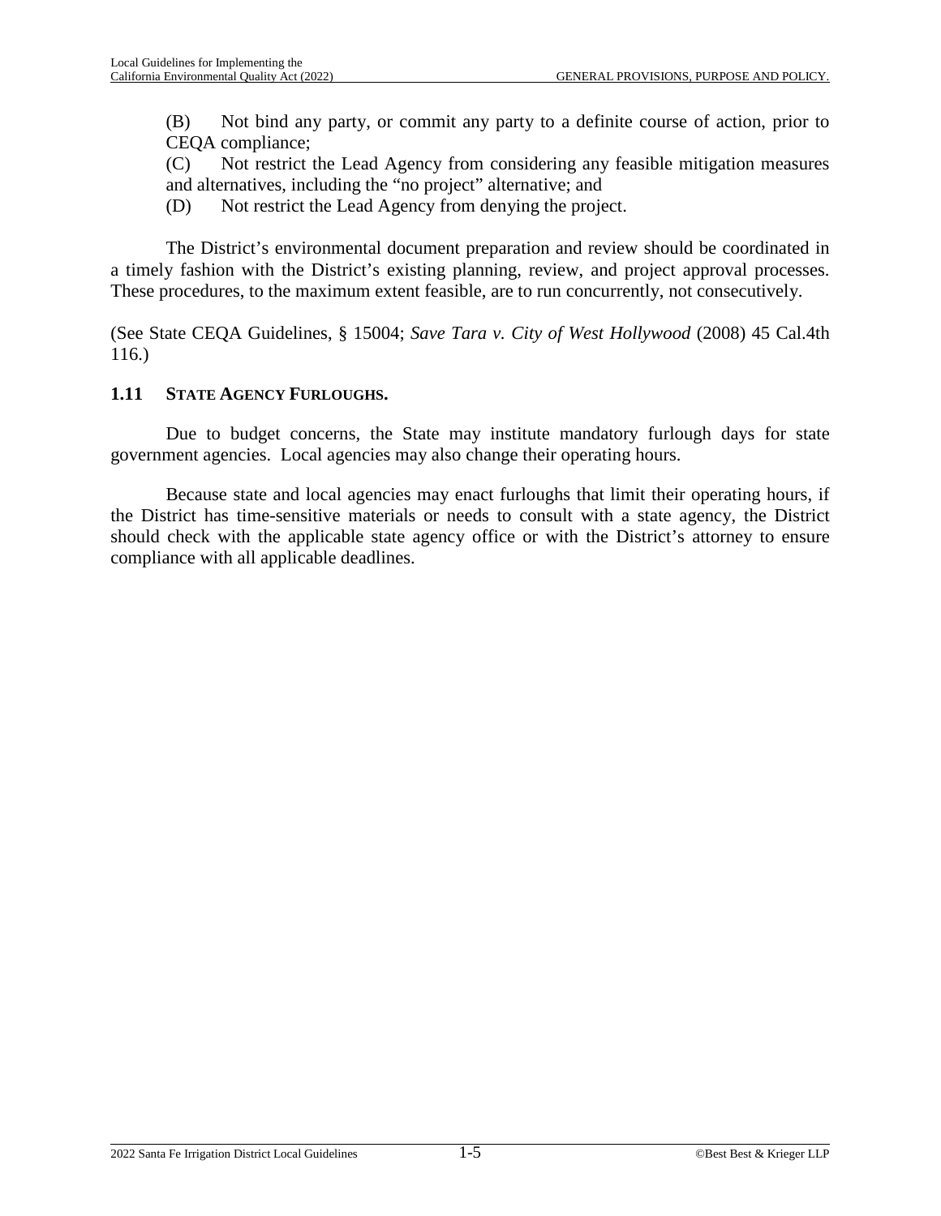(B) Not bind any party, or commit any party to a definite course of action, prior to CEQA compliance;

(C) Not restrict the Lead Agency from considering any feasible mitigation measures and alternatives, including the "no project" alternative; and

(D) Not restrict the Lead Agency from denying the project.

The District's environmental document preparation and review should be coordinated in a timely fashion with the District's existing planning, review, and project approval processes. These procedures, to the maximum extent feasible, are to run concurrently, not consecutively.

(See State CEQA Guidelines, § 15004; *Save Tara v. City of West Hollywood* (2008) 45 Cal.4th 116.)

### 1.11 STATE AGENCY FURLOUGHS.

Due to budget concerns, the State may institute mandatory furlough days for state government agencies. Local agencies may also change their operating hours.

Because state and local agencies may enact furloughs that limit their operating hours, if the District has time-sensitive materials or needs to consult with a state agency, the District should check with the applicable state agency office or with the District's attorney to ensure compliance with all applicable deadlines.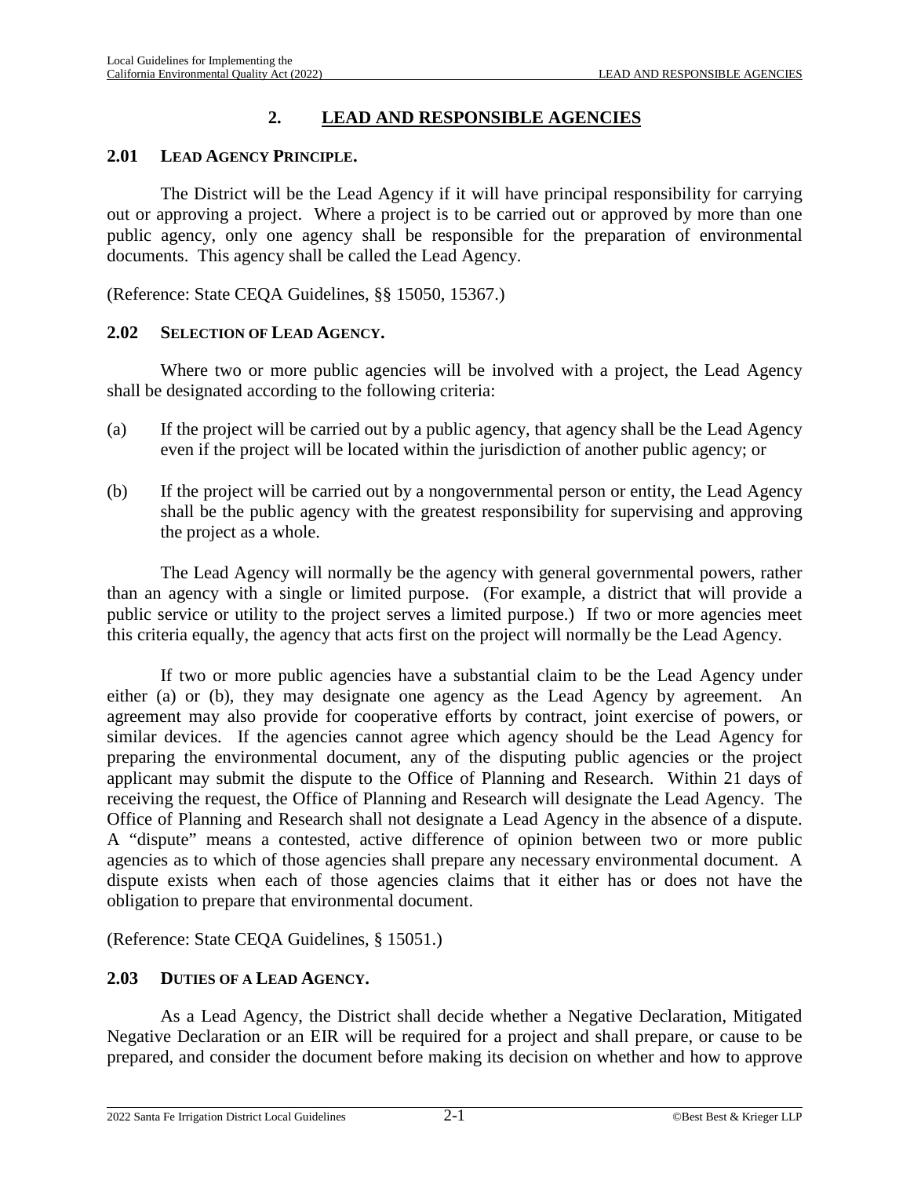# 2. LEAD AND RESPONSIBLE AGENCIES

## 2.01 LEAD AGENCY PRINCIPLE.

The District will be the Lead Agency if it will have principal responsibility for carrying out or approving a project. Where a project is to be carried out or approved by more than one public agency, only one agency shall be responsible for the preparation of environmental documents. This agency shall be called the Lead Agency.

(Reference: State CEQA Guidelines, §§ 15050, 15367.)

## 2.02 SELECTION OF LEAD AGENCY.

Where two or more public agencies will be involved with a project, the Lead Agency shall be designated according to the following criteria:

(a) If the project will be carried out by a public agency, that agency shall be the Lead Agency even if the project will be located within the jurisdiction of another public agency; or

(b) If the project will be carried out by a nongovernmental person or entity, the Lead Agency shall be the public agency with the greatest responsibility for supervising and approving the project as a whole.

The Lead Agency will normally be the agency with general governmental powers, rather than an agency with a single or limited purpose. (For example, a district that will provide a public service or utility to the project serves a limited purpose.) If two or more agencies meet this criteria equally, the agency that acts first on the project will normally be the Lead Agency.

If two or more public agencies have a substantial claim to be the Lead Agency under either (a) or (b), they may designate one agency as the Lead Agency by agreement. An agreement may also provide for cooperative efforts by contract, joint exercise of powers, or similar devices. If the agencies cannot agree which agency should be the Lead Agency for preparing the environmental document, any of the disputing public agencies or the project applicant may submit the dispute to the Office of Planning and Research. Within 21 days of receiving the request, the Office of Planning and Research will designate the Lead Agency. The Office of Planning and Research shall not designate a Lead Agency in the absence of a dispute. A "dispute" means a contested, active difference of opinion between two or more public agencies as to which of those agencies shall prepare any necessary environmental document. A dispute exists when each of those agencies claims that it either has or does not have the obligation to prepare that environmental document.

(Reference: State CEQA Guidelines, § 15051.)

## 2.03 DUTIES OF A LEAD AGENCY.

As a Lead Agency, the District shall decide whether a Negative Declaration, Mitigated Negative Declaration or an EIR will be required for a project and shall prepare, or cause to be prepared, and consider the document before making its decision on whether and how to approve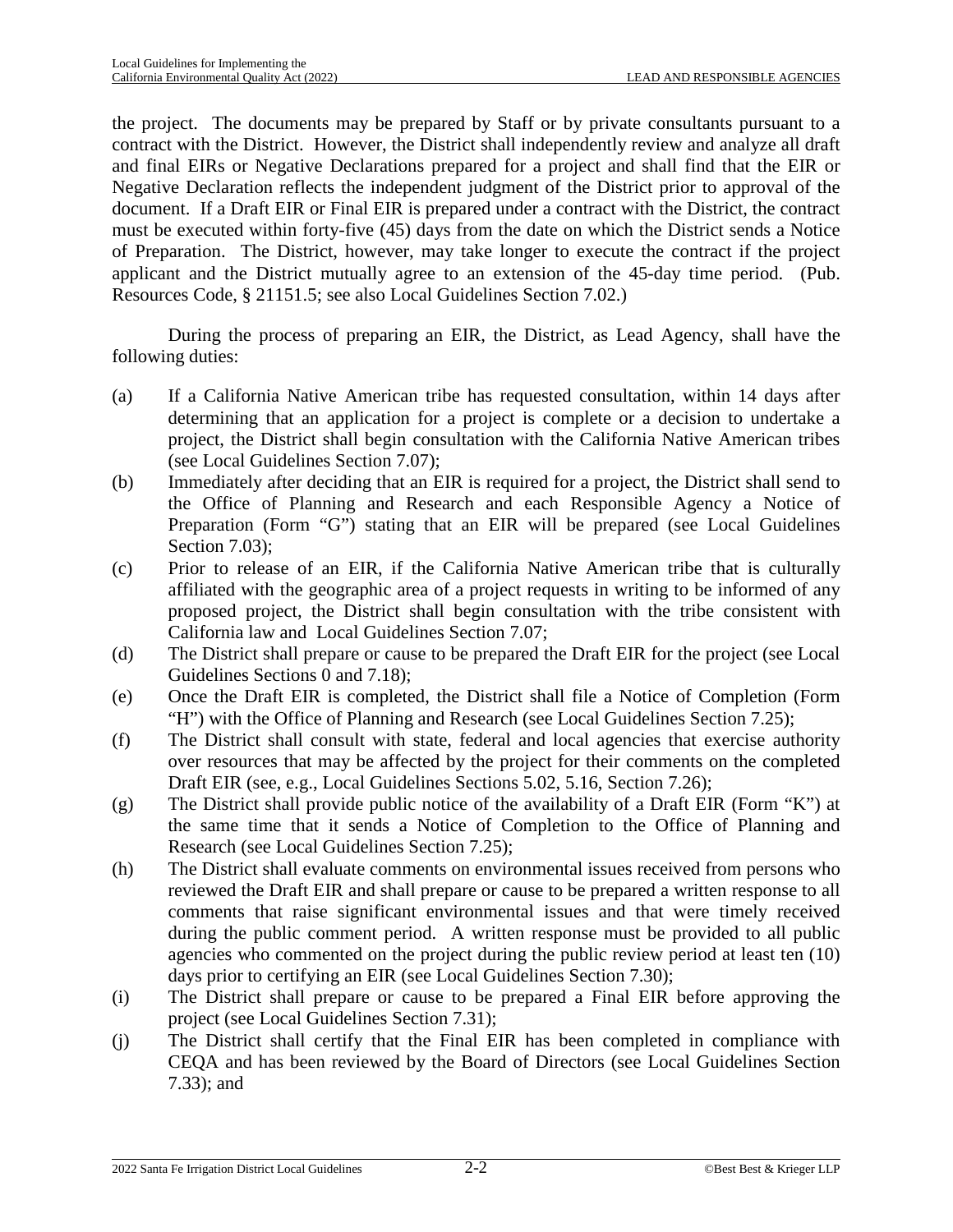the project. The documents may be prepared by Staff or by private consultants pursuant to a contract with the District. However, the District shall independently review and analyze all draft and final EIRs or Negative Declarations prepared for a project and shall find that the EIR or Negative Declaration reflects the independent judgment of the District prior to approval of the document. If a Draft EIR or Final EIR is prepared under a contract with the District, the contract must be executed within forty-five (45) days from the date on which the District sends a Notice of Preparation. The District, however, may take longer to execute the contract if the project applicant and the District mutually agree to an extension of the 45-day time period. (Pub. Resources Code, § 21151.5; see also Local Guidelines Section 7.02.)

During the process of preparing an EIR, the District, as Lead Agency, shall have the following duties:

(a) If a California Native American tribe has requested consultation, within 14 days after determining that an application for a project is complete or a decision to undertake a project, the District shall begin consultation with the California Native American tribes (see Local Guidelines Section 7.07);

(b) Immediately after deciding that an EIR is required for a project, the District shall send to the Office of Planning and Research and each Responsible Agency a Notice of Preparation (Form "G") stating that an EIR will be prepared (see Local Guidelines Section 7.03);

(c) Prior to release of an EIR, if the California Native American tribe that is culturally affiliated with the geographic area of a project requests in writing to be informed of any proposed project, the District shall begin consultation with the tribe consistent with California law and Local Guidelines Section 7.07;

(d) The District shall prepare or cause to be prepared the Draft EIR for the project (see Local Guidelines Sections 0 and 7.18);

(e) Once the Draft EIR is completed, the District shall file a Notice of Completion (Form "H") with the Office of Planning and Research (see Local Guidelines Section 7.25);

(f) The District shall consult with state, federal and local agencies that exercise authority over resources that may be affected by the project for their comments on the completed Draft EIR (see, e.g., Local Guidelines Sections 5.02, 5.16, Section 7.26);

(g) The District shall provide public notice of the availability of a Draft EIR (Form "K") at the same time that it sends a Notice of Completion to the Office of Planning and Research (see Local Guidelines Section 7.25);

(h) The District shall evaluate comments on environmental issues received from persons who reviewed the Draft EIR and shall prepare or cause to be prepared a written response to all comments that raise significant environmental issues and that were timely received during the public comment period. A written response must be provided to all public agencies who commented on the project during the public review period at least ten (10) days prior to certifying an EIR (see Local Guidelines Section 7.30);

(i) The District shall prepare or cause to be prepared a Final EIR before approving the project (see Local Guidelines Section 7.31);

(j) The District shall certify that the Final EIR has been completed in compliance with CEQA and has been reviewed by the Board of Directors (see Local Guidelines Section 7.33); and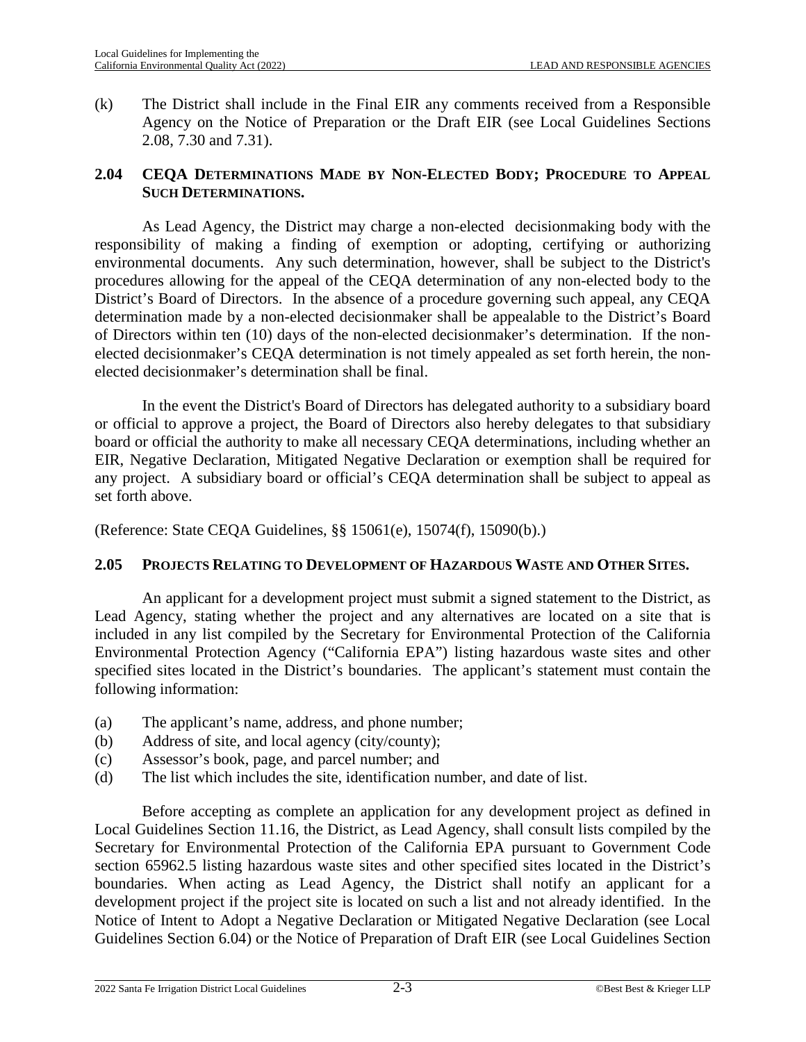(k) The District shall include in the Final EIR any comments received from a Responsible Agency on the Notice of Preparation or the Draft EIR (see Local Guidelines Sections 2.08, 7.30 and 7.31).

## 2.04 CEQA DETERMINATIONS MADE BY NON-ELECTED BODY; PROCEDURE TO APPEAL SUCH DETERMINATIONS.

As Lead Agency, the District may charge a non-elected decisionmaking body with the responsibility of making a finding of exemption or adopting, certifying or authorizing environmental documents. Any such determination, however, shall be subject to the District's procedures allowing for the appeal of the CEQA determination of any non-elected body to the District's Board of Directors. In the absence of a procedure governing such appeal, any CEQA determination made by a non-elected decisionmaker shall be appealable to the District's Board of Directors within ten (10) days of the non-elected decisionmaker's determination. If the non-elected decisionmaker's CEQA determination is not timely appealed as set forth herein, the non-elected decisionmaker's determination shall be final.

In the event the District's Board of Directors has delegated authority to a subsidiary board or official to approve a project, the Board of Directors also hereby delegates to that subsidiary board or official the authority to make all necessary CEQA determinations, including whether an EIR, Negative Declaration, Mitigated Negative Declaration or exemption shall be required for any project. A subsidiary board or official's CEQA determination shall be subject to appeal as set forth above.

(Reference: State CEQA Guidelines, §§ 15061(e), 15074(f), 15090(b).)

## 2.05 PROJECTS RELATING TO DEVELOPMENT OF HAZARDOUS WASTE AND OTHER SITES.

An applicant for a development project must submit a signed statement to the District, as Lead Agency, stating whether the project and any alternatives are located on a site that is included in any list compiled by the Secretary for Environmental Protection of the California Environmental Protection Agency ("California EPA") listing hazardous waste sites and other specified sites located in the District's boundaries. The applicant's statement must contain the following information:

(a) The applicant's name, address, and phone number;
(b) Address of site, and local agency (city/county);
(c) Assessor's book, page, and parcel number; and
(d) The list which includes the site, identification number, and date of list.

Before accepting as complete an application for any development project as defined in Local Guidelines Section 11.16, the District, as Lead Agency, shall consult lists compiled by the Secretary for Environmental Protection of the California EPA pursuant to Government Code section 65962.5 listing hazardous waste sites and other specified sites located in the District's boundaries. When acting as Lead Agency, the District shall notify an applicant for a development project if the project site is located on such a list and not already identified. In the Notice of Intent to Adopt a Negative Declaration or Mitigated Negative Declaration (see Local Guidelines Section 6.04) or the Notice of Preparation of Draft EIR (see Local Guidelines Section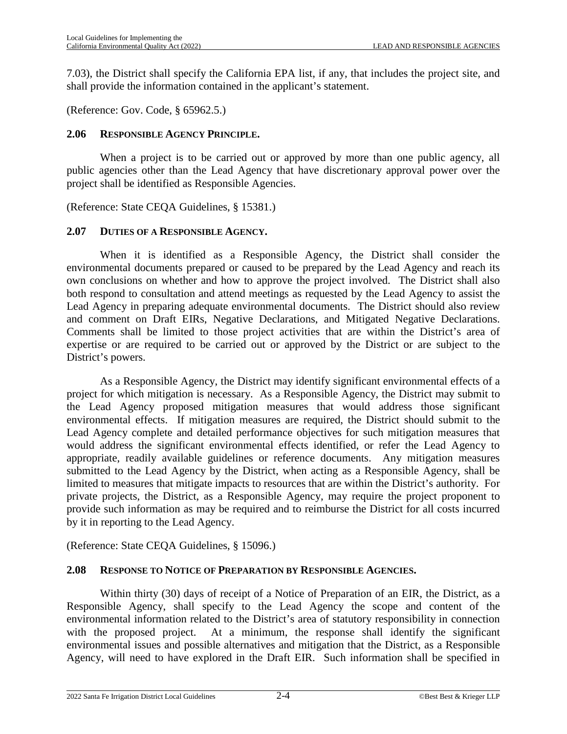7.03), the District shall specify the California EPA list, if any, that includes the project site, and shall provide the information contained in the applicant's statement.

(Reference: Gov. Code, § 65962.5.)

### 2.06 RESPONSIBLE AGENCY PRINCIPLE.

When a project is to be carried out or approved by more than one public agency, all public agencies other than the Lead Agency that have discretionary approval power over the project shall be identified as Responsible Agencies.

(Reference: State CEQA Guidelines, § 15381.)

### 2.07 DUTIES OF A RESPONSIBLE AGENCY.

When it is identified as a Responsible Agency, the District shall consider the environmental documents prepared or caused to be prepared by the Lead Agency and reach its own conclusions on whether and how to approve the project involved. The District shall also both respond to consultation and attend meetings as requested by the Lead Agency to assist the Lead Agency in preparing adequate environmental documents. The District should also review and comment on Draft EIRs, Negative Declarations, and Mitigated Negative Declarations. Comments shall be limited to those project activities that are within the District's area of expertise or are required to be carried out or approved by the District or are subject to the District's powers.

As a Responsible Agency, the District may identify significant environmental effects of a project for which mitigation is necessary. As a Responsible Agency, the District may submit to the Lead Agency proposed mitigation measures that would address those significant environmental effects. If mitigation measures are required, the District should submit to the Lead Agency complete and detailed performance objectives for such mitigation measures that would address the significant environmental effects identified, or refer the Lead Agency to appropriate, readily available guidelines or reference documents. Any mitigation measures submitted to the Lead Agency by the District, when acting as a Responsible Agency, shall be limited to measures that mitigate impacts to resources that are within the District's authority. For private projects, the District, as a Responsible Agency, may require the project proponent to provide such information as may be required and to reimburse the District for all costs incurred by it in reporting to the Lead Agency.

(Reference: State CEQA Guidelines, § 15096.)

### 2.08 RESPONSE TO NOTICE OF PREPARATION BY RESPONSIBLE AGENCIES.

Within thirty (30) days of receipt of a Notice of Preparation of an EIR, the District, as a Responsible Agency, shall specify to the Lead Agency the scope and content of the environmental information related to the District's area of statutory responsibility in connection with the proposed project. At a minimum, the response shall identify the significant environmental issues and possible alternatives and mitigation that the District, as a Responsible Agency, will need to have explored in the Draft EIR. Such information shall be specified in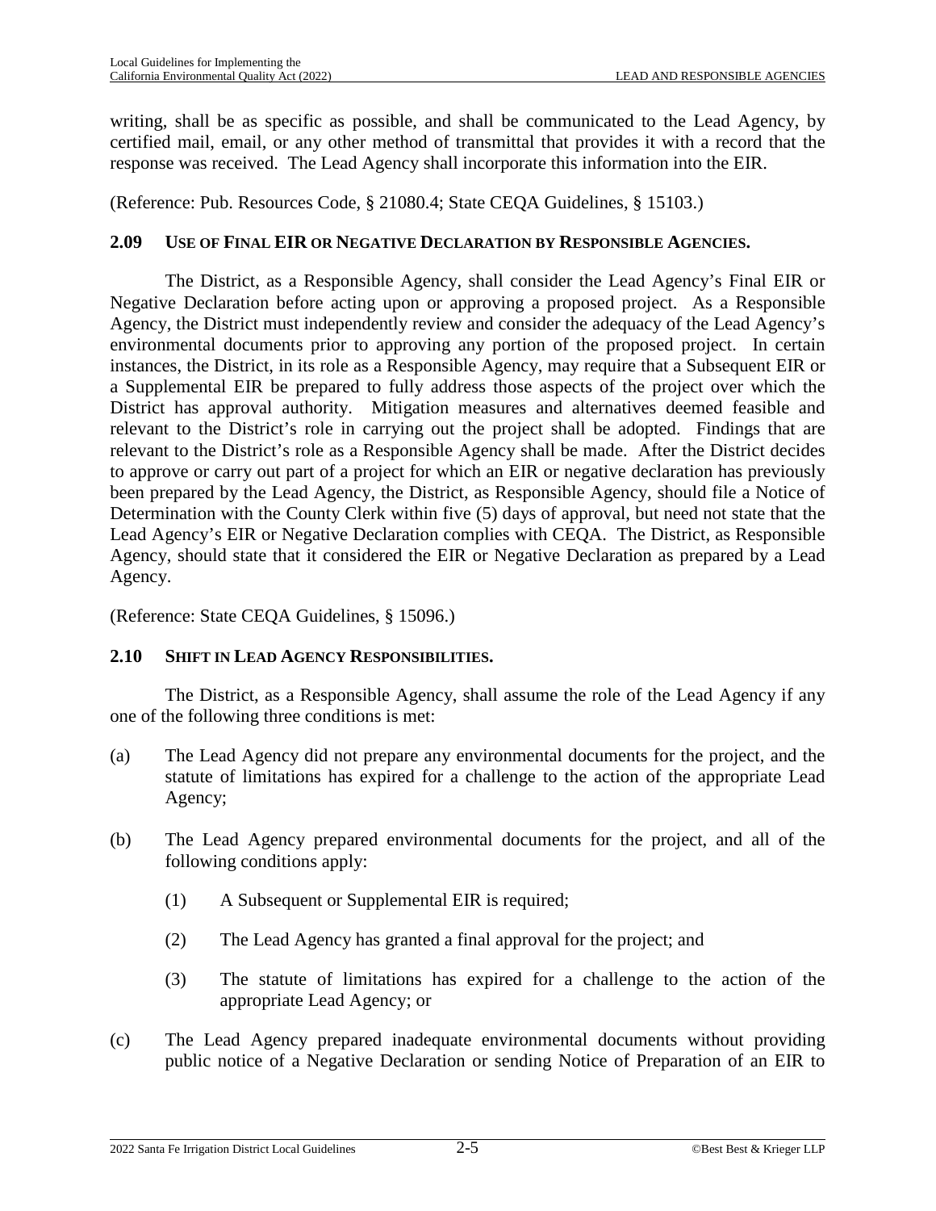writing, shall be as specific as possible, and shall be communicated to the Lead Agency, by certified mail, email, or any other method of transmittal that provides it with a record that the response was received. The Lead Agency shall incorporate this information into the EIR.

(Reference: Pub. Resources Code, § 21080.4; State CEQA Guidelines, § 15103.)

### 2.09 USE OF FINAL EIR OR NEGATIVE DECLARATION BY RESPONSIBLE AGENCIES.

The District, as a Responsible Agency, shall consider the Lead Agency's Final EIR or Negative Declaration before acting upon or approving a proposed project. As a Responsible Agency, the District must independently review and consider the adequacy of the Lead Agency's environmental documents prior to approving any portion of the proposed project. In certain instances, the District, in its role as a Responsible Agency, may require that a Subsequent EIR or a Supplemental EIR be prepared to fully address those aspects of the project over which the District has approval authority. Mitigation measures and alternatives deemed feasible and relevant to the District's role in carrying out the project shall be adopted. Findings that are relevant to the District's role as a Responsible Agency shall be made. After the District decides to approve or carry out part of a project for which an EIR or negative declaration has previously been prepared by the Lead Agency, the District, as Responsible Agency, should file a Notice of Determination with the County Clerk within five (5) days of approval, but need not state that the Lead Agency's EIR or Negative Declaration complies with CEQA. The District, as Responsible Agency, should state that it considered the EIR or Negative Declaration as prepared by a Lead Agency.

(Reference: State CEQA Guidelines, § 15096.)

### 2.10 SHIFT IN LEAD AGENCY RESPONSIBILITIES.

The District, as a Responsible Agency, shall assume the role of the Lead Agency if any one of the following three conditions is met:

(a) The Lead Agency did not prepare any environmental documents for the project, and the statute of limitations has expired for a challenge to the action of the appropriate Lead Agency;

(b) The Lead Agency prepared environmental documents for the project, and all of the following conditions apply:

  (1) A Subsequent or Supplemental EIR is required;

  (2) The Lead Agency has granted a final approval for the project; and

  (3) The statute of limitations has expired for a challenge to the action of the appropriate Lead Agency; or

(c) The Lead Agency prepared inadequate environmental documents without providing public notice of a Negative Declaration or sending Notice of Preparation of an EIR to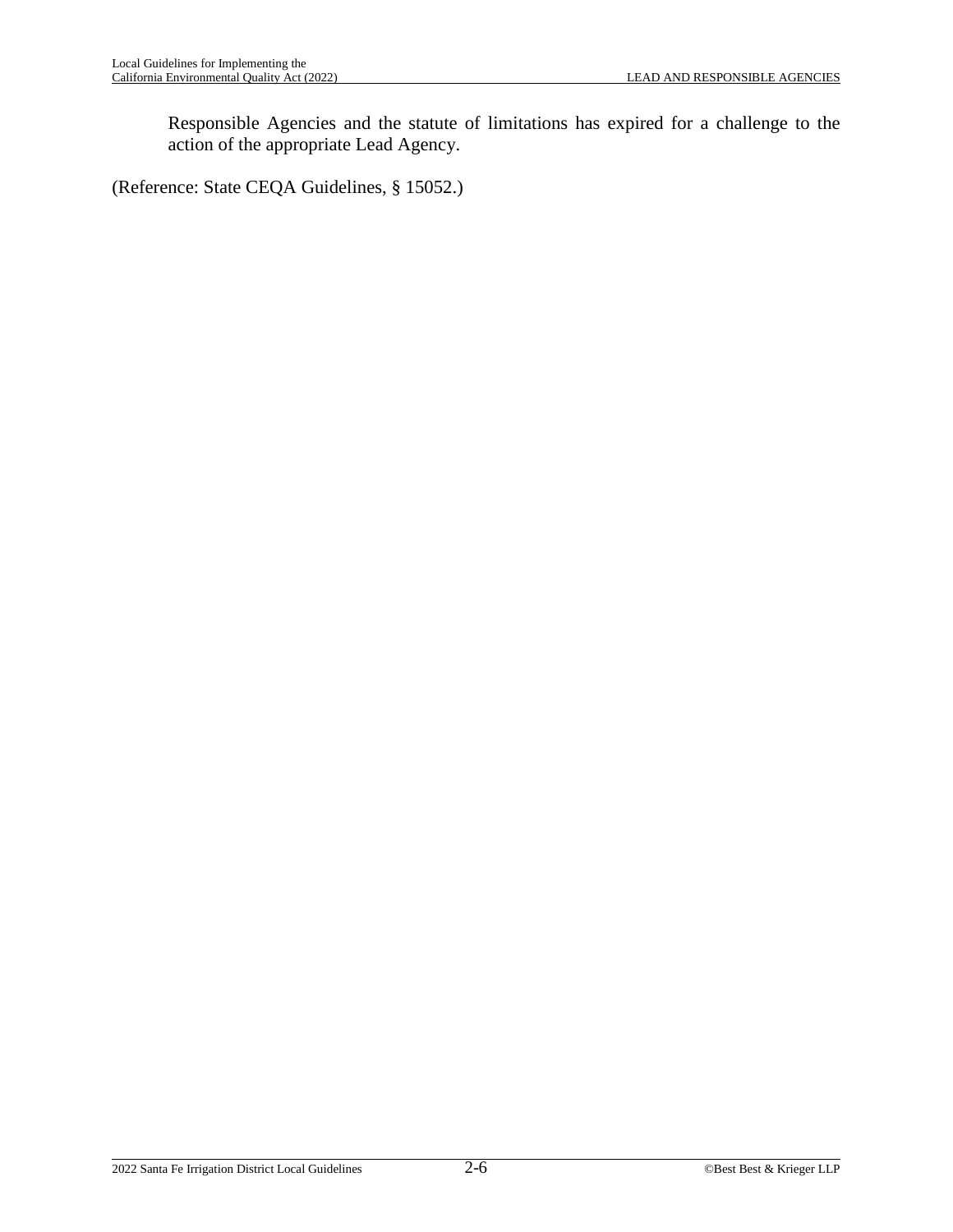Responsible Agencies and the statute of limitations has expired for a challenge to the action of the appropriate Lead Agency.

(Reference: State CEQA Guidelines, § 15052.)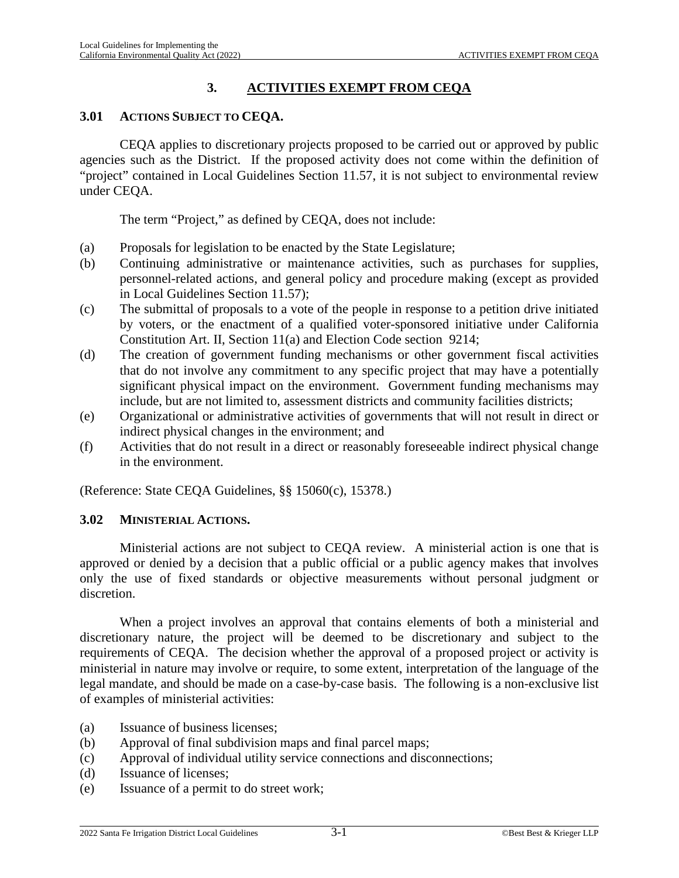# 3. ACTIVITIES EXEMPT FROM CEQA

## 3.01 ACTIONS SUBJECT TO CEQA.

CEQA applies to discretionary projects proposed to be carried out or approved by public agencies such as the District. If the proposed activity does not come within the definition of "project" contained in Local Guidelines Section 11.57, it is not subject to environmental review under CEQA.

The term "Project," as defined by CEQA, does not include:

(a) Proposals for legislation to be enacted by the State Legislature;
(b) Continuing administrative or maintenance activities, such as purchases for supplies, personnel-related actions, and general policy and procedure making (except as provided in Local Guidelines Section 11.57);
(c) The submittal of proposals to a vote of the people in response to a petition drive initiated by voters, or the enactment of a qualified voter-sponsored initiative under California Constitution Art. II, Section 11(a) and Election Code section 9214;
(d) The creation of government funding mechanisms or other government fiscal activities that do not involve any commitment to any specific project that may have a potentially significant physical impact on the environment. Government funding mechanisms may include, but are not limited to, assessment districts and community facilities districts;
(e) Organizational or administrative activities of governments that will not result in direct or indirect physical changes in the environment; and
(f) Activities that do not result in a direct or reasonably foreseeable indirect physical change in the environment.

(Reference: State CEQA Guidelines, §§ 15060(c), 15378.)

## 3.02 MINISTERIAL ACTIONS.

Ministerial actions are not subject to CEQA review. A ministerial action is one that is approved or denied by a decision that a public official or a public agency makes that involves only the use of fixed standards or objective measurements without personal judgment or discretion.

When a project involves an approval that contains elements of both a ministerial and discretionary nature, the project will be deemed to be discretionary and subject to the requirements of CEQA. The decision whether the approval of a proposed project or activity is ministerial in nature may involve or require, to some extent, interpretation of the language of the legal mandate, and should be made on a case-by-case basis. The following is a non-exclusive list of examples of ministerial activities:

(a) Issuance of business licenses;
(b) Approval of final subdivision maps and final parcel maps;
(c) Approval of individual utility service connections and disconnections;
(d) Issuance of licenses;
(e) Issuance of a permit to do street work;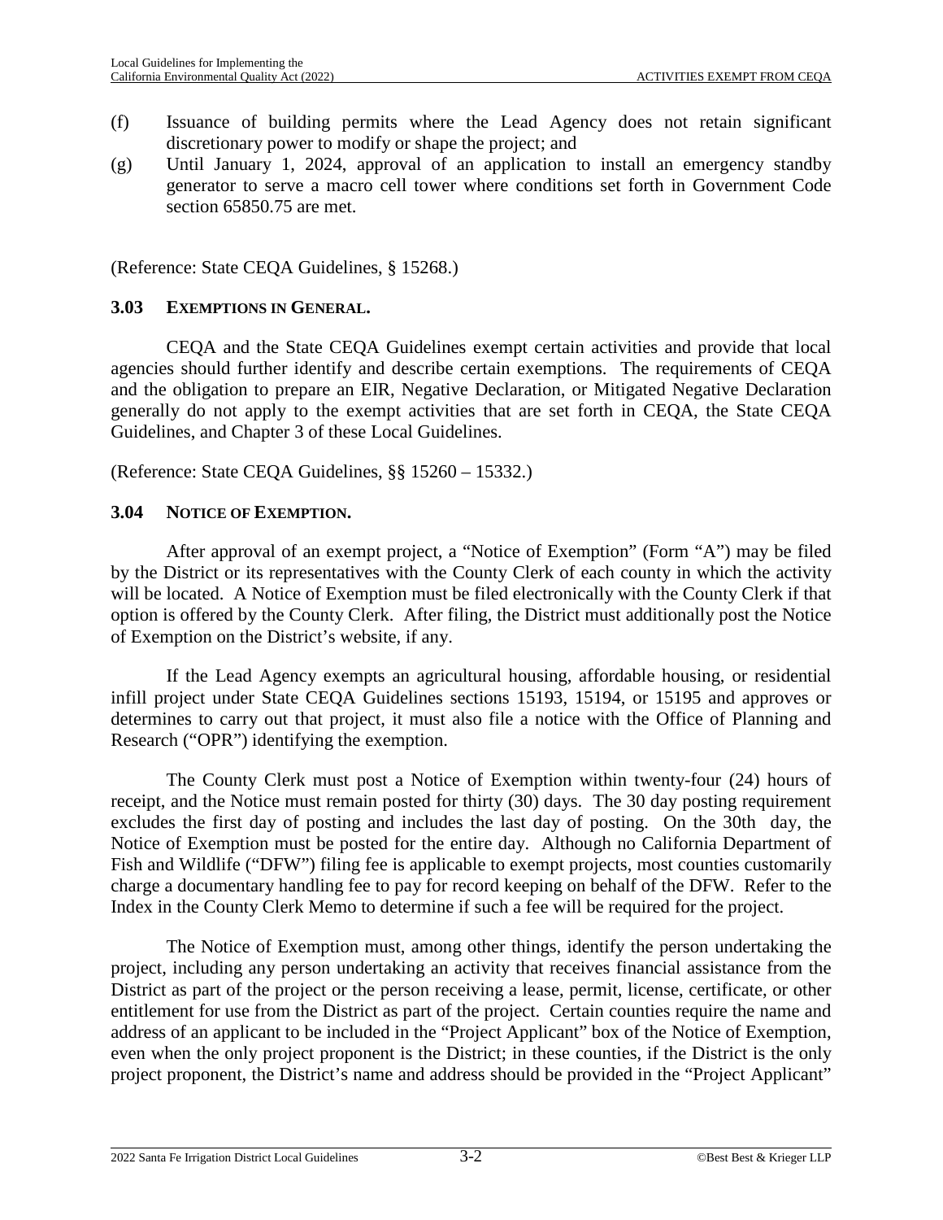(f) Issuance of building permits where the Lead Agency does not retain significant discretionary power to modify or shape the project; and

(g) Until January 1, 2024, approval of an application to install an emergency standby generator to serve a macro cell tower where conditions set forth in Government Code section 65850.75 are met.

(Reference: State CEQA Guidelines, § 15268.)

### 3.03 EXEMPTIONS IN GENERAL.

CEQA and the State CEQA Guidelines exempt certain activities and provide that local agencies should further identify and describe certain exemptions. The requirements of CEQA and the obligation to prepare an EIR, Negative Declaration, or Mitigated Negative Declaration generally do not apply to the exempt activities that are set forth in CEQA, the State CEQA Guidelines, and Chapter 3 of these Local Guidelines.

(Reference: State CEQA Guidelines, §§ 15260 – 15332.)

### 3.04 NOTICE OF EXEMPTION.

After approval of an exempt project, a "Notice of Exemption" (Form "A") may be filed by the District or its representatives with the County Clerk of each county in which the activity will be located. A Notice of Exemption must be filed electronically with the County Clerk if that option is offered by the County Clerk. After filing, the District must additionally post the Notice of Exemption on the District's website, if any.

If the Lead Agency exempts an agricultural housing, affordable housing, or residential infill project under State CEQA Guidelines sections 15193, 15194, or 15195 and approves or determines to carry out that project, it must also file a notice with the Office of Planning and Research ("OPR") identifying the exemption.

The County Clerk must post a Notice of Exemption within twenty-four (24) hours of receipt, and the Notice must remain posted for thirty (30) days. The 30 day posting requirement excludes the first day of posting and includes the last day of posting. On the 30th day, the Notice of Exemption must be posted for the entire day. Although no California Department of Fish and Wildlife ("DFW") filing fee is applicable to exempt projects, most counties customarily charge a documentary handling fee to pay for record keeping on behalf of the DFW. Refer to the Index in the County Clerk Memo to determine if such a fee will be required for the project.

The Notice of Exemption must, among other things, identify the person undertaking the project, including any person undertaking an activity that receives financial assistance from the District as part of the project or the person receiving a lease, permit, license, certificate, or other entitlement for use from the District as part of the project. Certain counties require the name and address of an applicant to be included in the "Project Applicant" box of the Notice of Exemption, even when the only project proponent is the District; in these counties, if the District is the only project proponent, the District's name and address should be provided in the "Project Applicant"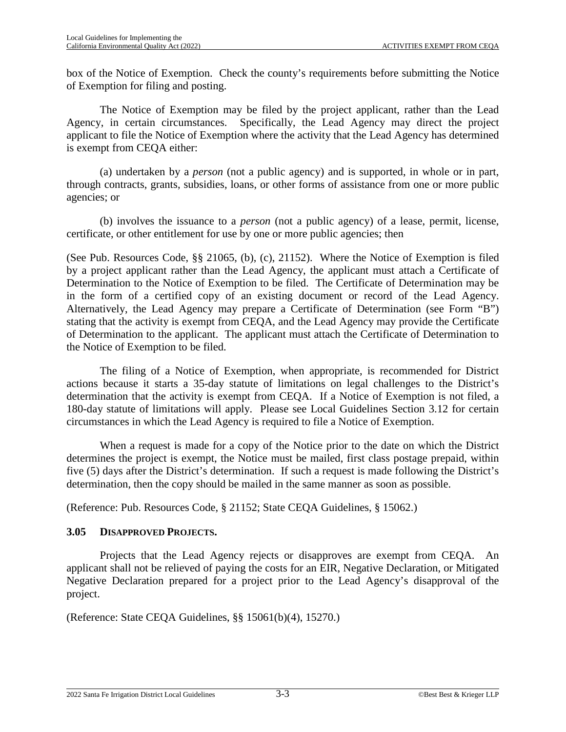box of the Notice of Exemption. Check the county's requirements before submitting the Notice of Exemption for filing and posting.

The Notice of Exemption may be filed by the project applicant, rather than the Lead Agency, in certain circumstances. Specifically, the Lead Agency may direct the project applicant to file the Notice of Exemption where the activity that the Lead Agency has determined is exempt from CEQA either:

(a) undertaken by a *person* (not a public agency) and is supported, in whole or in part, through contracts, grants, subsidies, loans, or other forms of assistance from one or more public agencies; or

(b) involves the issuance to a *person* (not a public agency) of a lease, permit, license, certificate, or other entitlement for use by one or more public agencies; then

(See Pub. Resources Code, §§ 21065, (b), (c), 21152). Where the Notice of Exemption is filed by a project applicant rather than the Lead Agency, the applicant must attach a Certificate of Determination to the Notice of Exemption to be filed. The Certificate of Determination may be in the form of a certified copy of an existing document or record of the Lead Agency. Alternatively, the Lead Agency may prepare a Certificate of Determination (see Form "B") stating that the activity is exempt from CEQA, and the Lead Agency may provide the Certificate of Determination to the applicant. The applicant must attach the Certificate of Determination to the Notice of Exemption to be filed.

The filing of a Notice of Exemption, when appropriate, is recommended for District actions because it starts a 35-day statute of limitations on legal challenges to the District's determination that the activity is exempt from CEQA. If a Notice of Exemption is not filed, a 180-day statute of limitations will apply. Please see Local Guidelines Section 3.12 for certain circumstances in which the Lead Agency is required to file a Notice of Exemption.

When a request is made for a copy of the Notice prior to the date on which the District determines the project is exempt, the Notice must be mailed, first class postage prepaid, within five (5) days after the District's determination. If such a request is made following the District's determination, then the copy should be mailed in the same manner as soon as possible.

(Reference: Pub. Resources Code, § 21152; State CEQA Guidelines, § 15062.)

## 3.05 DISAPPROVED PROJECTS.

Projects that the Lead Agency rejects or disapproves are exempt from CEQA. An applicant shall not be relieved of paying the costs for an EIR, Negative Declaration, or Mitigated Negative Declaration prepared for a project prior to the Lead Agency's disapproval of the project.

(Reference: State CEQA Guidelines, §§ 15061(b)(4), 15270.)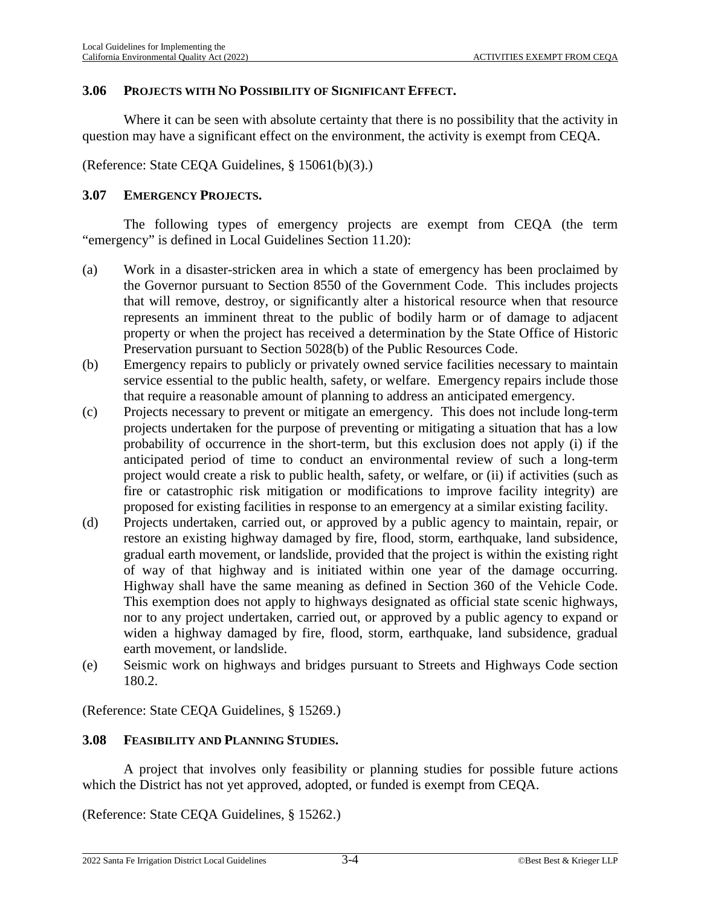### 3.06 PROJECTS WITH NO POSSIBILITY OF SIGNIFICANT EFFECT.

Where it can be seen with absolute certainty that there is no possibility that the activity in question may have a significant effect on the environment, the activity is exempt from CEQA.

(Reference: State CEQA Guidelines, § 15061(b)(3).)

### 3.07 EMERGENCY PROJECTS.

The following types of emergency projects are exempt from CEQA (the term "emergency" is defined in Local Guidelines Section 11.20):

(a) Work in a disaster-stricken area in which a state of emergency has been proclaimed by the Governor pursuant to Section 8550 of the Government Code. This includes projects that will remove, destroy, or significantly alter a historical resource when that resource represents an imminent threat to the public of bodily harm or of damage to adjacent property or when the project has received a determination by the State Office of Historic Preservation pursuant to Section 5028(b) of the Public Resources Code.

(b) Emergency repairs to publicly or privately owned service facilities necessary to maintain service essential to the public health, safety, or welfare. Emergency repairs include those that require a reasonable amount of planning to address an anticipated emergency.

(c) Projects necessary to prevent or mitigate an emergency. This does not include long-term projects undertaken for the purpose of preventing or mitigating a situation that has a low probability of occurrence in the short-term, but this exclusion does not apply (i) if the anticipated period of time to conduct an environmental review of such a long-term project would create a risk to public health, safety, or welfare, or (ii) if activities (such as fire or catastrophic risk mitigation or modifications to improve facility integrity) are proposed for existing facilities in response to an emergency at a similar existing facility.

(d) Projects undertaken, carried out, or approved by a public agency to maintain, repair, or restore an existing highway damaged by fire, flood, storm, earthquake, land subsidence, gradual earth movement, or landslide, provided that the project is within the existing right of way of that highway and is initiated within one year of the damage occurring. Highway shall have the same meaning as defined in Section 360 of the Vehicle Code. This exemption does not apply to highways designated as official state scenic highways, nor to any project undertaken, carried out, or approved by a public agency to expand or widen a highway damaged by fire, flood, storm, earthquake, land subsidence, gradual earth movement, or landslide.

(e) Seismic work on highways and bridges pursuant to Streets and Highways Code section 180.2.

(Reference: State CEQA Guidelines, § 15269.)

### 3.08 FEASIBILITY AND PLANNING STUDIES.

A project that involves only feasibility or planning studies for possible future actions which the District has not yet approved, adopted, or funded is exempt from CEQA.

(Reference: State CEQA Guidelines, § 15262.)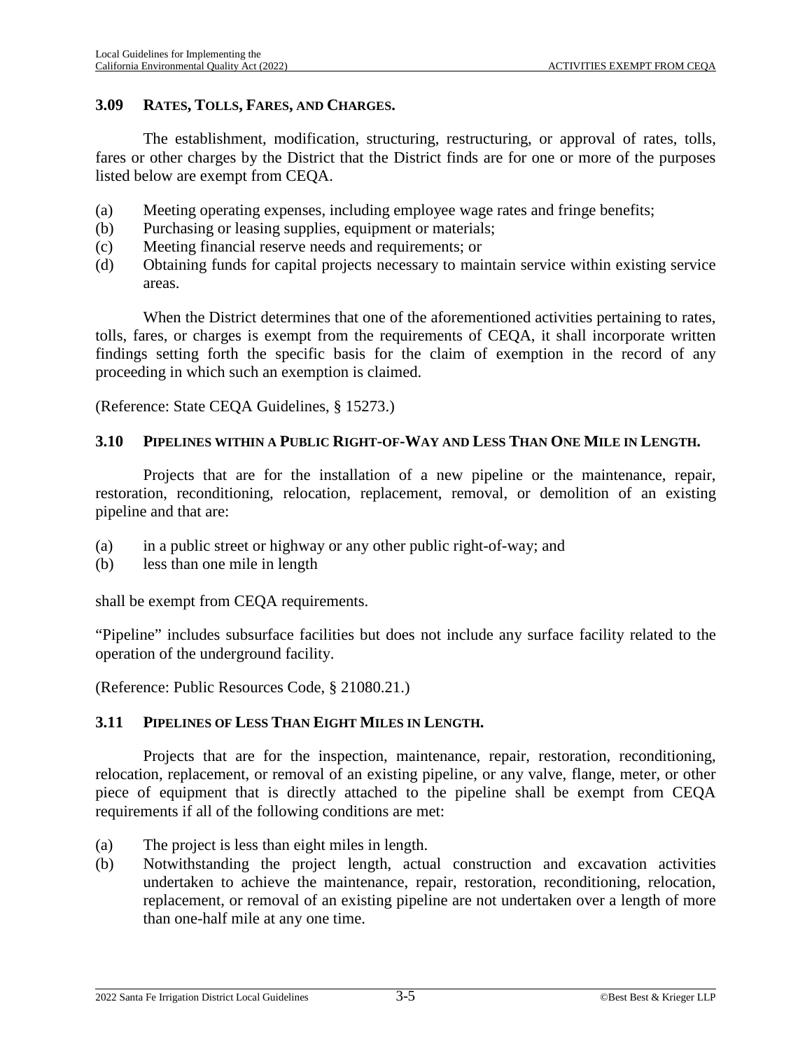### 3.09 RATES, TOLLS, FARES, AND CHARGES.

The establishment, modification, structuring, restructuring, or approval of rates, tolls, fares or other charges by the District that the District finds are for one or more of the purposes listed below are exempt from CEQA.

(a) Meeting operating expenses, including employee wage rates and fringe benefits;
(b) Purchasing or leasing supplies, equipment or materials;
(c) Meeting financial reserve needs and requirements; or
(d) Obtaining funds for capital projects necessary to maintain service within existing service areas.

When the District determines that one of the aforementioned activities pertaining to rates, tolls, fares, or charges is exempt from the requirements of CEQA, it shall incorporate written findings setting forth the specific basis for the claim of exemption in the record of any proceeding in which such an exemption is claimed.

(Reference: State CEQA Guidelines, § 15273.)

### 3.10 PIPELINES WITHIN A PUBLIC RIGHT-OF-WAY AND LESS THAN ONE MILE IN LENGTH.

Projects that are for the installation of a new pipeline or the maintenance, repair, restoration, reconditioning, relocation, replacement, removal, or demolition of an existing pipeline and that are:

(a) in a public street or highway or any other public right-of-way; and
(b) less than one mile in length

shall be exempt from CEQA requirements.

"Pipeline" includes subsurface facilities but does not include any surface facility related to the operation of the underground facility.

(Reference: Public Resources Code, § 21080.21.)

### 3.11 PIPELINES OF LESS THAN EIGHT MILES IN LENGTH.

Projects that are for the inspection, maintenance, repair, restoration, reconditioning, relocation, replacement, or removal of an existing pipeline, or any valve, flange, meter, or other piece of equipment that is directly attached to the pipeline shall be exempt from CEQA requirements if all of the following conditions are met:

(a) The project is less than eight miles in length.
(b) Notwithstanding the project length, actual construction and excavation activities undertaken to achieve the maintenance, repair, restoration, reconditioning, relocation, replacement, or removal of an existing pipeline are not undertaken over a length of more than one-half mile at any one time.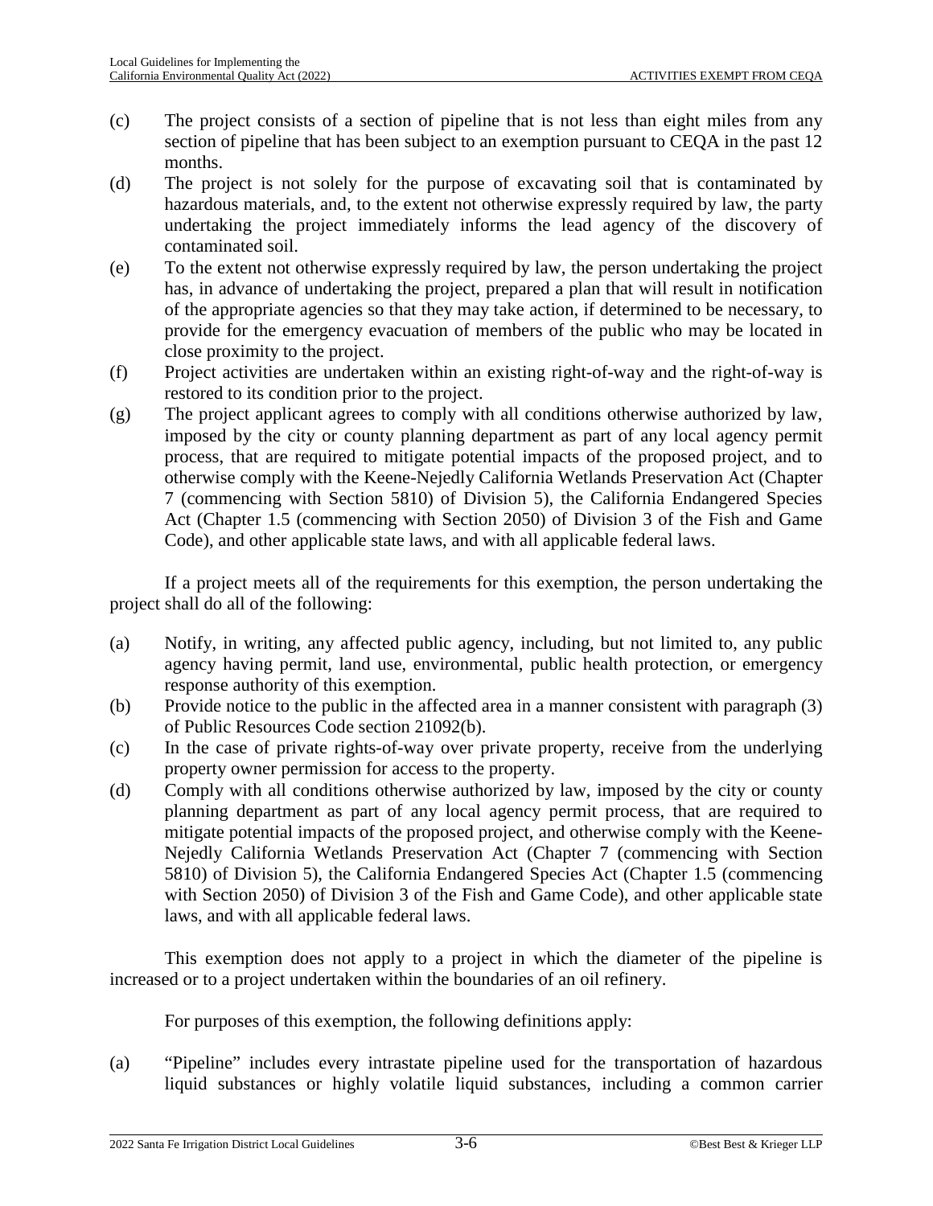(c) The project consists of a section of pipeline that is not less than eight miles from any section of pipeline that has been subject to an exemption pursuant to CEQA in the past 12 months.

(d) The project is not solely for the purpose of excavating soil that is contaminated by hazardous materials, and, to the extent not otherwise expressly required by law, the party undertaking the project immediately informs the lead agency of the discovery of contaminated soil.

(e) To the extent not otherwise expressly required by law, the person undertaking the project has, in advance of undertaking the project, prepared a plan that will result in notification of the appropriate agencies so that they may take action, if determined to be necessary, to provide for the emergency evacuation of members of the public who may be located in close proximity to the project.

(f) Project activities are undertaken within an existing right-of-way and the right-of-way is restored to its condition prior to the project.

(g) The project applicant agrees to comply with all conditions otherwise authorized by law, imposed by the city or county planning department as part of any local agency permit process, that are required to mitigate potential impacts of the proposed project, and to otherwise comply with the Keene-Nejedly California Wetlands Preservation Act (Chapter 7 (commencing with Section 5810) of Division 5), the California Endangered Species Act (Chapter 1.5 (commencing with Section 2050) of Division 3 of the Fish and Game Code), and other applicable state laws, and with all applicable federal laws.

If a project meets all of the requirements for this exemption, the person undertaking the project shall do all of the following:

(a) Notify, in writing, any affected public agency, including, but not limited to, any public agency having permit, land use, environmental, public health protection, or emergency response authority of this exemption.

(b) Provide notice to the public in the affected area in a manner consistent with paragraph (3) of Public Resources Code section 21092(b).

(c) In the case of private rights-of-way over private property, receive from the underlying property owner permission for access to the property.

(d) Comply with all conditions otherwise authorized by law, imposed by the city or county planning department as part of any local agency permit process, that are required to mitigate potential impacts of the proposed project, and otherwise comply with the Keene-Nejedly California Wetlands Preservation Act (Chapter 7 (commencing with Section 5810) of Division 5), the California Endangered Species Act (Chapter 1.5 (commencing with Section 2050) of Division 3 of the Fish and Game Code), and other applicable state laws, and with all applicable federal laws.

This exemption does not apply to a project in which the diameter of the pipeline is increased or to a project undertaken within the boundaries of an oil refinery.

For purposes of this exemption, the following definitions apply:

(a) "Pipeline" includes every intrastate pipeline used for the transportation of hazardous liquid substances or highly volatile liquid substances, including a common carrier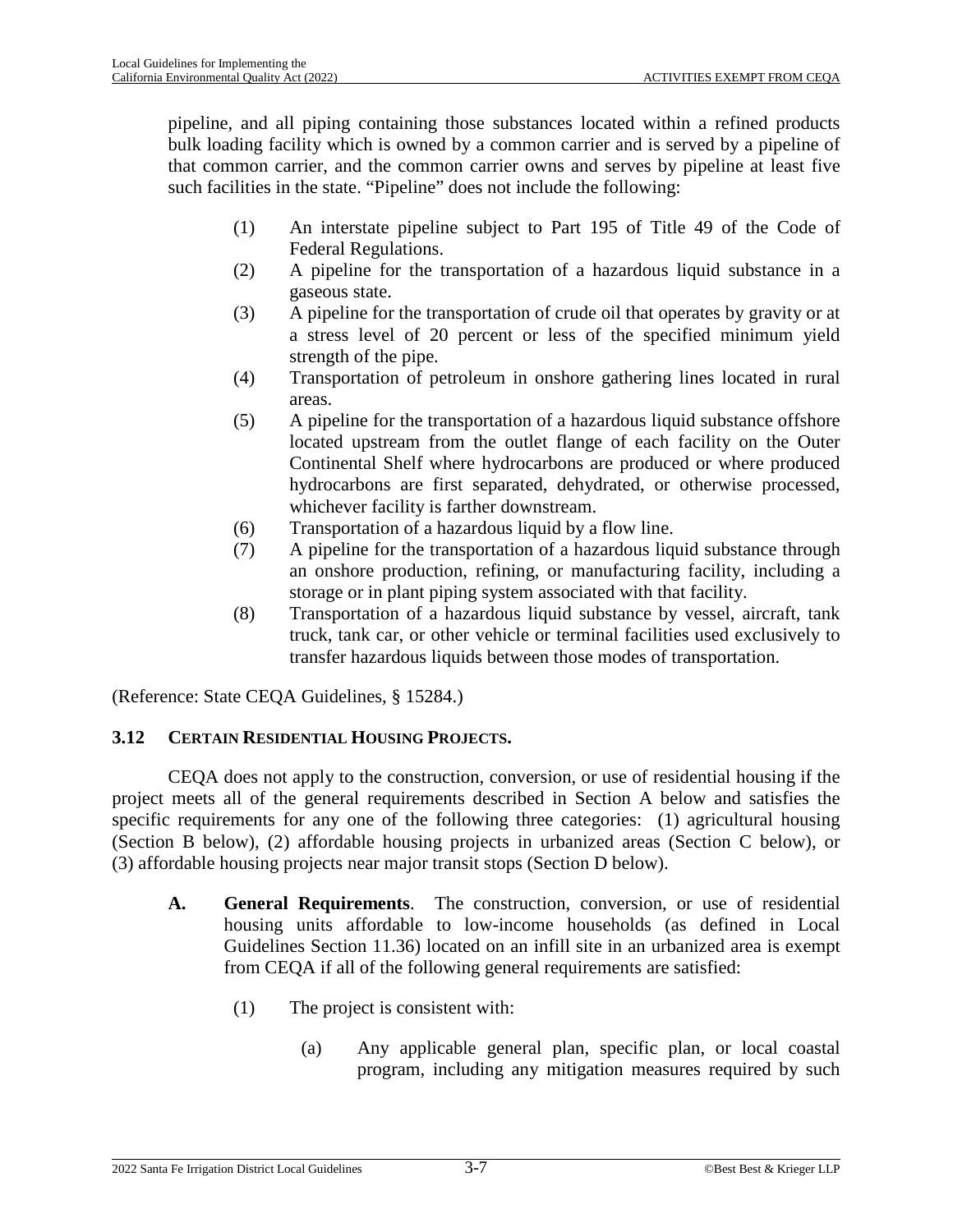pipeline, and all piping containing those substances located within a refined products bulk loading facility which is owned by a common carrier and is served by a pipeline of that common carrier, and the common carrier owns and serves by pipeline at least five such facilities in the state. "Pipeline" does not include the following:

(1) An interstate pipeline subject to Part 195 of Title 49 of the Code of Federal Regulations.
(2) A pipeline for the transportation of a hazardous liquid substance in a gaseous state.
(3) A pipeline for the transportation of crude oil that operates by gravity or at a stress level of 20 percent or less of the specified minimum yield strength of the pipe.
(4) Transportation of petroleum in onshore gathering lines located in rural areas.
(5) A pipeline for the transportation of a hazardous liquid substance offshore located upstream from the outlet flange of each facility on the Outer Continental Shelf where hydrocarbons are produced or where produced hydrocarbons are first separated, dehydrated, or otherwise processed, whichever facility is farther downstream.
(6) Transportation of a hazardous liquid by a flow line.
(7) A pipeline for the transportation of a hazardous liquid substance through an onshore production, refining, or manufacturing facility, including a storage or in plant piping system associated with that facility.
(8) Transportation of a hazardous liquid substance by vessel, aircraft, tank truck, tank car, or other vehicle or terminal facilities used exclusively to transfer hazardous liquids between those modes of transportation.

(Reference: State CEQA Guidelines, § 15284.)

## 3.12 CERTAIN RESIDENTIAL HOUSING PROJECTS.

CEQA does not apply to the construction, conversion, or use of residential housing if the project meets all of the general requirements described in Section A below and satisfies the specific requirements for any one of the following three categories: (1) agricultural housing (Section B below), (2) affordable housing projects in urbanized areas (Section C below), or (3) affordable housing projects near major transit stops (Section D below).

**A. General Requirements**. The construction, conversion, or use of residential housing units affordable to low-income households (as defined in Local Guidelines Section 11.36) located on an infill site in an urbanized area is exempt from CEQA if all of the following general requirements are satisfied:

(1) The project is consistent with:

(a) Any applicable general plan, specific plan, or local coastal program, including any mitigation measures required by such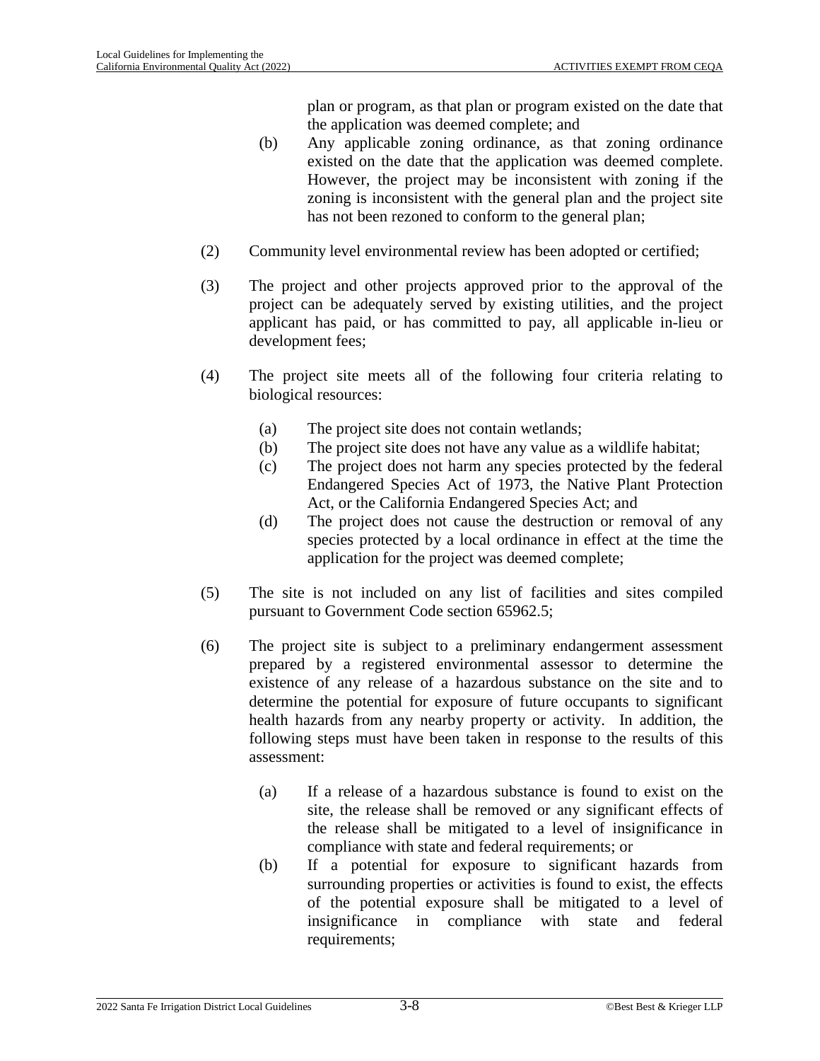plan or program, as that plan or program existed on the date that the application was deemed complete; and

(b) Any applicable zoning ordinance, as that zoning ordinance existed on the date that the application was deemed complete. However, the project may be inconsistent with zoning if the zoning is inconsistent with the general plan and the project site has not been rezoned to conform to the general plan;

(2) Community level environmental review has been adopted or certified;

(3) The project and other projects approved prior to the approval of the project can be adequately served by existing utilities, and the project applicant has paid, or has committed to pay, all applicable in-lieu or development fees;

(4) The project site meets all of the following four criteria relating to biological resources:

(a) The project site does not contain wetlands;
(b) The project site does not have any value as a wildlife habitat;
(c) The project does not harm any species protected by the federal Endangered Species Act of 1973, the Native Plant Protection Act, or the California Endangered Species Act; and
(d) The project does not cause the destruction or removal of any species protected by a local ordinance in effect at the time the application for the project was deemed complete;

(5) The site is not included on any list of facilities and sites compiled pursuant to Government Code section 65962.5;

(6) The project site is subject to a preliminary endangerment assessment prepared by a registered environmental assessor to determine the existence of any release of a hazardous substance on the site and to determine the potential for exposure of future occupants to significant health hazards from any nearby property or activity. In addition, the following steps must have been taken in response to the results of this assessment:

(a) If a release of a hazardous substance is found to exist on the site, the release shall be removed or any significant effects of the release shall be mitigated to a level of insignificance in compliance with state and federal requirements; or
(b) If a potential for exposure to significant hazards from surrounding properties or activities is found to exist, the effects of the potential exposure shall be mitigated to a level of insignificance in compliance with state and federal requirements;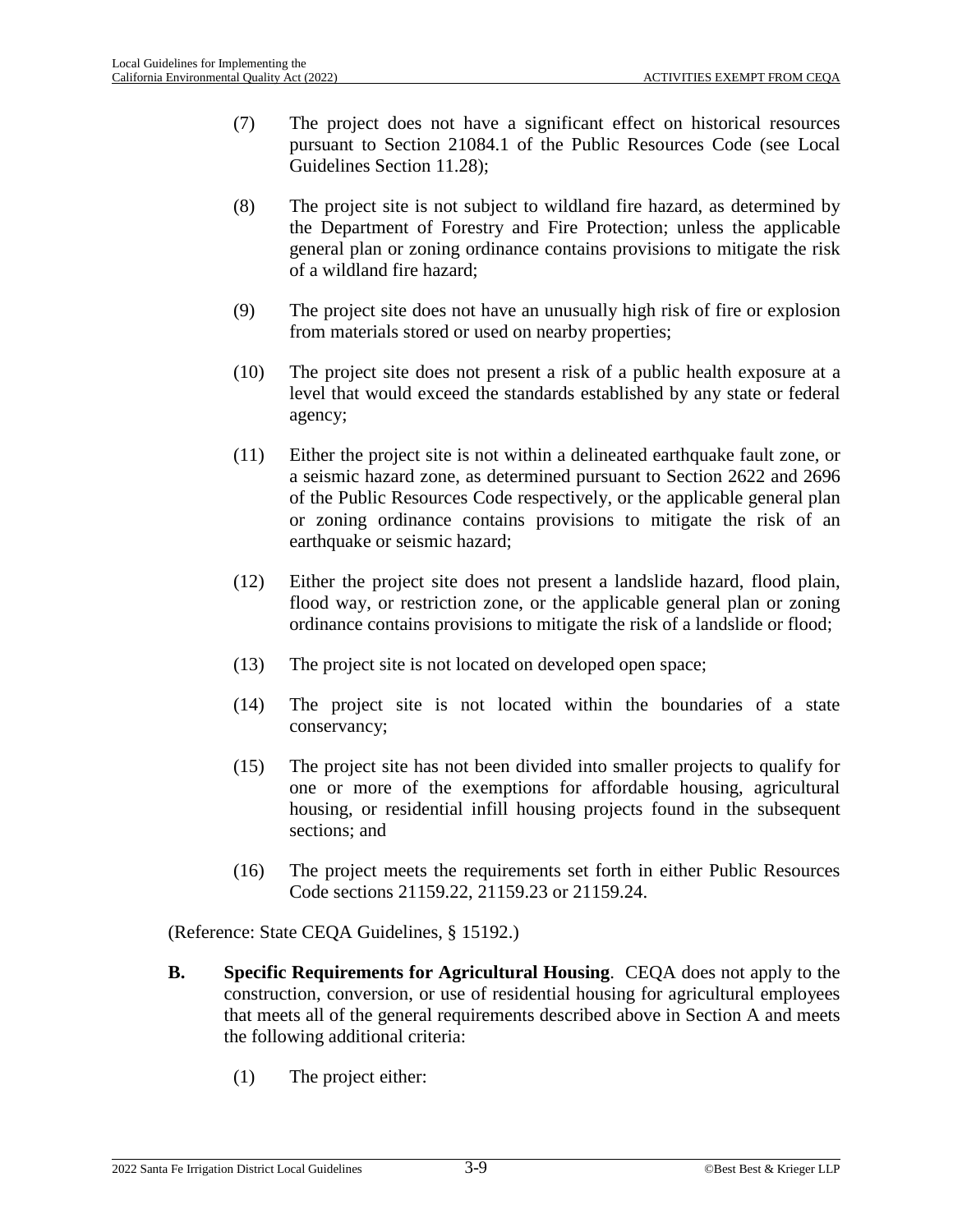(7) The project does not have a significant effect on historical resources pursuant to Section 21084.1 of the Public Resources Code (see Local Guidelines Section 11.28);

(8) The project site is not subject to wildland fire hazard, as determined by the Department of Forestry and Fire Protection; unless the applicable general plan or zoning ordinance contains provisions to mitigate the risk of a wildland fire hazard;

(9) The project site does not have an unusually high risk of fire or explosion from materials stored or used on nearby properties;

(10) The project site does not present a risk of a public health exposure at a level that would exceed the standards established by any state or federal agency;

(11) Either the project site is not within a delineated earthquake fault zone, or a seismic hazard zone, as determined pursuant to Section 2622 and 2696 of the Public Resources Code respectively, or the applicable general plan or zoning ordinance contains provisions to mitigate the risk of an earthquake or seismic hazard;

(12) Either the project site does not present a landslide hazard, flood plain, flood way, or restriction zone, or the applicable general plan or zoning ordinance contains provisions to mitigate the risk of a landslide or flood;

(13) The project site is not located on developed open space;

(14) The project site is not located within the boundaries of a state conservancy;

(15) The project site has not been divided into smaller projects to qualify for one or more of the exemptions for affordable housing, agricultural housing, or residential infill housing projects found in the subsequent sections; and

(16) The project meets the requirements set forth in either Public Resources Code sections 21159.22, 21159.23 or 21159.24.

(Reference: State CEQA Guidelines, § 15192.)

**B. Specific Requirements for Agricultural Housing**. CEQA does not apply to the construction, conversion, or use of residential housing for agricultural employees that meets all of the general requirements described above in Section A and meets the following additional criteria:

(1) The project either: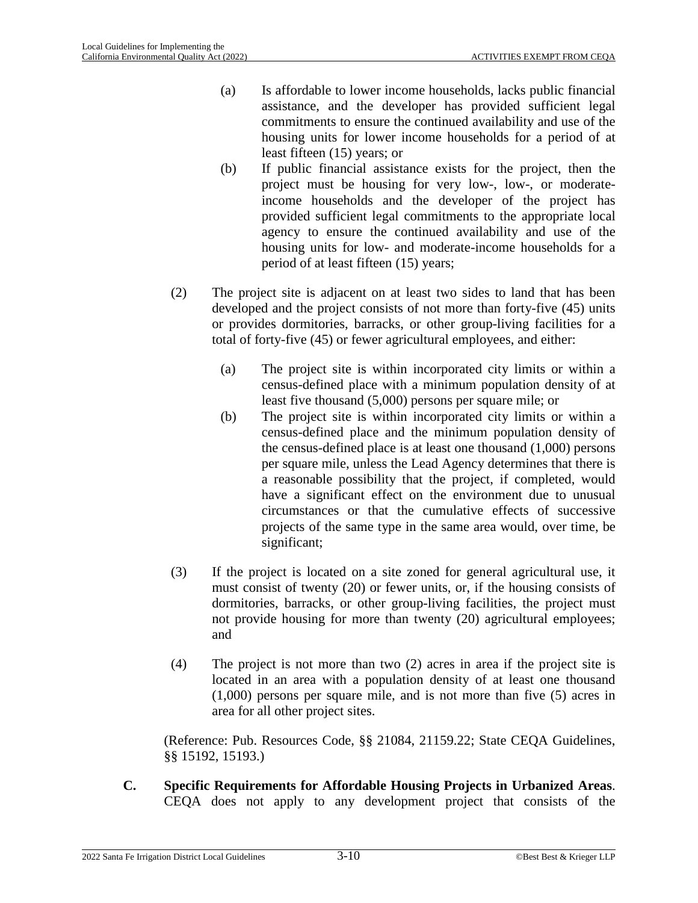(a) Is affordable to lower income households, lacks public financial assistance, and the developer has provided sufficient legal commitments to ensure the continued availability and use of the housing units for lower income households for a period of at least fifteen (15) years; or

(b) If public financial assistance exists for the project, then the project must be housing for very low-, low-, or moderate-income households and the developer of the project has provided sufficient legal commitments to the appropriate local agency to ensure the continued availability and use of the housing units for low- and moderate-income households for a period of at least fifteen (15) years;

(2) The project site is adjacent on at least two sides to land that has been developed and the project consists of not more than forty-five (45) units or provides dormitories, barracks, or other group-living facilities for a total of forty-five (45) or fewer agricultural employees, and either:

(a) The project site is within incorporated city limits or within a census-defined place with a minimum population density of at least five thousand (5,000) persons per square mile; or

(b) The project site is within incorporated city limits or within a census-defined place and the minimum population density of the census-defined place is at least one thousand (1,000) persons per square mile, unless the Lead Agency determines that there is a reasonable possibility that the project, if completed, would have a significant effect on the environment due to unusual circumstances or that the cumulative effects of successive projects of the same type in the same area would, over time, be significant;

(3) If the project is located on a site zoned for general agricultural use, it must consist of twenty (20) or fewer units, or, if the housing consists of dormitories, barracks, or other group-living facilities, the project must not provide housing for more than twenty (20) agricultural employees; and

(4) The project is not more than two (2) acres in area if the project site is located in an area with a population density of at least one thousand (1,000) persons per square mile, and is not more than five (5) acres in area for all other project sites.

(Reference: Pub. Resources Code, §§ 21084, 21159.22; State CEQA Guidelines, §§ 15192, 15193.)

**C. Specific Requirements for Affordable Housing Projects in Urbanized Areas**. CEQA does not apply to any development project that consists of the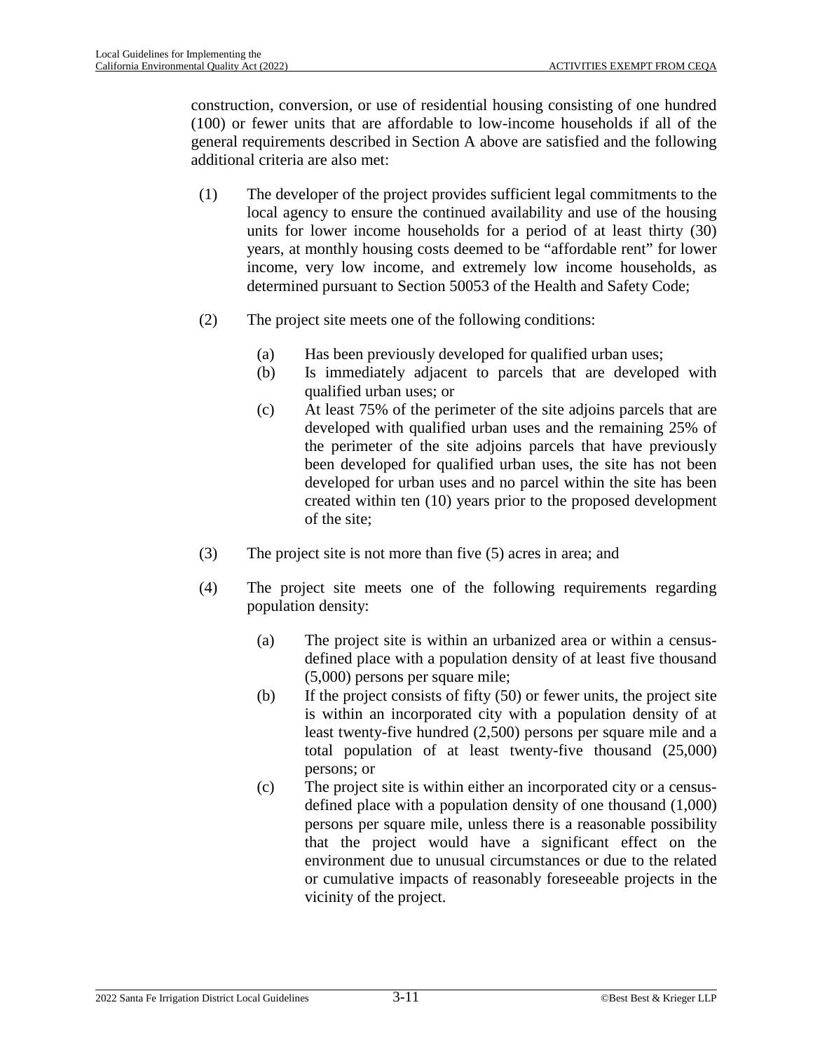construction, conversion, or use of residential housing consisting of one hundred (100) or fewer units that are affordable to low-income households if all of the general requirements described in Section A above are satisfied and the following additional criteria are also met:

(1) The developer of the project provides sufficient legal commitments to the local agency to ensure the continued availability and use of the housing units for lower income households for a period of at least thirty (30) years, at monthly housing costs deemed to be "affordable rent" for lower income, very low income, and extremely low income households, as determined pursuant to Section 50053 of the Health and Safety Code;

(2) The project site meets one of the following conditions:

   (a) Has been previously developed for qualified urban uses;
   (b) Is immediately adjacent to parcels that are developed with qualified urban uses; or
   (c) At least 75% of the perimeter of the site adjoins parcels that are developed with qualified urban uses and the remaining 25% of the perimeter of the site adjoins parcels that have previously been developed for qualified urban uses, the site has not been developed for urban uses and no parcel within the site has been created within ten (10) years prior to the proposed development of the site;

(3) The project site is not more than five (5) acres in area; and

(4) The project site meets one of the following requirements regarding population density:

   (a) The project site is within an urbanized area or within a census-defined place with a population density of at least five thousand (5,000) persons per square mile;
   (b) If the project consists of fifty (50) or fewer units, the project site is within an incorporated city with a population density of at least twenty-five hundred (2,500) persons per square mile and a total population of at least twenty-five thousand (25,000) persons; or
   (c) The project site is within either an incorporated city or a census-defined place with a population density of one thousand (1,000) persons per square mile, unless there is a reasonable possibility that the project would have a significant effect on the environment due to unusual circumstances or due to the related or cumulative impacts of reasonably foreseeable projects in the vicinity of the project.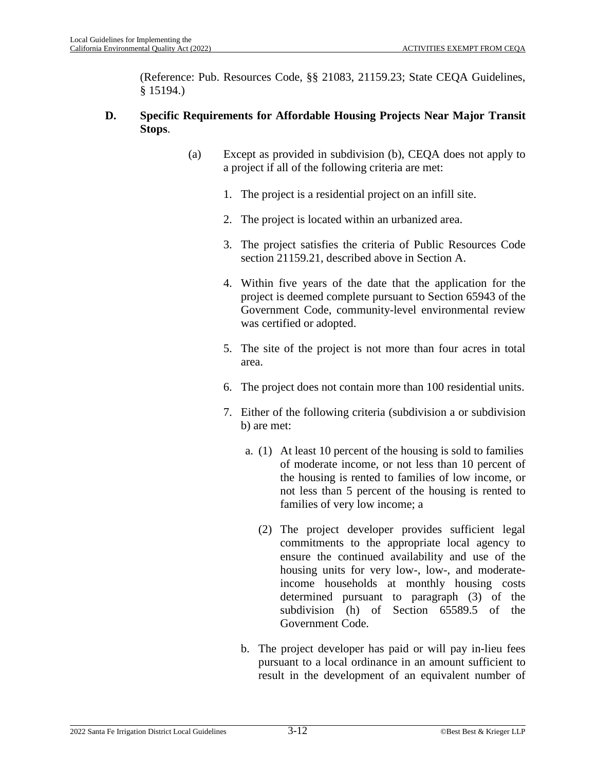(Reference: Pub. Resources Code, §§ 21083, 21159.23; State CEQA Guidelines, § 15194.)

**D. Specific Requirements for Affordable Housing Projects Near Major Transit Stops**.

(a) Except as provided in subdivision (b), CEQA does not apply to a project if all of the following criteria are met:

1. The project is a residential project on an infill site.

2. The project is located within an urbanized area.

3. The project satisfies the criteria of Public Resources Code section 21159.21, described above in Section A.

4. Within five years of the date that the application for the project is deemed complete pursuant to Section 65943 of the Government Code, community-level environmental review was certified or adopted.

5. The site of the project is not more than four acres in total area.

6. The project does not contain more than 100 residential units.

7. Either of the following criteria (subdivision a or subdivision b) are met:

   a. (1) At least 10 percent of the housing is sold to families of moderate income, or not less than 10 percent of the housing is rented to families of low income, or not less than 5 percent of the housing is rented to families of very low income; a

   (2) The project developer provides sufficient legal commitments to the appropriate local agency to ensure the continued availability and use of the housing units for very low-, low-, and moderate-income households at monthly housing costs determined pursuant to paragraph (3) of the subdivision (h) of Section 65589.5 of the Government Code.

   b. The project developer has paid or will pay in-lieu fees pursuant to a local ordinance in an amount sufficient to result in the development of an equivalent number of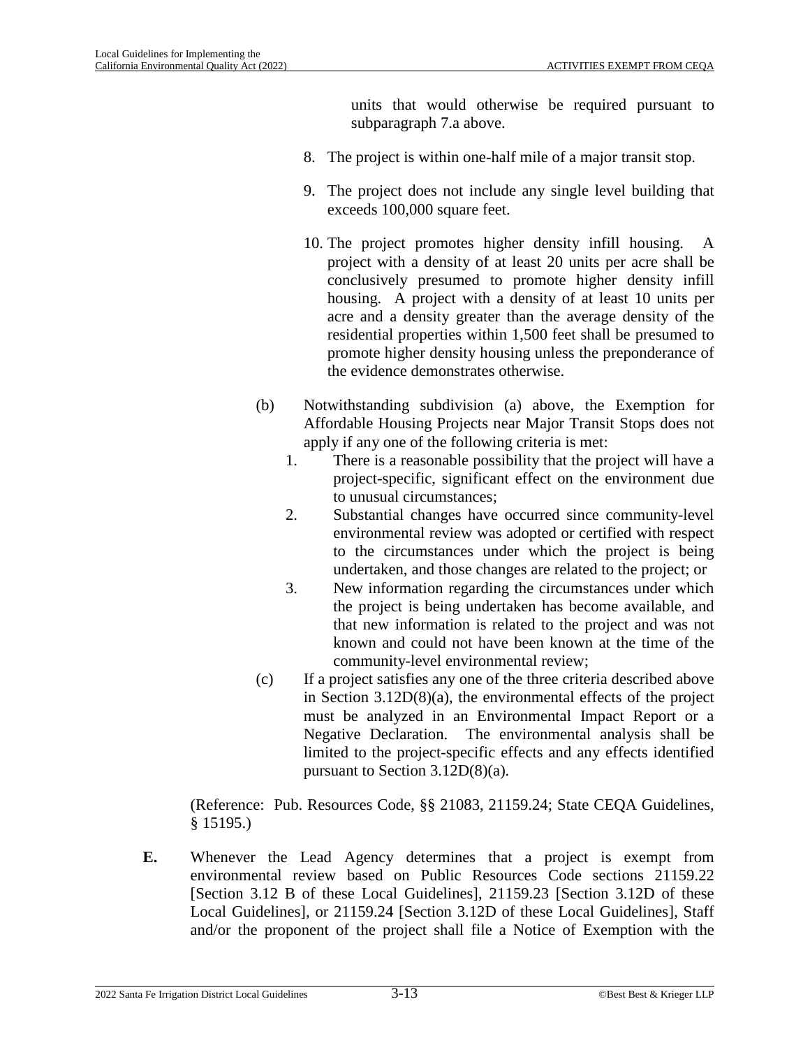units that would otherwise be required pursuant to subparagraph 7.a above.

8. The project is within one-half mile of a major transit stop.

9. The project does not include any single level building that exceeds 100,000 square feet.

10. The project promotes higher density infill housing. A project with a density of at least 20 units per acre shall be conclusively presumed to promote higher density infill housing. A project with a density of at least 10 units per acre and a density greater than the average density of the residential properties within 1,500 feet shall be presumed to promote higher density housing unless the preponderance of the evidence demonstrates otherwise.

(b) Notwithstanding subdivision (a) above, the Exemption for Affordable Housing Projects near Major Transit Stops does not apply if any one of the following criteria is met:

1. There is a reasonable possibility that the project will have a project-specific, significant effect on the environment due to unusual circumstances;
2. Substantial changes have occurred since community-level environmental review was adopted or certified with respect to the circumstances under which the project is being undertaken, and those changes are related to the project; or
3. New information regarding the circumstances under which the project is being undertaken has become available, and that new information is related to the project and was not known and could not have been known at the time of the community-level environmental review;

(c) If a project satisfies any one of the three criteria described above in Section 3.12D(8)(a), the environmental effects of the project must be analyzed in an Environmental Impact Report or a Negative Declaration. The environmental analysis shall be limited to the project-specific effects and any effects identified pursuant to Section 3.12D(8)(a).

(Reference: Pub. Resources Code, §§ 21083, 21159.24; State CEQA Guidelines, § 15195.)

**E.** Whenever the Lead Agency determines that a project is exempt from environmental review based on Public Resources Code sections 21159.22 [Section 3.12 B of these Local Guidelines], 21159.23 [Section 3.12D of these Local Guidelines], or 21159.24 [Section 3.12D of these Local Guidelines], Staff and/or the proponent of the project shall file a Notice of Exemption with the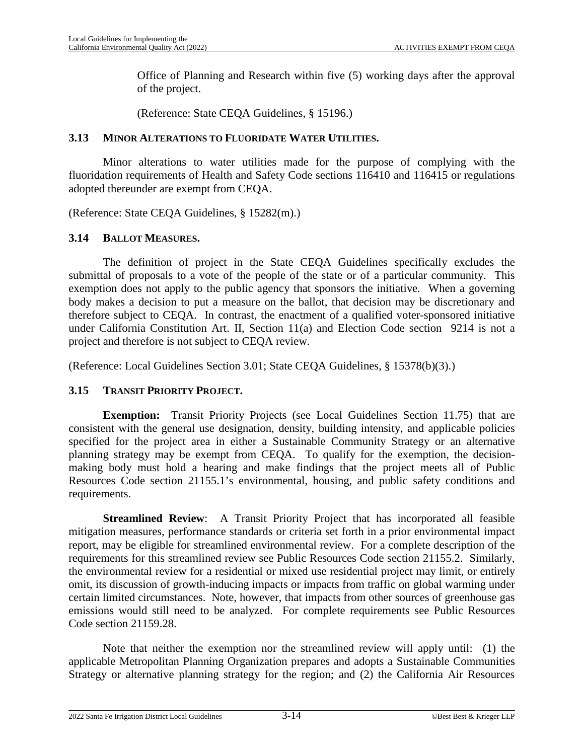Office of Planning and Research within five (5) working days after the approval of the project.

(Reference: State CEQA Guidelines, § 15196.)

### 3.13 MINOR ALTERATIONS TO FLUORIDATE WATER UTILITIES.

Minor alterations to water utilities made for the purpose of complying with the fluoridation requirements of Health and Safety Code sections 116410 and 116415 or regulations adopted thereunder are exempt from CEQA.

(Reference: State CEQA Guidelines, § 15282(m).)

### 3.14 BALLOT MEASURES.

The definition of project in the State CEQA Guidelines specifically excludes the submittal of proposals to a vote of the people of the state or of a particular community. This exemption does not apply to the public agency that sponsors the initiative. When a governing body makes a decision to put a measure on the ballot, that decision may be discretionary and therefore subject to CEQA. In contrast, the enactment of a qualified voter-sponsored initiative under California Constitution Art. II, Section 11(a) and Election Code section 9214 is not a project and therefore is not subject to CEQA review.

(Reference: Local Guidelines Section 3.01; State CEQA Guidelines, § 15378(b)(3).)

### 3.15 TRANSIT PRIORITY PROJECT.

**Exemption:** Transit Priority Projects (see Local Guidelines Section 11.75) that are consistent with the general use designation, density, building intensity, and applicable policies specified for the project area in either a Sustainable Community Strategy or an alternative planning strategy may be exempt from CEQA. To qualify for the exemption, the decision-making body must hold a hearing and make findings that the project meets all of Public Resources Code section 21155.1's environmental, housing, and public safety conditions and requirements.

**Streamlined Review**: A Transit Priority Project that has incorporated all feasible mitigation measures, performance standards or criteria set forth in a prior environmental impact report, may be eligible for streamlined environmental review. For a complete description of the requirements for this streamlined review see Public Resources Code section 21155.2. Similarly, the environmental review for a residential or mixed use residential project may limit, or entirely omit, its discussion of growth-inducing impacts or impacts from traffic on global warming under certain limited circumstances. Note, however, that impacts from other sources of greenhouse gas emissions would still need to be analyzed. For complete requirements see Public Resources Code section 21159.28.

Note that neither the exemption nor the streamlined review will apply until: (1) the applicable Metropolitan Planning Organization prepares and adopts a Sustainable Communities Strategy or alternative planning strategy for the region; and (2) the California Air Resources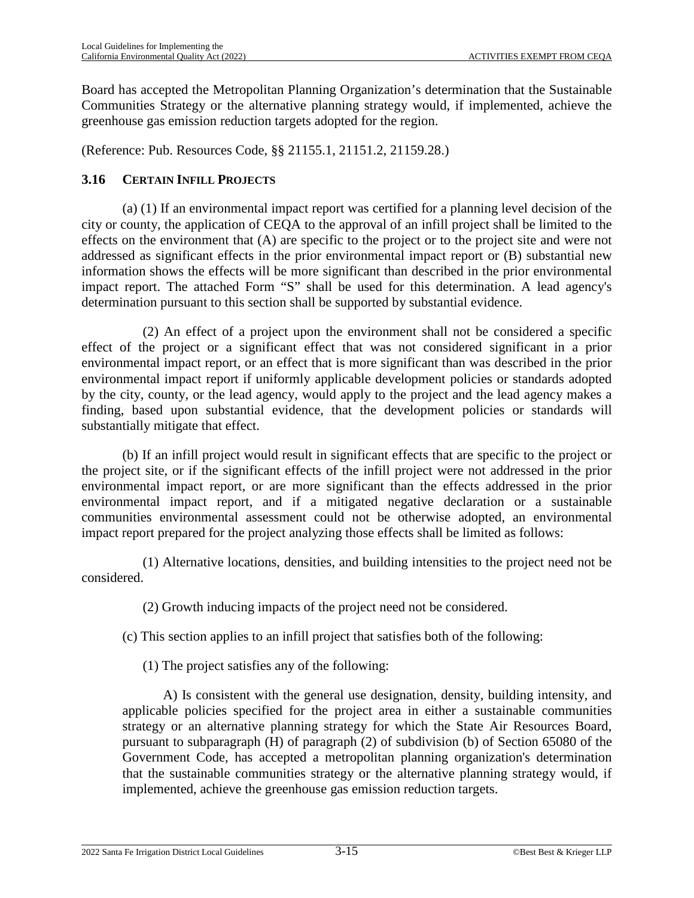Board has accepted the Metropolitan Planning Organization's determination that the Sustainable Communities Strategy or the alternative planning strategy would, if implemented, achieve the greenhouse gas emission reduction targets adopted for the region.

(Reference: Pub. Resources Code, §§ 21155.1, 21151.2, 21159.28.)

### 3.16 CERTAIN INFILL PROJECTS

(a) (1) If an environmental impact report was certified for a planning level decision of the city or county, the application of CEQA to the approval of an infill project shall be limited to the effects on the environment that (A) are specific to the project or to the project site and were not addressed as significant effects in the prior environmental impact report or (B) substantial new information shows the effects will be more significant than described in the prior environmental impact report. The attached Form "S" shall be used for this determination. A lead agency's determination pursuant to this section shall be supported by substantial evidence.

(2) An effect of a project upon the environment shall not be considered a specific effect of the project or a significant effect that was not considered significant in a prior environmental impact report, or an effect that is more significant than was described in the prior environmental impact report if uniformly applicable development policies or standards adopted by the city, county, or the lead agency, would apply to the project and the lead agency makes a finding, based upon substantial evidence, that the development policies or standards will substantially mitigate that effect.

(b) If an infill project would result in significant effects that are specific to the project or the project site, or if the significant effects of the infill project were not addressed in the prior environmental impact report, or are more significant than the effects addressed in the prior environmental impact report, and if a mitigated negative declaration or a sustainable communities environmental assessment could not be otherwise adopted, an environmental impact report prepared for the project analyzing those effects shall be limited as follows:

(1) Alternative locations, densities, and building intensities to the project need not be considered.

(2) Growth inducing impacts of the project need not be considered.

(c) This section applies to an infill project that satisfies both of the following:

(1) The project satisfies any of the following:

A) Is consistent with the general use designation, density, building intensity, and applicable policies specified for the project area in either a sustainable communities strategy or an alternative planning strategy for which the State Air Resources Board, pursuant to subparagraph (H) of paragraph (2) of subdivision (b) of Section 65080 of the Government Code, has accepted a metropolitan planning organization's determination that the sustainable communities strategy or the alternative planning strategy would, if implemented, achieve the greenhouse gas emission reduction targets.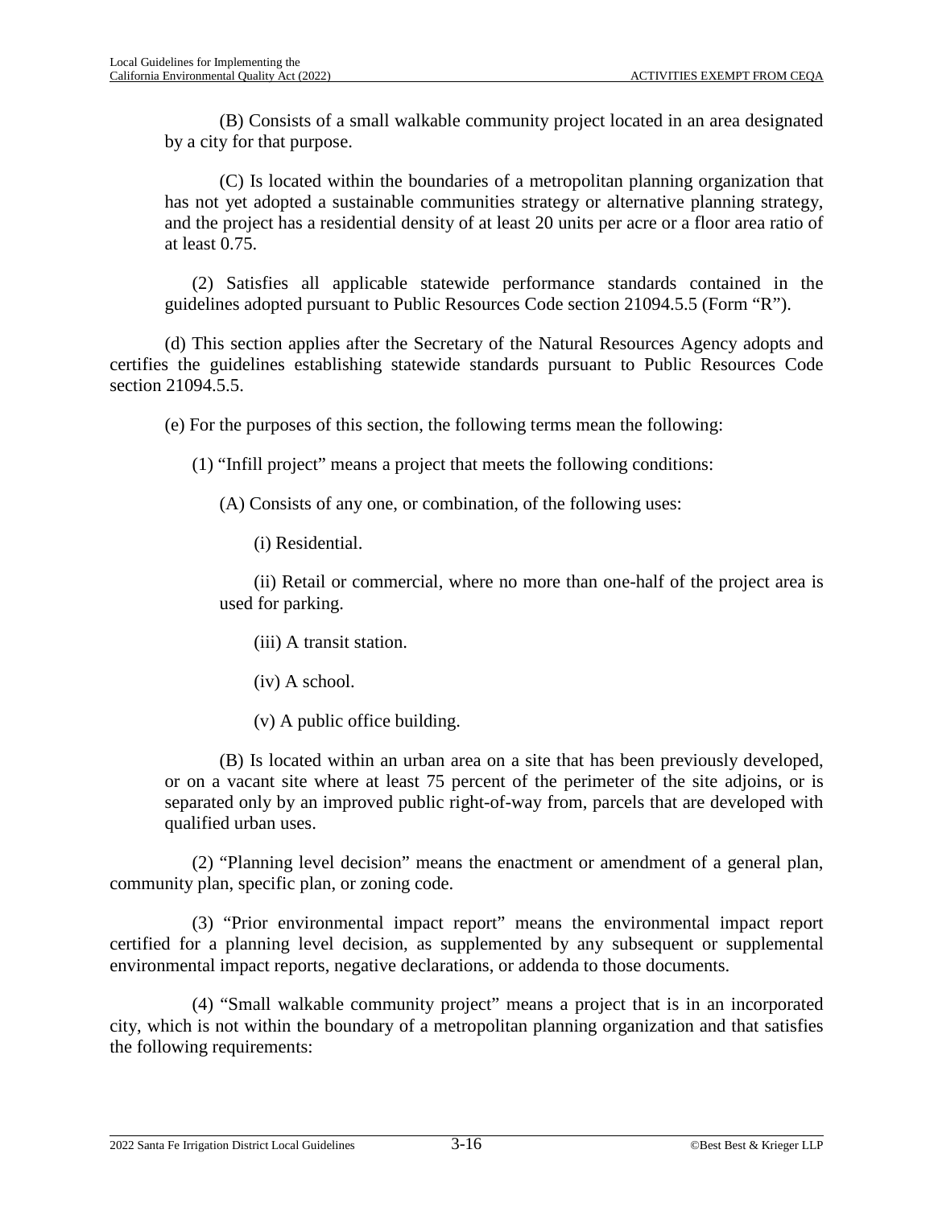(B) Consists of a small walkable community project located in an area designated by a city for that purpose.

(C) Is located within the boundaries of a metropolitan planning organization that has not yet adopted a sustainable communities strategy or alternative planning strategy, and the project has a residential density of at least 20 units per acre or a floor area ratio of at least 0.75.

(2) Satisfies all applicable statewide performance standards contained in the guidelines adopted pursuant to Public Resources Code section 21094.5.5 (Form "R").

(d) This section applies after the Secretary of the Natural Resources Agency adopts and certifies the guidelines establishing statewide standards pursuant to Public Resources Code section 21094.5.5.

(e) For the purposes of this section, the following terms mean the following:

(1) "Infill project" means a project that meets the following conditions:

(A) Consists of any one, or combination, of the following uses:

(i) Residential.

(ii) Retail or commercial, where no more than one-half of the project area is used for parking.

(iii) A transit station.

(iv) A school.

(v) A public office building.

(B) Is located within an urban area on a site that has been previously developed, or on a vacant site where at least 75 percent of the perimeter of the site adjoins, or is separated only by an improved public right-of-way from, parcels that are developed with qualified urban uses.

(2) "Planning level decision" means the enactment or amendment of a general plan, community plan, specific plan, or zoning code.

(3) "Prior environmental impact report" means the environmental impact report certified for a planning level decision, as supplemented by any subsequent or supplemental environmental impact reports, negative declarations, or addenda to those documents.

(4) "Small walkable community project" means a project that is in an incorporated city, which is not within the boundary of a metropolitan planning organization and that satisfies the following requirements: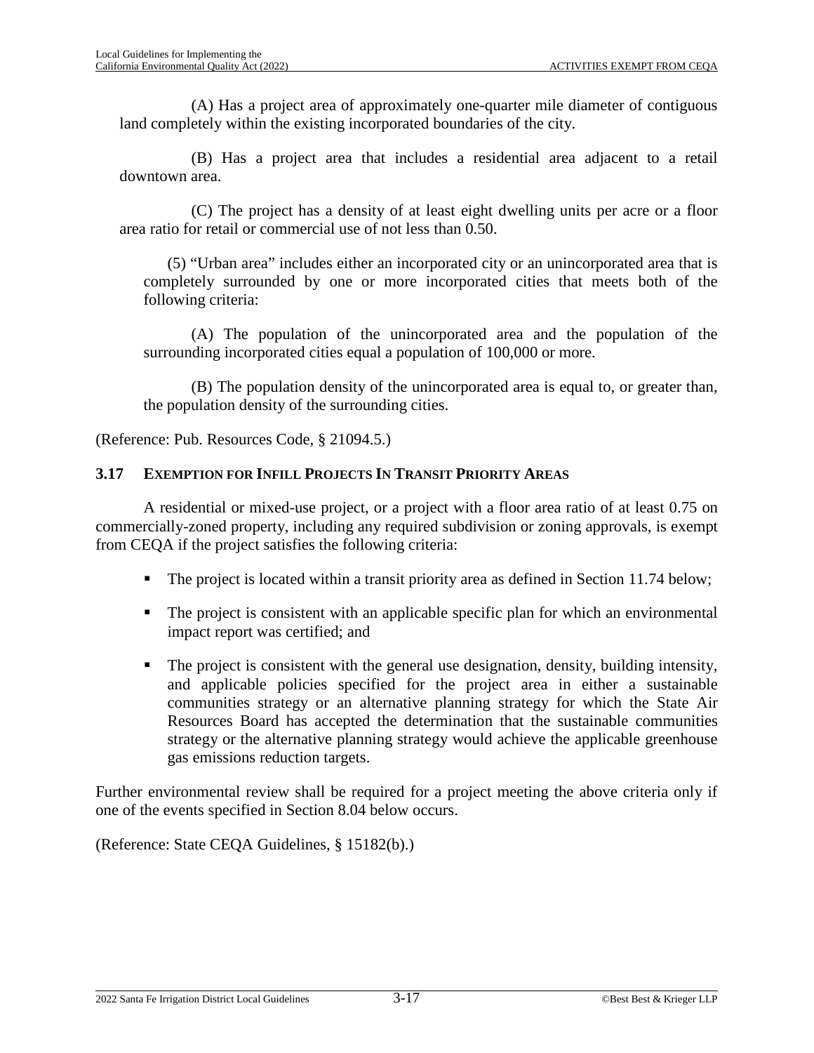(A) Has a project area of approximately one-quarter mile diameter of contiguous land completely within the existing incorporated boundaries of the city.

(B) Has a project area that includes a residential area adjacent to a retail downtown area.

(C) The project has a density of at least eight dwelling units per acre or a floor area ratio for retail or commercial use of not less than 0.50.

(5) "Urban area" includes either an incorporated city or an unincorporated area that is completely surrounded by one or more incorporated cities that meets both of the following criteria:

(A) The population of the unincorporated area and the population of the surrounding incorporated cities equal a population of 100,000 or more.

(B) The population density of the unincorporated area is equal to, or greater than, the population density of the surrounding cities.

(Reference: Pub. Resources Code, § 21094.5.)

### 3.17 EXEMPTION FOR INFILL PROJECTS IN TRANSIT PRIORITY AREAS

A residential or mixed-use project, or a project with a floor area ratio of at least 0.75 on commercially-zoned property, including any required subdivision or zoning approvals, is exempt from CEQA if the project satisfies the following criteria:

- The project is located within a transit priority area as defined in Section 11.74 below;
- The project is consistent with an applicable specific plan for which an environmental impact report was certified; and
- The project is consistent with the general use designation, density, building intensity, and applicable policies specified for the project area in either a sustainable communities strategy or an alternative planning strategy for which the State Air Resources Board has accepted the determination that the sustainable communities strategy or the alternative planning strategy would achieve the applicable greenhouse gas emissions reduction targets.

Further environmental review shall be required for a project meeting the above criteria only if one of the events specified in Section 8.04 below occurs.

(Reference: State CEQA Guidelines, § 15182(b).)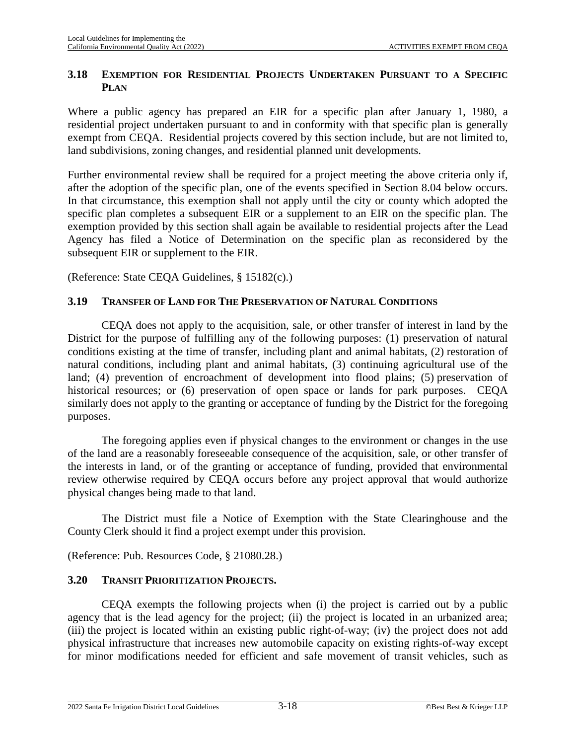### 3.18 EXEMPTION FOR RESIDENTIAL PROJECTS UNDERTAKEN PURSUANT TO A SPECIFIC PLAN

Where a public agency has prepared an EIR for a specific plan after January 1, 1980, a residential project undertaken pursuant to and in conformity with that specific plan is generally exempt from CEQA. Residential projects covered by this section include, but are not limited to, land subdivisions, zoning changes, and residential planned unit developments.

Further environmental review shall be required for a project meeting the above criteria only if, after the adoption of the specific plan, one of the events specified in Section 8.04 below occurs. In that circumstance, this exemption shall not apply until the city or county which adopted the specific plan completes a subsequent EIR or a supplement to an EIR on the specific plan. The exemption provided by this section shall again be available to residential projects after the Lead Agency has filed a Notice of Determination on the specific plan as reconsidered by the subsequent EIR or supplement to the EIR.

(Reference: State CEQA Guidelines, § 15182(c).)

### 3.19 TRANSFER OF LAND FOR THE PRESERVATION OF NATURAL CONDITIONS

CEQA does not apply to the acquisition, sale, or other transfer of interest in land by the District for the purpose of fulfilling any of the following purposes: (1) preservation of natural conditions existing at the time of transfer, including plant and animal habitats, (2) restoration of natural conditions, including plant and animal habitats, (3) continuing agricultural use of the land; (4) prevention of encroachment of development into flood plains; (5) preservation of historical resources; or (6) preservation of open space or lands for park purposes. CEQA similarly does not apply to the granting or acceptance of funding by the District for the foregoing purposes.

The foregoing applies even if physical changes to the environment or changes in the use of the land are a reasonably foreseeable consequence of the acquisition, sale, or other transfer of the interests in land, or of the granting or acceptance of funding, provided that environmental review otherwise required by CEQA occurs before any project approval that would authorize physical changes being made to that land.

The District must file a Notice of Exemption with the State Clearinghouse and the County Clerk should it find a project exempt under this provision.

(Reference: Pub. Resources Code, § 21080.28.)

### 3.20 TRANSIT PRIORITIZATION PROJECTS.

CEQA exempts the following projects when (i) the project is carried out by a public agency that is the lead agency for the project; (ii) the project is located in an urbanized area; (iii) the project is located within an existing public right-of-way; (iv) the project does not add physical infrastructure that increases new automobile capacity on existing rights-of-way except for minor modifications needed for efficient and safe movement of transit vehicles, such as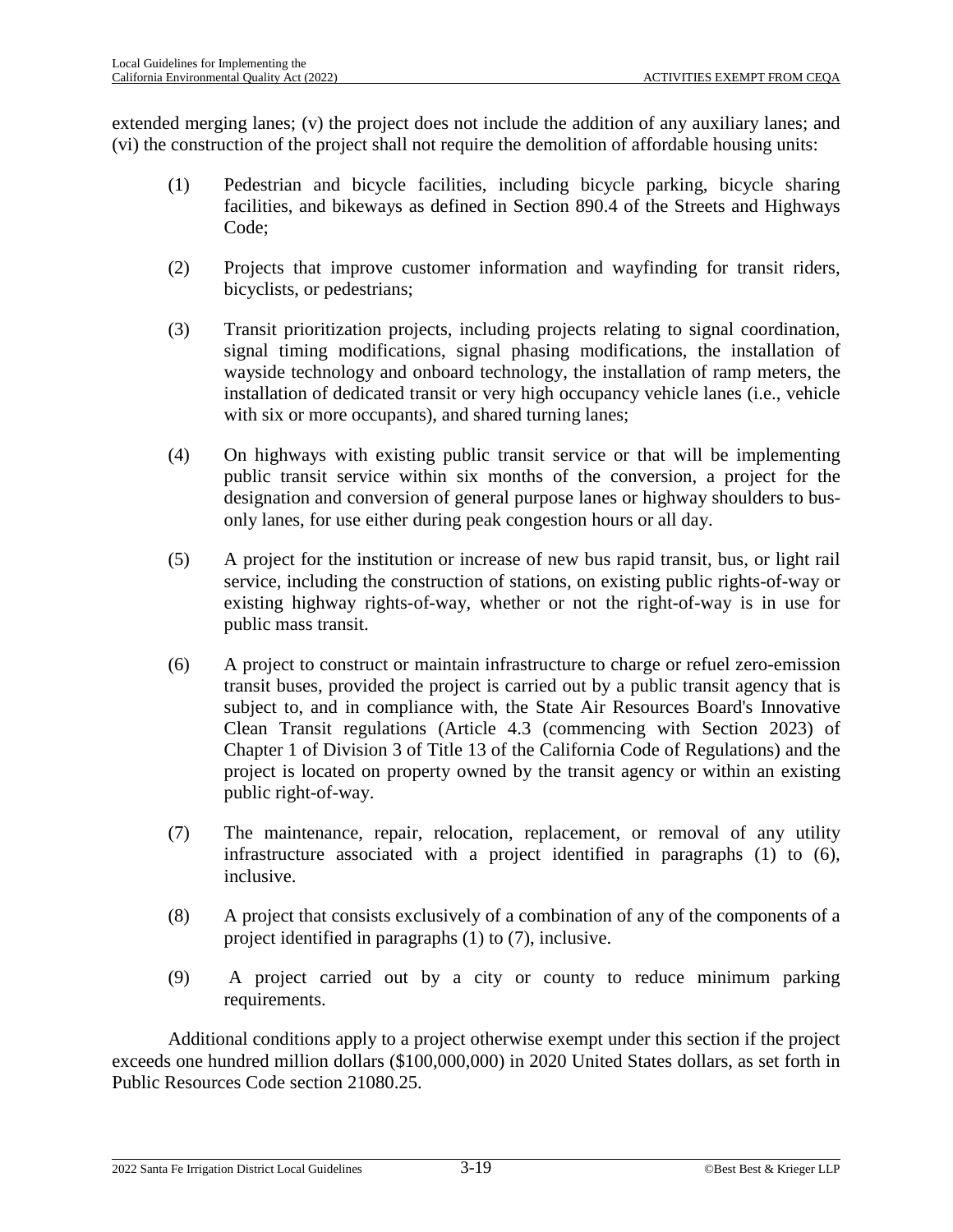extended merging lanes; (v) the project does not include the addition of any auxiliary lanes; and (vi) the construction of the project shall not require the demolition of affordable housing units:

(1) Pedestrian and bicycle facilities, including bicycle parking, bicycle sharing facilities, and bikeways as defined in Section 890.4 of the Streets and Highways Code;

(2) Projects that improve customer information and wayfinding for transit riders, bicyclists, or pedestrians;

(3) Transit prioritization projects, including projects relating to signal coordination, signal timing modifications, signal phasing modifications, the installation of wayside technology and onboard technology, the installation of ramp meters, the installation of dedicated transit or very high occupancy vehicle lanes (i.e., vehicle with six or more occupants), and shared turning lanes;

(4) On highways with existing public transit service or that will be implementing public transit service within six months of the conversion, a project for the designation and conversion of general purpose lanes or highway shoulders to bus-only lanes, for use either during peak congestion hours or all day.

(5) A project for the institution or increase of new bus rapid transit, bus, or light rail service, including the construction of stations, on existing public rights-of-way or existing highway rights-of-way, whether or not the right-of-way is in use for public mass transit.

(6) A project to construct or maintain infrastructure to charge or refuel zero-emission transit buses, provided the project is carried out by a public transit agency that is subject to, and in compliance with, the State Air Resources Board's Innovative Clean Transit regulations (Article 4.3 (commencing with Section 2023) of Chapter 1 of Division 3 of Title 13 of the California Code of Regulations) and the project is located on property owned by the transit agency or within an existing public right-of-way.

(7) The maintenance, repair, relocation, replacement, or removal of any utility infrastructure associated with a project identified in paragraphs (1) to (6), inclusive.

(8) A project that consists exclusively of a combination of any of the components of a project identified in paragraphs (1) to (7), inclusive.

(9) A project carried out by a city or county to reduce minimum parking requirements.

Additional conditions apply to a project otherwise exempt under this section if the project exceeds one hundred million dollars ($100,000,000) in 2020 United States dollars, as set forth in Public Resources Code section 21080.25.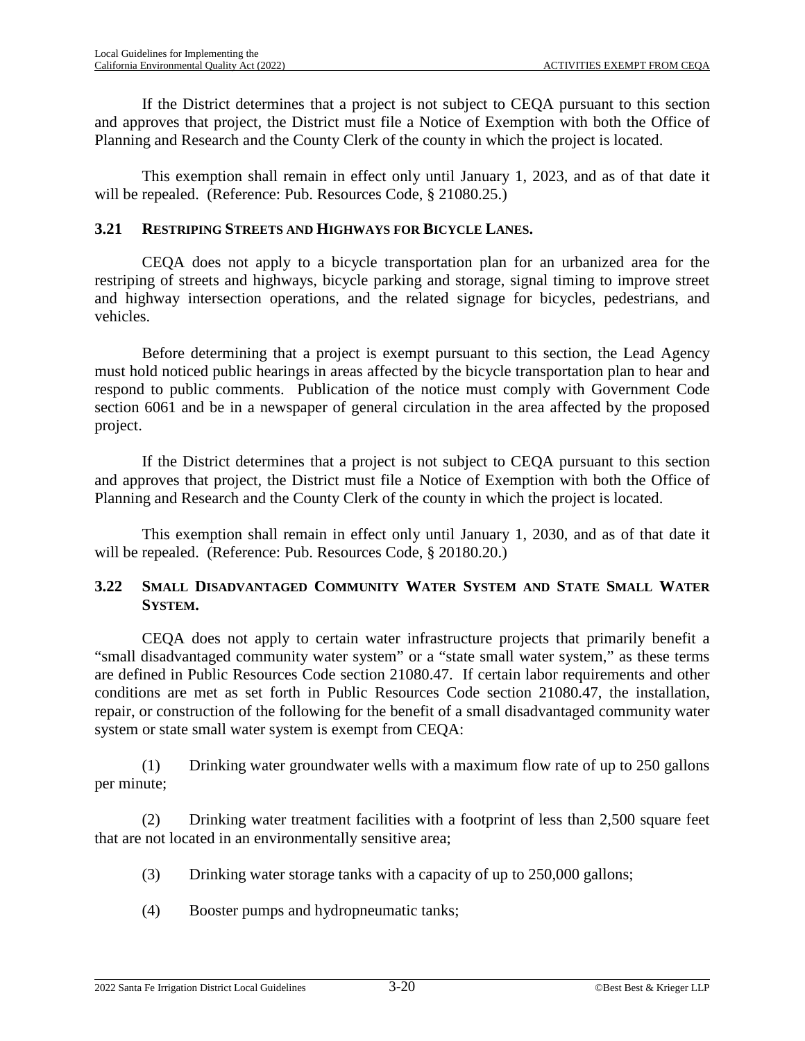If the District determines that a project is not subject to CEQA pursuant to this section and approves that project, the District must file a Notice of Exemption with both the Office of Planning and Research and the County Clerk of the county in which the project is located.

This exemption shall remain in effect only until January 1, 2023, and as of that date it will be repealed. (Reference: Pub. Resources Code, § 21080.25.)

### 3.21 RESTRIPING STREETS AND HIGHWAYS FOR BICYCLE LANES.

CEQA does not apply to a bicycle transportation plan for an urbanized area for the restriping of streets and highways, bicycle parking and storage, signal timing to improve street and highway intersection operations, and the related signage for bicycles, pedestrians, and vehicles.

Before determining that a project is exempt pursuant to this section, the Lead Agency must hold noticed public hearings in areas affected by the bicycle transportation plan to hear and respond to public comments. Publication of the notice must comply with Government Code section 6061 and be in a newspaper of general circulation in the area affected by the proposed project.

If the District determines that a project is not subject to CEQA pursuant to this section and approves that project, the District must file a Notice of Exemption with both the Office of Planning and Research and the County Clerk of the county in which the project is located.

This exemption shall remain in effect only until January 1, 2030, and as of that date it will be repealed. (Reference: Pub. Resources Code, § 20180.20.)

### 3.22 SMALL DISADVANTAGED COMMUNITY WATER SYSTEM AND STATE SMALL WATER SYSTEM.

CEQA does not apply to certain water infrastructure projects that primarily benefit a "small disadvantaged community water system" or a "state small water system," as these terms are defined in Public Resources Code section 21080.47. If certain labor requirements and other conditions are met as set forth in Public Resources Code section 21080.47, the installation, repair, or construction of the following for the benefit of a small disadvantaged community water system or state small water system is exempt from CEQA:

(1) Drinking water groundwater wells with a maximum flow rate of up to 250 gallons per minute;

(2) Drinking water treatment facilities with a footprint of less than 2,500 square feet that are not located in an environmentally sensitive area;

(3) Drinking water storage tanks with a capacity of up to 250,000 gallons;

(4) Booster pumps and hydropneumatic tanks;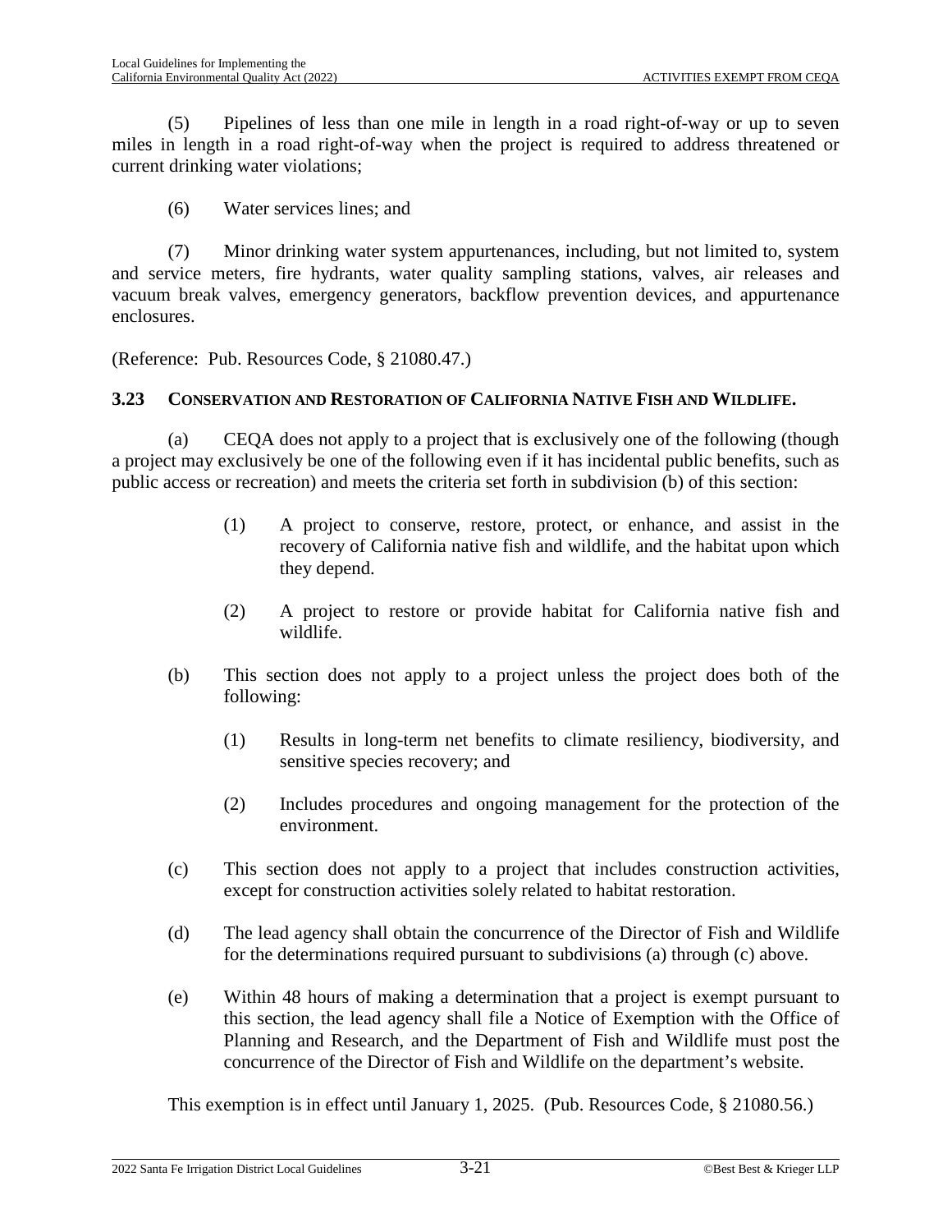(5) Pipelines of less than one mile in length in a road right-of-way or up to seven miles in length in a road right-of-way when the project is required to address threatened or current drinking water violations;

(6) Water services lines; and

(7) Minor drinking water system appurtenances, including, but not limited to, system and service meters, fire hydrants, water quality sampling stations, valves, air releases and vacuum break valves, emergency generators, backflow prevention devices, and appurtenance enclosures.

(Reference: Pub. Resources Code, § 21080.47.)

### 3.23 CONSERVATION AND RESTORATION OF CALIFORNIA NATIVE FISH AND WILDLIFE.

(a) CEQA does not apply to a project that is exclusively one of the following (though a project may exclusively be one of the following even if it has incidental public benefits, such as public access or recreation) and meets the criteria set forth in subdivision (b) of this section:

(1) A project to conserve, restore, protect, or enhance, and assist in the recovery of California native fish and wildlife, and the habitat upon which they depend.

(2) A project to restore or provide habitat for California native fish and wildlife.

(b) This section does not apply to a project unless the project does both of the following:

(1) Results in long-term net benefits to climate resiliency, biodiversity, and sensitive species recovery; and

(2) Includes procedures and ongoing management for the protection of the environment.

(c) This section does not apply to a project that includes construction activities, except for construction activities solely related to habitat restoration.

(d) The lead agency shall obtain the concurrence of the Director of Fish and Wildlife for the determinations required pursuant to subdivisions (a) through (c) above.

(e) Within 48 hours of making a determination that a project is exempt pursuant to this section, the lead agency shall file a Notice of Exemption with the Office of Planning and Research, and the Department of Fish and Wildlife must post the concurrence of the Director of Fish and Wildlife on the department's website.

This exemption is in effect until January 1, 2025. (Pub. Resources Code, § 21080.56.)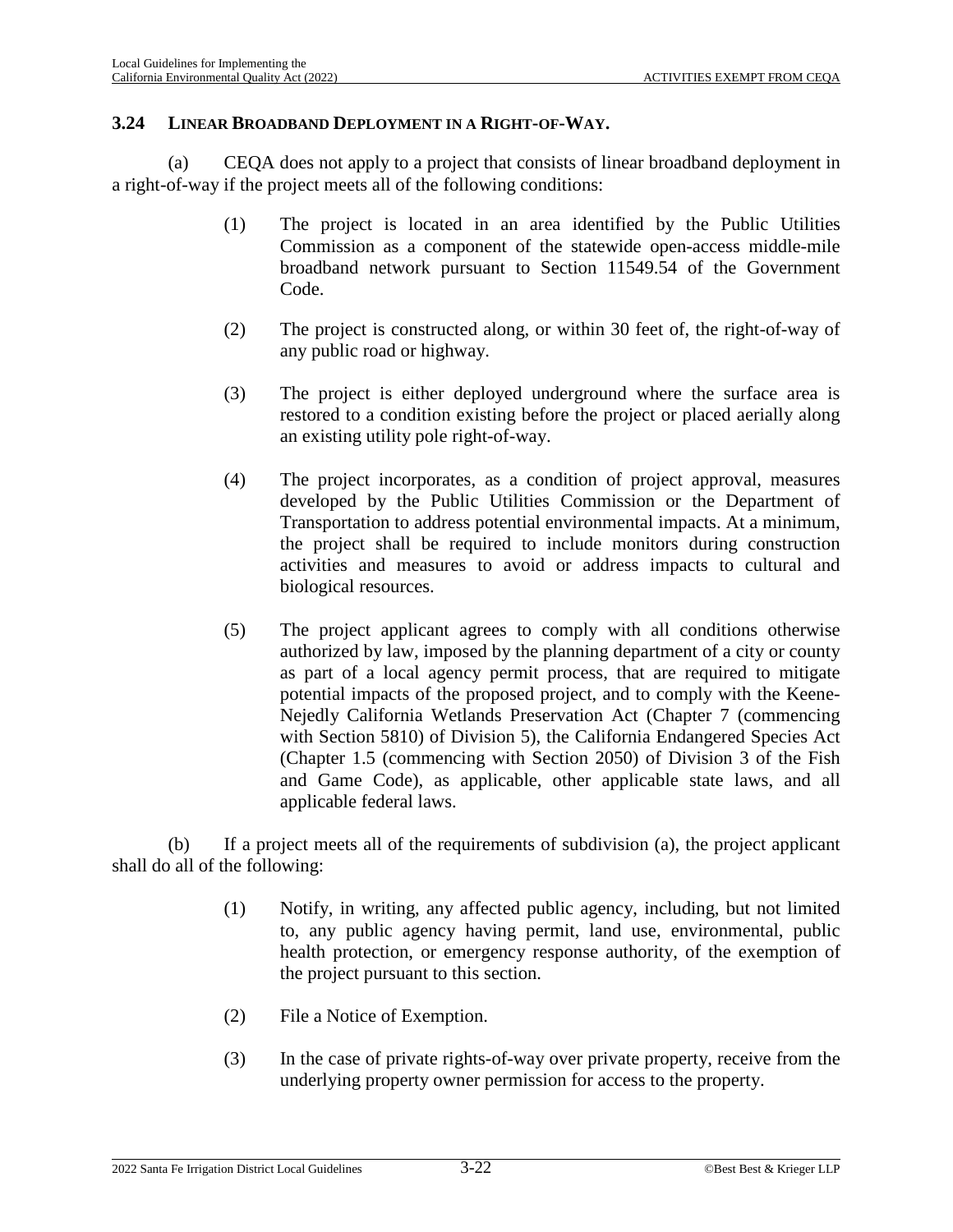## 3.24 LINEAR BROADBAND DEPLOYMENT IN A RIGHT-OF-WAY.

(a) CEQA does not apply to a project that consists of linear broadband deployment in a right-of-way if the project meets all of the following conditions:

(1) The project is located in an area identified by the Public Utilities Commission as a component of the statewide open-access middle-mile broadband network pursuant to Section 11549.54 of the Government Code.

(2) The project is constructed along, or within 30 feet of, the right-of-way of any public road or highway.

(3) The project is either deployed underground where the surface area is restored to a condition existing before the project or placed aerially along an existing utility pole right-of-way.

(4) The project incorporates, as a condition of project approval, measures developed by the Public Utilities Commission or the Department of Transportation to address potential environmental impacts. At a minimum, the project shall be required to include monitors during construction activities and measures to avoid or address impacts to cultural and biological resources.

(5) The project applicant agrees to comply with all conditions otherwise authorized by law, imposed by the planning department of a city or county as part of a local agency permit process, that are required to mitigate potential impacts of the proposed project, and to comply with the Keene-Nejedly California Wetlands Preservation Act (Chapter 7 (commencing with Section 5810) of Division 5), the California Endangered Species Act (Chapter 1.5 (commencing with Section 2050) of Division 3 of the Fish and Game Code), as applicable, other applicable state laws, and all applicable federal laws.

(b) If a project meets all of the requirements of subdivision (a), the project applicant shall do all of the following:

(1) Notify, in writing, any affected public agency, including, but not limited to, any public agency having permit, land use, environmental, public health protection, or emergency response authority, of the exemption of the project pursuant to this section.

(2) File a Notice of Exemption.

(3) In the case of private rights-of-way over private property, receive from the underlying property owner permission for access to the property.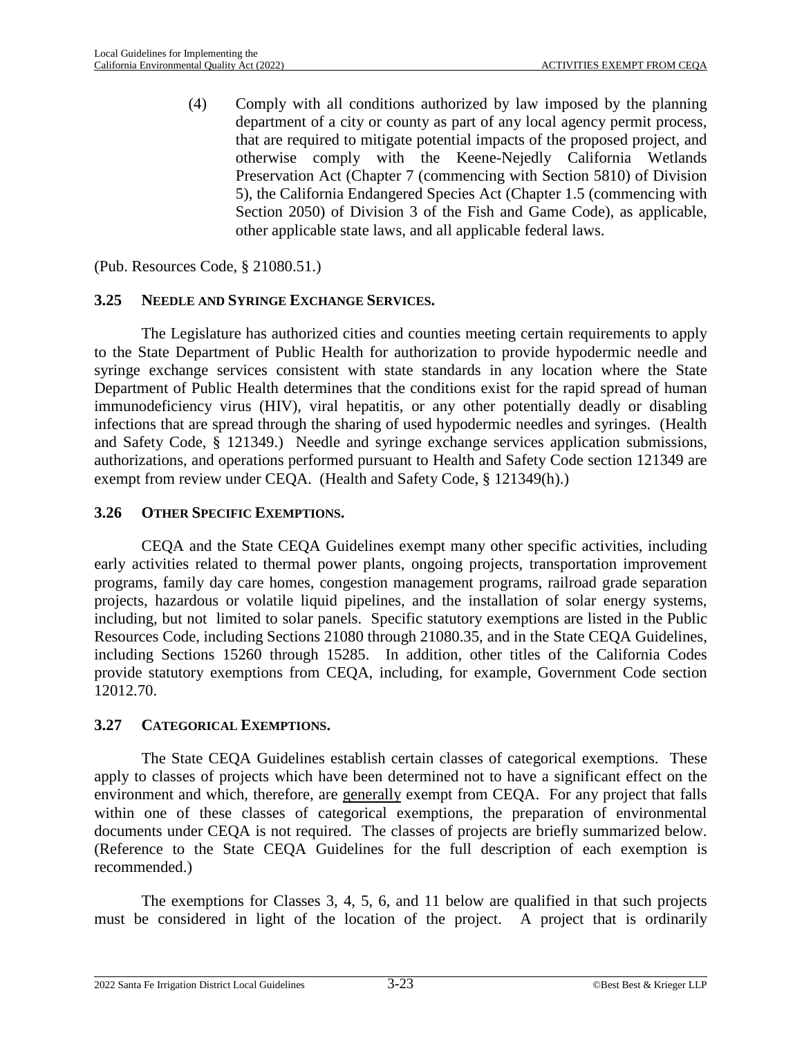(4) Comply with all conditions authorized by law imposed by the planning department of a city or county as part of any local agency permit process, that are required to mitigate potential impacts of the proposed project, and otherwise comply with the Keene-Nejedly California Wetlands Preservation Act (Chapter 7 (commencing with Section 5810) of Division 5), the California Endangered Species Act (Chapter 1.5 (commencing with Section 2050) of Division 3 of the Fish and Game Code), as applicable, other applicable state laws, and all applicable federal laws.

(Pub. Resources Code, § 21080.51.)

### 3.25 NEEDLE AND SYRINGE EXCHANGE SERVICES.

The Legislature has authorized cities and counties meeting certain requirements to apply to the State Department of Public Health for authorization to provide hypodermic needle and syringe exchange services consistent with state standards in any location where the State Department of Public Health determines that the conditions exist for the rapid spread of human immunodeficiency virus (HIV), viral hepatitis, or any other potentially deadly or disabling infections that are spread through the sharing of used hypodermic needles and syringes. (Health and Safety Code, § 121349.) Needle and syringe exchange services application submissions, authorizations, and operations performed pursuant to Health and Safety Code section 121349 are exempt from review under CEQA. (Health and Safety Code, § 121349(h).)

### 3.26 OTHER SPECIFIC EXEMPTIONS.

CEQA and the State CEQA Guidelines exempt many other specific activities, including early activities related to thermal power plants, ongoing projects, transportation improvement programs, family day care homes, congestion management programs, railroad grade separation projects, hazardous or volatile liquid pipelines, and the installation of solar energy systems, including, but not limited to solar panels. Specific statutory exemptions are listed in the Public Resources Code, including Sections 21080 through 21080.35, and in the State CEQA Guidelines, including Sections 15260 through 15285. In addition, other titles of the California Codes provide statutory exemptions from CEQA, including, for example, Government Code section 12012.70.

### 3.27 CATEGORICAL EXEMPTIONS.

The State CEQA Guidelines establish certain classes of categorical exemptions. These apply to classes of projects which have been determined not to have a significant effect on the environment and which, therefore, are <u>generally</u> exempt from CEQA. For any project that falls within one of these classes of categorical exemptions, the preparation of environmental documents under CEQA is not required. The classes of projects are briefly summarized below. (Reference to the State CEQA Guidelines for the full description of each exemption is recommended.)

The exemptions for Classes 3, 4, 5, 6, and 11 below are qualified in that such projects must be considered in light of the location of the project. A project that is ordinarily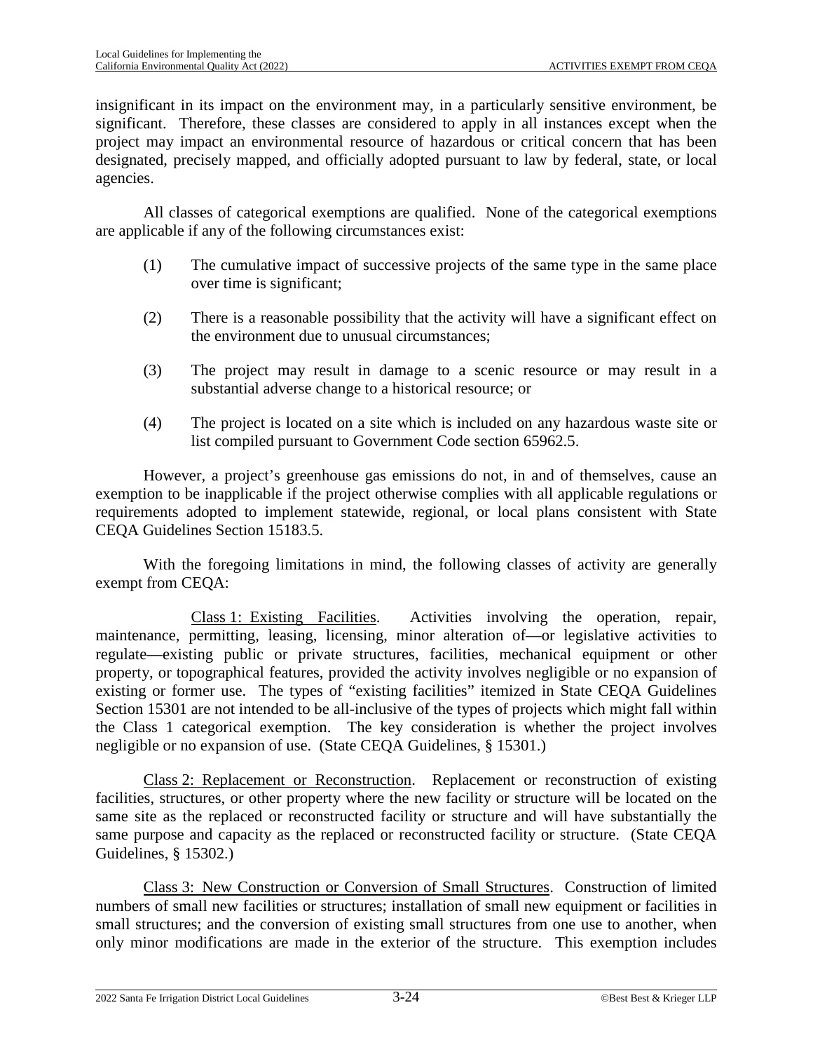insignificant in its impact on the environment may, in a particularly sensitive environment, be significant. Therefore, these classes are considered to apply in all instances except when the project may impact an environmental resource of hazardous or critical concern that has been designated, precisely mapped, and officially adopted pursuant to law by federal, state, or local agencies.

All classes of categorical exemptions are qualified. None of the categorical exemptions are applicable if any of the following circumstances exist:

(1) The cumulative impact of successive projects of the same type in the same place over time is significant;

(2) There is a reasonable possibility that the activity will have a significant effect on the environment due to unusual circumstances;

(3) The project may result in damage to a scenic resource or may result in a substantial adverse change to a historical resource; or

(4) The project is located on a site which is included on any hazardous waste site or list compiled pursuant to Government Code section 65962.5.

However, a project's greenhouse gas emissions do not, in and of themselves, cause an exemption to be inapplicable if the project otherwise complies with all applicable regulations or requirements adopted to implement statewide, regional, or local plans consistent with State CEQA Guidelines Section 15183.5.

With the foregoing limitations in mind, the following classes of activity are generally exempt from CEQA:

<u>Class 1: Existing Facilities</u>. Activities involving the operation, repair, maintenance, permitting, leasing, licensing, minor alteration of—or legislative activities to regulate—existing public or private structures, facilities, mechanical equipment or other property, or topographical features, provided the activity involves negligible or no expansion of existing or former use. The types of "existing facilities" itemized in State CEQA Guidelines Section 15301 are not intended to be all-inclusive of the types of projects which might fall within the Class 1 categorical exemption. The key consideration is whether the project involves negligible or no expansion of use. (State CEQA Guidelines, § 15301.)

<u>Class 2: Replacement or Reconstruction</u>. Replacement or reconstruction of existing facilities, structures, or other property where the new facility or structure will be located on the same site as the replaced or reconstructed facility or structure and will have substantially the same purpose and capacity as the replaced or reconstructed facility or structure. (State CEQA Guidelines, § 15302.)

<u>Class 3: New Construction or Conversion of Small Structures</u>. Construction of limited numbers of small new facilities or structures; installation of small new equipment or facilities in small structures; and the conversion of existing small structures from one use to another, when only minor modifications are made in the exterior of the structure. This exemption includes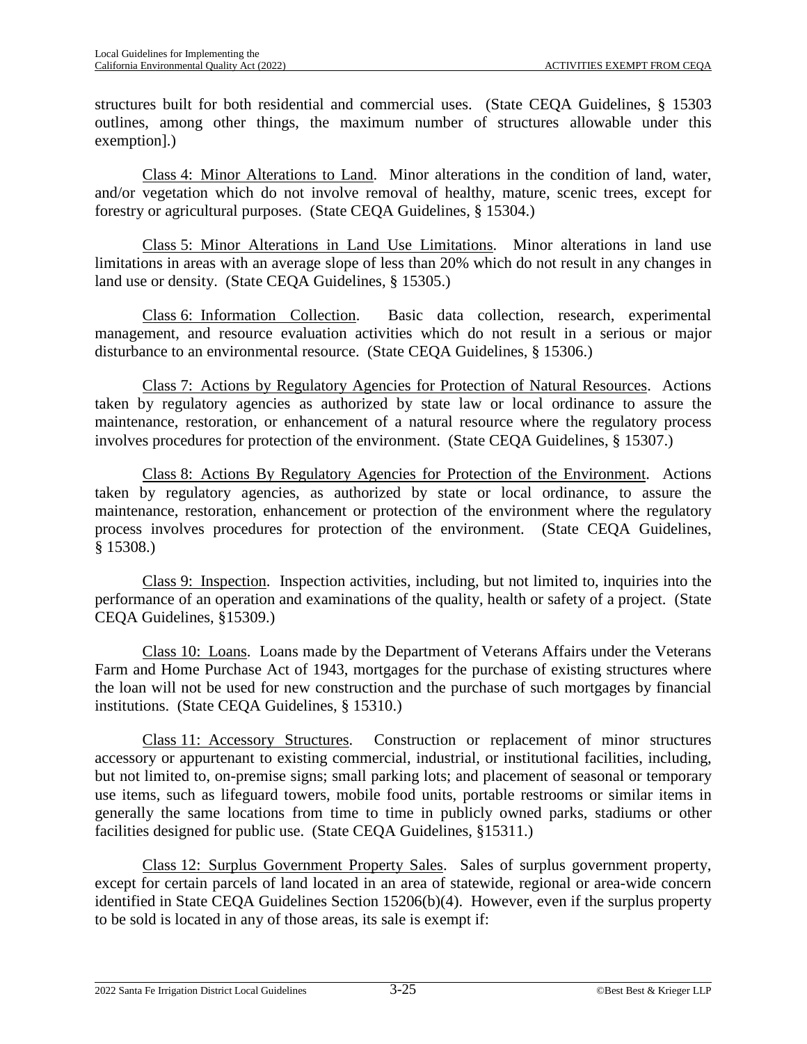structures built for both residential and commercial uses. (State CEQA Guidelines, § 15303 outlines, among other things, the maximum number of structures allowable under this exemption].)

<u>Class 4: Minor Alterations to Land</u>. Minor alterations in the condition of land, water, and/or vegetation which do not involve removal of healthy, mature, scenic trees, except for forestry or agricultural purposes. (State CEQA Guidelines, § 15304.)

<u>Class 5: Minor Alterations in Land Use Limitations</u>. Minor alterations in land use limitations in areas with an average slope of less than 20% which do not result in any changes in land use or density. (State CEQA Guidelines, § 15305.)

<u>Class 6: Information Collection</u>. Basic data collection, research, experimental management, and resource evaluation activities which do not result in a serious or major disturbance to an environmental resource. (State CEQA Guidelines, § 15306.)

<u>Class 7: Actions by Regulatory Agencies for Protection of Natural Resources</u>. Actions taken by regulatory agencies as authorized by state law or local ordinance to assure the maintenance, restoration, or enhancement of a natural resource where the regulatory process involves procedures for protection of the environment. (State CEQA Guidelines, § 15307.)

<u>Class 8: Actions By Regulatory Agencies for Protection of the Environment</u>. Actions taken by regulatory agencies, as authorized by state or local ordinance, to assure the maintenance, restoration, enhancement or protection of the environment where the regulatory process involves procedures for protection of the environment. (State CEQA Guidelines, § 15308.)

<u>Class 9: Inspection</u>. Inspection activities, including, but not limited to, inquiries into the performance of an operation and examinations of the quality, health or safety of a project. (State CEQA Guidelines, §15309.)

<u>Class 10: Loans</u>. Loans made by the Department of Veterans Affairs under the Veterans Farm and Home Purchase Act of 1943, mortgages for the purchase of existing structures where the loan will not be used for new construction and the purchase of such mortgages by financial institutions. (State CEQA Guidelines, § 15310.)

<u>Class 11: Accessory Structures</u>. Construction or replacement of minor structures accessory or appurtenant to existing commercial, industrial, or institutional facilities, including, but not limited to, on-premise signs; small parking lots; and placement of seasonal or temporary use items, such as lifeguard towers, mobile food units, portable restrooms or similar items in generally the same locations from time to time in publicly owned parks, stadiums or other facilities designed for public use. (State CEQA Guidelines, §15311.)

<u>Class 12: Surplus Government Property Sales</u>. Sales of surplus government property, except for certain parcels of land located in an area of statewide, regional or area-wide concern identified in State CEQA Guidelines Section 15206(b)(4). However, even if the surplus property to be sold is located in any of those areas, its sale is exempt if: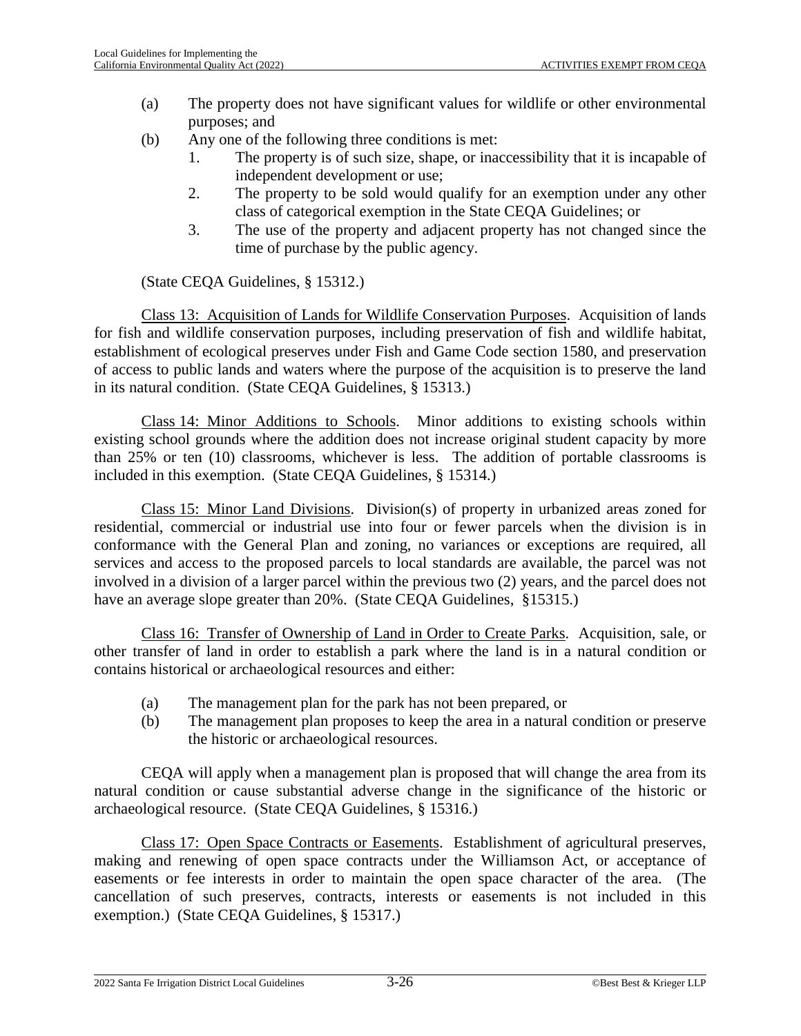(a) The property does not have significant values for wildlife or other environmental purposes; and

(b) Any one of the following three conditions is met:

   1. The property is of such size, shape, or inaccessibility that it is incapable of independent development or use;
   2. The property to be sold would qualify for an exemption under any other class of categorical exemption in the State CEQA Guidelines; or
   3. The use of the property and adjacent property has not changed since the time of purchase by the public agency.

(State CEQA Guidelines, § 15312.)

<u>Class 13: Acquisition of Lands for Wildlife Conservation Purposes</u>. Acquisition of lands for fish and wildlife conservation purposes, including preservation of fish and wildlife habitat, establishment of ecological preserves under Fish and Game Code section 1580, and preservation of access to public lands and waters where the purpose of the acquisition is to preserve the land in its natural condition. (State CEQA Guidelines, § 15313.)

<u>Class 14: Minor Additions to Schools</u>. Minor additions to existing schools within existing school grounds where the addition does not increase original student capacity by more than 25% or ten (10) classrooms, whichever is less. The addition of portable classrooms is included in this exemption. (State CEQA Guidelines, § 15314.)

<u>Class 15: Minor Land Divisions</u>. Division(s) of property in urbanized areas zoned for residential, commercial or industrial use into four or fewer parcels when the division is in conformance with the General Plan and zoning, no variances or exceptions are required, all services and access to the proposed parcels to local standards are available, the parcel was not involved in a division of a larger parcel within the previous two (2) years, and the parcel does not have an average slope greater than 20%. (State CEQA Guidelines, §15315.)

<u>Class 16: Transfer of Ownership of Land in Order to Create Parks</u>. Acquisition, sale, or other transfer of land in order to establish a park where the land is in a natural condition or contains historical or archaeological resources and either:

(a) The management plan for the park has not been prepared, or

(b) The management plan proposes to keep the area in a natural condition or preserve the historic or archaeological resources.

CEQA will apply when a management plan is proposed that will change the area from its natural condition or cause substantial adverse change in the significance of the historic or archaeological resource. (State CEQA Guidelines, § 15316.)

<u>Class 17: Open Space Contracts or Easements</u>. Establishment of agricultural preserves, making and renewing of open space contracts under the Williamson Act, or acceptance of easements or fee interests in order to maintain the open space character of the area. (The cancellation of such preserves, contracts, interests or easements is not included in this exemption.) (State CEQA Guidelines, § 15317.)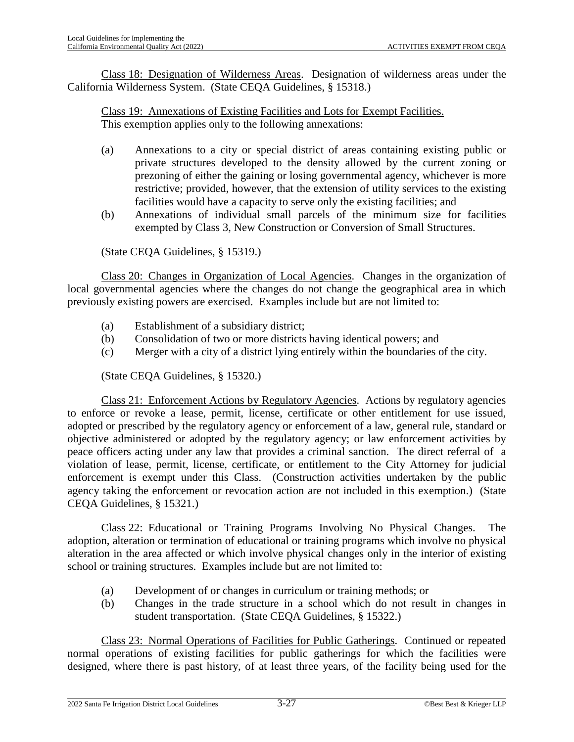Class 18: Designation of Wilderness Areas. Designation of wilderness areas under the California Wilderness System. (State CEQA Guidelines, § 15318.)

Class 19: Annexations of Existing Facilities and Lots for Exempt Facilities. This exemption applies only to the following annexations:

(a) Annexations to a city or special district of areas containing existing public or private structures developed to the density allowed by the current zoning or prezoning of either the gaining or losing governmental agency, whichever is more restrictive; provided, however, that the extension of utility services to the existing facilities would have a capacity to serve only the existing facilities; and

(b) Annexations of individual small parcels of the minimum size for facilities exempted by Class 3, New Construction or Conversion of Small Structures.

(State CEQA Guidelines, § 15319.)

Class 20: Changes in Organization of Local Agencies. Changes in the organization of local governmental agencies where the changes do not change the geographical area in which previously existing powers are exercised. Examples include but are not limited to:

(a) Establishment of a subsidiary district;
(b) Consolidation of two or more districts having identical powers; and
(c) Merger with a city of a district lying entirely within the boundaries of the city.

(State CEQA Guidelines, § 15320.)

Class 21: Enforcement Actions by Regulatory Agencies. Actions by regulatory agencies to enforce or revoke a lease, permit, license, certificate or other entitlement for use issued, adopted or prescribed by the regulatory agency or enforcement of a law, general rule, standard or objective administered or adopted by the regulatory agency; or law enforcement activities by peace officers acting under any law that provides a criminal sanction. The direct referral of a violation of lease, permit, license, certificate, or entitlement to the City Attorney for judicial enforcement is exempt under this Class. (Construction activities undertaken by the public agency taking the enforcement or revocation action are not included in this exemption.) (State CEQA Guidelines, § 15321.)

Class 22: Educational or Training Programs Involving No Physical Changes. The adoption, alteration or termination of educational or training programs which involve no physical alteration in the area affected or which involve physical changes only in the interior of existing school or training structures. Examples include but are not limited to:

(a) Development of or changes in curriculum or training methods; or
(b) Changes in the trade structure in a school which do not result in changes in student transportation. (State CEQA Guidelines, § 15322.)

Class 23: Normal Operations of Facilities for Public Gatherings. Continued or repeated normal operations of existing facilities for public gatherings for which the facilities were designed, where there is past history, of at least three years, of the facility being used for the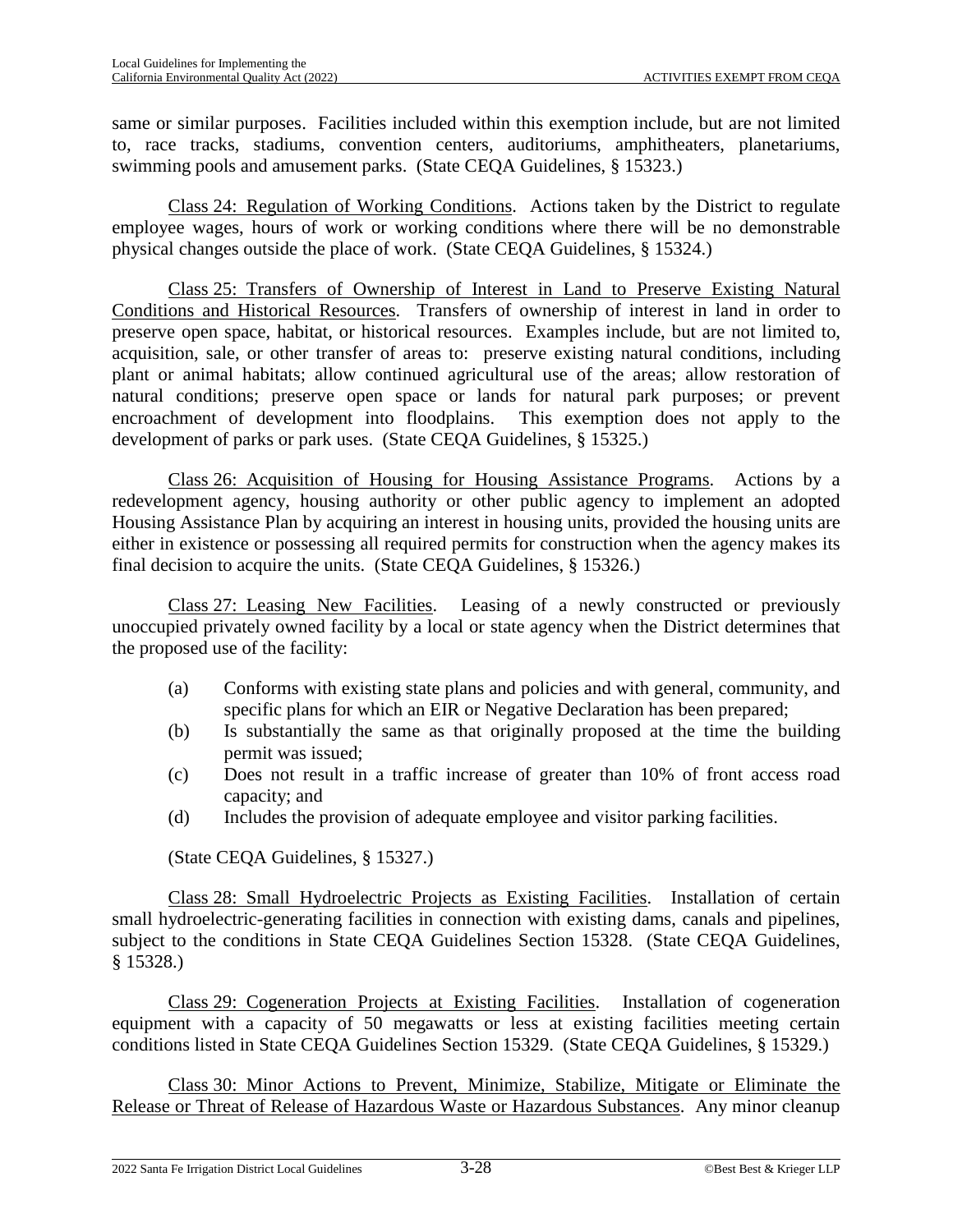same or similar purposes. Facilities included within this exemption include, but are not limited to, race tracks, stadiums, convention centers, auditoriums, amphitheaters, planetariums, swimming pools and amusement parks. (State CEQA Guidelines, § 15323.)

Class 24: Regulation of Working Conditions. Actions taken by the District to regulate employee wages, hours of work or working conditions where there will be no demonstrable physical changes outside the place of work. (State CEQA Guidelines, § 15324.)

Class 25: Transfers of Ownership of Interest in Land to Preserve Existing Natural Conditions and Historical Resources. Transfers of ownership of interest in land in order to preserve open space, habitat, or historical resources. Examples include, but are not limited to, acquisition, sale, or other transfer of areas to: preserve existing natural conditions, including plant or animal habitats; allow continued agricultural use of the areas; allow restoration of natural conditions; preserve open space or lands for natural park purposes; or prevent encroachment of development into floodplains. This exemption does not apply to the development of parks or park uses. (State CEQA Guidelines, § 15325.)

Class 26: Acquisition of Housing for Housing Assistance Programs. Actions by a redevelopment agency, housing authority or other public agency to implement an adopted Housing Assistance Plan by acquiring an interest in housing units, provided the housing units are either in existence or possessing all required permits for construction when the agency makes its final decision to acquire the units. (State CEQA Guidelines, § 15326.)

Class 27: Leasing New Facilities. Leasing of a newly constructed or previously unoccupied privately owned facility by a local or state agency when the District determines that the proposed use of the facility:

(a) Conforms with existing state plans and policies and with general, community, and specific plans for which an EIR or Negative Declaration has been prepared;
(b) Is substantially the same as that originally proposed at the time the building permit was issued;
(c) Does not result in a traffic increase of greater than 10% of front access road capacity; and
(d) Includes the provision of adequate employee and visitor parking facilities.

(State CEQA Guidelines, § 15327.)

Class 28: Small Hydroelectric Projects as Existing Facilities. Installation of certain small hydroelectric-generating facilities in connection with existing dams, canals and pipelines, subject to the conditions in State CEQA Guidelines Section 15328. (State CEQA Guidelines, § 15328.)

Class 29: Cogeneration Projects at Existing Facilities. Installation of cogeneration equipment with a capacity of 50 megawatts or less at existing facilities meeting certain conditions listed in State CEQA Guidelines Section 15329. (State CEQA Guidelines, § 15329.)

Class 30: Minor Actions to Prevent, Minimize, Stabilize, Mitigate or Eliminate the Release or Threat of Release of Hazardous Waste or Hazardous Substances. Any minor cleanup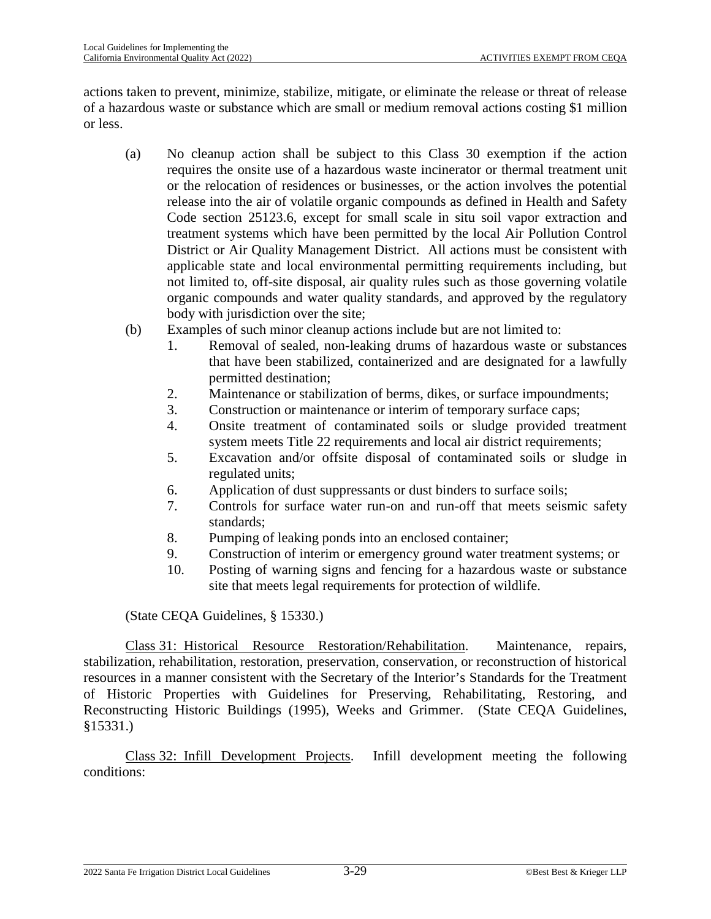actions taken to prevent, minimize, stabilize, mitigate, or eliminate the release or threat of release of a hazardous waste or substance which are small or medium removal actions costing $1 million or less.

(a) No cleanup action shall be subject to this Class 30 exemption if the action requires the onsite use of a hazardous waste incinerator or thermal treatment unit or the relocation of residences or businesses, or the action involves the potential release into the air of volatile organic compounds as defined in Health and Safety Code section 25123.6, except for small scale in situ soil vapor extraction and treatment systems which have been permitted by the local Air Pollution Control District or Air Quality Management District. All actions must be consistent with applicable state and local environmental permitting requirements including, but not limited to, off-site disposal, air quality rules such as those governing volatile organic compounds and water quality standards, and approved by the regulatory body with jurisdiction over the site;

(b) Examples of such minor cleanup actions include but are not limited to:

1. Removal of sealed, non-leaking drums of hazardous waste or substances that have been stabilized, containerized and are designated for a lawfully permitted destination;
2. Maintenance or stabilization of berms, dikes, or surface impoundments;
3. Construction or maintenance or interim of temporary surface caps;
4. Onsite treatment of contaminated soils or sludge provided treatment system meets Title 22 requirements and local air district requirements;
5. Excavation and/or offsite disposal of contaminated soils or sludge in regulated units;
6. Application of dust suppressants or dust binders to surface soils;
7. Controls for surface water run-on and run-off that meets seismic safety standards;
8. Pumping of leaking ponds into an enclosed container;
9. Construction of interim or emergency ground water treatment systems; or
10. Posting of warning signs and fencing for a hazardous waste or substance site that meets legal requirements for protection of wildlife.

(State CEQA Guidelines, § 15330.)

Class 31: Historical Resource Restoration/Rehabilitation. Maintenance, repairs, stabilization, rehabilitation, restoration, preservation, conservation, or reconstruction of historical resources in a manner consistent with the Secretary of the Interior's Standards for the Treatment of Historic Properties with Guidelines for Preserving, Rehabilitating, Restoring, and Reconstructing Historic Buildings (1995), Weeks and Grimmer. (State CEQA Guidelines, §15331.)

Class 32: Infill Development Projects. Infill development meeting the following conditions: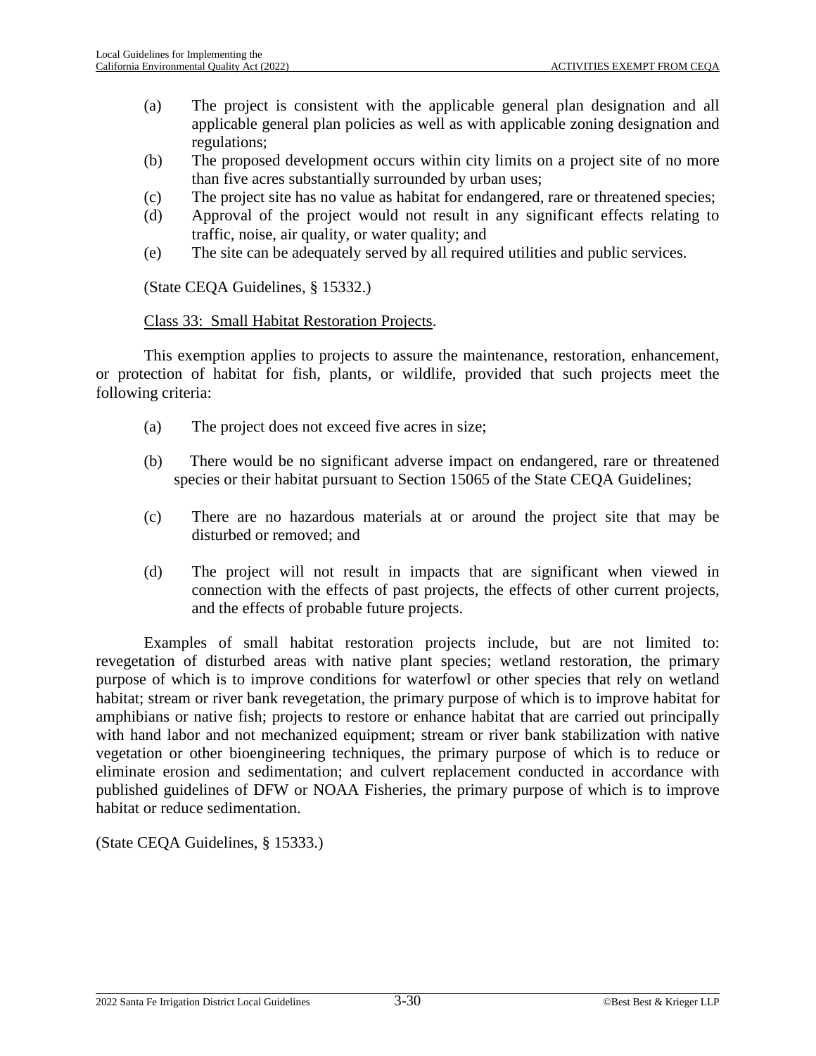(a) The project is consistent with the applicable general plan designation and all applicable general plan policies as well as with applicable zoning designation and regulations;
(b) The proposed development occurs within city limits on a project site of no more than five acres substantially surrounded by urban uses;
(c) The project site has no value as habitat for endangered, rare or threatened species;
(d) Approval of the project would not result in any significant effects relating to traffic, noise, air quality, or water quality; and
(e) The site can be adequately served by all required utilities and public services.

(State CEQA Guidelines, § 15332.)

Class 33: Small Habitat Restoration Projects.

This exemption applies to projects to assure the maintenance, restoration, enhancement, or protection of habitat for fish, plants, or wildlife, provided that such projects meet the following criteria:

(a) The project does not exceed five acres in size;

(b) There would be no significant adverse impact on endangered, rare or threatened species or their habitat pursuant to Section 15065 of the State CEQA Guidelines;

(c) There are no hazardous materials at or around the project site that may be disturbed or removed; and

(d) The project will not result in impacts that are significant when viewed in connection with the effects of past projects, the effects of other current projects, and the effects of probable future projects.

Examples of small habitat restoration projects include, but are not limited to: revegetation of disturbed areas with native plant species; wetland restoration, the primary purpose of which is to improve conditions for waterfowl or other species that rely on wetland habitat; stream or river bank revegetation, the primary purpose of which is to improve habitat for amphibians or native fish; projects to restore or enhance habitat that are carried out principally with hand labor and not mechanized equipment; stream or river bank stabilization with native vegetation or other bioengineering techniques, the primary purpose of which is to reduce or eliminate erosion and sedimentation; and culvert replacement conducted in accordance with published guidelines of DFW or NOAA Fisheries, the primary purpose of which is to improve habitat or reduce sedimentation.

(State CEQA Guidelines, § 15333.)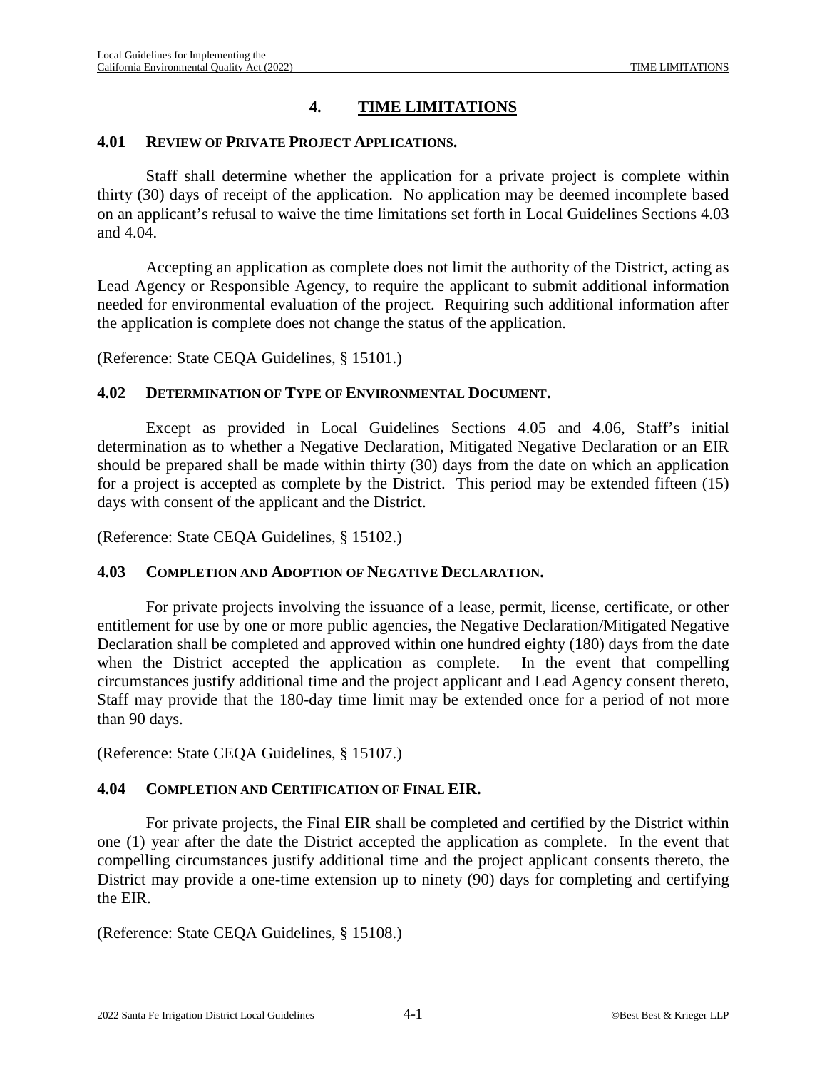# 4. TIME LIMITATIONS

### 4.01 REVIEW OF PRIVATE PROJECT APPLICATIONS.

Staff shall determine whether the application for a private project is complete within thirty (30) days of receipt of the application. No application may be deemed incomplete based on an applicant's refusal to waive the time limitations set forth in Local Guidelines Sections 4.03 and 4.04.

Accepting an application as complete does not limit the authority of the District, acting as Lead Agency or Responsible Agency, to require the applicant to submit additional information needed for environmental evaluation of the project. Requiring such additional information after the application is complete does not change the status of the application.

(Reference: State CEQA Guidelines, § 15101.)

### 4.02 DETERMINATION OF TYPE OF ENVIRONMENTAL DOCUMENT.

Except as provided in Local Guidelines Sections 4.05 and 4.06, Staff's initial determination as to whether a Negative Declaration, Mitigated Negative Declaration or an EIR should be prepared shall be made within thirty (30) days from the date on which an application for a project is accepted as complete by the District. This period may be extended fifteen (15) days with consent of the applicant and the District.

(Reference: State CEQA Guidelines, § 15102.)

### 4.03 COMPLETION AND ADOPTION OF NEGATIVE DECLARATION.

For private projects involving the issuance of a lease, permit, license, certificate, or other entitlement for use by one or more public agencies, the Negative Declaration/Mitigated Negative Declaration shall be completed and approved within one hundred eighty (180) days from the date when the District accepted the application as complete. In the event that compelling circumstances justify additional time and the project applicant and Lead Agency consent thereto, Staff may provide that the 180-day time limit may be extended once for a period of not more than 90 days.

(Reference: State CEQA Guidelines, § 15107.)

### 4.04 COMPLETION AND CERTIFICATION OF FINAL EIR.

For private projects, the Final EIR shall be completed and certified by the District within one (1) year after the date the District accepted the application as complete. In the event that compelling circumstances justify additional time and the project applicant consents thereto, the District may provide a one-time extension up to ninety (90) days for completing and certifying the EIR.

(Reference: State CEQA Guidelines, § 15108.)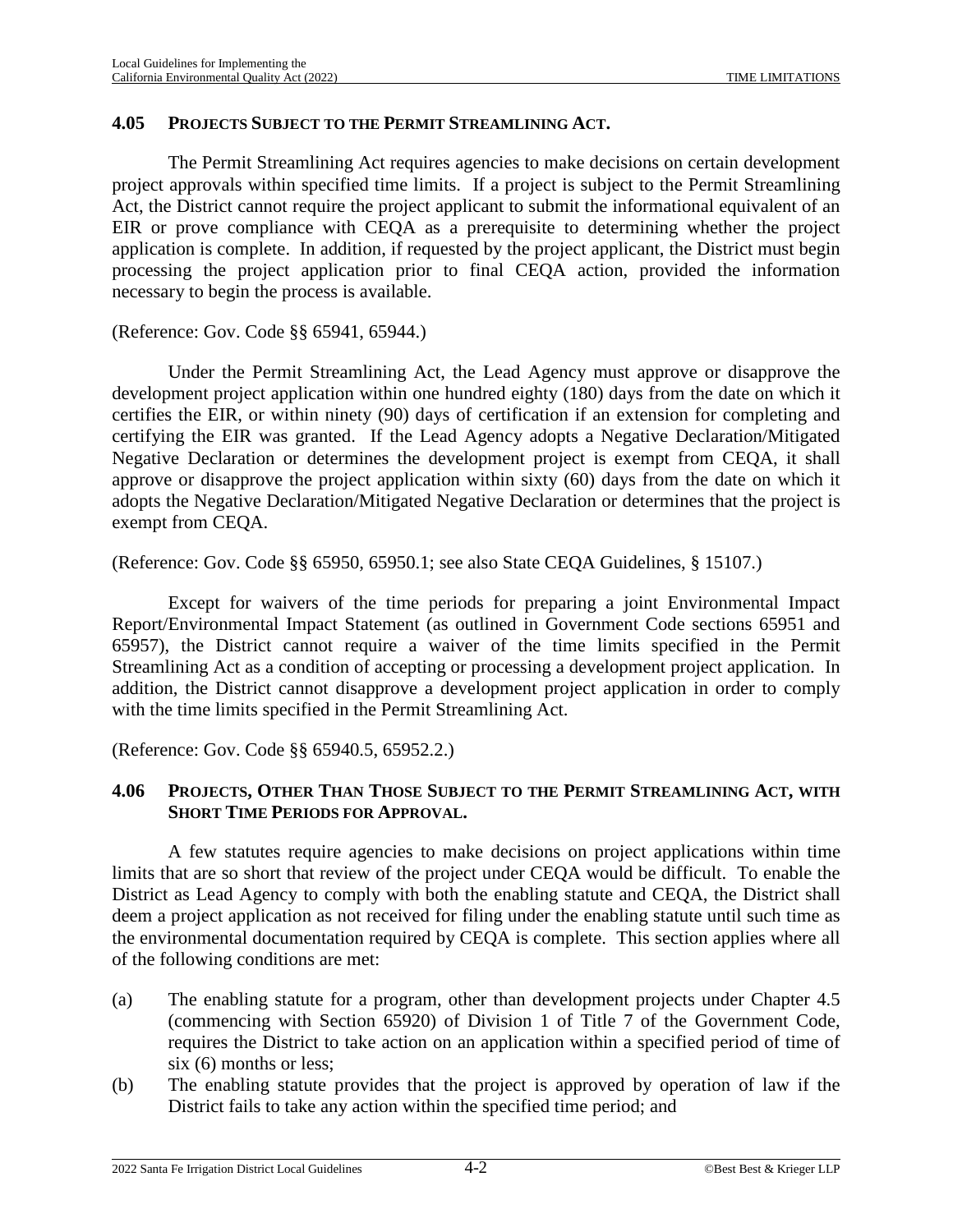## 4.05 PROJECTS SUBJECT TO THE PERMIT STREAMLINING ACT.

The Permit Streamlining Act requires agencies to make decisions on certain development project approvals within specified time limits. If a project is subject to the Permit Streamlining Act, the District cannot require the project applicant to submit the informational equivalent of an EIR or prove compliance with CEQA as a prerequisite to determining whether the project application is complete. In addition, if requested by the project applicant, the District must begin processing the project application prior to final CEQA action, provided the information necessary to begin the process is available.

(Reference: Gov. Code §§ 65941, 65944.)

Under the Permit Streamlining Act, the Lead Agency must approve or disapprove the development project application within one hundred eighty (180) days from the date on which it certifies the EIR, or within ninety (90) days of certification if an extension for completing and certifying the EIR was granted. If the Lead Agency adopts a Negative Declaration/Mitigated Negative Declaration or determines the development project is exempt from CEQA, it shall approve or disapprove the project application within sixty (60) days from the date on which it adopts the Negative Declaration/Mitigated Negative Declaration or determines that the project is exempt from CEQA.

(Reference: Gov. Code §§ 65950, 65950.1; see also State CEQA Guidelines, § 15107.)

Except for waivers of the time periods for preparing a joint Environmental Impact Report/Environmental Impact Statement (as outlined in Government Code sections 65951 and 65957), the District cannot require a waiver of the time limits specified in the Permit Streamlining Act as a condition of accepting or processing a development project application. In addition, the District cannot disapprove a development project application in order to comply with the time limits specified in the Permit Streamlining Act.

(Reference: Gov. Code §§ 65940.5, 65952.2.)

## 4.06 PROJECTS, OTHER THAN THOSE SUBJECT TO THE PERMIT STREAMLINING ACT, WITH SHORT TIME PERIODS FOR APPROVAL.

A few statutes require agencies to make decisions on project applications within time limits that are so short that review of the project under CEQA would be difficult. To enable the District as Lead Agency to comply with both the enabling statute and CEQA, the District shall deem a project application as not received for filing under the enabling statute until such time as the environmental documentation required by CEQA is complete. This section applies where all of the following conditions are met:

(a) The enabling statute for a program, other than development projects under Chapter 4.5 (commencing with Section 65920) of Division 1 of Title 7 of the Government Code, requires the District to take action on an application within a specified period of time of six (6) months or less;

(b) The enabling statute provides that the project is approved by operation of law if the District fails to take any action within the specified time period; and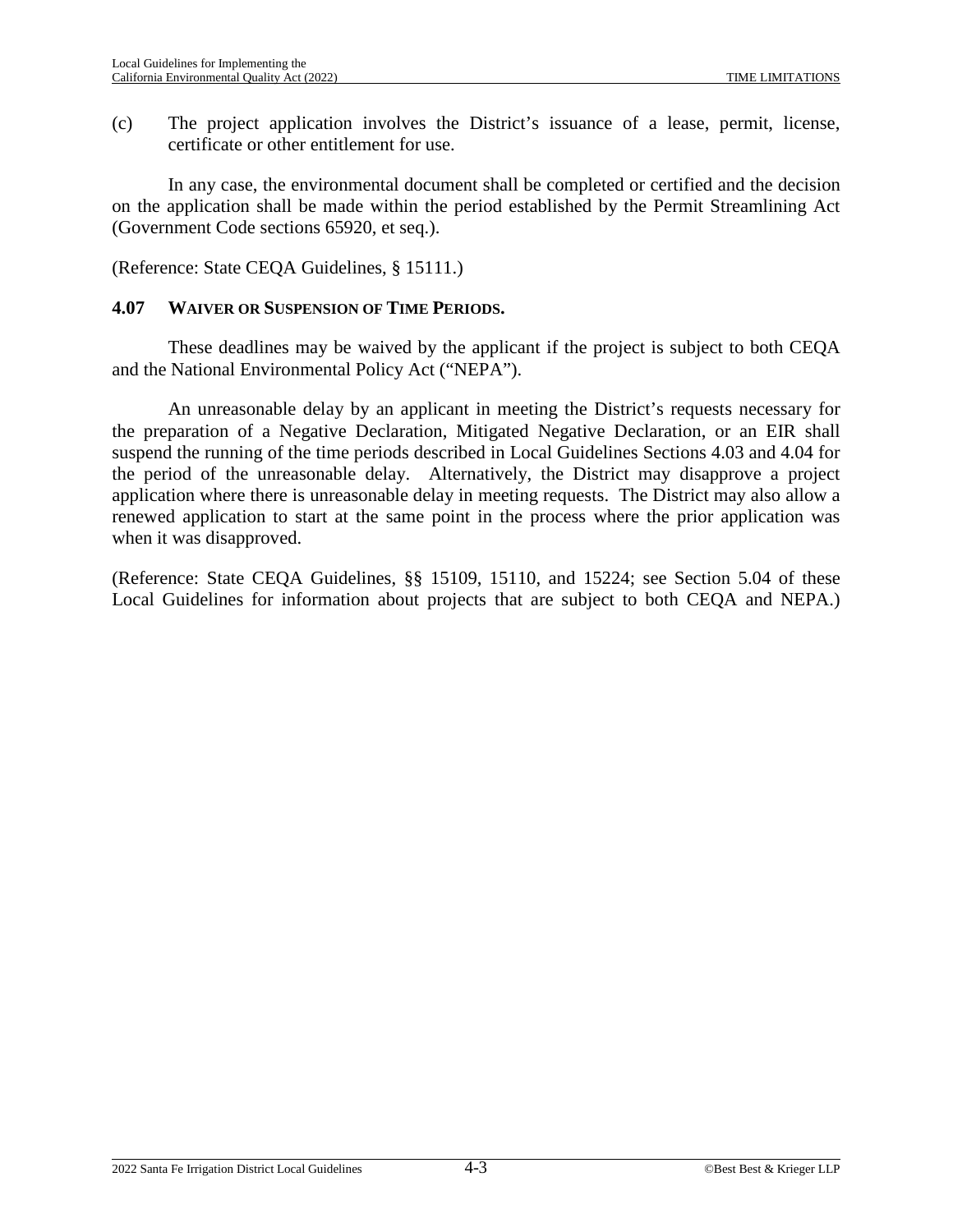(c) The project application involves the District's issuance of a lease, permit, license, certificate or other entitlement for use.

In any case, the environmental document shall be completed or certified and the decision on the application shall be made within the period established by the Permit Streamlining Act (Government Code sections 65920, et seq.).

(Reference: State CEQA Guidelines, § 15111.)

### 4.07 WAIVER OR SUSPENSION OF TIME PERIODS.

These deadlines may be waived by the applicant if the project is subject to both CEQA and the National Environmental Policy Act ("NEPA").

An unreasonable delay by an applicant in meeting the District's requests necessary for the preparation of a Negative Declaration, Mitigated Negative Declaration, or an EIR shall suspend the running of the time periods described in Local Guidelines Sections 4.03 and 4.04 for the period of the unreasonable delay. Alternatively, the District may disapprove a project application where there is unreasonable delay in meeting requests. The District may also allow a renewed application to start at the same point in the process where the prior application was when it was disapproved.

(Reference: State CEQA Guidelines, §§ 15109, 15110, and 15224; see Section 5.04 of these Local Guidelines for information about projects that are subject to both CEQA and NEPA.)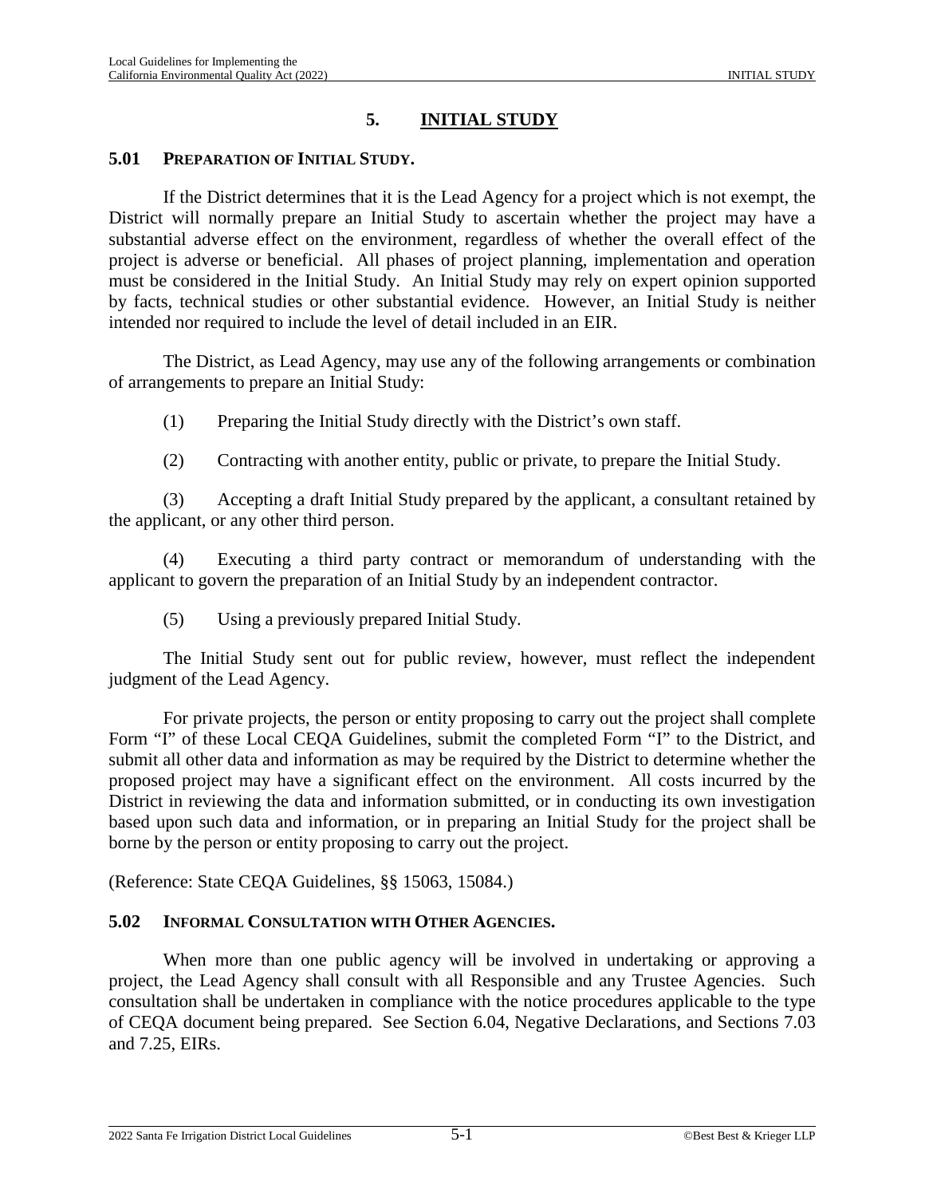# 5. INITIAL STUDY

## 5.01 PREPARATION OF INITIAL STUDY.

If the District determines that it is the Lead Agency for a project which is not exempt, the District will normally prepare an Initial Study to ascertain whether the project may have a substantial adverse effect on the environment, regardless of whether the overall effect of the project is adverse or beneficial. All phases of project planning, implementation and operation must be considered in the Initial Study. An Initial Study may rely on expert opinion supported by facts, technical studies or other substantial evidence. However, an Initial Study is neither intended nor required to include the level of detail included in an EIR.

The District, as Lead Agency, may use any of the following arrangements or combination of arrangements to prepare an Initial Study:

(1) Preparing the Initial Study directly with the District's own staff.

(2) Contracting with another entity, public or private, to prepare the Initial Study.

(3) Accepting a draft Initial Study prepared by the applicant, a consultant retained by the applicant, or any other third person.

(4) Executing a third party contract or memorandum of understanding with the applicant to govern the preparation of an Initial Study by an independent contractor.

(5) Using a previously prepared Initial Study.

The Initial Study sent out for public review, however, must reflect the independent judgment of the Lead Agency.

For private projects, the person or entity proposing to carry out the project shall complete Form "I" of these Local CEQA Guidelines, submit the completed Form "I" to the District, and submit all other data and information as may be required by the District to determine whether the proposed project may have a significant effect on the environment. All costs incurred by the District in reviewing the data and information submitted, or in conducting its own investigation based upon such data and information, or in preparing an Initial Study for the project shall be borne by the person or entity proposing to carry out the project.

(Reference: State CEQA Guidelines, §§ 15063, 15084.)

## 5.02 INFORMAL CONSULTATION WITH OTHER AGENCIES.

When more than one public agency will be involved in undertaking or approving a project, the Lead Agency shall consult with all Responsible and any Trustee Agencies. Such consultation shall be undertaken in compliance with the notice procedures applicable to the type of CEQA document being prepared. See Section 6.04, Negative Declarations, and Sections 7.03 and 7.25, EIRs.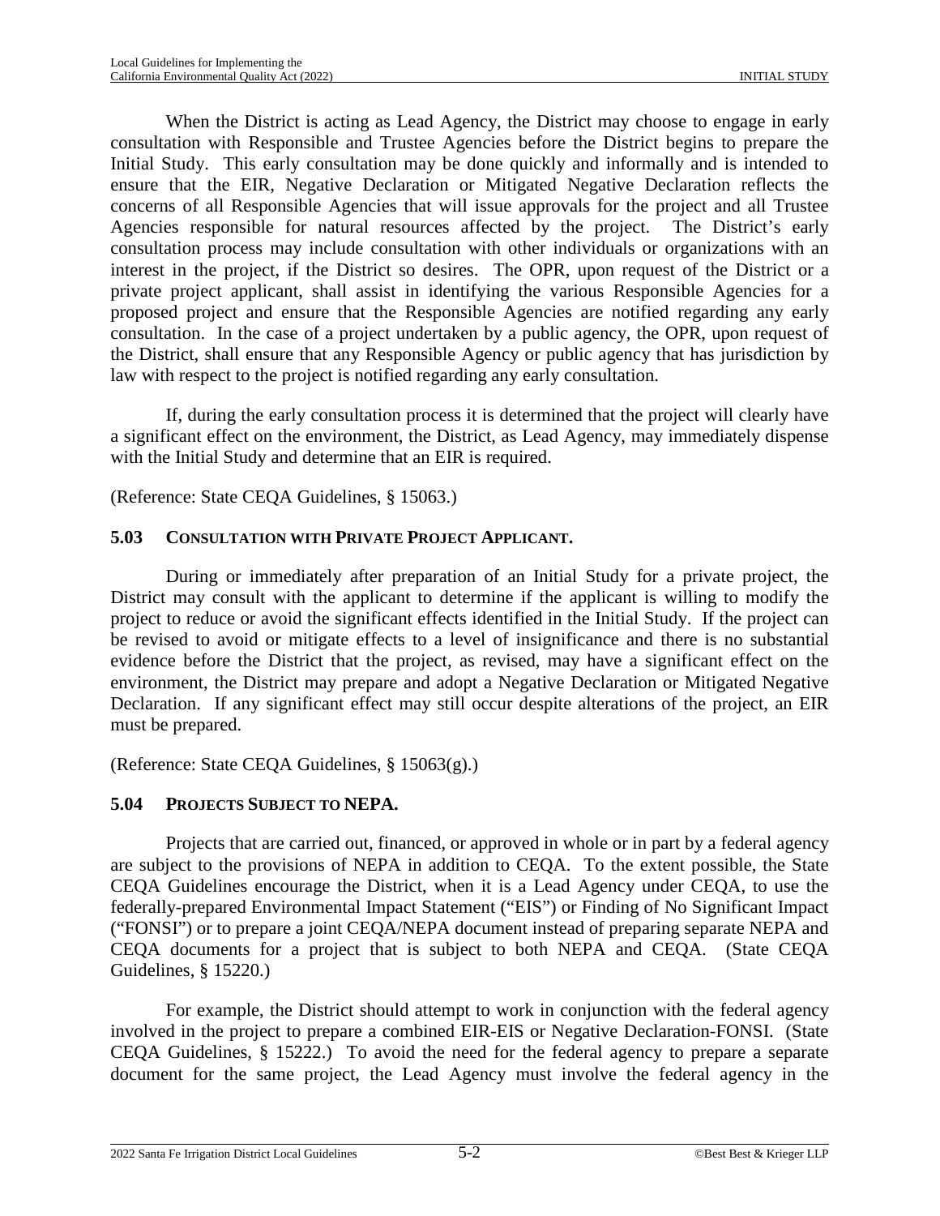When the District is acting as Lead Agency, the District may choose to engage in early consultation with Responsible and Trustee Agencies before the District begins to prepare the Initial Study. This early consultation may be done quickly and informally and is intended to ensure that the EIR, Negative Declaration or Mitigated Negative Declaration reflects the concerns of all Responsible Agencies that will issue approvals for the project and all Trustee Agencies responsible for natural resources affected by the project. The District's early consultation process may include consultation with other individuals or organizations with an interest in the project, if the District so desires. The OPR, upon request of the District or a private project applicant, shall assist in identifying the various Responsible Agencies for a proposed project and ensure that the Responsible Agencies are notified regarding any early consultation. In the case of a project undertaken by a public agency, the OPR, upon request of the District, shall ensure that any Responsible Agency or public agency that has jurisdiction by law with respect to the project is notified regarding any early consultation.

If, during the early consultation process it is determined that the project will clearly have a significant effect on the environment, the District, as Lead Agency, may immediately dispense with the Initial Study and determine that an EIR is required.

(Reference: State CEQA Guidelines, § 15063.)

### 5.03 CONSULTATION WITH PRIVATE PROJECT APPLICANT.

During or immediately after preparation of an Initial Study for a private project, the District may consult with the applicant to determine if the applicant is willing to modify the project to reduce or avoid the significant effects identified in the Initial Study. If the project can be revised to avoid or mitigate effects to a level of insignificance and there is no substantial evidence before the District that the project, as revised, may have a significant effect on the environment, the District may prepare and adopt a Negative Declaration or Mitigated Negative Declaration. If any significant effect may still occur despite alterations of the project, an EIR must be prepared.

(Reference: State CEQA Guidelines, § 15063(g).)

### 5.04 PROJECTS SUBJECT TO NEPA.

Projects that are carried out, financed, or approved in whole or in part by a federal agency are subject to the provisions of NEPA in addition to CEQA. To the extent possible, the State CEQA Guidelines encourage the District, when it is a Lead Agency under CEQA, to use the federally-prepared Environmental Impact Statement ("EIS") or Finding of No Significant Impact ("FONSI") or to prepare a joint CEQA/NEPA document instead of preparing separate NEPA and CEQA documents for a project that is subject to both NEPA and CEQA. (State CEQA Guidelines, § 15220.)

For example, the District should attempt to work in conjunction with the federal agency involved in the project to prepare a combined EIR-EIS or Negative Declaration-FONSI. (State CEQA Guidelines, § 15222.) To avoid the need for the federal agency to prepare a separate document for the same project, the Lead Agency must involve the federal agency in the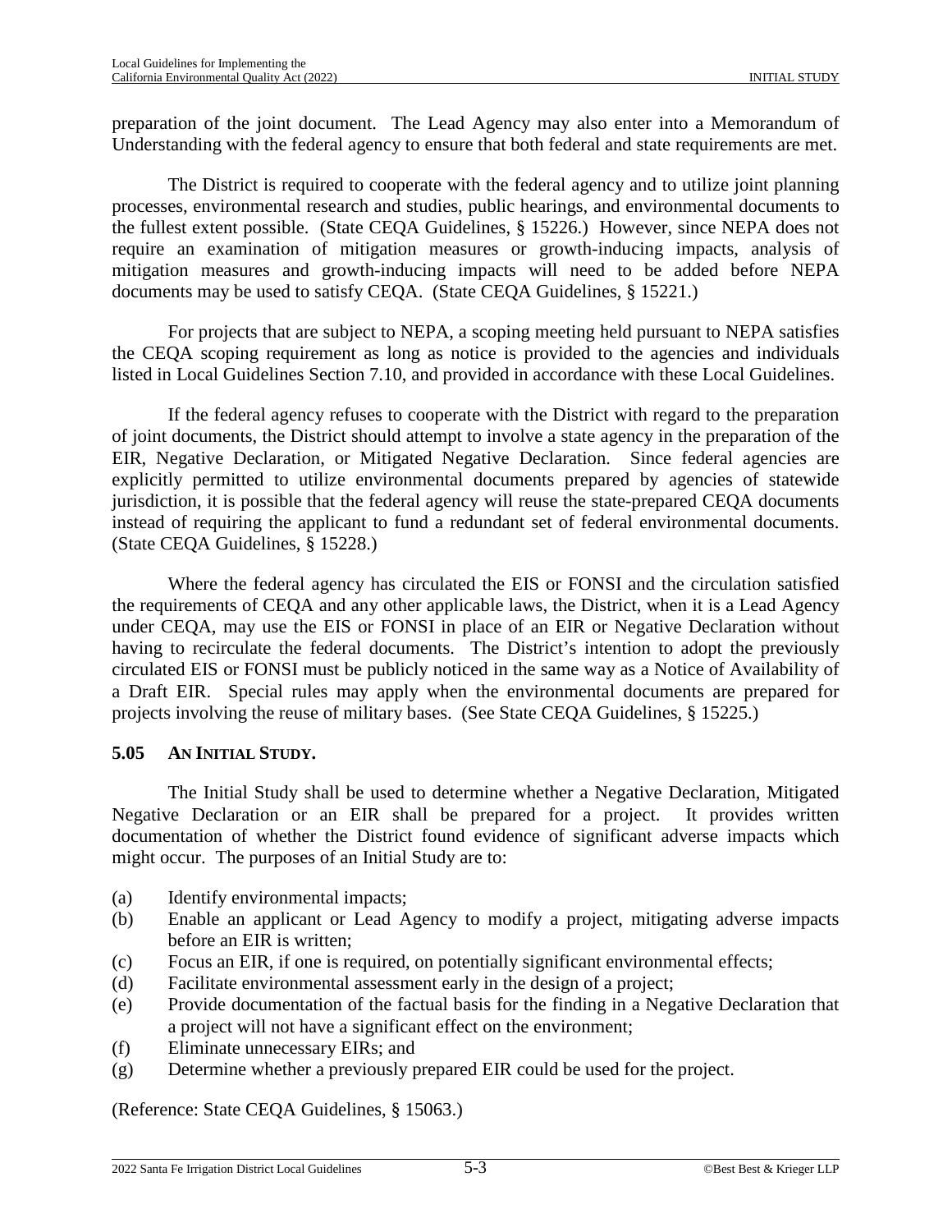preparation of the joint document. The Lead Agency may also enter into a Memorandum of Understanding with the federal agency to ensure that both federal and state requirements are met.

The District is required to cooperate with the federal agency and to utilize joint planning processes, environmental research and studies, public hearings, and environmental documents to the fullest extent possible. (State CEQA Guidelines, § 15226.) However, since NEPA does not require an examination of mitigation measures or growth-inducing impacts, analysis of mitigation measures and growth-inducing impacts will need to be added before NEPA documents may be used to satisfy CEQA. (State CEQA Guidelines, § 15221.)

For projects that are subject to NEPA, a scoping meeting held pursuant to NEPA satisfies the CEQA scoping requirement as long as notice is provided to the agencies and individuals listed in Local Guidelines Section 7.10, and provided in accordance with these Local Guidelines.

If the federal agency refuses to cooperate with the District with regard to the preparation of joint documents, the District should attempt to involve a state agency in the preparation of the EIR, Negative Declaration, or Mitigated Negative Declaration. Since federal agencies are explicitly permitted to utilize environmental documents prepared by agencies of statewide jurisdiction, it is possible that the federal agency will reuse the state-prepared CEQA documents instead of requiring the applicant to fund a redundant set of federal environmental documents. (State CEQA Guidelines, § 15228.)

Where the federal agency has circulated the EIS or FONSI and the circulation satisfied the requirements of CEQA and any other applicable laws, the District, when it is a Lead Agency under CEQA, may use the EIS or FONSI in place of an EIR or Negative Declaration without having to recirculate the federal documents. The District's intention to adopt the previously circulated EIS or FONSI must be publicly noticed in the same way as a Notice of Availability of a Draft EIR. Special rules may apply when the environmental documents are prepared for projects involving the reuse of military bases. (See State CEQA Guidelines, § 15225.)

## 5.05 AN INITIAL STUDY.

The Initial Study shall be used to determine whether a Negative Declaration, Mitigated Negative Declaration or an EIR shall be prepared for a project. It provides written documentation of whether the District found evidence of significant adverse impacts which might occur. The purposes of an Initial Study are to:

(a) Identify environmental impacts;
(b) Enable an applicant or Lead Agency to modify a project, mitigating adverse impacts before an EIR is written;
(c) Focus an EIR, if one is required, on potentially significant environmental effects;
(d) Facilitate environmental assessment early in the design of a project;
(e) Provide documentation of the factual basis for the finding in a Negative Declaration that a project will not have a significant effect on the environment;
(f) Eliminate unnecessary EIRs; and
(g) Determine whether a previously prepared EIR could be used for the project.

(Reference: State CEQA Guidelines, § 15063.)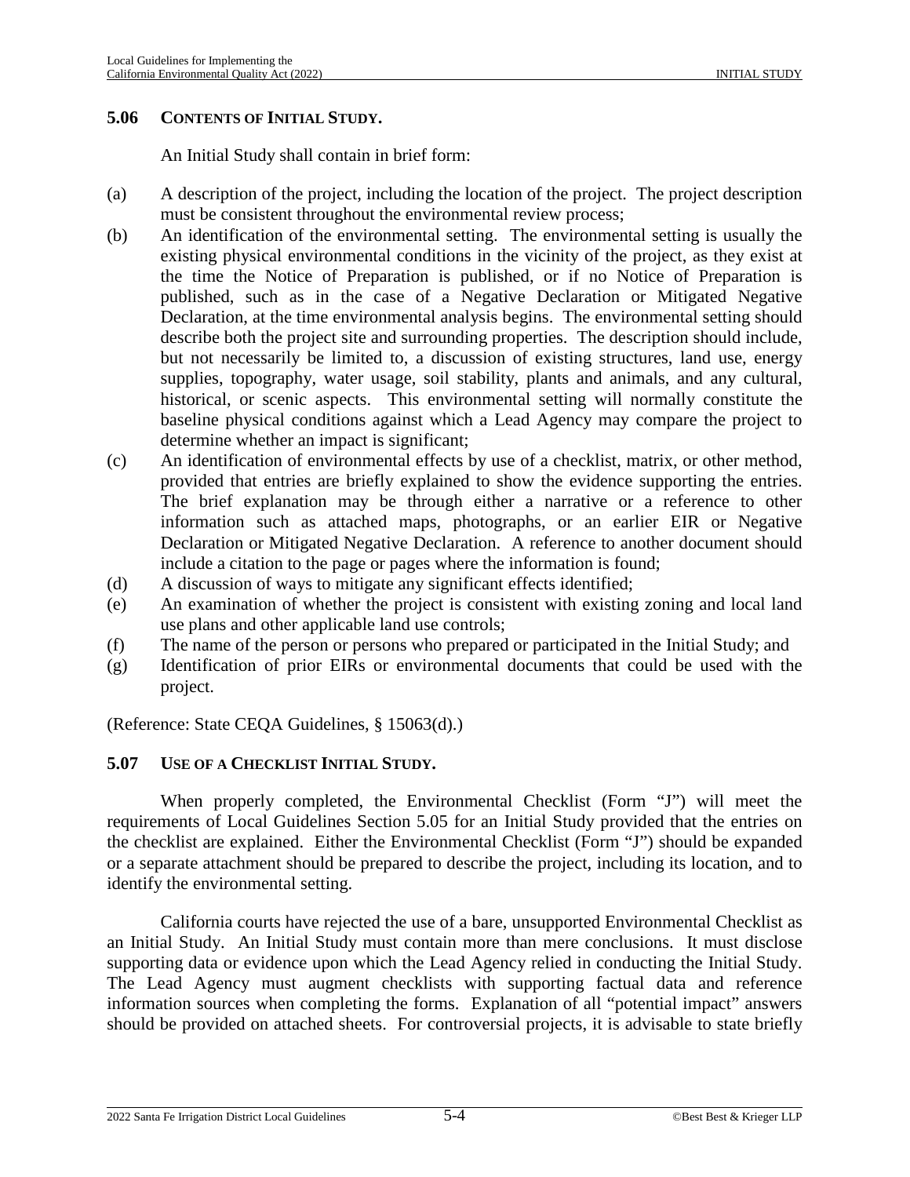### 5.06 CONTENTS OF INITIAL STUDY.

An Initial Study shall contain in brief form:

(a) A description of the project, including the location of the project. The project description must be consistent throughout the environmental review process;

(b) An identification of the environmental setting. The environmental setting is usually the existing physical environmental conditions in the vicinity of the project, as they exist at the time the Notice of Preparation is published, or if no Notice of Preparation is published, such as in the case of a Negative Declaration or Mitigated Negative Declaration, at the time environmental analysis begins. The environmental setting should describe both the project site and surrounding properties. The description should include, but not necessarily be limited to, a discussion of existing structures, land use, energy supplies, topography, water usage, soil stability, plants and animals, and any cultural, historical, or scenic aspects. This environmental setting will normally constitute the baseline physical conditions against which a Lead Agency may compare the project to determine whether an impact is significant;

(c) An identification of environmental effects by use of a checklist, matrix, or other method, provided that entries are briefly explained to show the evidence supporting the entries. The brief explanation may be through either a narrative or a reference to other information such as attached maps, photographs, or an earlier EIR or Negative Declaration or Mitigated Negative Declaration. A reference to another document should include a citation to the page or pages where the information is found;

(d) A discussion of ways to mitigate any significant effects identified;

(e) An examination of whether the project is consistent with existing zoning and local land use plans and other applicable land use controls;

(f) The name of the person or persons who prepared or participated in the Initial Study; and

(g) Identification of prior EIRs or environmental documents that could be used with the project.

(Reference: State CEQA Guidelines, § 15063(d).)

### 5.07 USE OF A CHECKLIST INITIAL STUDY.

When properly completed, the Environmental Checklist (Form "J") will meet the requirements of Local Guidelines Section 5.05 for an Initial Study provided that the entries on the checklist are explained. Either the Environmental Checklist (Form "J") should be expanded or a separate attachment should be prepared to describe the project, including its location, and to identify the environmental setting.

California courts have rejected the use of a bare, unsupported Environmental Checklist as an Initial Study. An Initial Study must contain more than mere conclusions. It must disclose supporting data or evidence upon which the Lead Agency relied in conducting the Initial Study. The Lead Agency must augment checklists with supporting factual data and reference information sources when completing the forms. Explanation of all "potential impact" answers should be provided on attached sheets. For controversial projects, it is advisable to state briefly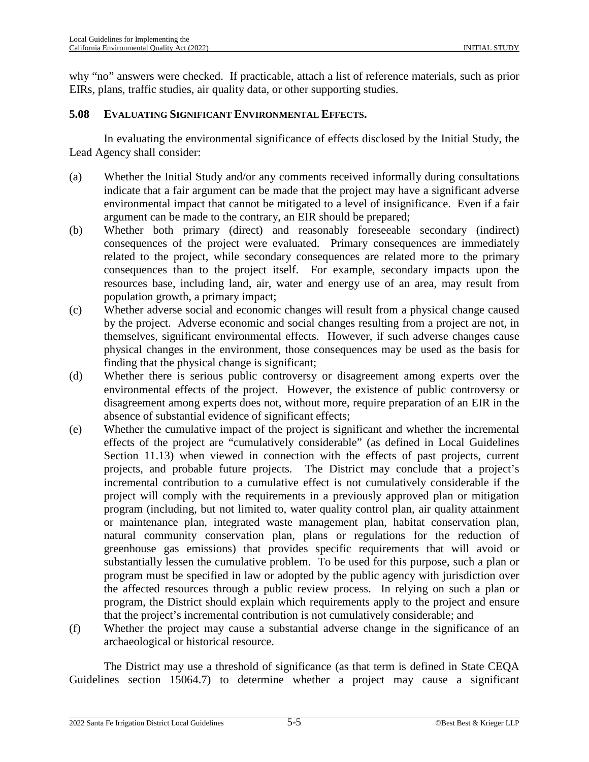why "no" answers were checked. If practicable, attach a list of reference materials, such as prior EIRs, plans, traffic studies, air quality data, or other supporting studies.

### 5.08 EVALUATING SIGNIFICANT ENVIRONMENTAL EFFECTS.

In evaluating the environmental significance of effects disclosed by the Initial Study, the Lead Agency shall consider:

(a) Whether the Initial Study and/or any comments received informally during consultations indicate that a fair argument can be made that the project may have a significant adverse environmental impact that cannot be mitigated to a level of insignificance. Even if a fair argument can be made to the contrary, an EIR should be prepared;

(b) Whether both primary (direct) and reasonably foreseeable secondary (indirect) consequences of the project were evaluated. Primary consequences are immediately related to the project, while secondary consequences are related more to the primary consequences than to the project itself. For example, secondary impacts upon the resources base, including land, air, water and energy use of an area, may result from population growth, a primary impact;

(c) Whether adverse social and economic changes will result from a physical change caused by the project. Adverse economic and social changes resulting from a project are not, in themselves, significant environmental effects. However, if such adverse changes cause physical changes in the environment, those consequences may be used as the basis for finding that the physical change is significant;

(d) Whether there is serious public controversy or disagreement among experts over the environmental effects of the project. However, the existence of public controversy or disagreement among experts does not, without more, require preparation of an EIR in the absence of substantial evidence of significant effects;

(e) Whether the cumulative impact of the project is significant and whether the incremental effects of the project are "cumulatively considerable" (as defined in Local Guidelines Section 11.13) when viewed in connection with the effects of past projects, current projects, and probable future projects. The District may conclude that a project's incremental contribution to a cumulative effect is not cumulatively considerable if the project will comply with the requirements in a previously approved plan or mitigation program (including, but not limited to, water quality control plan, air quality attainment or maintenance plan, integrated waste management plan, habitat conservation plan, natural community conservation plan, plans or regulations for the reduction of greenhouse gas emissions) that provides specific requirements that will avoid or substantially lessen the cumulative problem. To be used for this purpose, such a plan or program must be specified in law or adopted by the public agency with jurisdiction over the affected resources through a public review process. In relying on such a plan or program, the District should explain which requirements apply to the project and ensure that the project's incremental contribution is not cumulatively considerable; and

(f) Whether the project may cause a substantial adverse change in the significance of an archaeological or historical resource.

The District may use a threshold of significance (as that term is defined in State CEQA Guidelines section 15064.7) to determine whether a project may cause a significant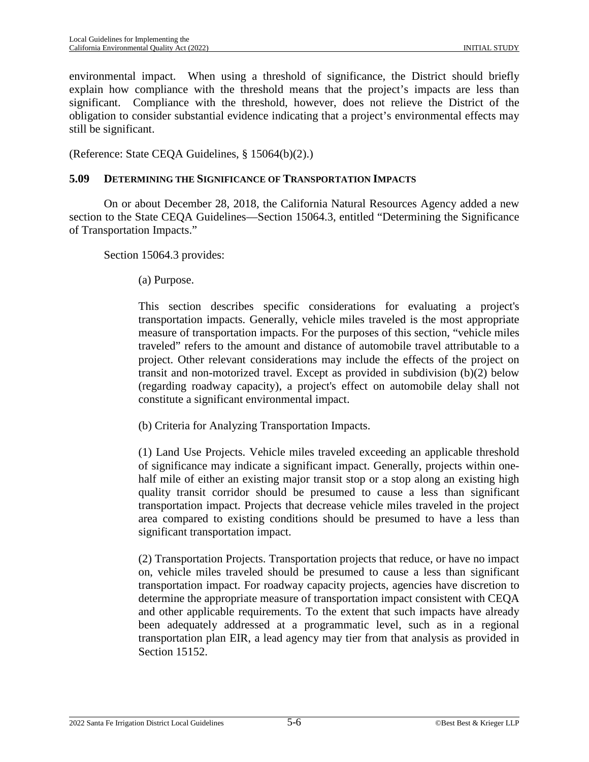environmental impact. When using a threshold of significance, the District should briefly explain how compliance with the threshold means that the project's impacts are less than significant. Compliance with the threshold, however, does not relieve the District of the obligation to consider substantial evidence indicating that a project's environmental effects may still be significant.

(Reference: State CEQA Guidelines, § 15064(b)(2).)

## 5.09 DETERMINING THE SIGNIFICANCE OF TRANSPORTATION IMPACTS

On or about December 28, 2018, the California Natural Resources Agency added a new section to the State CEQA Guidelines—Section 15064.3, entitled "Determining the Significance of Transportation Impacts."

Section 15064.3 provides:

> (a) Purpose.
>
> This section describes specific considerations for evaluating a project's transportation impacts. Generally, vehicle miles traveled is the most appropriate measure of transportation impacts. For the purposes of this section, "vehicle miles traveled" refers to the amount and distance of automobile travel attributable to a project. Other relevant considerations may include the effects of the project on transit and non-motorized travel. Except as provided in subdivision (b)(2) below (regarding roadway capacity), a project's effect on automobile delay shall not constitute a significant environmental impact.
>
> (b) Criteria for Analyzing Transportation Impacts.
>
> (1) Land Use Projects. Vehicle miles traveled exceeding an applicable threshold of significance may indicate a significant impact. Generally, projects within one-half mile of either an existing major transit stop or a stop along an existing high quality transit corridor should be presumed to cause a less than significant transportation impact. Projects that decrease vehicle miles traveled in the project area compared to existing conditions should be presumed to have a less than significant transportation impact.
>
> (2) Transportation Projects. Transportation projects that reduce, or have no impact on, vehicle miles traveled should be presumed to cause a less than significant transportation impact. For roadway capacity projects, agencies have discretion to determine the appropriate measure of transportation impact consistent with CEQA and other applicable requirements. To the extent that such impacts have already been adequately addressed at a programmatic level, such as in a regional transportation plan EIR, a lead agency may tier from that analysis as provided in Section 15152.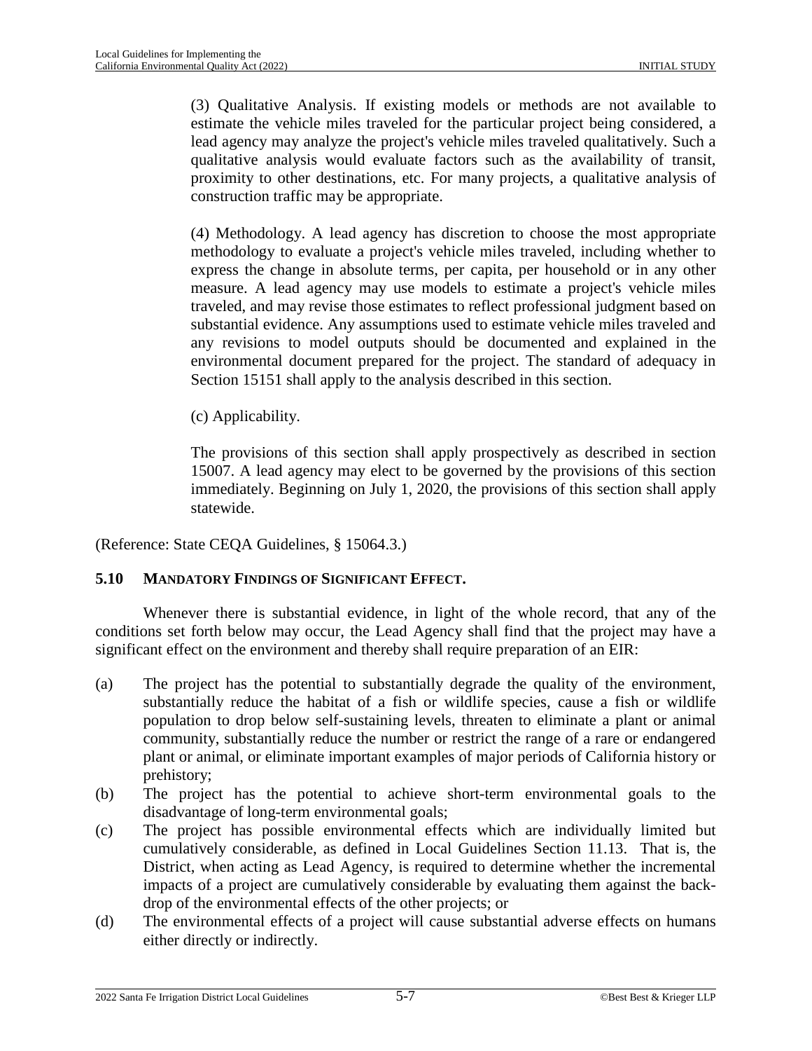(3) Qualitative Analysis. If existing models or methods are not available to estimate the vehicle miles traveled for the particular project being considered, a lead agency may analyze the project's vehicle miles traveled qualitatively. Such a qualitative analysis would evaluate factors such as the availability of transit, proximity to other destinations, etc. For many projects, a qualitative analysis of construction traffic may be appropriate.

(4) Methodology. A lead agency has discretion to choose the most appropriate methodology to evaluate a project's vehicle miles traveled, including whether to express the change in absolute terms, per capita, per household or in any other measure. A lead agency may use models to estimate a project's vehicle miles traveled, and may revise those estimates to reflect professional judgment based on substantial evidence. Any assumptions used to estimate vehicle miles traveled and any revisions to model outputs should be documented and explained in the environmental document prepared for the project. The standard of adequacy in Section 15151 shall apply to the analysis described in this section.

(c) Applicability.

The provisions of this section shall apply prospectively as described in section 15007. A lead agency may elect to be governed by the provisions of this section immediately. Beginning on July 1, 2020, the provisions of this section shall apply statewide.

(Reference: State CEQA Guidelines, § 15064.3.)

## 5.10 MANDATORY FINDINGS OF SIGNIFICANT EFFECT.

Whenever there is substantial evidence, in light of the whole record, that any of the conditions set forth below may occur, the Lead Agency shall find that the project may have a significant effect on the environment and thereby shall require preparation of an EIR:

(a) The project has the potential to substantially degrade the quality of the environment, substantially reduce the habitat of a fish or wildlife species, cause a fish or wildlife population to drop below self-sustaining levels, threaten to eliminate a plant or animal community, substantially reduce the number or restrict the range of a rare or endangered plant or animal, or eliminate important examples of major periods of California history or prehistory;

(b) The project has the potential to achieve short-term environmental goals to the disadvantage of long-term environmental goals;

(c) The project has possible environmental effects which are individually limited but cumulatively considerable, as defined in Local Guidelines Section 11.13. That is, the District, when acting as Lead Agency, is required to determine whether the incremental impacts of a project are cumulatively considerable by evaluating them against the back-drop of the environmental effects of the other projects; or

(d) The environmental effects of a project will cause substantial adverse effects on humans either directly or indirectly.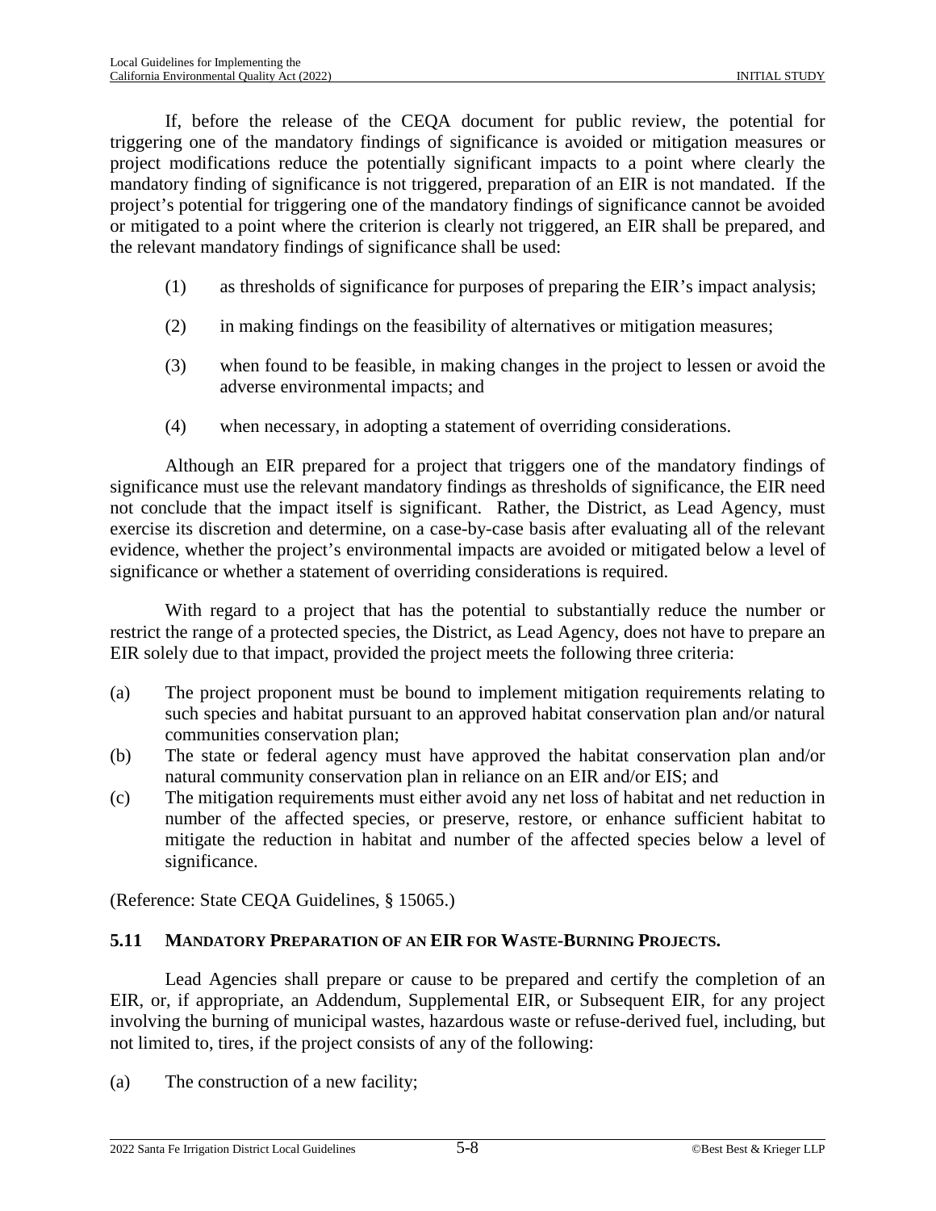If, before the release of the CEQA document for public review, the potential for triggering one of the mandatory findings of significance is avoided or mitigation measures or project modifications reduce the potentially significant impacts to a point where clearly the mandatory finding of significance is not triggered, preparation of an EIR is not mandated. If the project's potential for triggering one of the mandatory findings of significance cannot be avoided or mitigated to a point where the criterion is clearly not triggered, an EIR shall be prepared, and the relevant mandatory findings of significance shall be used:

(1) as thresholds of significance for purposes of preparing the EIR's impact analysis;

(2) in making findings on the feasibility of alternatives or mitigation measures;

(3) when found to be feasible, in making changes in the project to lessen or avoid the adverse environmental impacts; and

(4) when necessary, in adopting a statement of overriding considerations.

Although an EIR prepared for a project that triggers one of the mandatory findings of significance must use the relevant mandatory findings as thresholds of significance, the EIR need not conclude that the impact itself is significant. Rather, the District, as Lead Agency, must exercise its discretion and determine, on a case-by-case basis after evaluating all of the relevant evidence, whether the project's environmental impacts are avoided or mitigated below a level of significance or whether a statement of overriding considerations is required.

With regard to a project that has the potential to substantially reduce the number or restrict the range of a protected species, the District, as Lead Agency, does not have to prepare an EIR solely due to that impact, provided the project meets the following three criteria:

(a) The project proponent must be bound to implement mitigation requirements relating to such species and habitat pursuant to an approved habitat conservation plan and/or natural communities conservation plan;

(b) The state or federal agency must have approved the habitat conservation plan and/or natural community conservation plan in reliance on an EIR and/or EIS; and

(c) The mitigation requirements must either avoid any net loss of habitat and net reduction in number of the affected species, or preserve, restore, or enhance sufficient habitat to mitigate the reduction in habitat and number of the affected species below a level of significance.

(Reference: State CEQA Guidelines, § 15065.)

## 5.11 MANDATORY PREPARATION OF AN EIR FOR WASTE-BURNING PROJECTS.

Lead Agencies shall prepare or cause to be prepared and certify the completion of an EIR, or, if appropriate, an Addendum, Supplemental EIR, or Subsequent EIR, for any project involving the burning of municipal wastes, hazardous waste or refuse-derived fuel, including, but not limited to, tires, if the project consists of any of the following:

(a) The construction of a new facility;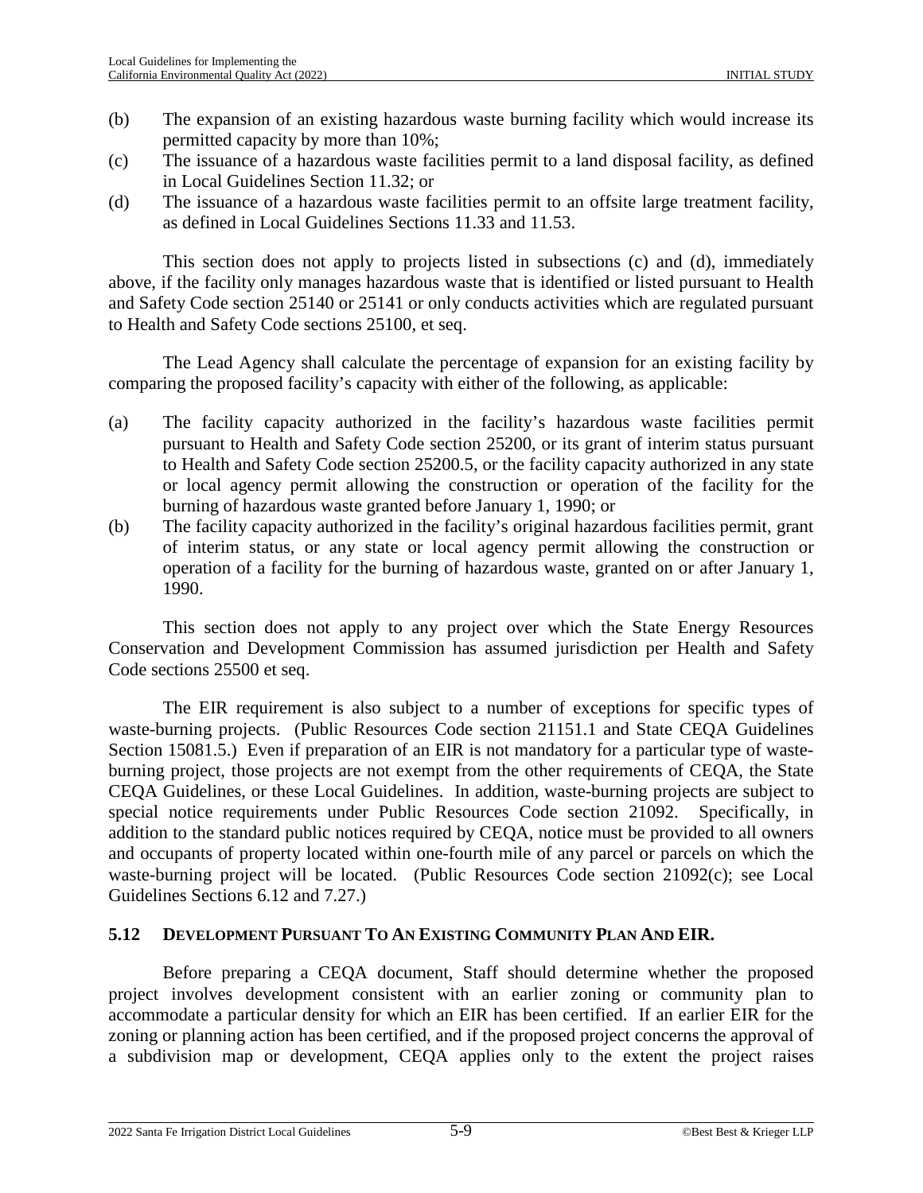(b) The expansion of an existing hazardous waste burning facility which would increase its permitted capacity by more than 10%;

(c) The issuance of a hazardous waste facilities permit to a land disposal facility, as defined in Local Guidelines Section 11.32; or

(d) The issuance of a hazardous waste facilities permit to an offsite large treatment facility, as defined in Local Guidelines Sections 11.33 and 11.53.

This section does not apply to projects listed in subsections (c) and (d), immediately above, if the facility only manages hazardous waste that is identified or listed pursuant to Health and Safety Code section 25140 or 25141 or only conducts activities which are regulated pursuant to Health and Safety Code sections 25100, et seq.

The Lead Agency shall calculate the percentage of expansion for an existing facility by comparing the proposed facility's capacity with either of the following, as applicable:

(a) The facility capacity authorized in the facility's hazardous waste facilities permit pursuant to Health and Safety Code section 25200, or its grant of interim status pursuant to Health and Safety Code section 25200.5, or the facility capacity authorized in any state or local agency permit allowing the construction or operation of the facility for the burning of hazardous waste granted before January 1, 1990; or

(b) The facility capacity authorized in the facility's original hazardous facilities permit, grant of interim status, or any state or local agency permit allowing the construction or operation of a facility for the burning of hazardous waste, granted on or after January 1, 1990.

This section does not apply to any project over which the State Energy Resources Conservation and Development Commission has assumed jurisdiction per Health and Safety Code sections 25500 et seq.

The EIR requirement is also subject to a number of exceptions for specific types of waste-burning projects. (Public Resources Code section 21151.1 and State CEQA Guidelines Section 15081.5.) Even if preparation of an EIR is not mandatory for a particular type of waste-burning project, those projects are not exempt from the other requirements of CEQA, the State CEQA Guidelines, or these Local Guidelines. In addition, waste-burning projects are subject to special notice requirements under Public Resources Code section 21092. Specifically, in addition to the standard public notices required by CEQA, notice must be provided to all owners and occupants of property located within one-fourth mile of any parcel or parcels on which the waste-burning project will be located. (Public Resources Code section 21092(c); see Local Guidelines Sections 6.12 and 7.27.)

## 5.12 DEVELOPMENT PURSUANT TO AN EXISTING COMMUNITY PLAN AND EIR.

Before preparing a CEQA document, Staff should determine whether the proposed project involves development consistent with an earlier zoning or community plan to accommodate a particular density for which an EIR has been certified. If an earlier EIR for the zoning or planning action has been certified, and if the proposed project concerns the approval of a subdivision map or development, CEQA applies only to the extent the project raises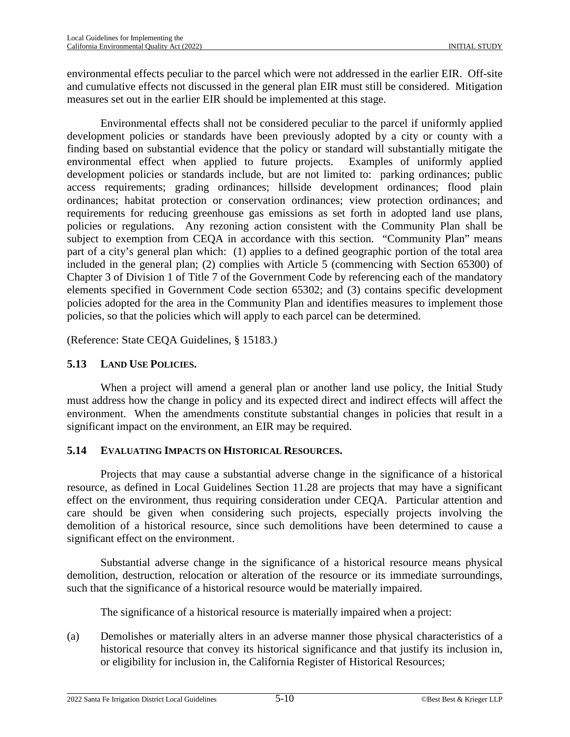environmental effects peculiar to the parcel which were not addressed in the earlier EIR. Off-site and cumulative effects not discussed in the general plan EIR must still be considered. Mitigation measures set out in the earlier EIR should be implemented at this stage.

Environmental effects shall not be considered peculiar to the parcel if uniformly applied development policies or standards have been previously adopted by a city or county with a finding based on substantial evidence that the policy or standard will substantially mitigate the environmental effect when applied to future projects. Examples of uniformly applied development policies or standards include, but are not limited to: parking ordinances; public access requirements; grading ordinances; hillside development ordinances; flood plain ordinances; habitat protection or conservation ordinances; view protection ordinances; and requirements for reducing greenhouse gas emissions as set forth in adopted land use plans, policies or regulations. Any rezoning action consistent with the Community Plan shall be subject to exemption from CEQA in accordance with this section. "Community Plan" means part of a city's general plan which: (1) applies to a defined geographic portion of the total area included in the general plan; (2) complies with Article 5 (commencing with Section 65300) of Chapter 3 of Division 1 of Title 7 of the Government Code by referencing each of the mandatory elements specified in Government Code section 65302; and (3) contains specific development policies adopted for the area in the Community Plan and identifies measures to implement those policies, so that the policies which will apply to each parcel can be determined.

(Reference: State CEQA Guidelines, § 15183.)

## 5.13 LAND USE POLICIES.

When a project will amend a general plan or another land use policy, the Initial Study must address how the change in policy and its expected direct and indirect effects will affect the environment. When the amendments constitute substantial changes in policies that result in a significant impact on the environment, an EIR may be required.

## 5.14 EVALUATING IMPACTS ON HISTORICAL RESOURCES.

Projects that may cause a substantial adverse change in the significance of a historical resource, as defined in Local Guidelines Section 11.28 are projects that may have a significant effect on the environment, thus requiring consideration under CEQA. Particular attention and care should be given when considering such projects, especially projects involving the demolition of a historical resource, since such demolitions have been determined to cause a significant effect on the environment.

Substantial adverse change in the significance of a historical resource means physical demolition, destruction, relocation or alteration of the resource or its immediate surroundings, such that the significance of a historical resource would be materially impaired.

The significance of a historical resource is materially impaired when a project:

(a) Demolishes or materially alters in an adverse manner those physical characteristics of a historical resource that convey its historical significance and that justify its inclusion in, or eligibility for inclusion in, the California Register of Historical Resources;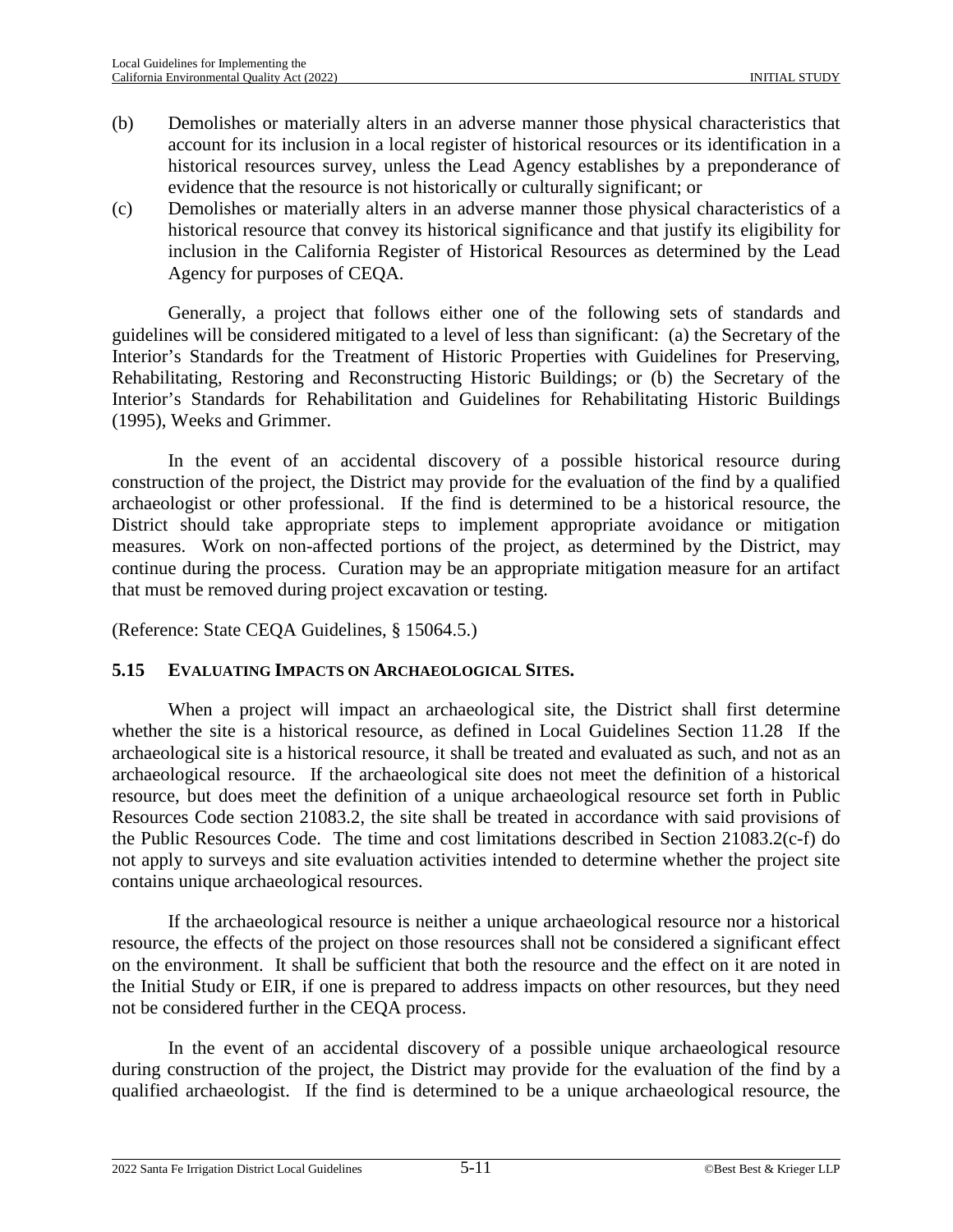(b) Demolishes or materially alters in an adverse manner those physical characteristics that account for its inclusion in a local register of historical resources or its identification in a historical resources survey, unless the Lead Agency establishes by a preponderance of evidence that the resource is not historically or culturally significant; or

(c) Demolishes or materially alters in an adverse manner those physical characteristics of a historical resource that convey its historical significance and that justify its eligibility for inclusion in the California Register of Historical Resources as determined by the Lead Agency for purposes of CEQA.

Generally, a project that follows either one of the following sets of standards and guidelines will be considered mitigated to a level of less than significant: (a) the Secretary of the Interior's Standards for the Treatment of Historic Properties with Guidelines for Preserving, Rehabilitating, Restoring and Reconstructing Historic Buildings; or (b) the Secretary of the Interior's Standards for Rehabilitation and Guidelines for Rehabilitating Historic Buildings (1995), Weeks and Grimmer.

In the event of an accidental discovery of a possible historical resource during construction of the project, the District may provide for the evaluation of the find by a qualified archaeologist or other professional. If the find is determined to be a historical resource, the District should take appropriate steps to implement appropriate avoidance or mitigation measures. Work on non-affected portions of the project, as determined by the District, may continue during the process. Curation may be an appropriate mitigation measure for an artifact that must be removed during project excavation or testing.

(Reference: State CEQA Guidelines, § 15064.5.)

### 5.15 EVALUATING IMPACTS ON ARCHAEOLOGICAL SITES.

When a project will impact an archaeological site, the District shall first determine whether the site is a historical resource, as defined in Local Guidelines Section 11.28 If the archaeological site is a historical resource, it shall be treated and evaluated as such, and not as an archaeological resource. If the archaeological site does not meet the definition of a historical resource, but does meet the definition of a unique archaeological resource set forth in Public Resources Code section 21083.2, the site shall be treated in accordance with said provisions of the Public Resources Code. The time and cost limitations described in Section 21083.2(c-f) do not apply to surveys and site evaluation activities intended to determine whether the project site contains unique archaeological resources.

If the archaeological resource is neither a unique archaeological resource nor a historical resource, the effects of the project on those resources shall not be considered a significant effect on the environment. It shall be sufficient that both the resource and the effect on it are noted in the Initial Study or EIR, if one is prepared to address impacts on other resources, but they need not be considered further in the CEQA process.

In the event of an accidental discovery of a possible unique archaeological resource during construction of the project, the District may provide for the evaluation of the find by a qualified archaeologist. If the find is determined to be a unique archaeological resource, the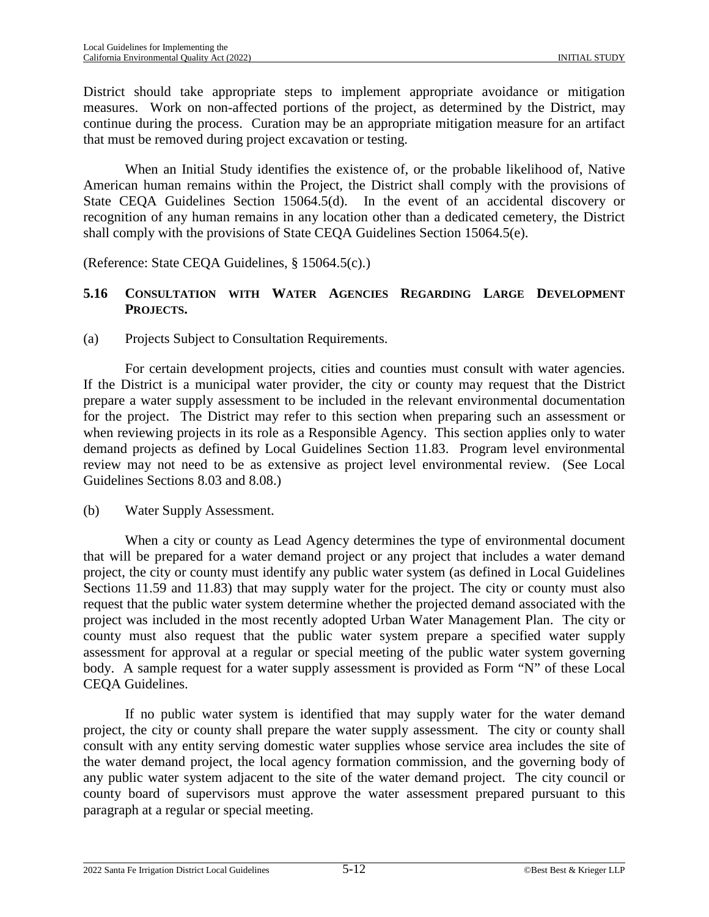District should take appropriate steps to implement appropriate avoidance or mitigation measures. Work on non-affected portions of the project, as determined by the District, may continue during the process. Curation may be an appropriate mitigation measure for an artifact that must be removed during project excavation or testing.

When an Initial Study identifies the existence of, or the probable likelihood of, Native American human remains within the Project, the District shall comply with the provisions of State CEQA Guidelines Section 15064.5(d). In the event of an accidental discovery or recognition of any human remains in any location other than a dedicated cemetery, the District shall comply with the provisions of State CEQA Guidelines Section 15064.5(e).

(Reference: State CEQA Guidelines, § 15064.5(c).)

### 5.16 CONSULTATION WITH WATER AGENCIES REGARDING LARGE DEVELOPMENT PROJECTS.

(a) Projects Subject to Consultation Requirements.

For certain development projects, cities and counties must consult with water agencies. If the District is a municipal water provider, the city or county may request that the District prepare a water supply assessment to be included in the relevant environmental documentation for the project. The District may refer to this section when preparing such an assessment or when reviewing projects in its role as a Responsible Agency. This section applies only to water demand projects as defined by Local Guidelines Section 11.83. Program level environmental review may not need to be as extensive as project level environmental review. (See Local Guidelines Sections 8.03 and 8.08.)

(b) Water Supply Assessment.

When a city or county as Lead Agency determines the type of environmental document that will be prepared for a water demand project or any project that includes a water demand project, the city or county must identify any public water system (as defined in Local Guidelines Sections 11.59 and 11.83) that may supply water for the project. The city or county must also request that the public water system determine whether the projected demand associated with the project was included in the most recently adopted Urban Water Management Plan. The city or county must also request that the public water system prepare a specified water supply assessment for approval at a regular or special meeting of the public water system governing body. A sample request for a water supply assessment is provided as Form "N" of these Local CEQA Guidelines.

If no public water system is identified that may supply water for the water demand project, the city or county shall prepare the water supply assessment. The city or county shall consult with any entity serving domestic water supplies whose service area includes the site of the water demand project, the local agency formation commission, and the governing body of any public water system adjacent to the site of the water demand project. The city council or county board of supervisors must approve the water assessment prepared pursuant to this paragraph at a regular or special meeting.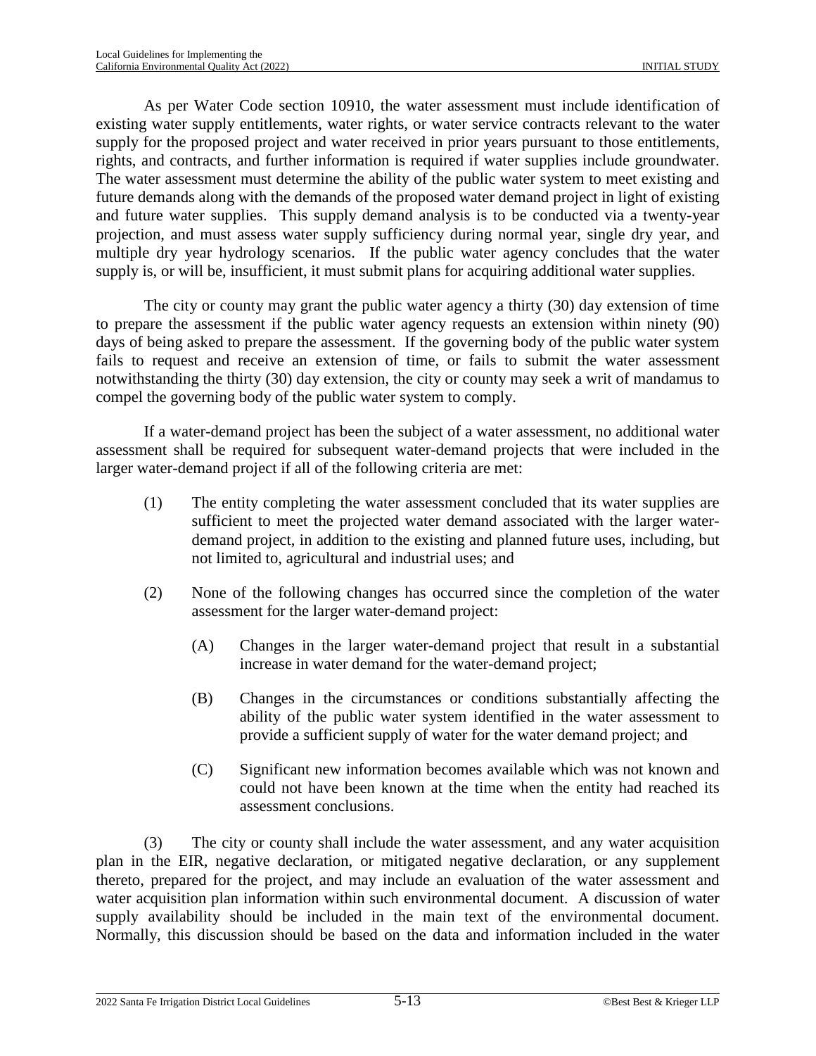As per Water Code section 10910, the water assessment must include identification of existing water supply entitlements, water rights, or water service contracts relevant to the water supply for the proposed project and water received in prior years pursuant to those entitlements, rights, and contracts, and further information is required if water supplies include groundwater. The water assessment must determine the ability of the public water system to meet existing and future demands along with the demands of the proposed water demand project in light of existing and future water supplies. This supply demand analysis is to be conducted via a twenty-year projection, and must assess water supply sufficiency during normal year, single dry year, and multiple dry year hydrology scenarios. If the public water agency concludes that the water supply is, or will be, insufficient, it must submit plans for acquiring additional water supplies.

The city or county may grant the public water agency a thirty (30) day extension of time to prepare the assessment if the public water agency requests an extension within ninety (90) days of being asked to prepare the assessment. If the governing body of the public water system fails to request and receive an extension of time, or fails to submit the water assessment notwithstanding the thirty (30) day extension, the city or county may seek a writ of mandamus to compel the governing body of the public water system to comply.

If a water-demand project has been the subject of a water assessment, no additional water assessment shall be required for subsequent water-demand projects that were included in the larger water-demand project if all of the following criteria are met:

(1) The entity completing the water assessment concluded that its water supplies are sufficient to meet the projected water demand associated with the larger water-demand project, in addition to the existing and planned future uses, including, but not limited to, agricultural and industrial uses; and

(2) None of the following changes has occurred since the completion of the water assessment for the larger water-demand project:

(A) Changes in the larger water-demand project that result in a substantial increase in water demand for the water-demand project;

(B) Changes in the circumstances or conditions substantially affecting the ability of the public water system identified in the water assessment to provide a sufficient supply of water for the water demand project; and

(C) Significant new information becomes available which was not known and could not have been known at the time when the entity had reached its assessment conclusions.

(3) The city or county shall include the water assessment, and any water acquisition plan in the EIR, negative declaration, or mitigated negative declaration, or any supplement thereto, prepared for the project, and may include an evaluation of the water assessment and water acquisition plan information within such environmental document. A discussion of water supply availability should be included in the main text of the environmental document. Normally, this discussion should be based on the data and information included in the water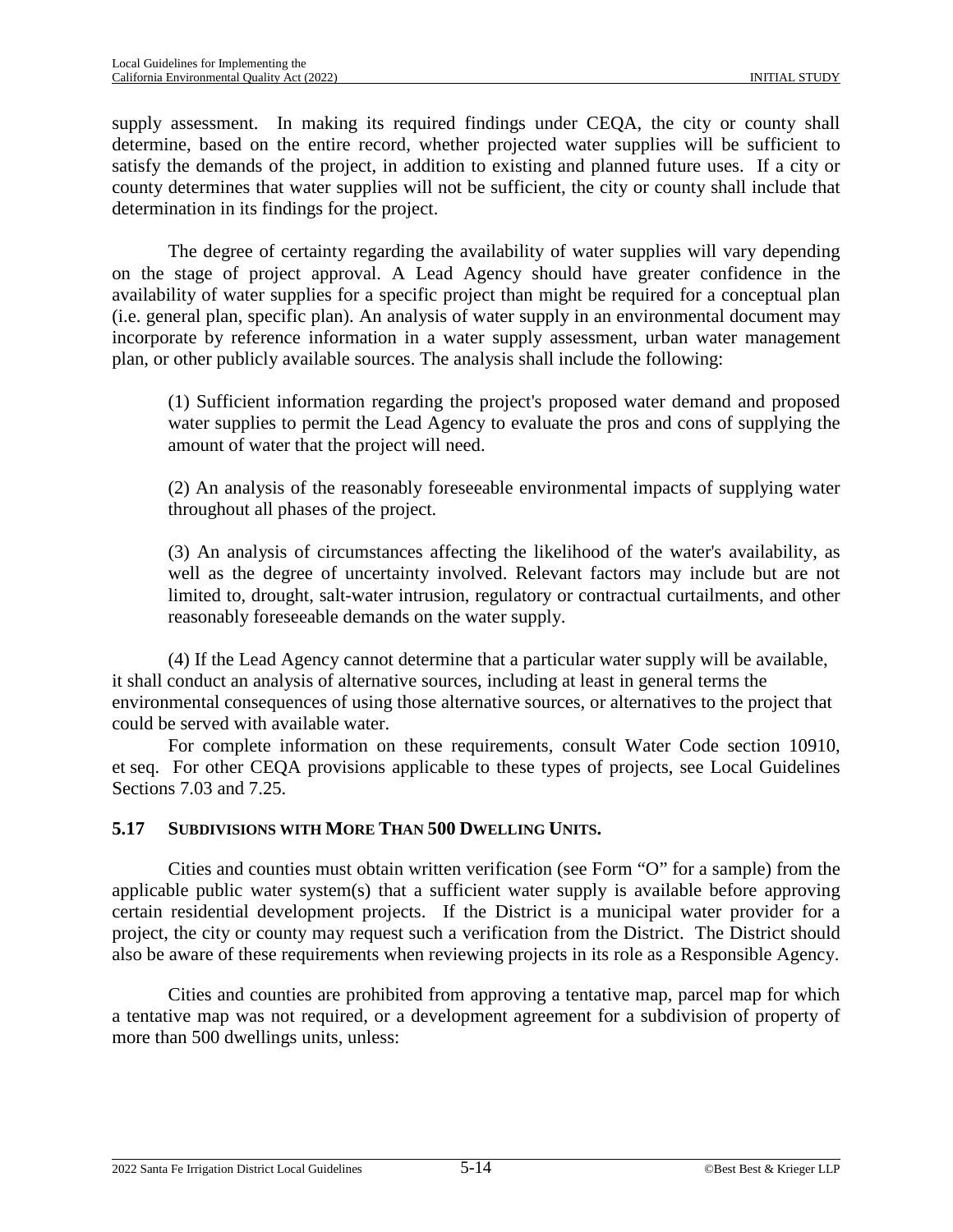supply assessment. In making its required findings under CEQA, the city or county shall determine, based on the entire record, whether projected water supplies will be sufficient to satisfy the demands of the project, in addition to existing and planned future uses. If a city or county determines that water supplies will not be sufficient, the city or county shall include that determination in its findings for the project.

The degree of certainty regarding the availability of water supplies will vary depending on the stage of project approval. A Lead Agency should have greater confidence in the availability of water supplies for a specific project than might be required for a conceptual plan (i.e. general plan, specific plan). An analysis of water supply in an environmental document may incorporate by reference information in a water supply assessment, urban water management plan, or other publicly available sources. The analysis shall include the following:

(1) Sufficient information regarding the project's proposed water demand and proposed water supplies to permit the Lead Agency to evaluate the pros and cons of supplying the amount of water that the project will need.

(2) An analysis of the reasonably foreseeable environmental impacts of supplying water throughout all phases of the project.

(3) An analysis of circumstances affecting the likelihood of the water's availability, as well as the degree of uncertainty involved. Relevant factors may include but are not limited to, drought, salt-water intrusion, regulatory or contractual curtailments, and other reasonably foreseeable demands on the water supply.

(4) If the Lead Agency cannot determine that a particular water supply will be available, it shall conduct an analysis of alternative sources, including at least in general terms the environmental consequences of using those alternative sources, or alternatives to the project that could be served with available water.

For complete information on these requirements, consult Water Code section 10910, et seq. For other CEQA provisions applicable to these types of projects, see Local Guidelines Sections 7.03 and 7.25.

## 5.17 SUBDIVISIONS WITH MORE THAN 500 DWELLING UNITS.

Cities and counties must obtain written verification (see Form "O" for a sample) from the applicable public water system(s) that a sufficient water supply is available before approving certain residential development projects. If the District is a municipal water provider for a project, the city or county may request such a verification from the District. The District should also be aware of these requirements when reviewing projects in its role as a Responsible Agency.

Cities and counties are prohibited from approving a tentative map, parcel map for which a tentative map was not required, or a development agreement for a subdivision of property of more than 500 dwellings units, unless: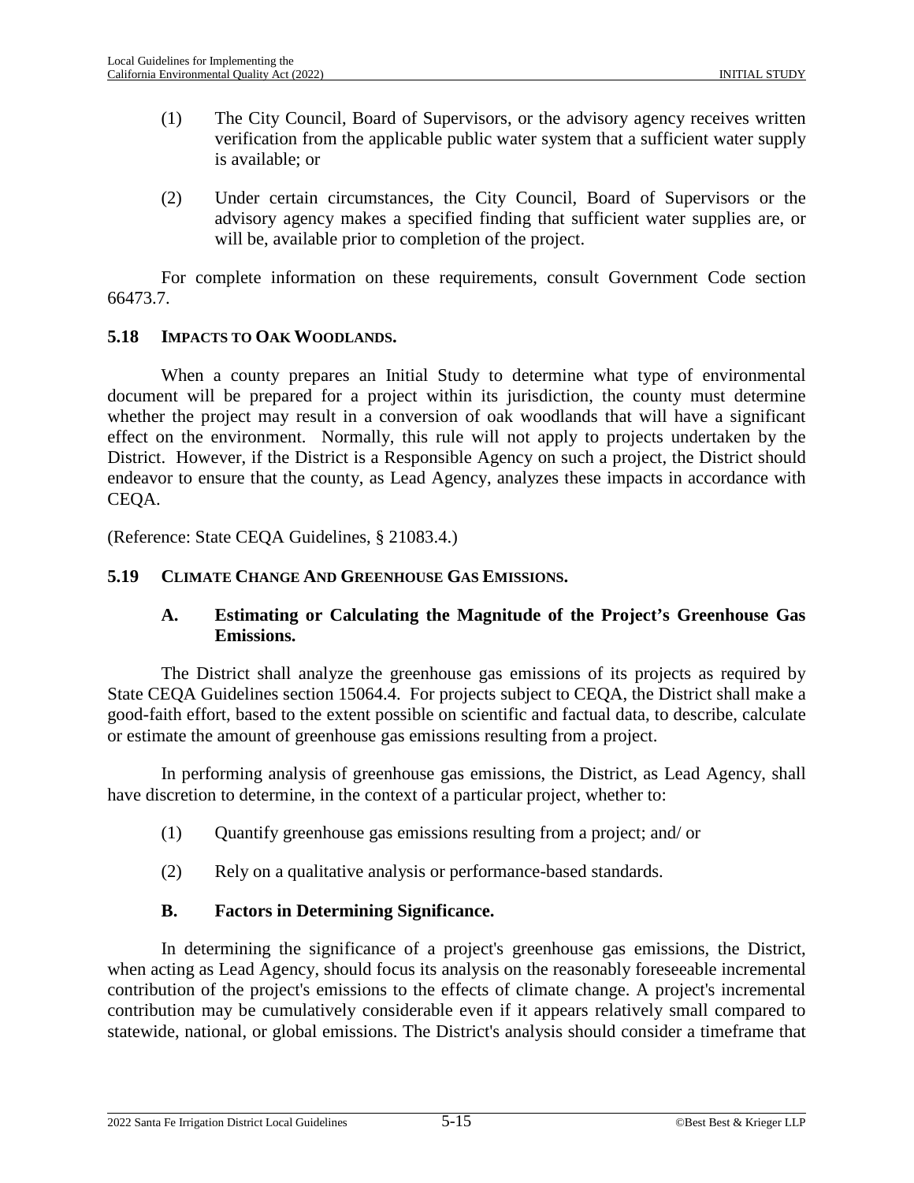(1) The City Council, Board of Supervisors, or the advisory agency receives written verification from the applicable public water system that a sufficient water supply is available; or

(2) Under certain circumstances, the City Council, Board of Supervisors or the advisory agency makes a specified finding that sufficient water supplies are, or will be, available prior to completion of the project.

For complete information on these requirements, consult Government Code section 66473.7.

### 5.18 IMPACTS TO OAK WOODLANDS.

When a county prepares an Initial Study to determine what type of environmental document will be prepared for a project within its jurisdiction, the county must determine whether the project may result in a conversion of oak woodlands that will have a significant effect on the environment. Normally, this rule will not apply to projects undertaken by the District. However, if the District is a Responsible Agency on such a project, the District should endeavor to ensure that the county, as Lead Agency, analyzes these impacts in accordance with CEQA.

(Reference: State CEQA Guidelines, § 21083.4.)

### 5.19 CLIMATE CHANGE AND GREENHOUSE GAS EMISSIONS.

#### A. Estimating or Calculating the Magnitude of the Project's Greenhouse Gas Emissions.

The District shall analyze the greenhouse gas emissions of its projects as required by State CEQA Guidelines section 15064.4. For projects subject to CEQA, the District shall make a good-faith effort, based to the extent possible on scientific and factual data, to describe, calculate or estimate the amount of greenhouse gas emissions resulting from a project.

In performing analysis of greenhouse gas emissions, the District, as Lead Agency, shall have discretion to determine, in the context of a particular project, whether to:

(1) Quantify greenhouse gas emissions resulting from a project; and/ or

(2) Rely on a qualitative analysis or performance-based standards.

#### B. Factors in Determining Significance.

In determining the significance of a project's greenhouse gas emissions, the District, when acting as Lead Agency, should focus its analysis on the reasonably foreseeable incremental contribution of the project's emissions to the effects of climate change. A project's incremental contribution may be cumulatively considerable even if it appears relatively small compared to statewide, national, or global emissions. The District's analysis should consider a timeframe that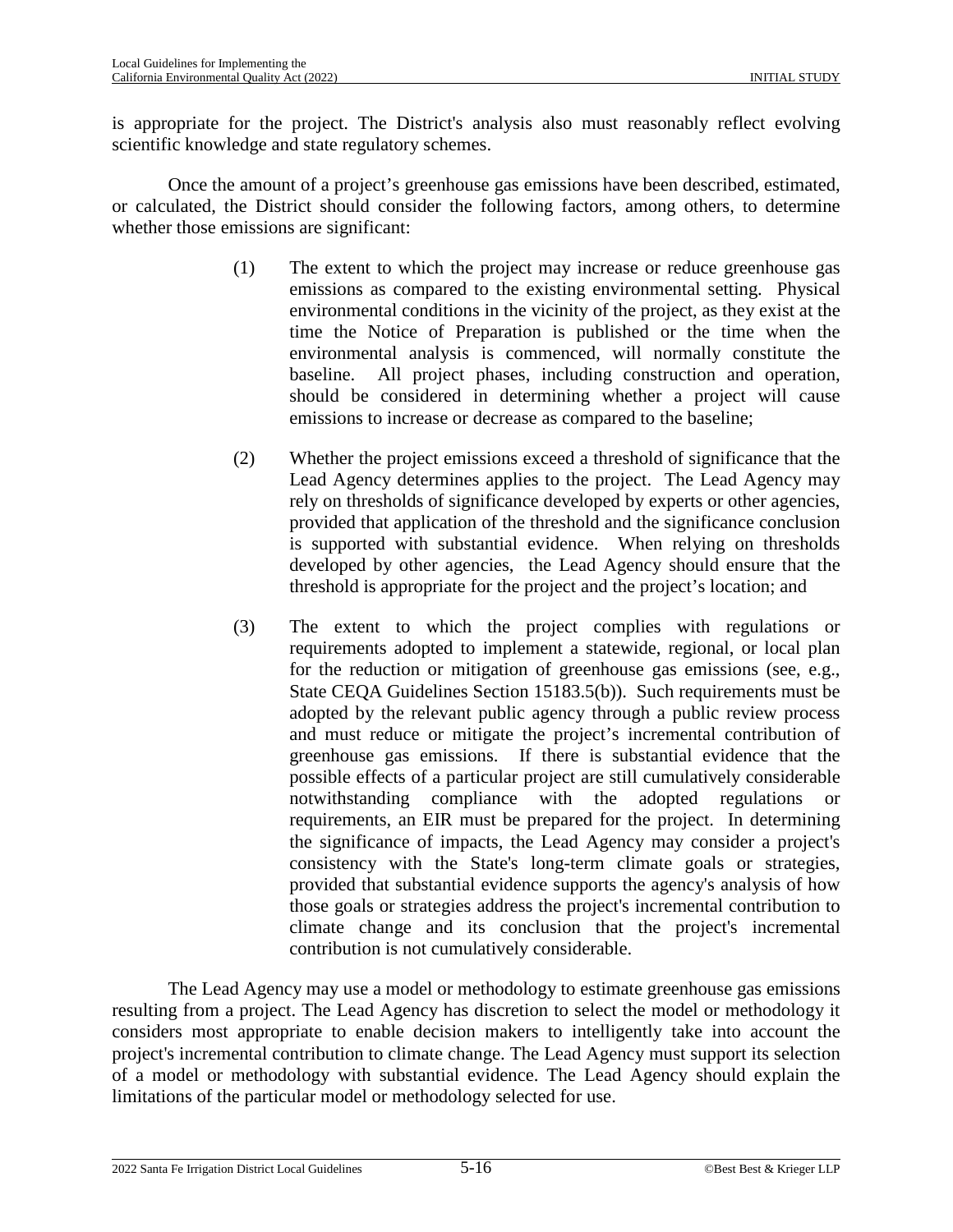is appropriate for the project. The District's analysis also must reasonably reflect evolving scientific knowledge and state regulatory schemes.

Once the amount of a project's greenhouse gas emissions have been described, estimated, or calculated, the District should consider the following factors, among others, to determine whether those emissions are significant:

(1) The extent to which the project may increase or reduce greenhouse gas emissions as compared to the existing environmental setting. Physical environmental conditions in the vicinity of the project, as they exist at the time the Notice of Preparation is published or the time when the environmental analysis is commenced, will normally constitute the baseline. All project phases, including construction and operation, should be considered in determining whether a project will cause emissions to increase or decrease as compared to the baseline;

(2) Whether the project emissions exceed a threshold of significance that the Lead Agency determines applies to the project. The Lead Agency may rely on thresholds of significance developed by experts or other agencies, provided that application of the threshold and the significance conclusion is supported with substantial evidence. When relying on thresholds developed by other agencies, the Lead Agency should ensure that the threshold is appropriate for the project and the project's location; and

(3) The extent to which the project complies with regulations or requirements adopted to implement a statewide, regional, or local plan for the reduction or mitigation of greenhouse gas emissions (see, e.g., State CEQA Guidelines Section 15183.5(b)). Such requirements must be adopted by the relevant public agency through a public review process and must reduce or mitigate the project's incremental contribution of greenhouse gas emissions. If there is substantial evidence that the possible effects of a particular project are still cumulatively considerable notwithstanding compliance with the adopted regulations or requirements, an EIR must be prepared for the project. In determining the significance of impacts, the Lead Agency may consider a project's consistency with the State's long-term climate goals or strategies, provided that substantial evidence supports the agency's analysis of how those goals or strategies address the project's incremental contribution to climate change and its conclusion that the project's incremental contribution is not cumulatively considerable.

The Lead Agency may use a model or methodology to estimate greenhouse gas emissions resulting from a project. The Lead Agency has discretion to select the model or methodology it considers most appropriate to enable decision makers to intelligently take into account the project's incremental contribution to climate change. The Lead Agency must support its selection of a model or methodology with substantial evidence. The Lead Agency should explain the limitations of the particular model or methodology selected for use.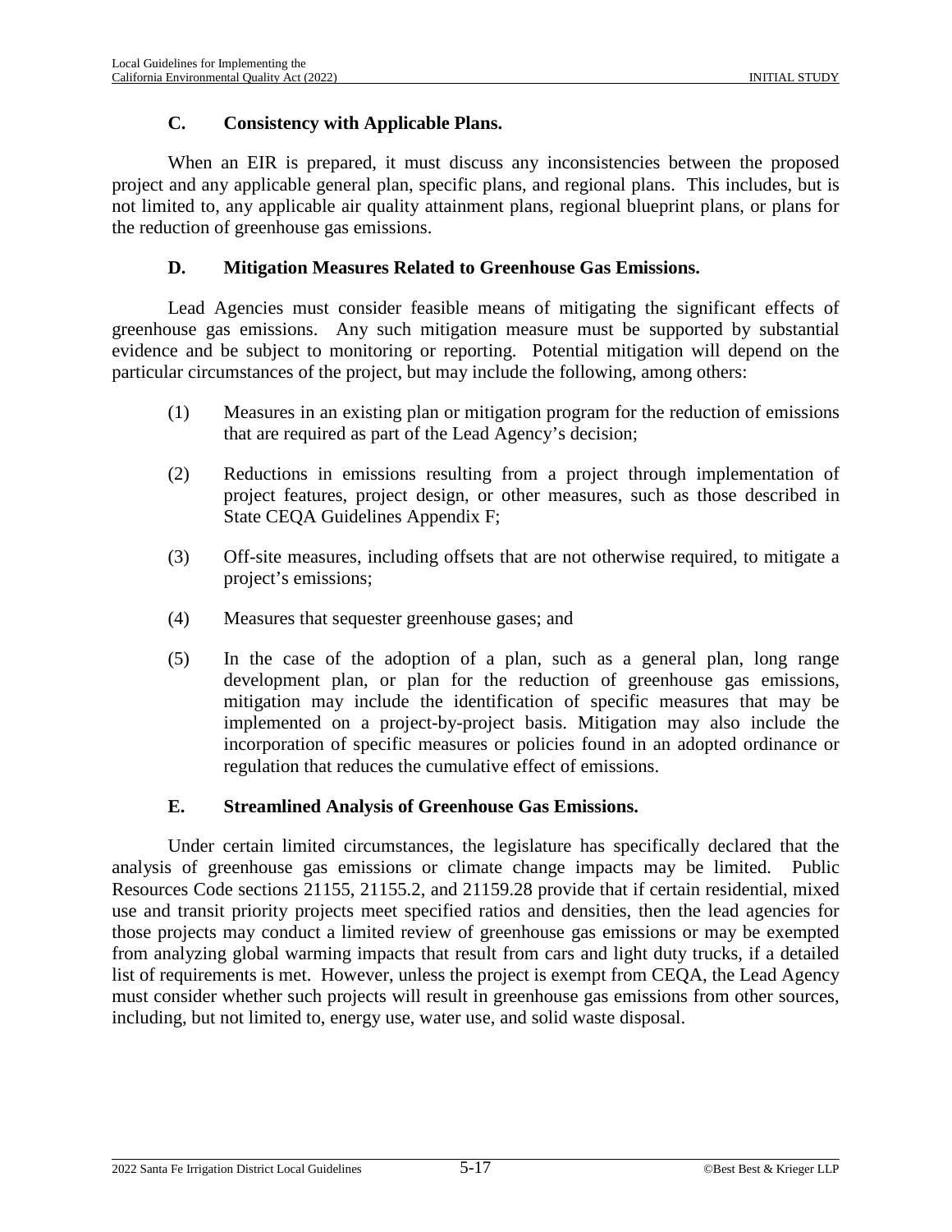### C. Consistency with Applicable Plans.

When an EIR is prepared, it must discuss any inconsistencies between the proposed project and any applicable general plan, specific plans, and regional plans. This includes, but is not limited to, any applicable air quality attainment plans, regional blueprint plans, or plans for the reduction of greenhouse gas emissions.

### D. Mitigation Measures Related to Greenhouse Gas Emissions.

Lead Agencies must consider feasible means of mitigating the significant effects of greenhouse gas emissions. Any such mitigation measure must be supported by substantial evidence and be subject to monitoring or reporting. Potential mitigation will depend on the particular circumstances of the project, but may include the following, among others:

(1) Measures in an existing plan or mitigation program for the reduction of emissions that are required as part of the Lead Agency's decision;

(2) Reductions in emissions resulting from a project through implementation of project features, project design, or other measures, such as those described in State CEQA Guidelines Appendix F;

(3) Off-site measures, including offsets that are not otherwise required, to mitigate a project's emissions;

(4) Measures that sequester greenhouse gases; and

(5) In the case of the adoption of a plan, such as a general plan, long range development plan, or plan for the reduction of greenhouse gas emissions, mitigation may include the identification of specific measures that may be implemented on a project-by-project basis. Mitigation may also include the incorporation of specific measures or policies found in an adopted ordinance or regulation that reduces the cumulative effect of emissions.

### E. Streamlined Analysis of Greenhouse Gas Emissions.

Under certain limited circumstances, the legislature has specifically declared that the analysis of greenhouse gas emissions or climate change impacts may be limited. Public Resources Code sections 21155, 21155.2, and 21159.28 provide that if certain residential, mixed use and transit priority projects meet specified ratios and densities, then the lead agencies for those projects may conduct a limited review of greenhouse gas emissions or may be exempted from analyzing global warming impacts that result from cars and light duty trucks, if a detailed list of requirements is met. However, unless the project is exempt from CEQA, the Lead Agency must consider whether such projects will result in greenhouse gas emissions from other sources, including, but not limited to, energy use, water use, and solid waste disposal.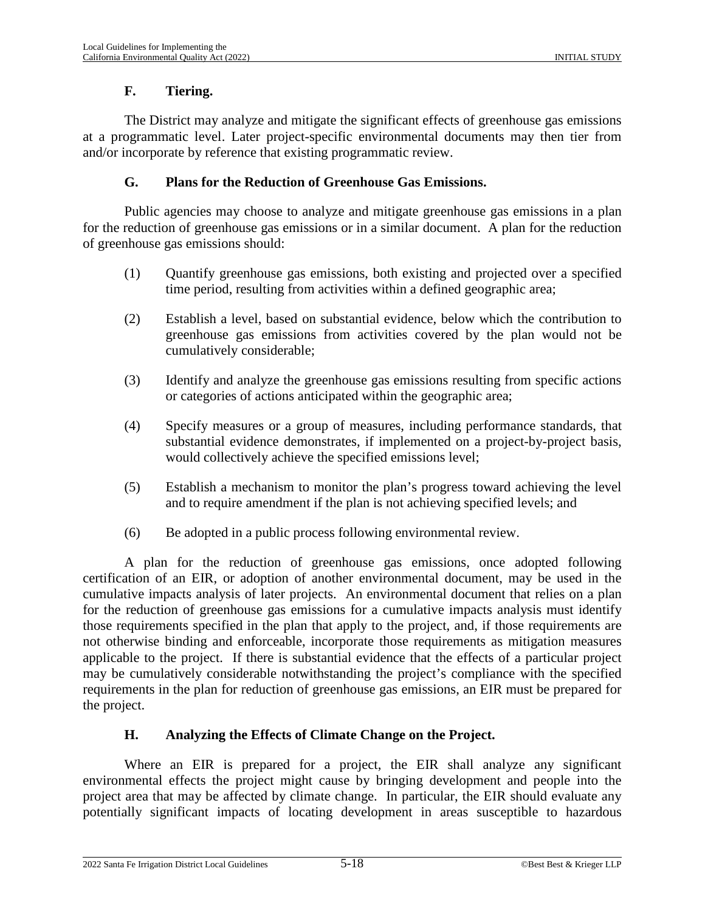### F. Tiering.

The District may analyze and mitigate the significant effects of greenhouse gas emissions at a programmatic level. Later project-specific environmental documents may then tier from and/or incorporate by reference that existing programmatic review.

### G. Plans for the Reduction of Greenhouse Gas Emissions.

Public agencies may choose to analyze and mitigate greenhouse gas emissions in a plan for the reduction of greenhouse gas emissions or in a similar document. A plan for the reduction of greenhouse gas emissions should:

(1) Quantify greenhouse gas emissions, both existing and projected over a specified time period, resulting from activities within a defined geographic area;

(2) Establish a level, based on substantial evidence, below which the contribution to greenhouse gas emissions from activities covered by the plan would not be cumulatively considerable;

(3) Identify and analyze the greenhouse gas emissions resulting from specific actions or categories of actions anticipated within the geographic area;

(4) Specify measures or a group of measures, including performance standards, that substantial evidence demonstrates, if implemented on a project-by-project basis, would collectively achieve the specified emissions level;

(5) Establish a mechanism to monitor the plan's progress toward achieving the level and to require amendment if the plan is not achieving specified levels; and

(6) Be adopted in a public process following environmental review.

A plan for the reduction of greenhouse gas emissions, once adopted following certification of an EIR, or adoption of another environmental document, may be used in the cumulative impacts analysis of later projects. An environmental document that relies on a plan for the reduction of greenhouse gas emissions for a cumulative impacts analysis must identify those requirements specified in the plan that apply to the project, and, if those requirements are not otherwise binding and enforceable, incorporate those requirements as mitigation measures applicable to the project. If there is substantial evidence that the effects of a particular project may be cumulatively considerable notwithstanding the project's compliance with the specified requirements in the plan for reduction of greenhouse gas emissions, an EIR must be prepared for the project.

### H. Analyzing the Effects of Climate Change on the Project.

Where an EIR is prepared for a project, the EIR shall analyze any significant environmental effects the project might cause by bringing development and people into the project area that may be affected by climate change. In particular, the EIR should evaluate any potentially significant impacts of locating development in areas susceptible to hazardous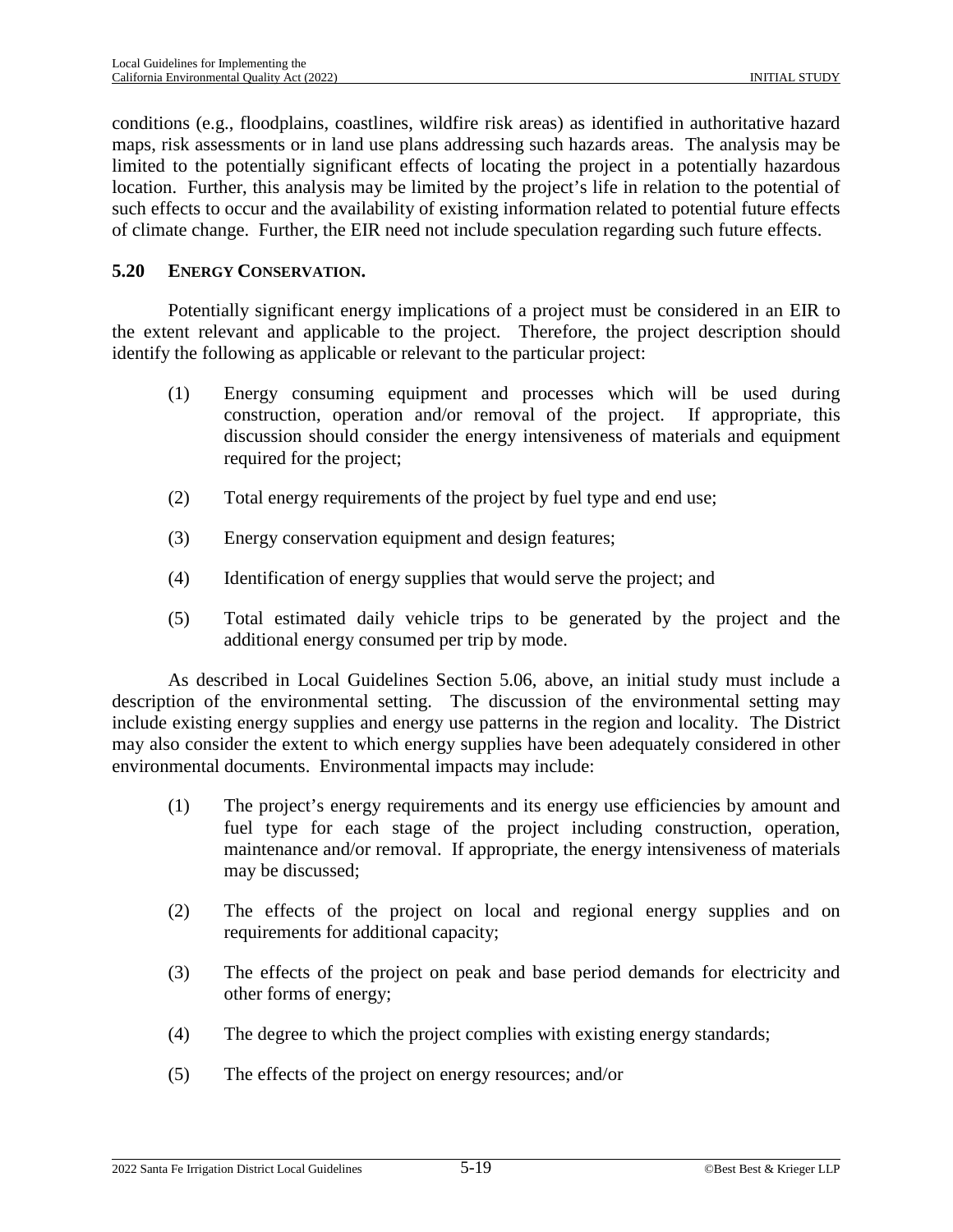conditions (e.g., floodplains, coastlines, wildfire risk areas) as identified in authoritative hazard maps, risk assessments or in land use plans addressing such hazards areas. The analysis may be limited to the potentially significant effects of locating the project in a potentially hazardous location. Further, this analysis may be limited by the project's life in relation to the potential of such effects to occur and the availability of existing information related to potential future effects of climate change. Further, the EIR need not include speculation regarding such future effects.

## 5.20 ENERGY CONSERVATION.

Potentially significant energy implications of a project must be considered in an EIR to the extent relevant and applicable to the project. Therefore, the project description should identify the following as applicable or relevant to the particular project:

(1) Energy consuming equipment and processes which will be used during construction, operation and/or removal of the project. If appropriate, this discussion should consider the energy intensiveness of materials and equipment required for the project;

(2) Total energy requirements of the project by fuel type and end use;

(3) Energy conservation equipment and design features;

(4) Identification of energy supplies that would serve the project; and

(5) Total estimated daily vehicle trips to be generated by the project and the additional energy consumed per trip by mode.

As described in Local Guidelines Section 5.06, above, an initial study must include a description of the environmental setting. The discussion of the environmental setting may include existing energy supplies and energy use patterns in the region and locality. The District may also consider the extent to which energy supplies have been adequately considered in other environmental documents. Environmental impacts may include:

(1) The project's energy requirements and its energy use efficiencies by amount and fuel type for each stage of the project including construction, operation, maintenance and/or removal. If appropriate, the energy intensiveness of materials may be discussed;

(2) The effects of the project on local and regional energy supplies and on requirements for additional capacity;

(3) The effects of the project on peak and base period demands for electricity and other forms of energy;

(4) The degree to which the project complies with existing energy standards;

(5) The effects of the project on energy resources; and/or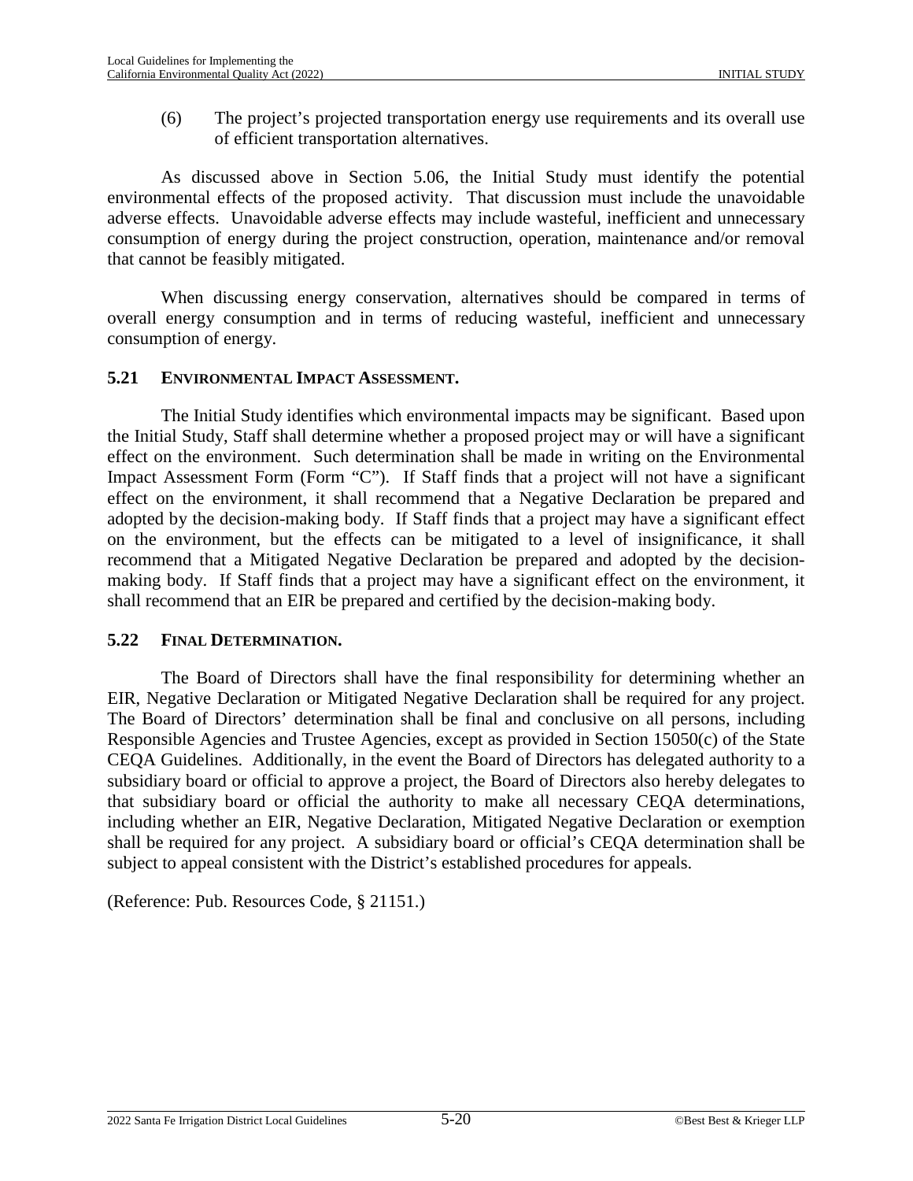(6) The project's projected transportation energy use requirements and its overall use of efficient transportation alternatives.

As discussed above in Section 5.06, the Initial Study must identify the potential environmental effects of the proposed activity. That discussion must include the unavoidable adverse effects. Unavoidable adverse effects may include wasteful, inefficient and unnecessary consumption of energy during the project construction, operation, maintenance and/or removal that cannot be feasibly mitigated.

When discussing energy conservation, alternatives should be compared in terms of overall energy consumption and in terms of reducing wasteful, inefficient and unnecessary consumption of energy.

### 5.21 ENVIRONMENTAL IMPACT ASSESSMENT.

The Initial Study identifies which environmental impacts may be significant. Based upon the Initial Study, Staff shall determine whether a proposed project may or will have a significant effect on the environment. Such determination shall be made in writing on the Environmental Impact Assessment Form (Form "C"). If Staff finds that a project will not have a significant effect on the environment, it shall recommend that a Negative Declaration be prepared and adopted by the decision-making body. If Staff finds that a project may have a significant effect on the environment, but the effects can be mitigated to a level of insignificance, it shall recommend that a Mitigated Negative Declaration be prepared and adopted by the decision-making body. If Staff finds that a project may have a significant effect on the environment, it shall recommend that an EIR be prepared and certified by the decision-making body.

### 5.22 FINAL DETERMINATION.

The Board of Directors shall have the final responsibility for determining whether an EIR, Negative Declaration or Mitigated Negative Declaration shall be required for any project. The Board of Directors' determination shall be final and conclusive on all persons, including Responsible Agencies and Trustee Agencies, except as provided in Section 15050(c) of the State CEQA Guidelines. Additionally, in the event the Board of Directors has delegated authority to a subsidiary board or official to approve a project, the Board of Directors also hereby delegates to that subsidiary board or official the authority to make all necessary CEQA determinations, including whether an EIR, Negative Declaration, Mitigated Negative Declaration or exemption shall be required for any project. A subsidiary board or official's CEQA determination shall be subject to appeal consistent with the District's established procedures for appeals.

(Reference: Pub. Resources Code, § 21151.)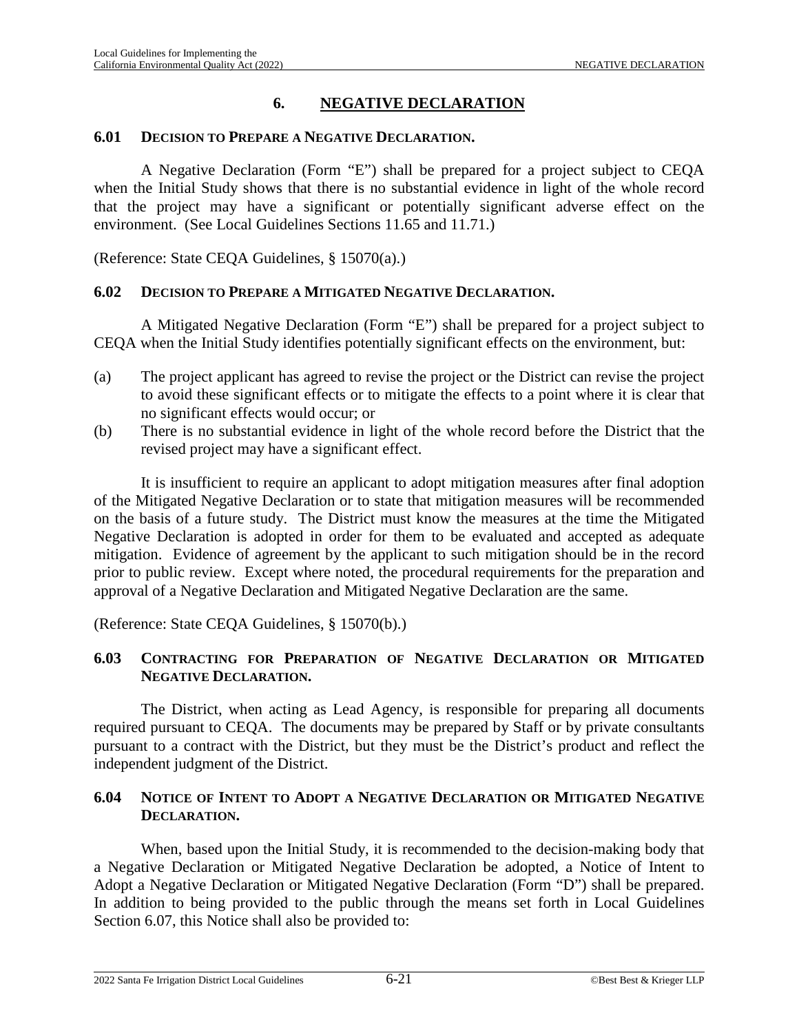# 6. NEGATIVE DECLARATION

## 6.01 Decision to Prepare a Negative Declaration.

A Negative Declaration (Form "E") shall be prepared for a project subject to CEQA when the Initial Study shows that there is no substantial evidence in light of the whole record that the project may have a significant or potentially significant adverse effect on the environment. (See Local Guidelines Sections 11.65 and 11.71.)

(Reference: State CEQA Guidelines, § 15070(a).)

## 6.02 Decision to Prepare a Mitigated Negative Declaration.

A Mitigated Negative Declaration (Form "E") shall be prepared for a project subject to CEQA when the Initial Study identifies potentially significant effects on the environment, but:

(a) The project applicant has agreed to revise the project or the District can revise the project to avoid these significant effects or to mitigate the effects to a point where it is clear that no significant effects would occur; or

(b) There is no substantial evidence in light of the whole record before the District that the revised project may have a significant effect.

It is insufficient to require an applicant to adopt mitigation measures after final adoption of the Mitigated Negative Declaration or to state that mitigation measures will be recommended on the basis of a future study. The District must know the measures at the time the Mitigated Negative Declaration is adopted in order for them to be evaluated and accepted as adequate mitigation. Evidence of agreement by the applicant to such mitigation should be in the record prior to public review. Except where noted, the procedural requirements for the preparation and approval of a Negative Declaration and Mitigated Negative Declaration are the same.

(Reference: State CEQA Guidelines, § 15070(b).)

## 6.03 Contracting for Preparation of Negative Declaration or Mitigated Negative Declaration.

The District, when acting as Lead Agency, is responsible for preparing all documents required pursuant to CEQA. The documents may be prepared by Staff or by private consultants pursuant to a contract with the District, but they must be the District's product and reflect the independent judgment of the District.

## 6.04 Notice of Intent to Adopt a Negative Declaration or Mitigated Negative Declaration.

When, based upon the Initial Study, it is recommended to the decision-making body that a Negative Declaration or Mitigated Negative Declaration be adopted, a Notice of Intent to Adopt a Negative Declaration or Mitigated Negative Declaration (Form "D") shall be prepared. In addition to being provided to the public through the means set forth in Local Guidelines Section 6.07, this Notice shall also be provided to: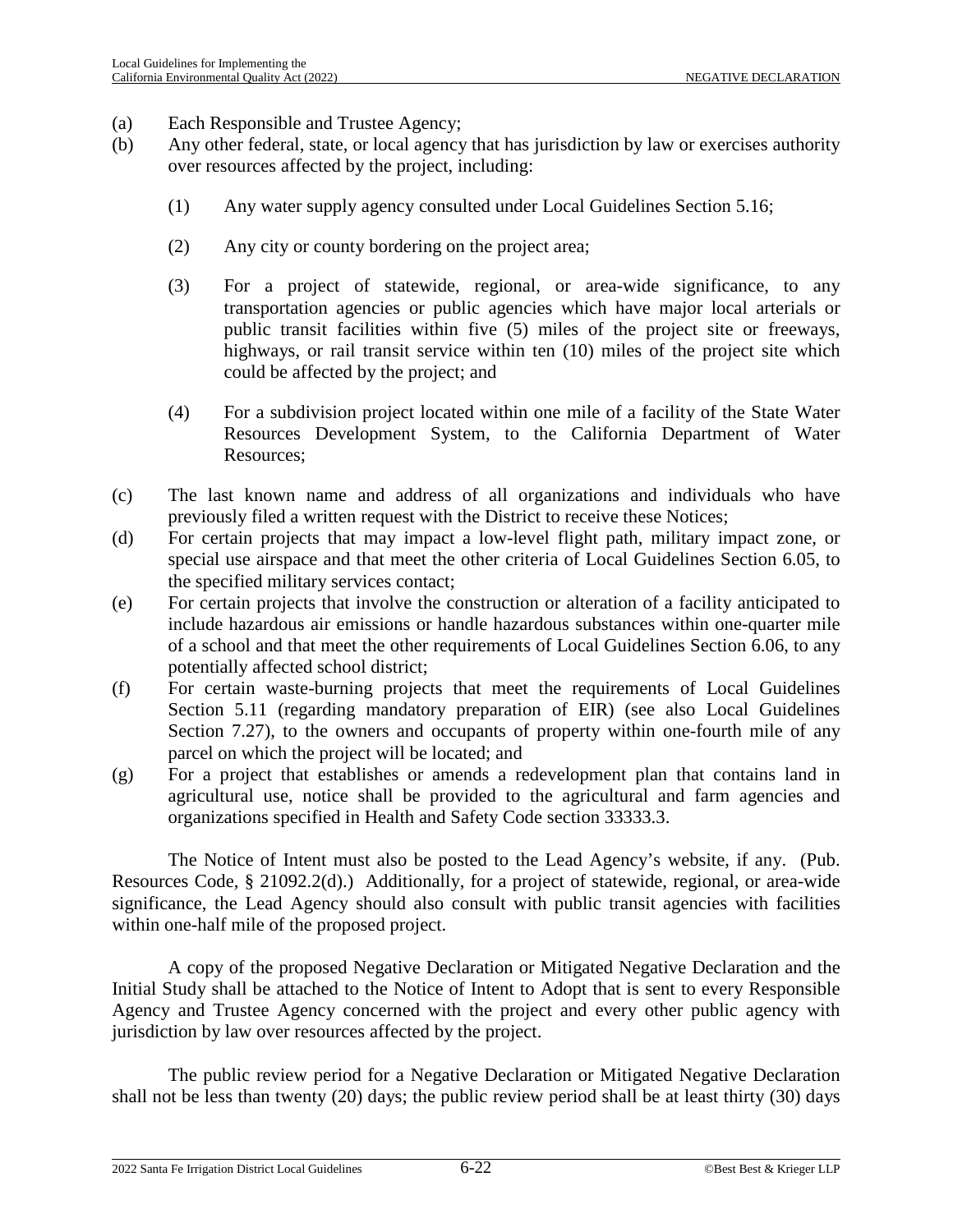(a) Each Responsible and Trustee Agency;

(b) Any other federal, state, or local agency that has jurisdiction by law or exercises authority over resources affected by the project, including:

  (1) Any water supply agency consulted under Local Guidelines Section 5.16;

  (2) Any city or county bordering on the project area;

  (3) For a project of statewide, regional, or area-wide significance, to any transportation agencies or public agencies which have major local arterials or public transit facilities within five (5) miles of the project site or freeways, highways, or rail transit service within ten (10) miles of the project site which could be affected by the project; and

  (4) For a subdivision project located within one mile of a facility of the State Water Resources Development System, to the California Department of Water Resources;

(c) The last known name and address of all organizations and individuals who have previously filed a written request with the District to receive these Notices;

(d) For certain projects that may impact a low-level flight path, military impact zone, or special use airspace and that meet the other criteria of Local Guidelines Section 6.05, to the specified military services contact;

(e) For certain projects that involve the construction or alteration of a facility anticipated to include hazardous air emissions or handle hazardous substances within one-quarter mile of a school and that meet the other requirements of Local Guidelines Section 6.06, to any potentially affected school district;

(f) For certain waste-burning projects that meet the requirements of Local Guidelines Section 5.11 (regarding mandatory preparation of EIR) (see also Local Guidelines Section 7.27), to the owners and occupants of property within one-fourth mile of any parcel on which the project will be located; and

(g) For a project that establishes or amends a redevelopment plan that contains land in agricultural use, notice shall be provided to the agricultural and farm agencies and organizations specified in Health and Safety Code section 33333.3.

The Notice of Intent must also be posted to the Lead Agency's website, if any. (Pub. Resources Code, § 21092.2(d).) Additionally, for a project of statewide, regional, or area-wide significance, the Lead Agency should also consult with public transit agencies with facilities within one-half mile of the proposed project.

A copy of the proposed Negative Declaration or Mitigated Negative Declaration and the Initial Study shall be attached to the Notice of Intent to Adopt that is sent to every Responsible Agency and Trustee Agency concerned with the project and every other public agency with jurisdiction by law over resources affected by the project.

The public review period for a Negative Declaration or Mitigated Negative Declaration shall not be less than twenty (20) days; the public review period shall be at least thirty (30) days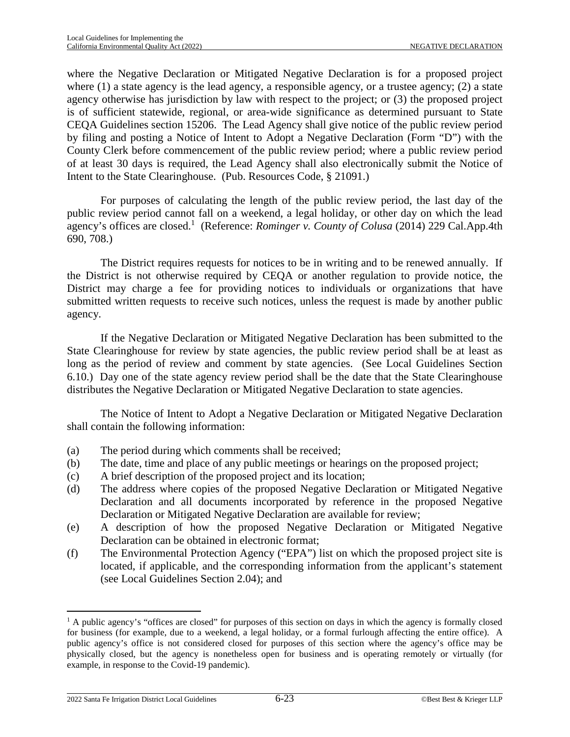where the Negative Declaration or Mitigated Negative Declaration is for a proposed project where (1) a state agency is the lead agency, a responsible agency, or a trustee agency; (2) a state agency otherwise has jurisdiction by law with respect to the project; or (3) the proposed project is of sufficient statewide, regional, or area-wide significance as determined pursuant to State CEQA Guidelines section 15206. The Lead Agency shall give notice of the public review period by filing and posting a Notice of Intent to Adopt a Negative Declaration (Form "D") with the County Clerk before commencement of the public review period; where a public review period of at least 30 days is required, the Lead Agency shall also electronically submit the Notice of Intent to the State Clearinghouse. (Pub. Resources Code, § 21091.)

For purposes of calculating the length of the public review period, the last day of the public review period cannot fall on a weekend, a legal holiday, or other day on which the lead agency's offices are closed.[1] (Reference: *Rominger v. County of Colusa* (2014) 229 Cal.App.4th 690, 708.)

The District requires requests for notices to be in writing and to be renewed annually. If the District is not otherwise required by CEQA or another regulation to provide notice, the District may charge a fee for providing notices to individuals or organizations that have submitted written requests to receive such notices, unless the request is made by another public agency.

If the Negative Declaration or Mitigated Negative Declaration has been submitted to the State Clearinghouse for review by state agencies, the public review period shall be at least as long as the period of review and comment by state agencies. (See Local Guidelines Section 6.10.) Day one of the state agency review period shall be the date that the State Clearinghouse distributes the Negative Declaration or Mitigated Negative Declaration to state agencies.

The Notice of Intent to Adopt a Negative Declaration or Mitigated Negative Declaration shall contain the following information:

(a) The period during which comments shall be received;

(b) The date, time and place of any public meetings or hearings on the proposed project;

(c) A brief description of the proposed project and its location;

(d) The address where copies of the proposed Negative Declaration or Mitigated Negative Declaration and all documents incorporated by reference in the proposed Negative Declaration or Mitigated Negative Declaration are available for review;

(e) A description of how the proposed Negative Declaration or Mitigated Negative Declaration can be obtained in electronic format;

(f) The Environmental Protection Agency ("EPA") list on which the proposed project site is located, if applicable, and the corresponding information from the applicant's statement (see Local Guidelines Section 2.04); and

---

[1] A public agency's "offices are closed" for purposes of this section on days in which the agency is formally closed for business (for example, due to a weekend, a legal holiday, or a formal furlough affecting the entire office). A public agency's office is not considered closed for purposes of this section where the agency's office may be physically closed, but the agency is nonetheless open for business and is operating remotely or virtually (for example, in response to the Covid-19 pandemic).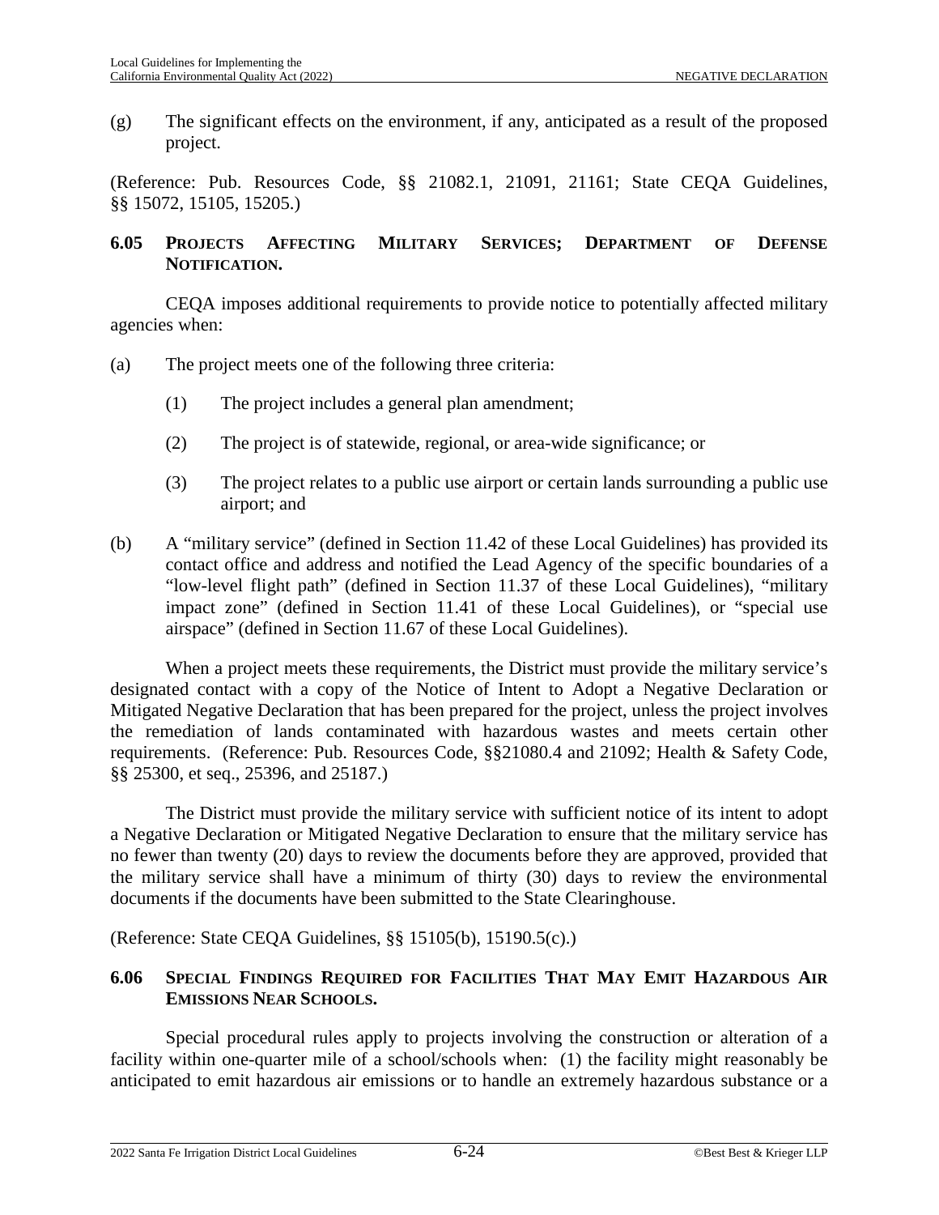(g) The significant effects on the environment, if any, anticipated as a result of the proposed project.

(Reference: Pub. Resources Code, §§ 21082.1, 21091, 21161; State CEQA Guidelines, §§ 15072, 15105, 15205.)

## 6.05 PROJECTS AFFECTING MILITARY SERVICES; DEPARTMENT OF DEFENSE NOTIFICATION.

CEQA imposes additional requirements to provide notice to potentially affected military agencies when:

(a) The project meets one of the following three criteria:

   (1) The project includes a general plan amendment;

   (2) The project is of statewide, regional, or area-wide significance; or

   (3) The project relates to a public use airport or certain lands surrounding a public use airport; and

(b) A "military service" (defined in Section 11.42 of these Local Guidelines) has provided its contact office and address and notified the Lead Agency of the specific boundaries of a "low-level flight path" (defined in Section 11.37 of these Local Guidelines), "military impact zone" (defined in Section 11.41 of these Local Guidelines), or "special use airspace" (defined in Section 11.67 of these Local Guidelines).

When a project meets these requirements, the District must provide the military service's designated contact with a copy of the Notice of Intent to Adopt a Negative Declaration or Mitigated Negative Declaration that has been prepared for the project, unless the project involves the remediation of lands contaminated with hazardous wastes and meets certain other requirements. (Reference: Pub. Resources Code, §§21080.4 and 21092; Health & Safety Code, §§ 25300, et seq., 25396, and 25187.)

The District must provide the military service with sufficient notice of its intent to adopt a Negative Declaration or Mitigated Negative Declaration to ensure that the military service has no fewer than twenty (20) days to review the documents before they are approved, provided that the military service shall have a minimum of thirty (30) days to review the environmental documents if the documents have been submitted to the State Clearinghouse.

(Reference: State CEQA Guidelines, §§ 15105(b), 15190.5(c).)

## 6.06 SPECIAL FINDINGS REQUIRED FOR FACILITIES THAT MAY EMIT HAZARDOUS AIR EMISSIONS NEAR SCHOOLS.

Special procedural rules apply to projects involving the construction or alteration of a facility within one-quarter mile of a school/schools when: (1) the facility might reasonably be anticipated to emit hazardous air emissions or to handle an extremely hazardous substance or a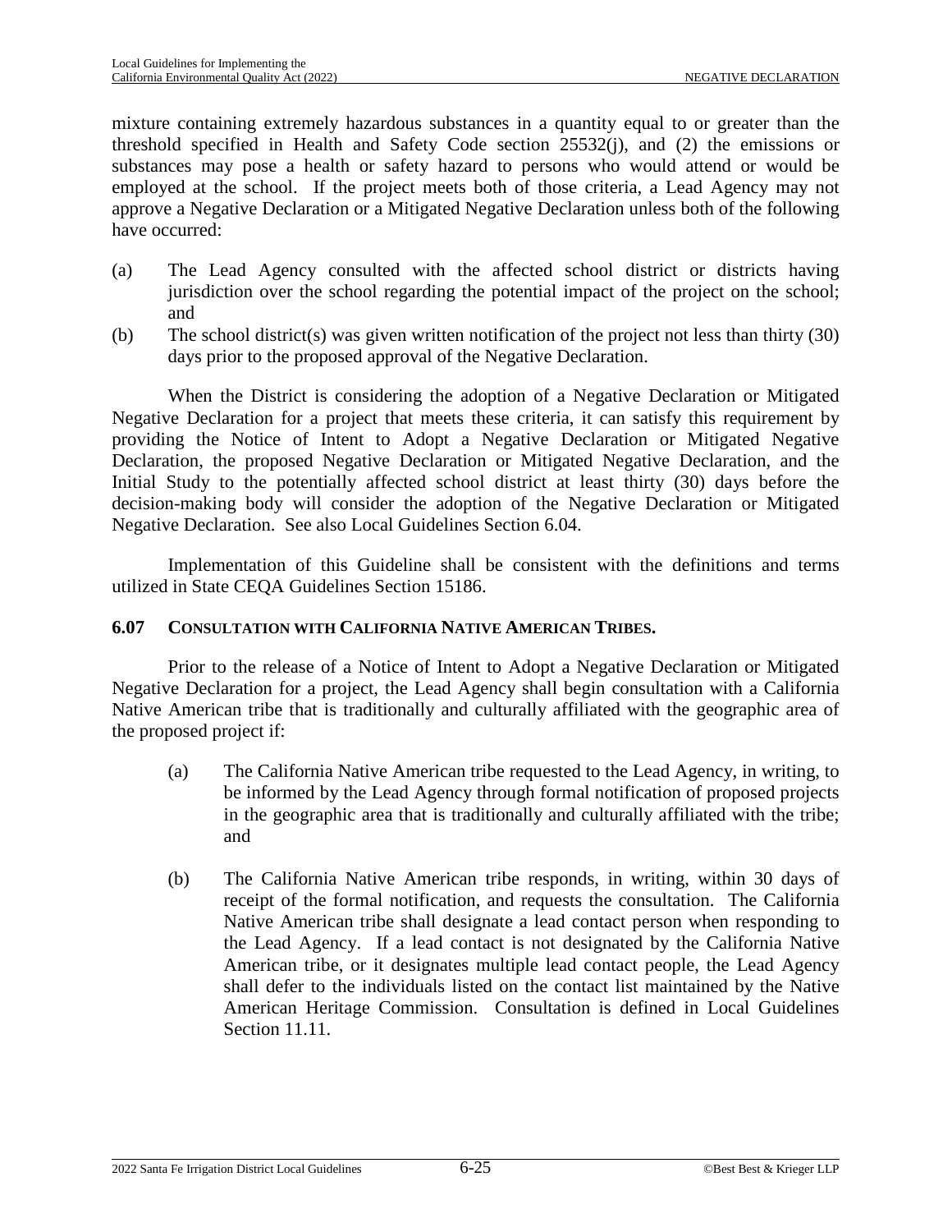mixture containing extremely hazardous substances in a quantity equal to or greater than the threshold specified in Health and Safety Code section 25532(j), and (2) the emissions or substances may pose a health or safety hazard to persons who would attend or would be employed at the school. If the project meets both of those criteria, a Lead Agency may not approve a Negative Declaration or a Mitigated Negative Declaration unless both of the following have occurred:

(a) The Lead Agency consulted with the affected school district or districts having jurisdiction over the school regarding the potential impact of the project on the school; and

(b) The school district(s) was given written notification of the project not less than thirty (30) days prior to the proposed approval of the Negative Declaration.

When the District is considering the adoption of a Negative Declaration or Mitigated Negative Declaration for a project that meets these criteria, it can satisfy this requirement by providing the Notice of Intent to Adopt a Negative Declaration or Mitigated Negative Declaration, the proposed Negative Declaration or Mitigated Negative Declaration, and the Initial Study to the potentially affected school district at least thirty (30) days before the decision-making body will consider the adoption of the Negative Declaration or Mitigated Negative Declaration. See also Local Guidelines Section 6.04.

Implementation of this Guideline shall be consistent with the definitions and terms utilized in State CEQA Guidelines Section 15186.

### 6.07 CONSULTATION WITH CALIFORNIA NATIVE AMERICAN TRIBES.

Prior to the release of a Notice of Intent to Adopt a Negative Declaration or Mitigated Negative Declaration for a project, the Lead Agency shall begin consultation with a California Native American tribe that is traditionally and culturally affiliated with the geographic area of the proposed project if:

(a) The California Native American tribe requested to the Lead Agency, in writing, to be informed by the Lead Agency through formal notification of proposed projects in the geographic area that is traditionally and culturally affiliated with the tribe; and

(b) The California Native American tribe responds, in writing, within 30 days of receipt of the formal notification, and requests the consultation. The California Native American tribe shall designate a lead contact person when responding to the Lead Agency. If a lead contact is not designated by the California Native American tribe, or it designates multiple lead contact people, the Lead Agency shall defer to the individuals listed on the contact list maintained by the Native American Heritage Commission. Consultation is defined in Local Guidelines Section 11.11.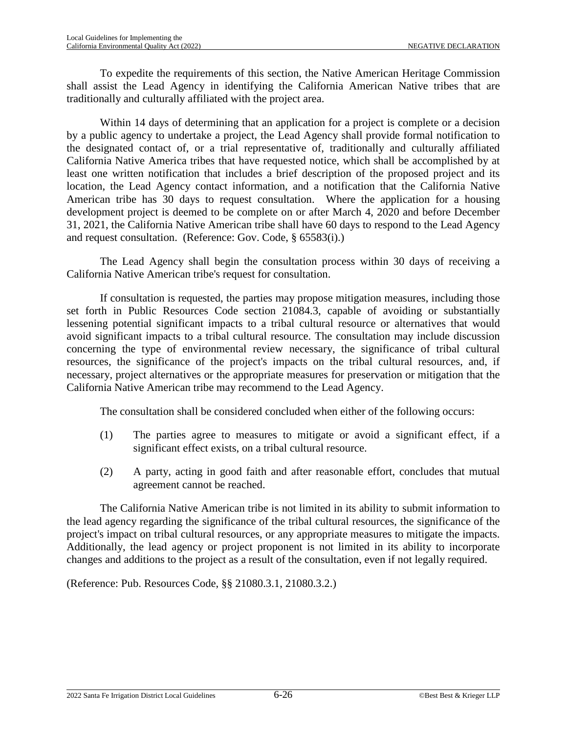To expedite the requirements of this section, the Native American Heritage Commission shall assist the Lead Agency in identifying the California American Native tribes that are traditionally and culturally affiliated with the project area.

Within 14 days of determining that an application for a project is complete or a decision by a public agency to undertake a project, the Lead Agency shall provide formal notification to the designated contact of, or a trial representative of, traditionally and culturally affiliated California Native America tribes that have requested notice, which shall be accomplished by at least one written notification that includes a brief description of the proposed project and its location, the Lead Agency contact information, and a notification that the California Native American tribe has 30 days to request consultation. Where the application for a housing development project is deemed to be complete on or after March 4, 2020 and before December 31, 2021, the California Native American tribe shall have 60 days to respond to the Lead Agency and request consultation. (Reference: Gov. Code, § 65583(i).)

The Lead Agency shall begin the consultation process within 30 days of receiving a California Native American tribe's request for consultation.

If consultation is requested, the parties may propose mitigation measures, including those set forth in Public Resources Code section 21084.3, capable of avoiding or substantially lessening potential significant impacts to a tribal cultural resource or alternatives that would avoid significant impacts to a tribal cultural resource. The consultation may include discussion concerning the type of environmental review necessary, the significance of tribal cultural resources, the significance of the project's impacts on the tribal cultural resources, and, if necessary, project alternatives or the appropriate measures for preservation or mitigation that the California Native American tribe may recommend to the Lead Agency.

The consultation shall be considered concluded when either of the following occurs:

(1) The parties agree to measures to mitigate or avoid a significant effect, if a significant effect exists, on a tribal cultural resource.

(2) A party, acting in good faith and after reasonable effort, concludes that mutual agreement cannot be reached.

The California Native American tribe is not limited in its ability to submit information to the lead agency regarding the significance of the tribal cultural resources, the significance of the project's impact on tribal cultural resources, or any appropriate measures to mitigate the impacts. Additionally, the lead agency or project proponent is not limited in its ability to incorporate changes and additions to the project as a result of the consultation, even if not legally required.

(Reference: Pub. Resources Code, §§ 21080.3.1, 21080.3.2.)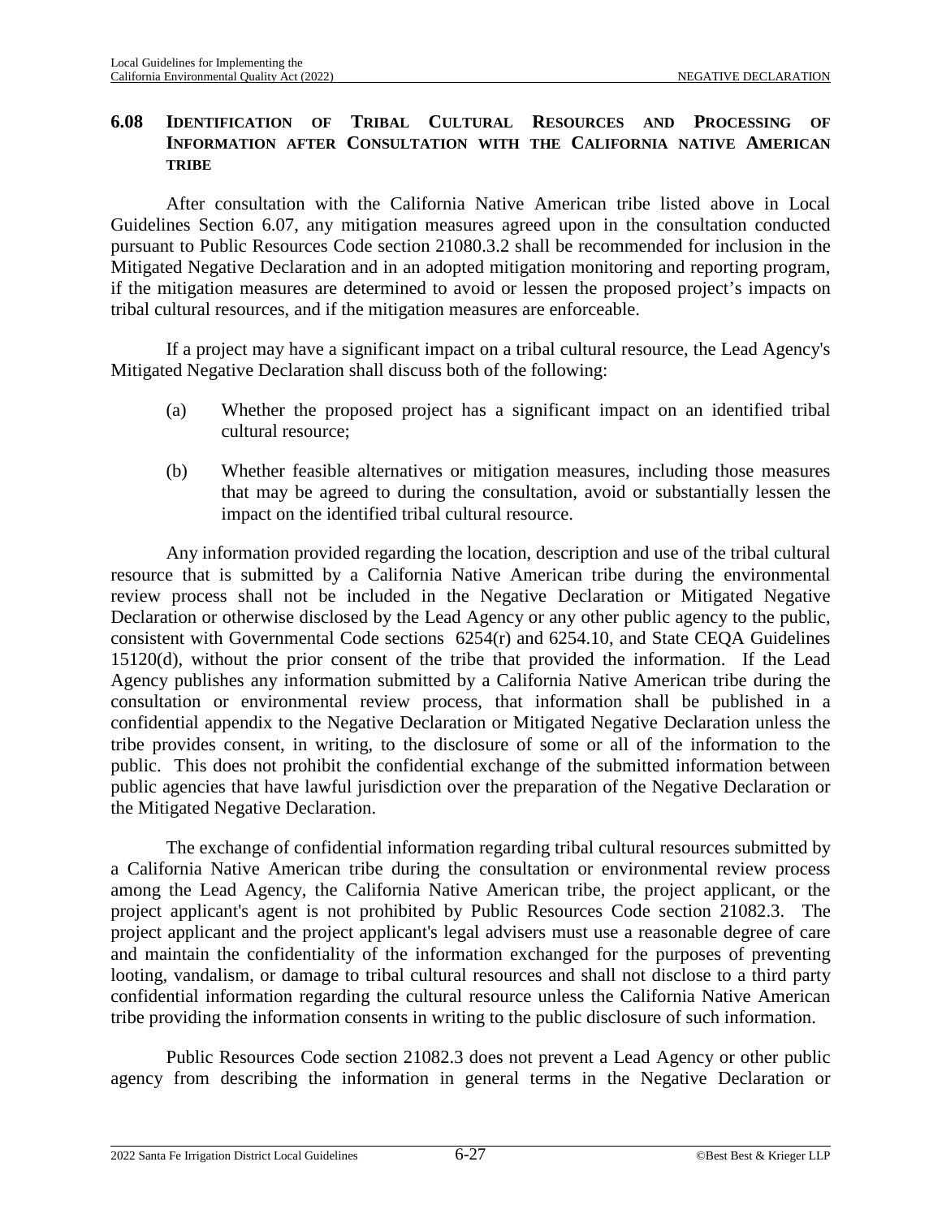## 6.08 Identification of Tribal Cultural Resources and Processing of Information after Consultation with the California native American tribe

After consultation with the California Native American tribe listed above in Local Guidelines Section 6.07, any mitigation measures agreed upon in the consultation conducted pursuant to Public Resources Code section 21080.3.2 shall be recommended for inclusion in the Mitigated Negative Declaration and in an adopted mitigation monitoring and reporting program, if the mitigation measures are determined to avoid or lessen the proposed project's impacts on tribal cultural resources, and if the mitigation measures are enforceable.

If a project may have a significant impact on a tribal cultural resource, the Lead Agency's Mitigated Negative Declaration shall discuss both of the following:

(a) Whether the proposed project has a significant impact on an identified tribal cultural resource;

(b) Whether feasible alternatives or mitigation measures, including those measures that may be agreed to during the consultation, avoid or substantially lessen the impact on the identified tribal cultural resource.

Any information provided regarding the location, description and use of the tribal cultural resource that is submitted by a California Native American tribe during the environmental review process shall not be included in the Negative Declaration or Mitigated Negative Declaration or otherwise disclosed by the Lead Agency or any other public agency to the public, consistent with Governmental Code sections 6254(r) and 6254.10, and State CEQA Guidelines 15120(d), without the prior consent of the tribe that provided the information. If the Lead Agency publishes any information submitted by a California Native American tribe during the consultation or environmental review process, that information shall be published in a confidential appendix to the Negative Declaration or Mitigated Negative Declaration unless the tribe provides consent, in writing, to the disclosure of some or all of the information to the public. This does not prohibit the confidential exchange of the submitted information between public agencies that have lawful jurisdiction over the preparation of the Negative Declaration or the Mitigated Negative Declaration.

The exchange of confidential information regarding tribal cultural resources submitted by a California Native American tribe during the consultation or environmental review process among the Lead Agency, the California Native American tribe, the project applicant, or the project applicant's agent is not prohibited by Public Resources Code section 21082.3. The project applicant and the project applicant's legal advisers must use a reasonable degree of care and maintain the confidentiality of the information exchanged for the purposes of preventing looting, vandalism, or damage to tribal cultural resources and shall not disclose to a third party confidential information regarding the cultural resource unless the California Native American tribe providing the information consents in writing to the public disclosure of such information.

Public Resources Code section 21082.3 does not prevent a Lead Agency or other public agency from describing the information in general terms in the Negative Declaration or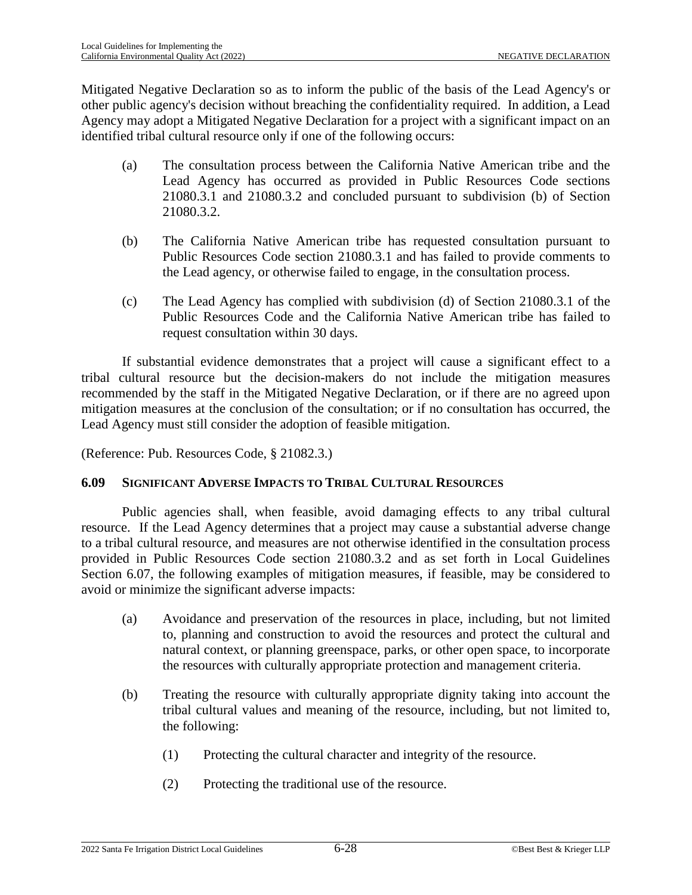Mitigated Negative Declaration so as to inform the public of the basis of the Lead Agency's or other public agency's decision without breaching the confidentiality required. In addition, a Lead Agency may adopt a Mitigated Negative Declaration for a project with a significant impact on an identified tribal cultural resource only if one of the following occurs:

(a) The consultation process between the California Native American tribe and the Lead Agency has occurred as provided in Public Resources Code sections 21080.3.1 and 21080.3.2 and concluded pursuant to subdivision (b) of Section 21080.3.2.

(b) The California Native American tribe has requested consultation pursuant to Public Resources Code section 21080.3.1 and has failed to provide comments to the Lead agency, or otherwise failed to engage, in the consultation process.

(c) The Lead Agency has complied with subdivision (d) of Section 21080.3.1 of the Public Resources Code and the California Native American tribe has failed to request consultation within 30 days.

If substantial evidence demonstrates that a project will cause a significant effect to a tribal cultural resource but the decision-makers do not include the mitigation measures recommended by the staff in the Mitigated Negative Declaration, or if there are no agreed upon mitigation measures at the conclusion of the consultation; or if no consultation has occurred, the Lead Agency must still consider the adoption of feasible mitigation.

(Reference: Pub. Resources Code, § 21082.3.)

### 6.09 SIGNIFICANT ADVERSE IMPACTS TO TRIBAL CULTURAL RESOURCES

Public agencies shall, when feasible, avoid damaging effects to any tribal cultural resource. If the Lead Agency determines that a project may cause a substantial adverse change to a tribal cultural resource, and measures are not otherwise identified in the consultation process provided in Public Resources Code section 21080.3.2 and as set forth in Local Guidelines Section 6.07, the following examples of mitigation measures, if feasible, may be considered to avoid or minimize the significant adverse impacts:

(a) Avoidance and preservation of the resources in place, including, but not limited to, planning and construction to avoid the resources and protect the cultural and natural context, or planning greenspace, parks, or other open space, to incorporate the resources with culturally appropriate protection and management criteria.

(b) Treating the resource with culturally appropriate dignity taking into account the tribal cultural values and meaning of the resource, including, but not limited to, the following:

    (1) Protecting the cultural character and integrity of the resource.

    (2) Protecting the traditional use of the resource.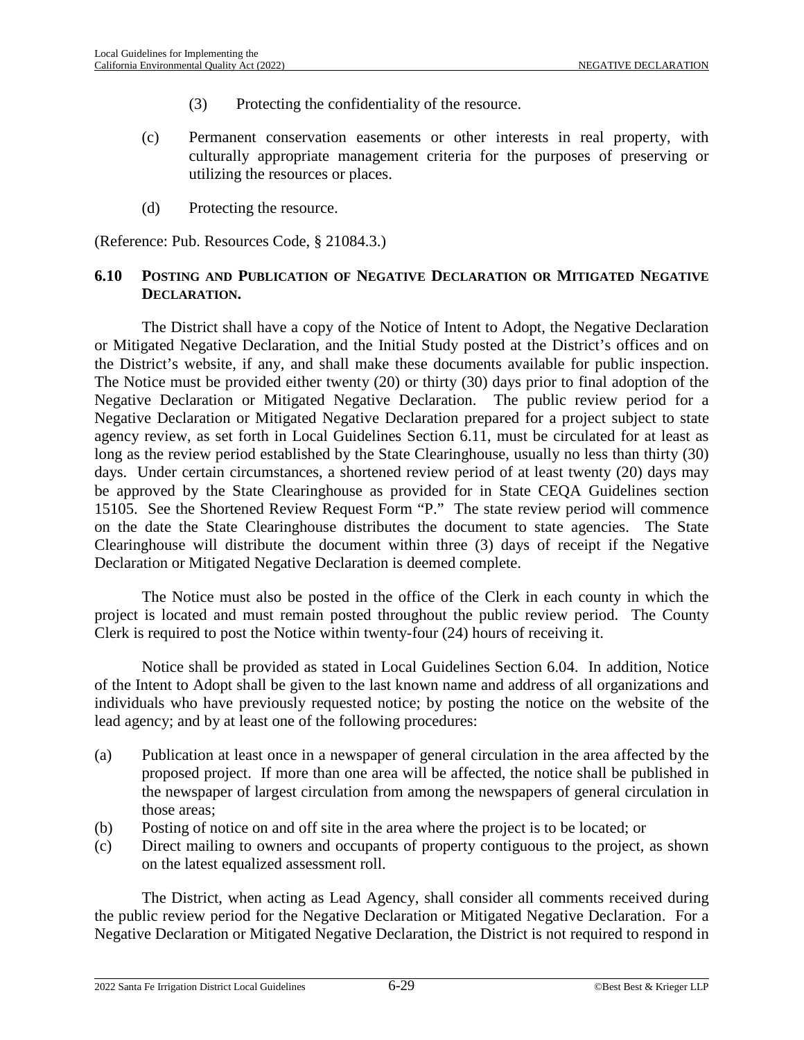(3) Protecting the confidentiality of the resource.

(c) Permanent conservation easements or other interests in real property, with culturally appropriate management criteria for the purposes of preserving or utilizing the resources or places.

(d) Protecting the resource.

(Reference: Pub. Resources Code, § 21084.3.)

### 6.10 POSTING AND PUBLICATION OF NEGATIVE DECLARATION OR MITIGATED NEGATIVE DECLARATION.

The District shall have a copy of the Notice of Intent to Adopt, the Negative Declaration or Mitigated Negative Declaration, and the Initial Study posted at the District's offices and on the District's website, if any, and shall make these documents available for public inspection. The Notice must be provided either twenty (20) or thirty (30) days prior to final adoption of the Negative Declaration or Mitigated Negative Declaration. The public review period for a Negative Declaration or Mitigated Negative Declaration prepared for a project subject to state agency review, as set forth in Local Guidelines Section 6.11, must be circulated for at least as long as the review period established by the State Clearinghouse, usually no less than thirty (30) days. Under certain circumstances, a shortened review period of at least twenty (20) days may be approved by the State Clearinghouse as provided for in State CEQA Guidelines section 15105. See the Shortened Review Request Form "P." The state review period will commence on the date the State Clearinghouse distributes the document to state agencies. The State Clearinghouse will distribute the document within three (3) days of receipt if the Negative Declaration or Mitigated Negative Declaration is deemed complete.

The Notice must also be posted in the office of the Clerk in each county in which the project is located and must remain posted throughout the public review period. The County Clerk is required to post the Notice within twenty-four (24) hours of receiving it.

Notice shall be provided as stated in Local Guidelines Section 6.04. In addition, Notice of the Intent to Adopt shall be given to the last known name and address of all organizations and individuals who have previously requested notice; by posting the notice on the website of the lead agency; and by at least one of the following procedures:

(a) Publication at least once in a newspaper of general circulation in the area affected by the proposed project. If more than one area will be affected, the notice shall be published in the newspaper of largest circulation from among the newspapers of general circulation in those areas;

(b) Posting of notice on and off site in the area where the project is to be located; or

(c) Direct mailing to owners and occupants of property contiguous to the project, as shown on the latest equalized assessment roll.

The District, when acting as Lead Agency, shall consider all comments received during the public review period for the Negative Declaration or Mitigated Negative Declaration. For a Negative Declaration or Mitigated Negative Declaration, the District is not required to respond in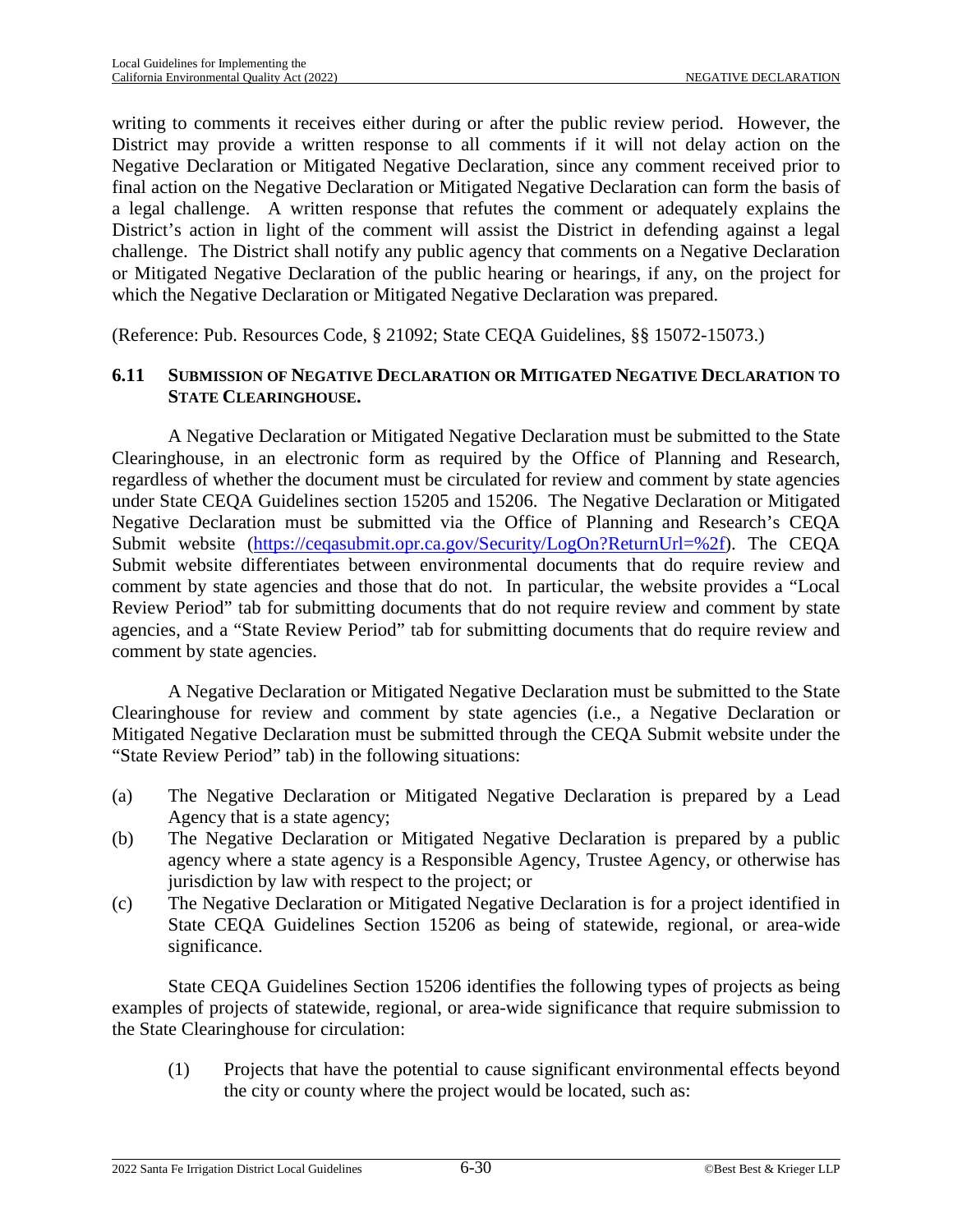writing to comments it receives either during or after the public review period. However, the District may provide a written response to all comments if it will not delay action on the Negative Declaration or Mitigated Negative Declaration, since any comment received prior to final action on the Negative Declaration or Mitigated Negative Declaration can form the basis of a legal challenge. A written response that refutes the comment or adequately explains the District's action in light of the comment will assist the District in defending against a legal challenge. The District shall notify any public agency that comments on a Negative Declaration or Mitigated Negative Declaration of the public hearing or hearings, if any, on the project for which the Negative Declaration or Mitigated Negative Declaration was prepared.

(Reference: Pub. Resources Code, § 21092; State CEQA Guidelines, §§ 15072-15073.)

### 6.11 SUBMISSION OF NEGATIVE DECLARATION OR MITIGATED NEGATIVE DECLARATION TO STATE CLEARINGHOUSE.

A Negative Declaration or Mitigated Negative Declaration must be submitted to the State Clearinghouse, in an electronic form as required by the Office of Planning and Research, regardless of whether the document must be circulated for review and comment by state agencies under State CEQA Guidelines section 15205 and 15206. The Negative Declaration or Mitigated Negative Declaration must be submitted via the Office of Planning and Research's CEQA Submit website (https://ceqasubmit.opr.ca.gov/Security/LogOn?ReturnUrl=%2f). The CEQA Submit website differentiates between environmental documents that do require review and comment by state agencies and those that do not. In particular, the website provides a "Local Review Period" tab for submitting documents that do not require review and comment by state agencies, and a "State Review Period" tab for submitting documents that do require review and comment by state agencies.

A Negative Declaration or Mitigated Negative Declaration must be submitted to the State Clearinghouse for review and comment by state agencies (i.e., a Negative Declaration or Mitigated Negative Declaration must be submitted through the CEQA Submit website under the "State Review Period" tab) in the following situations:

(a) The Negative Declaration or Mitigated Negative Declaration is prepared by a Lead Agency that is a state agency;

(b) The Negative Declaration or Mitigated Negative Declaration is prepared by a public agency where a state agency is a Responsible Agency, Trustee Agency, or otherwise has jurisdiction by law with respect to the project; or

(c) The Negative Declaration or Mitigated Negative Declaration is for a project identified in State CEQA Guidelines Section 15206 as being of statewide, regional, or area-wide significance.

State CEQA Guidelines Section 15206 identifies the following types of projects as being examples of projects of statewide, regional, or area-wide significance that require submission to the State Clearinghouse for circulation:

(1) Projects that have the potential to cause significant environmental effects beyond the city or county where the project would be located, such as: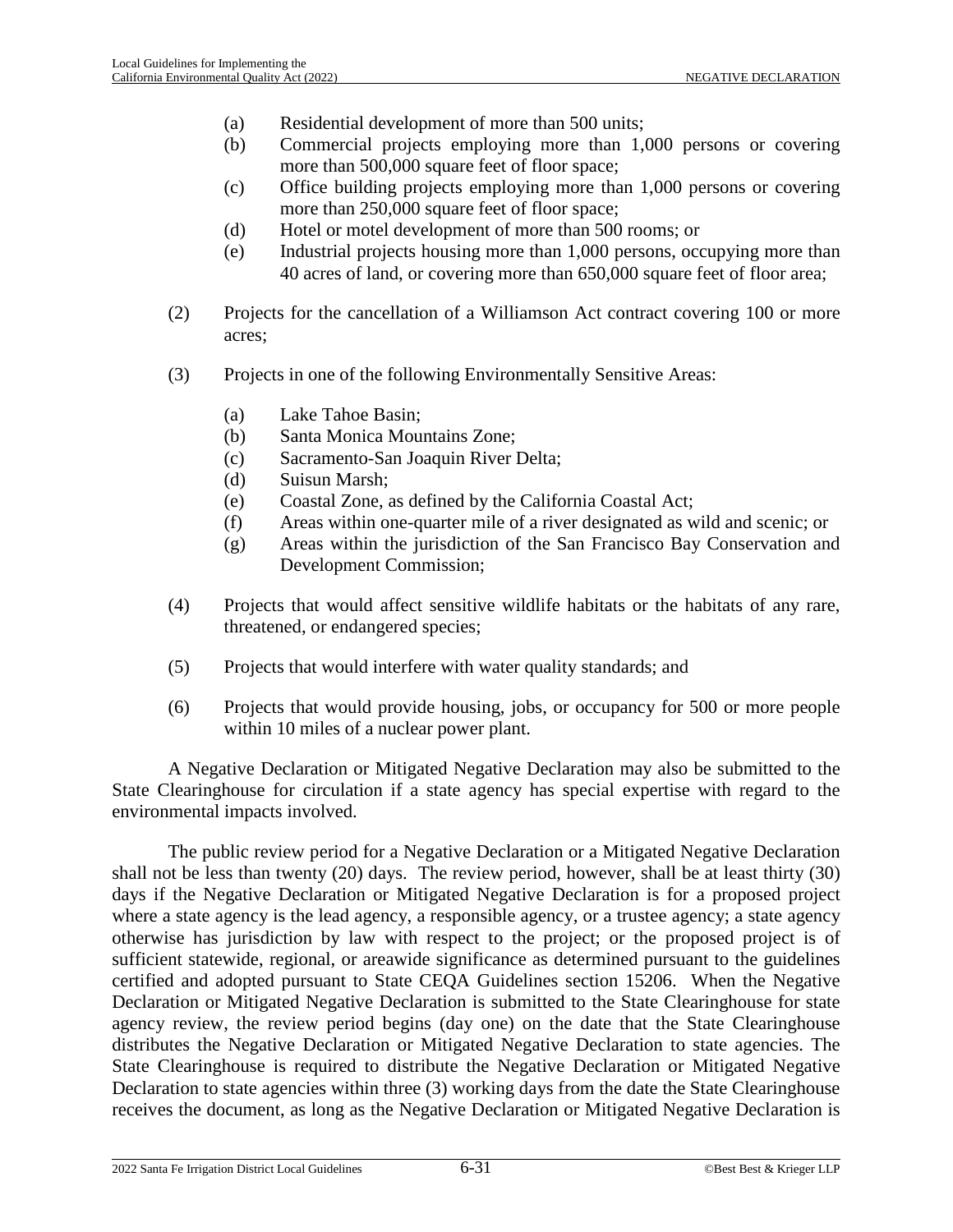(a) Residential development of more than 500 units;
(b) Commercial projects employing more than 1,000 persons or covering more than 500,000 square feet of floor space;
(c) Office building projects employing more than 1,000 persons or covering more than 250,000 square feet of floor space;
(d) Hotel or motel development of more than 500 rooms; or
(e) Industrial projects housing more than 1,000 persons, occupying more than 40 acres of land, or covering more than 650,000 square feet of floor area;

(2) Projects for the cancellation of a Williamson Act contract covering 100 or more acres;

(3) Projects in one of the following Environmentally Sensitive Areas:

(a) Lake Tahoe Basin;
(b) Santa Monica Mountains Zone;
(c) Sacramento-San Joaquin River Delta;
(d) Suisun Marsh;
(e) Coastal Zone, as defined by the California Coastal Act;
(f) Areas within one-quarter mile of a river designated as wild and scenic; or
(g) Areas within the jurisdiction of the San Francisco Bay Conservation and Development Commission;

(4) Projects that would affect sensitive wildlife habitats or the habitats of any rare, threatened, or endangered species;

(5) Projects that would interfere with water quality standards; and

(6) Projects that would provide housing, jobs, or occupancy for 500 or more people within 10 miles of a nuclear power plant.

A Negative Declaration or Mitigated Negative Declaration may also be submitted to the State Clearinghouse for circulation if a state agency has special expertise with regard to the environmental impacts involved.

The public review period for a Negative Declaration or a Mitigated Negative Declaration shall not be less than twenty (20) days. The review period, however, shall be at least thirty (30) days if the Negative Declaration or Mitigated Negative Declaration is for a proposed project where a state agency is the lead agency, a responsible agency, or a trustee agency; a state agency otherwise has jurisdiction by law with respect to the project; or the proposed project is of sufficient statewide, regional, or areawide significance as determined pursuant to the guidelines certified and adopted pursuant to State CEQA Guidelines section 15206. When the Negative Declaration or Mitigated Negative Declaration is submitted to the State Clearinghouse for state agency review, the review period begins (day one) on the date that the State Clearinghouse distributes the Negative Declaration or Mitigated Negative Declaration to state agencies. The State Clearinghouse is required to distribute the Negative Declaration or Mitigated Negative Declaration to state agencies within three (3) working days from the date the State Clearinghouse receives the document, as long as the Negative Declaration or Mitigated Negative Declaration is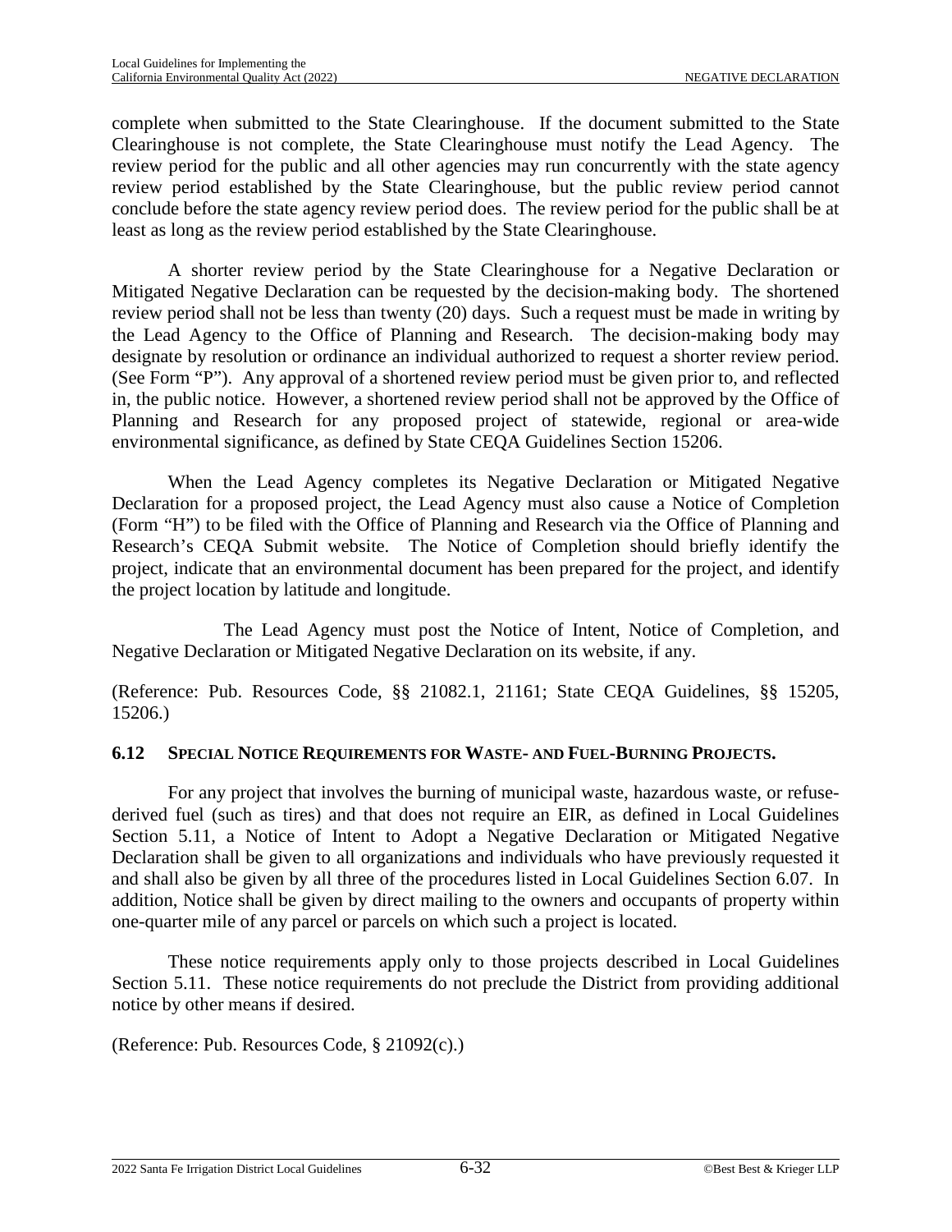complete when submitted to the State Clearinghouse. If the document submitted to the State Clearinghouse is not complete, the State Clearinghouse must notify the Lead Agency. The review period for the public and all other agencies may run concurrently with the state agency review period established by the State Clearinghouse, but the public review period cannot conclude before the state agency review period does. The review period for the public shall be at least as long as the review period established by the State Clearinghouse.

A shorter review period by the State Clearinghouse for a Negative Declaration or Mitigated Negative Declaration can be requested by the decision-making body. The shortened review period shall not be less than twenty (20) days. Such a request must be made in writing by the Lead Agency to the Office of Planning and Research. The decision-making body may designate by resolution or ordinance an individual authorized to request a shorter review period. (See Form "P"). Any approval of a shortened review period must be given prior to, and reflected in, the public notice. However, a shortened review period shall not be approved by the Office of Planning and Research for any proposed project of statewide, regional or area-wide environmental significance, as defined by State CEQA Guidelines Section 15206.

When the Lead Agency completes its Negative Declaration or Mitigated Negative Declaration for a proposed project, the Lead Agency must also cause a Notice of Completion (Form "H") to be filed with the Office of Planning and Research via the Office of Planning and Research's CEQA Submit website. The Notice of Completion should briefly identify the project, indicate that an environmental document has been prepared for the project, and identify the project location by latitude and longitude.

The Lead Agency must post the Notice of Intent, Notice of Completion, and Negative Declaration or Mitigated Negative Declaration on its website, if any.

(Reference: Pub. Resources Code, §§ 21082.1, 21161; State CEQA Guidelines, §§ 15205, 15206.)

### 6.12 SPECIAL NOTICE REQUIREMENTS FOR WASTE- AND FUEL-BURNING PROJECTS.

For any project that involves the burning of municipal waste, hazardous waste, or refuse-derived fuel (such as tires) and that does not require an EIR, as defined in Local Guidelines Section 5.11, a Notice of Intent to Adopt a Negative Declaration or Mitigated Negative Declaration shall be given to all organizations and individuals who have previously requested it and shall also be given by all three of the procedures listed in Local Guidelines Section 6.07. In addition, Notice shall be given by direct mailing to the owners and occupants of property within one-quarter mile of any parcel or parcels on which such a project is located.

These notice requirements apply only to those projects described in Local Guidelines Section 5.11. These notice requirements do not preclude the District from providing additional notice by other means if desired.

(Reference: Pub. Resources Code, § 21092(c).)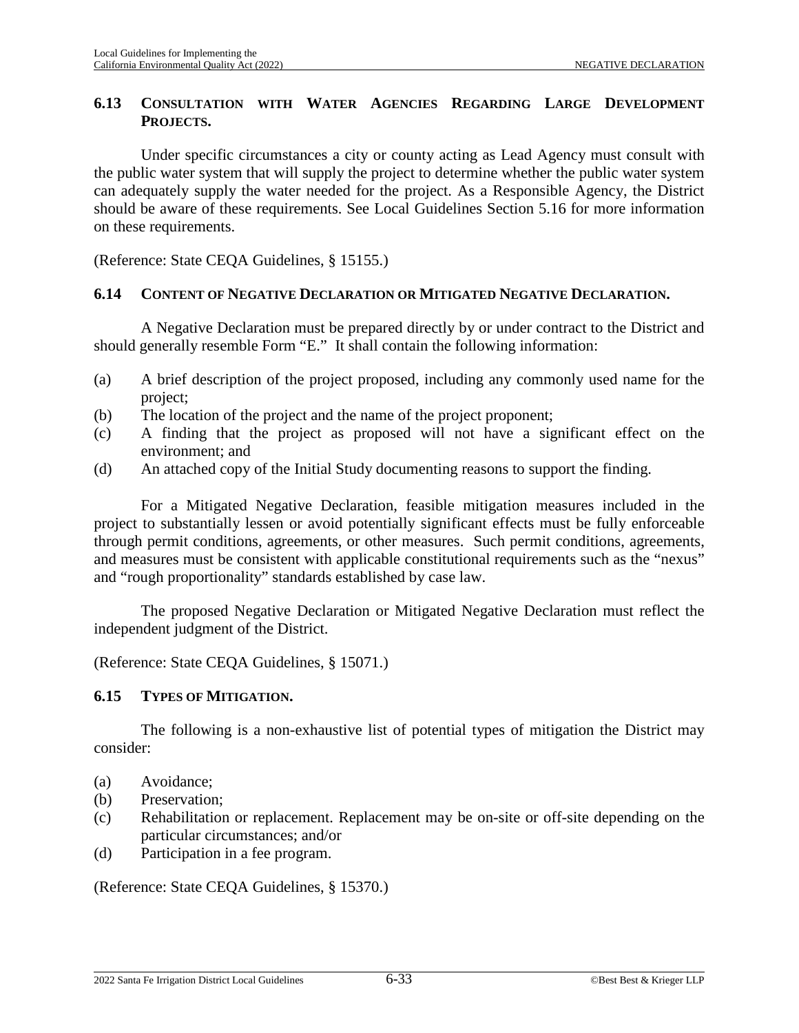## 6.13 CONSULTATION WITH WATER AGENCIES REGARDING LARGE DEVELOPMENT PROJECTS.

Under specific circumstances a city or county acting as Lead Agency must consult with the public water system that will supply the project to determine whether the public water system can adequately supply the water needed for the project. As a Responsible Agency, the District should be aware of these requirements. See Local Guidelines Section 5.16 for more information on these requirements.

(Reference: State CEQA Guidelines, § 15155.)

## 6.14 CONTENT OF NEGATIVE DECLARATION OR MITIGATED NEGATIVE DECLARATION.

A Negative Declaration must be prepared directly by or under contract to the District and should generally resemble Form "E." It shall contain the following information:

(a) A brief description of the project proposed, including any commonly used name for the project;
(b) The location of the project and the name of the project proponent;
(c) A finding that the project as proposed will not have a significant effect on the environment; and
(d) An attached copy of the Initial Study documenting reasons to support the finding.

For a Mitigated Negative Declaration, feasible mitigation measures included in the project to substantially lessen or avoid potentially significant effects must be fully enforceable through permit conditions, agreements, or other measures. Such permit conditions, agreements, and measures must be consistent with applicable constitutional requirements such as the "nexus" and "rough proportionality" standards established by case law.

The proposed Negative Declaration or Mitigated Negative Declaration must reflect the independent judgment of the District.

(Reference: State CEQA Guidelines, § 15071.)

## 6.15 TYPES OF MITIGATION.

The following is a non-exhaustive list of potential types of mitigation the District may consider:

(a) Avoidance;
(b) Preservation;
(c) Rehabilitation or replacement. Replacement may be on-site or off-site depending on the particular circumstances; and/or
(d) Participation in a fee program.

(Reference: State CEQA Guidelines, § 15370.)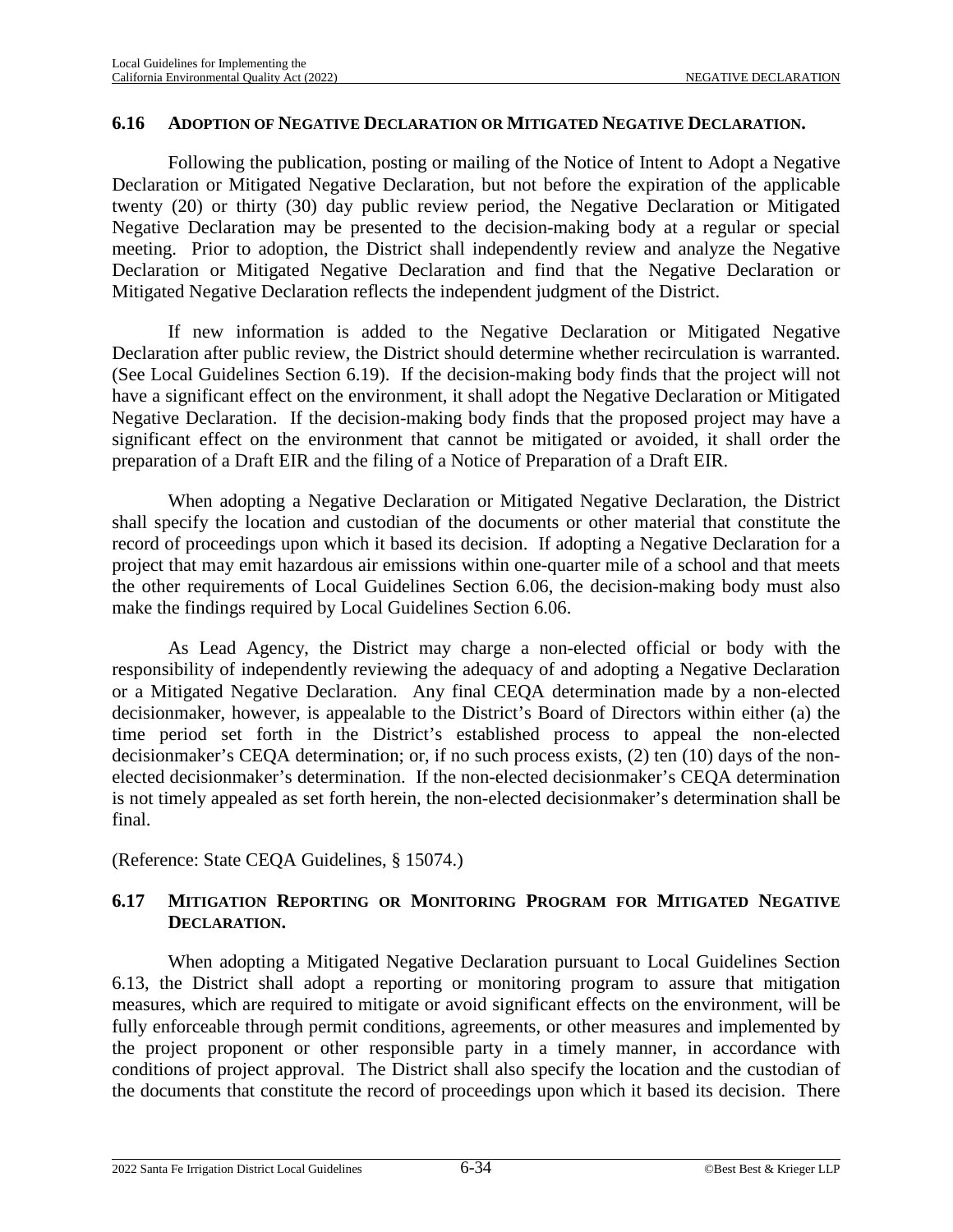### 6.16 ADOPTION OF NEGATIVE DECLARATION OR MITIGATED NEGATIVE DECLARATION.

Following the publication, posting or mailing of the Notice of Intent to Adopt a Negative Declaration or Mitigated Negative Declaration, but not before the expiration of the applicable twenty (20) or thirty (30) day public review period, the Negative Declaration or Mitigated Negative Declaration may be presented to the decision-making body at a regular or special meeting. Prior to adoption, the District shall independently review and analyze the Negative Declaration or Mitigated Negative Declaration and find that the Negative Declaration or Mitigated Negative Declaration reflects the independent judgment of the District.

If new information is added to the Negative Declaration or Mitigated Negative Declaration after public review, the District should determine whether recirculation is warranted. (See Local Guidelines Section 6.19). If the decision-making body finds that the project will not have a significant effect on the environment, it shall adopt the Negative Declaration or Mitigated Negative Declaration. If the decision-making body finds that the proposed project may have a significant effect on the environment that cannot be mitigated or avoided, it shall order the preparation of a Draft EIR and the filing of a Notice of Preparation of a Draft EIR.

When adopting a Negative Declaration or Mitigated Negative Declaration, the District shall specify the location and custodian of the documents or other material that constitute the record of proceedings upon which it based its decision. If adopting a Negative Declaration for a project that may emit hazardous air emissions within one-quarter mile of a school and that meets the other requirements of Local Guidelines Section 6.06, the decision-making body must also make the findings required by Local Guidelines Section 6.06.

As Lead Agency, the District may charge a non-elected official or body with the responsibility of independently reviewing the adequacy of and adopting a Negative Declaration or a Mitigated Negative Declaration. Any final CEQA determination made by a non-elected decisionmaker, however, is appealable to the District's Board of Directors within either (a) the time period set forth in the District's established process to appeal the non-elected decisionmaker's CEQA determination; or, if no such process exists, (2) ten (10) days of the non-elected decisionmaker's determination. If the non-elected decisionmaker's CEQA determination is not timely appealed as set forth herein, the non-elected decisionmaker's determination shall be final.

(Reference: State CEQA Guidelines, § 15074.)

### 6.17 MITIGATION REPORTING OR MONITORING PROGRAM FOR MITIGATED NEGATIVE DECLARATION.

When adopting a Mitigated Negative Declaration pursuant to Local Guidelines Section 6.13, the District shall adopt a reporting or monitoring program to assure that mitigation measures, which are required to mitigate or avoid significant effects on the environment, will be fully enforceable through permit conditions, agreements, or other measures and implemented by the project proponent or other responsible party in a timely manner, in accordance with conditions of project approval. The District shall also specify the location and the custodian of the documents that constitute the record of proceedings upon which it based its decision. There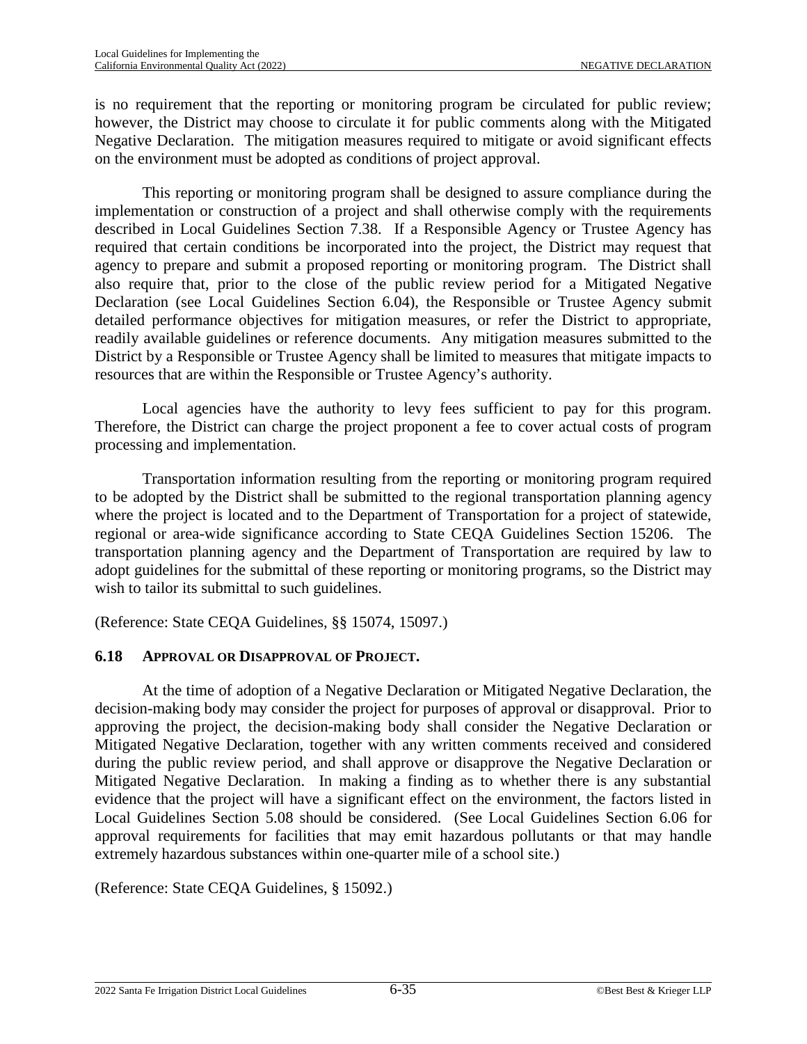is no requirement that the reporting or monitoring program be circulated for public review; however, the District may choose to circulate it for public comments along with the Mitigated Negative Declaration. The mitigation measures required to mitigate or avoid significant effects on the environment must be adopted as conditions of project approval.

This reporting or monitoring program shall be designed to assure compliance during the implementation or construction of a project and shall otherwise comply with the requirements described in Local Guidelines Section 7.38. If a Responsible Agency or Trustee Agency has required that certain conditions be incorporated into the project, the District may request that agency to prepare and submit a proposed reporting or monitoring program. The District shall also require that, prior to the close of the public review period for a Mitigated Negative Declaration (see Local Guidelines Section 6.04), the Responsible or Trustee Agency submit detailed performance objectives for mitigation measures, or refer the District to appropriate, readily available guidelines or reference documents. Any mitigation measures submitted to the District by a Responsible or Trustee Agency shall be limited to measures that mitigate impacts to resources that are within the Responsible or Trustee Agency's authority.

Local agencies have the authority to levy fees sufficient to pay for this program. Therefore, the District can charge the project proponent a fee to cover actual costs of program processing and implementation.

Transportation information resulting from the reporting or monitoring program required to be adopted by the District shall be submitted to the regional transportation planning agency where the project is located and to the Department of Transportation for a project of statewide, regional or area-wide significance according to State CEQA Guidelines Section 15206. The transportation planning agency and the Department of Transportation are required by law to adopt guidelines for the submittal of these reporting or monitoring programs, so the District may wish to tailor its submittal to such guidelines.

(Reference: State CEQA Guidelines, §§ 15074, 15097.)

### 6.18 APPROVAL OR DISAPPROVAL OF PROJECT.

At the time of adoption of a Negative Declaration or Mitigated Negative Declaration, the decision-making body may consider the project for purposes of approval or disapproval. Prior to approving the project, the decision-making body shall consider the Negative Declaration or Mitigated Negative Declaration, together with any written comments received and considered during the public review period, and shall approve or disapprove the Negative Declaration or Mitigated Negative Declaration. In making a finding as to whether there is any substantial evidence that the project will have a significant effect on the environment, the factors listed in Local Guidelines Section 5.08 should be considered. (See Local Guidelines Section 6.06 for approval requirements for facilities that may emit hazardous pollutants or that may handle extremely hazardous substances within one-quarter mile of a school site.)

(Reference: State CEQA Guidelines, § 15092.)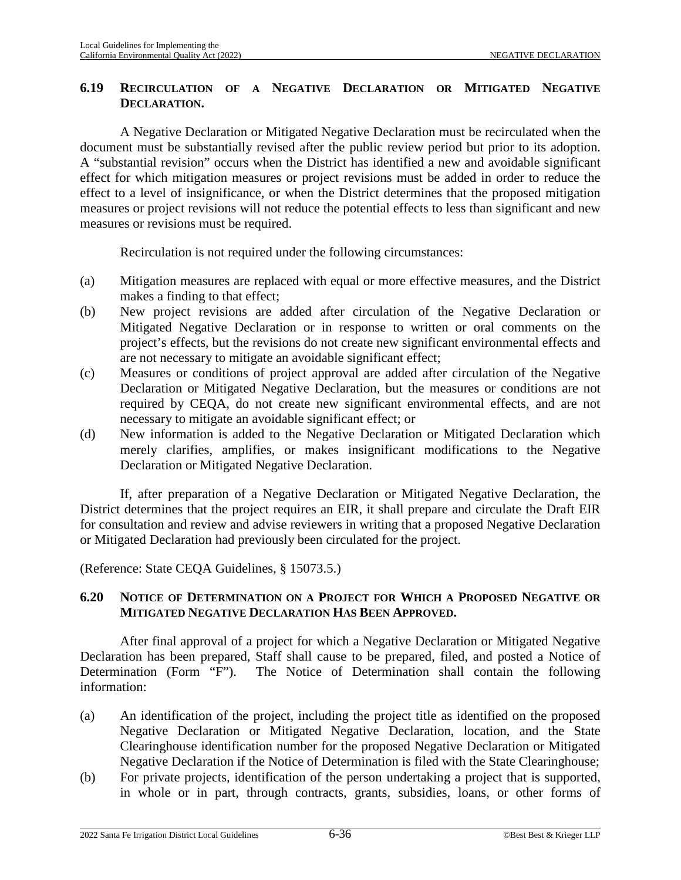### 6.19 RECIRCULATION OF A NEGATIVE DECLARATION OR MITIGATED NEGATIVE DECLARATION.

A Negative Declaration or Mitigated Negative Declaration must be recirculated when the document must be substantially revised after the public review period but prior to its adoption. A "substantial revision" occurs when the District has identified a new and avoidable significant effect for which mitigation measures or project revisions must be added in order to reduce the effect to a level of insignificance, or when the District determines that the proposed mitigation measures or project revisions will not reduce the potential effects to less than significant and new measures or revisions must be required.

Recirculation is not required under the following circumstances:

(a) Mitigation measures are replaced with equal or more effective measures, and the District makes a finding to that effect;

(b) New project revisions are added after circulation of the Negative Declaration or Mitigated Negative Declaration or in response to written or oral comments on the project's effects, but the revisions do not create new significant environmental effects and are not necessary to mitigate an avoidable significant effect;

(c) Measures or conditions of project approval are added after circulation of the Negative Declaration or Mitigated Negative Declaration, but the measures or conditions are not required by CEQA, do not create new significant environmental effects, and are not necessary to mitigate an avoidable significant effect; or

(d) New information is added to the Negative Declaration or Mitigated Declaration which merely clarifies, amplifies, or makes insignificant modifications to the Negative Declaration or Mitigated Negative Declaration.

If, after preparation of a Negative Declaration or Mitigated Negative Declaration, the District determines that the project requires an EIR, it shall prepare and circulate the Draft EIR for consultation and review and advise reviewers in writing that a proposed Negative Declaration or Mitigated Declaration had previously been circulated for the project.

(Reference: State CEQA Guidelines, § 15073.5.)

### 6.20 NOTICE OF DETERMINATION ON A PROJECT FOR WHICH A PROPOSED NEGATIVE OR MITIGATED NEGATIVE DECLARATION HAS BEEN APPROVED.

After final approval of a project for which a Negative Declaration or Mitigated Negative Declaration has been prepared, Staff shall cause to be prepared, filed, and posted a Notice of Determination (Form "F"). The Notice of Determination shall contain the following information:

(a) An identification of the project, including the project title as identified on the proposed Negative Declaration or Mitigated Negative Declaration, location, and the State Clearinghouse identification number for the proposed Negative Declaration or Mitigated Negative Declaration if the Notice of Determination is filed with the State Clearinghouse;

(b) For private projects, identification of the person undertaking a project that is supported, in whole or in part, through contracts, grants, subsidies, loans, or other forms of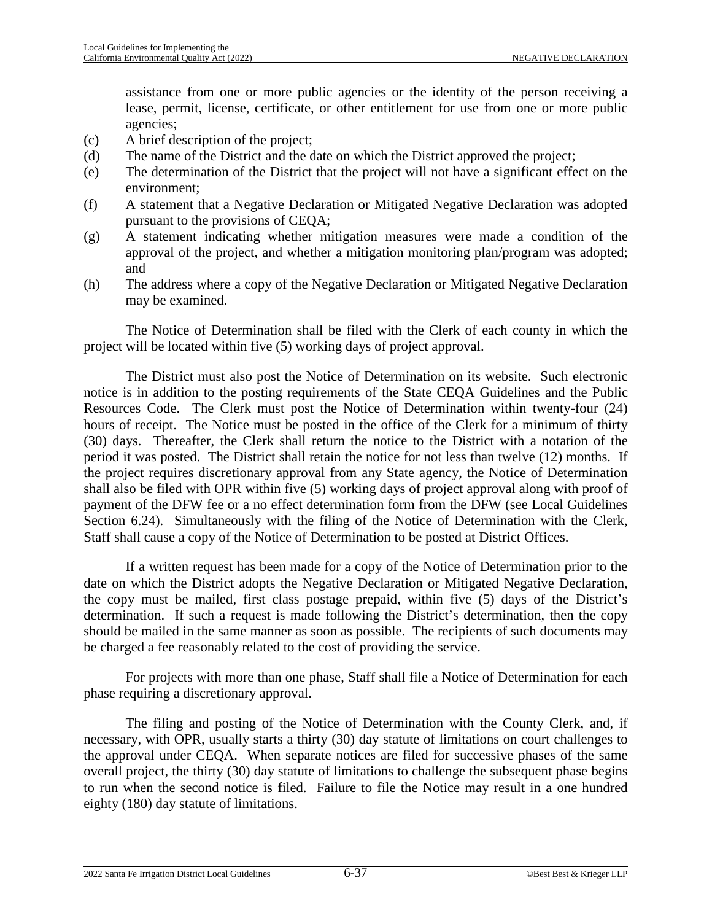assistance from one or more public agencies or the identity of the person receiving a lease, permit, license, certificate, or other entitlement for use from one or more public agencies;

(c) A brief description of the project;

(d) The name of the District and the date on which the District approved the project;

(e) The determination of the District that the project will not have a significant effect on the environment;

(f) A statement that a Negative Declaration or Mitigated Negative Declaration was adopted pursuant to the provisions of CEQA;

(g) A statement indicating whether mitigation measures were made a condition of the approval of the project, and whether a mitigation monitoring plan/program was adopted; and

(h) The address where a copy of the Negative Declaration or Mitigated Negative Declaration may be examined.

The Notice of Determination shall be filed with the Clerk of each county in which the project will be located within five (5) working days of project approval.

The District must also post the Notice of Determination on its website. Such electronic notice is in addition to the posting requirements of the State CEQA Guidelines and the Public Resources Code. The Clerk must post the Notice of Determination within twenty-four (24) hours of receipt. The Notice must be posted in the office of the Clerk for a minimum of thirty (30) days. Thereafter, the Clerk shall return the notice to the District with a notation of the period it was posted. The District shall retain the notice for not less than twelve (12) months. If the project requires discretionary approval from any State agency, the Notice of Determination shall also be filed with OPR within five (5) working days of project approval along with proof of payment of the DFW fee or a no effect determination form from the DFW (see Local Guidelines Section 6.24). Simultaneously with the filing of the Notice of Determination with the Clerk, Staff shall cause a copy of the Notice of Determination to be posted at District Offices.

If a written request has been made for a copy of the Notice of Determination prior to the date on which the District adopts the Negative Declaration or Mitigated Negative Declaration, the copy must be mailed, first class postage prepaid, within five (5) days of the District's determination. If such a request is made following the District's determination, then the copy should be mailed in the same manner as soon as possible. The recipients of such documents may be charged a fee reasonably related to the cost of providing the service.

For projects with more than one phase, Staff shall file a Notice of Determination for each phase requiring a discretionary approval.

The filing and posting of the Notice of Determination with the County Clerk, and, if necessary, with OPR, usually starts a thirty (30) day statute of limitations on court challenges to the approval under CEQA. When separate notices are filed for successive phases of the same overall project, the thirty (30) day statute of limitations to challenge the subsequent phase begins to run when the second notice is filed. Failure to file the Notice may result in a one hundred eighty (180) day statute of limitations.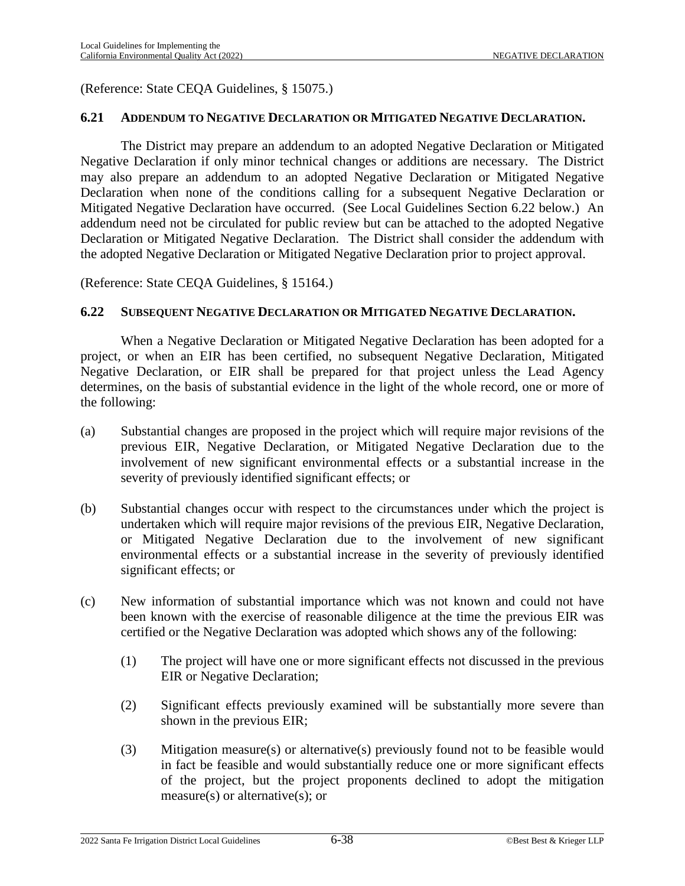(Reference: State CEQA Guidelines, § 15075.)

### 6.21 ADDENDUM TO NEGATIVE DECLARATION OR MITIGATED NEGATIVE DECLARATION.

The District may prepare an addendum to an adopted Negative Declaration or Mitigated Negative Declaration if only minor technical changes or additions are necessary. The District may also prepare an addendum to an adopted Negative Declaration or Mitigated Negative Declaration when none of the conditions calling for a subsequent Negative Declaration or Mitigated Negative Declaration have occurred. (See Local Guidelines Section 6.22 below.) An addendum need not be circulated for public review but can be attached to the adopted Negative Declaration or Mitigated Negative Declaration. The District shall consider the addendum with the adopted Negative Declaration or Mitigated Negative Declaration prior to project approval.

(Reference: State CEQA Guidelines, § 15164.)

### 6.22 SUBSEQUENT NEGATIVE DECLARATION OR MITIGATED NEGATIVE DECLARATION.

When a Negative Declaration or Mitigated Negative Declaration has been adopted for a project, or when an EIR has been certified, no subsequent Negative Declaration, Mitigated Negative Declaration, or EIR shall be prepared for that project unless the Lead Agency determines, on the basis of substantial evidence in the light of the whole record, one or more of the following:

(a) Substantial changes are proposed in the project which will require major revisions of the previous EIR, Negative Declaration, or Mitigated Negative Declaration due to the involvement of new significant environmental effects or a substantial increase in the severity of previously identified significant effects; or

(b) Substantial changes occur with respect to the circumstances under which the project is undertaken which will require major revisions of the previous EIR, Negative Declaration, or Mitigated Negative Declaration due to the involvement of new significant environmental effects or a substantial increase in the severity of previously identified significant effects; or

(c) New information of substantial importance which was not known and could not have been known with the exercise of reasonable diligence at the time the previous EIR was certified or the Negative Declaration was adopted which shows any of the following:

   (1) The project will have one or more significant effects not discussed in the previous EIR or Negative Declaration;

   (2) Significant effects previously examined will be substantially more severe than shown in the previous EIR;

   (3) Mitigation measure(s) or alternative(s) previously found not to be feasible would in fact be feasible and would substantially reduce one or more significant effects of the project, but the project proponents declined to adopt the mitigation measure(s) or alternative(s); or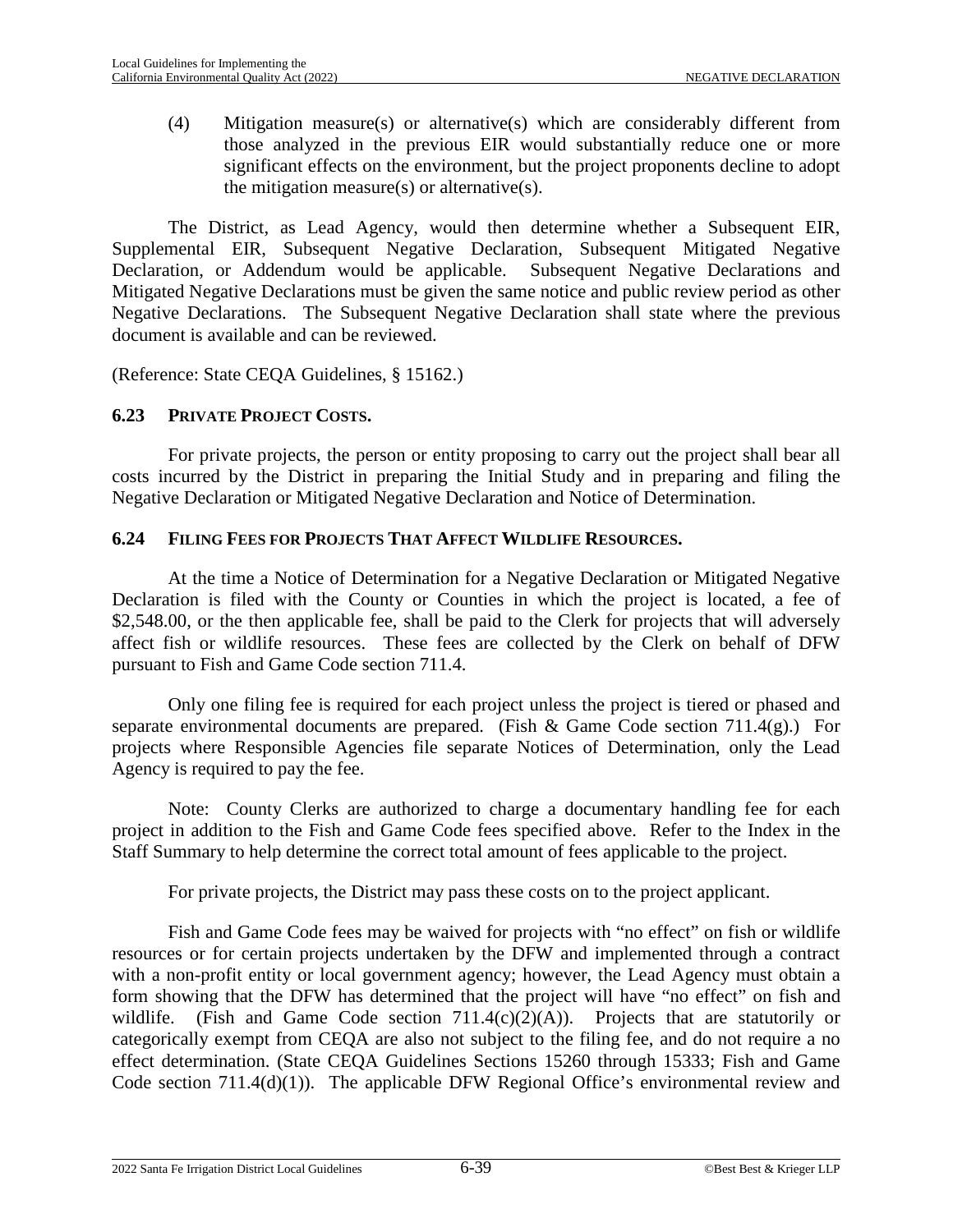(4) Mitigation measure(s) or alternative(s) which are considerably different from those analyzed in the previous EIR would substantially reduce one or more significant effects on the environment, but the project proponents decline to adopt the mitigation measure(s) or alternative(s).

The District, as Lead Agency, would then determine whether a Subsequent EIR, Supplemental EIR, Subsequent Negative Declaration, Subsequent Mitigated Negative Declaration, or Addendum would be applicable. Subsequent Negative Declarations and Mitigated Negative Declarations must be given the same notice and public review period as other Negative Declarations. The Subsequent Negative Declaration shall state where the previous document is available and can be reviewed.

(Reference: State CEQA Guidelines, § 15162.)

### 6.23 PRIVATE PROJECT COSTS.

For private projects, the person or entity proposing to carry out the project shall bear all costs incurred by the District in preparing the Initial Study and in preparing and filing the Negative Declaration or Mitigated Negative Declaration and Notice of Determination.

### 6.24 FILING FEES FOR PROJECTS THAT AFFECT WILDLIFE RESOURCES.

At the time a Notice of Determination for a Negative Declaration or Mitigated Negative Declaration is filed with the County or Counties in which the project is located, a fee of $2,548.00, or the then applicable fee, shall be paid to the Clerk for projects that will adversely affect fish or wildlife resources. These fees are collected by the Clerk on behalf of DFW pursuant to Fish and Game Code section 711.4.

Only one filing fee is required for each project unless the project is tiered or phased and separate environmental documents are prepared. (Fish & Game Code section 711.4(g).) For projects where Responsible Agencies file separate Notices of Determination, only the Lead Agency is required to pay the fee.

Note: County Clerks are authorized to charge a documentary handling fee for each project in addition to the Fish and Game Code fees specified above. Refer to the Index in the Staff Summary to help determine the correct total amount of fees applicable to the project.

For private projects, the District may pass these costs on to the project applicant.

Fish and Game Code fees may be waived for projects with "no effect" on fish or wildlife resources or for certain projects undertaken by the DFW and implemented through a contract with a non-profit entity or local government agency; however, the Lead Agency must obtain a form showing that the DFW has determined that the project will have "no effect" on fish and wildlife. (Fish and Game Code section 711.4(c)(2)(A)). Projects that are statutorily or categorically exempt from CEQA are also not subject to the filing fee, and do not require a no effect determination. (State CEQA Guidelines Sections 15260 through 15333; Fish and Game Code section 711.4(d)(1)). The applicable DFW Regional Office's environmental review and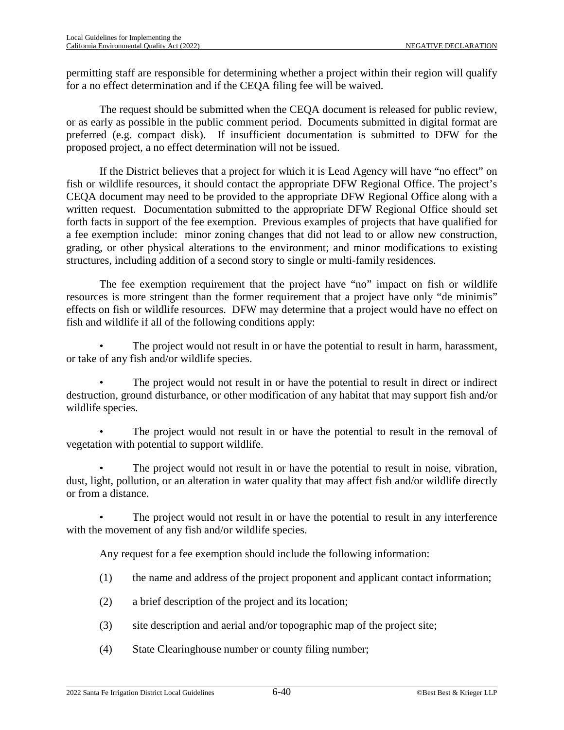permitting staff are responsible for determining whether a project within their region will qualify for a no effect determination and if the CEQA filing fee will be waived.

The request should be submitted when the CEQA document is released for public review, or as early as possible in the public comment period. Documents submitted in digital format are preferred (e.g. compact disk). If insufficient documentation is submitted to DFW for the proposed project, a no effect determination will not be issued.

If the District believes that a project for which it is Lead Agency will have "no effect" on fish or wildlife resources, it should contact the appropriate DFW Regional Office. The project's CEQA document may need to be provided to the appropriate DFW Regional Office along with a written request. Documentation submitted to the appropriate DFW Regional Office should set forth facts in support of the fee exemption. Previous examples of projects that have qualified for a fee exemption include: minor zoning changes that did not lead to or allow new construction, grading, or other physical alterations to the environment; and minor modifications to existing structures, including addition of a second story to single or multi-family residences.

The fee exemption requirement that the project have "no" impact on fish or wildlife resources is more stringent than the former requirement that a project have only "de minimis" effects on fish or wildlife resources. DFW may determine that a project would have no effect on fish and wildlife if all of the following conditions apply:

- The project would not result in or have the potential to result in harm, harassment, or take of any fish and/or wildlife species.
- The project would not result in or have the potential to result in direct or indirect destruction, ground disturbance, or other modification of any habitat that may support fish and/or wildlife species.
- The project would not result in or have the potential to result in the removal of vegetation with potential to support wildlife.
- The project would not result in or have the potential to result in noise, vibration, dust, light, pollution, or an alteration in water quality that may affect fish and/or wildlife directly or from a distance.
- The project would not result in or have the potential to result in any interference with the movement of any fish and/or wildlife species.

Any request for a fee exemption should include the following information:

(1) the name and address of the project proponent and applicant contact information;

(2) a brief description of the project and its location;

(3) site description and aerial and/or topographic map of the project site;

(4) State Clearinghouse number or county filing number;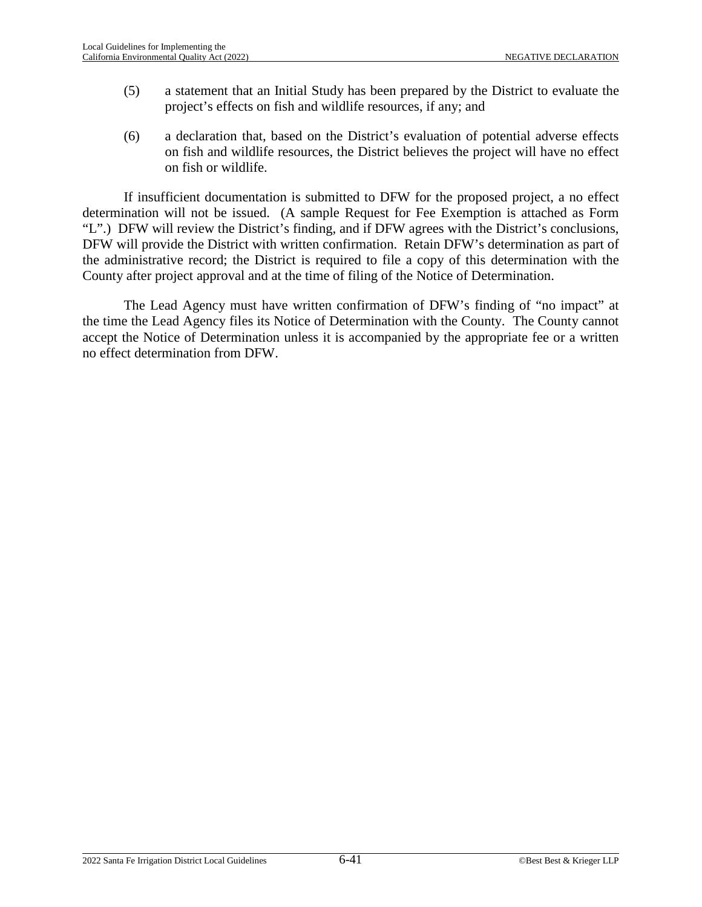(5) a statement that an Initial Study has been prepared by the District to evaluate the project's effects on fish and wildlife resources, if any; and

(6) a declaration that, based on the District's evaluation of potential adverse effects on fish and wildlife resources, the District believes the project will have no effect on fish or wildlife.

If insufficient documentation is submitted to DFW for the proposed project, a no effect determination will not be issued. (A sample Request for Fee Exemption is attached as Form "L".) DFW will review the District's finding, and if DFW agrees with the District's conclusions, DFW will provide the District with written confirmation. Retain DFW's determination as part of the administrative record; the District is required to file a copy of this determination with the County after project approval and at the time of filing of the Notice of Determination.

The Lead Agency must have written confirmation of DFW's finding of "no impact" at the time the Lead Agency files its Notice of Determination with the County. The County cannot accept the Notice of Determination unless it is accompanied by the appropriate fee or a written no effect determination from DFW.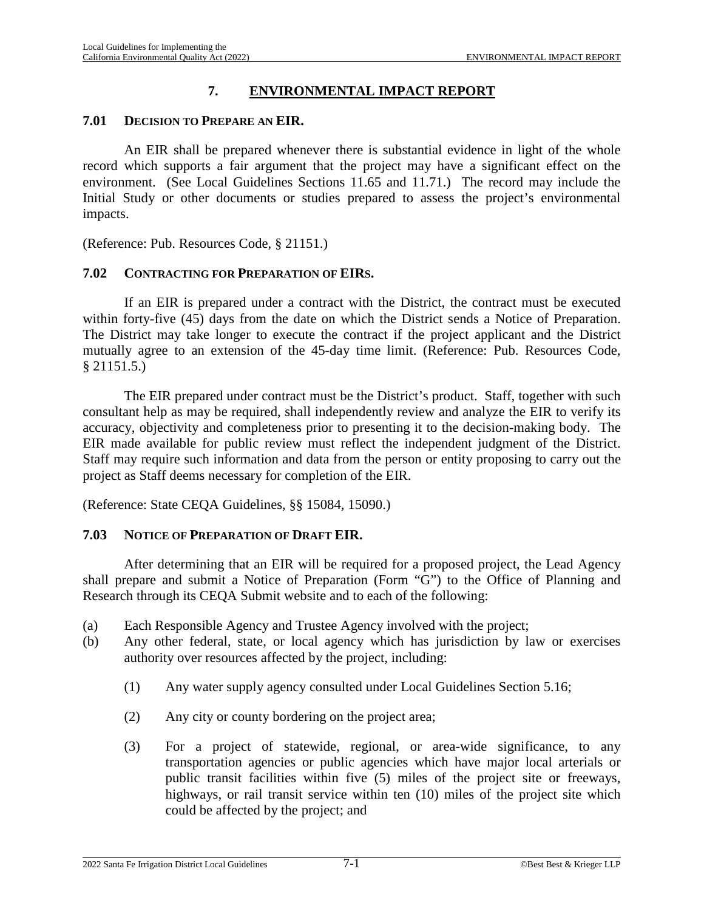# 7. ENVIRONMENTAL IMPACT REPORT

## 7.01 DECISION TO PREPARE AN EIR.

An EIR shall be prepared whenever there is substantial evidence in light of the whole record which supports a fair argument that the project may have a significant effect on the environment. (See Local Guidelines Sections 11.65 and 11.71.) The record may include the Initial Study or other documents or studies prepared to assess the project's environmental impacts.

(Reference: Pub. Resources Code, § 21151.)

## 7.02 CONTRACTING FOR PREPARATION OF EIRS.

If an EIR is prepared under a contract with the District, the contract must be executed within forty-five (45) days from the date on which the District sends a Notice of Preparation. The District may take longer to execute the contract if the project applicant and the District mutually agree to an extension of the 45-day time limit. (Reference: Pub. Resources Code, § 21151.5.)

The EIR prepared under contract must be the District's product. Staff, together with such consultant help as may be required, shall independently review and analyze the EIR to verify its accuracy, objectivity and completeness prior to presenting it to the decision-making body. The EIR made available for public review must reflect the independent judgment of the District. Staff may require such information and data from the person or entity proposing to carry out the project as Staff deems necessary for completion of the EIR.

(Reference: State CEQA Guidelines, §§ 15084, 15090.)

## 7.03 NOTICE OF PREPARATION OF DRAFT EIR.

After determining that an EIR will be required for a proposed project, the Lead Agency shall prepare and submit a Notice of Preparation (Form "G") to the Office of Planning and Research through its CEQA Submit website and to each of the following:

(a) Each Responsible Agency and Trustee Agency involved with the project;

(b) Any other federal, state, or local agency which has jurisdiction by law or exercises authority over resources affected by the project, including:

   (1) Any water supply agency consulted under Local Guidelines Section 5.16;

   (2) Any city or county bordering on the project area;

   (3) For a project of statewide, regional, or area-wide significance, to any transportation agencies or public agencies which have major local arterials or public transit facilities within five (5) miles of the project site or freeways, highways, or rail transit service within ten (10) miles of the project site which could be affected by the project; and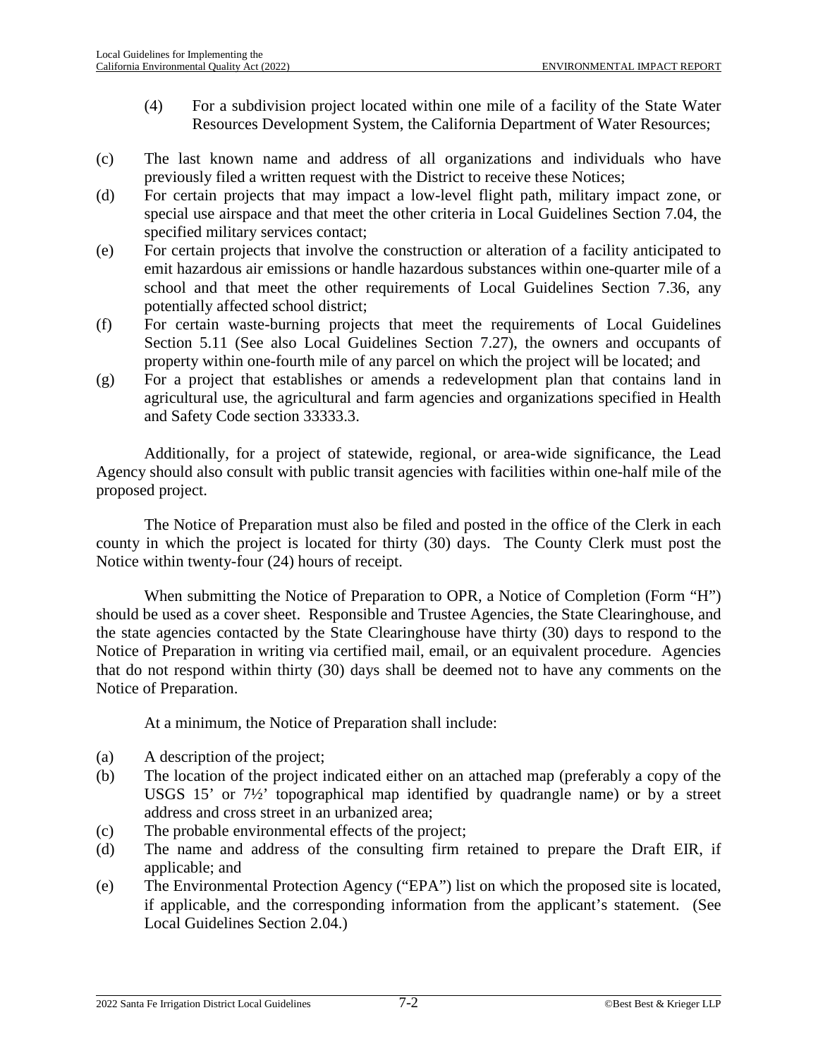(4) For a subdivision project located within one mile of a facility of the State Water Resources Development System, the California Department of Water Resources;

(c) The last known name and address of all organizations and individuals who have previously filed a written request with the District to receive these Notices;

(d) For certain projects that may impact a low-level flight path, military impact zone, or special use airspace and that meet the other criteria in Local Guidelines Section 7.04, the specified military services contact;

(e) For certain projects that involve the construction or alteration of a facility anticipated to emit hazardous air emissions or handle hazardous substances within one-quarter mile of a school and that meet the other requirements of Local Guidelines Section 7.36, any potentially affected school district;

(f) For certain waste-burning projects that meet the requirements of Local Guidelines Section 5.11 (See also Local Guidelines Section 7.27), the owners and occupants of property within one-fourth mile of any parcel on which the project will be located; and

(g) For a project that establishes or amends a redevelopment plan that contains land in agricultural use, the agricultural and farm agencies and organizations specified in Health and Safety Code section 33333.3.

Additionally, for a project of statewide, regional, or area-wide significance, the Lead Agency should also consult with public transit agencies with facilities within one-half mile of the proposed project.

The Notice of Preparation must also be filed and posted in the office of the Clerk in each county in which the project is located for thirty (30) days. The County Clerk must post the Notice within twenty-four (24) hours of receipt.

When submitting the Notice of Preparation to OPR, a Notice of Completion (Form "H") should be used as a cover sheet. Responsible and Trustee Agencies, the State Clearinghouse, and the state agencies contacted by the State Clearinghouse have thirty (30) days to respond to the Notice of Preparation in writing via certified mail, email, or an equivalent procedure. Agencies that do not respond within thirty (30) days shall be deemed not to have any comments on the Notice of Preparation.

At a minimum, the Notice of Preparation shall include:

(a) A description of the project;

(b) The location of the project indicated either on an attached map (preferably a copy of the USGS 15' or 7½' topographical map identified by quadrangle name) or by a street address and cross street in an urbanized area;

(c) The probable environmental effects of the project;

(d) The name and address of the consulting firm retained to prepare the Draft EIR, if applicable; and

(e) The Environmental Protection Agency ("EPA") list on which the proposed site is located, if applicable, and the corresponding information from the applicant's statement. (See Local Guidelines Section 2.04.)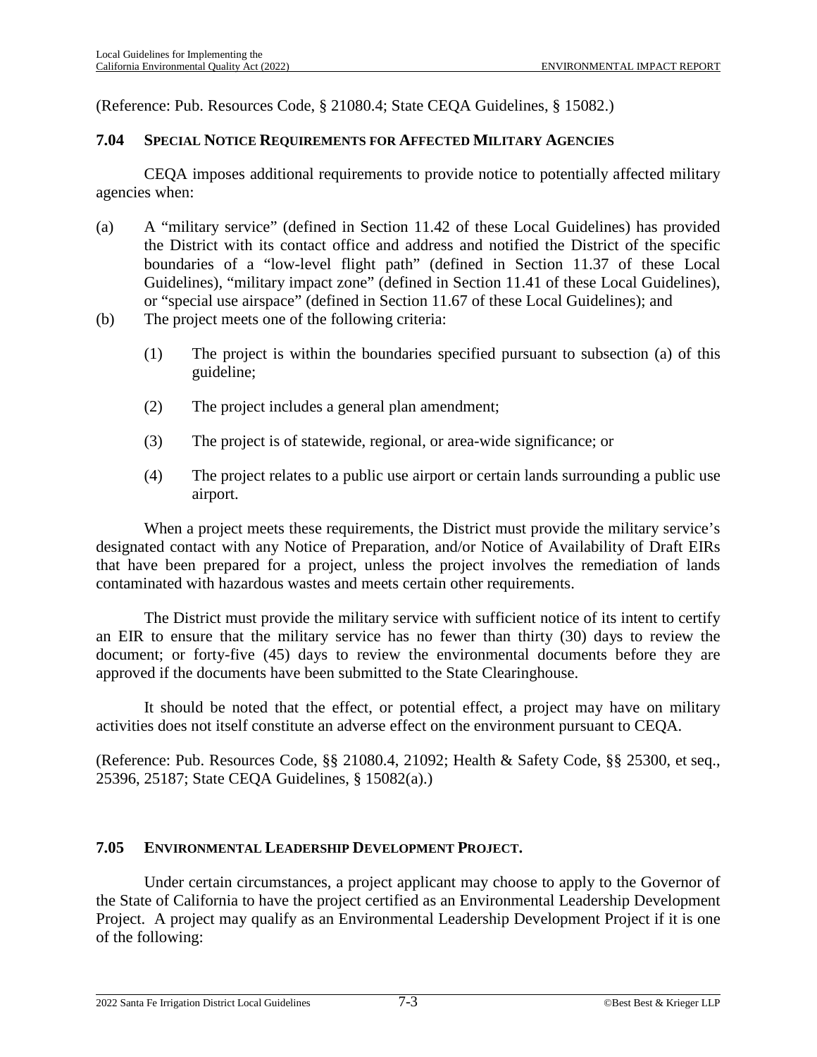(Reference: Pub. Resources Code, § 21080.4; State CEQA Guidelines, § 15082.)

### 7.04 SPECIAL NOTICE REQUIREMENTS FOR AFFECTED MILITARY AGENCIES

CEQA imposes additional requirements to provide notice to potentially affected military agencies when:

(a) A "military service" (defined in Section 11.42 of these Local Guidelines) has provided the District with its contact office and address and notified the District of the specific boundaries of a "low-level flight path" (defined in Section 11.37 of these Local Guidelines), "military impact zone" (defined in Section 11.41 of these Local Guidelines), or "special use airspace" (defined in Section 11.67 of these Local Guidelines); and

(b) The project meets one of the following criteria:

   (1) The project is within the boundaries specified pursuant to subsection (a) of this guideline;

   (2) The project includes a general plan amendment;

   (3) The project is of statewide, regional, or area-wide significance; or

   (4) The project relates to a public use airport or certain lands surrounding a public use airport.

When a project meets these requirements, the District must provide the military service's designated contact with any Notice of Preparation, and/or Notice of Availability of Draft EIRs that have been prepared for a project, unless the project involves the remediation of lands contaminated with hazardous wastes and meets certain other requirements.

The District must provide the military service with sufficient notice of its intent to certify an EIR to ensure that the military service has no fewer than thirty (30) days to review the document; or forty-five (45) days to review the environmental documents before they are approved if the documents have been submitted to the State Clearinghouse.

It should be noted that the effect, or potential effect, a project may have on military activities does not itself constitute an adverse effect on the environment pursuant to CEQA.

(Reference: Pub. Resources Code, §§ 21080.4, 21092; Health & Safety Code, §§ 25300, et seq., 25396, 25187; State CEQA Guidelines, § 15082(a).)

### 7.05 ENVIRONMENTAL LEADERSHIP DEVELOPMENT PROJECT.

Under certain circumstances, a project applicant may choose to apply to the Governor of the State of California to have the project certified as an Environmental Leadership Development Project. A project may qualify as an Environmental Leadership Development Project if it is one of the following: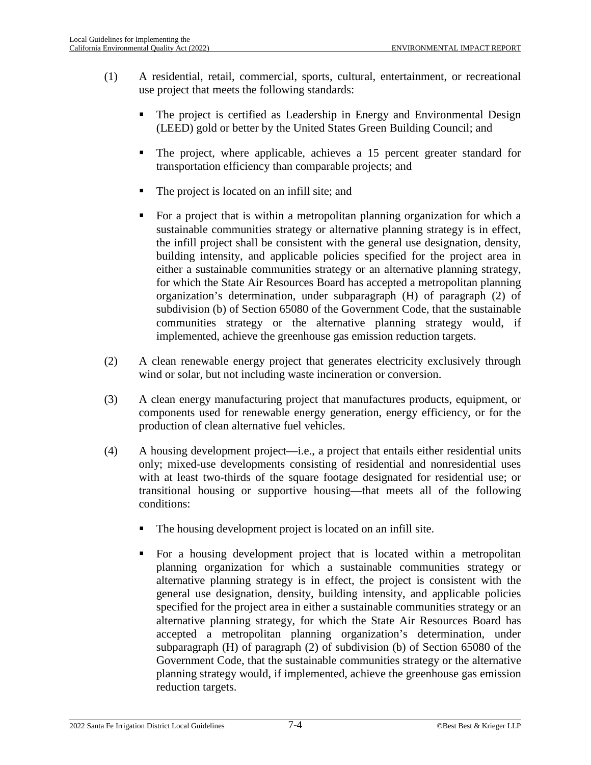(1) A residential, retail, commercial, sports, cultural, entertainment, or recreational use project that meets the following standards:

- The project is certified as Leadership in Energy and Environmental Design (LEED) gold or better by the United States Green Building Council; and
- The project, where applicable, achieves a 15 percent greater standard for transportation efficiency than comparable projects; and
- The project is located on an infill site; and
- For a project that is within a metropolitan planning organization for which a sustainable communities strategy or alternative planning strategy is in effect, the infill project shall be consistent with the general use designation, density, building intensity, and applicable policies specified for the project area in either a sustainable communities strategy or an alternative planning strategy, for which the State Air Resources Board has accepted a metropolitan planning organization's determination, under subparagraph (H) of paragraph (2) of subdivision (b) of Section 65080 of the Government Code, that the sustainable communities strategy or the alternative planning strategy would, if implemented, achieve the greenhouse gas emission reduction targets.

(2) A clean renewable energy project that generates electricity exclusively through wind or solar, but not including waste incineration or conversion.

(3) A clean energy manufacturing project that manufactures products, equipment, or components used for renewable energy generation, energy efficiency, or for the production of clean alternative fuel vehicles.

(4) A housing development project—i.e., a project that entails either residential units only; mixed-use developments consisting of residential and nonresidential uses with at least two-thirds of the square footage designated for residential use; or transitional housing or supportive housing—that meets all of the following conditions:

- The housing development project is located on an infill site.
- For a housing development project that is located within a metropolitan planning organization for which a sustainable communities strategy or alternative planning strategy is in effect, the project is consistent with the general use designation, density, building intensity, and applicable policies specified for the project area in either a sustainable communities strategy or an alternative planning strategy, for which the State Air Resources Board has accepted a metropolitan planning organization's determination, under subparagraph (H) of paragraph (2) of subdivision (b) of Section 65080 of the Government Code, that the sustainable communities strategy or the alternative planning strategy would, if implemented, achieve the greenhouse gas emission reduction targets.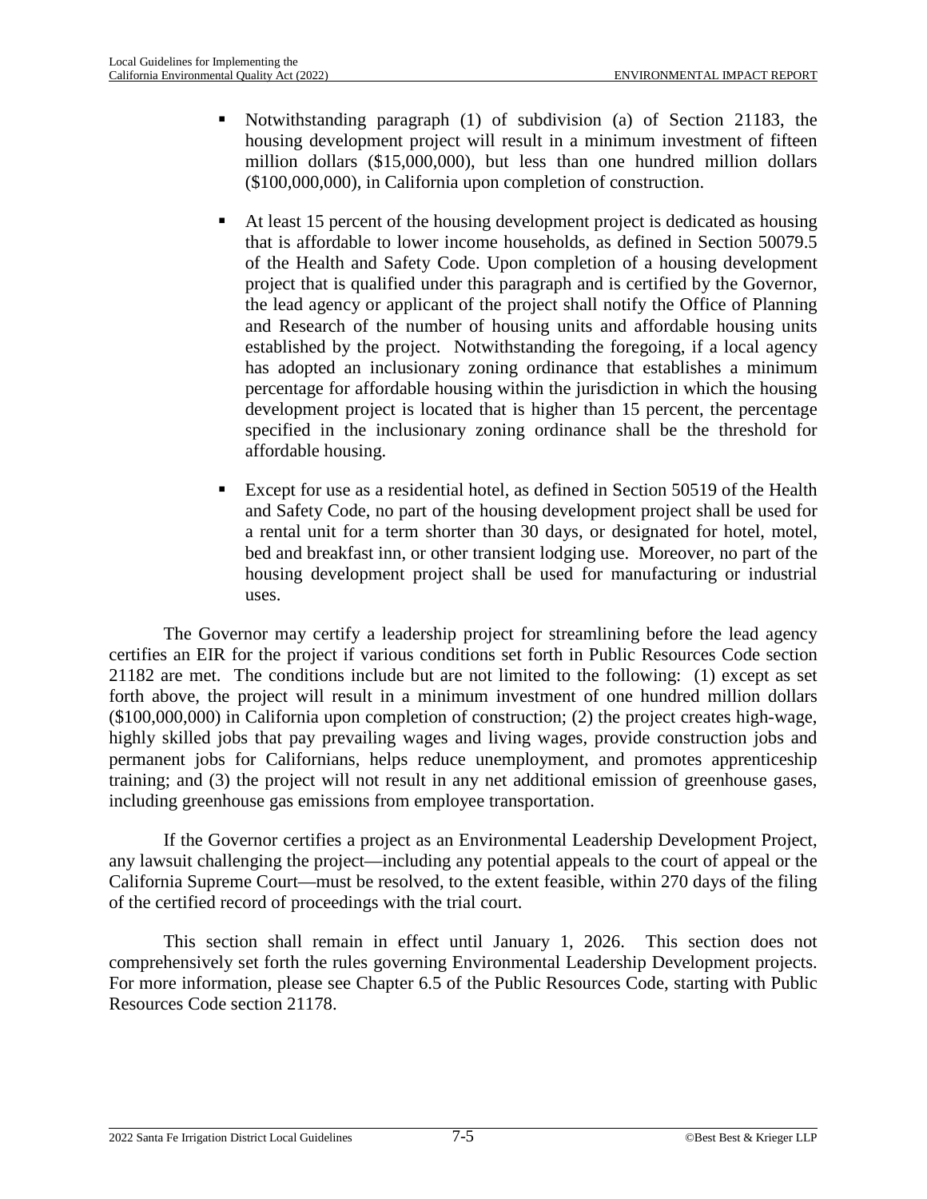- Notwithstanding paragraph (1) of subdivision (a) of Section 21183, the housing development project will result in a minimum investment of fifteen million dollars ($15,000,000), but less than one hundred million dollars ($100,000,000), in California upon completion of construction.

- At least 15 percent of the housing development project is dedicated as housing that is affordable to lower income households, as defined in Section 50079.5 of the Health and Safety Code. Upon completion of a housing development project that is qualified under this paragraph and is certified by the Governor, the lead agency or applicant of the project shall notify the Office of Planning and Research of the number of housing units and affordable housing units established by the project. Notwithstanding the foregoing, if a local agency has adopted an inclusionary zoning ordinance that establishes a minimum percentage for affordable housing within the jurisdiction in which the housing development project is located that is higher than 15 percent, the percentage specified in the inclusionary zoning ordinance shall be the threshold for affordable housing.

- Except for use as a residential hotel, as defined in Section 50519 of the Health and Safety Code, no part of the housing development project shall be used for a rental unit for a term shorter than 30 days, or designated for hotel, motel, bed and breakfast inn, or other transient lodging use. Moreover, no part of the housing development project shall be used for manufacturing or industrial uses.

The Governor may certify a leadership project for streamlining before the lead agency certifies an EIR for the project if various conditions set forth in Public Resources Code section 21182 are met. The conditions include but are not limited to the following: (1) except as set forth above, the project will result in a minimum investment of one hundred million dollars ($100,000,000) in California upon completion of construction; (2) the project creates high-wage, highly skilled jobs that pay prevailing wages and living wages, provide construction jobs and permanent jobs for Californians, helps reduce unemployment, and promotes apprenticeship training; and (3) the project will not result in any net additional emission of greenhouse gases, including greenhouse gas emissions from employee transportation.

If the Governor certifies a project as an Environmental Leadership Development Project, any lawsuit challenging the project—including any potential appeals to the court of appeal or the California Supreme Court—must be resolved, to the extent feasible, within 270 days of the filing of the certified record of proceedings with the trial court.

This section shall remain in effect until January 1, 2026. This section does not comprehensively set forth the rules governing Environmental Leadership Development projects. For more information, please see Chapter 6.5 of the Public Resources Code, starting with Public Resources Code section 21178.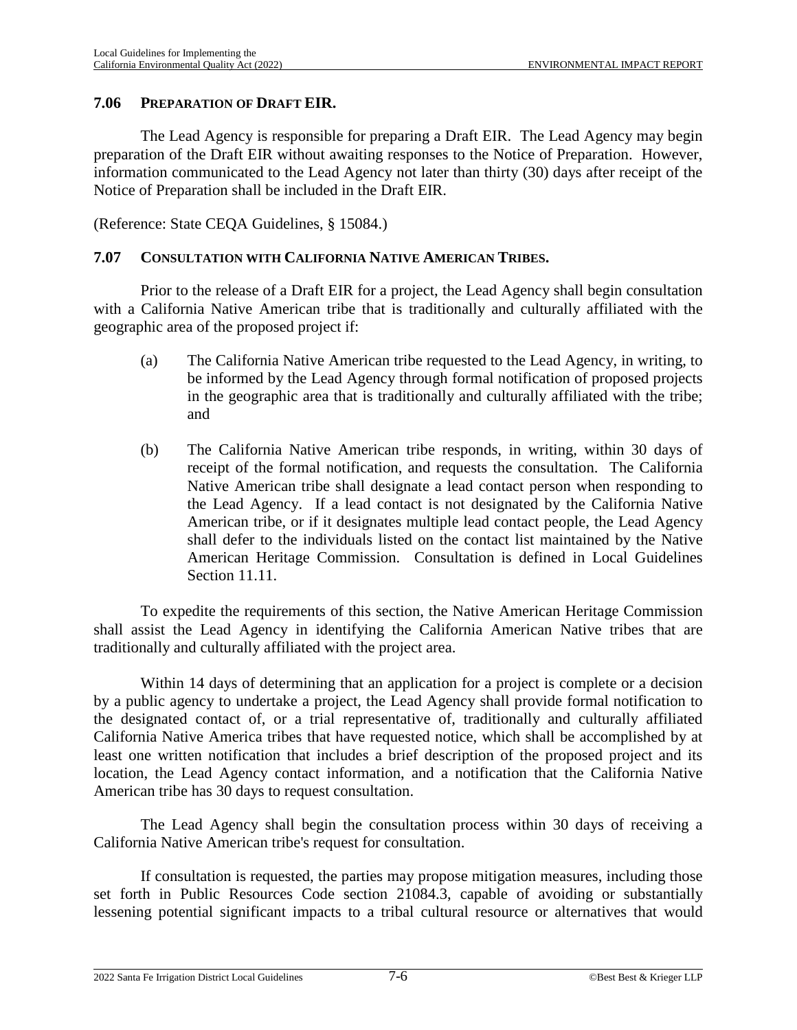## 7.06 Preparation of Draft EIR.

The Lead Agency is responsible for preparing a Draft EIR. The Lead Agency may begin preparation of the Draft EIR without awaiting responses to the Notice of Preparation. However, information communicated to the Lead Agency not later than thirty (30) days after receipt of the Notice of Preparation shall be included in the Draft EIR.

(Reference: State CEQA Guidelines, § 15084.)

## 7.07 Consultation with California Native American Tribes.

Prior to the release of a Draft EIR for a project, the Lead Agency shall begin consultation with a California Native American tribe that is traditionally and culturally affiliated with the geographic area of the proposed project if:

(a) The California Native American tribe requested to the Lead Agency, in writing, to be informed by the Lead Agency through formal notification of proposed projects in the geographic area that is traditionally and culturally affiliated with the tribe; and

(b) The California Native American tribe responds, in writing, within 30 days of receipt of the formal notification, and requests the consultation. The California Native American tribe shall designate a lead contact person when responding to the Lead Agency. If a lead contact is not designated by the California Native American tribe, or if it designates multiple lead contact people, the Lead Agency shall defer to the individuals listed on the contact list maintained by the Native American Heritage Commission. Consultation is defined in Local Guidelines Section 11.11.

To expedite the requirements of this section, the Native American Heritage Commission shall assist the Lead Agency in identifying the California American Native tribes that are traditionally and culturally affiliated with the project area.

Within 14 days of determining that an application for a project is complete or a decision by a public agency to undertake a project, the Lead Agency shall provide formal notification to the designated contact of, or a trial representative of, traditionally and culturally affiliated California Native America tribes that have requested notice, which shall be accomplished by at least one written notification that includes a brief description of the proposed project and its location, the Lead Agency contact information, and a notification that the California Native American tribe has 30 days to request consultation.

The Lead Agency shall begin the consultation process within 30 days of receiving a California Native American tribe's request for consultation.

If consultation is requested, the parties may propose mitigation measures, including those set forth in Public Resources Code section 21084.3, capable of avoiding or substantially lessening potential significant impacts to a tribal cultural resource or alternatives that would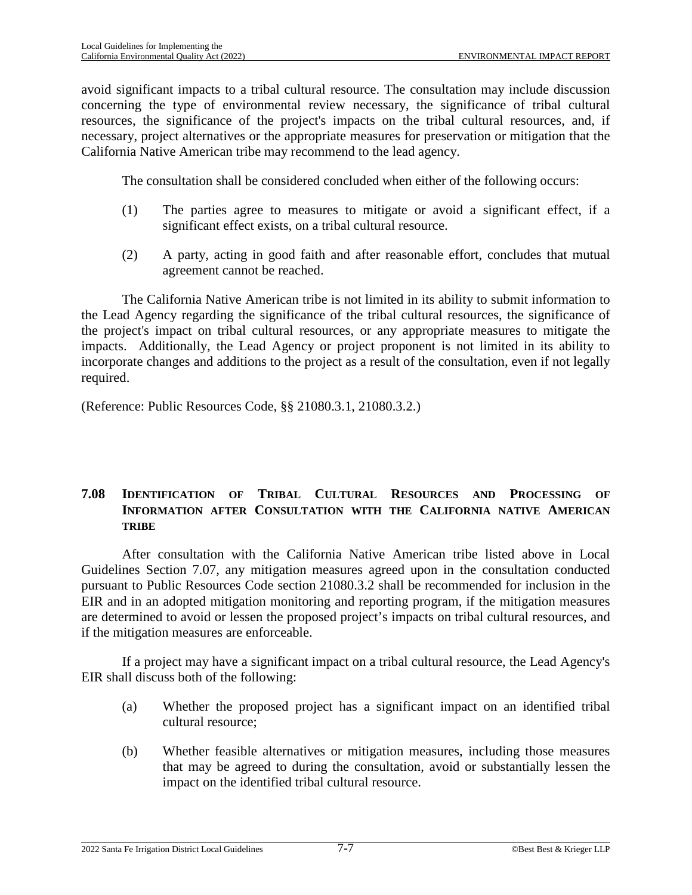avoid significant impacts to a tribal cultural resource. The consultation may include discussion concerning the type of environmental review necessary, the significance of tribal cultural resources, the significance of the project's impacts on the tribal cultural resources, and, if necessary, project alternatives or the appropriate measures for preservation or mitigation that the California Native American tribe may recommend to the lead agency.

The consultation shall be considered concluded when either of the following occurs:

(1) The parties agree to measures to mitigate or avoid a significant effect, if a significant effect exists, on a tribal cultural resource.

(2) A party, acting in good faith and after reasonable effort, concludes that mutual agreement cannot be reached.

The California Native American tribe is not limited in its ability to submit information to the Lead Agency regarding the significance of the tribal cultural resources, the significance of the project's impact on tribal cultural resources, or any appropriate measures to mitigate the impacts. Additionally, the Lead Agency or project proponent is not limited in its ability to incorporate changes and additions to the project as a result of the consultation, even if not legally required.

(Reference: Public Resources Code, §§ 21080.3.1, 21080.3.2.)

## 7.08 IDENTIFICATION OF TRIBAL CULTURAL RESOURCES AND PROCESSING OF INFORMATION AFTER CONSULTATION WITH THE CALIFORNIA NATIVE AMERICAN TRIBE

After consultation with the California Native American tribe listed above in Local Guidelines Section 7.07, any mitigation measures agreed upon in the consultation conducted pursuant to Public Resources Code section 21080.3.2 shall be recommended for inclusion in the EIR and in an adopted mitigation monitoring and reporting program, if the mitigation measures are determined to avoid or lessen the proposed project's impacts on tribal cultural resources, and if the mitigation measures are enforceable.

If a project may have a significant impact on a tribal cultural resource, the Lead Agency's EIR shall discuss both of the following:

(a) Whether the proposed project has a significant impact on an identified tribal cultural resource;

(b) Whether feasible alternatives or mitigation measures, including those measures that may be agreed to during the consultation, avoid or substantially lessen the impact on the identified tribal cultural resource.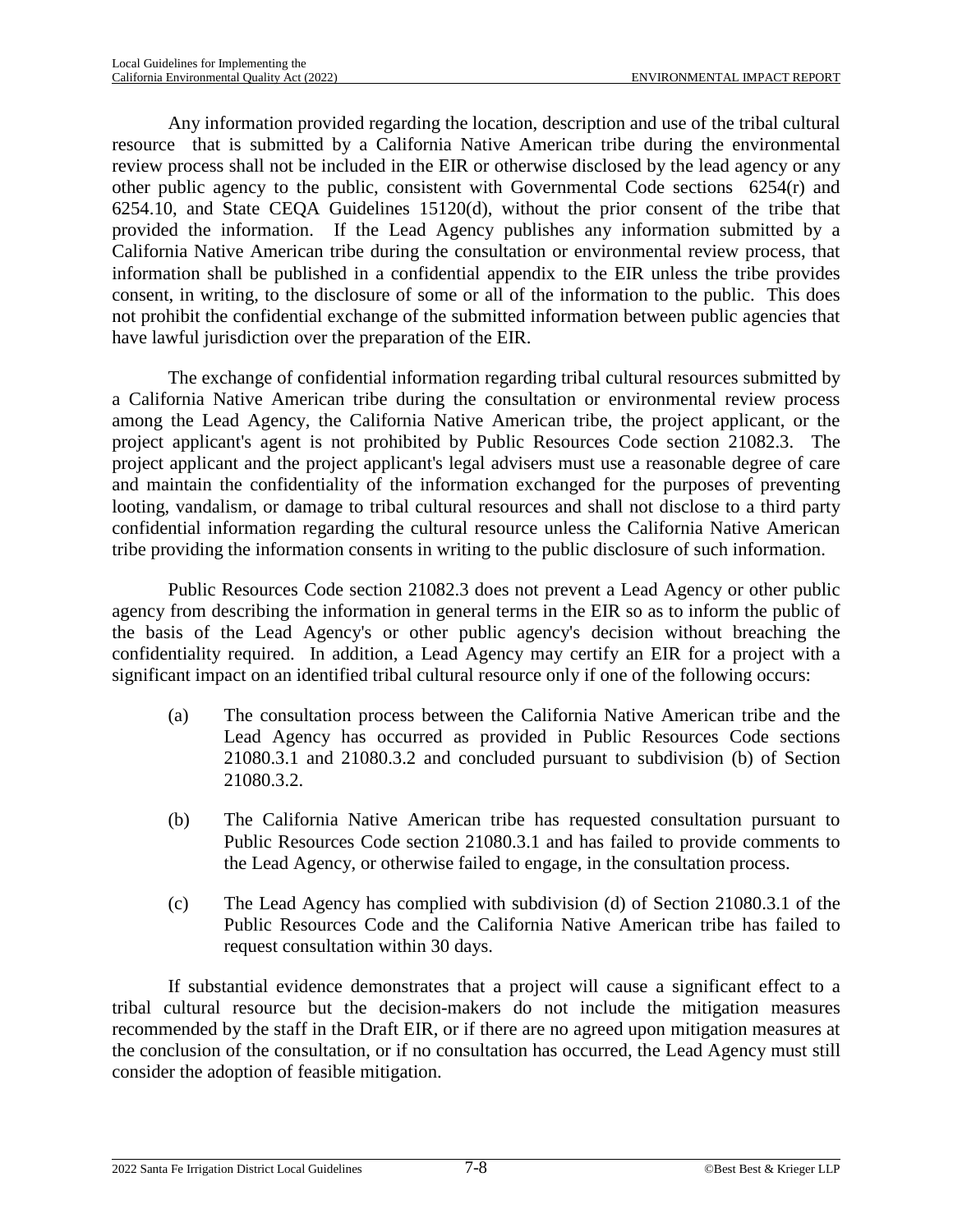Any information provided regarding the location, description and use of the tribal cultural resource that is submitted by a California Native American tribe during the environmental review process shall not be included in the EIR or otherwise disclosed by the lead agency or any other public agency to the public, consistent with Governmental Code sections 6254(r) and 6254.10, and State CEQA Guidelines 15120(d), without the prior consent of the tribe that provided the information. If the Lead Agency publishes any information submitted by a California Native American tribe during the consultation or environmental review process, that information shall be published in a confidential appendix to the EIR unless the tribe provides consent, in writing, to the disclosure of some or all of the information to the public. This does not prohibit the confidential exchange of the submitted information between public agencies that have lawful jurisdiction over the preparation of the EIR.

The exchange of confidential information regarding tribal cultural resources submitted by a California Native American tribe during the consultation or environmental review process among the Lead Agency, the California Native American tribe, the project applicant, or the project applicant's agent is not prohibited by Public Resources Code section 21082.3. The project applicant and the project applicant's legal advisers must use a reasonable degree of care and maintain the confidentiality of the information exchanged for the purposes of preventing looting, vandalism, or damage to tribal cultural resources and shall not disclose to a third party confidential information regarding the cultural resource unless the California Native American tribe providing the information consents in writing to the public disclosure of such information.

Public Resources Code section 21082.3 does not prevent a Lead Agency or other public agency from describing the information in general terms in the EIR so as to inform the public of the basis of the Lead Agency's or other public agency's decision without breaching the confidentiality required. In addition, a Lead Agency may certify an EIR for a project with a significant impact on an identified tribal cultural resource only if one of the following occurs:

(a) The consultation process between the California Native American tribe and the Lead Agency has occurred as provided in Public Resources Code sections 21080.3.1 and 21080.3.2 and concluded pursuant to subdivision (b) of Section 21080.3.2.

(b) The California Native American tribe has requested consultation pursuant to Public Resources Code section 21080.3.1 and has failed to provide comments to the Lead Agency, or otherwise failed to engage, in the consultation process.

(c) The Lead Agency has complied with subdivision (d) of Section 21080.3.1 of the Public Resources Code and the California Native American tribe has failed to request consultation within 30 days.

If substantial evidence demonstrates that a project will cause a significant effect to a tribal cultural resource but the decision-makers do not include the mitigation measures recommended by the staff in the Draft EIR, or if there are no agreed upon mitigation measures at the conclusion of the consultation, or if no consultation has occurred, the Lead Agency must still consider the adoption of feasible mitigation.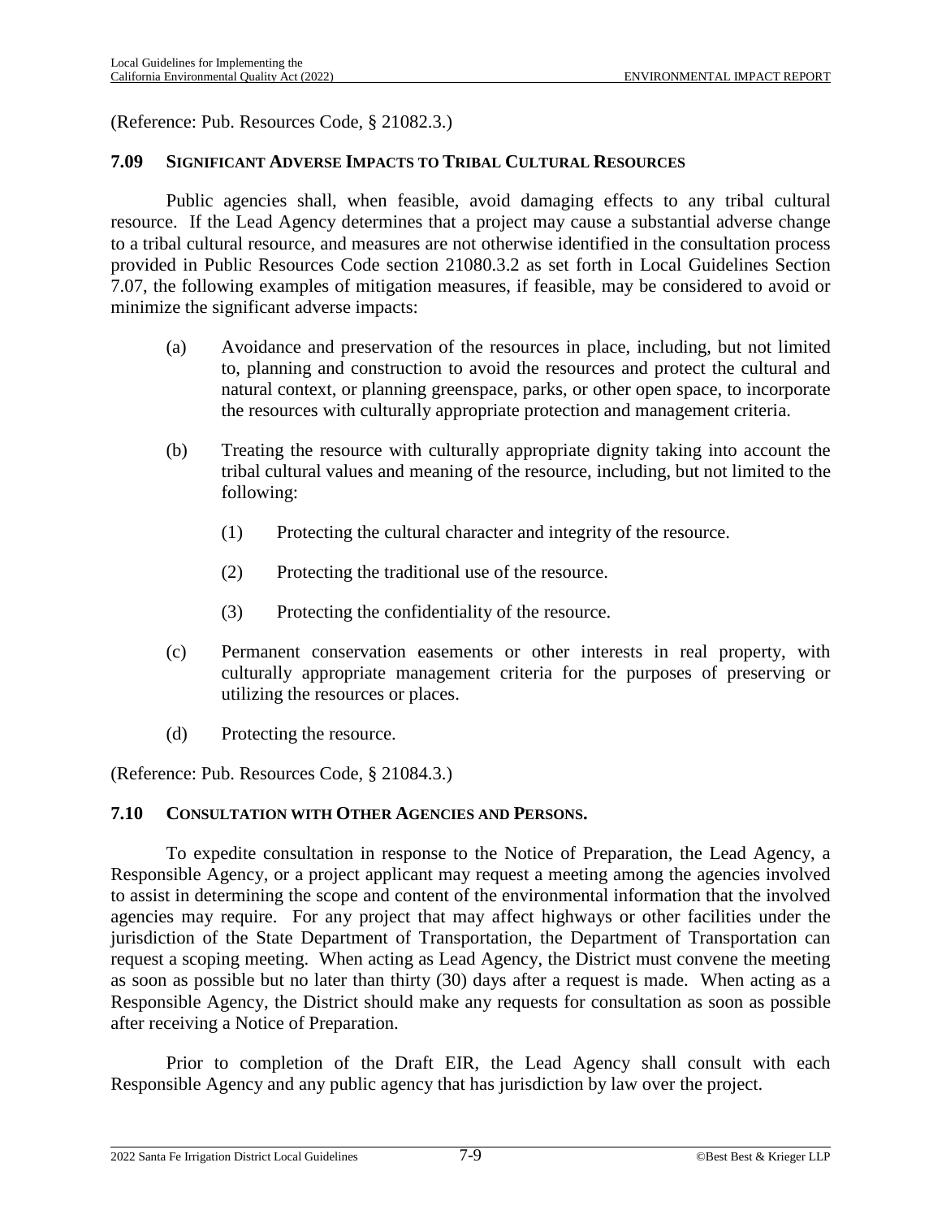(Reference: Pub. Resources Code, § 21082.3.)

### 7.09 SIGNIFICANT ADVERSE IMPACTS TO TRIBAL CULTURAL RESOURCES

Public agencies shall, when feasible, avoid damaging effects to any tribal cultural resource. If the Lead Agency determines that a project may cause a substantial adverse change to a tribal cultural resource, and measures are not otherwise identified in the consultation process provided in Public Resources Code section 21080.3.2 as set forth in Local Guidelines Section 7.07, the following examples of mitigation measures, if feasible, may be considered to avoid or minimize the significant adverse impacts:

(a) Avoidance and preservation of the resources in place, including, but not limited to, planning and construction to avoid the resources and protect the cultural and natural context, or planning greenspace, parks, or other open space, to incorporate the resources with culturally appropriate protection and management criteria.

(b) Treating the resource with culturally appropriate dignity taking into account the tribal cultural values and meaning of the resource, including, but not limited to the following:

(1) Protecting the cultural character and integrity of the resource.

(2) Protecting the traditional use of the resource.

(3) Protecting the confidentiality of the resource.

(c) Permanent conservation easements or other interests in real property, with culturally appropriate management criteria for the purposes of preserving or utilizing the resources or places.

(d) Protecting the resource.

(Reference: Pub. Resources Code, § 21084.3.)

### 7.10 CONSULTATION WITH OTHER AGENCIES AND PERSONS.

To expedite consultation in response to the Notice of Preparation, the Lead Agency, a Responsible Agency, or a project applicant may request a meeting among the agencies involved to assist in determining the scope and content of the environmental information that the involved agencies may require. For any project that may affect highways or other facilities under the jurisdiction of the State Department of Transportation, the Department of Transportation can request a scoping meeting. When acting as Lead Agency, the District must convene the meeting as soon as possible but no later than thirty (30) days after a request is made. When acting as a Responsible Agency, the District should make any requests for consultation as soon as possible after receiving a Notice of Preparation.

Prior to completion of the Draft EIR, the Lead Agency shall consult with each Responsible Agency and any public agency that has jurisdiction by law over the project.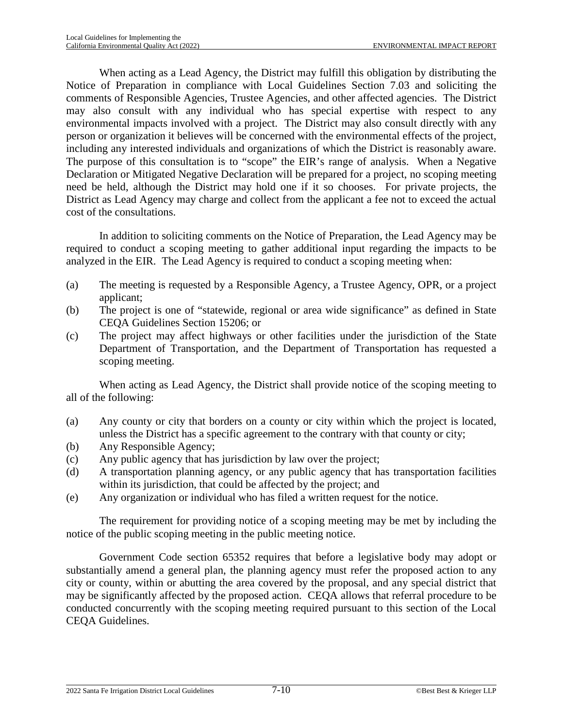When acting as a Lead Agency, the District may fulfill this obligation by distributing the Notice of Preparation in compliance with Local Guidelines Section 7.03 and soliciting the comments of Responsible Agencies, Trustee Agencies, and other affected agencies. The District may also consult with any individual who has special expertise with respect to any environmental impacts involved with a project. The District may also consult directly with any person or organization it believes will be concerned with the environmental effects of the project, including any interested individuals and organizations of which the District is reasonably aware. The purpose of this consultation is to "scope" the EIR's range of analysis. When a Negative Declaration or Mitigated Negative Declaration will be prepared for a project, no scoping meeting need be held, although the District may hold one if it so chooses. For private projects, the District as Lead Agency may charge and collect from the applicant a fee not to exceed the actual cost of the consultations.

In addition to soliciting comments on the Notice of Preparation, the Lead Agency may be required to conduct a scoping meeting to gather additional input regarding the impacts to be analyzed in the EIR. The Lead Agency is required to conduct a scoping meeting when:

(a) The meeting is requested by a Responsible Agency, a Trustee Agency, OPR, or a project applicant;

(b) The project is one of "statewide, regional or area wide significance" as defined in State CEQA Guidelines Section 15206; or

(c) The project may affect highways or other facilities under the jurisdiction of the State Department of Transportation, and the Department of Transportation has requested a scoping meeting.

When acting as Lead Agency, the District shall provide notice of the scoping meeting to all of the following:

(a) Any county or city that borders on a county or city within which the project is located, unless the District has a specific agreement to the contrary with that county or city;

(b) Any Responsible Agency;

(c) Any public agency that has jurisdiction by law over the project;

(d) A transportation planning agency, or any public agency that has transportation facilities within its jurisdiction, that could be affected by the project; and

(e) Any organization or individual who has filed a written request for the notice.

The requirement for providing notice of a scoping meeting may be met by including the notice of the public scoping meeting in the public meeting notice.

Government Code section 65352 requires that before a legislative body may adopt or substantially amend a general plan, the planning agency must refer the proposed action to any city or county, within or abutting the area covered by the proposal, and any special district that may be significantly affected by the proposed action. CEQA allows that referral procedure to be conducted concurrently with the scoping meeting required pursuant to this section of the Local CEQA Guidelines.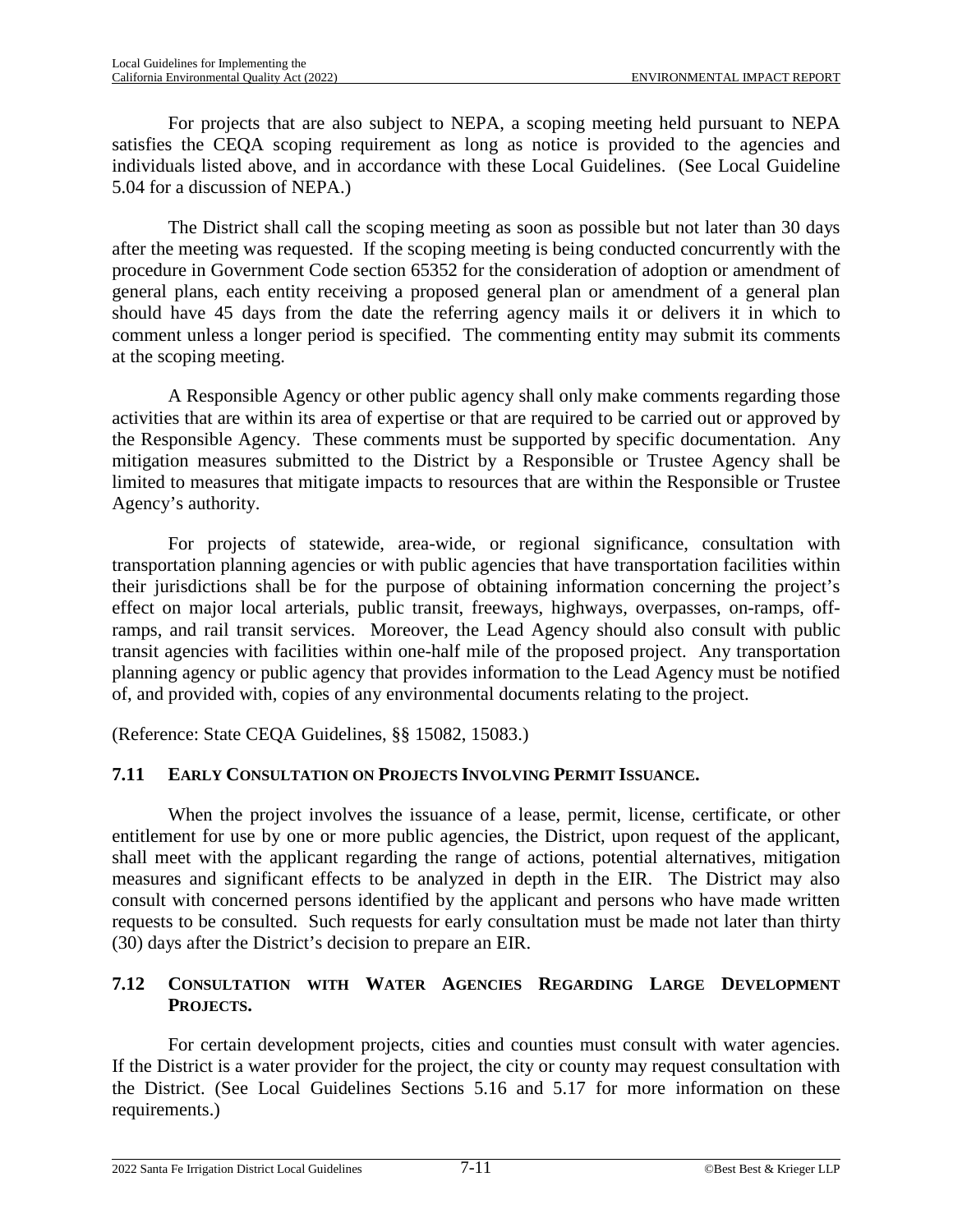For projects that are also subject to NEPA, a scoping meeting held pursuant to NEPA satisfies the CEQA scoping requirement as long as notice is provided to the agencies and individuals listed above, and in accordance with these Local Guidelines. (See Local Guideline 5.04 for a discussion of NEPA.)

The District shall call the scoping meeting as soon as possible but not later than 30 days after the meeting was requested. If the scoping meeting is being conducted concurrently with the procedure in Government Code section 65352 for the consideration of adoption or amendment of general plans, each entity receiving a proposed general plan or amendment of a general plan should have 45 days from the date the referring agency mails it or delivers it in which to comment unless a longer period is specified. The commenting entity may submit its comments at the scoping meeting.

A Responsible Agency or other public agency shall only make comments regarding those activities that are within its area of expertise or that are required to be carried out or approved by the Responsible Agency. These comments must be supported by specific documentation. Any mitigation measures submitted to the District by a Responsible or Trustee Agency shall be limited to measures that mitigate impacts to resources that are within the Responsible or Trustee Agency's authority.

For projects of statewide, area-wide, or regional significance, consultation with transportation planning agencies or with public agencies that have transportation facilities within their jurisdictions shall be for the purpose of obtaining information concerning the project's effect on major local arterials, public transit, freeways, highways, overpasses, on-ramps, off-ramps, and rail transit services. Moreover, the Lead Agency should also consult with public transit agencies with facilities within one-half mile of the proposed project. Any transportation planning agency or public agency that provides information to the Lead Agency must be notified of, and provided with, copies of any environmental documents relating to the project.

(Reference: State CEQA Guidelines, §§ 15082, 15083.)

## 7.11 EARLY CONSULTATION ON PROJECTS INVOLVING PERMIT ISSUANCE.

When the project involves the issuance of a lease, permit, license, certificate, or other entitlement for use by one or more public agencies, the District, upon request of the applicant, shall meet with the applicant regarding the range of actions, potential alternatives, mitigation measures and significant effects to be analyzed in depth in the EIR. The District may also consult with concerned persons identified by the applicant and persons who have made written requests to be consulted. Such requests for early consultation must be made not later than thirty (30) days after the District's decision to prepare an EIR.

## 7.12 CONSULTATION WITH WATER AGENCIES REGARDING LARGE DEVELOPMENT PROJECTS.

For certain development projects, cities and counties must consult with water agencies. If the District is a water provider for the project, the city or county may request consultation with the District. (See Local Guidelines Sections 5.16 and 5.17 for more information on these requirements.)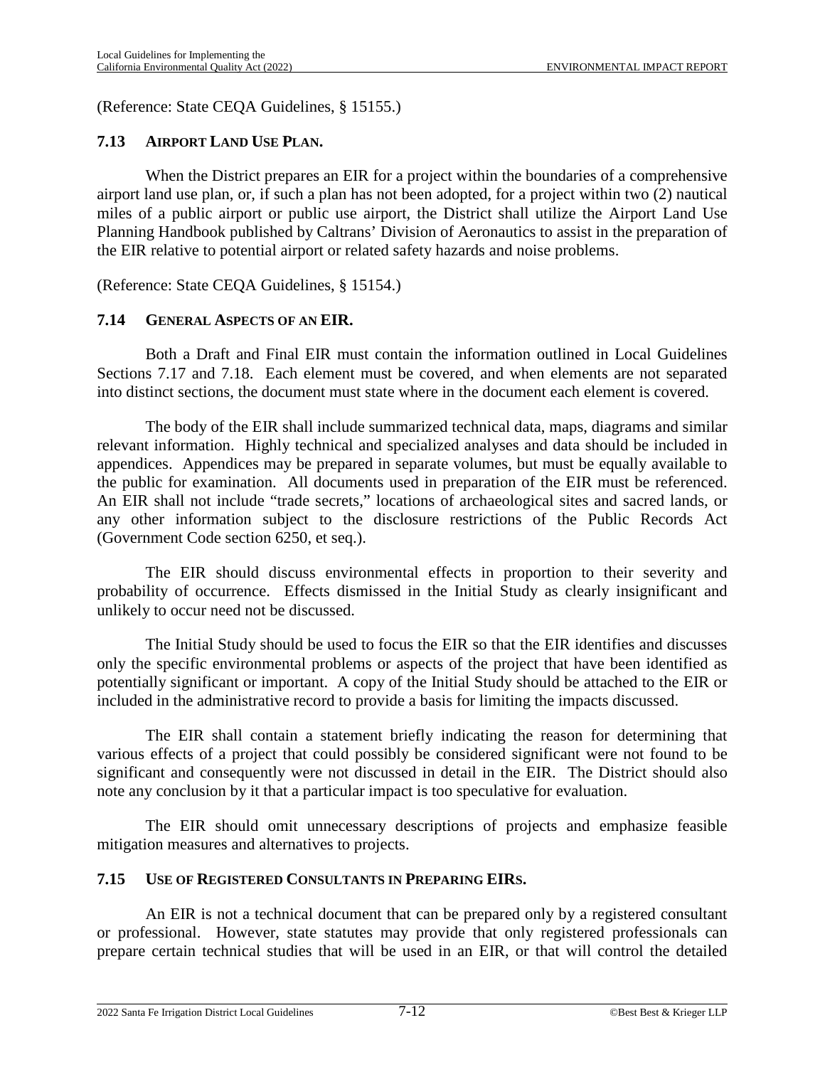(Reference: State CEQA Guidelines, § 15155.)

### 7.13 AIRPORT LAND USE PLAN.

When the District prepares an EIR for a project within the boundaries of a comprehensive airport land use plan, or, if such a plan has not been adopted, for a project within two (2) nautical miles of a public airport or public use airport, the District shall utilize the Airport Land Use Planning Handbook published by Caltrans' Division of Aeronautics to assist in the preparation of the EIR relative to potential airport or related safety hazards and noise problems.

(Reference: State CEQA Guidelines, § 15154.)

### 7.14 GENERAL ASPECTS OF AN EIR.

Both a Draft and Final EIR must contain the information outlined in Local Guidelines Sections 7.17 and 7.18. Each element must be covered, and when elements are not separated into distinct sections, the document must state where in the document each element is covered.

The body of the EIR shall include summarized technical data, maps, diagrams and similar relevant information. Highly technical and specialized analyses and data should be included in appendices. Appendices may be prepared in separate volumes, but must be equally available to the public for examination. All documents used in preparation of the EIR must be referenced. An EIR shall not include "trade secrets," locations of archaeological sites and sacred lands, or any other information subject to the disclosure restrictions of the Public Records Act (Government Code section 6250, et seq.).

The EIR should discuss environmental effects in proportion to their severity and probability of occurrence. Effects dismissed in the Initial Study as clearly insignificant and unlikely to occur need not be discussed.

The Initial Study should be used to focus the EIR so that the EIR identifies and discusses only the specific environmental problems or aspects of the project that have been identified as potentially significant or important. A copy of the Initial Study should be attached to the EIR or included in the administrative record to provide a basis for limiting the impacts discussed.

The EIR shall contain a statement briefly indicating the reason for determining that various effects of a project that could possibly be considered significant were not found to be significant and consequently were not discussed in detail in the EIR. The District should also note any conclusion by it that a particular impact is too speculative for evaluation.

The EIR should omit unnecessary descriptions of projects and emphasize feasible mitigation measures and alternatives to projects.

### 7.15 USE OF REGISTERED CONSULTANTS IN PREPARING EIRS.

An EIR is not a technical document that can be prepared only by a registered consultant or professional. However, state statutes may provide that only registered professionals can prepare certain technical studies that will be used in an EIR, or that will control the detailed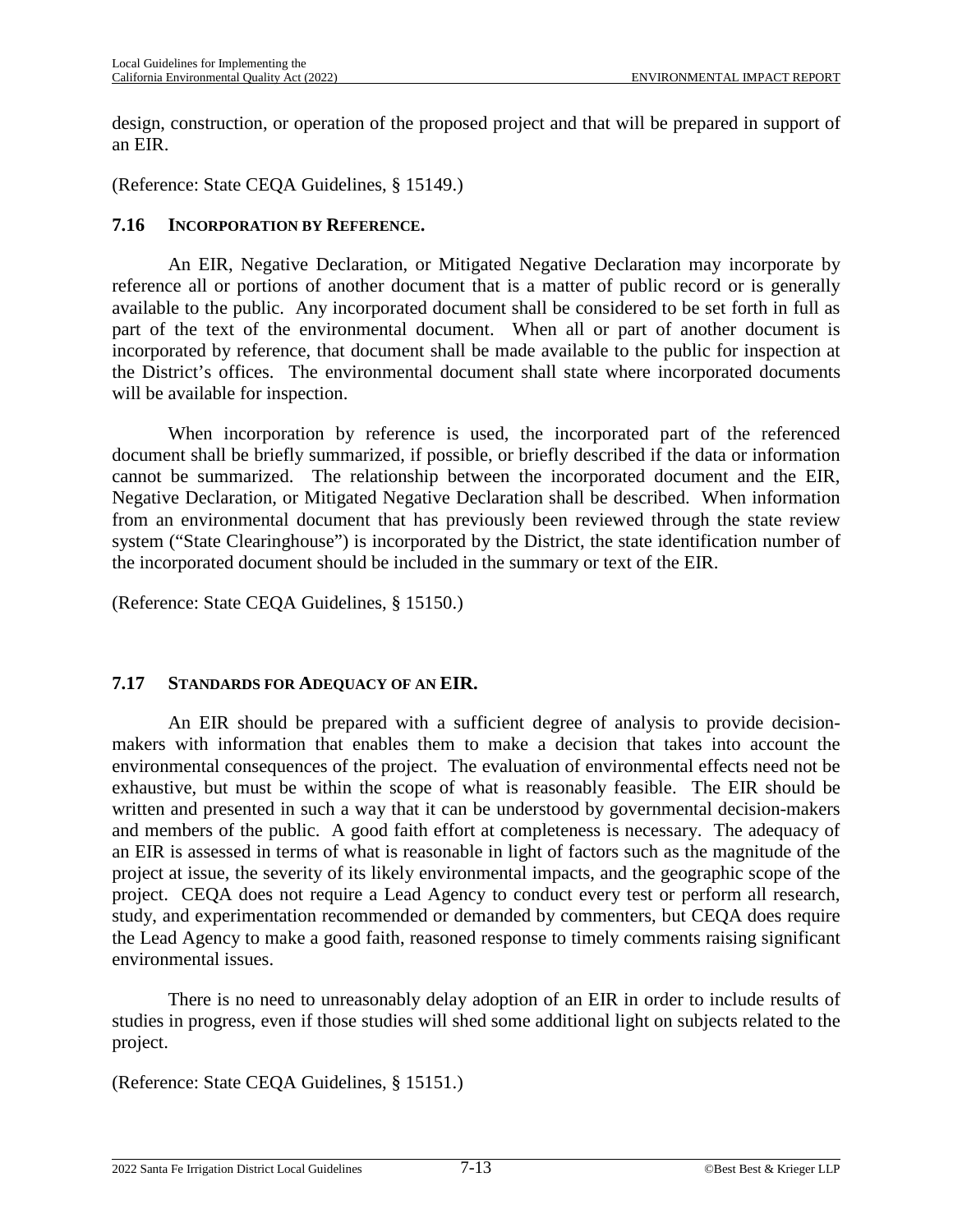design, construction, or operation of the proposed project and that will be prepared in support of an EIR.

(Reference: State CEQA Guidelines, § 15149.)

### 7.16 INCORPORATION BY REFERENCE.

An EIR, Negative Declaration, or Mitigated Negative Declaration may incorporate by reference all or portions of another document that is a matter of public record or is generally available to the public. Any incorporated document shall be considered to be set forth in full as part of the text of the environmental document. When all or part of another document is incorporated by reference, that document shall be made available to the public for inspection at the District's offices. The environmental document shall state where incorporated documents will be available for inspection.

When incorporation by reference is used, the incorporated part of the referenced document shall be briefly summarized, if possible, or briefly described if the data or information cannot be summarized. The relationship between the incorporated document and the EIR, Negative Declaration, or Mitigated Negative Declaration shall be described. When information from an environmental document that has previously been reviewed through the state review system ("State Clearinghouse") is incorporated by the District, the state identification number of the incorporated document should be included in the summary or text of the EIR.

(Reference: State CEQA Guidelines, § 15150.)

### 7.17 STANDARDS FOR ADEQUACY OF AN EIR.

An EIR should be prepared with a sufficient degree of analysis to provide decision-makers with information that enables them to make a decision that takes into account the environmental consequences of the project. The evaluation of environmental effects need not be exhaustive, but must be within the scope of what is reasonably feasible. The EIR should be written and presented in such a way that it can be understood by governmental decision-makers and members of the public. A good faith effort at completeness is necessary. The adequacy of an EIR is assessed in terms of what is reasonable in light of factors such as the magnitude of the project at issue, the severity of its likely environmental impacts, and the geographic scope of the project. CEQA does not require a Lead Agency to conduct every test or perform all research, study, and experimentation recommended or demanded by commenters, but CEQA does require the Lead Agency to make a good faith, reasoned response to timely comments raising significant environmental issues.

There is no need to unreasonably delay adoption of an EIR in order to include results of studies in progress, even if those studies will shed some additional light on subjects related to the project.

(Reference: State CEQA Guidelines, § 15151.)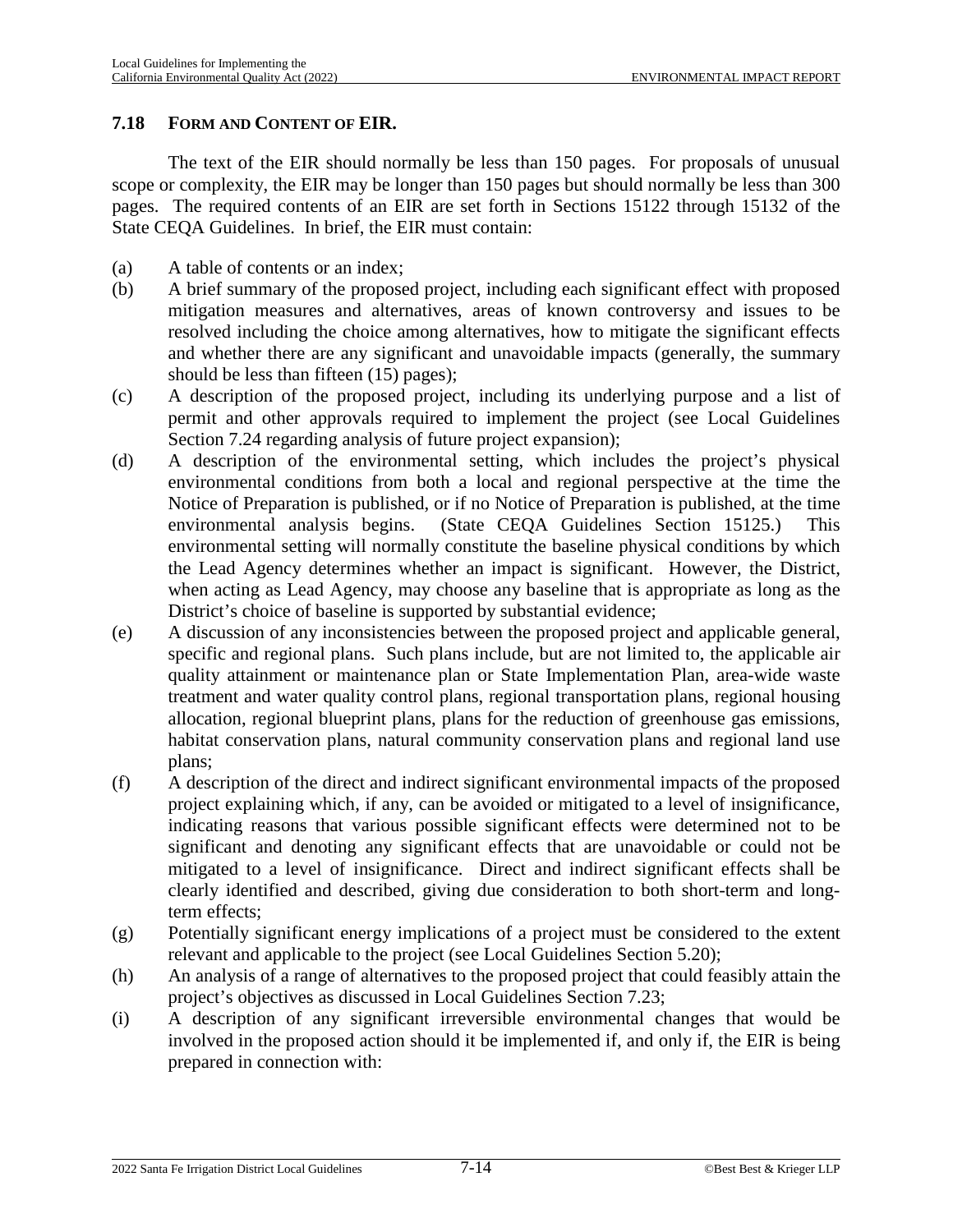## 7.18 FORM AND CONTENT OF EIR.

The text of the EIR should normally be less than 150 pages. For proposals of unusual scope or complexity, the EIR may be longer than 150 pages but should normally be less than 300 pages. The required contents of an EIR are set forth in Sections 15122 through 15132 of the State CEQA Guidelines. In brief, the EIR must contain:

(a) A table of contents or an index;

(b) A brief summary of the proposed project, including each significant effect with proposed mitigation measures and alternatives, areas of known controversy and issues to be resolved including the choice among alternatives, how to mitigate the significant effects and whether there are any significant and unavoidable impacts (generally, the summary should be less than fifteen (15) pages);

(c) A description of the proposed project, including its underlying purpose and a list of permit and other approvals required to implement the project (see Local Guidelines Section 7.24 regarding analysis of future project expansion);

(d) A description of the environmental setting, which includes the project's physical environmental conditions from both a local and regional perspective at the time the Notice of Preparation is published, or if no Notice of Preparation is published, at the time environmental analysis begins. (State CEQA Guidelines Section 15125.) This environmental setting will normally constitute the baseline physical conditions by which the Lead Agency determines whether an impact is significant. However, the District, when acting as Lead Agency, may choose any baseline that is appropriate as long as the District's choice of baseline is supported by substantial evidence;

(e) A discussion of any inconsistencies between the proposed project and applicable general, specific and regional plans. Such plans include, but are not limited to, the applicable air quality attainment or maintenance plan or State Implementation Plan, area-wide waste treatment and water quality control plans, regional transportation plans, regional housing allocation, regional blueprint plans, plans for the reduction of greenhouse gas emissions, habitat conservation plans, natural community conservation plans and regional land use plans;

(f) A description of the direct and indirect significant environmental impacts of the proposed project explaining which, if any, can be avoided or mitigated to a level of insignificance, indicating reasons that various possible significant effects were determined not to be significant and denoting any significant effects that are unavoidable or could not be mitigated to a level of insignificance. Direct and indirect significant effects shall be clearly identified and described, giving due consideration to both short-term and long-term effects;

(g) Potentially significant energy implications of a project must be considered to the extent relevant and applicable to the project (see Local Guidelines Section 5.20);

(h) An analysis of a range of alternatives to the proposed project that could feasibly attain the project's objectives as discussed in Local Guidelines Section 7.23;

(i) A description of any significant irreversible environmental changes that would be involved in the proposed action should it be implemented if, and only if, the EIR is being prepared in connection with: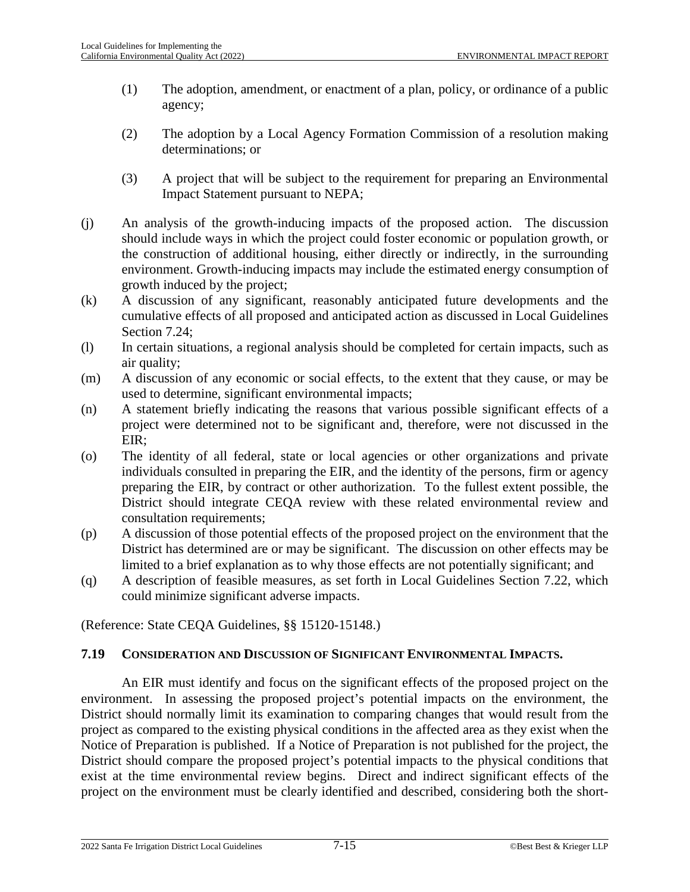(1) The adoption, amendment, or enactment of a plan, policy, or ordinance of a public agency;

(2) The adoption by a Local Agency Formation Commission of a resolution making determinations; or

(3) A project that will be subject to the requirement for preparing an Environmental Impact Statement pursuant to NEPA;

(j) An analysis of the growth-inducing impacts of the proposed action. The discussion should include ways in which the project could foster economic or population growth, or the construction of additional housing, either directly or indirectly, in the surrounding environment. Growth-inducing impacts may include the estimated energy consumption of growth induced by the project;

(k) A discussion of any significant, reasonably anticipated future developments and the cumulative effects of all proposed and anticipated action as discussed in Local Guidelines Section 7.24;

(l) In certain situations, a regional analysis should be completed for certain impacts, such as air quality;

(m) A discussion of any economic or social effects, to the extent that they cause, or may be used to determine, significant environmental impacts;

(n) A statement briefly indicating the reasons that various possible significant effects of a project were determined not to be significant and, therefore, were not discussed in the EIR;

(o) The identity of all federal, state or local agencies or other organizations and private individuals consulted in preparing the EIR, and the identity of the persons, firm or agency preparing the EIR, by contract or other authorization. To the fullest extent possible, the District should integrate CEQA review with these related environmental review and consultation requirements;

(p) A discussion of those potential effects of the proposed project on the environment that the District has determined are or may be significant. The discussion on other effects may be limited to a brief explanation as to why those effects are not potentially significant; and

(q) A description of feasible measures, as set forth in Local Guidelines Section 7.22, which could minimize significant adverse impacts.

(Reference: State CEQA Guidelines, §§ 15120-15148.)

### 7.19 CONSIDERATION AND DISCUSSION OF SIGNIFICANT ENVIRONMENTAL IMPACTS.

An EIR must identify and focus on the significant effects of the proposed project on the environment. In assessing the proposed project's potential impacts on the environment, the District should normally limit its examination to comparing changes that would result from the project as compared to the existing physical conditions in the affected area as they exist when the Notice of Preparation is published. If a Notice of Preparation is not published for the project, the District should compare the proposed project's potential impacts to the physical conditions that exist at the time environmental review begins. Direct and indirect significant effects of the project on the environment must be clearly identified and described, considering both the short-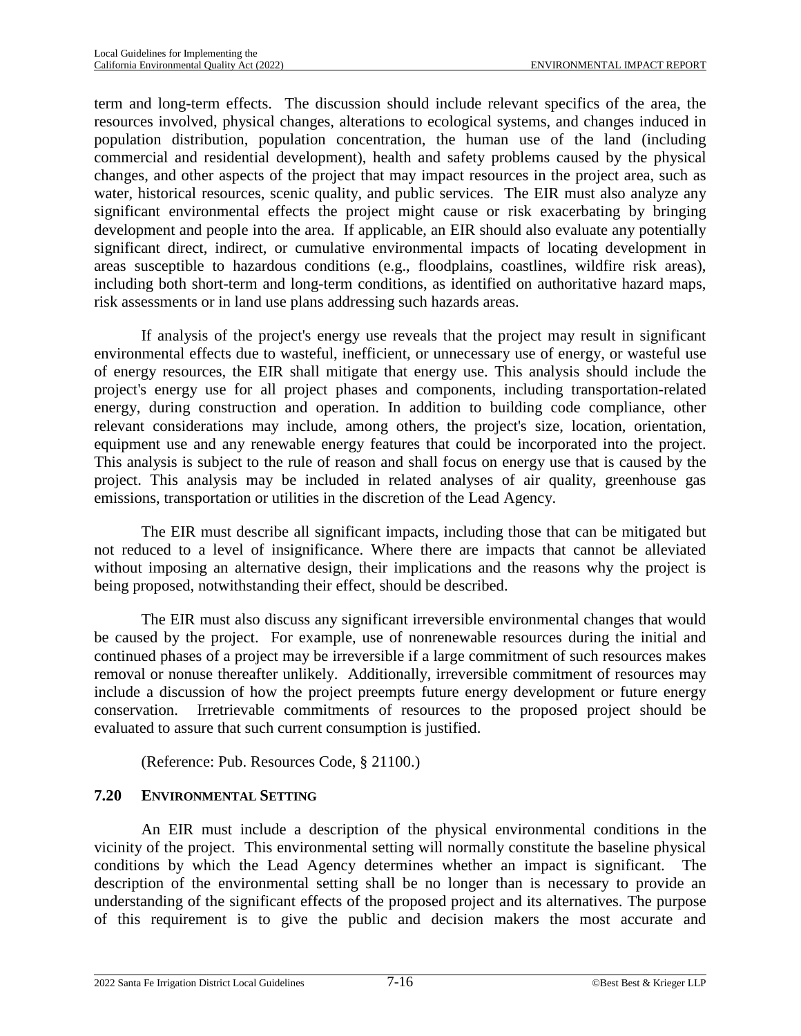term and long-term effects. The discussion should include relevant specifics of the area, the resources involved, physical changes, alterations to ecological systems, and changes induced in population distribution, population concentration, the human use of the land (including commercial and residential development), health and safety problems caused by the physical changes, and other aspects of the project that may impact resources in the project area, such as water, historical resources, scenic quality, and public services. The EIR must also analyze any significant environmental effects the project might cause or risk exacerbating by bringing development and people into the area. If applicable, an EIR should also evaluate any potentially significant direct, indirect, or cumulative environmental impacts of locating development in areas susceptible to hazardous conditions (e.g., floodplains, coastlines, wildfire risk areas), including both short-term and long-term conditions, as identified on authoritative hazard maps, risk assessments or in land use plans addressing such hazards areas.

If analysis of the project's energy use reveals that the project may result in significant environmental effects due to wasteful, inefficient, or unnecessary use of energy, or wasteful use of energy resources, the EIR shall mitigate that energy use. This analysis should include the project's energy use for all project phases and components, including transportation-related energy, during construction and operation. In addition to building code compliance, other relevant considerations may include, among others, the project's size, location, orientation, equipment use and any renewable energy features that could be incorporated into the project. This analysis is subject to the rule of reason and shall focus on energy use that is caused by the project. This analysis may be included in related analyses of air quality, greenhouse gas emissions, transportation or utilities in the discretion of the Lead Agency.

The EIR must describe all significant impacts, including those that can be mitigated but not reduced to a level of insignificance. Where there are impacts that cannot be alleviated without imposing an alternative design, their implications and the reasons why the project is being proposed, notwithstanding their effect, should be described.

The EIR must also discuss any significant irreversible environmental changes that would be caused by the project. For example, use of nonrenewable resources during the initial and continued phases of a project may be irreversible if a large commitment of such resources makes removal or nonuse thereafter unlikely. Additionally, irreversible commitment of resources may include a discussion of how the project preempts future energy development or future energy conservation. Irretrievable commitments of resources to the proposed project should be evaluated to assure that such current consumption is justified.

(Reference: Pub. Resources Code, § 21100.)

## 7.20 ENVIRONMENTAL SETTING

An EIR must include a description of the physical environmental conditions in the vicinity of the project. This environmental setting will normally constitute the baseline physical conditions by which the Lead Agency determines whether an impact is significant. The description of the environmental setting shall be no longer than is necessary to provide an understanding of the significant effects of the proposed project and its alternatives. The purpose of this requirement is to give the public and decision makers the most accurate and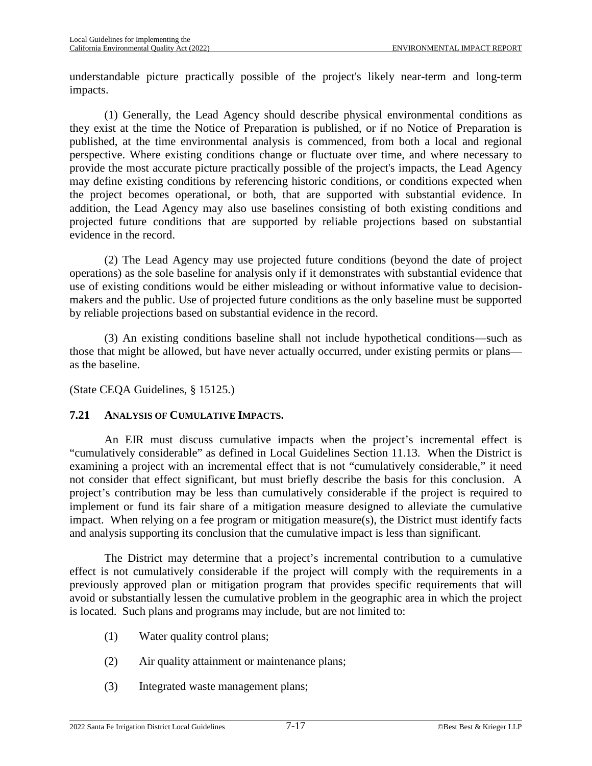understandable picture practically possible of the project's likely near-term and long-term impacts.

(1) Generally, the Lead Agency should describe physical environmental conditions as they exist at the time the Notice of Preparation is published, or if no Notice of Preparation is published, at the time environmental analysis is commenced, from both a local and regional perspective. Where existing conditions change or fluctuate over time, and where necessary to provide the most accurate picture practically possible of the project's impacts, the Lead Agency may define existing conditions by referencing historic conditions, or conditions expected when the project becomes operational, or both, that are supported with substantial evidence. In addition, the Lead Agency may also use baselines consisting of both existing conditions and projected future conditions that are supported by reliable projections based on substantial evidence in the record.

(2) The Lead Agency may use projected future conditions (beyond the date of project operations) as the sole baseline for analysis only if it demonstrates with substantial evidence that use of existing conditions would be either misleading or without informative value to decision-makers and the public. Use of projected future conditions as the only baseline must be supported by reliable projections based on substantial evidence in the record.

(3) An existing conditions baseline shall not include hypothetical conditions—such as those that might be allowed, but have never actually occurred, under existing permits or plans—as the baseline.

(State CEQA Guidelines, § 15125.)

### 7.21 ANALYSIS OF CUMULATIVE IMPACTS.

An EIR must discuss cumulative impacts when the project's incremental effect is "cumulatively considerable" as defined in Local Guidelines Section 11.13. When the District is examining a project with an incremental effect that is not "cumulatively considerable," it need not consider that effect significant, but must briefly describe the basis for this conclusion. A project's contribution may be less than cumulatively considerable if the project is required to implement or fund its fair share of a mitigation measure designed to alleviate the cumulative impact. When relying on a fee program or mitigation measure(s), the District must identify facts and analysis supporting its conclusion that the cumulative impact is less than significant.

The District may determine that a project's incremental contribution to a cumulative effect is not cumulatively considerable if the project will comply with the requirements in a previously approved plan or mitigation program that provides specific requirements that will avoid or substantially lessen the cumulative problem in the geographic area in which the project is located. Such plans and programs may include, but are not limited to:

(1) Water quality control plans;

(2) Air quality attainment or maintenance plans;

(3) Integrated waste management plans;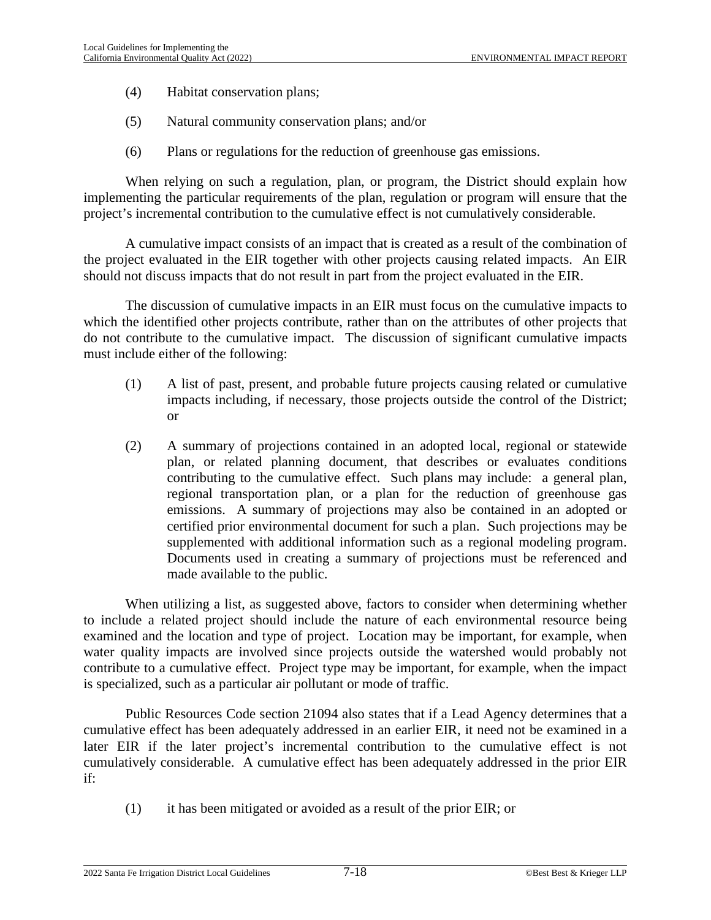(4) Habitat conservation plans;

(5) Natural community conservation plans; and/or

(6) Plans or regulations for the reduction of greenhouse gas emissions.

When relying on such a regulation, plan, or program, the District should explain how implementing the particular requirements of the plan, regulation or program will ensure that the project's incremental contribution to the cumulative effect is not cumulatively considerable.

A cumulative impact consists of an impact that is created as a result of the combination of the project evaluated in the EIR together with other projects causing related impacts. An EIR should not discuss impacts that do not result in part from the project evaluated in the EIR.

The discussion of cumulative impacts in an EIR must focus on the cumulative impacts to which the identified other projects contribute, rather than on the attributes of other projects that do not contribute to the cumulative impact. The discussion of significant cumulative impacts must include either of the following:

(1) A list of past, present, and probable future projects causing related or cumulative impacts including, if necessary, those projects outside the control of the District; or

(2) A summary of projections contained in an adopted local, regional or statewide plan, or related planning document, that describes or evaluates conditions contributing to the cumulative effect. Such plans may include: a general plan, regional transportation plan, or a plan for the reduction of greenhouse gas emissions. A summary of projections may also be contained in an adopted or certified prior environmental document for such a plan. Such projections may be supplemented with additional information such as a regional modeling program. Documents used in creating a summary of projections must be referenced and made available to the public.

When utilizing a list, as suggested above, factors to consider when determining whether to include a related project should include the nature of each environmental resource being examined and the location and type of project. Location may be important, for example, when water quality impacts are involved since projects outside the watershed would probably not contribute to a cumulative effect. Project type may be important, for example, when the impact is specialized, such as a particular air pollutant or mode of traffic.

Public Resources Code section 21094 also states that if a Lead Agency determines that a cumulative effect has been adequately addressed in an earlier EIR, it need not be examined in a later EIR if the later project's incremental contribution to the cumulative effect is not cumulatively considerable. A cumulative effect has been adequately addressed in the prior EIR if:

(1) it has been mitigated or avoided as a result of the prior EIR; or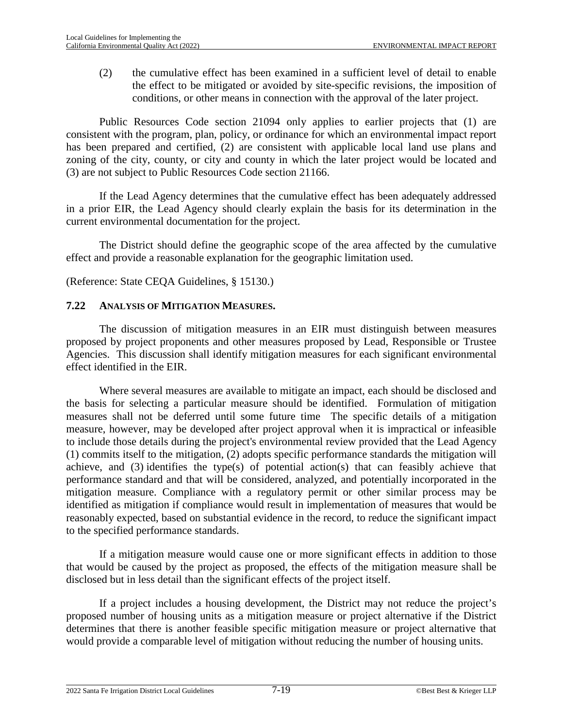(2) the cumulative effect has been examined in a sufficient level of detail to enable the effect to be mitigated or avoided by site-specific revisions, the imposition of conditions, or other means in connection with the approval of the later project.

Public Resources Code section 21094 only applies to earlier projects that (1) are consistent with the program, plan, policy, or ordinance for which an environmental impact report has been prepared and certified, (2) are consistent with applicable local land use plans and zoning of the city, county, or city and county in which the later project would be located and (3) are not subject to Public Resources Code section 21166.

If the Lead Agency determines that the cumulative effect has been adequately addressed in a prior EIR, the Lead Agency should clearly explain the basis for its determination in the current environmental documentation for the project.

The District should define the geographic scope of the area affected by the cumulative effect and provide a reasonable explanation for the geographic limitation used.

(Reference: State CEQA Guidelines, § 15130.)

## 7.22 ANALYSIS OF MITIGATION MEASURES.

The discussion of mitigation measures in an EIR must distinguish between measures proposed by project proponents and other measures proposed by Lead, Responsible or Trustee Agencies. This discussion shall identify mitigation measures for each significant environmental effect identified in the EIR.

Where several measures are available to mitigate an impact, each should be disclosed and the basis for selecting a particular measure should be identified. Formulation of mitigation measures shall not be deferred until some future time The specific details of a mitigation measure, however, may be developed after project approval when it is impractical or infeasible to include those details during the project's environmental review provided that the Lead Agency (1) commits itself to the mitigation, (2) adopts specific performance standards the mitigation will achieve, and (3) identifies the type(s) of potential action(s) that can feasibly achieve that performance standard and that will be considered, analyzed, and potentially incorporated in the mitigation measure. Compliance with a regulatory permit or other similar process may be identified as mitigation if compliance would result in implementation of measures that would be reasonably expected, based on substantial evidence in the record, to reduce the significant impact to the specified performance standards.

If a mitigation measure would cause one or more significant effects in addition to those that would be caused by the project as proposed, the effects of the mitigation measure shall be disclosed but in less detail than the significant effects of the project itself.

If a project includes a housing development, the District may not reduce the project's proposed number of housing units as a mitigation measure or project alternative if the District determines that there is another feasible specific mitigation measure or project alternative that would provide a comparable level of mitigation without reducing the number of housing units.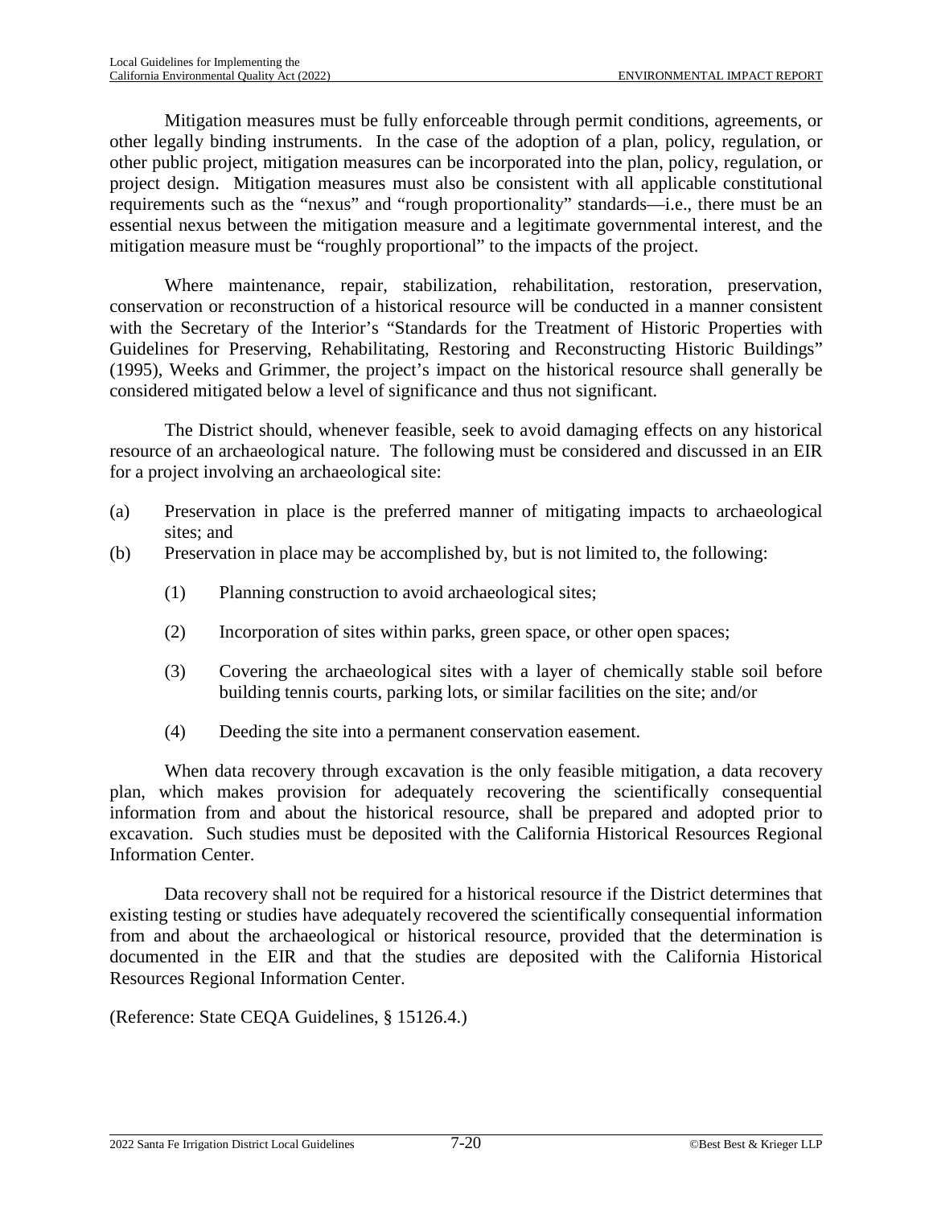Mitigation measures must be fully enforceable through permit conditions, agreements, or other legally binding instruments. In the case of the adoption of a plan, policy, regulation, or other public project, mitigation measures can be incorporated into the plan, policy, regulation, or project design. Mitigation measures must also be consistent with all applicable constitutional requirements such as the "nexus" and "rough proportionality" standards—i.e., there must be an essential nexus between the mitigation measure and a legitimate governmental interest, and the mitigation measure must be "roughly proportional" to the impacts of the project.

Where maintenance, repair, stabilization, rehabilitation, restoration, preservation, conservation or reconstruction of a historical resource will be conducted in a manner consistent with the Secretary of the Interior's "Standards for the Treatment of Historic Properties with Guidelines for Preserving, Rehabilitating, Restoring and Reconstructing Historic Buildings" (1995), Weeks and Grimmer, the project's impact on the historical resource shall generally be considered mitigated below a level of significance and thus not significant.

The District should, whenever feasible, seek to avoid damaging effects on any historical resource of an archaeological nature. The following must be considered and discussed in an EIR for a project involving an archaeological site:

(a) Preservation in place is the preferred manner of mitigating impacts to archaeological sites; and

(b) Preservation in place may be accomplished by, but is not limited to, the following:

  (1) Planning construction to avoid archaeological sites;

  (2) Incorporation of sites within parks, green space, or other open spaces;

  (3) Covering the archaeological sites with a layer of chemically stable soil before building tennis courts, parking lots, or similar facilities on the site; and/or

  (4) Deeding the site into a permanent conservation easement.

When data recovery through excavation is the only feasible mitigation, a data recovery plan, which makes provision for adequately recovering the scientifically consequential information from and about the historical resource, shall be prepared and adopted prior to excavation. Such studies must be deposited with the California Historical Resources Regional Information Center.

Data recovery shall not be required for a historical resource if the District determines that existing testing or studies have adequately recovered the scientifically consequential information from and about the archaeological or historical resource, provided that the determination is documented in the EIR and that the studies are deposited with the California Historical Resources Regional Information Center.

(Reference: State CEQA Guidelines, § 15126.4.)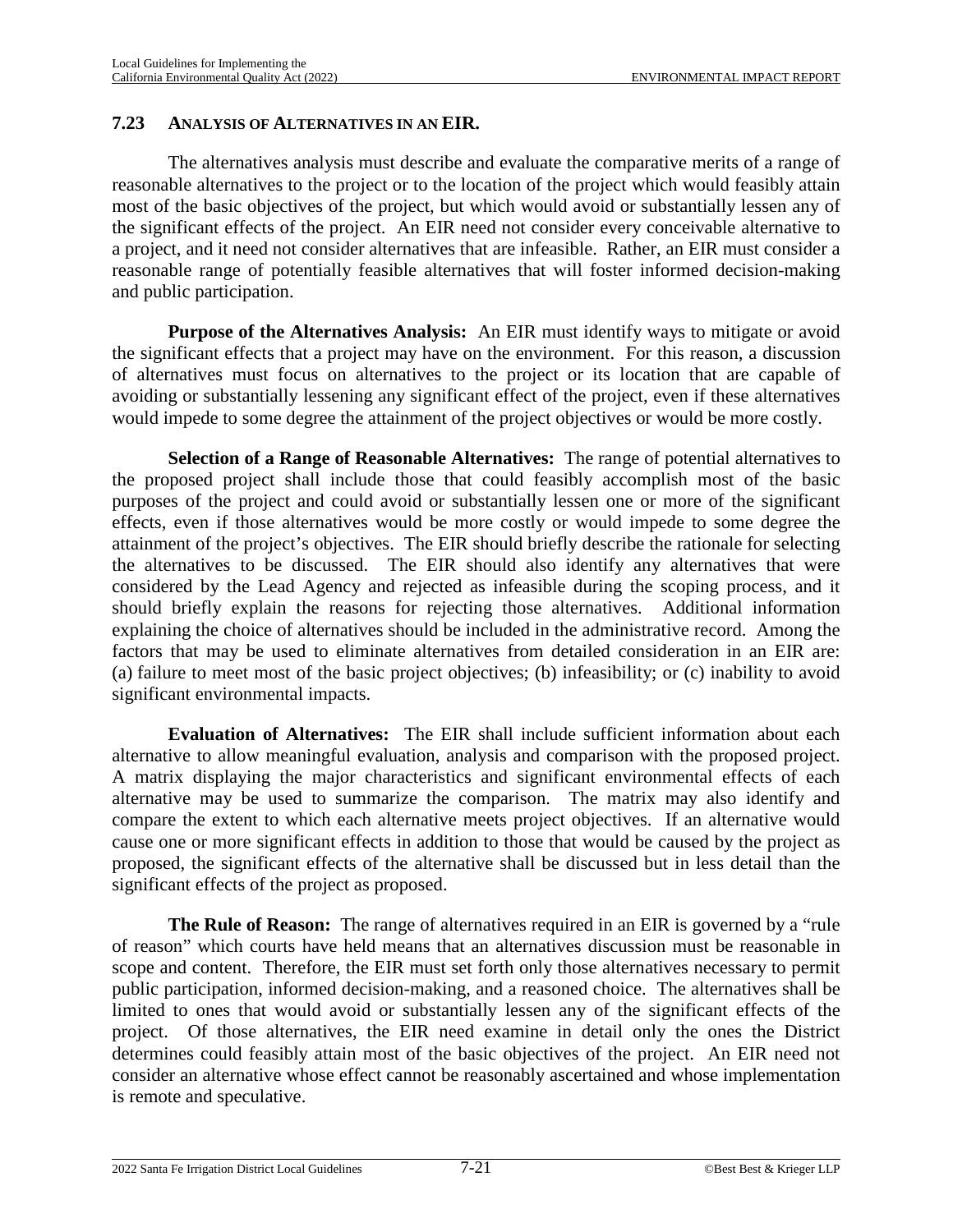## 7.23 ANALYSIS OF ALTERNATIVES IN AN EIR.

The alternatives analysis must describe and evaluate the comparative merits of a range of reasonable alternatives to the project or to the location of the project which would feasibly attain most of the basic objectives of the project, but which would avoid or substantially lessen any of the significant effects of the project. An EIR need not consider every conceivable alternative to a project, and it need not consider alternatives that are infeasible. Rather, an EIR must consider a reasonable range of potentially feasible alternatives that will foster informed decision-making and public participation.

**Purpose of the Alternatives Analysis:** An EIR must identify ways to mitigate or avoid the significant effects that a project may have on the environment. For this reason, a discussion of alternatives must focus on alternatives to the project or its location that are capable of avoiding or substantially lessening any significant effect of the project, even if these alternatives would impede to some degree the attainment of the project objectives or would be more costly.

**Selection of a Range of Reasonable Alternatives:** The range of potential alternatives to the proposed project shall include those that could feasibly accomplish most of the basic purposes of the project and could avoid or substantially lessen one or more of the significant effects, even if those alternatives would be more costly or would impede to some degree the attainment of the project's objectives. The EIR should briefly describe the rationale for selecting the alternatives to be discussed. The EIR should also identify any alternatives that were considered by the Lead Agency and rejected as infeasible during the scoping process, and it should briefly explain the reasons for rejecting those alternatives. Additional information explaining the choice of alternatives should be included in the administrative record. Among the factors that may be used to eliminate alternatives from detailed consideration in an EIR are: (a) failure to meet most of the basic project objectives; (b) infeasibility; or (c) inability to avoid significant environmental impacts.

**Evaluation of Alternatives:** The EIR shall include sufficient information about each alternative to allow meaningful evaluation, analysis and comparison with the proposed project. A matrix displaying the major characteristics and significant environmental effects of each alternative may be used to summarize the comparison. The matrix may also identify and compare the extent to which each alternative meets project objectives. If an alternative would cause one or more significant effects in addition to those that would be caused by the project as proposed, the significant effects of the alternative shall be discussed but in less detail than the significant effects of the project as proposed.

**The Rule of Reason:** The range of alternatives required in an EIR is governed by a "rule of reason" which courts have held means that an alternatives discussion must be reasonable in scope and content. Therefore, the EIR must set forth only those alternatives necessary to permit public participation, informed decision-making, and a reasoned choice. The alternatives shall be limited to ones that would avoid or substantially lessen any of the significant effects of the project. Of those alternatives, the EIR need examine in detail only the ones the District determines could feasibly attain most of the basic objectives of the project. An EIR need not consider an alternative whose effect cannot be reasonably ascertained and whose implementation is remote and speculative.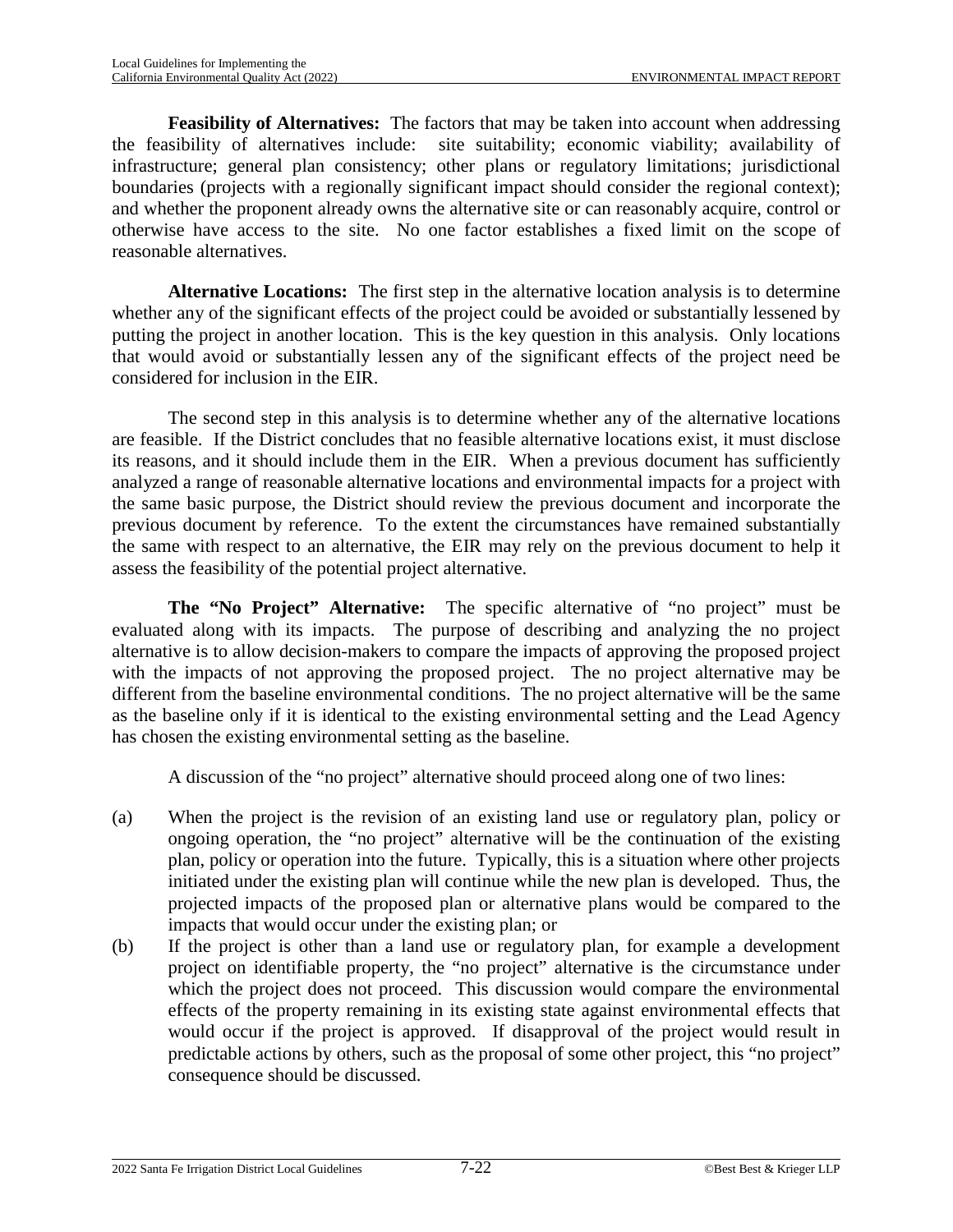**Feasibility of Alternatives:** The factors that may be taken into account when addressing the feasibility of alternatives include: site suitability; economic viability; availability of infrastructure; general plan consistency; other plans or regulatory limitations; jurisdictional boundaries (projects with a regionally significant impact should consider the regional context); and whether the proponent already owns the alternative site or can reasonably acquire, control or otherwise have access to the site. No one factor establishes a fixed limit on the scope of reasonable alternatives.

**Alternative Locations:** The first step in the alternative location analysis is to determine whether any of the significant effects of the project could be avoided or substantially lessened by putting the project in another location. This is the key question in this analysis. Only locations that would avoid or substantially lessen any of the significant effects of the project need be considered for inclusion in the EIR.

The second step in this analysis is to determine whether any of the alternative locations are feasible. If the District concludes that no feasible alternative locations exist, it must disclose its reasons, and it should include them in the EIR. When a previous document has sufficiently analyzed a range of reasonable alternative locations and environmental impacts for a project with the same basic purpose, the District should review the previous document and incorporate the previous document by reference. To the extent the circumstances have remained substantially the same with respect to an alternative, the EIR may rely on the previous document to help it assess the feasibility of the potential project alternative.

**The "No Project" Alternative:** The specific alternative of "no project" must be evaluated along with its impacts. The purpose of describing and analyzing the no project alternative is to allow decision-makers to compare the impacts of approving the proposed project with the impacts of not approving the proposed project. The no project alternative may be different from the baseline environmental conditions. The no project alternative will be the same as the baseline only if it is identical to the existing environmental setting and the Lead Agency has chosen the existing environmental setting as the baseline.

A discussion of the "no project" alternative should proceed along one of two lines:

(a) When the project is the revision of an existing land use or regulatory plan, policy or ongoing operation, the "no project" alternative will be the continuation of the existing plan, policy or operation into the future. Typically, this is a situation where other projects initiated under the existing plan will continue while the new plan is developed. Thus, the projected impacts of the proposed plan or alternative plans would be compared to the impacts that would occur under the existing plan; or

(b) If the project is other than a land use or regulatory plan, for example a development project on identifiable property, the "no project" alternative is the circumstance under which the project does not proceed. This discussion would compare the environmental effects of the property remaining in its existing state against environmental effects that would occur if the project is approved. If disapproval of the project would result in predictable actions by others, such as the proposal of some other project, this "no project" consequence should be discussed.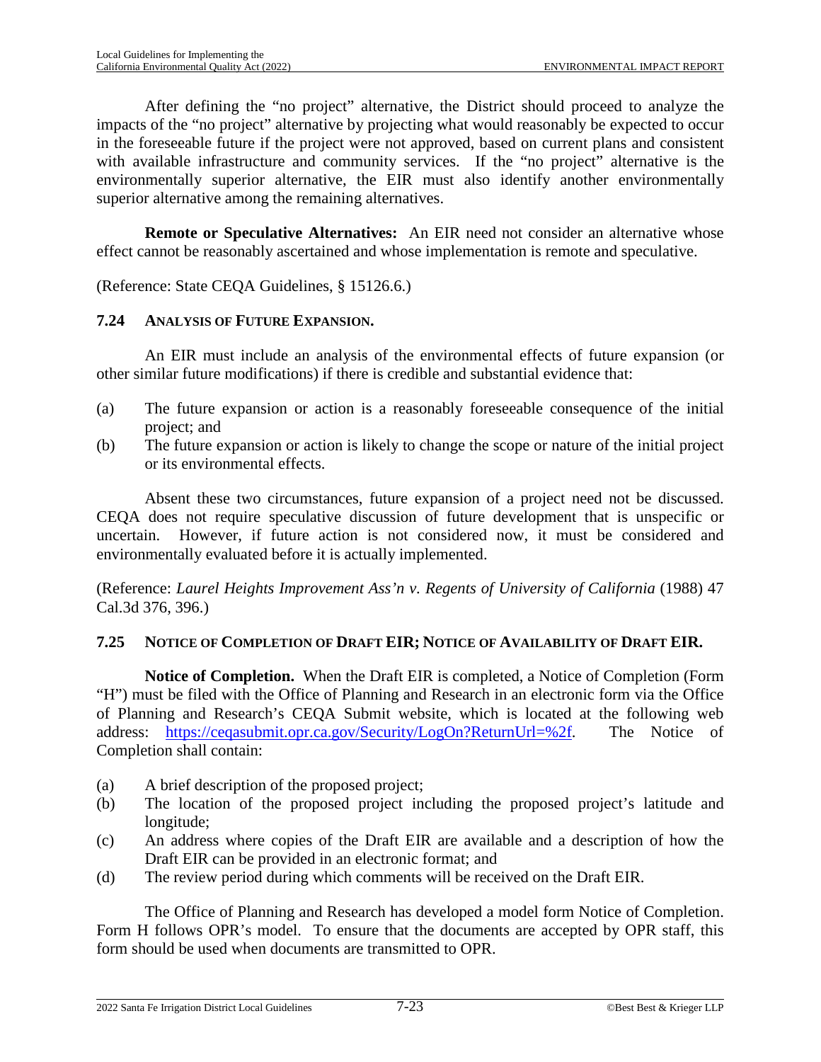After defining the "no project" alternative, the District should proceed to analyze the impacts of the "no project" alternative by projecting what would reasonably be expected to occur in the foreseeable future if the project were not approved, based on current plans and consistent with available infrastructure and community services. If the "no project" alternative is the environmentally superior alternative, the EIR must also identify another environmentally superior alternative among the remaining alternatives.

**Remote or Speculative Alternatives:** An EIR need not consider an alternative whose effect cannot be reasonably ascertained and whose implementation is remote and speculative.

(Reference: State CEQA Guidelines, § 15126.6.)

## 7.24 ANALYSIS OF FUTURE EXPANSION.

An EIR must include an analysis of the environmental effects of future expansion (or other similar future modifications) if there is credible and substantial evidence that:

(a) The future expansion or action is a reasonably foreseeable consequence of the initial project; and
(b) The future expansion or action is likely to change the scope or nature of the initial project or its environmental effects.

Absent these two circumstances, future expansion of a project need not be discussed. CEQA does not require speculative discussion of future development that is unspecific or uncertain. However, if future action is not considered now, it must be considered and environmentally evaluated before it is actually implemented.

(Reference: *Laurel Heights Improvement Ass'n v. Regents of University of California* (1988) 47 Cal.3d 376, 396.)

## 7.25 NOTICE OF COMPLETION OF DRAFT EIR; NOTICE OF AVAILABILITY OF DRAFT EIR.

**Notice of Completion.** When the Draft EIR is completed, a Notice of Completion (Form "H") must be filed with the Office of Planning and Research in an electronic form via the Office of Planning and Research's CEQA Submit website, which is located at the following web address: https://ceqasubmit.opr.ca.gov/Security/LogOn?ReturnUrl=%2f. The Notice of Completion shall contain:

(a) A brief description of the proposed project;
(b) The location of the proposed project including the proposed project's latitude and longitude;
(c) An address where copies of the Draft EIR are available and a description of how the Draft EIR can be provided in an electronic format; and
(d) The review period during which comments will be received on the Draft EIR.

The Office of Planning and Research has developed a model form Notice of Completion. Form H follows OPR's model. To ensure that the documents are accepted by OPR staff, this form should be used when documents are transmitted to OPR.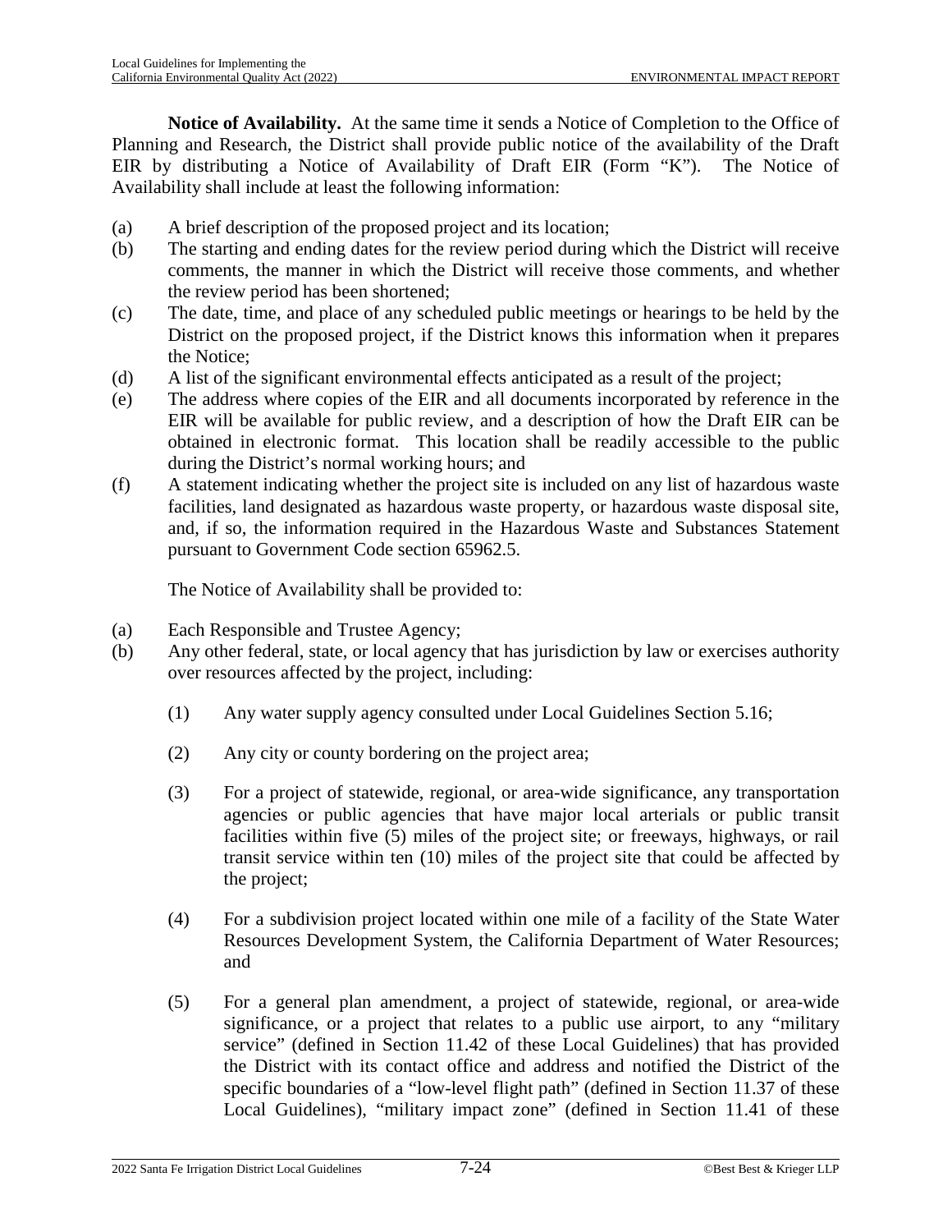**Notice of Availability.** At the same time it sends a Notice of Completion to the Office of Planning and Research, the District shall provide public notice of the availability of the Draft EIR by distributing a Notice of Availability of Draft EIR (Form "K"). The Notice of Availability shall include at least the following information:

(a) A brief description of the proposed project and its location;

(b) The starting and ending dates for the review period during which the District will receive comments, the manner in which the District will receive those comments, and whether the review period has been shortened;

(c) The date, time, and place of any scheduled public meetings or hearings to be held by the District on the proposed project, if the District knows this information when it prepares the Notice;

(d) A list of the significant environmental effects anticipated as a result of the project;

(e) The address where copies of the EIR and all documents incorporated by reference in the EIR will be available for public review, and a description of how the Draft EIR can be obtained in electronic format. This location shall be readily accessible to the public during the District's normal working hours; and

(f) A statement indicating whether the project site is included on any list of hazardous waste facilities, land designated as hazardous waste property, or hazardous waste disposal site, and, if so, the information required in the Hazardous Waste and Substances Statement pursuant to Government Code section 65962.5.

The Notice of Availability shall be provided to:

(a) Each Responsible and Trustee Agency;

(b) Any other federal, state, or local agency that has jurisdiction by law or exercises authority over resources affected by the project, including:

  (1) Any water supply agency consulted under Local Guidelines Section 5.16;

  (2) Any city or county bordering on the project area;

  (3) For a project of statewide, regional, or area-wide significance, any transportation agencies or public agencies that have major local arterials or public transit facilities within five (5) miles of the project site; or freeways, highways, or rail transit service within ten (10) miles of the project site that could be affected by the project;

  (4) For a subdivision project located within one mile of a facility of the State Water Resources Development System, the California Department of Water Resources; and

  (5) For a general plan amendment, a project of statewide, regional, or area-wide significance, or a project that relates to a public use airport, to any "military service" (defined in Section 11.42 of these Local Guidelines) that has provided the District with its contact office and address and notified the District of the specific boundaries of a "low-level flight path" (defined in Section 11.37 of these Local Guidelines), "military impact zone" (defined in Section 11.41 of these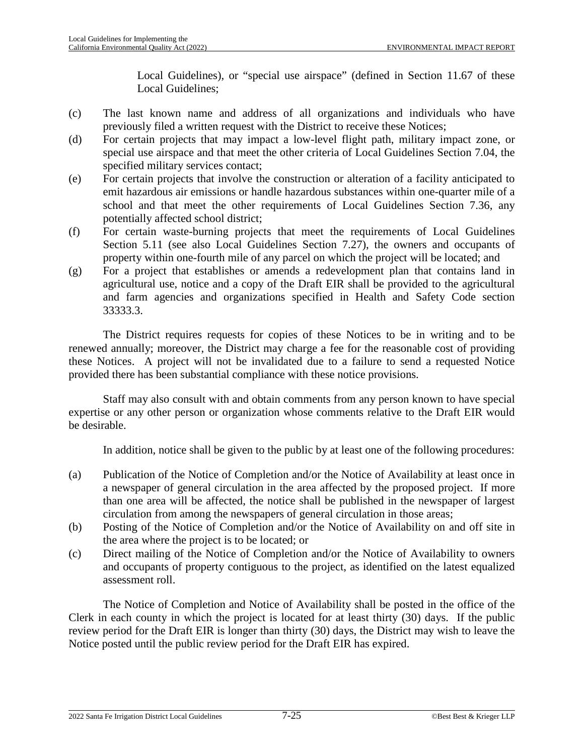Local Guidelines), or "special use airspace" (defined in Section 11.67 of these Local Guidelines;

(c) The last known name and address of all organizations and individuals who have previously filed a written request with the District to receive these Notices;

(d) For certain projects that may impact a low-level flight path, military impact zone, or special use airspace and that meet the other criteria of Local Guidelines Section 7.04, the specified military services contact;

(e) For certain projects that involve the construction or alteration of a facility anticipated to emit hazardous air emissions or handle hazardous substances within one-quarter mile of a school and that meet the other requirements of Local Guidelines Section 7.36, any potentially affected school district;

(f) For certain waste-burning projects that meet the requirements of Local Guidelines Section 5.11 (see also Local Guidelines Section 7.27), the owners and occupants of property within one-fourth mile of any parcel on which the project will be located; and

(g) For a project that establishes or amends a redevelopment plan that contains land in agricultural use, notice and a copy of the Draft EIR shall be provided to the agricultural and farm agencies and organizations specified in Health and Safety Code section 33333.3.

The District requires requests for copies of these Notices to be in writing and to be renewed annually; moreover, the District may charge a fee for the reasonable cost of providing these Notices. A project will not be invalidated due to a failure to send a requested Notice provided there has been substantial compliance with these notice provisions.

Staff may also consult with and obtain comments from any person known to have special expertise or any other person or organization whose comments relative to the Draft EIR would be desirable.

In addition, notice shall be given to the public by at least one of the following procedures:

(a) Publication of the Notice of Completion and/or the Notice of Availability at least once in a newspaper of general circulation in the area affected by the proposed project. If more than one area will be affected, the notice shall be published in the newspaper of largest circulation from among the newspapers of general circulation in those areas;

(b) Posting of the Notice of Completion and/or the Notice of Availability on and off site in the area where the project is to be located; or

(c) Direct mailing of the Notice of Completion and/or the Notice of Availability to owners and occupants of property contiguous to the project, as identified on the latest equalized assessment roll.

The Notice of Completion and Notice of Availability shall be posted in the office of the Clerk in each county in which the project is located for at least thirty (30) days. If the public review period for the Draft EIR is longer than thirty (30) days, the District may wish to leave the Notice posted until the public review period for the Draft EIR has expired.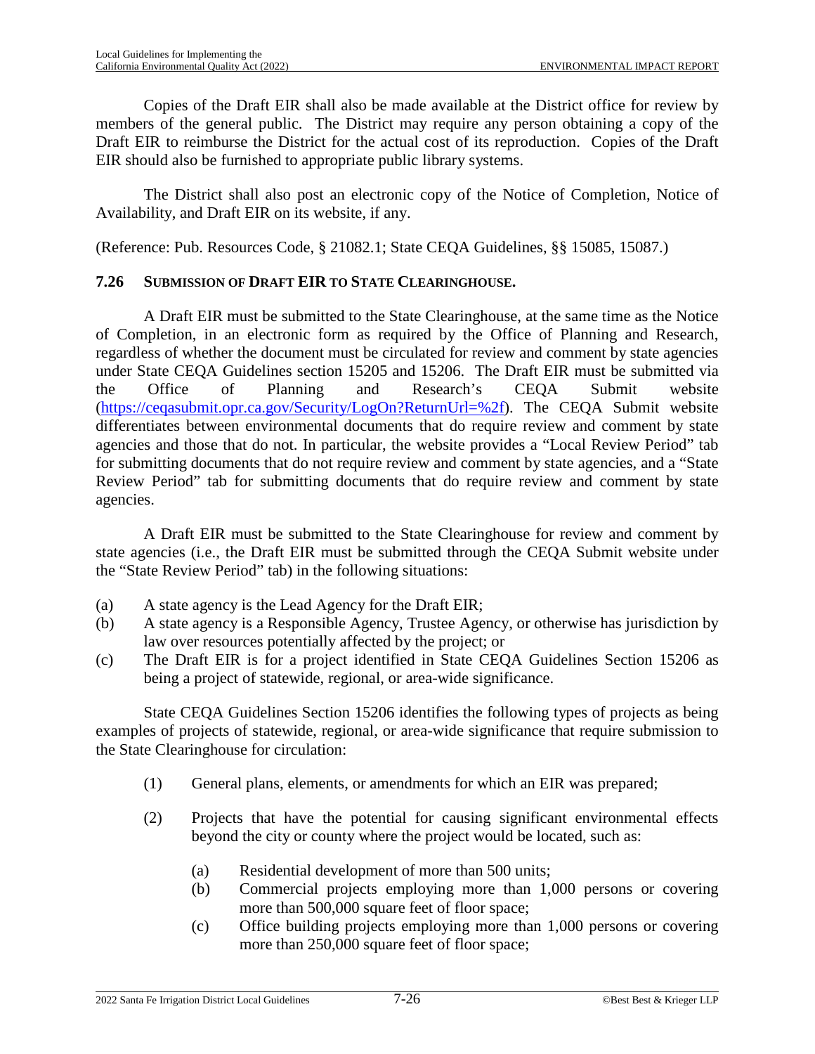Copies of the Draft EIR shall also be made available at the District office for review by members of the general public. The District may require any person obtaining a copy of the Draft EIR to reimburse the District for the actual cost of its reproduction. Copies of the Draft EIR should also be furnished to appropriate public library systems.

The District shall also post an electronic copy of the Notice of Completion, Notice of Availability, and Draft EIR on its website, if any.

(Reference: Pub. Resources Code, § 21082.1; State CEQA Guidelines, §§ 15085, 15087.)

### 7.26 SUBMISSION OF DRAFT EIR TO STATE CLEARINGHOUSE.

A Draft EIR must be submitted to the State Clearinghouse, at the same time as the Notice of Completion, in an electronic form as required by the Office of Planning and Research, regardless of whether the document must be circulated for review and comment by state agencies under State CEQA Guidelines section 15205 and 15206. The Draft EIR must be submitted via the Office of Planning and Research's CEQA Submit website (https://ceqasubmit.opr.ca.gov/Security/LogOn?ReturnUrl=%2f). The CEQA Submit website differentiates between environmental documents that do require review and comment by state agencies and those that do not. In particular, the website provides a "Local Review Period" tab for submitting documents that do not require review and comment by state agencies, and a "State Review Period" tab for submitting documents that do require review and comment by state agencies.

A Draft EIR must be submitted to the State Clearinghouse for review and comment by state agencies (i.e., the Draft EIR must be submitted through the CEQA Submit website under the "State Review Period" tab) in the following situations:

(a) A state agency is the Lead Agency for the Draft EIR;
(b) A state agency is a Responsible Agency, Trustee Agency, or otherwise has jurisdiction by law over resources potentially affected by the project; or
(c) The Draft EIR is for a project identified in State CEQA Guidelines Section 15206 as being a project of statewide, regional, or area-wide significance.

State CEQA Guidelines Section 15206 identifies the following types of projects as being examples of projects of statewide, regional, or area-wide significance that require submission to the State Clearinghouse for circulation:

(1) General plans, elements, or amendments for which an EIR was prepared;

(2) Projects that have the potential for causing significant environmental effects beyond the city or county where the project would be located, such as:

  (a) Residential development of more than 500 units;
  (b) Commercial projects employing more than 1,000 persons or covering more than 500,000 square feet of floor space;
  (c) Office building projects employing more than 1,000 persons or covering more than 250,000 square feet of floor space;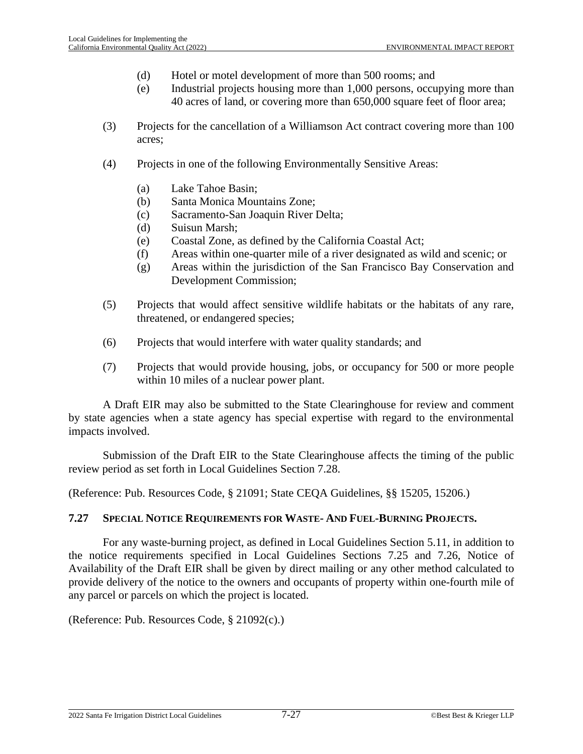(d) Hotel or motel development of more than 500 rooms; and
(e) Industrial projects housing more than 1,000 persons, occupying more than 40 acres of land, or covering more than 650,000 square feet of floor area;

(3) Projects for the cancellation of a Williamson Act contract covering more than 100 acres;

(4) Projects in one of the following Environmentally Sensitive Areas:

(a) Lake Tahoe Basin;
(b) Santa Monica Mountains Zone;
(c) Sacramento-San Joaquin River Delta;
(d) Suisun Marsh;
(e) Coastal Zone, as defined by the California Coastal Act;
(f) Areas within one-quarter mile of a river designated as wild and scenic; or
(g) Areas within the jurisdiction of the San Francisco Bay Conservation and Development Commission;

(5) Projects that would affect sensitive wildlife habitats or the habitats of any rare, threatened, or endangered species;

(6) Projects that would interfere with water quality standards; and

(7) Projects that would provide housing, jobs, or occupancy for 500 or more people within 10 miles of a nuclear power plant.

A Draft EIR may also be submitted to the State Clearinghouse for review and comment by state agencies when a state agency has special expertise with regard to the environmental impacts involved.

Submission of the Draft EIR to the State Clearinghouse affects the timing of the public review period as set forth in Local Guidelines Section 7.28.

(Reference: Pub. Resources Code, § 21091; State CEQA Guidelines, §§ 15205, 15206.)

### 7.27 SPECIAL NOTICE REQUIREMENTS FOR WASTE- AND FUEL-BURNING PROJECTS.

For any waste-burning project, as defined in Local Guidelines Section 5.11, in addition to the notice requirements specified in Local Guidelines Sections 7.25 and 7.26, Notice of Availability of the Draft EIR shall be given by direct mailing or any other method calculated to provide delivery of the notice to the owners and occupants of property within one-fourth mile of any parcel or parcels on which the project is located.

(Reference: Pub. Resources Code, § 21092(c).)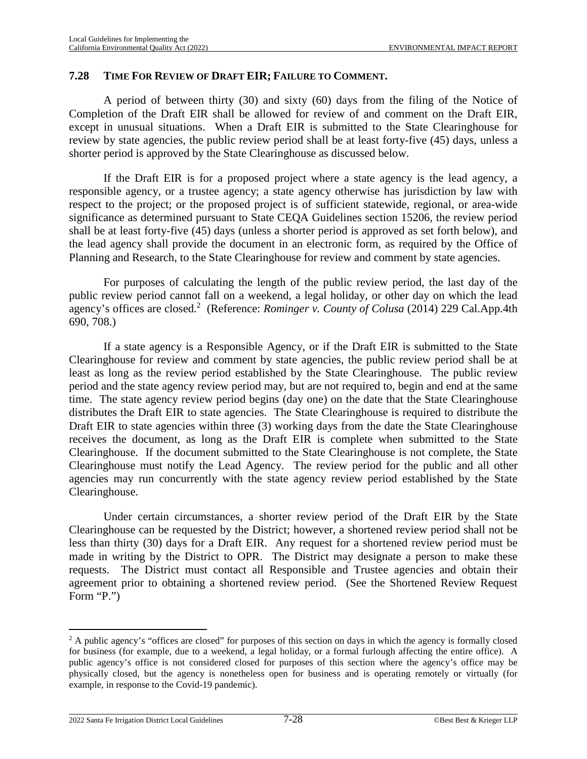### 7.28 TIME FOR REVIEW OF DRAFT EIR; FAILURE TO COMMENT.

A period of between thirty (30) and sixty (60) days from the filing of the Notice of Completion of the Draft EIR shall be allowed for review of and comment on the Draft EIR, except in unusual situations. When a Draft EIR is submitted to the State Clearinghouse for review by state agencies, the public review period shall be at least forty-five (45) days, unless a shorter period is approved by the State Clearinghouse as discussed below.

If the Draft EIR is for a proposed project where a state agency is the lead agency, a responsible agency, or a trustee agency; a state agency otherwise has jurisdiction by law with respect to the project; or the proposed project is of sufficient statewide, regional, or area-wide significance as determined pursuant to State CEQA Guidelines section 15206, the review period shall be at least forty-five (45) days (unless a shorter period is approved as set forth below), and the lead agency shall provide the document in an electronic form, as required by the Office of Planning and Research, to the State Clearinghouse for review and comment by state agencies.

For purposes of calculating the length of the public review period, the last day of the public review period cannot fall on a weekend, a legal holiday, or other day on which the lead agency's offices are closed.[2] (Reference: *Rominger v. County of Colusa* (2014) 229 Cal.App.4th 690, 708.)

If a state agency is a Responsible Agency, or if the Draft EIR is submitted to the State Clearinghouse for review and comment by state agencies, the public review period shall be at least as long as the review period established by the State Clearinghouse. The public review period and the state agency review period may, but are not required to, begin and end at the same time. The state agency review period begins (day one) on the date that the State Clearinghouse distributes the Draft EIR to state agencies. The State Clearinghouse is required to distribute the Draft EIR to state agencies within three (3) working days from the date the State Clearinghouse receives the document, as long as the Draft EIR is complete when submitted to the State Clearinghouse. If the document submitted to the State Clearinghouse is not complete, the State Clearinghouse must notify the Lead Agency. The review period for the public and all other agencies may run concurrently with the state agency review period established by the State Clearinghouse.

Under certain circumstances, a shorter review period of the Draft EIR by the State Clearinghouse can be requested by the District; however, a shortened review period shall not be less than thirty (30) days for a Draft EIR. Any request for a shortened review period must be made in writing by the District to OPR. The District may designate a person to make these requests. The District must contact all Responsible and Trustee agencies and obtain their agreement prior to obtaining a shortened review period. (See the Shortened Review Request Form "P.")

---

[2] A public agency's "offices are closed" for purposes of this section on days in which the agency is formally closed for business (for example, due to a weekend, a legal holiday, or a formal furlough affecting the entire office). A public agency's office is not considered closed for purposes of this section where the agency's office may be physically closed, but the agency is nonetheless open for business and is operating remotely or virtually (for example, in response to the Covid-19 pandemic).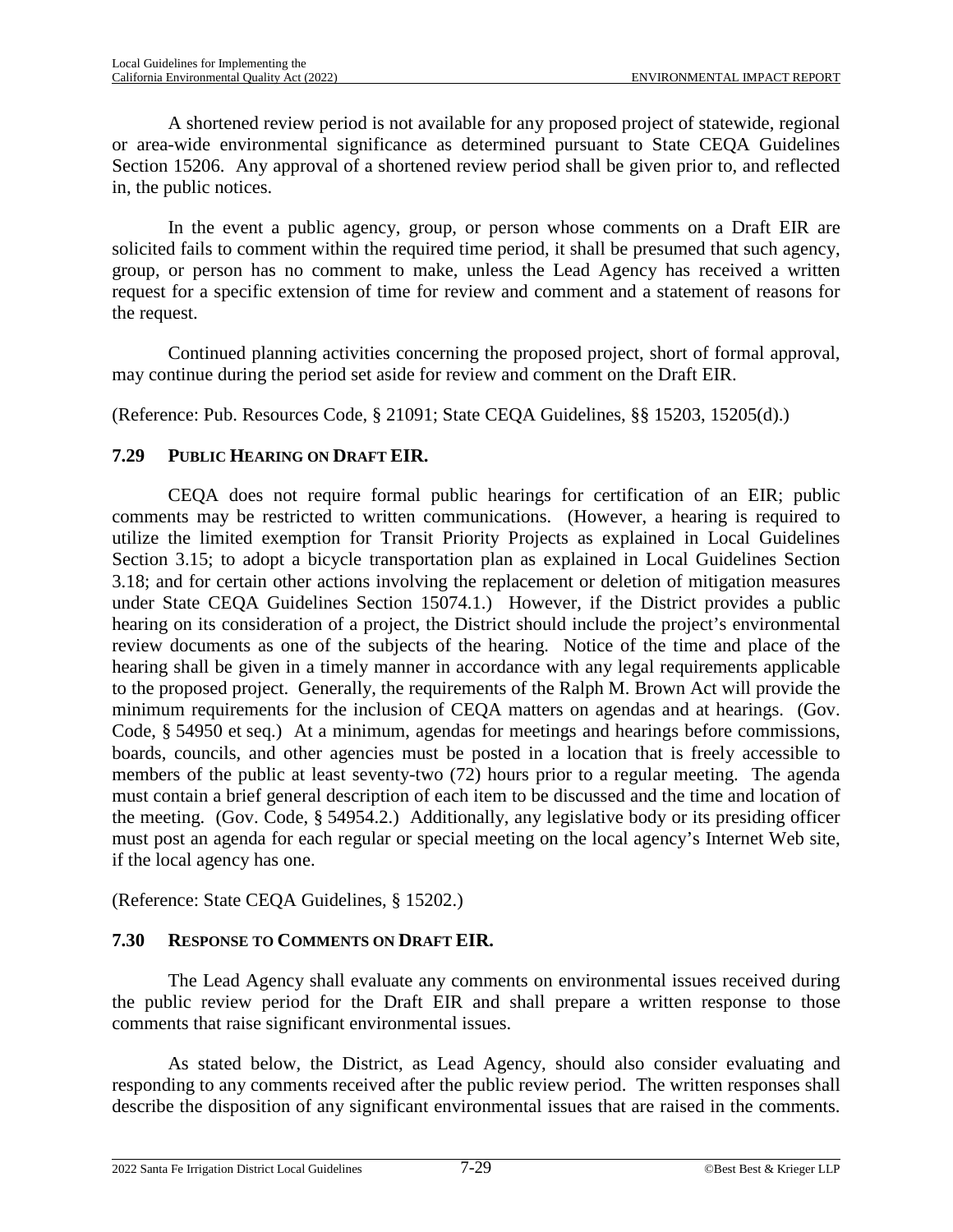A shortened review period is not available for any proposed project of statewide, regional or area-wide environmental significance as determined pursuant to State CEQA Guidelines Section 15206. Any approval of a shortened review period shall be given prior to, and reflected in, the public notices.

In the event a public agency, group, or person whose comments on a Draft EIR are solicited fails to comment within the required time period, it shall be presumed that such agency, group, or person has no comment to make, unless the Lead Agency has received a written request for a specific extension of time for review and comment and a statement of reasons for the request.

Continued planning activities concerning the proposed project, short of formal approval, may continue during the period set aside for review and comment on the Draft EIR.

(Reference: Pub. Resources Code, § 21091; State CEQA Guidelines, §§ 15203, 15205(d).)

### 7.29 PUBLIC HEARING ON DRAFT EIR.

CEQA does not require formal public hearings for certification of an EIR; public comments may be restricted to written communications. (However, a hearing is required to utilize the limited exemption for Transit Priority Projects as explained in Local Guidelines Section 3.15; to adopt a bicycle transportation plan as explained in Local Guidelines Section 3.18; and for certain other actions involving the replacement or deletion of mitigation measures under State CEQA Guidelines Section 15074.1.) However, if the District provides a public hearing on its consideration of a project, the District should include the project's environmental review documents as one of the subjects of the hearing. Notice of the time and place of the hearing shall be given in a timely manner in accordance with any legal requirements applicable to the proposed project. Generally, the requirements of the Ralph M. Brown Act will provide the minimum requirements for the inclusion of CEQA matters on agendas and at hearings. (Gov. Code, § 54950 et seq.) At a minimum, agendas for meetings and hearings before commissions, boards, councils, and other agencies must be posted in a location that is freely accessible to members of the public at least seventy-two (72) hours prior to a regular meeting. The agenda must contain a brief general description of each item to be discussed and the time and location of the meeting. (Gov. Code, § 54954.2.) Additionally, any legislative body or its presiding officer must post an agenda for each regular or special meeting on the local agency's Internet Web site, if the local agency has one.

(Reference: State CEQA Guidelines, § 15202.)

### 7.30 RESPONSE TO COMMENTS ON DRAFT EIR.

The Lead Agency shall evaluate any comments on environmental issues received during the public review period for the Draft EIR and shall prepare a written response to those comments that raise significant environmental issues.

As stated below, the District, as Lead Agency, should also consider evaluating and responding to any comments received after the public review period. The written responses shall describe the disposition of any significant environmental issues that are raised in the comments.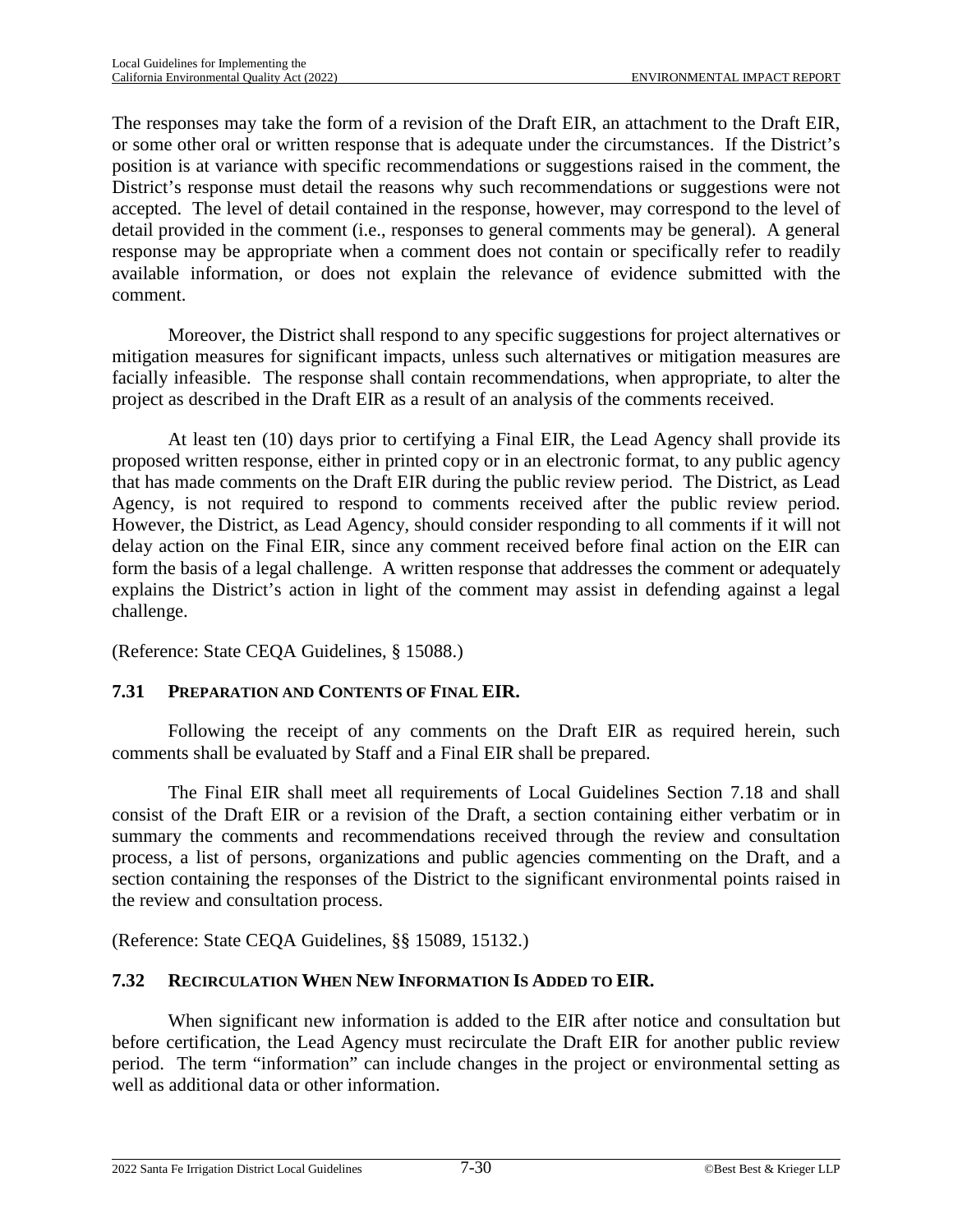The responses may take the form of a revision of the Draft EIR, an attachment to the Draft EIR, or some other oral or written response that is adequate under the circumstances. If the District's position is at variance with specific recommendations or suggestions raised in the comment, the District's response must detail the reasons why such recommendations or suggestions were not accepted. The level of detail contained in the response, however, may correspond to the level of detail provided in the comment (i.e., responses to general comments may be general). A general response may be appropriate when a comment does not contain or specifically refer to readily available information, or does not explain the relevance of evidence submitted with the comment.

Moreover, the District shall respond to any specific suggestions for project alternatives or mitigation measures for significant impacts, unless such alternatives or mitigation measures are facially infeasible. The response shall contain recommendations, when appropriate, to alter the project as described in the Draft EIR as a result of an analysis of the comments received.

At least ten (10) days prior to certifying a Final EIR, the Lead Agency shall provide its proposed written response, either in printed copy or in an electronic format, to any public agency that has made comments on the Draft EIR during the public review period. The District, as Lead Agency, is not required to respond to comments received after the public review period. However, the District, as Lead Agency, should consider responding to all comments if it will not delay action on the Final EIR, since any comment received before final action on the EIR can form the basis of a legal challenge. A written response that addresses the comment or adequately explains the District's action in light of the comment may assist in defending against a legal challenge.

(Reference: State CEQA Guidelines, § 15088.)

### 7.31 PREPARATION AND CONTENTS OF FINAL EIR.

Following the receipt of any comments on the Draft EIR as required herein, such comments shall be evaluated by Staff and a Final EIR shall be prepared.

The Final EIR shall meet all requirements of Local Guidelines Section 7.18 and shall consist of the Draft EIR or a revision of the Draft, a section containing either verbatim or in summary the comments and recommendations received through the review and consultation process, a list of persons, organizations and public agencies commenting on the Draft, and a section containing the responses of the District to the significant environmental points raised in the review and consultation process.

(Reference: State CEQA Guidelines, §§ 15089, 15132.)

### 7.32 RECIRCULATION WHEN NEW INFORMATION IS ADDED TO EIR.

When significant new information is added to the EIR after notice and consultation but before certification, the Lead Agency must recirculate the Draft EIR for another public review period. The term "information" can include changes in the project or environmental setting as well as additional data or other information.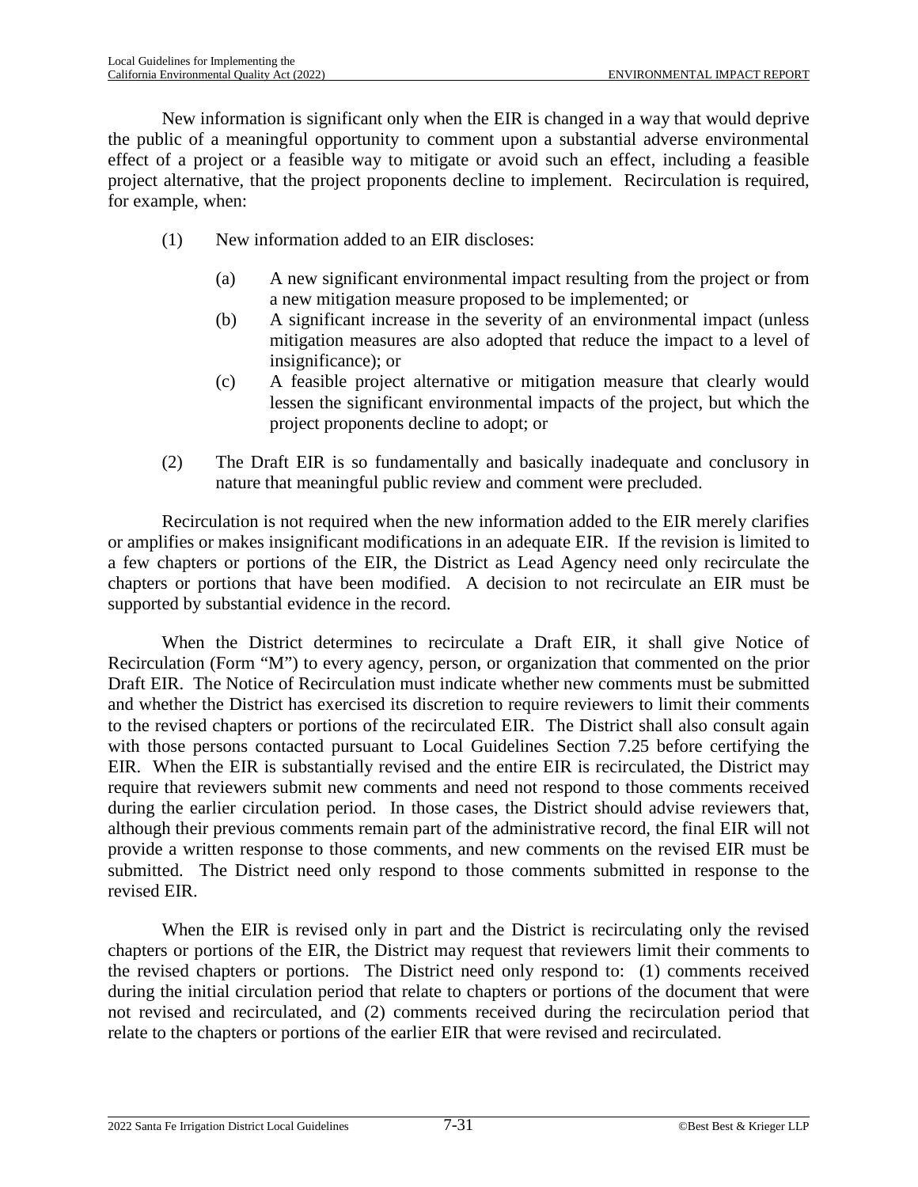New information is significant only when the EIR is changed in a way that would deprive the public of a meaningful opportunity to comment upon a substantial adverse environmental effect of a project or a feasible way to mitigate or avoid such an effect, including a feasible project alternative, that the project proponents decline to implement. Recirculation is required, for example, when:

(1) New information added to an EIR discloses:

   (a) A new significant environmental impact resulting from the project or from a new mitigation measure proposed to be implemented; or
   
   (b) A significant increase in the severity of an environmental impact (unless mitigation measures are also adopted that reduce the impact to a level of insignificance); or
   
   (c) A feasible project alternative or mitigation measure that clearly would lessen the significant environmental impacts of the project, but which the project proponents decline to adopt; or

(2) The Draft EIR is so fundamentally and basically inadequate and conclusory in nature that meaningful public review and comment were precluded.

Recirculation is not required when the new information added to the EIR merely clarifies or amplifies or makes insignificant modifications in an adequate EIR. If the revision is limited to a few chapters or portions of the EIR, the District as Lead Agency need only recirculate the chapters or portions that have been modified. A decision to not recirculate an EIR must be supported by substantial evidence in the record.

When the District determines to recirculate a Draft EIR, it shall give Notice of Recirculation (Form "M") to every agency, person, or organization that commented on the prior Draft EIR. The Notice of Recirculation must indicate whether new comments must be submitted and whether the District has exercised its discretion to require reviewers to limit their comments to the revised chapters or portions of the recirculated EIR. The District shall also consult again with those persons contacted pursuant to Local Guidelines Section 7.25 before certifying the EIR. When the EIR is substantially revised and the entire EIR is recirculated, the District may require that reviewers submit new comments and need not respond to those comments received during the earlier circulation period. In those cases, the District should advise reviewers that, although their previous comments remain part of the administrative record, the final EIR will not provide a written response to those comments, and new comments on the revised EIR must be submitted. The District need only respond to those comments submitted in response to the revised EIR.

When the EIR is revised only in part and the District is recirculating only the revised chapters or portions of the EIR, the District may request that reviewers limit their comments to the revised chapters or portions. The District need only respond to: (1) comments received during the initial circulation period that relate to chapters or portions of the document that were not revised and recirculated, and (2) comments received during the recirculation period that relate to the chapters or portions of the earlier EIR that were revised and recirculated.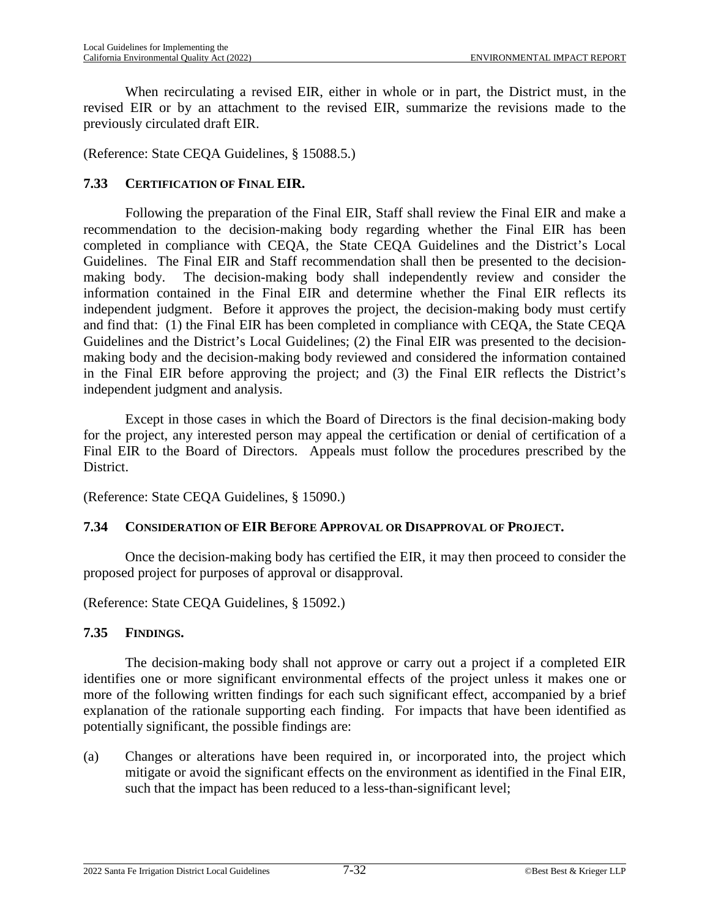When recirculating a revised EIR, either in whole or in part, the District must, in the revised EIR or by an attachment to the revised EIR, summarize the revisions made to the previously circulated draft EIR.

(Reference: State CEQA Guidelines, § 15088.5.)

### 7.33 CERTIFICATION OF FINAL EIR.

Following the preparation of the Final EIR, Staff shall review the Final EIR and make a recommendation to the decision-making body regarding whether the Final EIR has been completed in compliance with CEQA, the State CEQA Guidelines and the District's Local Guidelines. The Final EIR and Staff recommendation shall then be presented to the decision-making body. The decision-making body shall independently review and consider the information contained in the Final EIR and determine whether the Final EIR reflects its independent judgment. Before it approves the project, the decision-making body must certify and find that: (1) the Final EIR has been completed in compliance with CEQA, the State CEQA Guidelines and the District's Local Guidelines; (2) the Final EIR was presented to the decision-making body and the decision-making body reviewed and considered the information contained in the Final EIR before approving the project; and (3) the Final EIR reflects the District's independent judgment and analysis.

Except in those cases in which the Board of Directors is the final decision-making body for the project, any interested person may appeal the certification or denial of certification of a Final EIR to the Board of Directors. Appeals must follow the procedures prescribed by the District.

(Reference: State CEQA Guidelines, § 15090.)

### 7.34 CONSIDERATION OF EIR BEFORE APPROVAL OR DISAPPROVAL OF PROJECT.

Once the decision-making body has certified the EIR, it may then proceed to consider the proposed project for purposes of approval or disapproval.

(Reference: State CEQA Guidelines, § 15092.)

### 7.35 FINDINGS.

The decision-making body shall not approve or carry out a project if a completed EIR identifies one or more significant environmental effects of the project unless it makes one or more of the following written findings for each such significant effect, accompanied by a brief explanation of the rationale supporting each finding. For impacts that have been identified as potentially significant, the possible findings are:

(a) Changes or alterations have been required in, or incorporated into, the project which mitigate or avoid the significant effects on the environment as identified in the Final EIR, such that the impact has been reduced to a less-than-significant level;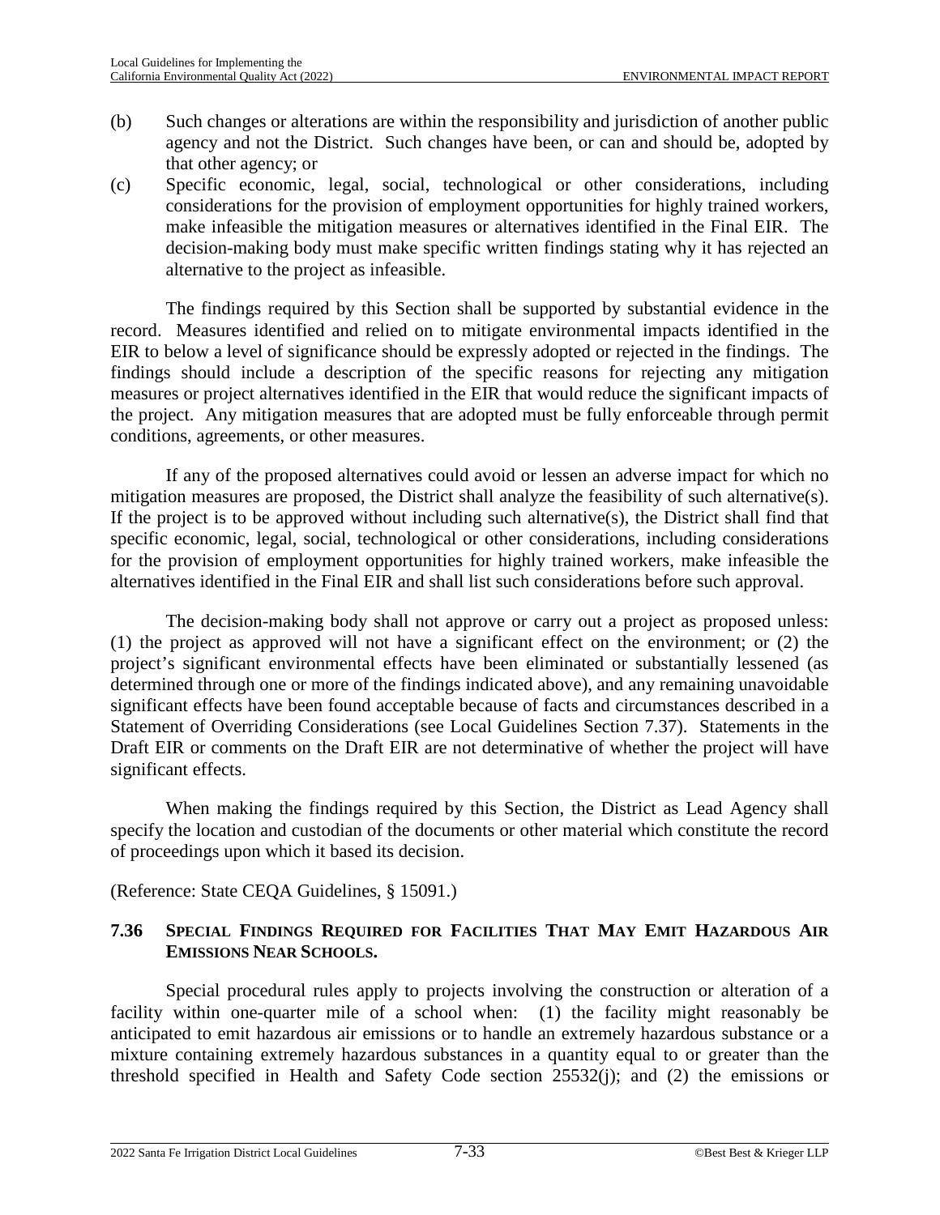(b) Such changes or alterations are within the responsibility and jurisdiction of another public agency and not the District. Such changes have been, or can and should be, adopted by that other agency; or

(c) Specific economic, legal, social, technological or other considerations, including considerations for the provision of employment opportunities for highly trained workers, make infeasible the mitigation measures or alternatives identified in the Final EIR. The decision-making body must make specific written findings stating why it has rejected an alternative to the project as infeasible.

The findings required by this Section shall be supported by substantial evidence in the record. Measures identified and relied on to mitigate environmental impacts identified in the EIR to below a level of significance should be expressly adopted or rejected in the findings. The findings should include a description of the specific reasons for rejecting any mitigation measures or project alternatives identified in the EIR that would reduce the significant impacts of the project. Any mitigation measures that are adopted must be fully enforceable through permit conditions, agreements, or other measures.

If any of the proposed alternatives could avoid or lessen an adverse impact for which no mitigation measures are proposed, the District shall analyze the feasibility of such alternative(s). If the project is to be approved without including such alternative(s), the District shall find that specific economic, legal, social, technological or other considerations, including considerations for the provision of employment opportunities for highly trained workers, make infeasible the alternatives identified in the Final EIR and shall list such considerations before such approval.

The decision-making body shall not approve or carry out a project as proposed unless: (1) the project as approved will not have a significant effect on the environment; or (2) the project's significant environmental effects have been eliminated or substantially lessened (as determined through one or more of the findings indicated above), and any remaining unavoidable significant effects have been found acceptable because of facts and circumstances described in a Statement of Overriding Considerations (see Local Guidelines Section 7.37). Statements in the Draft EIR or comments on the Draft EIR are not determinative of whether the project will have significant effects.

When making the findings required by this Section, the District as Lead Agency shall specify the location and custodian of the documents or other material which constitute the record of proceedings upon which it based its decision.

(Reference: State CEQA Guidelines, § 15091.)

### 7.36 SPECIAL FINDINGS REQUIRED FOR FACILITIES THAT MAY EMIT HAZARDOUS AIR EMISSIONS NEAR SCHOOLS.

Special procedural rules apply to projects involving the construction or alteration of a facility within one-quarter mile of a school when: (1) the facility might reasonably be anticipated to emit hazardous air emissions or to handle an extremely hazardous substance or a mixture containing extremely hazardous substances in a quantity equal to or greater than the threshold specified in Health and Safety Code section 25532(j); and (2) the emissions or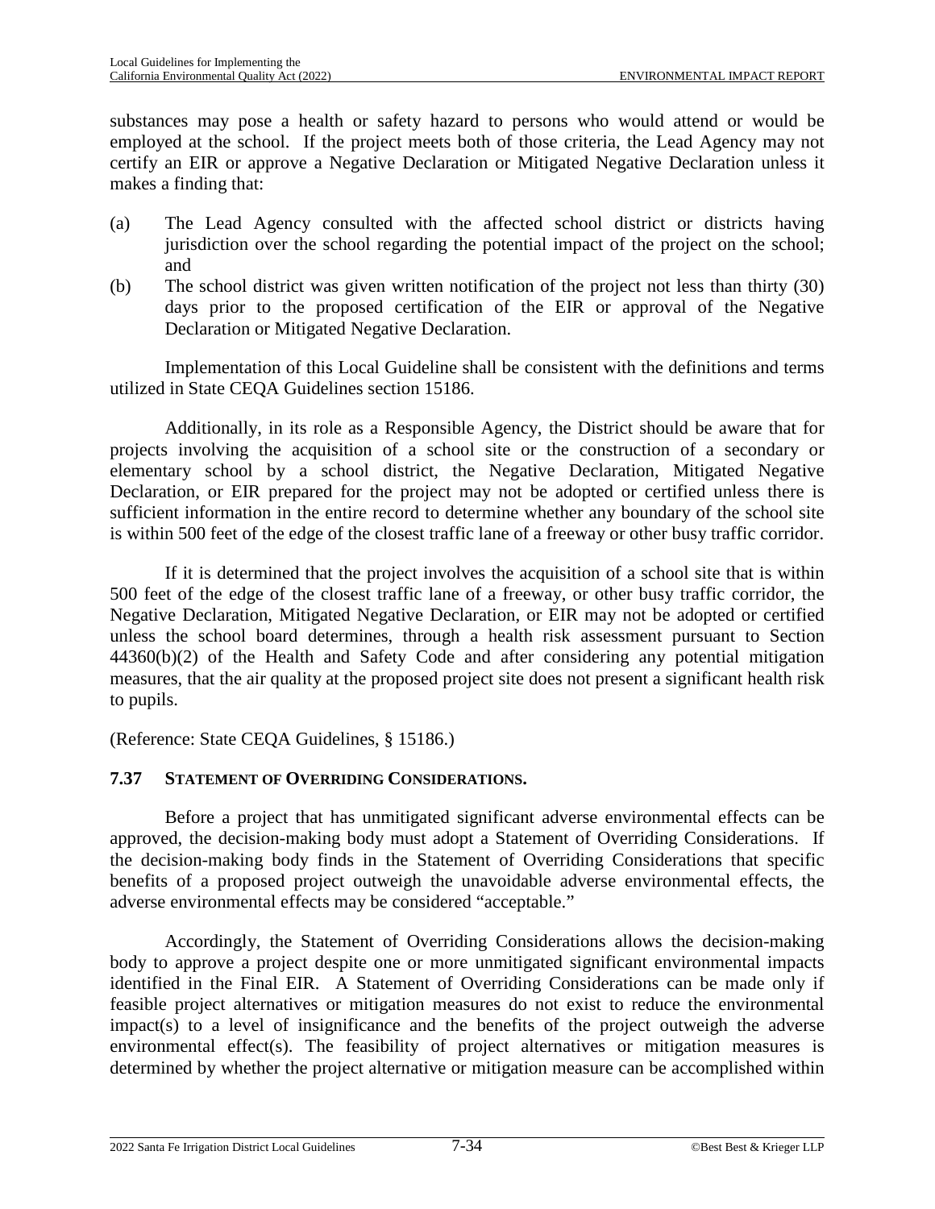substances may pose a health or safety hazard to persons who would attend or would be employed at the school. If the project meets both of those criteria, the Lead Agency may not certify an EIR or approve a Negative Declaration or Mitigated Negative Declaration unless it makes a finding that:

(a) The Lead Agency consulted with the affected school district or districts having jurisdiction over the school regarding the potential impact of the project on the school; and

(b) The school district was given written notification of the project not less than thirty (30) days prior to the proposed certification of the EIR or approval of the Negative Declaration or Mitigated Negative Declaration.

Implementation of this Local Guideline shall be consistent with the definitions and terms utilized in State CEQA Guidelines section 15186.

Additionally, in its role as a Responsible Agency, the District should be aware that for projects involving the acquisition of a school site or the construction of a secondary or elementary school by a school district, the Negative Declaration, Mitigated Negative Declaration, or EIR prepared for the project may not be adopted or certified unless there is sufficient information in the entire record to determine whether any boundary of the school site is within 500 feet of the edge of the closest traffic lane of a freeway or other busy traffic corridor.

If it is determined that the project involves the acquisition of a school site that is within 500 feet of the edge of the closest traffic lane of a freeway, or other busy traffic corridor, the Negative Declaration, Mitigated Negative Declaration, or EIR may not be adopted or certified unless the school board determines, through a health risk assessment pursuant to Section 44360(b)(2) of the Health and Safety Code and after considering any potential mitigation measures, that the air quality at the proposed project site does not present a significant health risk to pupils.

(Reference: State CEQA Guidelines, § 15186.)

### 7.37 STATEMENT OF OVERRIDING CONSIDERATIONS.

Before a project that has unmitigated significant adverse environmental effects can be approved, the decision-making body must adopt a Statement of Overriding Considerations. If the decision-making body finds in the Statement of Overriding Considerations that specific benefits of a proposed project outweigh the unavoidable adverse environmental effects, the adverse environmental effects may be considered "acceptable."

Accordingly, the Statement of Overriding Considerations allows the decision-making body to approve a project despite one or more unmitigated significant environmental impacts identified in the Final EIR. A Statement of Overriding Considerations can be made only if feasible project alternatives or mitigation measures do not exist to reduce the environmental impact(s) to a level of insignificance and the benefits of the project outweigh the adverse environmental effect(s). The feasibility of project alternatives or mitigation measures is determined by whether the project alternative or mitigation measure can be accomplished within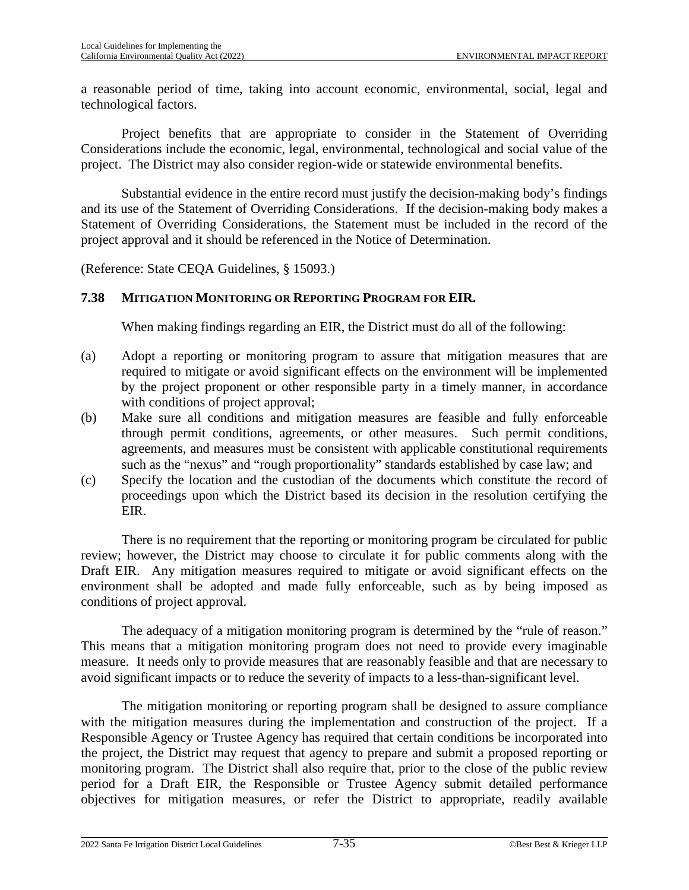a reasonable period of time, taking into account economic, environmental, social, legal and technological factors.

Project benefits that are appropriate to consider in the Statement of Overriding Considerations include the economic, legal, environmental, technological and social value of the project. The District may also consider region-wide or statewide environmental benefits.

Substantial evidence in the entire record must justify the decision-making body's findings and its use of the Statement of Overriding Considerations. If the decision-making body makes a Statement of Overriding Considerations, the Statement must be included in the record of the project approval and it should be referenced in the Notice of Determination.

(Reference: State CEQA Guidelines, § 15093.)

### 7.38 MITIGATION MONITORING OR REPORTING PROGRAM FOR EIR.

When making findings regarding an EIR, the District must do all of the following:

(a) Adopt a reporting or monitoring program to assure that mitigation measures that are required to mitigate or avoid significant effects on the environment will be implemented by the project proponent or other responsible party in a timely manner, in accordance with conditions of project approval;

(b) Make sure all conditions and mitigation measures are feasible and fully enforceable through permit conditions, agreements, or other measures. Such permit conditions, agreements, and measures must be consistent with applicable constitutional requirements such as the "nexus" and "rough proportionality" standards established by case law; and

(c) Specify the location and the custodian of the documents which constitute the record of proceedings upon which the District based its decision in the resolution certifying the EIR.

There is no requirement that the reporting or monitoring program be circulated for public review; however, the District may choose to circulate it for public comments along with the Draft EIR. Any mitigation measures required to mitigate or avoid significant effects on the environment shall be adopted and made fully enforceable, such as by being imposed as conditions of project approval.

The adequacy of a mitigation monitoring program is determined by the "rule of reason." This means that a mitigation monitoring program does not need to provide every imaginable measure. It needs only to provide measures that are reasonably feasible and that are necessary to avoid significant impacts or to reduce the severity of impacts to a less-than-significant level.

The mitigation monitoring or reporting program shall be designed to assure compliance with the mitigation measures during the implementation and construction of the project. If a Responsible Agency or Trustee Agency has required that certain conditions be incorporated into the project, the District may request that agency to prepare and submit a proposed reporting or monitoring program. The District shall also require that, prior to the close of the public review period for a Draft EIR, the Responsible or Trustee Agency submit detailed performance objectives for mitigation measures, or refer the District to appropriate, readily available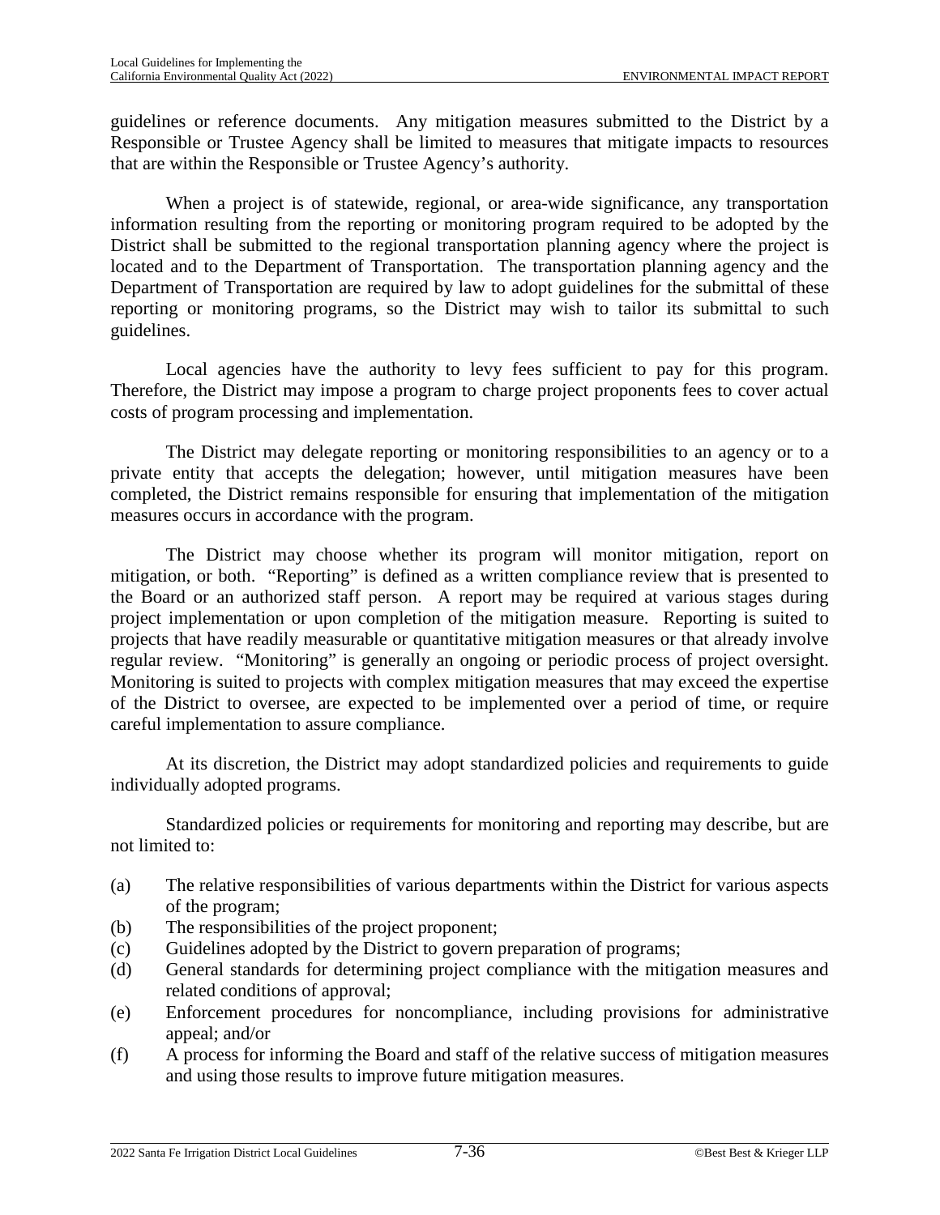guidelines or reference documents. Any mitigation measures submitted to the District by a Responsible or Trustee Agency shall be limited to measures that mitigate impacts to resources that are within the Responsible or Trustee Agency's authority.

When a project is of statewide, regional, or area-wide significance, any transportation information resulting from the reporting or monitoring program required to be adopted by the District shall be submitted to the regional transportation planning agency where the project is located and to the Department of Transportation. The transportation planning agency and the Department of Transportation are required by law to adopt guidelines for the submittal of these reporting or monitoring programs, so the District may wish to tailor its submittal to such guidelines.

Local agencies have the authority to levy fees sufficient to pay for this program. Therefore, the District may impose a program to charge project proponents fees to cover actual costs of program processing and implementation.

The District may delegate reporting or monitoring responsibilities to an agency or to a private entity that accepts the delegation; however, until mitigation measures have been completed, the District remains responsible for ensuring that implementation of the mitigation measures occurs in accordance with the program.

The District may choose whether its program will monitor mitigation, report on mitigation, or both. "Reporting" is defined as a written compliance review that is presented to the Board or an authorized staff person. A report may be required at various stages during project implementation or upon completion of the mitigation measure. Reporting is suited to projects that have readily measurable or quantitative mitigation measures or that already involve regular review. "Monitoring" is generally an ongoing or periodic process of project oversight. Monitoring is suited to projects with complex mitigation measures that may exceed the expertise of the District to oversee, are expected to be implemented over a period of time, or require careful implementation to assure compliance.

At its discretion, the District may adopt standardized policies and requirements to guide individually adopted programs.

Standardized policies or requirements for monitoring and reporting may describe, but are not limited to:

(a) The relative responsibilities of various departments within the District for various aspects of the program;
(b) The responsibilities of the project proponent;
(c) Guidelines adopted by the District to govern preparation of programs;
(d) General standards for determining project compliance with the mitigation measures and related conditions of approval;
(e) Enforcement procedures for noncompliance, including provisions for administrative appeal; and/or
(f) A process for informing the Board and staff of the relative success of mitigation measures and using those results to improve future mitigation measures.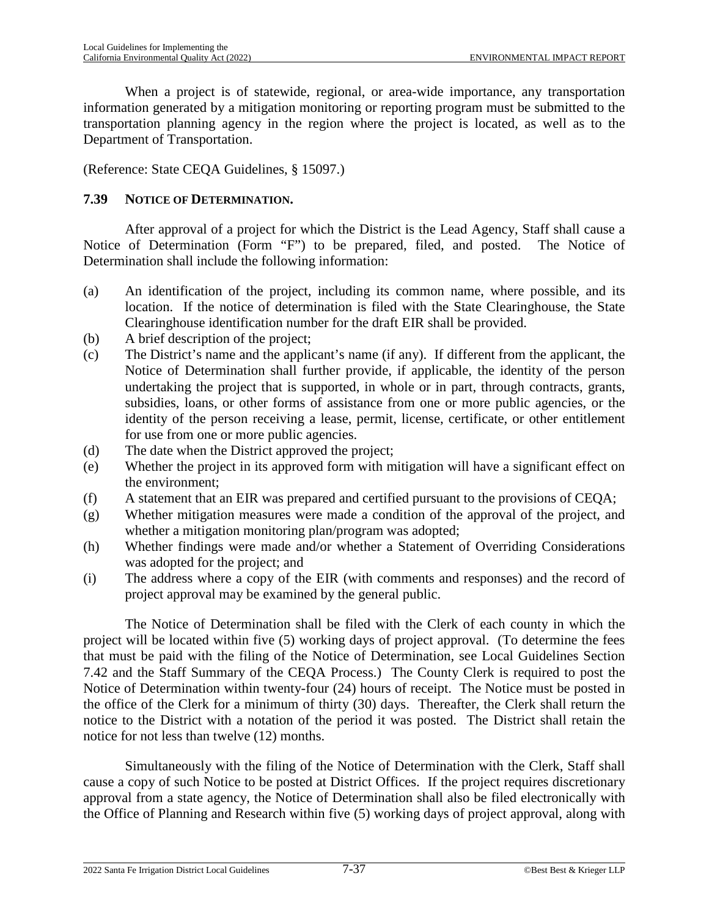When a project is of statewide, regional, or area-wide importance, any transportation information generated by a mitigation monitoring or reporting program must be submitted to the transportation planning agency in the region where the project is located, as well as to the Department of Transportation.

(Reference: State CEQA Guidelines, § 15097.)

### 7.39 NOTICE OF DETERMINATION.

After approval of a project for which the District is the Lead Agency, Staff shall cause a Notice of Determination (Form "F") to be prepared, filed, and posted. The Notice of Determination shall include the following information:

(a) An identification of the project, including its common name, where possible, and its location. If the notice of determination is filed with the State Clearinghouse, the State Clearinghouse identification number for the draft EIR shall be provided.

(b) A brief description of the project;

(c) The District's name and the applicant's name (if any). If different from the applicant, the Notice of Determination shall further provide, if applicable, the identity of the person undertaking the project that is supported, in whole or in part, through contracts, grants, subsidies, loans, or other forms of assistance from one or more public agencies, or the identity of the person receiving a lease, permit, license, certificate, or other entitlement for use from one or more public agencies.

(d) The date when the District approved the project;

(e) Whether the project in its approved form with mitigation will have a significant effect on the environment;

(f) A statement that an EIR was prepared and certified pursuant to the provisions of CEQA;

(g) Whether mitigation measures were made a condition of the approval of the project, and whether a mitigation monitoring plan/program was adopted;

(h) Whether findings were made and/or whether a Statement of Overriding Considerations was adopted for the project; and

(i) The address where a copy of the EIR (with comments and responses) and the record of project approval may be examined by the general public.

The Notice of Determination shall be filed with the Clerk of each county in which the project will be located within five (5) working days of project approval. (To determine the fees that must be paid with the filing of the Notice of Determination, see Local Guidelines Section 7.42 and the Staff Summary of the CEQA Process.) The County Clerk is required to post the Notice of Determination within twenty-four (24) hours of receipt. The Notice must be posted in the office of the Clerk for a minimum of thirty (30) days. Thereafter, the Clerk shall return the notice to the District with a notation of the period it was posted. The District shall retain the notice for not less than twelve (12) months.

Simultaneously with the filing of the Notice of Determination with the Clerk, Staff shall cause a copy of such Notice to be posted at District Offices. If the project requires discretionary approval from a state agency, the Notice of Determination shall also be filed electronically with the Office of Planning and Research within five (5) working days of project approval, along with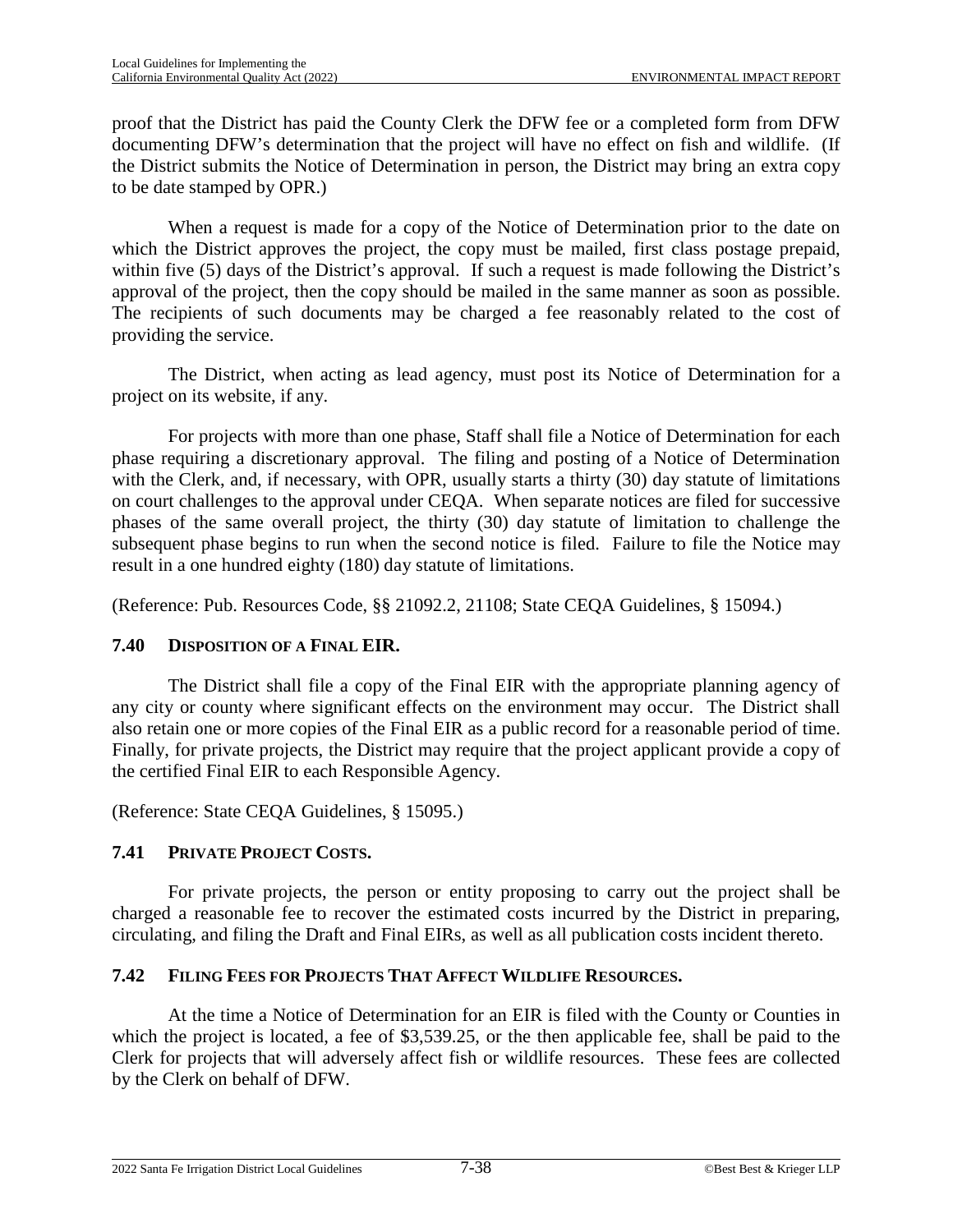proof that the District has paid the County Clerk the DFW fee or a completed form from DFW documenting DFW's determination that the project will have no effect on fish and wildlife. (If the District submits the Notice of Determination in person, the District may bring an extra copy to be date stamped by OPR.)

When a request is made for a copy of the Notice of Determination prior to the date on which the District approves the project, the copy must be mailed, first class postage prepaid, within five (5) days of the District's approval. If such a request is made following the District's approval of the project, then the copy should be mailed in the same manner as soon as possible. The recipients of such documents may be charged a fee reasonably related to the cost of providing the service.

The District, when acting as lead agency, must post its Notice of Determination for a project on its website, if any.

For projects with more than one phase, Staff shall file a Notice of Determination for each phase requiring a discretionary approval. The filing and posting of a Notice of Determination with the Clerk, and, if necessary, with OPR, usually starts a thirty (30) day statute of limitations on court challenges to the approval under CEQA. When separate notices are filed for successive phases of the same overall project, the thirty (30) day statute of limitation to challenge the subsequent phase begins to run when the second notice is filed. Failure to file the Notice may result in a one hundred eighty (180) day statute of limitations.

(Reference: Pub. Resources Code, §§ 21092.2, 21108; State CEQA Guidelines, § 15094.)

### 7.40 Disposition of a Final EIR.

The District shall file a copy of the Final EIR with the appropriate planning agency of any city or county where significant effects on the environment may occur. The District shall also retain one or more copies of the Final EIR as a public record for a reasonable period of time. Finally, for private projects, the District may require that the project applicant provide a copy of the certified Final EIR to each Responsible Agency.

(Reference: State CEQA Guidelines, § 15095.)

### 7.41 Private Project Costs.

For private projects, the person or entity proposing to carry out the project shall be charged a reasonable fee to recover the estimated costs incurred by the District in preparing, circulating, and filing the Draft and Final EIRs, as well as all publication costs incident thereto.

### 7.42 Filing Fees for Projects That Affect Wildlife Resources.

At the time a Notice of Determination for an EIR is filed with the County or Counties in which the project is located, a fee of $3,539.25, or the then applicable fee, shall be paid to the Clerk for projects that will adversely affect fish or wildlife resources. These fees are collected by the Clerk on behalf of DFW.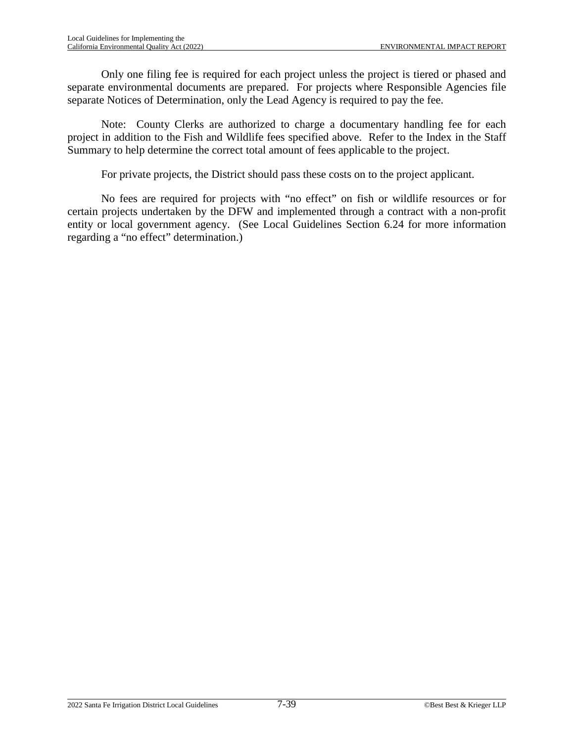Only one filing fee is required for each project unless the project is tiered or phased and separate environmental documents are prepared. For projects where Responsible Agencies file separate Notices of Determination, only the Lead Agency is required to pay the fee.

Note: County Clerks are authorized to charge a documentary handling fee for each project in addition to the Fish and Wildlife fees specified above. Refer to the Index in the Staff Summary to help determine the correct total amount of fees applicable to the project.

For private projects, the District should pass these costs on to the project applicant.

No fees are required for projects with "no effect" on fish or wildlife resources or for certain projects undertaken by the DFW and implemented through a contract with a non-profit entity or local government agency. (See Local Guidelines Section 6.24 for more information regarding a "no effect" determination.)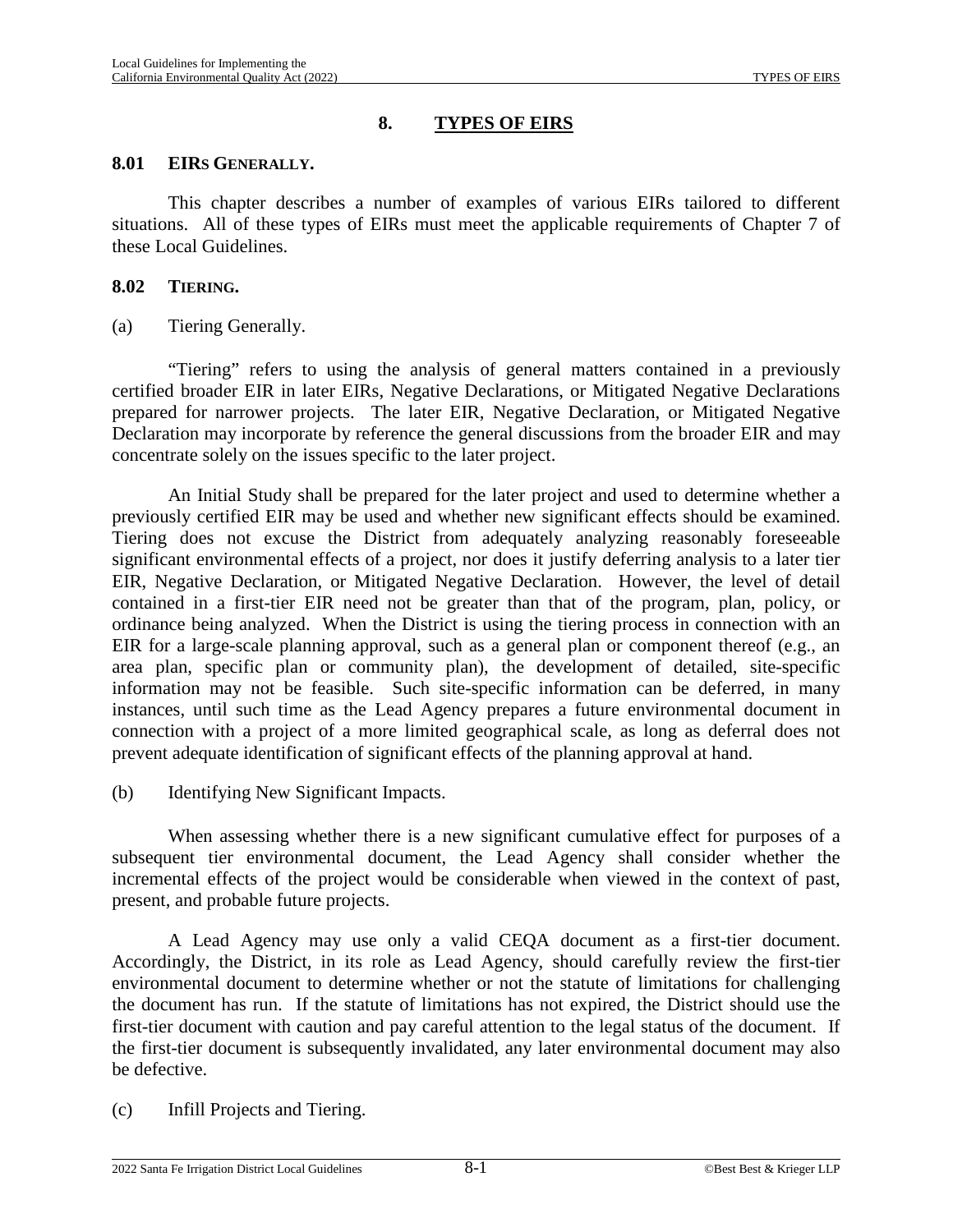# 8. TYPES OF EIRS

## 8.01 EIRs GENERALLY.

This chapter describes a number of examples of various EIRs tailored to different situations. All of these types of EIRs must meet the applicable requirements of Chapter 7 of these Local Guidelines.

## 8.02 TIERING.

(a) Tiering Generally.

"Tiering" refers to using the analysis of general matters contained in a previously certified broader EIR in later EIRs, Negative Declarations, or Mitigated Negative Declarations prepared for narrower projects. The later EIR, Negative Declaration, or Mitigated Negative Declaration may incorporate by reference the general discussions from the broader EIR and may concentrate solely on the issues specific to the later project.

An Initial Study shall be prepared for the later project and used to determine whether a previously certified EIR may be used and whether new significant effects should be examined. Tiering does not excuse the District from adequately analyzing reasonably foreseeable significant environmental effects of a project, nor does it justify deferring analysis to a later tier EIR, Negative Declaration, or Mitigated Negative Declaration. However, the level of detail contained in a first-tier EIR need not be greater than that of the program, plan, policy, or ordinance being analyzed. When the District is using the tiering process in connection with an EIR for a large-scale planning approval, such as a general plan or component thereof (e.g., an area plan, specific plan or community plan), the development of detailed, site-specific information may not be feasible. Such site-specific information can be deferred, in many instances, until such time as the Lead Agency prepares a future environmental document in connection with a project of a more limited geographical scale, as long as deferral does not prevent adequate identification of significant effects of the planning approval at hand.

(b) Identifying New Significant Impacts.

When assessing whether there is a new significant cumulative effect for purposes of a subsequent tier environmental document, the Lead Agency shall consider whether the incremental effects of the project would be considerable when viewed in the context of past, present, and probable future projects.

A Lead Agency may use only a valid CEQA document as a first-tier document. Accordingly, the District, in its role as Lead Agency, should carefully review the first-tier environmental document to determine whether or not the statute of limitations for challenging the document has run. If the statute of limitations has not expired, the District should use the first-tier document with caution and pay careful attention to the legal status of the document. If the first-tier document is subsequently invalidated, any later environmental document may also be defective.

(c) Infill Projects and Tiering.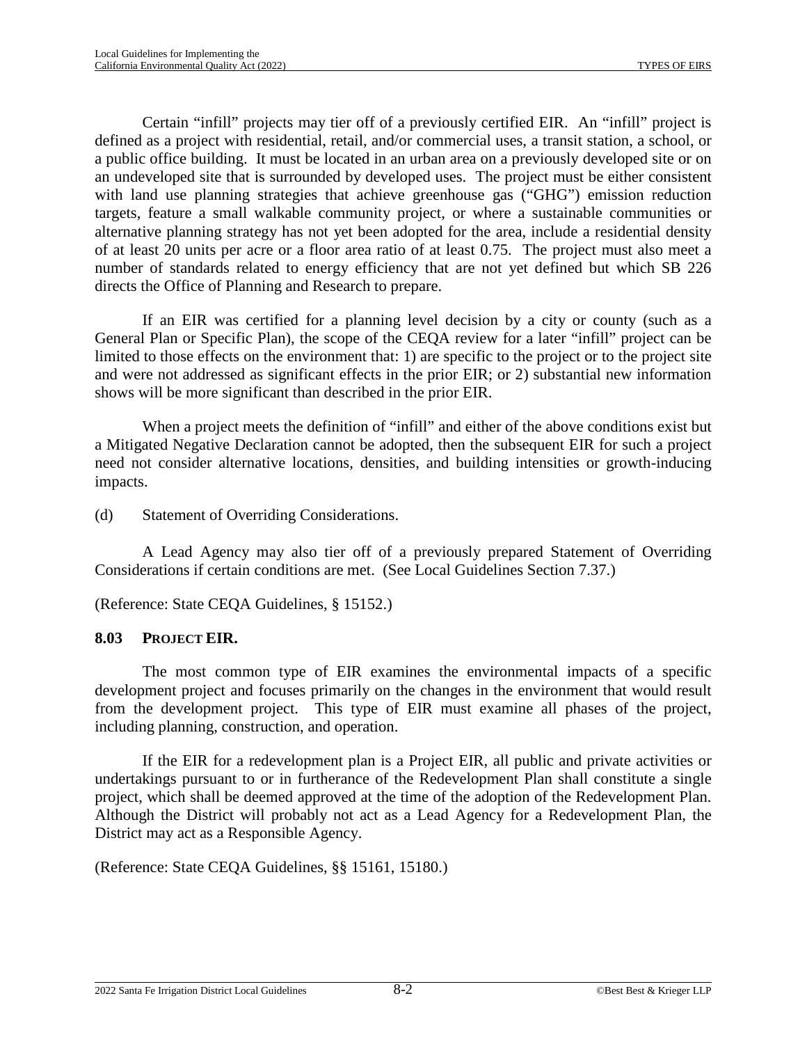Certain "infill" projects may tier off of a previously certified EIR. An "infill" project is defined as a project with residential, retail, and/or commercial uses, a transit station, a school, or a public office building. It must be located in an urban area on a previously developed site or on an undeveloped site that is surrounded by developed uses. The project must be either consistent with land use planning strategies that achieve greenhouse gas ("GHG") emission reduction targets, feature a small walkable community project, or where a sustainable communities or alternative planning strategy has not yet been adopted for the area, include a residential density of at least 20 units per acre or a floor area ratio of at least 0.75. The project must also meet a number of standards related to energy efficiency that are not yet defined but which SB 226 directs the Office of Planning and Research to prepare.

If an EIR was certified for a planning level decision by a city or county (such as a General Plan or Specific Plan), the scope of the CEQA review for a later "infill" project can be limited to those effects on the environment that: 1) are specific to the project or to the project site and were not addressed as significant effects in the prior EIR; or 2) substantial new information shows will be more significant than described in the prior EIR.

When a project meets the definition of "infill" and either of the above conditions exist but a Mitigated Negative Declaration cannot be adopted, then the subsequent EIR for such a project need not consider alternative locations, densities, and building intensities or growth-inducing impacts.

(d) Statement of Overriding Considerations.

A Lead Agency may also tier off of a previously prepared Statement of Overriding Considerations if certain conditions are met. (See Local Guidelines Section 7.37.)

(Reference: State CEQA Guidelines, § 15152.)

## 8.03 PROJECT EIR.

The most common type of EIR examines the environmental impacts of a specific development project and focuses primarily on the changes in the environment that would result from the development project. This type of EIR must examine all phases of the project, including planning, construction, and operation.

If the EIR for a redevelopment plan is a Project EIR, all public and private activities or undertakings pursuant to or in furtherance of the Redevelopment Plan shall constitute a single project, which shall be deemed approved at the time of the adoption of the Redevelopment Plan. Although the District will probably not act as a Lead Agency for a Redevelopment Plan, the District may act as a Responsible Agency.

(Reference: State CEQA Guidelines, §§ 15161, 15180.)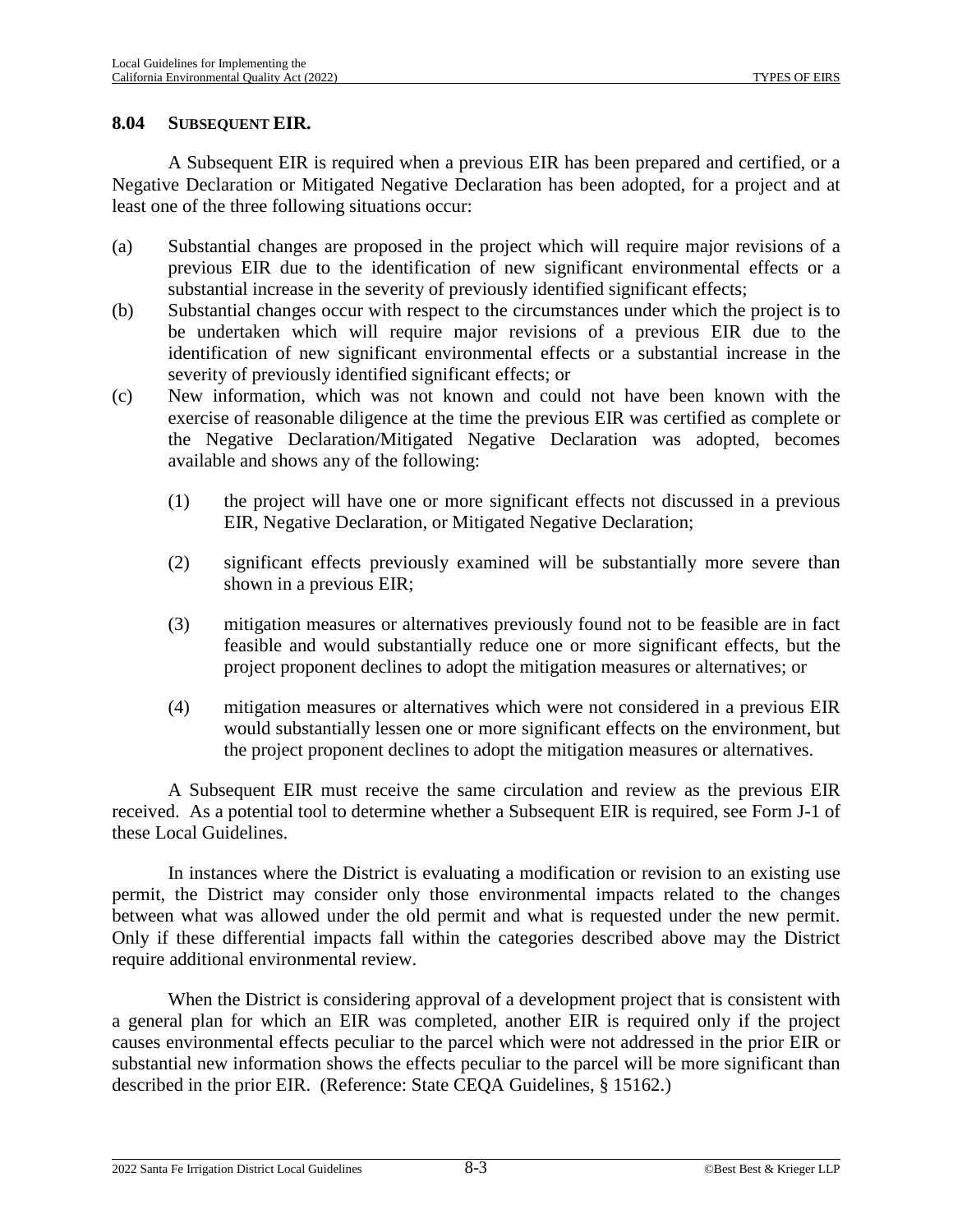## 8.04 SUBSEQUENT EIR.

A Subsequent EIR is required when a previous EIR has been prepared and certified, or a Negative Declaration or Mitigated Negative Declaration has been adopted, for a project and at least one of the three following situations occur:

(a) Substantial changes are proposed in the project which will require major revisions of a previous EIR due to the identification of new significant environmental effects or a substantial increase in the severity of previously identified significant effects;

(b) Substantial changes occur with respect to the circumstances under which the project is to be undertaken which will require major revisions of a previous EIR due to the identification of new significant environmental effects or a substantial increase in the severity of previously identified significant effects; or

(c) New information, which was not known and could not have been known with the exercise of reasonable diligence at the time the previous EIR was certified as complete or the Negative Declaration/Mitigated Negative Declaration was adopted, becomes available and shows any of the following:

  (1) the project will have one or more significant effects not discussed in a previous EIR, Negative Declaration, or Mitigated Negative Declaration;

  (2) significant effects previously examined will be substantially more severe than shown in a previous EIR;

  (3) mitigation measures or alternatives previously found not to be feasible are in fact feasible and would substantially reduce one or more significant effects, but the project proponent declines to adopt the mitigation measures or alternatives; or

  (4) mitigation measures or alternatives which were not considered in a previous EIR would substantially lessen one or more significant effects on the environment, but the project proponent declines to adopt the mitigation measures or alternatives.

A Subsequent EIR must receive the same circulation and review as the previous EIR received. As a potential tool to determine whether a Subsequent EIR is required, see Form J-1 of these Local Guidelines.

In instances where the District is evaluating a modification or revision to an existing use permit, the District may consider only those environmental impacts related to the changes between what was allowed under the old permit and what is requested under the new permit. Only if these differential impacts fall within the categories described above may the District require additional environmental review.

When the District is considering approval of a development project that is consistent with a general plan for which an EIR was completed, another EIR is required only if the project causes environmental effects peculiar to the parcel which were not addressed in the prior EIR or substantial new information shows the effects peculiar to the parcel will be more significant than described in the prior EIR. (Reference: State CEQA Guidelines, § 15162.)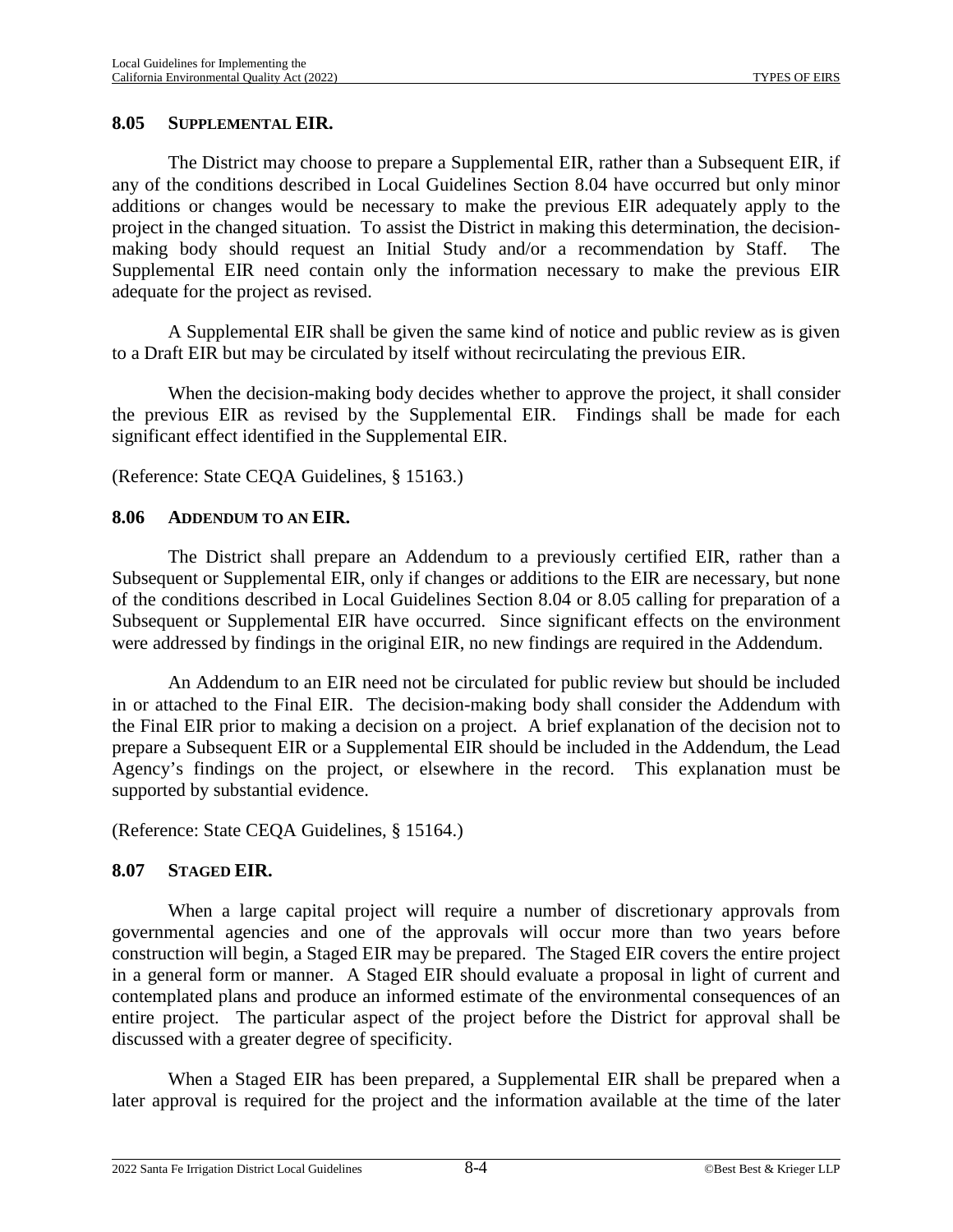## 8.05 SUPPLEMENTAL EIR.

The District may choose to prepare a Supplemental EIR, rather than a Subsequent EIR, if any of the conditions described in Local Guidelines Section 8.04 have occurred but only minor additions or changes would be necessary to make the previous EIR adequately apply to the project in the changed situation. To assist the District in making this determination, the decision-making body should request an Initial Study and/or a recommendation by Staff. The Supplemental EIR need contain only the information necessary to make the previous EIR adequate for the project as revised.

A Supplemental EIR shall be given the same kind of notice and public review as is given to a Draft EIR but may be circulated by itself without recirculating the previous EIR.

When the decision-making body decides whether to approve the project, it shall consider the previous EIR as revised by the Supplemental EIR. Findings shall be made for each significant effect identified in the Supplemental EIR.

(Reference: State CEQA Guidelines, § 15163.)

## 8.06 ADDENDUM TO AN EIR.

The District shall prepare an Addendum to a previously certified EIR, rather than a Subsequent or Supplemental EIR, only if changes or additions to the EIR are necessary, but none of the conditions described in Local Guidelines Section 8.04 or 8.05 calling for preparation of a Subsequent or Supplemental EIR have occurred. Since significant effects on the environment were addressed by findings in the original EIR, no new findings are required in the Addendum.

An Addendum to an EIR need not be circulated for public review but should be included in or attached to the Final EIR. The decision-making body shall consider the Addendum with the Final EIR prior to making a decision on a project. A brief explanation of the decision not to prepare a Subsequent EIR or a Supplemental EIR should be included in the Addendum, the Lead Agency's findings on the project, or elsewhere in the record. This explanation must be supported by substantial evidence.

(Reference: State CEQA Guidelines, § 15164.)

## 8.07 STAGED EIR.

When a large capital project will require a number of discretionary approvals from governmental agencies and one of the approvals will occur more than two years before construction will begin, a Staged EIR may be prepared. The Staged EIR covers the entire project in a general form or manner. A Staged EIR should evaluate a proposal in light of current and contemplated plans and produce an informed estimate of the environmental consequences of an entire project. The particular aspect of the project before the District for approval shall be discussed with a greater degree of specificity.

When a Staged EIR has been prepared, a Supplemental EIR shall be prepared when a later approval is required for the project and the information available at the time of the later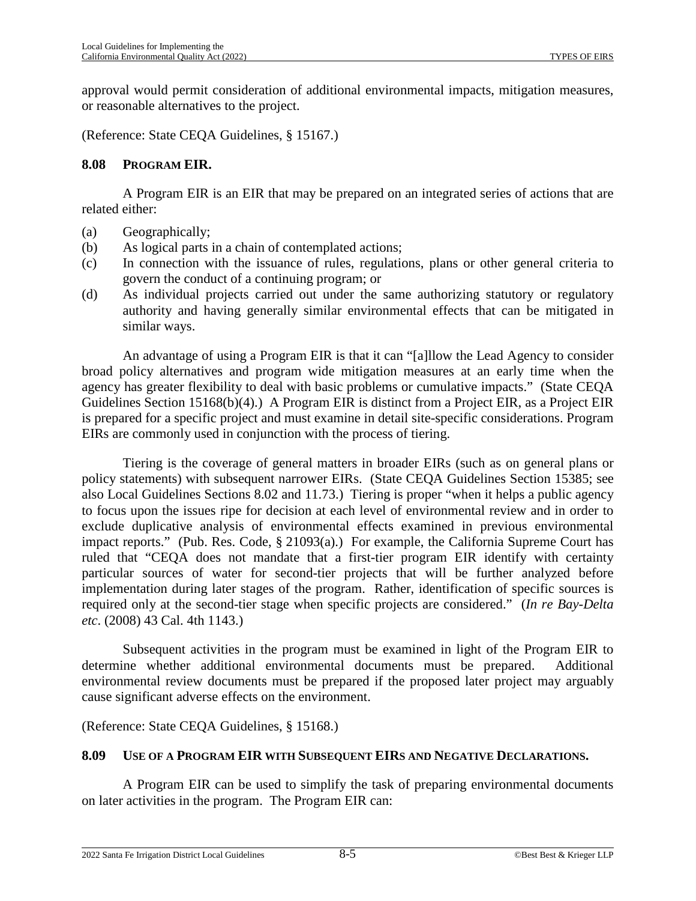approval would permit consideration of additional environmental impacts, mitigation measures, or reasonable alternatives to the project.

(Reference: State CEQA Guidelines, § 15167.)

### 8.08 PROGRAM EIR.

A Program EIR is an EIR that may be prepared on an integrated series of actions that are related either:

(a) Geographically;
(b) As logical parts in a chain of contemplated actions;
(c) In connection with the issuance of rules, regulations, plans or other general criteria to govern the conduct of a continuing program; or
(d) As individual projects carried out under the same authorizing statutory or regulatory authority and having generally similar environmental effects that can be mitigated in similar ways.

An advantage of using a Program EIR is that it can "[a]llow the Lead Agency to consider broad policy alternatives and program wide mitigation measures at an early time when the agency has greater flexibility to deal with basic problems or cumulative impacts." (State CEQA Guidelines Section 15168(b)(4).) A Program EIR is distinct from a Project EIR, as a Project EIR is prepared for a specific project and must examine in detail site-specific considerations. Program EIRs are commonly used in conjunction with the process of tiering.

Tiering is the coverage of general matters in broader EIRs (such as on general plans or policy statements) with subsequent narrower EIRs. (State CEQA Guidelines Section 15385; see also Local Guidelines Sections 8.02 and 11.73.) Tiering is proper "when it helps a public agency to focus upon the issues ripe for decision at each level of environmental review and in order to exclude duplicative analysis of environmental effects examined in previous environmental impact reports." (Pub. Res. Code, § 21093(a).) For example, the California Supreme Court has ruled that "CEQA does not mandate that a first-tier program EIR identify with certainty particular sources of water for second-tier projects that will be further analyzed before implementation during later stages of the program. Rather, identification of specific sources is required only at the second-tier stage when specific projects are considered." (*In re Bay-Delta etc*. (2008) 43 Cal. 4th 1143.)

Subsequent activities in the program must be examined in light of the Program EIR to determine whether additional environmental documents must be prepared. Additional environmental review documents must be prepared if the proposed later project may arguably cause significant adverse effects on the environment.

(Reference: State CEQA Guidelines, § 15168.)

### 8.09 USE OF A PROGRAM EIR WITH SUBSEQUENT EIRS AND NEGATIVE DECLARATIONS.

A Program EIR can be used to simplify the task of preparing environmental documents on later activities in the program. The Program EIR can: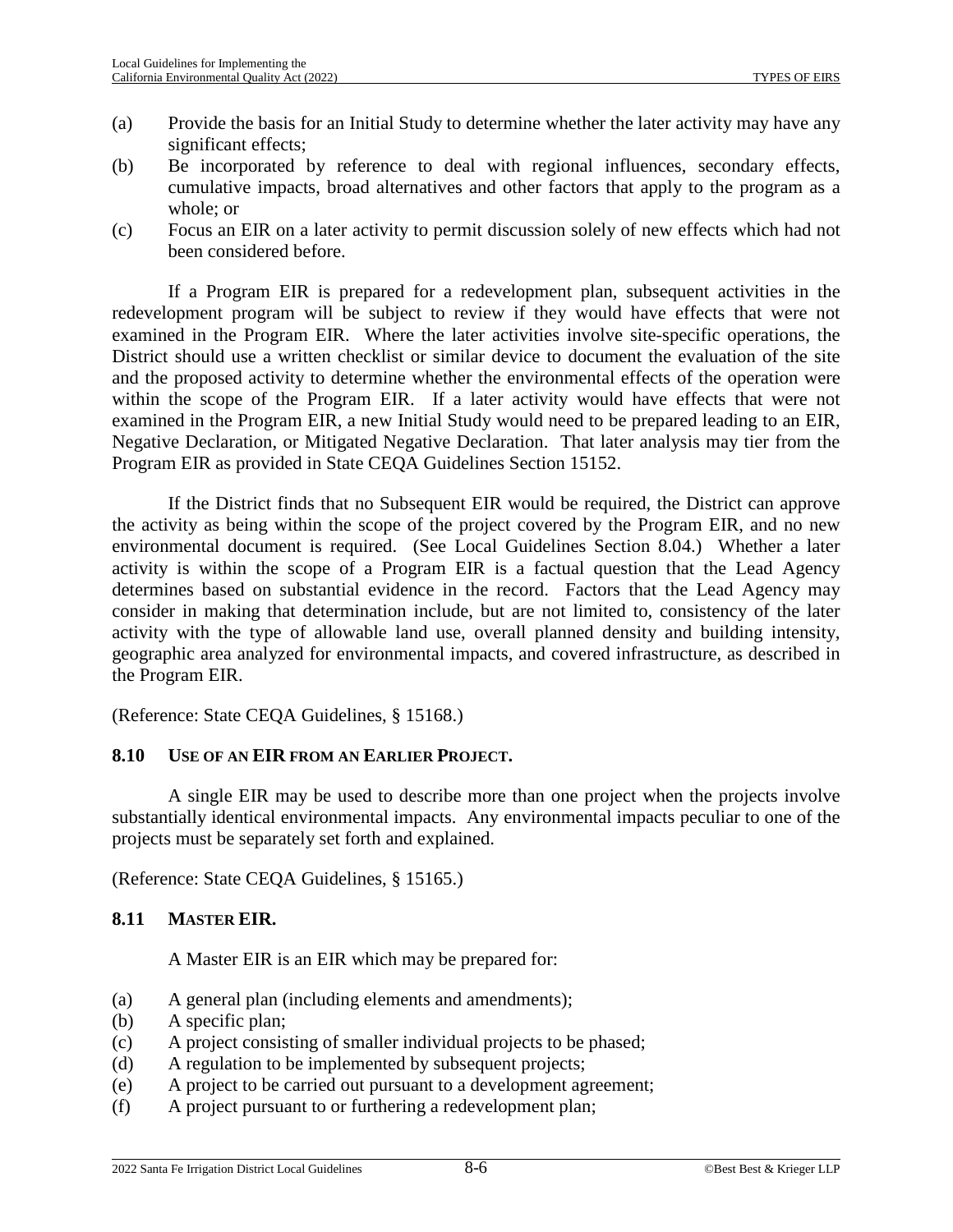(a) Provide the basis for an Initial Study to determine whether the later activity may have any significant effects;
(b) Be incorporated by reference to deal with regional influences, secondary effects, cumulative impacts, broad alternatives and other factors that apply to the program as a whole; or
(c) Focus an EIR on a later activity to permit discussion solely of new effects which had not been considered before.

If a Program EIR is prepared for a redevelopment plan, subsequent activities in the redevelopment program will be subject to review if they would have effects that were not examined in the Program EIR. Where the later activities involve site-specific operations, the District should use a written checklist or similar device to document the evaluation of the site and the proposed activity to determine whether the environmental effects of the operation were within the scope of the Program EIR. If a later activity would have effects that were not examined in the Program EIR, a new Initial Study would need to be prepared leading to an EIR, Negative Declaration, or Mitigated Negative Declaration. That later analysis may tier from the Program EIR as provided in State CEQA Guidelines Section 15152.

If the District finds that no Subsequent EIR would be required, the District can approve the activity as being within the scope of the project covered by the Program EIR, and no new environmental document is required. (See Local Guidelines Section 8.04.) Whether a later activity is within the scope of a Program EIR is a factual question that the Lead Agency determines based on substantial evidence in the record. Factors that the Lead Agency may consider in making that determination include, but are not limited to, consistency of the later activity with the type of allowable land use, overall planned density and building intensity, geographic area analyzed for environmental impacts, and covered infrastructure, as described in the Program EIR.

(Reference: State CEQA Guidelines, § 15168.)

## 8.10 USE OF AN EIR FROM AN EARLIER PROJECT.

A single EIR may be used to describe more than one project when the projects involve substantially identical environmental impacts. Any environmental impacts peculiar to one of the projects must be separately set forth and explained.

(Reference: State CEQA Guidelines, § 15165.)

## 8.11 MASTER EIR.

A Master EIR is an EIR which may be prepared for:

(a) A general plan (including elements and amendments);
(b) A specific plan;
(c) A project consisting of smaller individual projects to be phased;
(d) A regulation to be implemented by subsequent projects;
(e) A project to be carried out pursuant to a development agreement;
(f) A project pursuant to or furthering a redevelopment plan;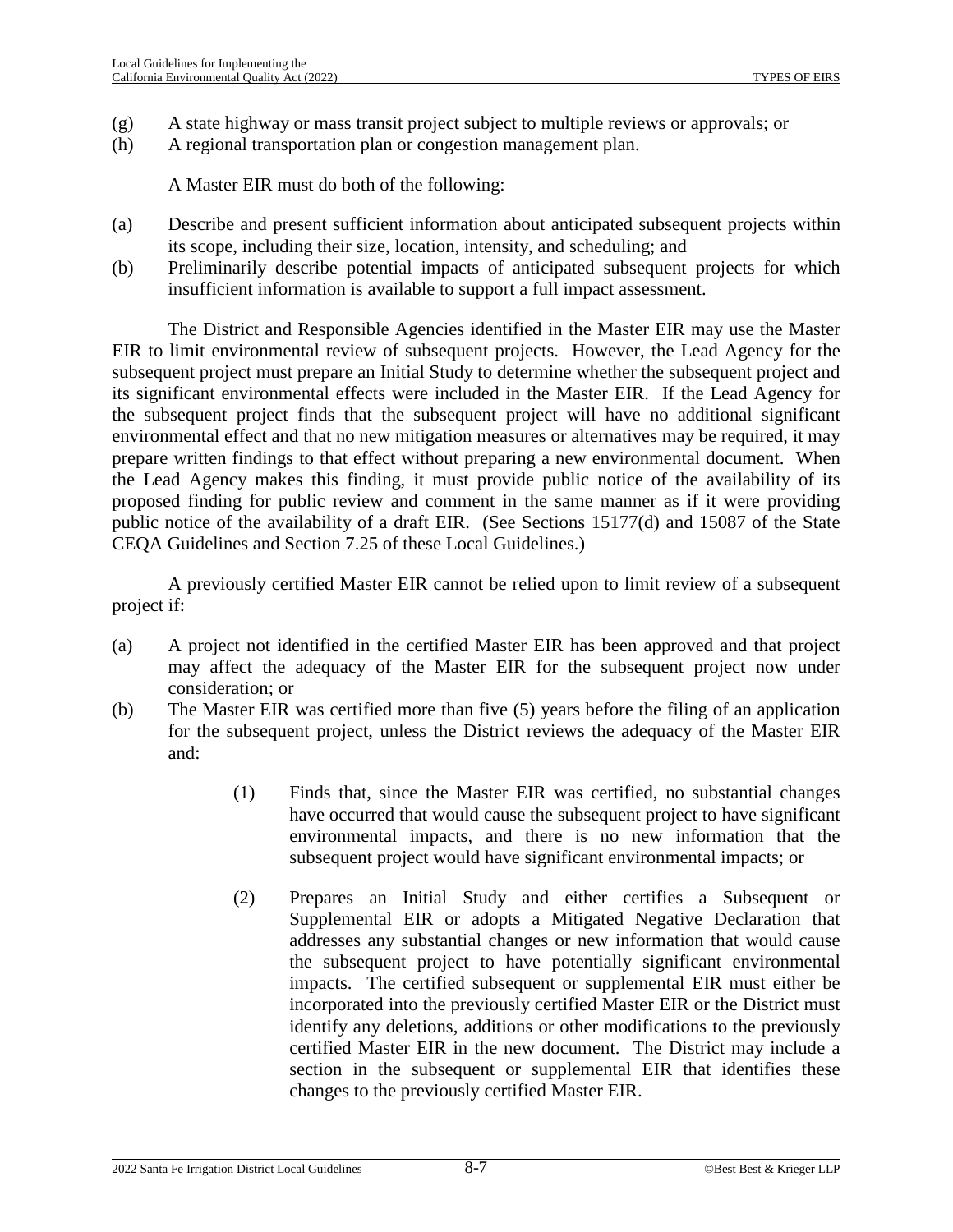(g) A state highway or mass transit project subject to multiple reviews or approvals; or
(h) A regional transportation plan or congestion management plan.

A Master EIR must do both of the following:

(a) Describe and present sufficient information about anticipated subsequent projects within its scope, including their size, location, intensity, and scheduling; and
(b) Preliminarily describe potential impacts of anticipated subsequent projects for which insufficient information is available to support a full impact assessment.

The District and Responsible Agencies identified in the Master EIR may use the Master EIR to limit environmental review of subsequent projects. However, the Lead Agency for the subsequent project must prepare an Initial Study to determine whether the subsequent project and its significant environmental effects were included in the Master EIR. If the Lead Agency for the subsequent project finds that the subsequent project will have no additional significant environmental effect and that no new mitigation measures or alternatives may be required, it may prepare written findings to that effect without preparing a new environmental document. When the Lead Agency makes this finding, it must provide public notice of the availability of its proposed finding for public review and comment in the same manner as if it were providing public notice of the availability of a draft EIR. (See Sections 15177(d) and 15087 of the State CEQA Guidelines and Section 7.25 of these Local Guidelines.)

A previously certified Master EIR cannot be relied upon to limit review of a subsequent project if:

(a) A project not identified in the certified Master EIR has been approved and that project may affect the adequacy of the Master EIR for the subsequent project now under consideration; or
(b) The Master EIR was certified more than five (5) years before the filing of an application for the subsequent project, unless the District reviews the adequacy of the Master EIR and:

    (1) Finds that, since the Master EIR was certified, no substantial changes have occurred that would cause the subsequent project to have significant environmental impacts, and there is no new information that the subsequent project would have significant environmental impacts; or

    (2) Prepares an Initial Study and either certifies a Subsequent or Supplemental EIR or adopts a Mitigated Negative Declaration that addresses any substantial changes or new information that would cause the subsequent project to have potentially significant environmental impacts. The certified subsequent or supplemental EIR must either be incorporated into the previously certified Master EIR or the District must identify any deletions, additions or other modifications to the previously certified Master EIR in the new document. The District may include a section in the subsequent or supplemental EIR that identifies these changes to the previously certified Master EIR.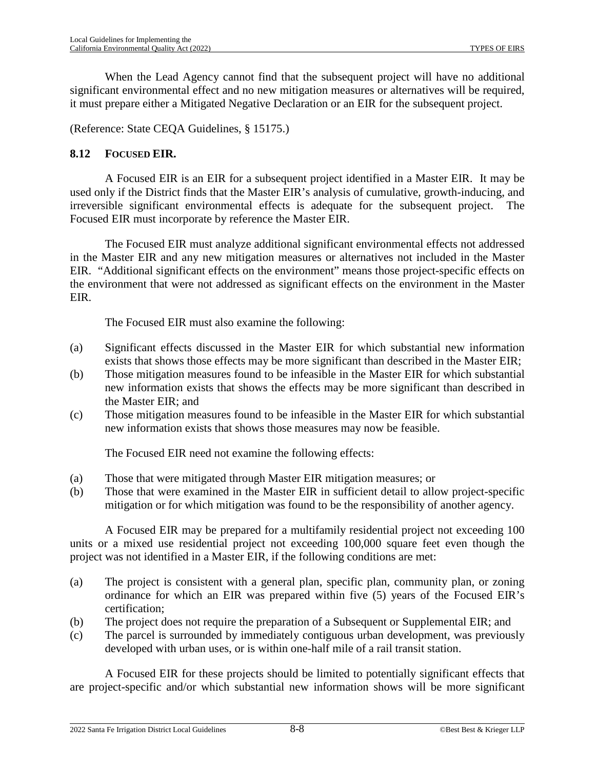When the Lead Agency cannot find that the subsequent project will have no additional significant environmental effect and no new mitigation measures or alternatives will be required, it must prepare either a Mitigated Negative Declaration or an EIR for the subsequent project.

(Reference: State CEQA Guidelines, § 15175.)

## 8.12 FOCUSED EIR.

A Focused EIR is an EIR for a subsequent project identified in a Master EIR. It may be used only if the District finds that the Master EIR's analysis of cumulative, growth-inducing, and irreversible significant environmental effects is adequate for the subsequent project. The Focused EIR must incorporate by reference the Master EIR.

The Focused EIR must analyze additional significant environmental effects not addressed in the Master EIR and any new mitigation measures or alternatives not included in the Master EIR. "Additional significant effects on the environment" means those project-specific effects on the environment that were not addressed as significant effects on the environment in the Master EIR.

The Focused EIR must also examine the following:

(a) Significant effects discussed in the Master EIR for which substantial new information exists that shows those effects may be more significant than described in the Master EIR;
(b) Those mitigation measures found to be infeasible in the Master EIR for which substantial new information exists that shows the effects may be more significant than described in the Master EIR; and
(c) Those mitigation measures found to be infeasible in the Master EIR for which substantial new information exists that shows those measures may now be feasible.

The Focused EIR need not examine the following effects:

(a) Those that were mitigated through Master EIR mitigation measures; or
(b) Those that were examined in the Master EIR in sufficient detail to allow project-specific mitigation or for which mitigation was found to be the responsibility of another agency.

A Focused EIR may be prepared for a multifamily residential project not exceeding 100 units or a mixed use residential project not exceeding 100,000 square feet even though the project was not identified in a Master EIR, if the following conditions are met:

(a) The project is consistent with a general plan, specific plan, community plan, or zoning ordinance for which an EIR was prepared within five (5) years of the Focused EIR's certification;
(b) The project does not require the preparation of a Subsequent or Supplemental EIR; and
(c) The parcel is surrounded by immediately contiguous urban development, was previously developed with urban uses, or is within one-half mile of a rail transit station.

A Focused EIR for these projects should be limited to potentially significant effects that are project-specific and/or which substantial new information shows will be more significant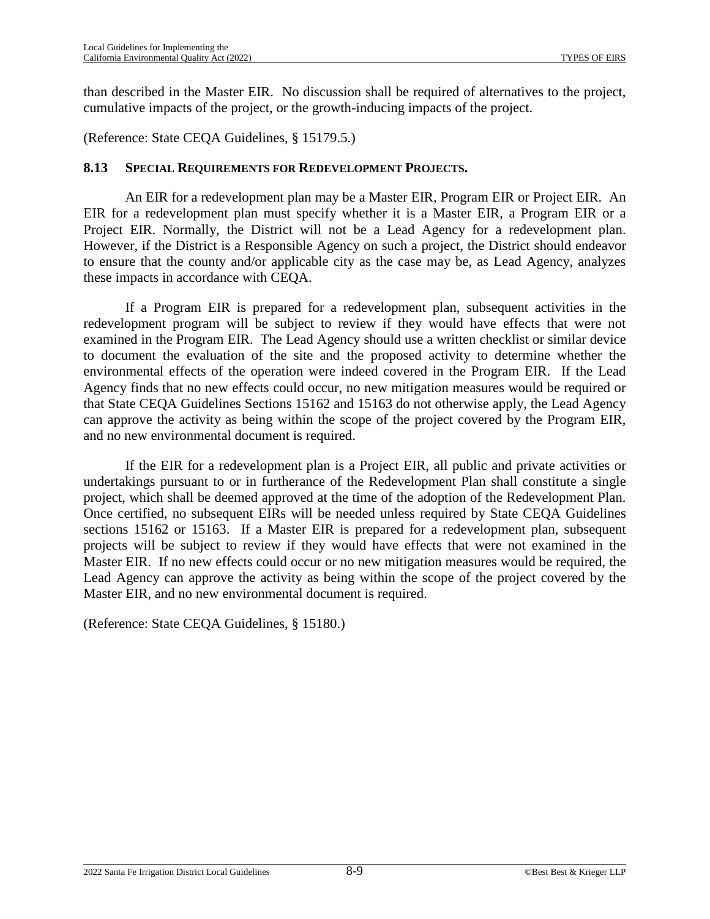than described in the Master EIR. No discussion shall be required of alternatives to the project, cumulative impacts of the project, or the growth-inducing impacts of the project.

(Reference: State CEQA Guidelines, § 15179.5.)

### 8.13 Special Requirements for Redevelopment Projects.

An EIR for a redevelopment plan may be a Master EIR, Program EIR or Project EIR. An EIR for a redevelopment plan must specify whether it is a Master EIR, a Program EIR or a Project EIR. Normally, the District will not be a Lead Agency for a redevelopment plan. However, if the District is a Responsible Agency on such a project, the District should endeavor to ensure that the county and/or applicable city as the case may be, as Lead Agency, analyzes these impacts in accordance with CEQA.

If a Program EIR is prepared for a redevelopment plan, subsequent activities in the redevelopment program will be subject to review if they would have effects that were not examined in the Program EIR. The Lead Agency should use a written checklist or similar device to document the evaluation of the site and the proposed activity to determine whether the environmental effects of the operation were indeed covered in the Program EIR. If the Lead Agency finds that no new effects could occur, no new mitigation measures would be required or that State CEQA Guidelines Sections 15162 and 15163 do not otherwise apply, the Lead Agency can approve the activity as being within the scope of the project covered by the Program EIR, and no new environmental document is required.

If the EIR for a redevelopment plan is a Project EIR, all public and private activities or undertakings pursuant to or in furtherance of the Redevelopment Plan shall constitute a single project, which shall be deemed approved at the time of the adoption of the Redevelopment Plan. Once certified, no subsequent EIRs will be needed unless required by State CEQA Guidelines sections 15162 or 15163. If a Master EIR is prepared for a redevelopment plan, subsequent projects will be subject to review if they would have effects that were not examined in the Master EIR. If no new effects could occur or no new mitigation measures would be required, the Lead Agency can approve the activity as being within the scope of the project covered by the Master EIR, and no new environmental document is required.

(Reference: State CEQA Guidelines, § 15180.)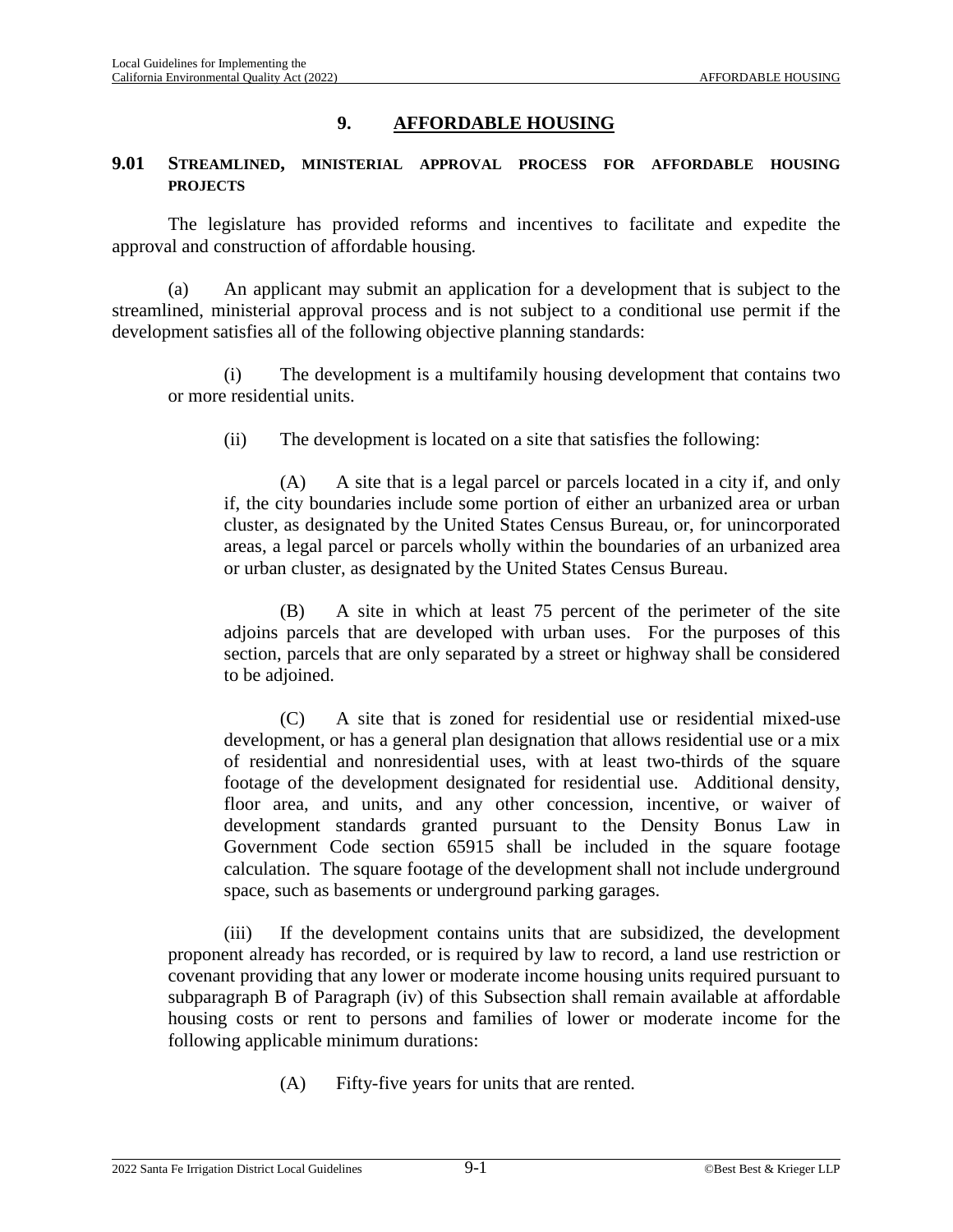# 9. AFFORDABLE HOUSING

## 9.01 STREAMLINED, MINISTERIAL APPROVAL PROCESS FOR AFFORDABLE HOUSING PROJECTS

The legislature has provided reforms and incentives to facilitate and expedite the approval and construction of affordable housing.

(a) An applicant may submit an application for a development that is subject to the streamlined, ministerial approval process and is not subject to a conditional use permit if the development satisfies all of the following objective planning standards:

(i) The development is a multifamily housing development that contains two or more residential units.

(ii) The development is located on a site that satisfies the following:

(A) A site that is a legal parcel or parcels located in a city if, and only if, the city boundaries include some portion of either an urbanized area or urban cluster, as designated by the United States Census Bureau, or, for unincorporated areas, a legal parcel or parcels wholly within the boundaries of an urbanized area or urban cluster, as designated by the United States Census Bureau.

(B) A site in which at least 75 percent of the perimeter of the site adjoins parcels that are developed with urban uses. For the purposes of this section, parcels that are only separated by a street or highway shall be considered to be adjoined.

(C) A site that is zoned for residential use or residential mixed-use development, or has a general plan designation that allows residential use or a mix of residential and nonresidential uses, with at least two-thirds of the square footage of the development designated for residential use. Additional density, floor area, and units, and any other concession, incentive, or waiver of development standards granted pursuant to the Density Bonus Law in Government Code section 65915 shall be included in the square footage calculation. The square footage of the development shall not include underground space, such as basements or underground parking garages.

(iii) If the development contains units that are subsidized, the development proponent already has recorded, or is required by law to record, a land use restriction or covenant providing that any lower or moderate income housing units required pursuant to subparagraph B of Paragraph (iv) of this Subsection shall remain available at affordable housing costs or rent to persons and families of lower or moderate income for the following applicable minimum durations:

(A) Fifty-five years for units that are rented.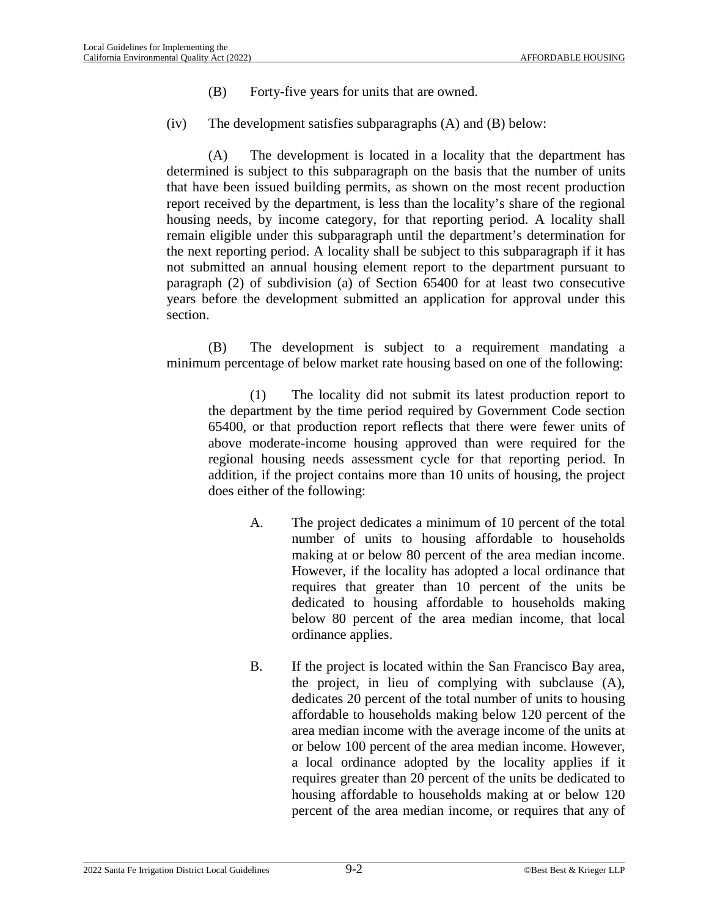(B) Forty-five years for units that are owned.

(iv) The development satisfies subparagraphs (A) and (B) below:

(A) The development is located in a locality that the department has determined is subject to this subparagraph on the basis that the number of units that have been issued building permits, as shown on the most recent production report received by the department, is less than the locality's share of the regional housing needs, by income category, for that reporting period. A locality shall remain eligible under this subparagraph until the department's determination for the next reporting period. A locality shall be subject to this subparagraph if it has not submitted an annual housing element report to the department pursuant to paragraph (2) of subdivision (a) of Section 65400 for at least two consecutive years before the development submitted an application for approval under this section.

(B) The development is subject to a requirement mandating a minimum percentage of below market rate housing based on one of the following:

(1) The locality did not submit its latest production report to the department by the time period required by Government Code section 65400, or that production report reflects that there were fewer units of above moderate-income housing approved than were required for the regional housing needs assessment cycle for that reporting period. In addition, if the project contains more than 10 units of housing, the project does either of the following:

A. The project dedicates a minimum of 10 percent of the total number of units to housing affordable to households making at or below 80 percent of the area median income. However, if the locality has adopted a local ordinance that requires that greater than 10 percent of the units be dedicated to housing affordable to households making below 80 percent of the area median income, that local ordinance applies.

B. If the project is located within the San Francisco Bay area, the project, in lieu of complying with subclause (A), dedicates 20 percent of the total number of units to housing affordable to households making below 120 percent of the area median income with the average income of the units at or below 100 percent of the area median income. However, a local ordinance adopted by the locality applies if it requires greater than 20 percent of the units be dedicated to housing affordable to households making at or below 120 percent of the area median income, or requires that any of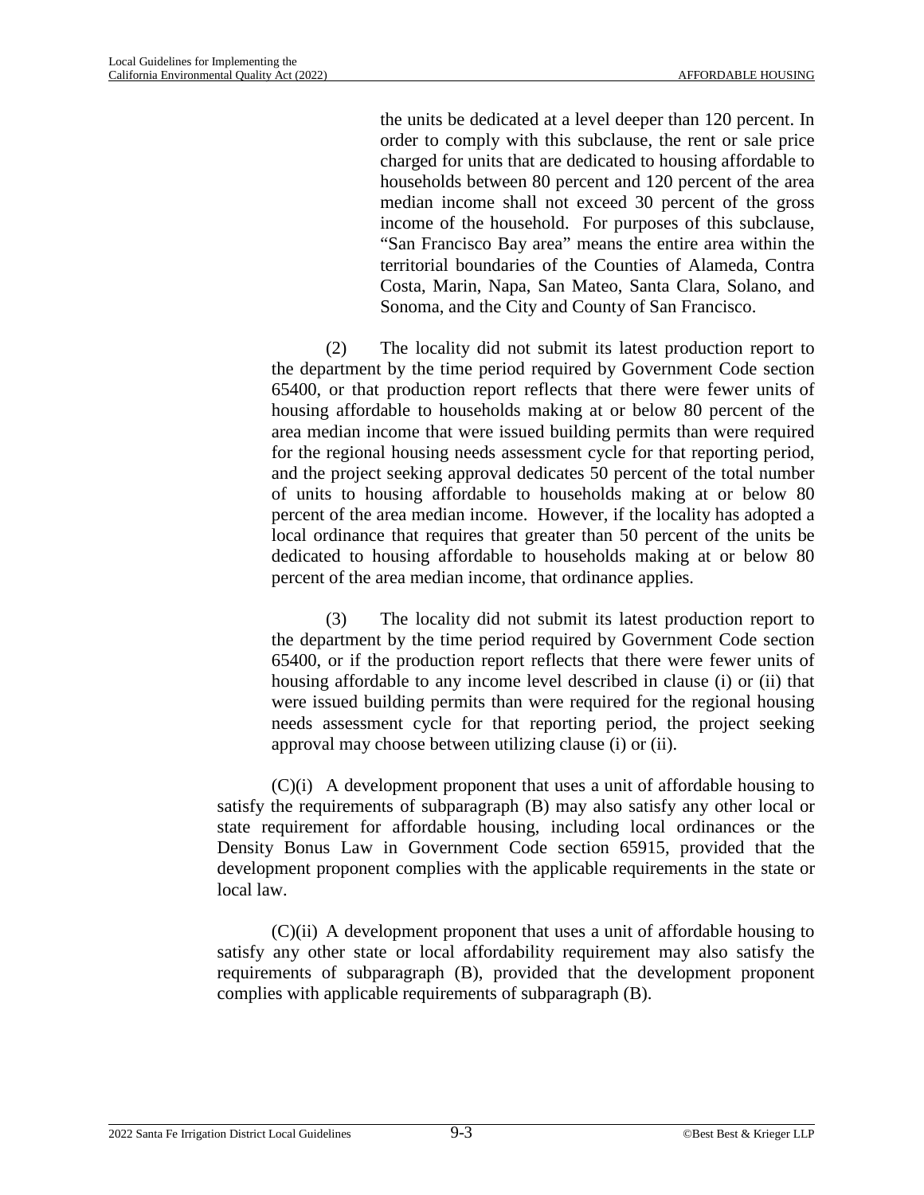the units be dedicated at a level deeper than 120 percent. In order to comply with this subclause, the rent or sale price charged for units that are dedicated to housing affordable to households between 80 percent and 120 percent of the area median income shall not exceed 30 percent of the gross income of the household. For purposes of this subclause, "San Francisco Bay area" means the entire area within the territorial boundaries of the Counties of Alameda, Contra Costa, Marin, Napa, San Mateo, Santa Clara, Solano, and Sonoma, and the City and County of San Francisco.

(2) The locality did not submit its latest production report to the department by the time period required by Government Code section 65400, or that production report reflects that there were fewer units of housing affordable to households making at or below 80 percent of the area median income that were issued building permits than were required for the regional housing needs assessment cycle for that reporting period, and the project seeking approval dedicates 50 percent of the total number of units to housing affordable to households making at or below 80 percent of the area median income. However, if the locality has adopted a local ordinance that requires that greater than 50 percent of the units be dedicated to housing affordable to households making at or below 80 percent of the area median income, that ordinance applies.

(3) The locality did not submit its latest production report to the department by the time period required by Government Code section 65400, or if the production report reflects that there were fewer units of housing affordable to any income level described in clause (i) or (ii) that were issued building permits than were required for the regional housing needs assessment cycle for that reporting period, the project seeking approval may choose between utilizing clause (i) or (ii).

(C)(i) A development proponent that uses a unit of affordable housing to satisfy the requirements of subparagraph (B) may also satisfy any other local or state requirement for affordable housing, including local ordinances or the Density Bonus Law in Government Code section 65915, provided that the development proponent complies with the applicable requirements in the state or local law.

(C)(ii) A development proponent that uses a unit of affordable housing to satisfy any other state or local affordability requirement may also satisfy the requirements of subparagraph (B), provided that the development proponent complies with applicable requirements of subparagraph (B).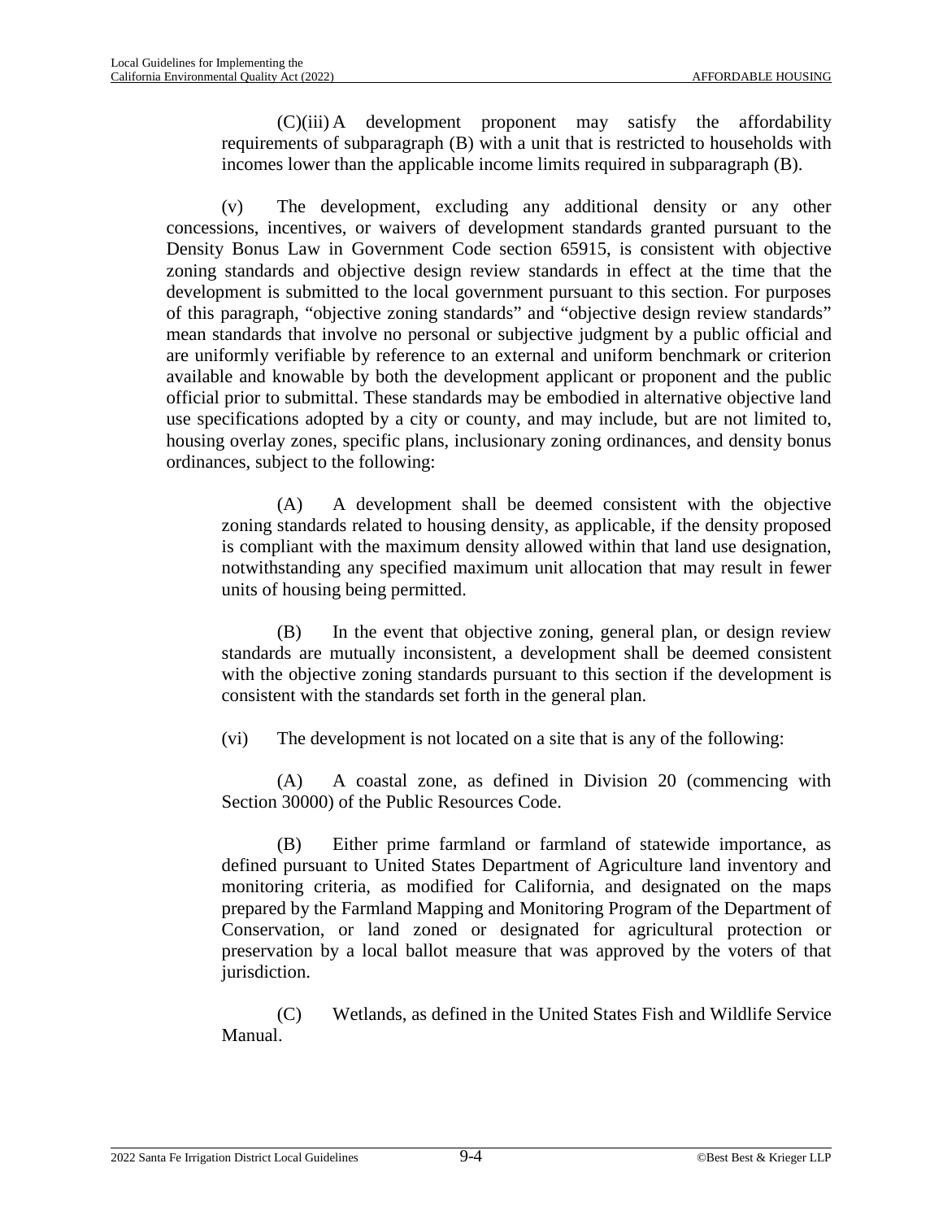(C)(iii) A development proponent may satisfy the affordability requirements of subparagraph (B) with a unit that is restricted to households with incomes lower than the applicable income limits required in subparagraph (B).

(v) The development, excluding any additional density or any other concessions, incentives, or waivers of development standards granted pursuant to the Density Bonus Law in Government Code section 65915, is consistent with objective zoning standards and objective design review standards in effect at the time that the development is submitted to the local government pursuant to this section. For purposes of this paragraph, "objective zoning standards" and "objective design review standards" mean standards that involve no personal or subjective judgment by a public official and are uniformly verifiable by reference to an external and uniform benchmark or criterion available and knowable by both the development applicant or proponent and the public official prior to submittal. These standards may be embodied in alternative objective land use specifications adopted by a city or county, and may include, but are not limited to, housing overlay zones, specific plans, inclusionary zoning ordinances, and density bonus ordinances, subject to the following:

(A) A development shall be deemed consistent with the objective zoning standards related to housing density, as applicable, if the density proposed is compliant with the maximum density allowed within that land use designation, notwithstanding any specified maximum unit allocation that may result in fewer units of housing being permitted.

(B) In the event that objective zoning, general plan, or design review standards are mutually inconsistent, a development shall be deemed consistent with the objective zoning standards pursuant to this section if the development is consistent with the standards set forth in the general plan.

(vi) The development is not located on a site that is any of the following:

(A) A coastal zone, as defined in Division 20 (commencing with Section 30000) of the Public Resources Code.

(B) Either prime farmland or farmland of statewide importance, as defined pursuant to United States Department of Agriculture land inventory and monitoring criteria, as modified for California, and designated on the maps prepared by the Farmland Mapping and Monitoring Program of the Department of Conservation, or land zoned or designated for agricultural protection or preservation by a local ballot measure that was approved by the voters of that jurisdiction.

(C) Wetlands, as defined in the United States Fish and Wildlife Service Manual.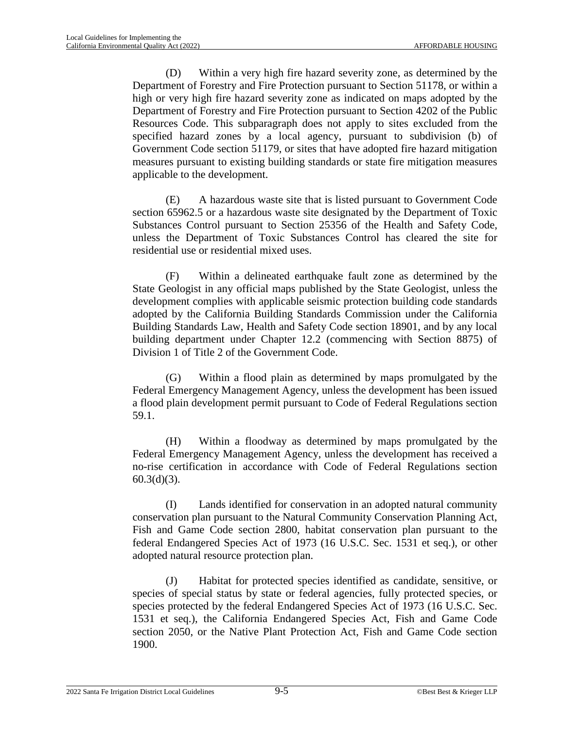(D) Within a very high fire hazard severity zone, as determined by the Department of Forestry and Fire Protection pursuant to Section 51178, or within a high or very high fire hazard severity zone as indicated on maps adopted by the Department of Forestry and Fire Protection pursuant to Section 4202 of the Public Resources Code. This subparagraph does not apply to sites excluded from the specified hazard zones by a local agency, pursuant to subdivision (b) of Government Code section 51179, or sites that have adopted fire hazard mitigation measures pursuant to existing building standards or state fire mitigation measures applicable to the development.

(E) A hazardous waste site that is listed pursuant to Government Code section 65962.5 or a hazardous waste site designated by the Department of Toxic Substances Control pursuant to Section 25356 of the Health and Safety Code, unless the Department of Toxic Substances Control has cleared the site for residential use or residential mixed uses.

(F) Within a delineated earthquake fault zone as determined by the State Geologist in any official maps published by the State Geologist, unless the development complies with applicable seismic protection building code standards adopted by the California Building Standards Commission under the California Building Standards Law, Health and Safety Code section 18901, and by any local building department under Chapter 12.2 (commencing with Section 8875) of Division 1 of Title 2 of the Government Code.

(G) Within a flood plain as determined by maps promulgated by the Federal Emergency Management Agency, unless the development has been issued a flood plain development permit pursuant to Code of Federal Regulations section 59.1.

(H) Within a floodway as determined by maps promulgated by the Federal Emergency Management Agency, unless the development has received a no-rise certification in accordance with Code of Federal Regulations section 60.3(d)(3).

(I) Lands identified for conservation in an adopted natural community conservation plan pursuant to the Natural Community Conservation Planning Act, Fish and Game Code section 2800, habitat conservation plan pursuant to the federal Endangered Species Act of 1973 (16 U.S.C. Sec. 1531 et seq.), or other adopted natural resource protection plan.

(J) Habitat for protected species identified as candidate, sensitive, or species of special status by state or federal agencies, fully protected species, or species protected by the federal Endangered Species Act of 1973 (16 U.S.C. Sec. 1531 et seq.), the California Endangered Species Act, Fish and Game Code section 2050, or the Native Plant Protection Act, Fish and Game Code section 1900.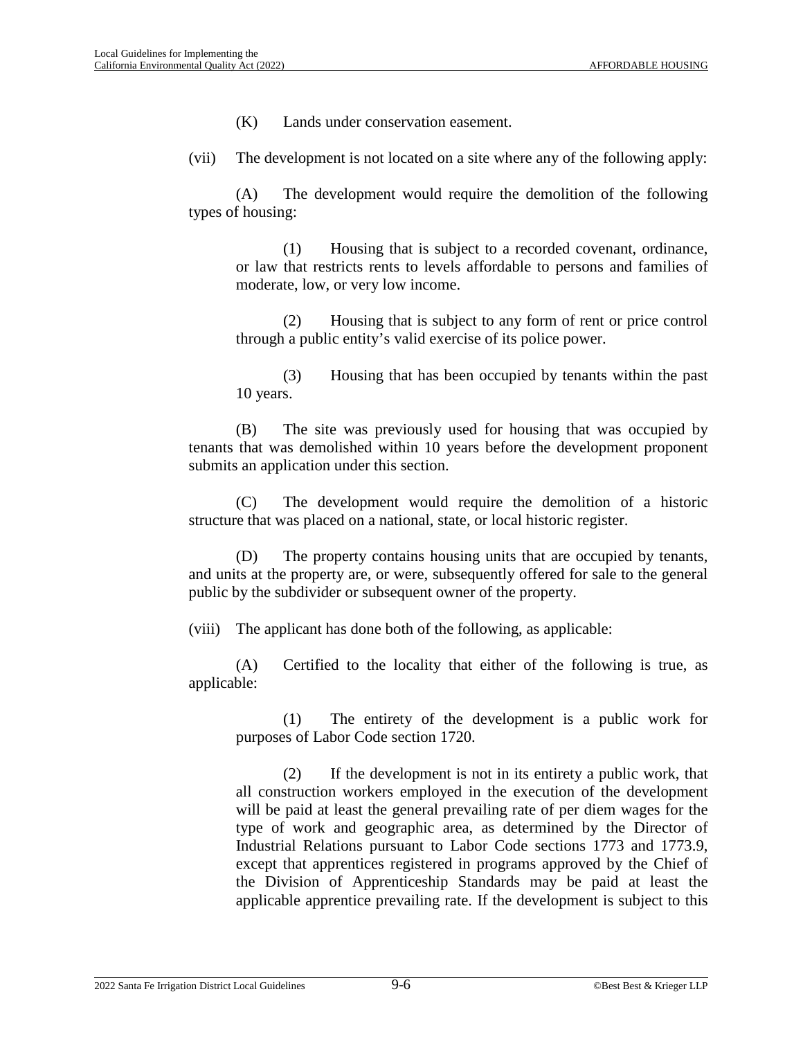(K) Lands under conservation easement.

(vii) The development is not located on a site where any of the following apply:

(A) The development would require the demolition of the following types of housing:

(1) Housing that is subject to a recorded covenant, ordinance, or law that restricts rents to levels affordable to persons and families of moderate, low, or very low income.

(2) Housing that is subject to any form of rent or price control through a public entity's valid exercise of its police power.

(3) Housing that has been occupied by tenants within the past 10 years.

(B) The site was previously used for housing that was occupied by tenants that was demolished within 10 years before the development proponent submits an application under this section.

(C) The development would require the demolition of a historic structure that was placed on a national, state, or local historic register.

(D) The property contains housing units that are occupied by tenants, and units at the property are, or were, subsequently offered for sale to the general public by the subdivider or subsequent owner of the property.

(viii) The applicant has done both of the following, as applicable:

(A) Certified to the locality that either of the following is true, as applicable:

(1) The entirety of the development is a public work for purposes of Labor Code section 1720.

(2) If the development is not in its entirety a public work, that all construction workers employed in the execution of the development will be paid at least the general prevailing rate of per diem wages for the type of work and geographic area, as determined by the Director of Industrial Relations pursuant to Labor Code sections 1773 and 1773.9, except that apprentices registered in programs approved by the Chief of the Division of Apprenticeship Standards may be paid at least the applicable apprentice prevailing rate. If the development is subject to this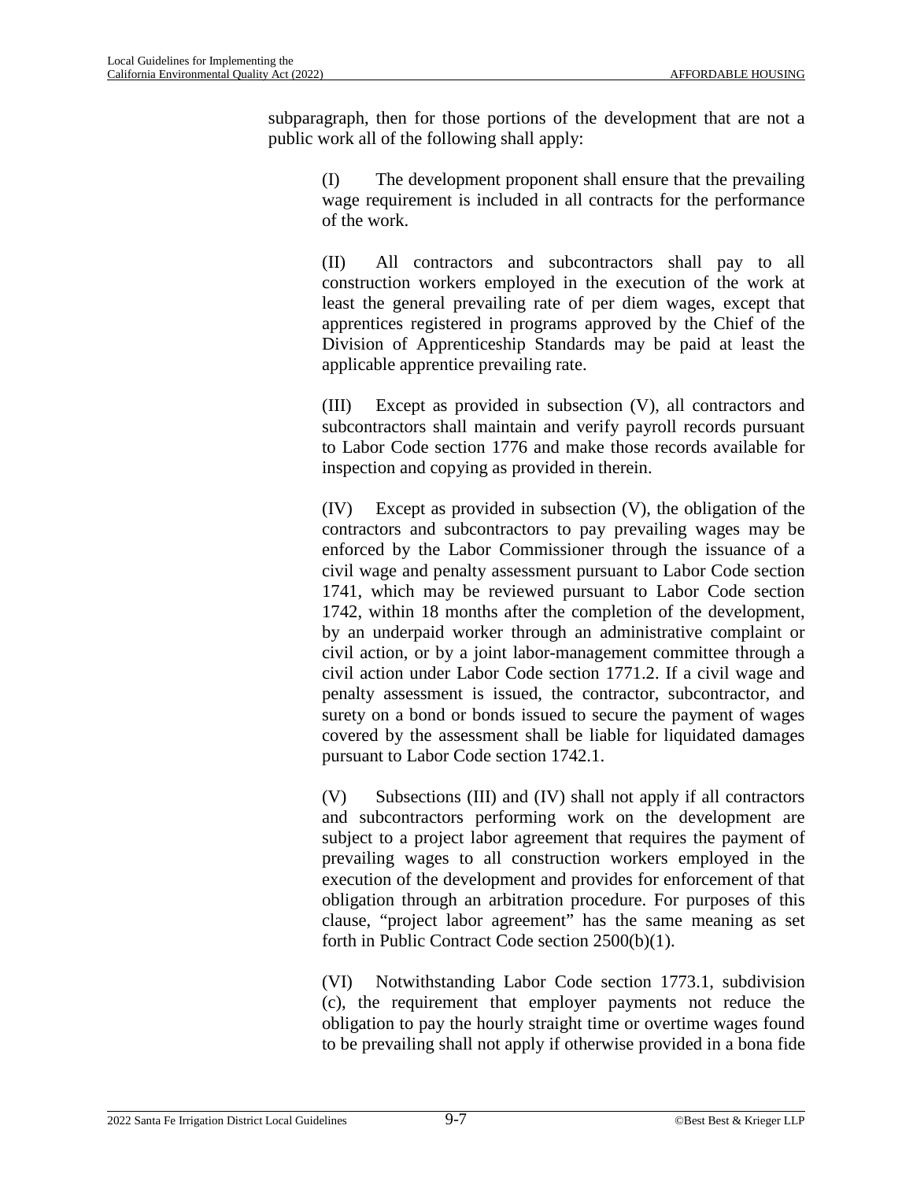subparagraph, then for those portions of the development that are not a public work all of the following shall apply:

(I) The development proponent shall ensure that the prevailing wage requirement is included in all contracts for the performance of the work.

(II) All contractors and subcontractors shall pay to all construction workers employed in the execution of the work at least the general prevailing rate of per diem wages, except that apprentices registered in programs approved by the Chief of the Division of Apprenticeship Standards may be paid at least the applicable apprentice prevailing rate.

(III) Except as provided in subsection (V), all contractors and subcontractors shall maintain and verify payroll records pursuant to Labor Code section 1776 and make those records available for inspection and copying as provided in therein.

(IV) Except as provided in subsection (V), the obligation of the contractors and subcontractors to pay prevailing wages may be enforced by the Labor Commissioner through the issuance of a civil wage and penalty assessment pursuant to Labor Code section 1741, which may be reviewed pursuant to Labor Code section 1742, within 18 months after the completion of the development, by an underpaid worker through an administrative complaint or civil action, or by a joint labor-management committee through a civil action under Labor Code section 1771.2. If a civil wage and penalty assessment is issued, the contractor, subcontractor, and surety on a bond or bonds issued to secure the payment of wages covered by the assessment shall be liable for liquidated damages pursuant to Labor Code section 1742.1.

(V) Subsections (III) and (IV) shall not apply if all contractors and subcontractors performing work on the development are subject to a project labor agreement that requires the payment of prevailing wages to all construction workers employed in the execution of the development and provides for enforcement of that obligation through an arbitration procedure. For purposes of this clause, "project labor agreement" has the same meaning as set forth in Public Contract Code section 2500(b)(1).

(VI) Notwithstanding Labor Code section 1773.1, subdivision (c), the requirement that employer payments not reduce the obligation to pay the hourly straight time or overtime wages found to be prevailing shall not apply if otherwise provided in a bona fide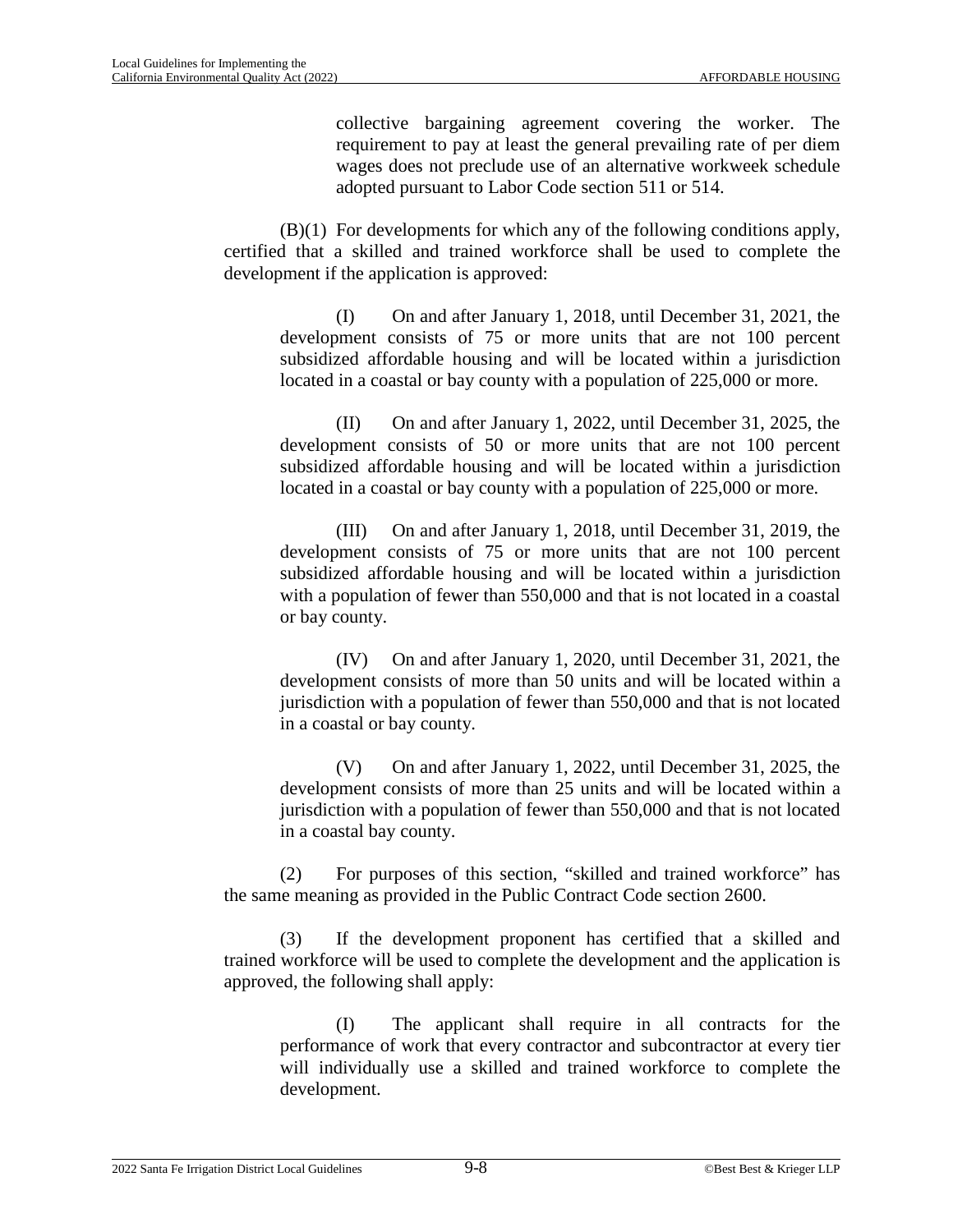collective bargaining agreement covering the worker. The requirement to pay at least the general prevailing rate of per diem wages does not preclude use of an alternative workweek schedule adopted pursuant to Labor Code section 511 or 514.

(B)(1) For developments for which any of the following conditions apply, certified that a skilled and trained workforce shall be used to complete the development if the application is approved:

(I) On and after January 1, 2018, until December 31, 2021, the development consists of 75 or more units that are not 100 percent subsidized affordable housing and will be located within a jurisdiction located in a coastal or bay county with a population of 225,000 or more.

(II) On and after January 1, 2022, until December 31, 2025, the development consists of 50 or more units that are not 100 percent subsidized affordable housing and will be located within a jurisdiction located in a coastal or bay county with a population of 225,000 or more.

(III) On and after January 1, 2018, until December 31, 2019, the development consists of 75 or more units that are not 100 percent subsidized affordable housing and will be located within a jurisdiction with a population of fewer than 550,000 and that is not located in a coastal or bay county.

(IV) On and after January 1, 2020, until December 31, 2021, the development consists of more than 50 units and will be located within a jurisdiction with a population of fewer than 550,000 and that is not located in a coastal or bay county.

(V) On and after January 1, 2022, until December 31, 2025, the development consists of more than 25 units and will be located within a jurisdiction with a population of fewer than 550,000 and that is not located in a coastal bay county.

(2) For purposes of this section, "skilled and trained workforce" has the same meaning as provided in the Public Contract Code section 2600.

(3) If the development proponent has certified that a skilled and trained workforce will be used to complete the development and the application is approved, the following shall apply:

(I) The applicant shall require in all contracts for the performance of work that every contractor and subcontractor at every tier will individually use a skilled and trained workforce to complete the development.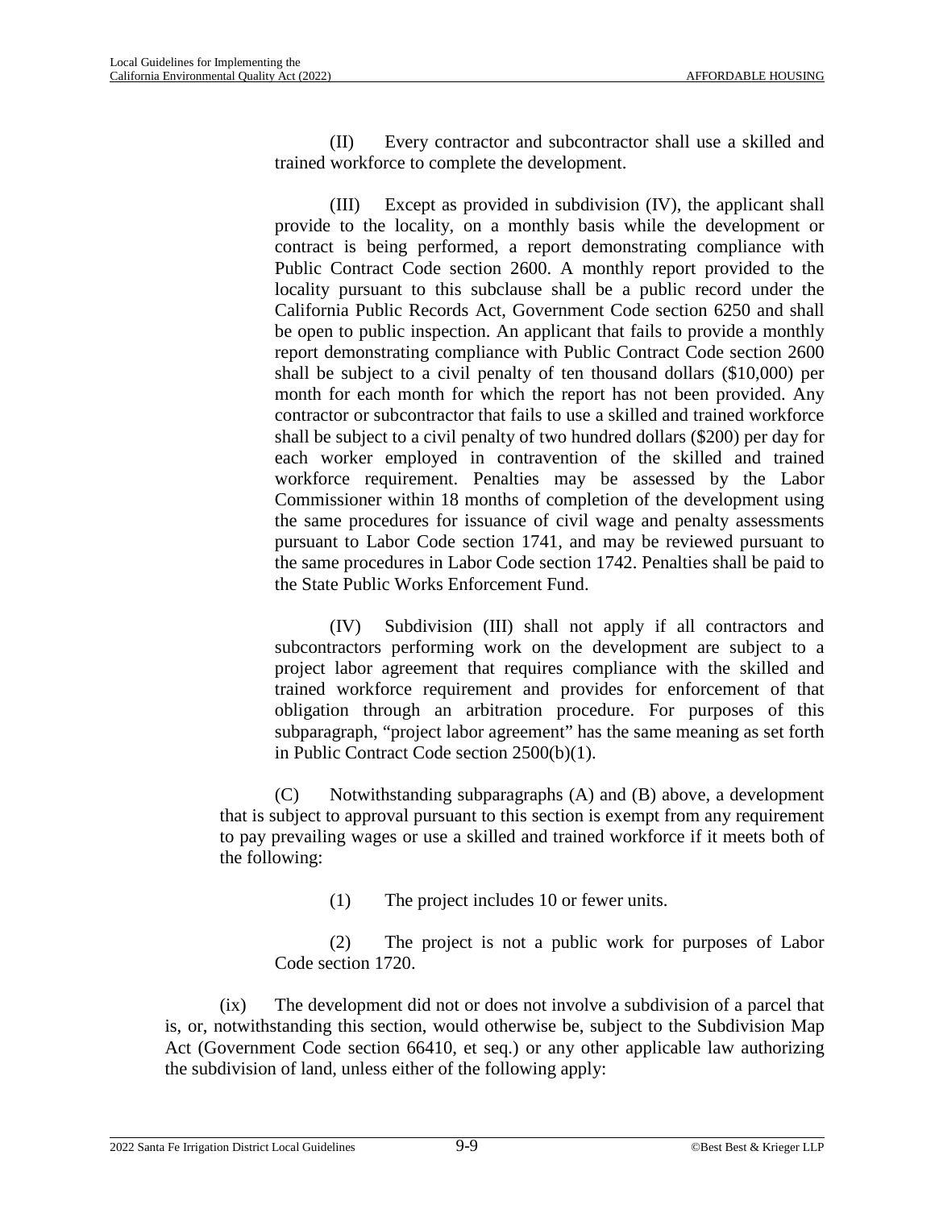(II) Every contractor and subcontractor shall use a skilled and trained workforce to complete the development.

(III) Except as provided in subdivision (IV), the applicant shall provide to the locality, on a monthly basis while the development or contract is being performed, a report demonstrating compliance with Public Contract Code section 2600. A monthly report provided to the locality pursuant to this subclause shall be a public record under the California Public Records Act, Government Code section 6250 and shall be open to public inspection. An applicant that fails to provide a monthly report demonstrating compliance with Public Contract Code section 2600 shall be subject to a civil penalty of ten thousand dollars ($10,000) per month for each month for which the report has not been provided. Any contractor or subcontractor that fails to use a skilled and trained workforce shall be subject to a civil penalty of two hundred dollars ($200) per day for each worker employed in contravention of the skilled and trained workforce requirement. Penalties may be assessed by the Labor Commissioner within 18 months of completion of the development using the same procedures for issuance of civil wage and penalty assessments pursuant to Labor Code section 1741, and may be reviewed pursuant to the same procedures in Labor Code section 1742. Penalties shall be paid to the State Public Works Enforcement Fund.

(IV) Subdivision (III) shall not apply if all contractors and subcontractors performing work on the development are subject to a project labor agreement that requires compliance with the skilled and trained workforce requirement and provides for enforcement of that obligation through an arbitration procedure. For purposes of this subparagraph, "project labor agreement" has the same meaning as set forth in Public Contract Code section 2500(b)(1).

(C) Notwithstanding subparagraphs (A) and (B) above, a development that is subject to approval pursuant to this section is exempt from any requirement to pay prevailing wages or use a skilled and trained workforce if it meets both of the following:

(1) The project includes 10 or fewer units.

(2) The project is not a public work for purposes of Labor Code section 1720.

(ix) The development did not or does not involve a subdivision of a parcel that is, or, notwithstanding this section, would otherwise be, subject to the Subdivision Map Act (Government Code section 66410, et seq.) or any other applicable law authorizing the subdivision of land, unless either of the following apply: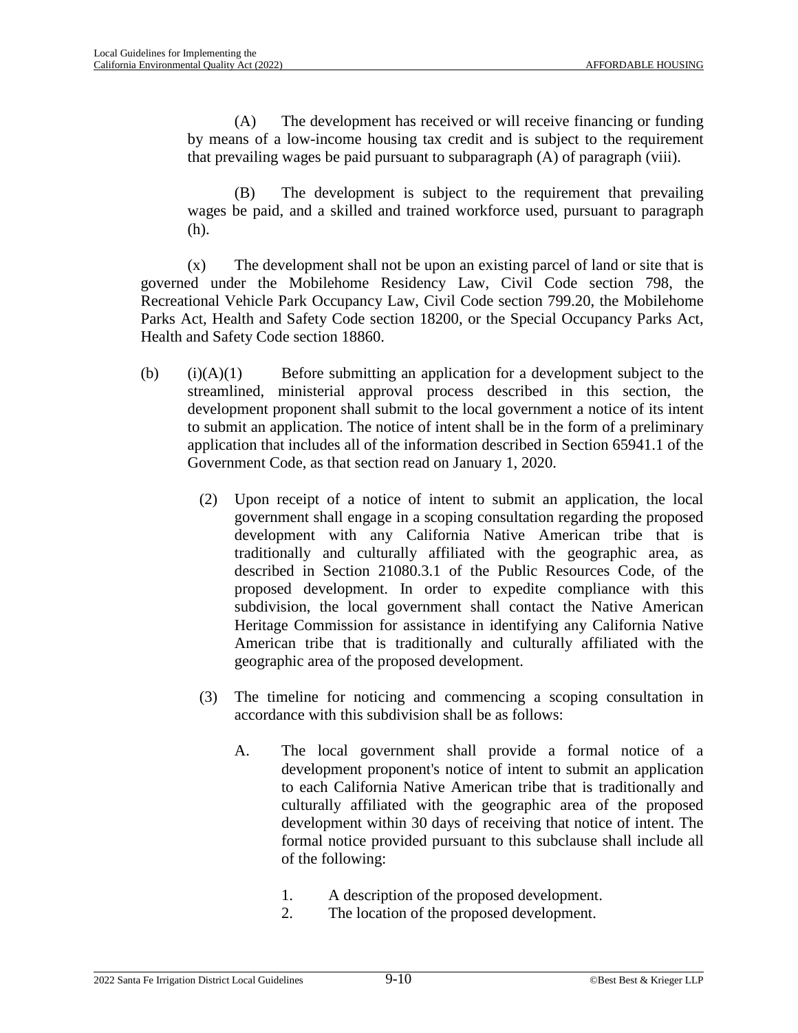(A) The development has received or will receive financing or funding by means of a low-income housing tax credit and is subject to the requirement that prevailing wages be paid pursuant to subparagraph (A) of paragraph (viii).

(B) The development is subject to the requirement that prevailing wages be paid, and a skilled and trained workforce used, pursuant to paragraph (h).

(x) The development shall not be upon an existing parcel of land or site that is governed under the Mobilehome Residency Law, Civil Code section 798, the Recreational Vehicle Park Occupancy Law, Civil Code section 799.20, the Mobilehome Parks Act, Health and Safety Code section 18200, or the Special Occupancy Parks Act, Health and Safety Code section 18860.

(b) (i)(A)(1) Before submitting an application for a development subject to the streamlined, ministerial approval process described in this section, the development proponent shall submit to the local government a notice of its intent to submit an application. The notice of intent shall be in the form of a preliminary application that includes all of the information described in Section 65941.1 of the Government Code, as that section read on January 1, 2020.

(2) Upon receipt of a notice of intent to submit an application, the local government shall engage in a scoping consultation regarding the proposed development with any California Native American tribe that is traditionally and culturally affiliated with the geographic area, as described in Section 21080.3.1 of the Public Resources Code, of the proposed development. In order to expedite compliance with this subdivision, the local government shall contact the Native American Heritage Commission for assistance in identifying any California Native American tribe that is traditionally and culturally affiliated with the geographic area of the proposed development.

(3) The timeline for noticing and commencing a scoping consultation in accordance with this subdivision shall be as follows:

A. The local government shall provide a formal notice of a development proponent's notice of intent to submit an application to each California Native American tribe that is traditionally and culturally affiliated with the geographic area of the proposed development within 30 days of receiving that notice of intent. The formal notice provided pursuant to this subclause shall include all of the following:

1. A description of the proposed development.
2. The location of the proposed development.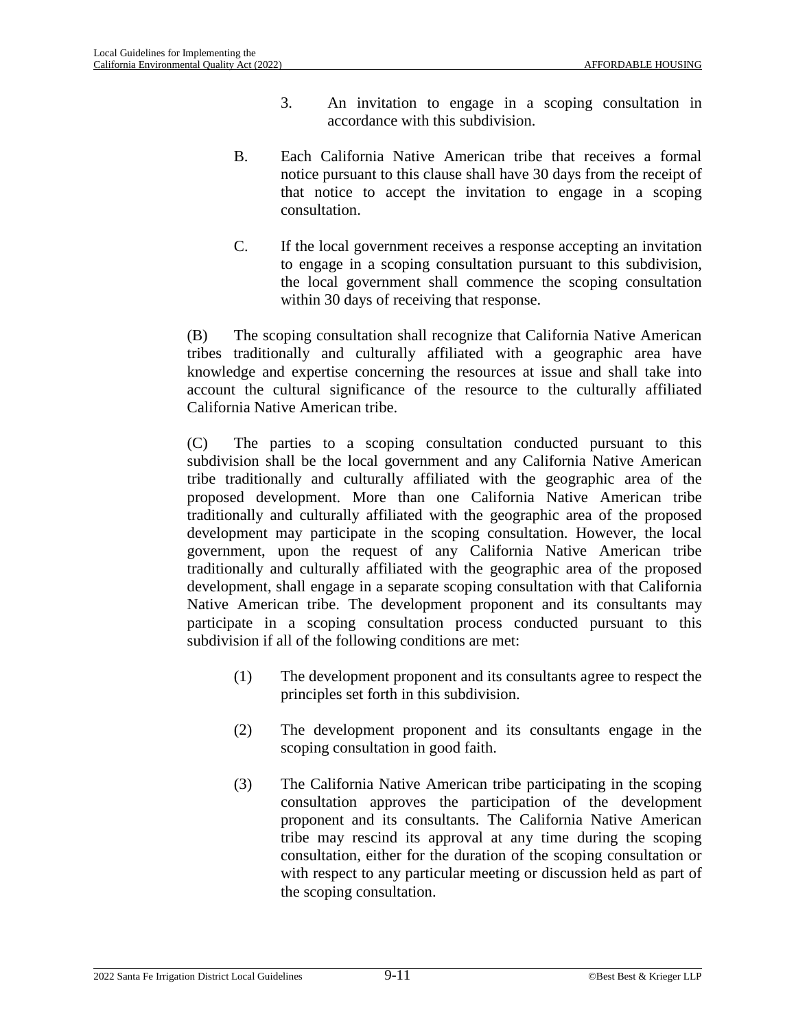3. An invitation to engage in a scoping consultation in accordance with this subdivision.

B. Each California Native American tribe that receives a formal notice pursuant to this clause shall have 30 days from the receipt of that notice to accept the invitation to engage in a scoping consultation.

C. If the local government receives a response accepting an invitation to engage in a scoping consultation pursuant to this subdivision, the local government shall commence the scoping consultation within 30 days of receiving that response.

(B) The scoping consultation shall recognize that California Native American tribes traditionally and culturally affiliated with a geographic area have knowledge and expertise concerning the resources at issue and shall take into account the cultural significance of the resource to the culturally affiliated California Native American tribe.

(C) The parties to a scoping consultation conducted pursuant to this subdivision shall be the local government and any California Native American tribe traditionally and culturally affiliated with the geographic area of the proposed development. More than one California Native American tribe traditionally and culturally affiliated with the geographic area of the proposed development may participate in the scoping consultation. However, the local government, upon the request of any California Native American tribe traditionally and culturally affiliated with the geographic area of the proposed development, shall engage in a separate scoping consultation with that California Native American tribe. The development proponent and its consultants may participate in a scoping consultation process conducted pursuant to this subdivision if all of the following conditions are met:

(1) The development proponent and its consultants agree to respect the principles set forth in this subdivision.

(2) The development proponent and its consultants engage in the scoping consultation in good faith.

(3) The California Native American tribe participating in the scoping consultation approves the participation of the development proponent and its consultants. The California Native American tribe may rescind its approval at any time during the scoping consultation, either for the duration of the scoping consultation or with respect to any particular meeting or discussion held as part of the scoping consultation.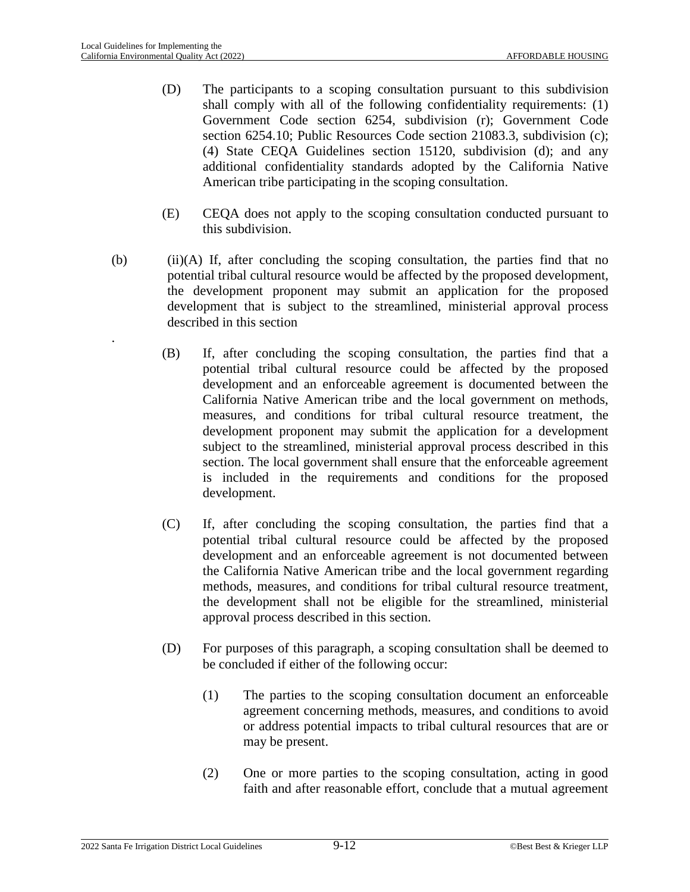(D) The participants to a scoping consultation pursuant to this subdivision shall comply with all of the following confidentiality requirements: (1) Government Code section 6254, subdivision (r); Government Code section 6254.10; Public Resources Code section 21083.3, subdivision (c); (4) State CEQA Guidelines section 15120, subdivision (d); and any additional confidentiality standards adopted by the California Native American tribe participating in the scoping consultation.

(E) CEQA does not apply to the scoping consultation conducted pursuant to this subdivision.

(b) (ii)(A) If, after concluding the scoping consultation, the parties find that no potential tribal cultural resource would be affected by the proposed development, the development proponent may submit an application for the proposed development that is subject to the streamlined, ministerial approval process described in this section

.

(B) If, after concluding the scoping consultation, the parties find that a potential tribal cultural resource could be affected by the proposed development and an enforceable agreement is documented between the California Native American tribe and the local government on methods, measures, and conditions for tribal cultural resource treatment, the development proponent may submit the application for a development subject to the streamlined, ministerial approval process described in this section. The local government shall ensure that the enforceable agreement is included in the requirements and conditions for the proposed development.

(C) If, after concluding the scoping consultation, the parties find that a potential tribal cultural resource could be affected by the proposed development and an enforceable agreement is not documented between the California Native American tribe and the local government regarding methods, measures, and conditions for tribal cultural resource treatment, the development shall not be eligible for the streamlined, ministerial approval process described in this section.

(D) For purposes of this paragraph, a scoping consultation shall be deemed to be concluded if either of the following occur:

(1) The parties to the scoping consultation document an enforceable agreement concerning methods, measures, and conditions to avoid or address potential impacts to tribal cultural resources that are or may be present.

(2) One or more parties to the scoping consultation, acting in good faith and after reasonable effort, conclude that a mutual agreement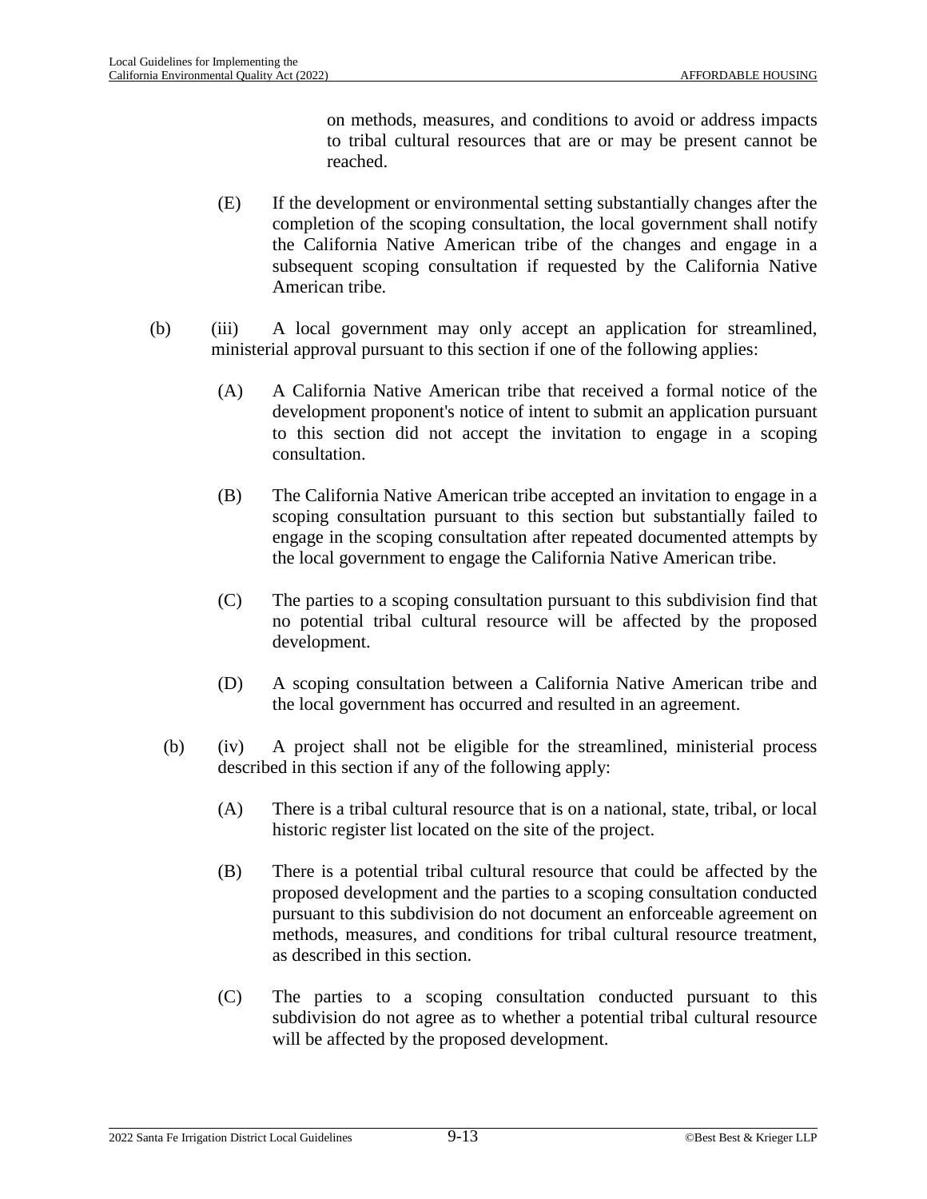on methods, measures, and conditions to avoid or address impacts to tribal cultural resources that are or may be present cannot be reached.

(E) If the development or environmental setting substantially changes after the completion of the scoping consultation, the local government shall notify the California Native American tribe of the changes and engage in a subsequent scoping consultation if requested by the California Native American tribe.

(b) (iii) A local government may only accept an application for streamlined, ministerial approval pursuant to this section if one of the following applies:

(A) A California Native American tribe that received a formal notice of the development proponent's notice of intent to submit an application pursuant to this section did not accept the invitation to engage in a scoping consultation.

(B) The California Native American tribe accepted an invitation to engage in a scoping consultation pursuant to this section but substantially failed to engage in the scoping consultation after repeated documented attempts by the local government to engage the California Native American tribe.

(C) The parties to a scoping consultation pursuant to this subdivision find that no potential tribal cultural resource will be affected by the proposed development.

(D) A scoping consultation between a California Native American tribe and the local government has occurred and resulted in an agreement.

(b) (iv) A project shall not be eligible for the streamlined, ministerial process described in this section if any of the following apply:

(A) There is a tribal cultural resource that is on a national, state, tribal, or local historic register list located on the site of the project.

(B) There is a potential tribal cultural resource that could be affected by the proposed development and the parties to a scoping consultation conducted pursuant to this subdivision do not document an enforceable agreement on methods, measures, and conditions for tribal cultural resource treatment, as described in this section.

(C) The parties to a scoping consultation conducted pursuant to this subdivision do not agree as to whether a potential tribal cultural resource will be affected by the proposed development.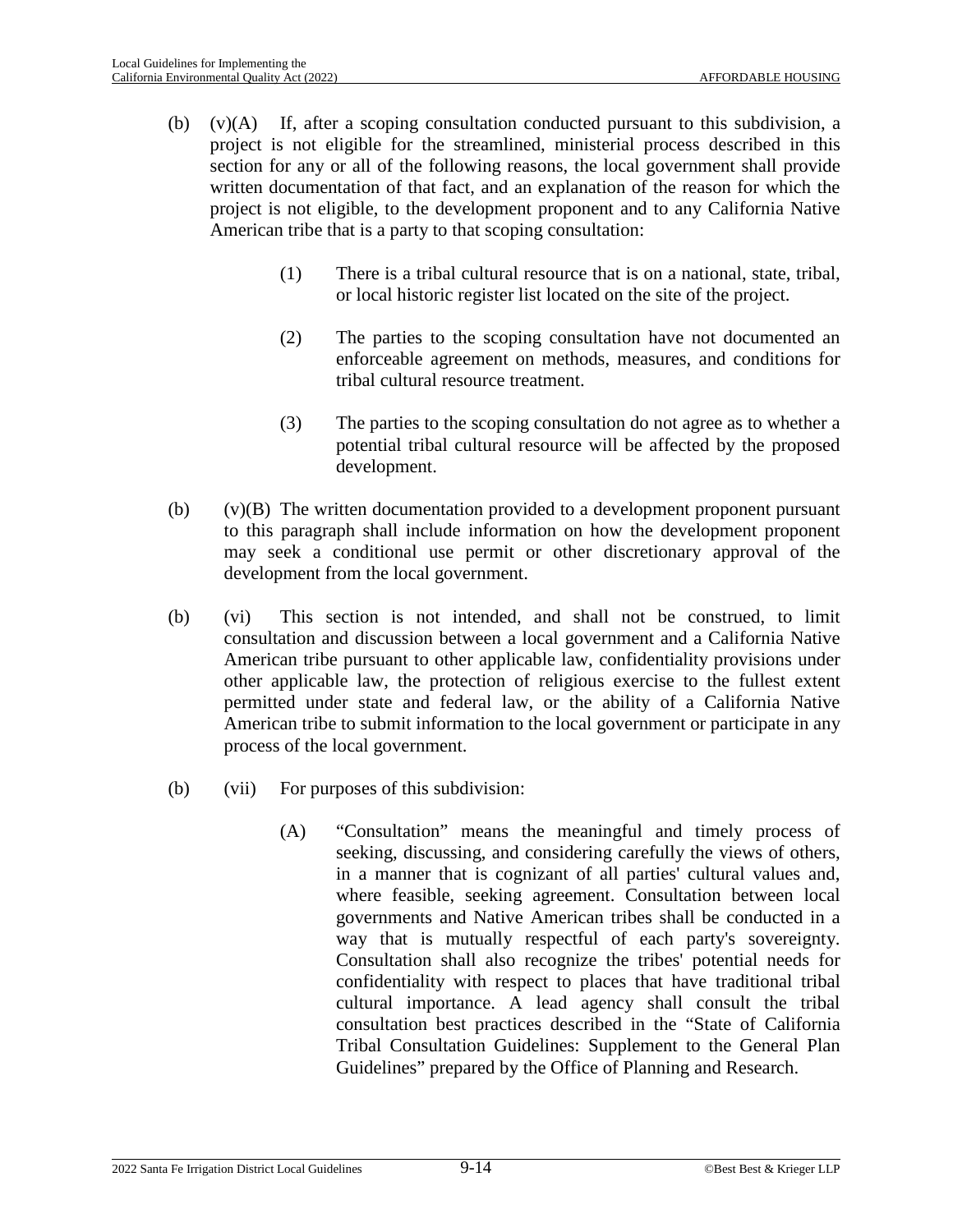(b) (v)(A) If, after a scoping consultation conducted pursuant to this subdivision, a project is not eligible for the streamlined, ministerial process described in this section for any or all of the following reasons, the local government shall provide written documentation of that fact, and an explanation of the reason for which the project is not eligible, to the development proponent and to any California Native American tribe that is a party to that scoping consultation:

> (1) There is a tribal cultural resource that is on a national, state, tribal, or local historic register list located on the site of the project.
>
> (2) The parties to the scoping consultation have not documented an enforceable agreement on methods, measures, and conditions for tribal cultural resource treatment.
>
> (3) The parties to the scoping consultation do not agree as to whether a potential tribal cultural resource will be affected by the proposed development.

(b) (v)(B) The written documentation provided to a development proponent pursuant to this paragraph shall include information on how the development proponent may seek a conditional use permit or other discretionary approval of the development from the local government.

(b) (vi) This section is not intended, and shall not be construed, to limit consultation and discussion between a local government and a California Native American tribe pursuant to other applicable law, confidentiality provisions under other applicable law, the protection of religious exercise to the fullest extent permitted under state and federal law, or the ability of a California Native American tribe to submit information to the local government or participate in any process of the local government.

(b) (vii) For purposes of this subdivision:

> (A) "Consultation" means the meaningful and timely process of seeking, discussing, and considering carefully the views of others, in a manner that is cognizant of all parties' cultural values and, where feasible, seeking agreement. Consultation between local governments and Native American tribes shall be conducted in a way that is mutually respectful of each party's sovereignty. Consultation shall also recognize the tribes' potential needs for confidentiality with respect to places that have traditional tribal cultural importance. A lead agency shall consult the tribal consultation best practices described in the "State of California Tribal Consultation Guidelines: Supplement to the General Plan Guidelines" prepared by the Office of Planning and Research.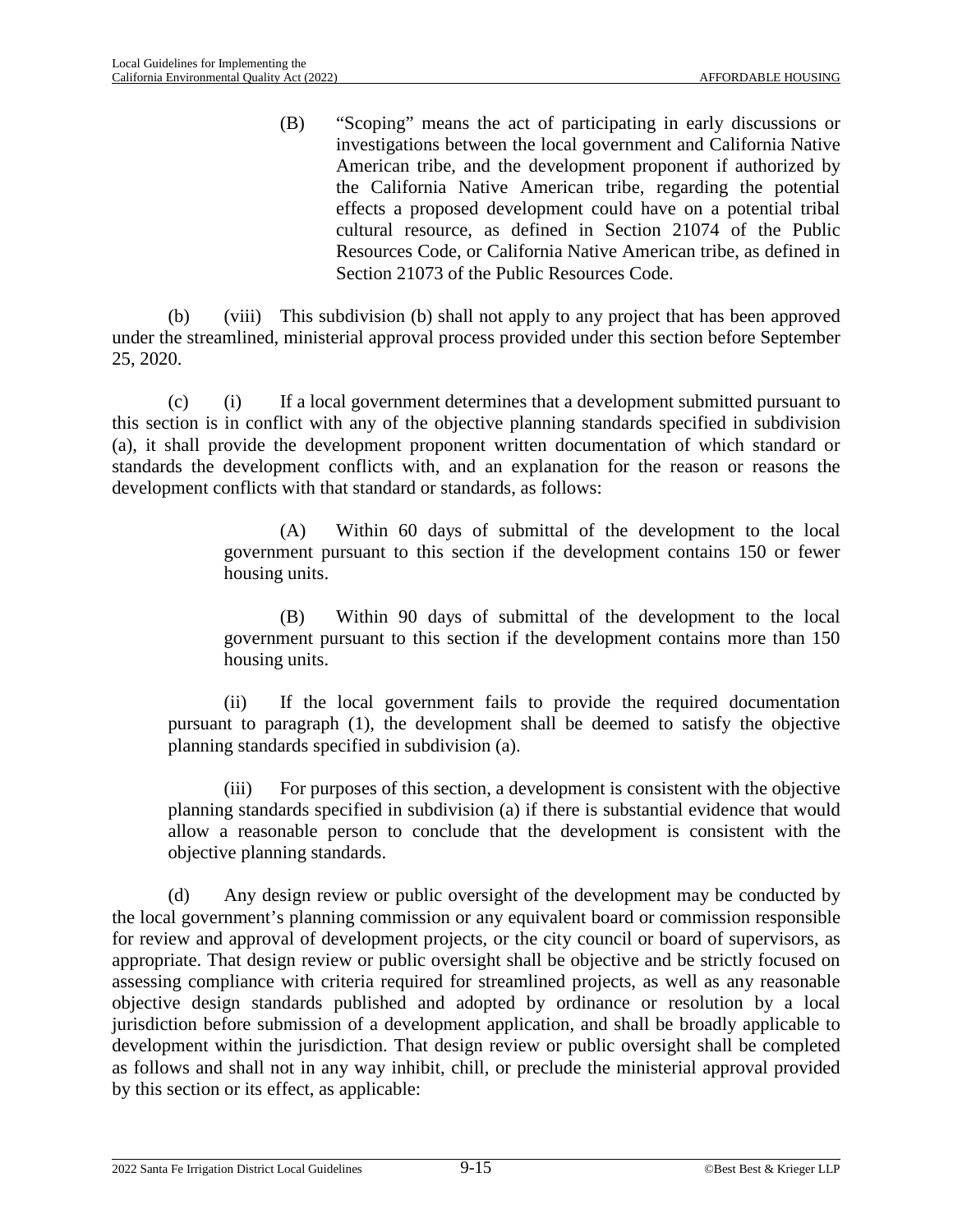(B) "Scoping" means the act of participating in early discussions or investigations between the local government and California Native American tribe, and the development proponent if authorized by the California Native American tribe, regarding the potential effects a proposed development could have on a potential tribal cultural resource, as defined in Section 21074 of the Public Resources Code, or California Native American tribe, as defined in Section 21073 of the Public Resources Code.

(b) (viii) This subdivision (b) shall not apply to any project that has been approved under the streamlined, ministerial approval process provided under this section before September 25, 2020.

(c) (i) If a local government determines that a development submitted pursuant to this section is in conflict with any of the objective planning standards specified in subdivision (a), it shall provide the development proponent written documentation of which standard or standards the development conflicts with, and an explanation for the reason or reasons the development conflicts with that standard or standards, as follows:

(A) Within 60 days of submittal of the development to the local government pursuant to this section if the development contains 150 or fewer housing units.

(B) Within 90 days of submittal of the development to the local government pursuant to this section if the development contains more than 150 housing units.

(ii) If the local government fails to provide the required documentation pursuant to paragraph (1), the development shall be deemed to satisfy the objective planning standards specified in subdivision (a).

(iii) For purposes of this section, a development is consistent with the objective planning standards specified in subdivision (a) if there is substantial evidence that would allow a reasonable person to conclude that the development is consistent with the objective planning standards.

(d) Any design review or public oversight of the development may be conducted by the local government's planning commission or any equivalent board or commission responsible for review and approval of development projects, or the city council or board of supervisors, as appropriate. That design review or public oversight shall be objective and be strictly focused on assessing compliance with criteria required for streamlined projects, as well as any reasonable objective design standards published and adopted by ordinance or resolution by a local jurisdiction before submission of a development application, and shall be broadly applicable to development within the jurisdiction. That design review or public oversight shall be completed as follows and shall not in any way inhibit, chill, or preclude the ministerial approval provided by this section or its effect, as applicable: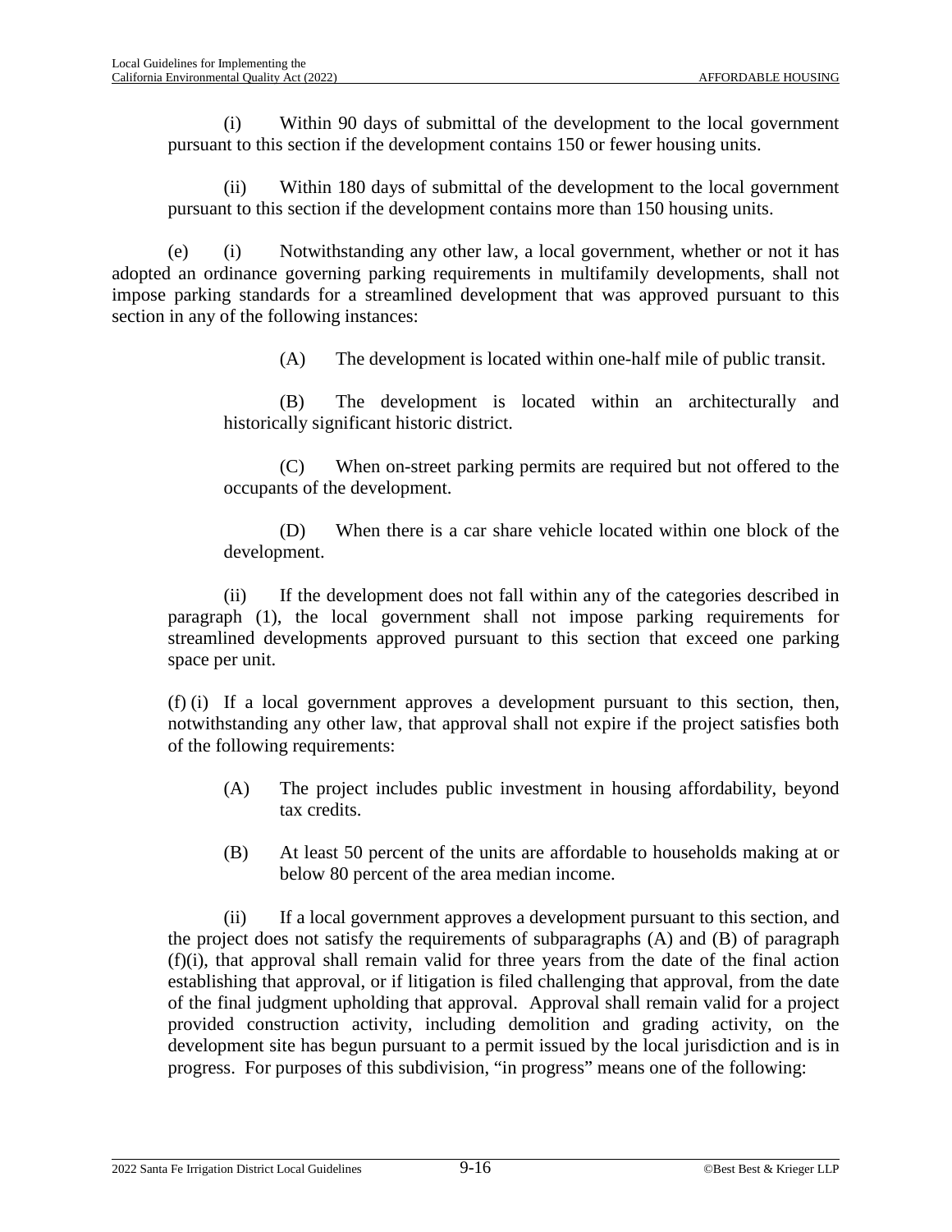(i) Within 90 days of submittal of the development to the local government pursuant to this section if the development contains 150 or fewer housing units.

(ii) Within 180 days of submittal of the development to the local government pursuant to this section if the development contains more than 150 housing units.

(e) (i) Notwithstanding any other law, a local government, whether or not it has adopted an ordinance governing parking requirements in multifamily developments, shall not impose parking standards for a streamlined development that was approved pursuant to this section in any of the following instances:

(A) The development is located within one-half mile of public transit.

(B) The development is located within an architecturally and historically significant historic district.

(C) When on-street parking permits are required but not offered to the occupants of the development.

(D) When there is a car share vehicle located within one block of the development.

(ii) If the development does not fall within any of the categories described in paragraph (1), the local government shall not impose parking requirements for streamlined developments approved pursuant to this section that exceed one parking space per unit.

(f) (i) If a local government approves a development pursuant to this section, then, notwithstanding any other law, that approval shall not expire if the project satisfies both of the following requirements:

(A) The project includes public investment in housing affordability, beyond tax credits.

(B) At least 50 percent of the units are affordable to households making at or below 80 percent of the area median income.

(ii) If a local government approves a development pursuant to this section, and the project does not satisfy the requirements of subparagraphs (A) and (B) of paragraph (f)(i), that approval shall remain valid for three years from the date of the final action establishing that approval, or if litigation is filed challenging that approval, from the date of the final judgment upholding that approval. Approval shall remain valid for a project provided construction activity, including demolition and grading activity, on the development site has begun pursuant to a permit issued by the local jurisdiction and is in progress. For purposes of this subdivision, "in progress" means one of the following: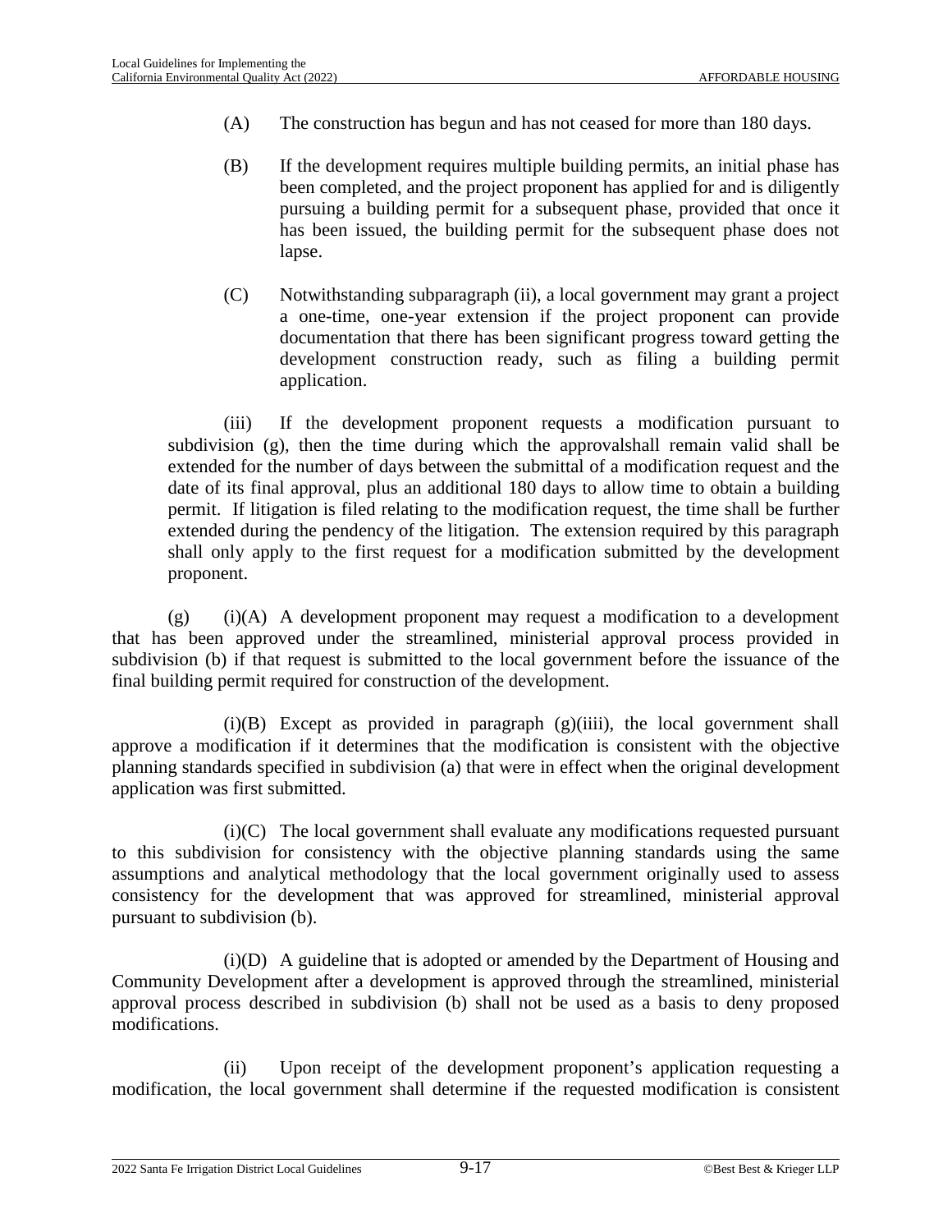(A) The construction has begun and has not ceased for more than 180 days.

(B) If the development requires multiple building permits, an initial phase has been completed, and the project proponent has applied for and is diligently pursuing a building permit for a subsequent phase, provided that once it has been issued, the building permit for the subsequent phase does not lapse.

(C) Notwithstanding subparagraph (ii), a local government may grant a project a one-time, one-year extension if the project proponent can provide documentation that there has been significant progress toward getting the development construction ready, such as filing a building permit application.

(iii) If the development proponent requests a modification pursuant to subdivision (g), then the time during which the approvalshall remain valid shall be extended for the number of days between the submittal of a modification request and the date of its final approval, plus an additional 180 days to allow time to obtain a building permit. If litigation is filed relating to the modification request, the time shall be further extended during the pendency of the litigation. The extension required by this paragraph shall only apply to the first request for a modification submitted by the development proponent.

(g) (i)(A) A development proponent may request a modification to a development that has been approved under the streamlined, ministerial approval process provided in subdivision (b) if that request is submitted to the local government before the issuance of the final building permit required for construction of the development.

(i)(B) Except as provided in paragraph (g)(iiii), the local government shall approve a modification if it determines that the modification is consistent with the objective planning standards specified in subdivision (a) that were in effect when the original development application was first submitted.

(i)(C) The local government shall evaluate any modifications requested pursuant to this subdivision for consistency with the objective planning standards using the same assumptions and analytical methodology that the local government originally used to assess consistency for the development that was approved for streamlined, ministerial approval pursuant to subdivision (b).

(i)(D) A guideline that is adopted or amended by the Department of Housing and Community Development after a development is approved through the streamlined, ministerial approval process described in subdivision (b) shall not be used as a basis to deny proposed modifications.

(ii) Upon receipt of the development proponent's application requesting a modification, the local government shall determine if the requested modification is consistent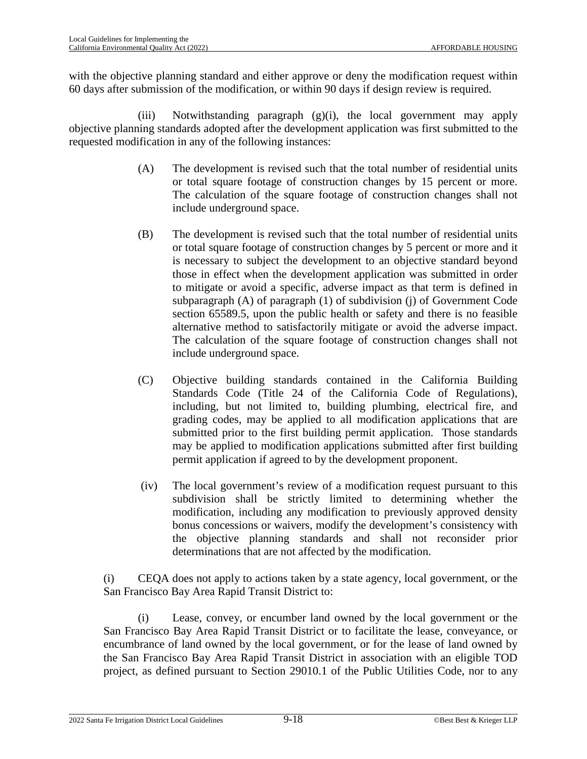with the objective planning standard and either approve or deny the modification request within 60 days after submission of the modification, or within 90 days if design review is required.

(iii) Notwithstanding paragraph (g)(i), the local government may apply objective planning standards adopted after the development application was first submitted to the requested modification in any of the following instances:

(A) The development is revised such that the total number of residential units or total square footage of construction changes by 15 percent or more. The calculation of the square footage of construction changes shall not include underground space.

(B) The development is revised such that the total number of residential units or total square footage of construction changes by 5 percent or more and it is necessary to subject the development to an objective standard beyond those in effect when the development application was submitted in order to mitigate or avoid a specific, adverse impact as that term is defined in subparagraph (A) of paragraph (1) of subdivision (j) of Government Code section 65589.5, upon the public health or safety and there is no feasible alternative method to satisfactorily mitigate or avoid the adverse impact. The calculation of the square footage of construction changes shall not include underground space.

(C) Objective building standards contained in the California Building Standards Code (Title 24 of the California Code of Regulations), including, but not limited to, building plumbing, electrical fire, and grading codes, may be applied to all modification applications that are submitted prior to the first building permit application. Those standards may be applied to modification applications submitted after first building permit application if agreed to by the development proponent.

(iv) The local government's review of a modification request pursuant to this subdivision shall be strictly limited to determining whether the modification, including any modification to previously approved density bonus concessions or waivers, modify the development's consistency with the objective planning standards and shall not reconsider prior determinations that are not affected by the modification.

(i) CEQA does not apply to actions taken by a state agency, local government, or the San Francisco Bay Area Rapid Transit District to:

(i) Lease, convey, or encumber land owned by the local government or the San Francisco Bay Area Rapid Transit District or to facilitate the lease, conveyance, or encumbrance of land owned by the local government, or for the lease of land owned by the San Francisco Bay Area Rapid Transit District in association with an eligible TOD project, as defined pursuant to Section 29010.1 of the Public Utilities Code, nor to any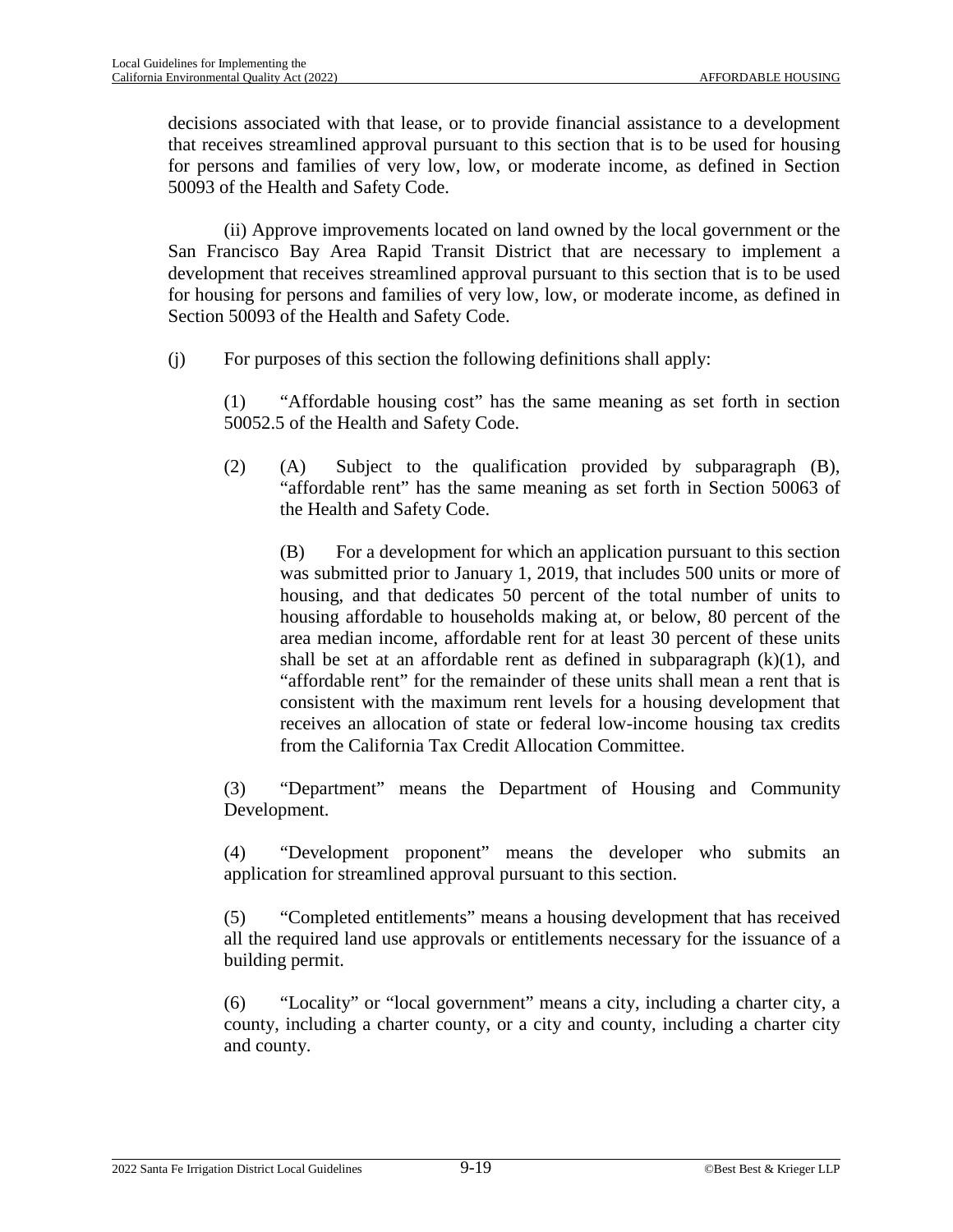decisions associated with that lease, or to provide financial assistance to a development that receives streamlined approval pursuant to this section that is to be used for housing for persons and families of very low, low, or moderate income, as defined in Section 50093 of the Health and Safety Code.

(ii) Approve improvements located on land owned by the local government or the San Francisco Bay Area Rapid Transit District that are necessary to implement a development that receives streamlined approval pursuant to this section that is to be used for housing for persons and families of very low, low, or moderate income, as defined in Section 50093 of the Health and Safety Code.

(j) For purposes of this section the following definitions shall apply:

(1) "Affordable housing cost" has the same meaning as set forth in section 50052.5 of the Health and Safety Code.

(2) (A) Subject to the qualification provided by subparagraph (B), "affordable rent" has the same meaning as set forth in Section 50063 of the Health and Safety Code.

(B) For a development for which an application pursuant to this section was submitted prior to January 1, 2019, that includes 500 units or more of housing, and that dedicates 50 percent of the total number of units to housing affordable to households making at, or below, 80 percent of the area median income, affordable rent for at least 30 percent of these units shall be set at an affordable rent as defined in subparagraph (k)(1), and "affordable rent" for the remainder of these units shall mean a rent that is consistent with the maximum rent levels for a housing development that receives an allocation of state or federal low-income housing tax credits from the California Tax Credit Allocation Committee.

(3) "Department" means the Department of Housing and Community Development.

(4) "Development proponent" means the developer who submits an application for streamlined approval pursuant to this section.

(5) "Completed entitlements" means a housing development that has received all the required land use approvals or entitlements necessary for the issuance of a building permit.

(6) "Locality" or "local government" means a city, including a charter city, a county, including a charter county, or a city and county, including a charter city and county.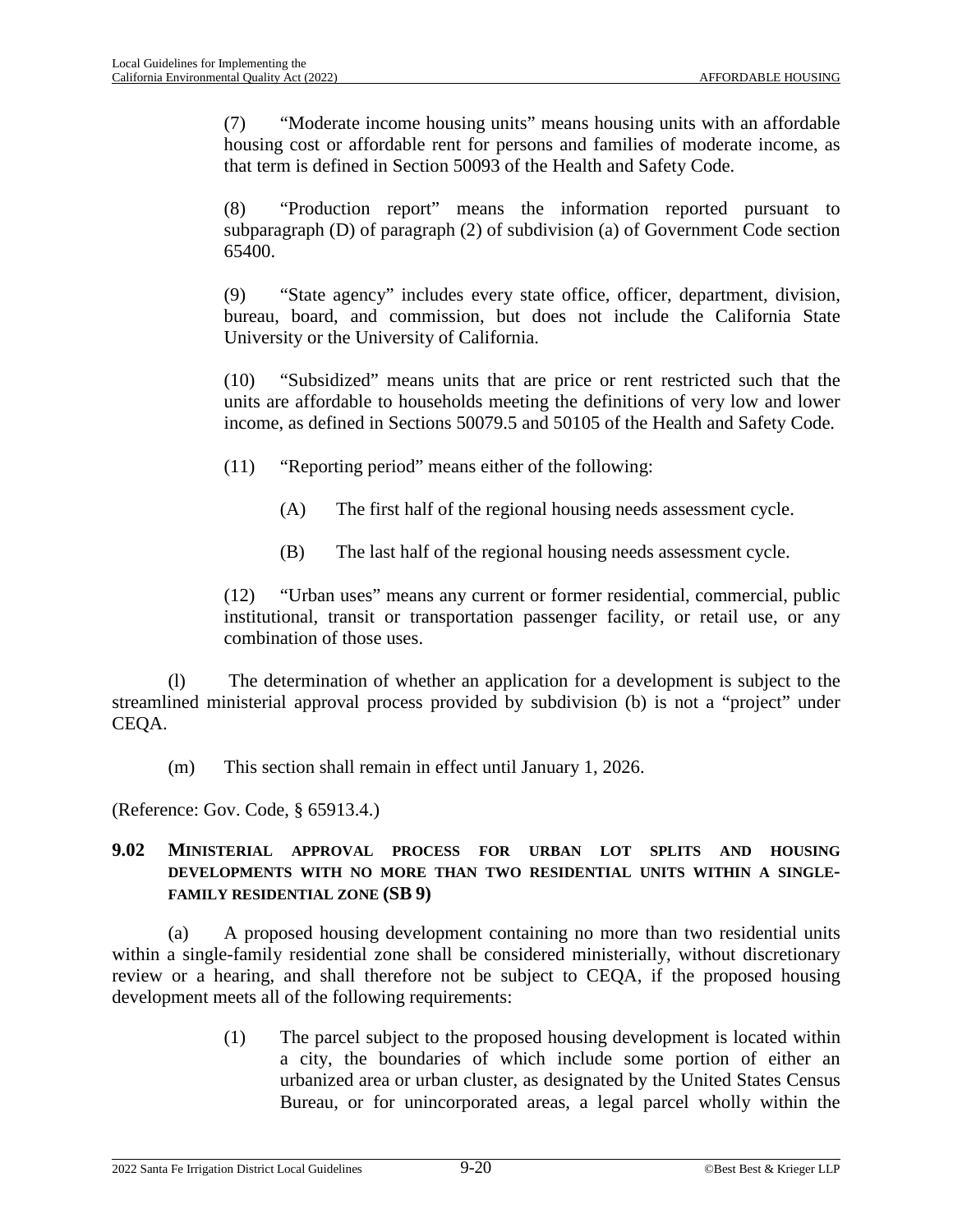(7) "Moderate income housing units" means housing units with an affordable housing cost or affordable rent for persons and families of moderate income, as that term is defined in Section 50093 of the Health and Safety Code.

(8) "Production report" means the information reported pursuant to subparagraph (D) of paragraph (2) of subdivision (a) of Government Code section 65400.

(9) "State agency" includes every state office, officer, department, division, bureau, board, and commission, but does not include the California State University or the University of California.

(10) "Subsidized" means units that are price or rent restricted such that the units are affordable to households meeting the definitions of very low and lower income, as defined in Sections 50079.5 and 50105 of the Health and Safety Code.

(11) "Reporting period" means either of the following:

(A) The first half of the regional housing needs assessment cycle.

(B) The last half of the regional housing needs assessment cycle.

(12) "Urban uses" means any current or former residential, commercial, public institutional, transit or transportation passenger facility, or retail use, or any combination of those uses.

(l) The determination of whether an application for a development is subject to the streamlined ministerial approval process provided by subdivision (b) is not a "project" under CEQA.

(m) This section shall remain in effect until January 1, 2026.

(Reference: Gov. Code, § 65913.4.)

## 9.02 MINISTERIAL APPROVAL PROCESS FOR URBAN LOT SPLITS AND HOUSING DEVELOPMENTS WITH NO MORE THAN TWO RESIDENTIAL UNITS WITHIN A SINGLE-FAMILY RESIDENTIAL ZONE (SB 9)

(a) A proposed housing development containing no more than two residential units within a single-family residential zone shall be considered ministerially, without discretionary review or a hearing, and shall therefore not be subject to CEQA, if the proposed housing development meets all of the following requirements:

(1) The parcel subject to the proposed housing development is located within a city, the boundaries of which include some portion of either an urbanized area or urban cluster, as designated by the United States Census Bureau, or for unincorporated areas, a legal parcel wholly within the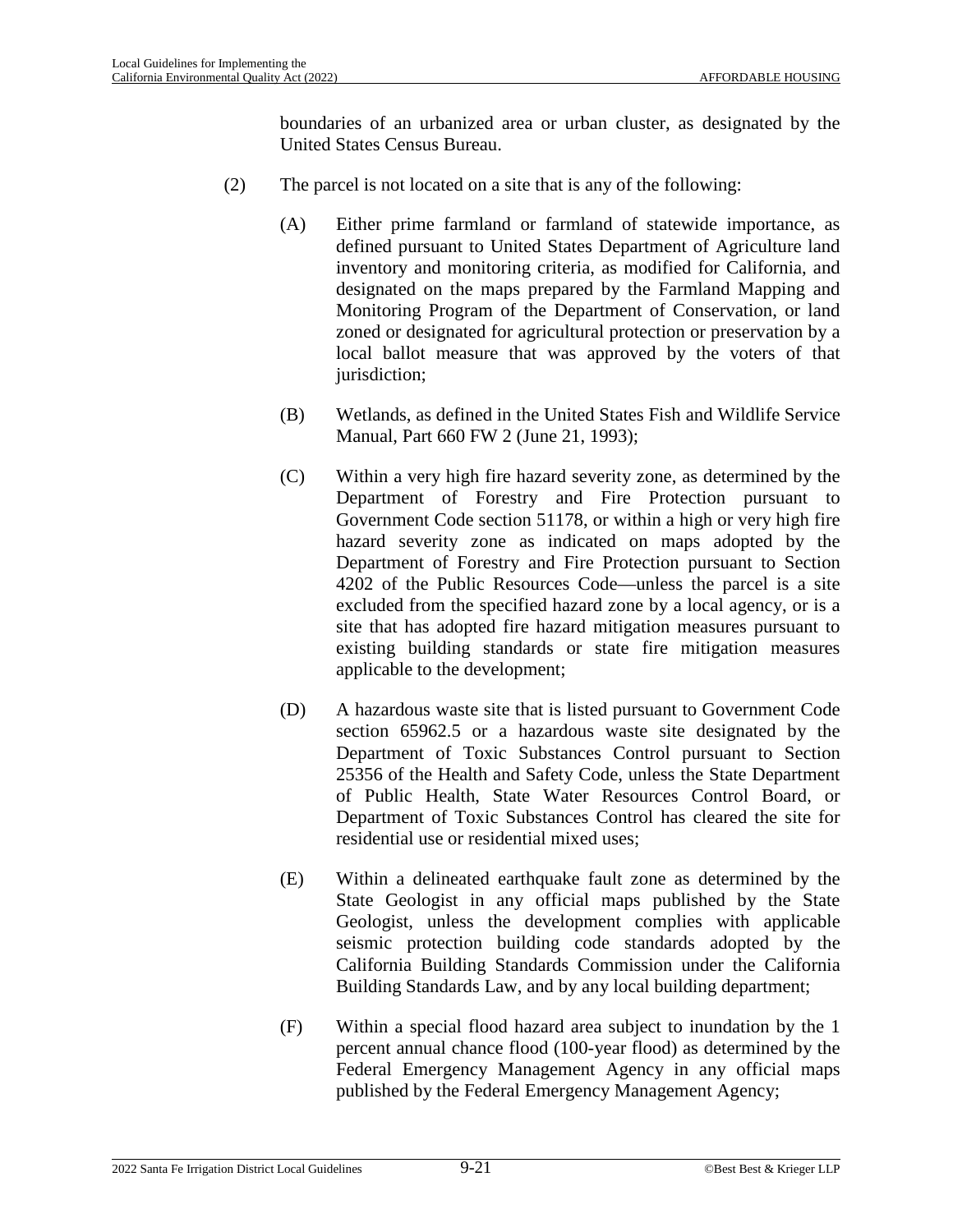boundaries of an urbanized area or urban cluster, as designated by the United States Census Bureau.

(2) The parcel is not located on a site that is any of the following:

(A) Either prime farmland or farmland of statewide importance, as defined pursuant to United States Department of Agriculture land inventory and monitoring criteria, as modified for California, and designated on the maps prepared by the Farmland Mapping and Monitoring Program of the Department of Conservation, or land zoned or designated for agricultural protection or preservation by a local ballot measure that was approved by the voters of that jurisdiction;

(B) Wetlands, as defined in the United States Fish and Wildlife Service Manual, Part 660 FW 2 (June 21, 1993);

(C) Within a very high fire hazard severity zone, as determined by the Department of Forestry and Fire Protection pursuant to Government Code section 51178, or within a high or very high fire hazard severity zone as indicated on maps adopted by the Department of Forestry and Fire Protection pursuant to Section 4202 of the Public Resources Code—unless the parcel is a site excluded from the specified hazard zone by a local agency, or is a site that has adopted fire hazard mitigation measures pursuant to existing building standards or state fire mitigation measures applicable to the development;

(D) A hazardous waste site that is listed pursuant to Government Code section 65962.5 or a hazardous waste site designated by the Department of Toxic Substances Control pursuant to Section 25356 of the Health and Safety Code, unless the State Department of Public Health, State Water Resources Control Board, or Department of Toxic Substances Control has cleared the site for residential use or residential mixed uses;

(E) Within a delineated earthquake fault zone as determined by the State Geologist in any official maps published by the State Geologist, unless the development complies with applicable seismic protection building code standards adopted by the California Building Standards Commission under the California Building Standards Law, and by any local building department;

(F) Within a special flood hazard area subject to inundation by the 1 percent annual chance flood (100-year flood) as determined by the Federal Emergency Management Agency in any official maps published by the Federal Emergency Management Agency;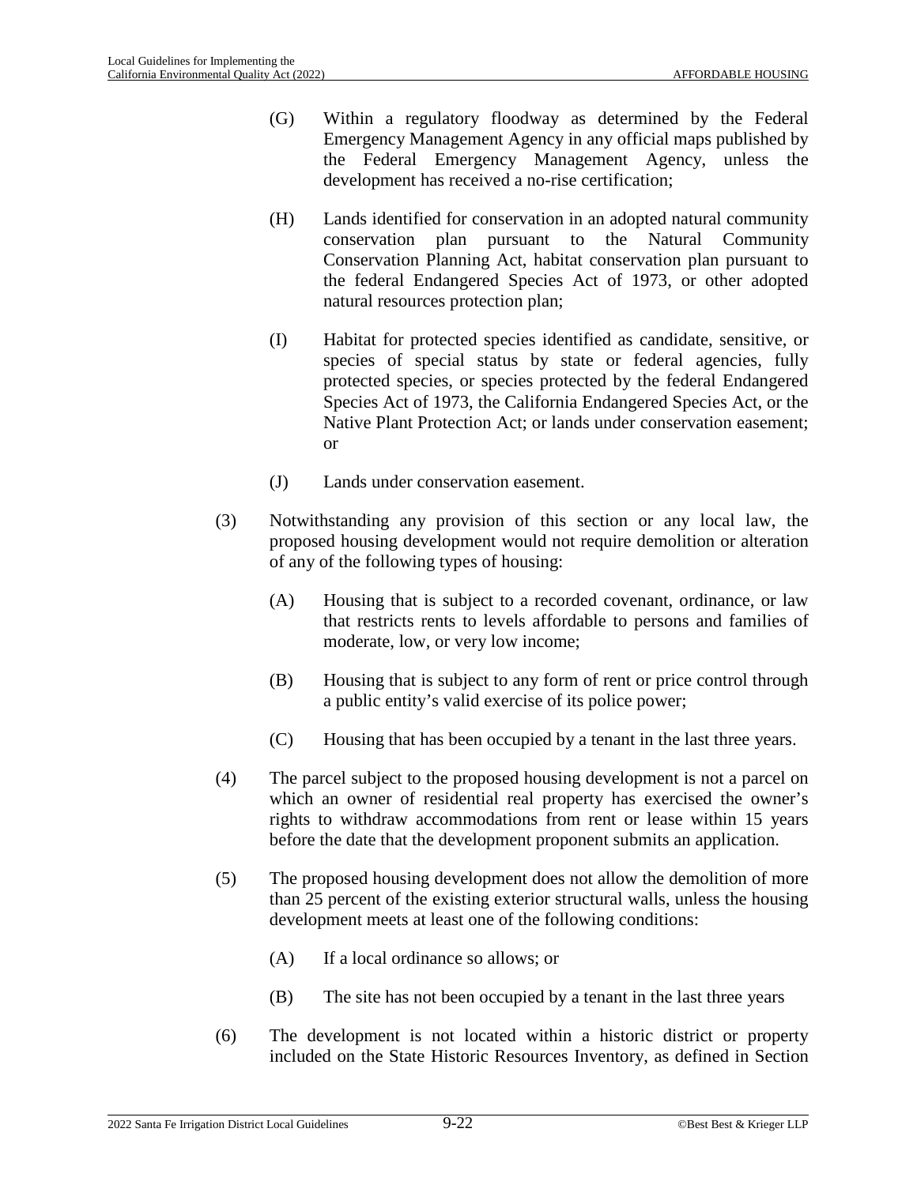(G) Within a regulatory floodway as determined by the Federal Emergency Management Agency in any official maps published by the Federal Emergency Management Agency, unless the development has received a no-rise certification;

(H) Lands identified for conservation in an adopted natural community conservation plan pursuant to the Natural Community Conservation Planning Act, habitat conservation plan pursuant to the federal Endangered Species Act of 1973, or other adopted natural resources protection plan;

(I) Habitat for protected species identified as candidate, sensitive, or species of special status by state or federal agencies, fully protected species, or species protected by the federal Endangered Species Act of 1973, the California Endangered Species Act, or the Native Plant Protection Act; or lands under conservation easement; or

(J) Lands under conservation easement.

(3) Notwithstanding any provision of this section or any local law, the proposed housing development would not require demolition or alteration of any of the following types of housing:

(A) Housing that is subject to a recorded covenant, ordinance, or law that restricts rents to levels affordable to persons and families of moderate, low, or very low income;

(B) Housing that is subject to any form of rent or price control through a public entity's valid exercise of its police power;

(C) Housing that has been occupied by a tenant in the last three years.

(4) The parcel subject to the proposed housing development is not a parcel on which an owner of residential real property has exercised the owner's rights to withdraw accommodations from rent or lease within 15 years before the date that the development proponent submits an application.

(5) The proposed housing development does not allow the demolition of more than 25 percent of the existing exterior structural walls, unless the housing development meets at least one of the following conditions:

(A) If a local ordinance so allows; or

(B) The site has not been occupied by a tenant in the last three years

(6) The development is not located within a historic district or property included on the State Historic Resources Inventory, as defined in Section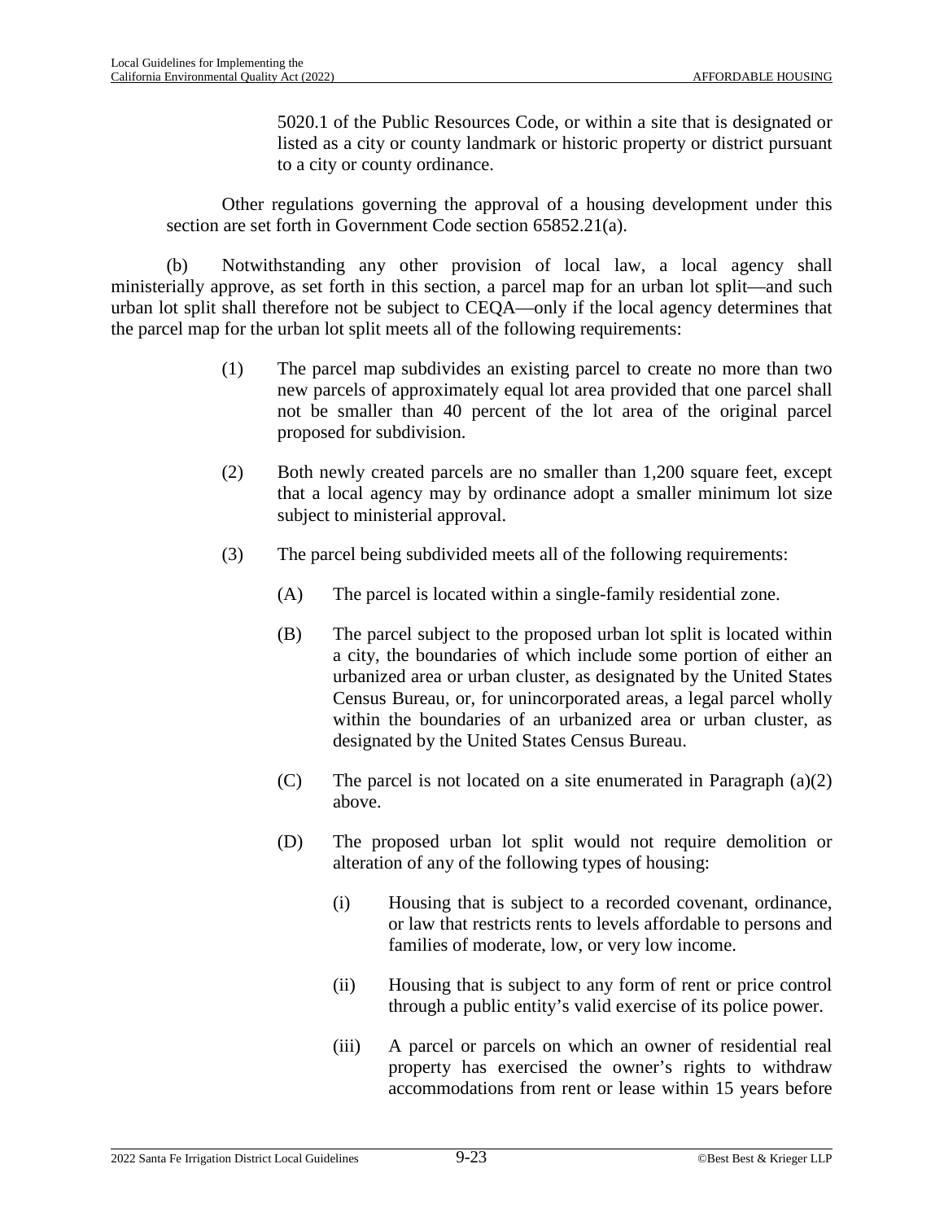5020.1 of the Public Resources Code, or within a site that is designated or listed as a city or county landmark or historic property or district pursuant to a city or county ordinance.

Other regulations governing the approval of a housing development under this section are set forth in Government Code section 65852.21(a).

(b) Notwithstanding any other provision of local law, a local agency shall ministerially approve, as set forth in this section, a parcel map for an urban lot split—and such urban lot split shall therefore not be subject to CEQA—only if the local agency determines that the parcel map for the urban lot split meets all of the following requirements:

(1) The parcel map subdivides an existing parcel to create no more than two new parcels of approximately equal lot area provided that one parcel shall not be smaller than 40 percent of the lot area of the original parcel proposed for subdivision.

(2) Both newly created parcels are no smaller than 1,200 square feet, except that a local agency may by ordinance adopt a smaller minimum lot size subject to ministerial approval.

(3) The parcel being subdivided meets all of the following requirements:

(A) The parcel is located within a single-family residential zone.

(B) The parcel subject to the proposed urban lot split is located within a city, the boundaries of which include some portion of either an urbanized area or urban cluster, as designated by the United States Census Bureau, or, for unincorporated areas, a legal parcel wholly within the boundaries of an urbanized area or urban cluster, as designated by the United States Census Bureau.

(C) The parcel is not located on a site enumerated in Paragraph (a)(2) above.

(D) The proposed urban lot split would not require demolition or alteration of any of the following types of housing:

(i) Housing that is subject to a recorded covenant, ordinance, or law that restricts rents to levels affordable to persons and families of moderate, low, or very low income.

(ii) Housing that is subject to any form of rent or price control through a public entity's valid exercise of its police power.

(iii) A parcel or parcels on which an owner of residential real property has exercised the owner's rights to withdraw accommodations from rent or lease within 15 years before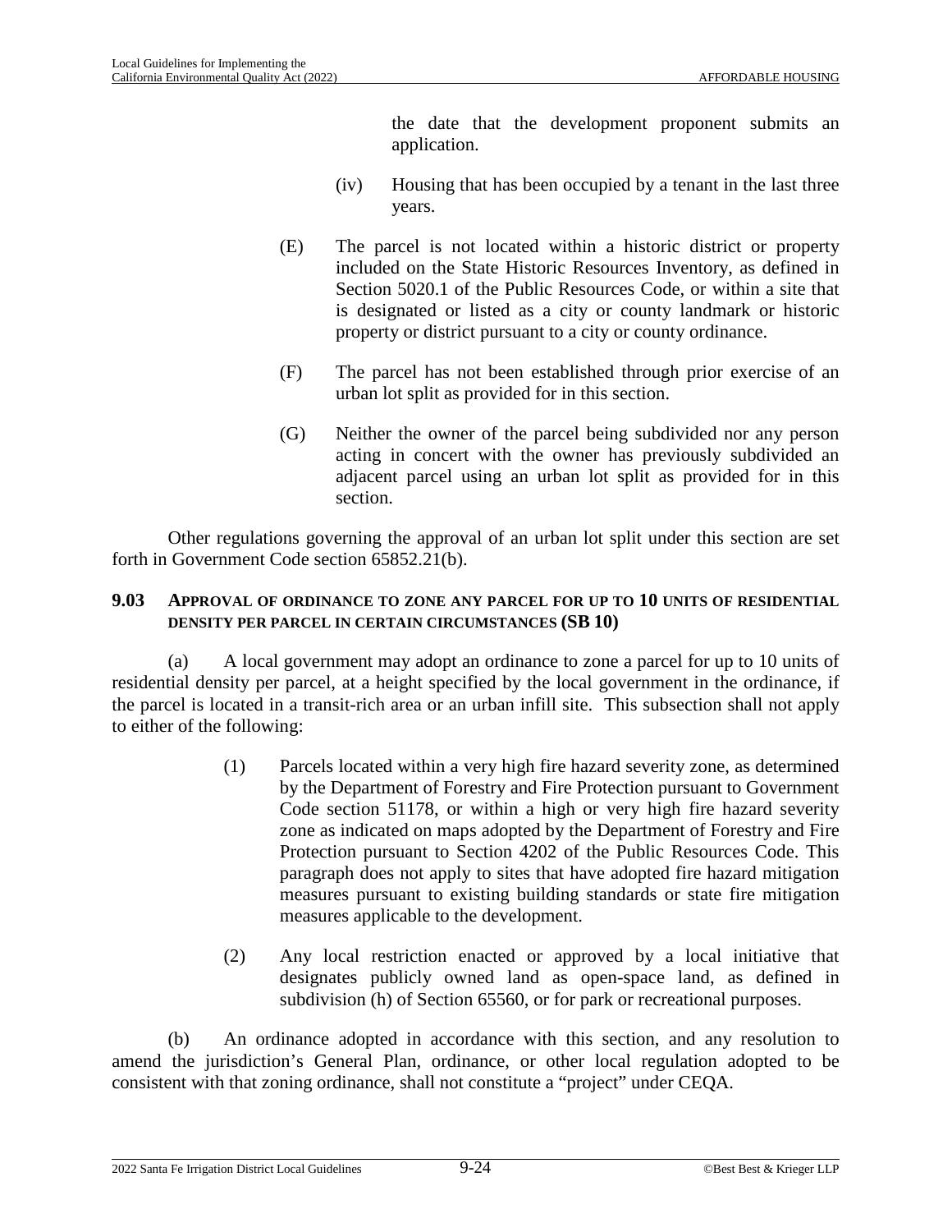the date that the development proponent submits an application.

(iv) Housing that has been occupied by a tenant in the last three years.

(E) The parcel is not located within a historic district or property included on the State Historic Resources Inventory, as defined in Section 5020.1 of the Public Resources Code, or within a site that is designated or listed as a city or county landmark or historic property or district pursuant to a city or county ordinance.

(F) The parcel has not been established through prior exercise of an urban lot split as provided for in this section.

(G) Neither the owner of the parcel being subdivided nor any person acting in concert with the owner has previously subdivided an adjacent parcel using an urban lot split as provided for in this section.

Other regulations governing the approval of an urban lot split under this section are set forth in Government Code section 65852.21(b).

### 9.03 APPROVAL OF ORDINANCE TO ZONE ANY PARCEL FOR UP TO 10 UNITS OF RESIDENTIAL DENSITY PER PARCEL IN CERTAIN CIRCUMSTANCES (SB 10)

(a) A local government may adopt an ordinance to zone a parcel for up to 10 units of residential density per parcel, at a height specified by the local government in the ordinance, if the parcel is located in a transit-rich area or an urban infill site. This subsection shall not apply to either of the following:

(1) Parcels located within a very high fire hazard severity zone, as determined by the Department of Forestry and Fire Protection pursuant to Government Code section 51178, or within a high or very high fire hazard severity zone as indicated on maps adopted by the Department of Forestry and Fire Protection pursuant to Section 4202 of the Public Resources Code. This paragraph does not apply to sites that have adopted fire hazard mitigation measures pursuant to existing building standards or state fire mitigation measures applicable to the development.

(2) Any local restriction enacted or approved by a local initiative that designates publicly owned land as open-space land, as defined in subdivision (h) of Section 65560, or for park or recreational purposes.

(b) An ordinance adopted in accordance with this section, and any resolution to amend the jurisdiction's General Plan, ordinance, or other local regulation adopted to be consistent with that zoning ordinance, shall not constitute a "project" under CEQA.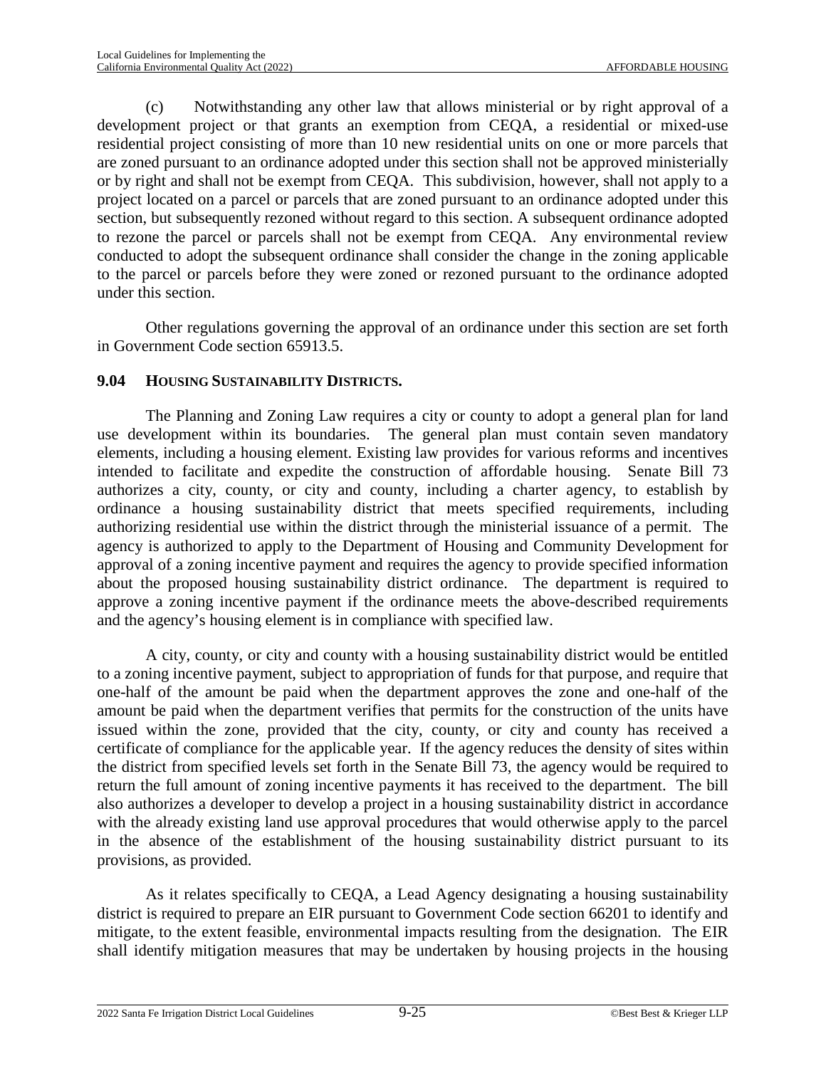(c) Notwithstanding any other law that allows ministerial or by right approval of a development project or that grants an exemption from CEQA, a residential or mixed-use residential project consisting of more than 10 new residential units on one or more parcels that are zoned pursuant to an ordinance adopted under this section shall not be approved ministerially or by right and shall not be exempt from CEQA. This subdivision, however, shall not apply to a project located on a parcel or parcels that are zoned pursuant to an ordinance adopted under this section, but subsequently rezoned without regard to this section. A subsequent ordinance adopted to rezone the parcel or parcels shall not be exempt from CEQA. Any environmental review conducted to adopt the subsequent ordinance shall consider the change in the zoning applicable to the parcel or parcels before they were zoned or rezoned pursuant to the ordinance adopted under this section.

Other regulations governing the approval of an ordinance under this section are set forth in Government Code section 65913.5.

## 9.04 HOUSING SUSTAINABILITY DISTRICTS.

The Planning and Zoning Law requires a city or county to adopt a general plan for land use development within its boundaries. The general plan must contain seven mandatory elements, including a housing element. Existing law provides for various reforms and incentives intended to facilitate and expedite the construction of affordable housing. Senate Bill 73 authorizes a city, county, or city and county, including a charter agency, to establish by ordinance a housing sustainability district that meets specified requirements, including authorizing residential use within the district through the ministerial issuance of a permit. The agency is authorized to apply to the Department of Housing and Community Development for approval of a zoning incentive payment and requires the agency to provide specified information about the proposed housing sustainability district ordinance. The department is required to approve a zoning incentive payment if the ordinance meets the above-described requirements and the agency's housing element is in compliance with specified law.

A city, county, or city and county with a housing sustainability district would be entitled to a zoning incentive payment, subject to appropriation of funds for that purpose, and require that one-half of the amount be paid when the department approves the zone and one-half of the amount be paid when the department verifies that permits for the construction of the units have issued within the zone, provided that the city, county, or city and county has received a certificate of compliance for the applicable year. If the agency reduces the density of sites within the district from specified levels set forth in the Senate Bill 73, the agency would be required to return the full amount of zoning incentive payments it has received to the department. The bill also authorizes a developer to develop a project in a housing sustainability district in accordance with the already existing land use approval procedures that would otherwise apply to the parcel in the absence of the establishment of the housing sustainability district pursuant to its provisions, as provided.

As it relates specifically to CEQA, a Lead Agency designating a housing sustainability district is required to prepare an EIR pursuant to Government Code section 66201 to identify and mitigate, to the extent feasible, environmental impacts resulting from the designation. The EIR shall identify mitigation measures that may be undertaken by housing projects in the housing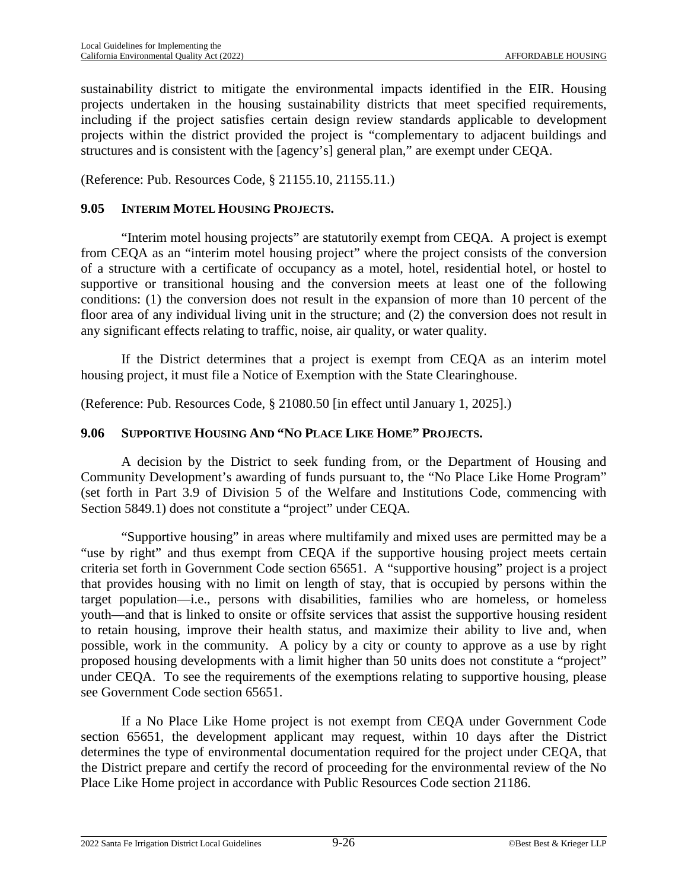sustainability district to mitigate the environmental impacts identified in the EIR. Housing projects undertaken in the housing sustainability districts that meet specified requirements, including if the project satisfies certain design review standards applicable to development projects within the district provided the project is "complementary to adjacent buildings and structures and is consistent with the [agency's] general plan," are exempt under CEQA.

(Reference: Pub. Resources Code, § 21155.10, 21155.11.)

### 9.05 INTERIM MOTEL HOUSING PROJECTS.

"Interim motel housing projects" are statutorily exempt from CEQA. A project is exempt from CEQA as an "interim motel housing project" where the project consists of the conversion of a structure with a certificate of occupancy as a motel, hotel, residential hotel, or hostel to supportive or transitional housing and the conversion meets at least one of the following conditions: (1) the conversion does not result in the expansion of more than 10 percent of the floor area of any individual living unit in the structure; and (2) the conversion does not result in any significant effects relating to traffic, noise, air quality, or water quality.

If the District determines that a project is exempt from CEQA as an interim motel housing project, it must file a Notice of Exemption with the State Clearinghouse.

(Reference: Pub. Resources Code, § 21080.50 [in effect until January 1, 2025].)

### 9.06 SUPPORTIVE HOUSING AND "NO PLACE LIKE HOME" PROJECTS.

A decision by the District to seek funding from, or the Department of Housing and Community Development's awarding of funds pursuant to, the "No Place Like Home Program" (set forth in Part 3.9 of Division 5 of the Welfare and Institutions Code, commencing with Section 5849.1) does not constitute a "project" under CEQA.

"Supportive housing" in areas where multifamily and mixed uses are permitted may be a "use by right" and thus exempt from CEQA if the supportive housing project meets certain criteria set forth in Government Code section 65651. A "supportive housing" project is a project that provides housing with no limit on length of stay, that is occupied by persons within the target population—i.e., persons with disabilities, families who are homeless, or homeless youth—and that is linked to onsite or offsite services that assist the supportive housing resident to retain housing, improve their health status, and maximize their ability to live and, when possible, work in the community. A policy by a city or county to approve as a use by right proposed housing developments with a limit higher than 50 units does not constitute a "project" under CEQA. To see the requirements of the exemptions relating to supportive housing, please see Government Code section 65651.

If a No Place Like Home project is not exempt from CEQA under Government Code section 65651, the development applicant may request, within 10 days after the District determines the type of environmental documentation required for the project under CEQA, that the District prepare and certify the record of proceeding for the environmental review of the No Place Like Home project in accordance with Public Resources Code section 21186.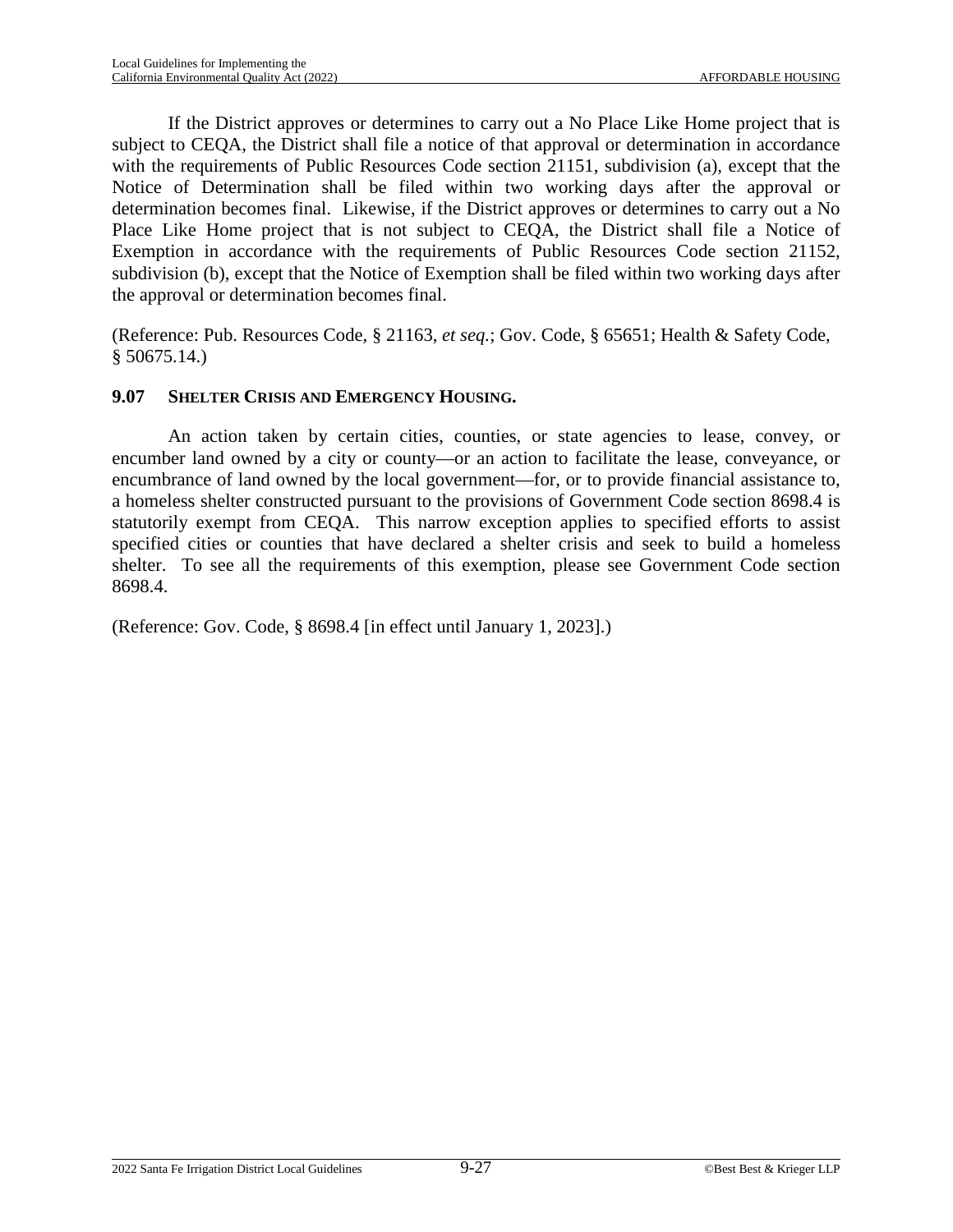If the District approves or determines to carry out a No Place Like Home project that is subject to CEQA, the District shall file a notice of that approval or determination in accordance with the requirements of Public Resources Code section 21151, subdivision (a), except that the Notice of Determination shall be filed within two working days after the approval or determination becomes final. Likewise, if the District approves or determines to carry out a No Place Like Home project that is not subject to CEQA, the District shall file a Notice of Exemption in accordance with the requirements of Public Resources Code section 21152, subdivision (b), except that the Notice of Exemption shall be filed within two working days after the approval or determination becomes final.

(Reference: Pub. Resources Code, § 21163, *et seq.*; Gov. Code, § 65651; Health & Safety Code, § 50675.14.)

### 9.07 SHELTER CRISIS AND EMERGENCY HOUSING.

An action taken by certain cities, counties, or state agencies to lease, convey, or encumber land owned by a city or county—or an action to facilitate the lease, conveyance, or encumbrance of land owned by the local government—for, or to provide financial assistance to, a homeless shelter constructed pursuant to the provisions of Government Code section 8698.4 is statutorily exempt from CEQA. This narrow exception applies to specified efforts to assist specified cities or counties that have declared a shelter crisis and seek to build a homeless shelter. To see all the requirements of this exemption, please see Government Code section 8698.4.

(Reference: Gov. Code, § 8698.4 [in effect until January 1, 2023].)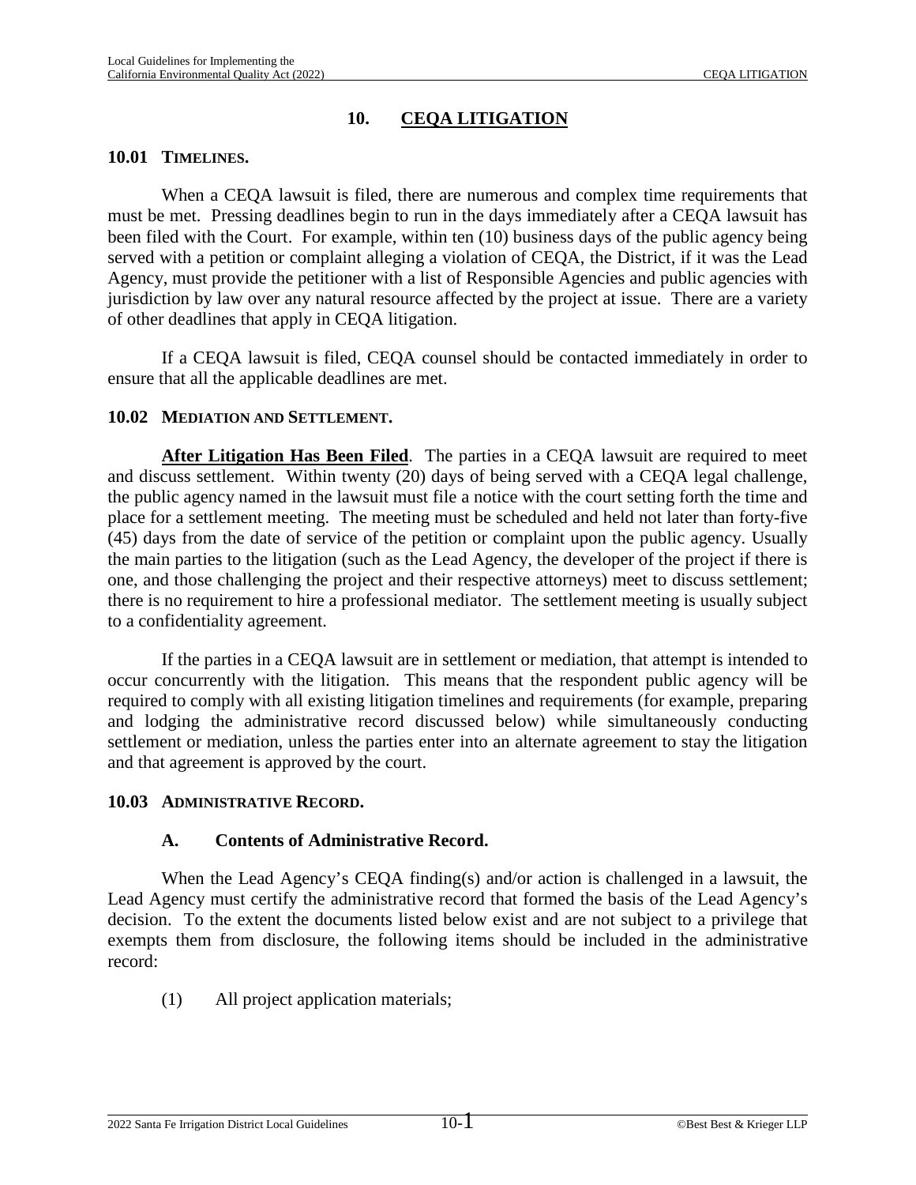# 10. CEQA LITIGATION

## 10.01 TIMELINES.

When a CEQA lawsuit is filed, there are numerous and complex time requirements that must be met. Pressing deadlines begin to run in the days immediately after a CEQA lawsuit has been filed with the Court. For example, within ten (10) business days of the public agency being served with a petition or complaint alleging a violation of CEQA, the District, if it was the Lead Agency, must provide the petitioner with a list of Responsible Agencies and public agencies with jurisdiction by law over any natural resource affected by the project at issue. There are a variety of other deadlines that apply in CEQA litigation.

If a CEQA lawsuit is filed, CEQA counsel should be contacted immediately in order to ensure that all the applicable deadlines are met.

## 10.02 MEDIATION AND SETTLEMENT.

**After Litigation Has Been Filed**. The parties in a CEQA lawsuit are required to meet and discuss settlement. Within twenty (20) days of being served with a CEQA legal challenge, the public agency named in the lawsuit must file a notice with the court setting forth the time and place for a settlement meeting. The meeting must be scheduled and held not later than forty-five (45) days from the date of service of the petition or complaint upon the public agency. Usually the main parties to the litigation (such as the Lead Agency, the developer of the project if there is one, and those challenging the project and their respective attorneys) meet to discuss settlement; there is no requirement to hire a professional mediator. The settlement meeting is usually subject to a confidentiality agreement.

If the parties in a CEQA lawsuit are in settlement or mediation, that attempt is intended to occur concurrently with the litigation. This means that the respondent public agency will be required to comply with all existing litigation timelines and requirements (for example, preparing and lodging the administrative record discussed below) while simultaneously conducting settlement or mediation, unless the parties enter into an alternate agreement to stay the litigation and that agreement is approved by the court.

## 10.03 ADMINISTRATIVE RECORD.

### A. Contents of Administrative Record.

When the Lead Agency's CEQA finding(s) and/or action is challenged in a lawsuit, the Lead Agency must certify the administrative record that formed the basis of the Lead Agency's decision. To the extent the documents listed below exist and are not subject to a privilege that exempts them from disclosure, the following items should be included in the administrative record:

(1) All project application materials;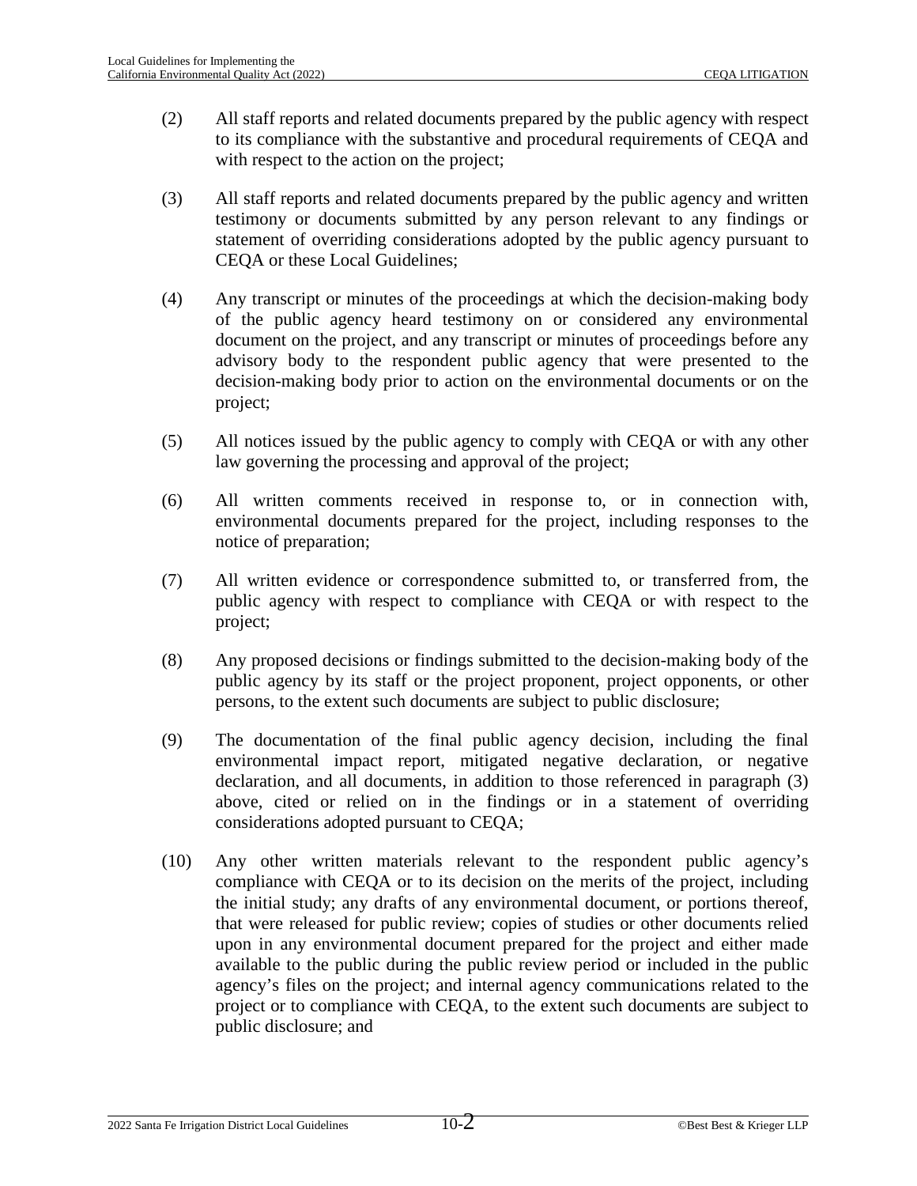(2) All staff reports and related documents prepared by the public agency with respect to its compliance with the substantive and procedural requirements of CEQA and with respect to the action on the project;

(3) All staff reports and related documents prepared by the public agency and written testimony or documents submitted by any person relevant to any findings or statement of overriding considerations adopted by the public agency pursuant to CEQA or these Local Guidelines;

(4) Any transcript or minutes of the proceedings at which the decision-making body of the public agency heard testimony on or considered any environmental document on the project, and any transcript or minutes of proceedings before any advisory body to the respondent public agency that were presented to the decision-making body prior to action on the environmental documents or on the project;

(5) All notices issued by the public agency to comply with CEQA or with any other law governing the processing and approval of the project;

(6) All written comments received in response to, or in connection with, environmental documents prepared for the project, including responses to the notice of preparation;

(7) All written evidence or correspondence submitted to, or transferred from, the public agency with respect to compliance with CEQA or with respect to the project;

(8) Any proposed decisions or findings submitted to the decision-making body of the public agency by its staff or the project proponent, project opponents, or other persons, to the extent such documents are subject to public disclosure;

(9) The documentation of the final public agency decision, including the final environmental impact report, mitigated negative declaration, or negative declaration, and all documents, in addition to those referenced in paragraph (3) above, cited or relied on in the findings or in a statement of overriding considerations adopted pursuant to CEQA;

(10) Any other written materials relevant to the respondent public agency's compliance with CEQA or to its decision on the merits of the project, including the initial study; any drafts of any environmental document, or portions thereof, that were released for public review; copies of studies or other documents relied upon in any environmental document prepared for the project and either made available to the public during the public review period or included in the public agency's files on the project; and internal agency communications related to the project or to compliance with CEQA, to the extent such documents are subject to public disclosure; and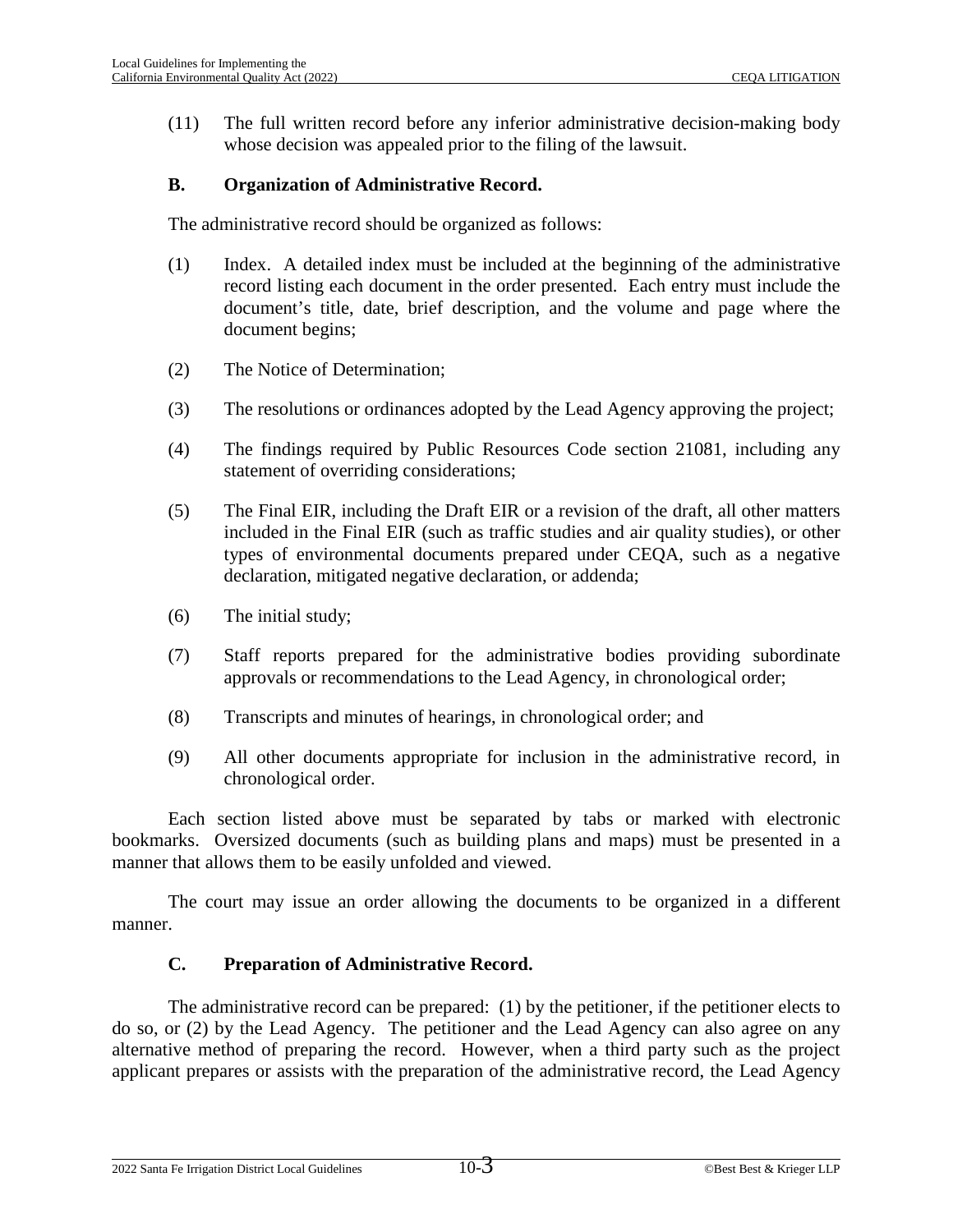(11) The full written record before any inferior administrative decision-making body whose decision was appealed prior to the filing of the lawsuit.

### B. Organization of Administrative Record.

The administrative record should be organized as follows:

(1) Index. A detailed index must be included at the beginning of the administrative record listing each document in the order presented. Each entry must include the document's title, date, brief description, and the volume and page where the document begins;

(2) The Notice of Determination;

(3) The resolutions or ordinances adopted by the Lead Agency approving the project;

(4) The findings required by Public Resources Code section 21081, including any statement of overriding considerations;

(5) The Final EIR, including the Draft EIR or a revision of the draft, all other matters included in the Final EIR (such as traffic studies and air quality studies), or other types of environmental documents prepared under CEQA, such as a negative declaration, mitigated negative declaration, or addenda;

(6) The initial study;

(7) Staff reports prepared for the administrative bodies providing subordinate approvals or recommendations to the Lead Agency, in chronological order;

(8) Transcripts and minutes of hearings, in chronological order; and

(9) All other documents appropriate for inclusion in the administrative record, in chronological order.

Each section listed above must be separated by tabs or marked with electronic bookmarks. Oversized documents (such as building plans and maps) must be presented in a manner that allows them to be easily unfolded and viewed.

The court may issue an order allowing the documents to be organized in a different manner.

### C. Preparation of Administrative Record.

The administrative record can be prepared: (1) by the petitioner, if the petitioner elects to do so, or (2) by the Lead Agency. The petitioner and the Lead Agency can also agree on any alternative method of preparing the record. However, when a third party such as the project applicant prepares or assists with the preparation of the administrative record, the Lead Agency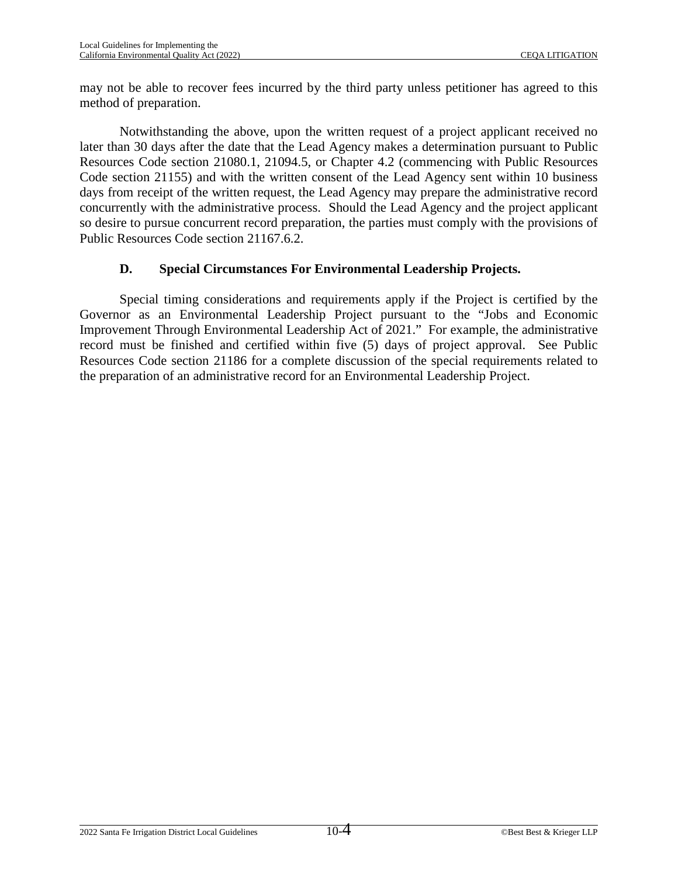may not be able to recover fees incurred by the third party unless petitioner has agreed to this method of preparation.

Notwithstanding the above, upon the written request of a project applicant received no later than 30 days after the date that the Lead Agency makes a determination pursuant to Public Resources Code section 21080.1, 21094.5, or Chapter 4.2 (commencing with Public Resources Code section 21155) and with the written consent of the Lead Agency sent within 10 business days from receipt of the written request, the Lead Agency may prepare the administrative record concurrently with the administrative process. Should the Lead Agency and the project applicant so desire to pursue concurrent record preparation, the parties must comply with the provisions of Public Resources Code section 21167.6.2.

### D. Special Circumstances For Environmental Leadership Projects.

Special timing considerations and requirements apply if the Project is certified by the Governor as an Environmental Leadership Project pursuant to the "Jobs and Economic Improvement Through Environmental Leadership Act of 2021." For example, the administrative record must be finished and certified within five (5) days of project approval. See Public Resources Code section 21186 for a complete discussion of the special requirements related to the preparation of an administrative record for an Environmental Leadership Project.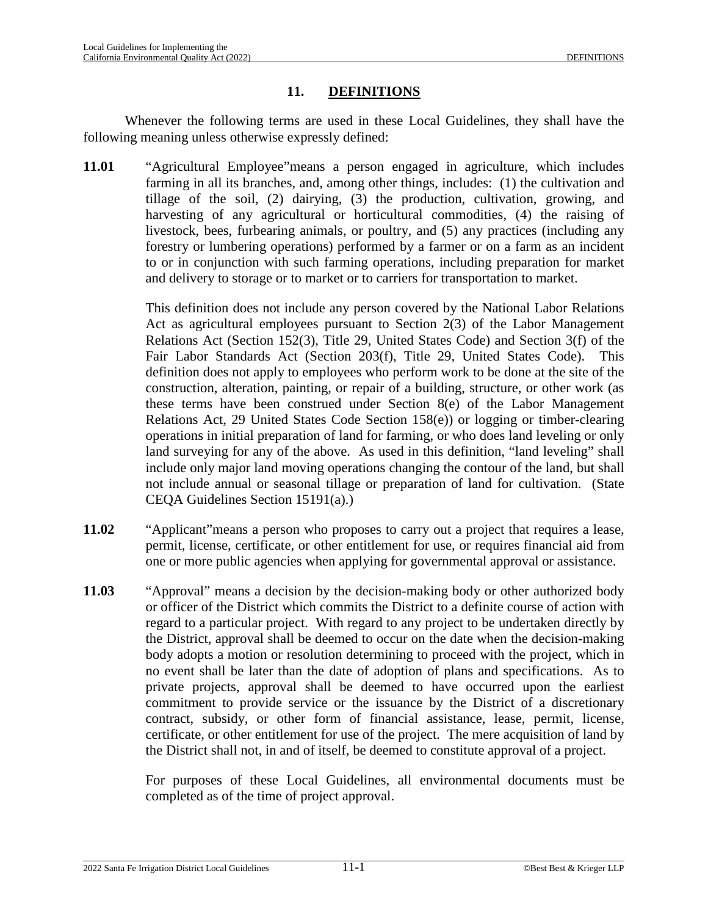## 11. DEFINITIONS

Whenever the following terms are used in these Local Guidelines, they shall have the following meaning unless otherwise expressly defined:

**11.01** "Agricultural Employee"means a person engaged in agriculture, which includes farming in all its branches, and, among other things, includes: (1) the cultivation and tillage of the soil, (2) dairying, (3) the production, cultivation, growing, and harvesting of any agricultural or horticultural commodities, (4) the raising of livestock, bees, furbearing animals, or poultry, and (5) any practices (including any forestry or lumbering operations) performed by a farmer or on a farm as an incident to or in conjunction with such farming operations, including preparation for market and delivery to storage or to market or to carriers for transportation to market.

This definition does not include any person covered by the National Labor Relations Act as agricultural employees pursuant to Section 2(3) of the Labor Management Relations Act (Section 152(3), Title 29, United States Code) and Section 3(f) of the Fair Labor Standards Act (Section 203(f), Title 29, United States Code). This definition does not apply to employees who perform work to be done at the site of the construction, alteration, painting, or repair of a building, structure, or other work (as these terms have been construed under Section 8(e) of the Labor Management Relations Act, 29 United States Code Section 158(e)) or logging or timber-clearing operations in initial preparation of land for farming, or who does land leveling or only land surveying for any of the above. As used in this definition, "land leveling" shall include only major land moving operations changing the contour of the land, but shall not include annual or seasonal tillage or preparation of land for cultivation. (State CEQA Guidelines Section 15191(a).)

**11.02** "Applicant"means a person who proposes to carry out a project that requires a lease, permit, license, certificate, or other entitlement for use, or requires financial aid from one or more public agencies when applying for governmental approval or assistance.

**11.03** "Approval" means a decision by the decision-making body or other authorized body or officer of the District which commits the District to a definite course of action with regard to a particular project. With regard to any project to be undertaken directly by the District, approval shall be deemed to occur on the date when the decision-making body adopts a motion or resolution determining to proceed with the project, which in no event shall be later than the date of adoption of plans and specifications. As to private projects, approval shall be deemed to have occurred upon the earliest commitment to provide service or the issuance by the District of a discretionary contract, subsidy, or other form of financial assistance, lease, permit, license, certificate, or other entitlement for use of the project. The mere acquisition of land by the District shall not, in and of itself, be deemed to constitute approval of a project.

For purposes of these Local Guidelines, all environmental documents must be completed as of the time of project approval.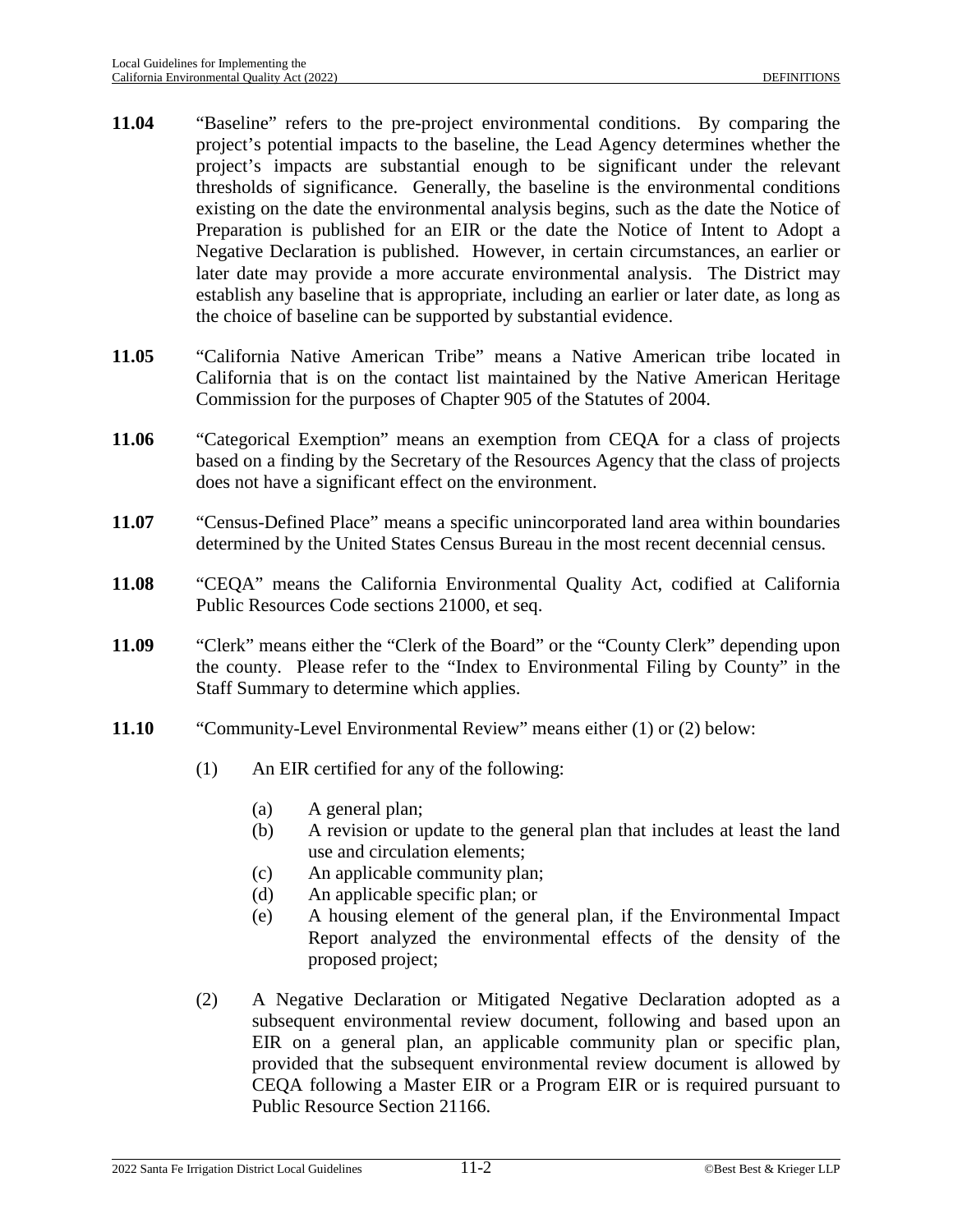**11.04** "Baseline" refers to the pre-project environmental conditions. By comparing the project's potential impacts to the baseline, the Lead Agency determines whether the project's impacts are substantial enough to be significant under the relevant thresholds of significance. Generally, the baseline is the environmental conditions existing on the date the environmental analysis begins, such as the date the Notice of Preparation is published for an EIR or the date the Notice of Intent to Adopt a Negative Declaration is published. However, in certain circumstances, an earlier or later date may provide a more accurate environmental analysis. The District may establish any baseline that is appropriate, including an earlier or later date, as long as the choice of baseline can be supported by substantial evidence.

**11.05** "California Native American Tribe" means a Native American tribe located in California that is on the contact list maintained by the Native American Heritage Commission for the purposes of Chapter 905 of the Statutes of 2004.

**11.06** "Categorical Exemption" means an exemption from CEQA for a class of projects based on a finding by the Secretary of the Resources Agency that the class of projects does not have a significant effect on the environment.

**11.07** "Census-Defined Place" means a specific unincorporated land area within boundaries determined by the United States Census Bureau in the most recent decennial census.

**11.08** "CEQA" means the California Environmental Quality Act, codified at California Public Resources Code sections 21000, et seq.

**11.09** "Clerk" means either the "Clerk of the Board" or the "County Clerk" depending upon the county. Please refer to the "Index to Environmental Filing by County" in the Staff Summary to determine which applies.

**11.10** "Community-Level Environmental Review" means either (1) or (2) below:

(1) An EIR certified for any of the following:

- (a) A general plan;
- (b) A revision or update to the general plan that includes at least the land use and circulation elements;
- (c) An applicable community plan;
- (d) An applicable specific plan; or
- (e) A housing element of the general plan, if the Environmental Impact Report analyzed the environmental effects of the density of the proposed project;

(2) A Negative Declaration or Mitigated Negative Declaration adopted as a subsequent environmental review document, following and based upon an EIR on a general plan, an applicable community plan or specific plan, provided that the subsequent environmental review document is allowed by CEQA following a Master EIR or a Program EIR or is required pursuant to Public Resource Section 21166.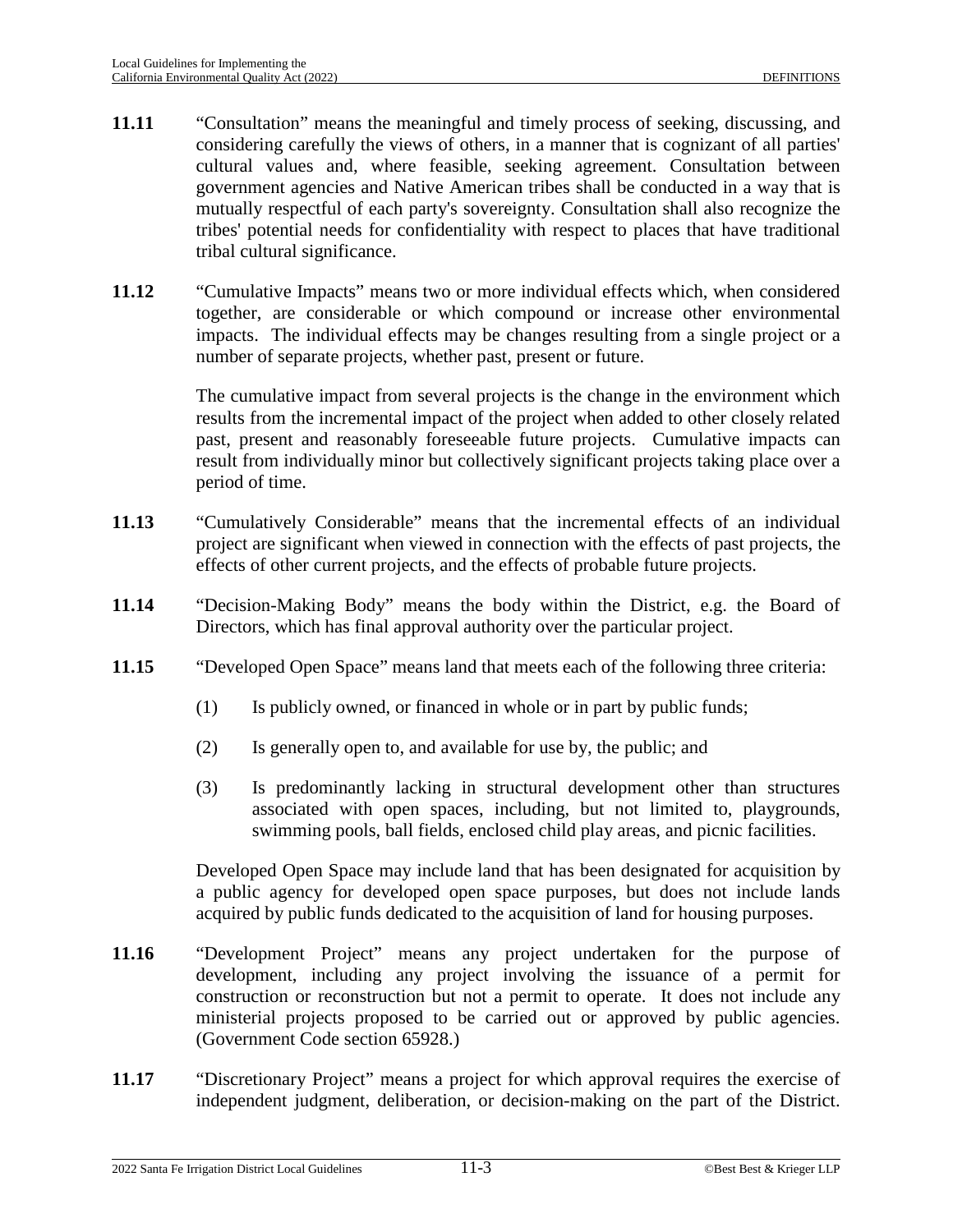**11.11** "Consultation" means the meaningful and timely process of seeking, discussing, and considering carefully the views of others, in a manner that is cognizant of all parties' cultural values and, where feasible, seeking agreement. Consultation between government agencies and Native American tribes shall be conducted in a way that is mutually respectful of each party's sovereignty. Consultation shall also recognize the tribes' potential needs for confidentiality with respect to places that have traditional tribal cultural significance.

**11.12** "Cumulative Impacts" means two or more individual effects which, when considered together, are considerable or which compound or increase other environmental impacts. The individual effects may be changes resulting from a single project or a number of separate projects, whether past, present or future.

The cumulative impact from several projects is the change in the environment which results from the incremental impact of the project when added to other closely related past, present and reasonably foreseeable future projects. Cumulative impacts can result from individually minor but collectively significant projects taking place over a period of time.

**11.13** "Cumulatively Considerable" means that the incremental effects of an individual project are significant when viewed in connection with the effects of past projects, the effects of other current projects, and the effects of probable future projects.

**11.14** "Decision-Making Body" means the body within the District, e.g. the Board of Directors, which has final approval authority over the particular project.

**11.15** "Developed Open Space" means land that meets each of the following three criteria:

(1) Is publicly owned, or financed in whole or in part by public funds;

(2) Is generally open to, and available for use by, the public; and

(3) Is predominantly lacking in structural development other than structures associated with open spaces, including, but not limited to, playgrounds, swimming pools, ball fields, enclosed child play areas, and picnic facilities.

Developed Open Space may include land that has been designated for acquisition by a public agency for developed open space purposes, but does not include lands acquired by public funds dedicated to the acquisition of land for housing purposes.

**11.16** "Development Project" means any project undertaken for the purpose of development, including any project involving the issuance of a permit for construction or reconstruction but not a permit to operate. It does not include any ministerial projects proposed to be carried out or approved by public agencies. (Government Code section 65928.)

**11.17** "Discretionary Project" means a project for which approval requires the exercise of independent judgment, deliberation, or decision-making on the part of the District.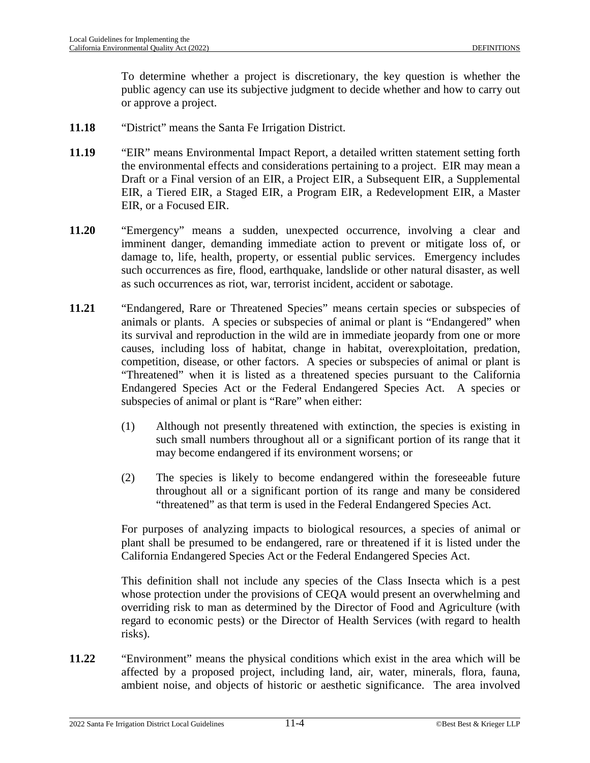To determine whether a project is discretionary, the key question is whether the public agency can use its subjective judgment to decide whether and how to carry out or approve a project.

**11.18** "District" means the Santa Fe Irrigation District.

**11.19** "EIR" means Environmental Impact Report, a detailed written statement setting forth the environmental effects and considerations pertaining to a project. EIR may mean a Draft or a Final version of an EIR, a Project EIR, a Subsequent EIR, a Supplemental EIR, a Tiered EIR, a Staged EIR, a Program EIR, a Redevelopment EIR, a Master EIR, or a Focused EIR.

**11.20** "Emergency" means a sudden, unexpected occurrence, involving a clear and imminent danger, demanding immediate action to prevent or mitigate loss of, or damage to, life, health, property, or essential public services. Emergency includes such occurrences as fire, flood, earthquake, landslide or other natural disaster, as well as such occurrences as riot, war, terrorist incident, accident or sabotage.

**11.21** "Endangered, Rare or Threatened Species" means certain species or subspecies of animals or plants. A species or subspecies of animal or plant is "Endangered" when its survival and reproduction in the wild are in immediate jeopardy from one or more causes, including loss of habitat, change in habitat, overexploitation, predation, competition, disease, or other factors. A species or subspecies of animal or plant is "Threatened" when it is listed as a threatened species pursuant to the California Endangered Species Act or the Federal Endangered Species Act. A species or subspecies of animal or plant is "Rare" when either:

(1) Although not presently threatened with extinction, the species is existing in such small numbers throughout all or a significant portion of its range that it may become endangered if its environment worsens; or

(2) The species is likely to become endangered within the foreseeable future throughout all or a significant portion of its range and many be considered "threatened" as that term is used in the Federal Endangered Species Act.

For purposes of analyzing impacts to biological resources, a species of animal or plant shall be presumed to be endangered, rare or threatened if it is listed under the California Endangered Species Act or the Federal Endangered Species Act.

This definition shall not include any species of the Class Insecta which is a pest whose protection under the provisions of CEQA would present an overwhelming and overriding risk to man as determined by the Director of Food and Agriculture (with regard to economic pests) or the Director of Health Services (with regard to health risks).

**11.22** "Environment" means the physical conditions which exist in the area which will be affected by a proposed project, including land, air, water, minerals, flora, fauna, ambient noise, and objects of historic or aesthetic significance. The area involved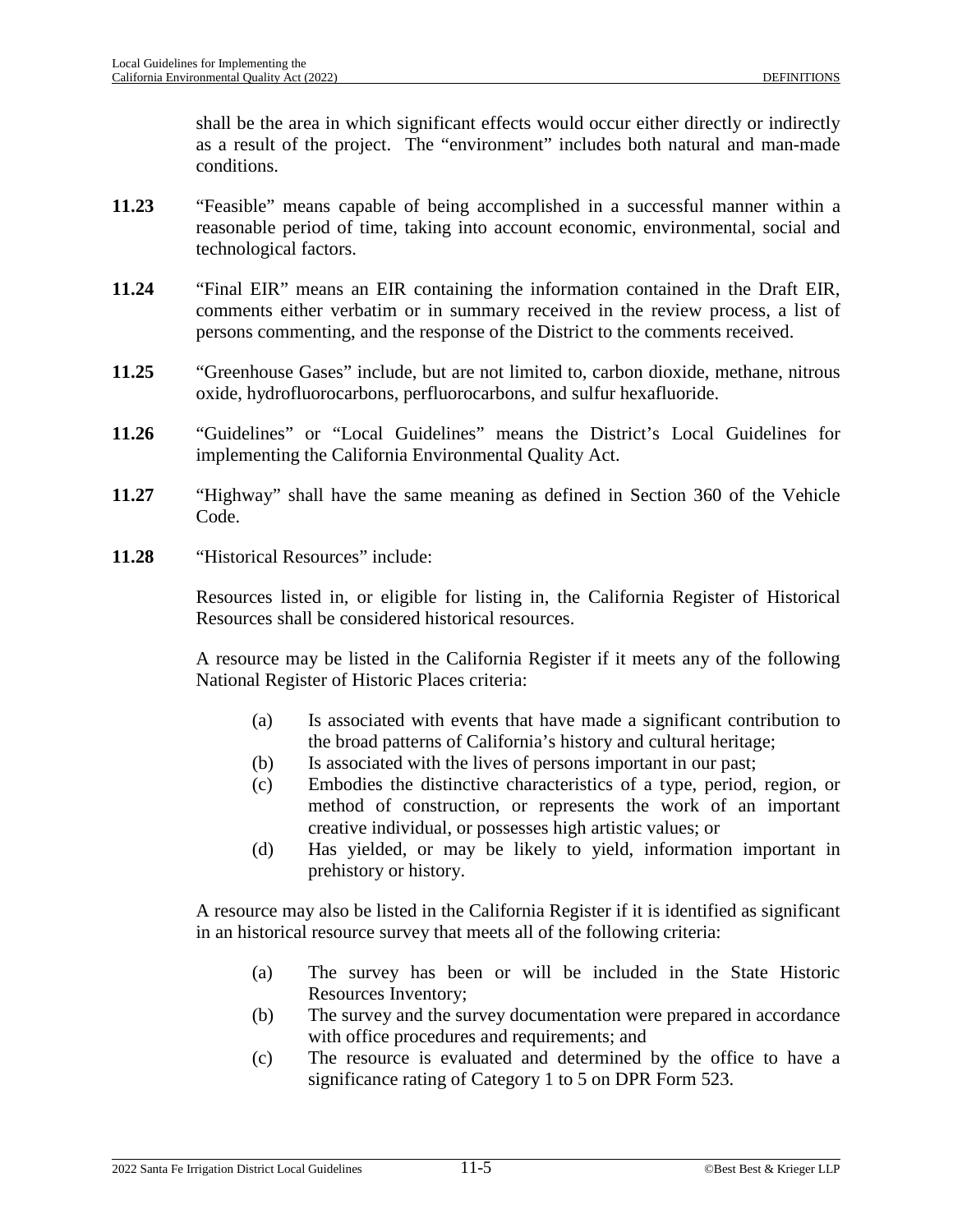shall be the area in which significant effects would occur either directly or indirectly as a result of the project. The "environment" includes both natural and man-made conditions.

**11.23** "Feasible" means capable of being accomplished in a successful manner within a reasonable period of time, taking into account economic, environmental, social and technological factors.

**11.24** "Final EIR" means an EIR containing the information contained in the Draft EIR, comments either verbatim or in summary received in the review process, a list of persons commenting, and the response of the District to the comments received.

**11.25** "Greenhouse Gases" include, but are not limited to, carbon dioxide, methane, nitrous oxide, hydrofluorocarbons, perfluorocarbons, and sulfur hexafluoride.

**11.26** "Guidelines" or "Local Guidelines" means the District's Local Guidelines for implementing the California Environmental Quality Act.

**11.27** "Highway" shall have the same meaning as defined in Section 360 of the Vehicle Code.

**11.28** "Historical Resources" include:

Resources listed in, or eligible for listing in, the California Register of Historical Resources shall be considered historical resources.

A resource may be listed in the California Register if it meets any of the following National Register of Historic Places criteria:

(a) Is associated with events that have made a significant contribution to the broad patterns of California's history and cultural heritage;
(b) Is associated with the lives of persons important in our past;
(c) Embodies the distinctive characteristics of a type, period, region, or method of construction, or represents the work of an important creative individual, or possesses high artistic values; or
(d) Has yielded, or may be likely to yield, information important in prehistory or history.

A resource may also be listed in the California Register if it is identified as significant in an historical resource survey that meets all of the following criteria:

(a) The survey has been or will be included in the State Historic Resources Inventory;
(b) The survey and the survey documentation were prepared in accordance with office procedures and requirements; and
(c) The resource is evaluated and determined by the office to have a significance rating of Category 1 to 5 on DPR Form 523.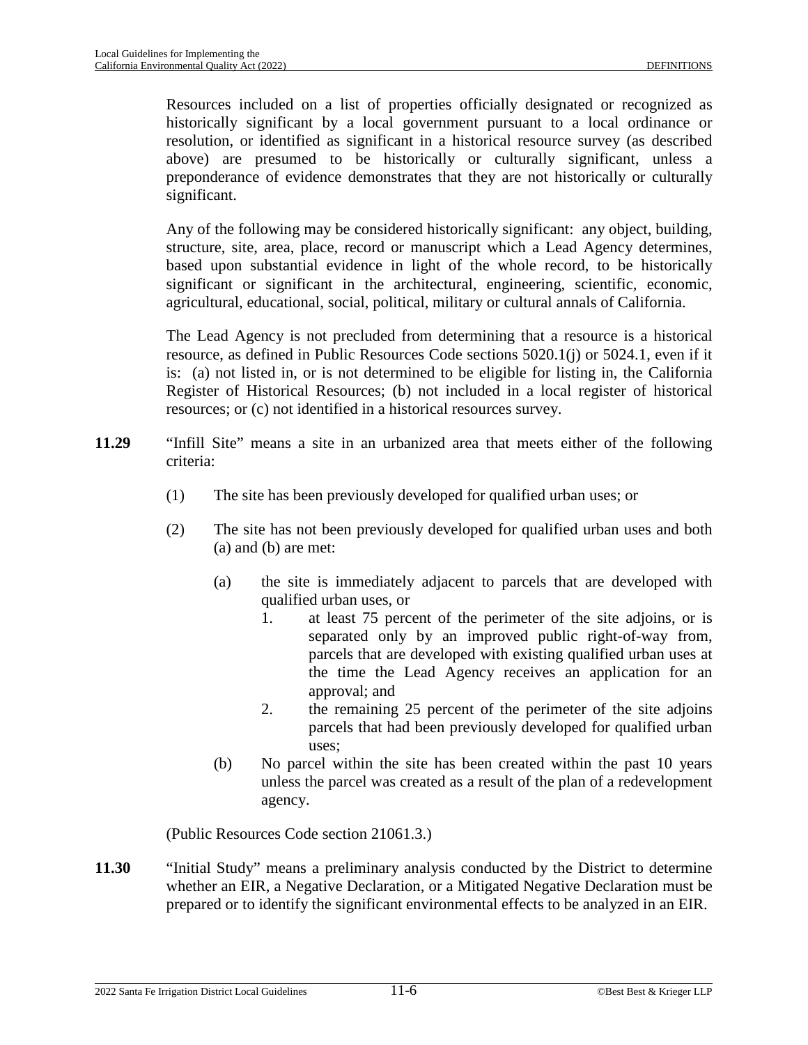Resources included on a list of properties officially designated or recognized as historically significant by a local government pursuant to a local ordinance or resolution, or identified as significant in a historical resource survey (as described above) are presumed to be historically or culturally significant, unless a preponderance of evidence demonstrates that they are not historically or culturally significant.

Any of the following may be considered historically significant: any object, building, structure, site, area, place, record or manuscript which a Lead Agency determines, based upon substantial evidence in light of the whole record, to be historically significant or significant in the architectural, engineering, scientific, economic, agricultural, educational, social, political, military or cultural annals of California.

The Lead Agency is not precluded from determining that a resource is a historical resource, as defined in Public Resources Code sections 5020.1(j) or 5024.1, even if it is: (a) not listed in, or is not determined to be eligible for listing in, the California Register of Historical Resources; (b) not included in a local register of historical resources; or (c) not identified in a historical resources survey.

**11.29** "Infill Site" means a site in an urbanized area that meets either of the following criteria:

(1) The site has been previously developed for qualified urban uses; or

(2) The site has not been previously developed for qualified urban uses and both (a) and (b) are met:

(a) the site is immediately adjacent to parcels that are developed with qualified urban uses, or

1. at least 75 percent of the perimeter of the site adjoins, or is separated only by an improved public right-of-way from, parcels that are developed with existing qualified urban uses at the time the Lead Agency receives an application for an approval; and
2. the remaining 25 percent of the perimeter of the site adjoins parcels that had been previously developed for qualified urban uses;

(b) No parcel within the site has been created within the past 10 years unless the parcel was created as a result of the plan of a redevelopment agency.

(Public Resources Code section 21061.3.)

**11.30** "Initial Study" means a preliminary analysis conducted by the District to determine whether an EIR, a Negative Declaration, or a Mitigated Negative Declaration must be prepared or to identify the significant environmental effects to be analyzed in an EIR.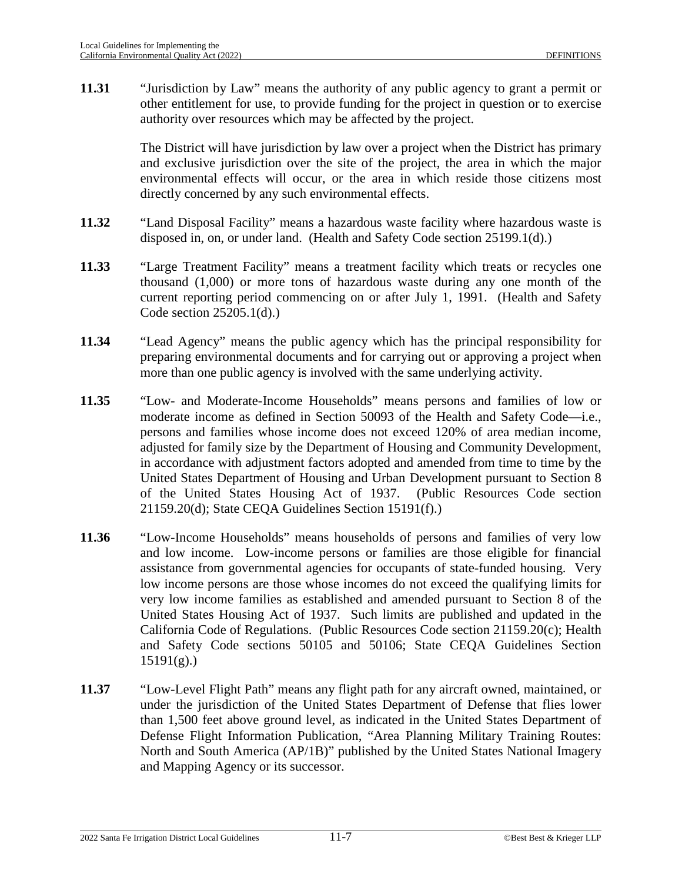**11.31** "Jurisdiction by Law" means the authority of any public agency to grant a permit or other entitlement for use, to provide funding for the project in question or to exercise authority over resources which may be affected by the project.

The District will have jurisdiction by law over a project when the District has primary and exclusive jurisdiction over the site of the project, the area in which the major environmental effects will occur, or the area in which reside those citizens most directly concerned by any such environmental effects.

**11.32** "Land Disposal Facility" means a hazardous waste facility where hazardous waste is disposed in, on, or under land. (Health and Safety Code section 25199.1(d).)

**11.33** "Large Treatment Facility" means a treatment facility which treats or recycles one thousand (1,000) or more tons of hazardous waste during any one month of the current reporting period commencing on or after July 1, 1991. (Health and Safety Code section 25205.1(d).)

**11.34** "Lead Agency" means the public agency which has the principal responsibility for preparing environmental documents and for carrying out or approving a project when more than one public agency is involved with the same underlying activity.

**11.35** "Low- and Moderate-Income Households" means persons and families of low or moderate income as defined in Section 50093 of the Health and Safety Code—i.e., persons and families whose income does not exceed 120% of area median income, adjusted for family size by the Department of Housing and Community Development, in accordance with adjustment factors adopted and amended from time to time by the United States Department of Housing and Urban Development pursuant to Section 8 of the United States Housing Act of 1937. (Public Resources Code section 21159.20(d); State CEQA Guidelines Section 15191(f).)

**11.36** "Low-Income Households" means households of persons and families of very low and low income. Low-income persons or families are those eligible for financial assistance from governmental agencies for occupants of state-funded housing. Very low income persons are those whose incomes do not exceed the qualifying limits for very low income families as established and amended pursuant to Section 8 of the United States Housing Act of 1937. Such limits are published and updated in the California Code of Regulations. (Public Resources Code section 21159.20(c); Health and Safety Code sections 50105 and 50106; State CEQA Guidelines Section 15191(g).)

**11.37** "Low-Level Flight Path" means any flight path for any aircraft owned, maintained, or under the jurisdiction of the United States Department of Defense that flies lower than 1,500 feet above ground level, as indicated in the United States Department of Defense Flight Information Publication, "Area Planning Military Training Routes: North and South America (AP/1B)" published by the United States National Imagery and Mapping Agency or its successor.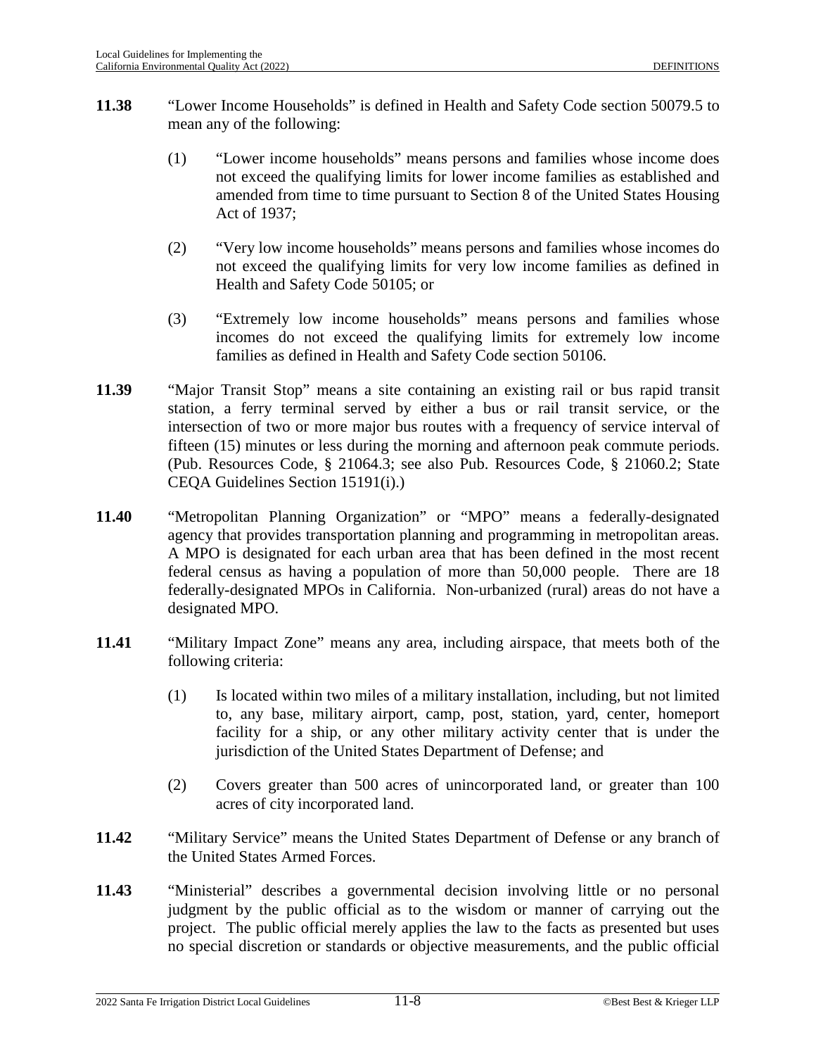**11.38** "Lower Income Households" is defined in Health and Safety Code section 50079.5 to mean any of the following:

(1) "Lower income households" means persons and families whose income does not exceed the qualifying limits for lower income families as established and amended from time to time pursuant to Section 8 of the United States Housing Act of 1937;

(2) "Very low income households" means persons and families whose incomes do not exceed the qualifying limits for very low income families as defined in Health and Safety Code 50105; or

(3) "Extremely low income households" means persons and families whose incomes do not exceed the qualifying limits for extremely low income families as defined in Health and Safety Code section 50106.

**11.39** "Major Transit Stop" means a site containing an existing rail or bus rapid transit station, a ferry terminal served by either a bus or rail transit service, or the intersection of two or more major bus routes with a frequency of service interval of fifteen (15) minutes or less during the morning and afternoon peak commute periods. (Pub. Resources Code, § 21064.3; see also Pub. Resources Code, § 21060.2; State CEQA Guidelines Section 15191(i).)

**11.40** "Metropolitan Planning Organization" or "MPO" means a federally-designated agency that provides transportation planning and programming in metropolitan areas. A MPO is designated for each urban area that has been defined in the most recent federal census as having a population of more than 50,000 people. There are 18 federally-designated MPOs in California. Non-urbanized (rural) areas do not have a designated MPO.

**11.41** "Military Impact Zone" means any area, including airspace, that meets both of the following criteria:

(1) Is located within two miles of a military installation, including, but not limited to, any base, military airport, camp, post, station, yard, center, homeport facility for a ship, or any other military activity center that is under the jurisdiction of the United States Department of Defense; and

(2) Covers greater than 500 acres of unincorporated land, or greater than 100 acres of city incorporated land.

**11.42** "Military Service" means the United States Department of Defense or any branch of the United States Armed Forces.

**11.43** "Ministerial" describes a governmental decision involving little or no personal judgment by the public official as to the wisdom or manner of carrying out the project. The public official merely applies the law to the facts as presented but uses no special discretion or standards or objective measurements, and the public official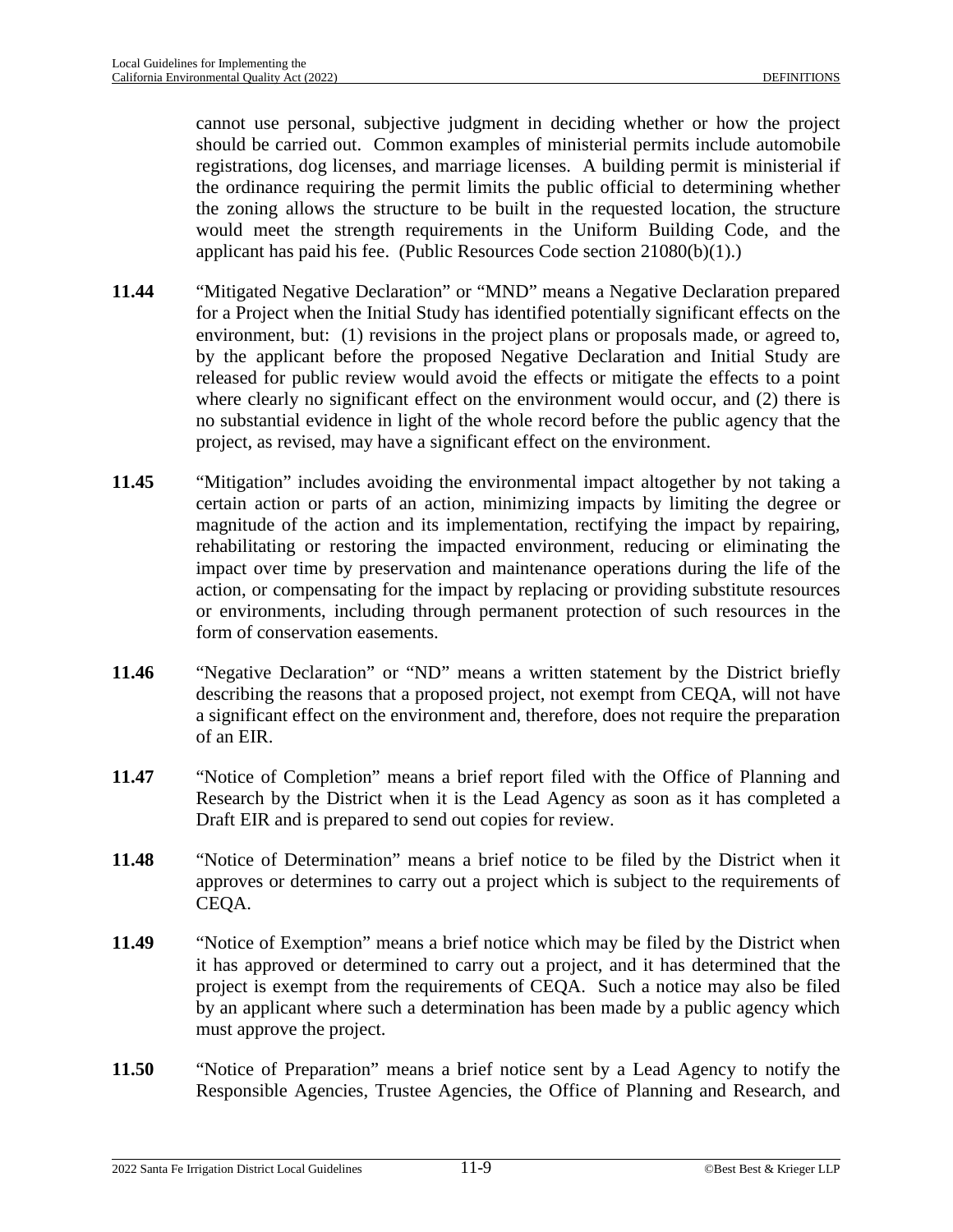cannot use personal, subjective judgment in deciding whether or how the project should be carried out. Common examples of ministerial permits include automobile registrations, dog licenses, and marriage licenses. A building permit is ministerial if the ordinance requiring the permit limits the public official to determining whether the zoning allows the structure to be built in the requested location, the structure would meet the strength requirements in the Uniform Building Code, and the applicant has paid his fee. (Public Resources Code section 21080(b)(1).)

**11.44** "Mitigated Negative Declaration" or "MND" means a Negative Declaration prepared for a Project when the Initial Study has identified potentially significant effects on the environment, but: (1) revisions in the project plans or proposals made, or agreed to, by the applicant before the proposed Negative Declaration and Initial Study are released for public review would avoid the effects or mitigate the effects to a point where clearly no significant effect on the environment would occur, and (2) there is no substantial evidence in light of the whole record before the public agency that the project, as revised, may have a significant effect on the environment.

**11.45** "Mitigation" includes avoiding the environmental impact altogether by not taking a certain action or parts of an action, minimizing impacts by limiting the degree or magnitude of the action and its implementation, rectifying the impact by repairing, rehabilitating or restoring the impacted environment, reducing or eliminating the impact over time by preservation and maintenance operations during the life of the action, or compensating for the impact by replacing or providing substitute resources or environments, including through permanent protection of such resources in the form of conservation easements.

**11.46** "Negative Declaration" or "ND" means a written statement by the District briefly describing the reasons that a proposed project, not exempt from CEQA, will not have a significant effect on the environment and, therefore, does not require the preparation of an EIR.

**11.47** "Notice of Completion" means a brief report filed with the Office of Planning and Research by the District when it is the Lead Agency as soon as it has completed a Draft EIR and is prepared to send out copies for review.

**11.48** "Notice of Determination" means a brief notice to be filed by the District when it approves or determines to carry out a project which is subject to the requirements of CEQA.

**11.49** "Notice of Exemption" means a brief notice which may be filed by the District when it has approved or determined to carry out a project, and it has determined that the project is exempt from the requirements of CEQA. Such a notice may also be filed by an applicant where such a determination has been made by a public agency which must approve the project.

**11.50** "Notice of Preparation" means a brief notice sent by a Lead Agency to notify the Responsible Agencies, Trustee Agencies, the Office of Planning and Research, and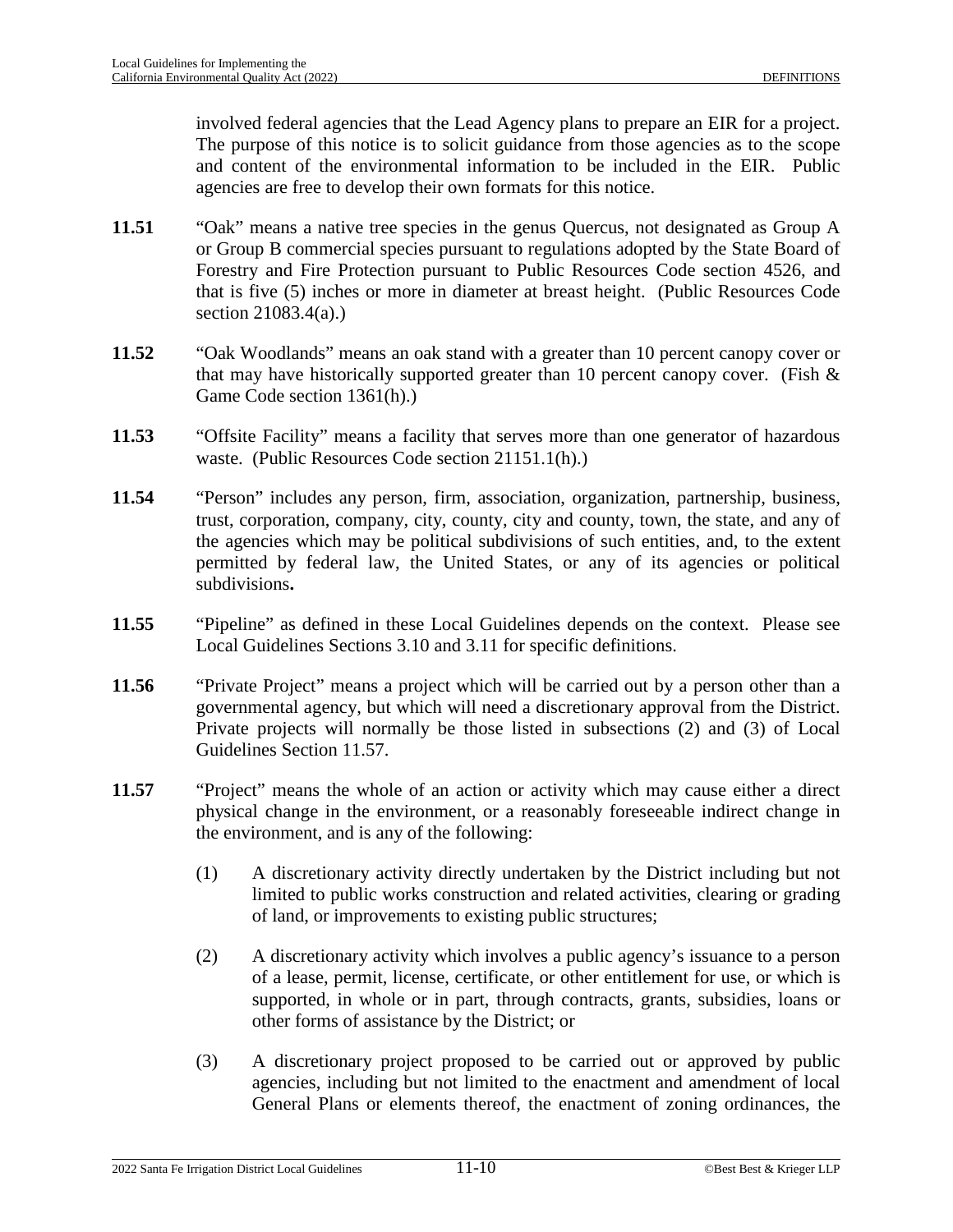involved federal agencies that the Lead Agency plans to prepare an EIR for a project. The purpose of this notice is to solicit guidance from those agencies as to the scope and content of the environmental information to be included in the EIR. Public agencies are free to develop their own formats for this notice.

**11.51** "Oak" means a native tree species in the genus Quercus, not designated as Group A or Group B commercial species pursuant to regulations adopted by the State Board of Forestry and Fire Protection pursuant to Public Resources Code section 4526, and that is five (5) inches or more in diameter at breast height. (Public Resources Code section 21083.4(a).)

**11.52** "Oak Woodlands" means an oak stand with a greater than 10 percent canopy cover or that may have historically supported greater than 10 percent canopy cover. (Fish & Game Code section 1361(h).)

**11.53** "Offsite Facility" means a facility that serves more than one generator of hazardous waste. (Public Resources Code section 21151.1(h).)

**11.54** "Person" includes any person, firm, association, organization, partnership, business, trust, corporation, company, city, county, city and county, town, the state, and any of the agencies which may be political subdivisions of such entities, and, to the extent permitted by federal law, the United States, or any of its agencies or political subdivisions**.**

**11.55** "Pipeline" as defined in these Local Guidelines depends on the context. Please see Local Guidelines Sections 3.10 and 3.11 for specific definitions.

**11.56** "Private Project" means a project which will be carried out by a person other than a governmental agency, but which will need a discretionary approval from the District. Private projects will normally be those listed in subsections (2) and (3) of Local Guidelines Section 11.57.

**11.57** "Project" means the whole of an action or activity which may cause either a direct physical change in the environment, or a reasonably foreseeable indirect change in the environment, and is any of the following:

(1) A discretionary activity directly undertaken by the District including but not limited to public works construction and related activities, clearing or grading of land, or improvements to existing public structures;

(2) A discretionary activity which involves a public agency's issuance to a person of a lease, permit, license, certificate, or other entitlement for use, or which is supported, in whole or in part, through contracts, grants, subsidies, loans or other forms of assistance by the District; or

(3) A discretionary project proposed to be carried out or approved by public agencies, including but not limited to the enactment and amendment of local General Plans or elements thereof, the enactment of zoning ordinances, the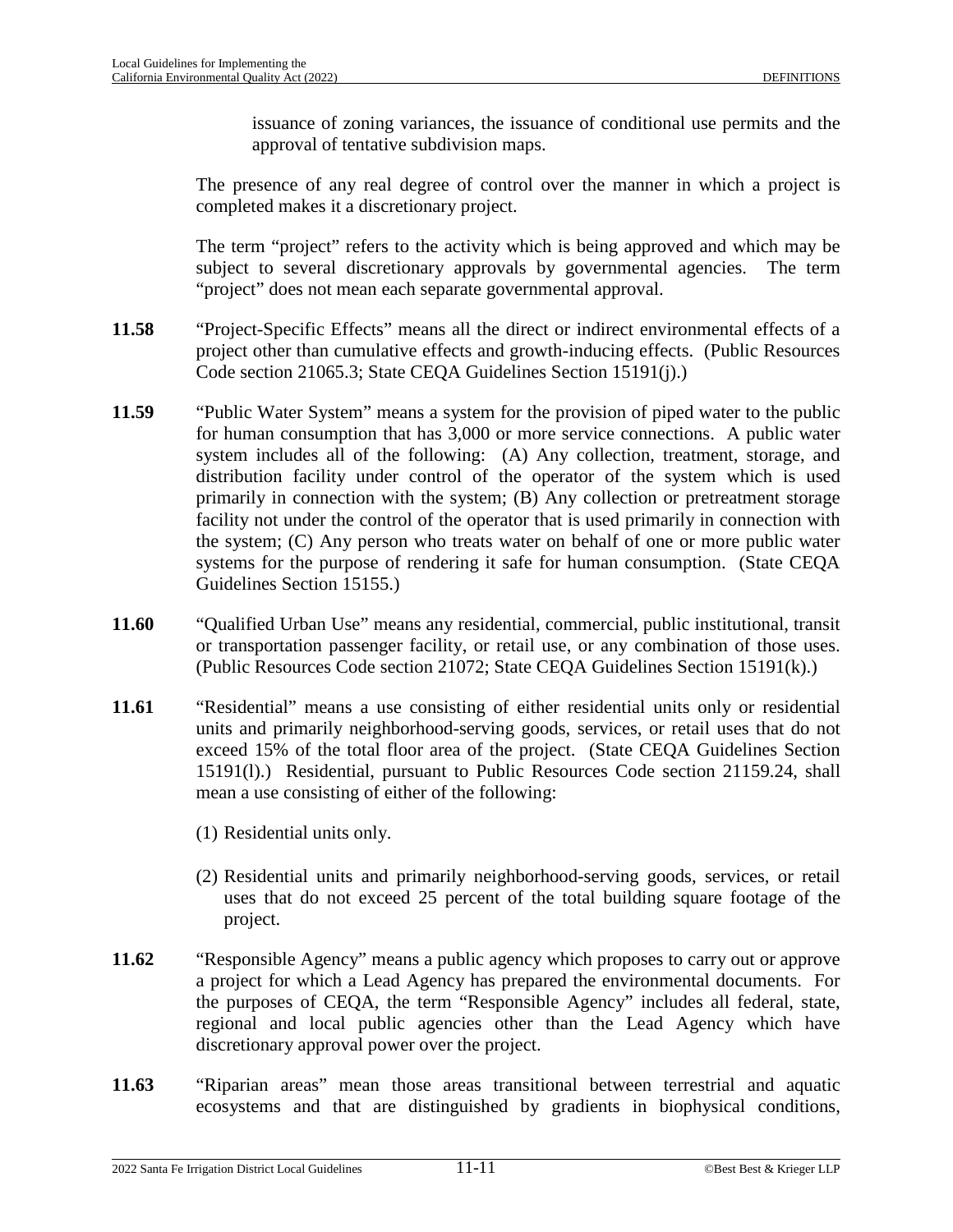issuance of zoning variances, the issuance of conditional use permits and the approval of tentative subdivision maps.

The presence of any real degree of control over the manner in which a project is completed makes it a discretionary project.

The term "project" refers to the activity which is being approved and which may be subject to several discretionary approvals by governmental agencies. The term "project" does not mean each separate governmental approval.

**11.58** "Project-Specific Effects" means all the direct or indirect environmental effects of a project other than cumulative effects and growth-inducing effects. (Public Resources Code section 21065.3; State CEQA Guidelines Section 15191(j).)

**11.59** "Public Water System" means a system for the provision of piped water to the public for human consumption that has 3,000 or more service connections. A public water system includes all of the following: (A) Any collection, treatment, storage, and distribution facility under control of the operator of the system which is used primarily in connection with the system; (B) Any collection or pretreatment storage facility not under the control of the operator that is used primarily in connection with the system; (C) Any person who treats water on behalf of one or more public water systems for the purpose of rendering it safe for human consumption. (State CEQA Guidelines Section 15155.)

**11.60** "Qualified Urban Use" means any residential, commercial, public institutional, transit or transportation passenger facility, or retail use, or any combination of those uses. (Public Resources Code section 21072; State CEQA Guidelines Section 15191(k).)

**11.61** "Residential" means a use consisting of either residential units only or residential units and primarily neighborhood-serving goods, services, or retail uses that do not exceed 15% of the total floor area of the project. (State CEQA Guidelines Section 15191(l).) Residential, pursuant to Public Resources Code section 21159.24, shall mean a use consisting of either of the following:

(1) Residential units only.

(2) Residential units and primarily neighborhood-serving goods, services, or retail uses that do not exceed 25 percent of the total building square footage of the project.

**11.62** "Responsible Agency" means a public agency which proposes to carry out or approve a project for which a Lead Agency has prepared the environmental documents. For the purposes of CEQA, the term "Responsible Agency" includes all federal, state, regional and local public agencies other than the Lead Agency which have discretionary approval power over the project.

**11.63** "Riparian areas" mean those areas transitional between terrestrial and aquatic ecosystems and that are distinguished by gradients in biophysical conditions,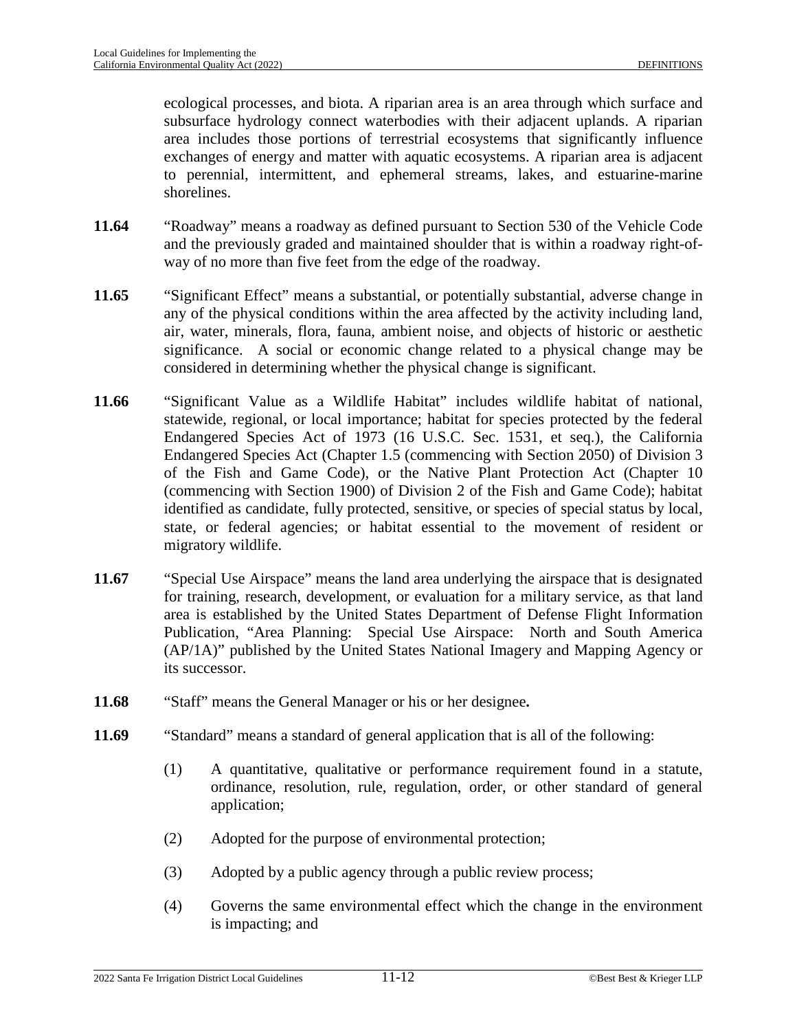ecological processes, and biota. A riparian area is an area through which surface and subsurface hydrology connect waterbodies with their adjacent uplands. A riparian area includes those portions of terrestrial ecosystems that significantly influence exchanges of energy and matter with aquatic ecosystems. A riparian area is adjacent to perennial, intermittent, and ephemeral streams, lakes, and estuarine-marine shorelines.

**11.64** "Roadway" means a roadway as defined pursuant to Section 530 of the Vehicle Code and the previously graded and maintained shoulder that is within a roadway right-of-way of no more than five feet from the edge of the roadway.

**11.65** "Significant Effect" means a substantial, or potentially substantial, adverse change in any of the physical conditions within the area affected by the activity including land, air, water, minerals, flora, fauna, ambient noise, and objects of historic or aesthetic significance. A social or economic change related to a physical change may be considered in determining whether the physical change is significant.

**11.66** "Significant Value as a Wildlife Habitat" includes wildlife habitat of national, statewide, regional, or local importance; habitat for species protected by the federal Endangered Species Act of 1973 (16 U.S.C. Sec. 1531, et seq.), the California Endangered Species Act (Chapter 1.5 (commencing with Section 2050) of Division 3 of the Fish and Game Code), or the Native Plant Protection Act (Chapter 10 (commencing with Section 1900) of Division 2 of the Fish and Game Code); habitat identified as candidate, fully protected, sensitive, or species of special status by local, state, or federal agencies; or habitat essential to the movement of resident or migratory wildlife.

**11.67** "Special Use Airspace" means the land area underlying the airspace that is designated for training, research, development, or evaluation for a military service, as that land area is established by the United States Department of Defense Flight Information Publication, "Area Planning: Special Use Airspace: North and South America (AP/1A)" published by the United States National Imagery and Mapping Agency or its successor.

**11.68** "Staff" means the General Manager or his or her designee**.**

**11.69** "Standard" means a standard of general application that is all of the following:

(1) A quantitative, qualitative or performance requirement found in a statute, ordinance, resolution, rule, regulation, order, or other standard of general application;

(2) Adopted for the purpose of environmental protection;

(3) Adopted by a public agency through a public review process;

(4) Governs the same environmental effect which the change in the environment is impacting; and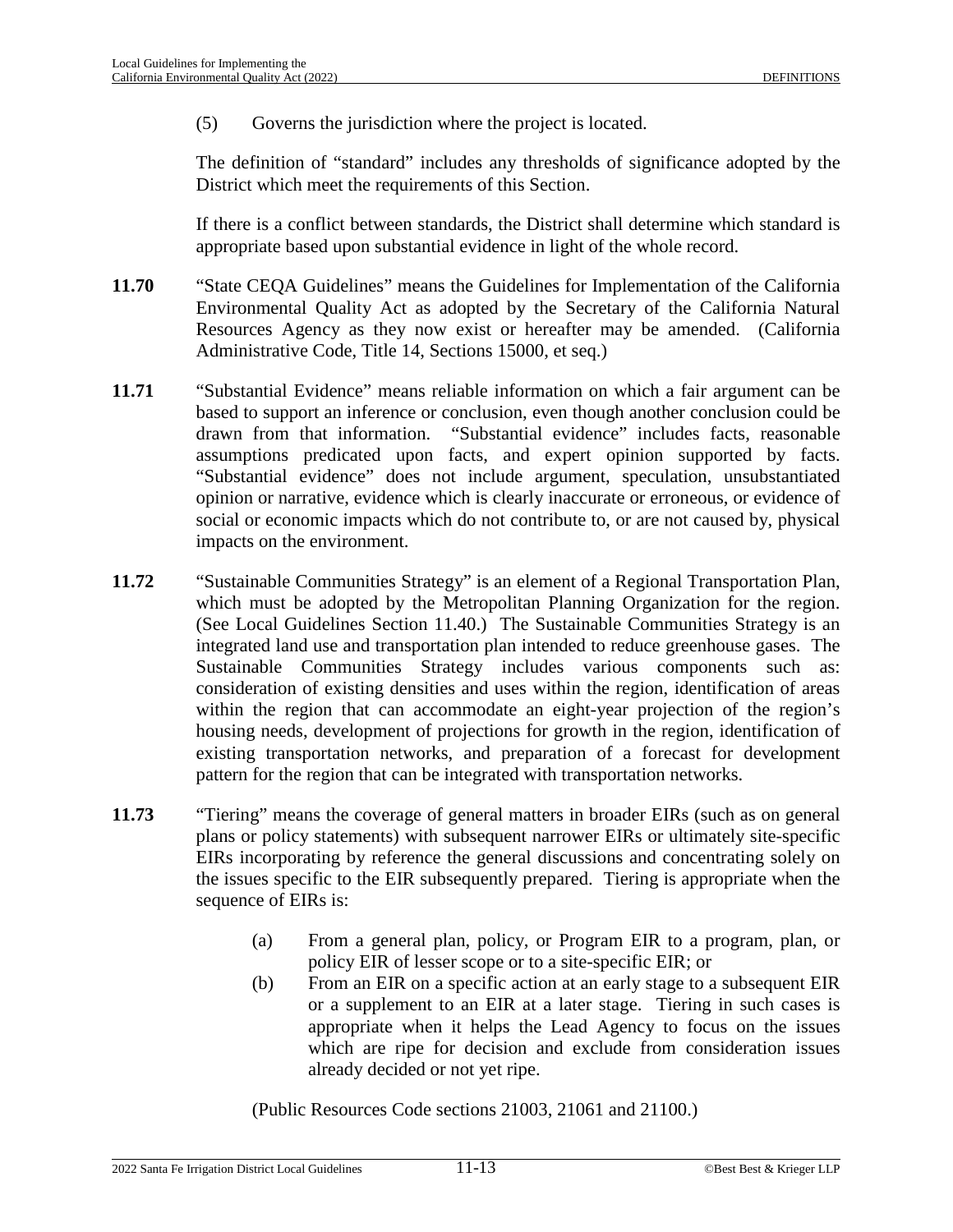(5) Governs the jurisdiction where the project is located.

The definition of "standard" includes any thresholds of significance adopted by the District which meet the requirements of this Section.

If there is a conflict between standards, the District shall determine which standard is appropriate based upon substantial evidence in light of the whole record.

**11.70** "State CEQA Guidelines" means the Guidelines for Implementation of the California Environmental Quality Act as adopted by the Secretary of the California Natural Resources Agency as they now exist or hereafter may be amended. (California Administrative Code, Title 14, Sections 15000, et seq.)

**11.71** "Substantial Evidence" means reliable information on which a fair argument can be based to support an inference or conclusion, even though another conclusion could be drawn from that information. "Substantial evidence" includes facts, reasonable assumptions predicated upon facts, and expert opinion supported by facts. "Substantial evidence" does not include argument, speculation, unsubstantiated opinion or narrative, evidence which is clearly inaccurate or erroneous, or evidence of social or economic impacts which do not contribute to, or are not caused by, physical impacts on the environment.

**11.72** "Sustainable Communities Strategy" is an element of a Regional Transportation Plan, which must be adopted by the Metropolitan Planning Organization for the region. (See Local Guidelines Section 11.40.) The Sustainable Communities Strategy is an integrated land use and transportation plan intended to reduce greenhouse gases. The Sustainable Communities Strategy includes various components such as: consideration of existing densities and uses within the region, identification of areas within the region that can accommodate an eight-year projection of the region's housing needs, development of projections for growth in the region, identification of existing transportation networks, and preparation of a forecast for development pattern for the region that can be integrated with transportation networks.

**11.73** "Tiering" means the coverage of general matters in broader EIRs (such as on general plans or policy statements) with subsequent narrower EIRs or ultimately site-specific EIRs incorporating by reference the general discussions and concentrating solely on the issues specific to the EIR subsequently prepared. Tiering is appropriate when the sequence of EIRs is:

(a) From a general plan, policy, or Program EIR to a program, plan, or policy EIR of lesser scope or to a site-specific EIR; or

(b) From an EIR on a specific action at an early stage to a subsequent EIR or a supplement to an EIR at a later stage. Tiering in such cases is appropriate when it helps the Lead Agency to focus on the issues which are ripe for decision and exclude from consideration issues already decided or not yet ripe.

(Public Resources Code sections 21003, 21061 and 21100.)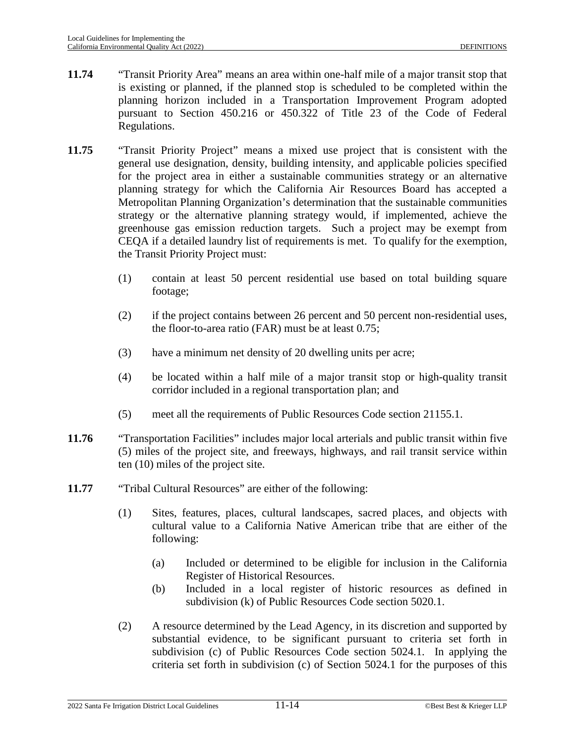**11.74** "Transit Priority Area" means an area within one-half mile of a major transit stop that is existing or planned, if the planned stop is scheduled to be completed within the planning horizon included in a Transportation Improvement Program adopted pursuant to Section 450.216 or 450.322 of Title 23 of the Code of Federal Regulations.

**11.75** "Transit Priority Project" means a mixed use project that is consistent with the general use designation, density, building intensity, and applicable policies specified for the project area in either a sustainable communities strategy or an alternative planning strategy for which the California Air Resources Board has accepted a Metropolitan Planning Organization's determination that the sustainable communities strategy or the alternative planning strategy would, if implemented, achieve the greenhouse gas emission reduction targets. Such a project may be exempt from CEQA if a detailed laundry list of requirements is met. To qualify for the exemption, the Transit Priority Project must:

(1) contain at least 50 percent residential use based on total building square footage;

(2) if the project contains between 26 percent and 50 percent non-residential uses, the floor-to-area ratio (FAR) must be at least 0.75;

(3) have a minimum net density of 20 dwelling units per acre;

(4) be located within a half mile of a major transit stop or high-quality transit corridor included in a regional transportation plan; and

(5) meet all the requirements of Public Resources Code section 21155.1.

**11.76** "Transportation Facilities" includes major local arterials and public transit within five (5) miles of the project site, and freeways, highways, and rail transit service within ten (10) miles of the project site.

**11.77** "Tribal Cultural Resources" are either of the following:

(1) Sites, features, places, cultural landscapes, sacred places, and objects with cultural value to a California Native American tribe that are either of the following:

(a) Included or determined to be eligible for inclusion in the California Register of Historical Resources.

(b) Included in a local register of historic resources as defined in subdivision (k) of Public Resources Code section 5020.1.

(2) A resource determined by the Lead Agency, in its discretion and supported by substantial evidence, to be significant pursuant to criteria set forth in subdivision (c) of Public Resources Code section 5024.1. In applying the criteria set forth in subdivision (c) of Section 5024.1 for the purposes of this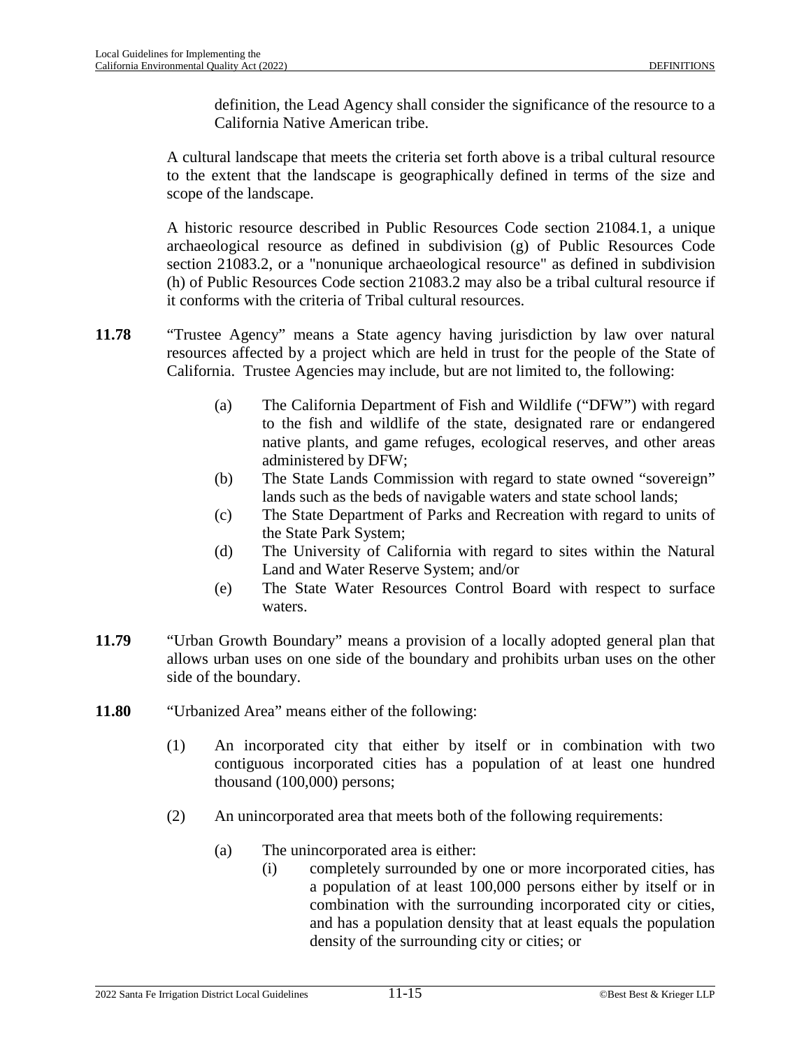definition, the Lead Agency shall consider the significance of the resource to a California Native American tribe.

A cultural landscape that meets the criteria set forth above is a tribal cultural resource to the extent that the landscape is geographically defined in terms of the size and scope of the landscape.

A historic resource described in Public Resources Code section 21084.1, a unique archaeological resource as defined in subdivision (g) of Public Resources Code section 21083.2, or a "nonunique archaeological resource" as defined in subdivision (h) of Public Resources Code section 21083.2 may also be a tribal cultural resource if it conforms with the criteria of Tribal cultural resources.

**11.78** "Trustee Agency" means a State agency having jurisdiction by law over natural resources affected by a project which are held in trust for the people of the State of California. Trustee Agencies may include, but are not limited to, the following:

- (a) The California Department of Fish and Wildlife ("DFW") with regard to the fish and wildlife of the state, designated rare or endangered native plants, and game refuges, ecological reserves, and other areas administered by DFW;
- (b) The State Lands Commission with regard to state owned "sovereign" lands such as the beds of navigable waters and state school lands;
- (c) The State Department of Parks and Recreation with regard to units of the State Park System;
- (d) The University of California with regard to sites within the Natural Land and Water Reserve System; and/or
- (e) The State Water Resources Control Board with respect to surface waters.

**11.79** "Urban Growth Boundary" means a provision of a locally adopted general plan that allows urban uses on one side of the boundary and prohibits urban uses on the other side of the boundary.

**11.80** "Urbanized Area" means either of the following:

(1) An incorporated city that either by itself or in combination with two contiguous incorporated cities has a population of at least one hundred thousand (100,000) persons;

(2) An unincorporated area that meets both of the following requirements:

- (a) The unincorporated area is either:
  - (i) completely surrounded by one or more incorporated cities, has a population of at least 100,000 persons either by itself or in combination with the surrounding incorporated city or cities, and has a population density that at least equals the population density of the surrounding city or cities; or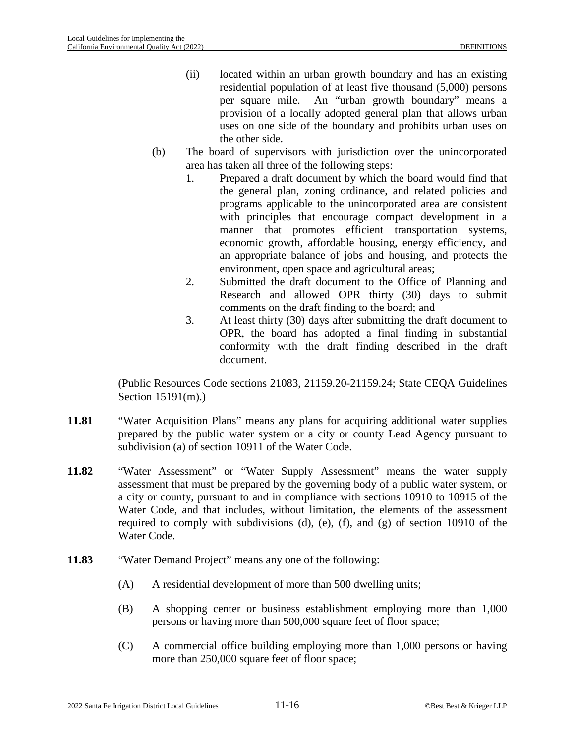(ii) located within an urban growth boundary and has an existing residential population of at least five thousand (5,000) persons per square mile. An "urban growth boundary" means a provision of a locally adopted general plan that allows urban uses on one side of the boundary and prohibits urban uses on the other side.

(b) The board of supervisors with jurisdiction over the unincorporated area has taken all three of the following steps:

1. Prepared a draft document by which the board would find that the general plan, zoning ordinance, and related policies and programs applicable to the unincorporated area are consistent with principles that encourage compact development in a manner that promotes efficient transportation systems, economic growth, affordable housing, energy efficiency, and an appropriate balance of jobs and housing, and protects the environment, open space and agricultural areas;
2. Submitted the draft document to the Office of Planning and Research and allowed OPR thirty (30) days to submit comments on the draft finding to the board; and
3. At least thirty (30) days after submitting the draft document to OPR, the board has adopted a final finding in substantial conformity with the draft finding described in the draft document.

(Public Resources Code sections 21083, 21159.20-21159.24; State CEQA Guidelines Section 15191(m).)

**11.81** "Water Acquisition Plans" means any plans for acquiring additional water supplies prepared by the public water system or a city or county Lead Agency pursuant to subdivision (a) of section 10911 of the Water Code.

**11.82** "Water Assessment" or "Water Supply Assessment" means the water supply assessment that must be prepared by the governing body of a public water system, or a city or county, pursuant to and in compliance with sections 10910 to 10915 of the Water Code, and that includes, without limitation, the elements of the assessment required to comply with subdivisions (d), (e), (f), and (g) of section 10910 of the Water Code.

**11.83** "Water Demand Project" means any one of the following:

(A) A residential development of more than 500 dwelling units;

(B) A shopping center or business establishment employing more than 1,000 persons or having more than 500,000 square feet of floor space;

(C) A commercial office building employing more than 1,000 persons or having more than 250,000 square feet of floor space;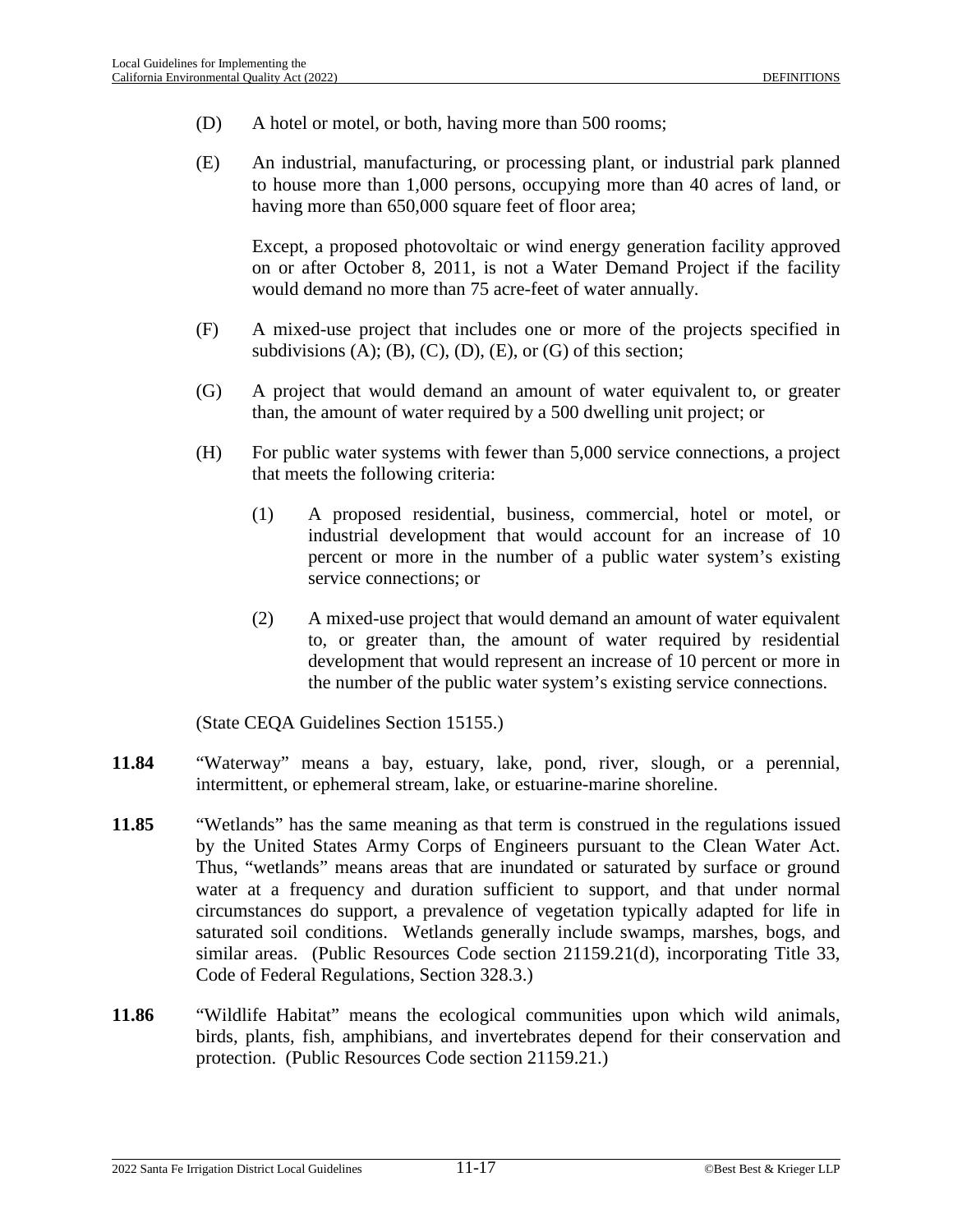(D) A hotel or motel, or both, having more than 500 rooms;

(E) An industrial, manufacturing, or processing plant, or industrial park planned to house more than 1,000 persons, occupying more than 40 acres of land, or having more than 650,000 square feet of floor area;

Except, a proposed photovoltaic or wind energy generation facility approved on or after October 8, 2011, is not a Water Demand Project if the facility would demand no more than 75 acre-feet of water annually.

(F) A mixed-use project that includes one or more of the projects specified in subdivisions (A); (B), (C), (D), (E), or (G) of this section;

(G) A project that would demand an amount of water equivalent to, or greater than, the amount of water required by a 500 dwelling unit project; or

(H) For public water systems with fewer than 5,000 service connections, a project that meets the following criteria:

(1) A proposed residential, business, commercial, hotel or motel, or industrial development that would account for an increase of 10 percent or more in the number of a public water system's existing service connections; or

(2) A mixed-use project that would demand an amount of water equivalent to, or greater than, the amount of water required by residential development that would represent an increase of 10 percent or more in the number of the public water system's existing service connections.

(State CEQA Guidelines Section 15155.)

**11.84** "Waterway" means a bay, estuary, lake, pond, river, slough, or a perennial, intermittent, or ephemeral stream, lake, or estuarine-marine shoreline.

**11.85** "Wetlands" has the same meaning as that term is construed in the regulations issued by the United States Army Corps of Engineers pursuant to the Clean Water Act. Thus, "wetlands" means areas that are inundated or saturated by surface or ground water at a frequency and duration sufficient to support, and that under normal circumstances do support, a prevalence of vegetation typically adapted for life in saturated soil conditions. Wetlands generally include swamps, marshes, bogs, and similar areas. (Public Resources Code section 21159.21(d), incorporating Title 33, Code of Federal Regulations, Section 328.3.)

**11.86** "Wildlife Habitat" means the ecological communities upon which wild animals, birds, plants, fish, amphibians, and invertebrates depend for their conservation and protection. (Public Resources Code section 21159.21.)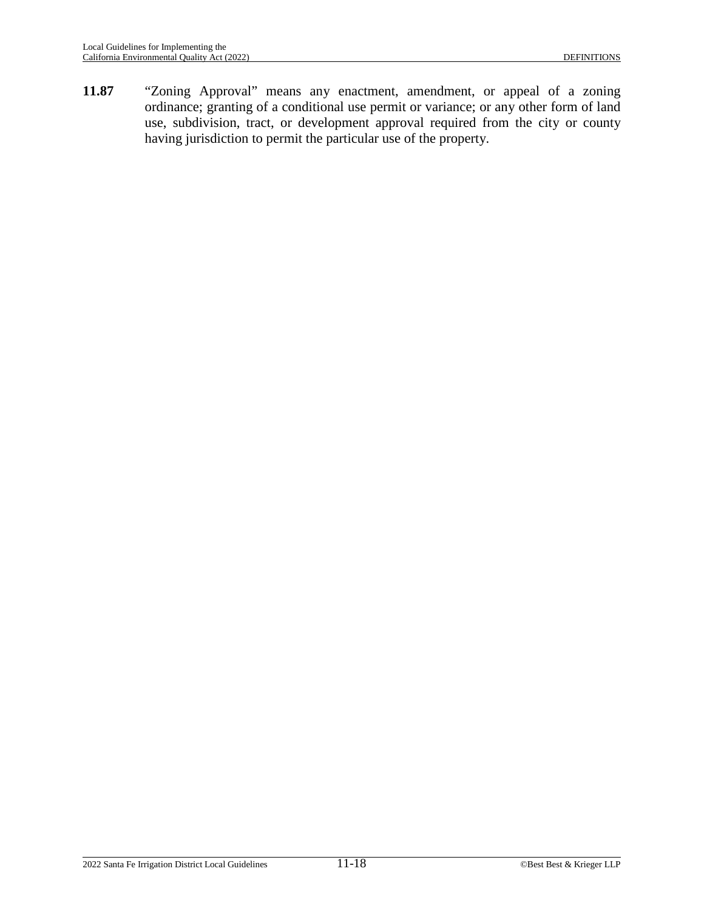**11.87** "Zoning Approval" means any enactment, amendment, or appeal of a zoning ordinance; granting of a conditional use permit or variance; or any other form of land use, subdivision, tract, or development approval required from the city or county having jurisdiction to permit the particular use of the property.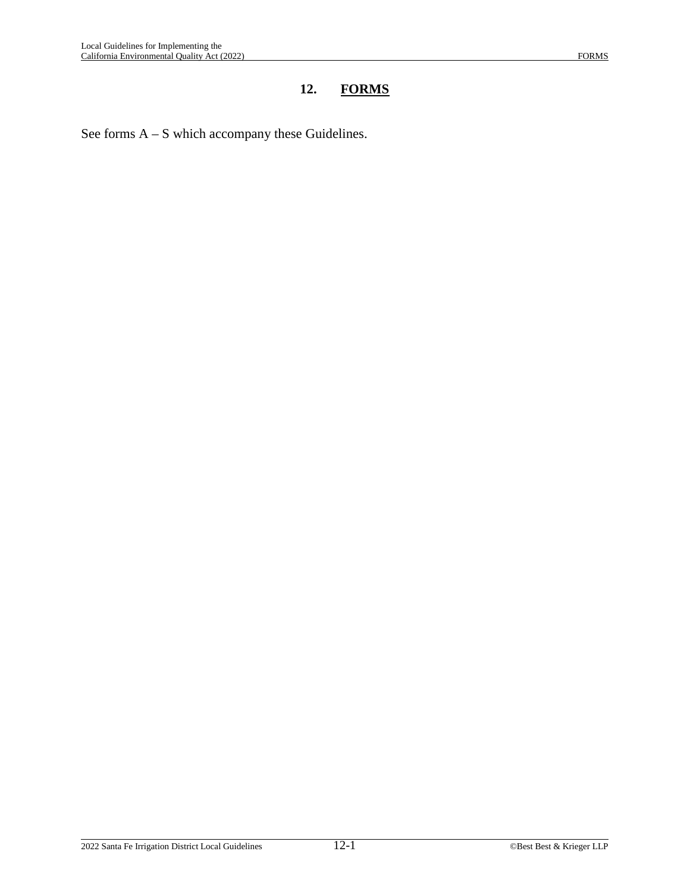# 12. FORMS

See forms A – S which accompany these Guidelines.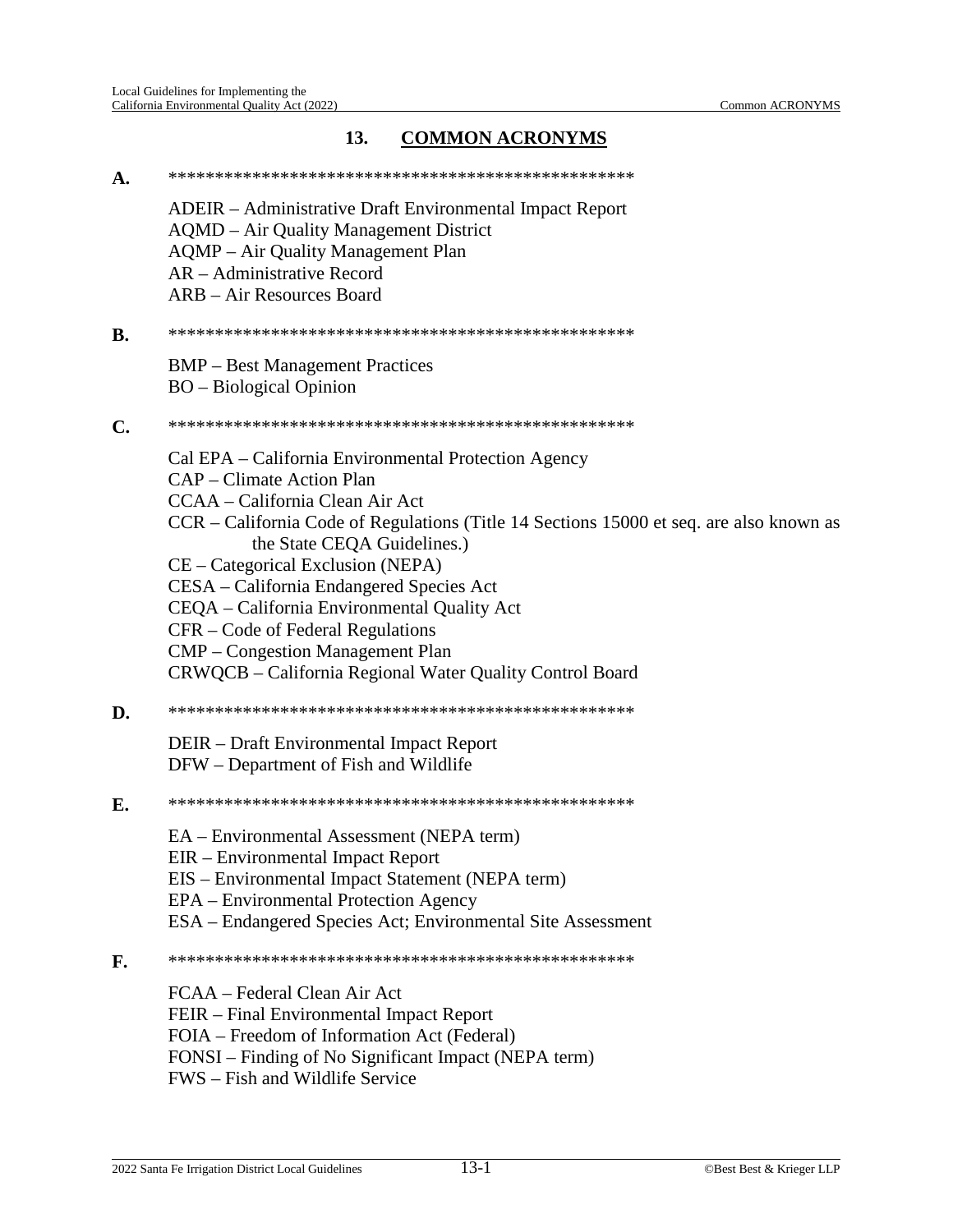## 13. COMMON ACRONYMS

**A.** ****************************************************

ADEIR – Administrative Draft Environmental Impact Report
AQMD – Air Quality Management District
AQMP – Air Quality Management Plan
AR – Administrative Record
ARB – Air Resources Board

**B.** ****************************************************

BMP – Best Management Practices
BO – Biological Opinion

**C.** ****************************************************

Cal EPA – California Environmental Protection Agency
CAP – Climate Action Plan
CCAA – California Clean Air Act
CCR – California Code of Regulations (Title 14 Sections 15000 et seq. are also known as the State CEQA Guidelines.)
CE – Categorical Exclusion (NEPA)
CESA – California Endangered Species Act
CEQA – California Environmental Quality Act
CFR – Code of Federal Regulations
CMP – Congestion Management Plan
CRWQCB – California Regional Water Quality Control Board

**D.** ****************************************************

DEIR – Draft Environmental Impact Report
DFW – Department of Fish and Wildlife

**E.** ****************************************************

EA – Environmental Assessment (NEPA term)
EIR – Environmental Impact Report
EIS – Environmental Impact Statement (NEPA term)
EPA – Environmental Protection Agency
ESA – Endangered Species Act; Environmental Site Assessment

**F.** ****************************************************

FCAA – Federal Clean Air Act
FEIR – Final Environmental Impact Report
FOIA – Freedom of Information Act (Federal)
FONSI – Finding of No Significant Impact (NEPA term)
FWS – Fish and Wildlife Service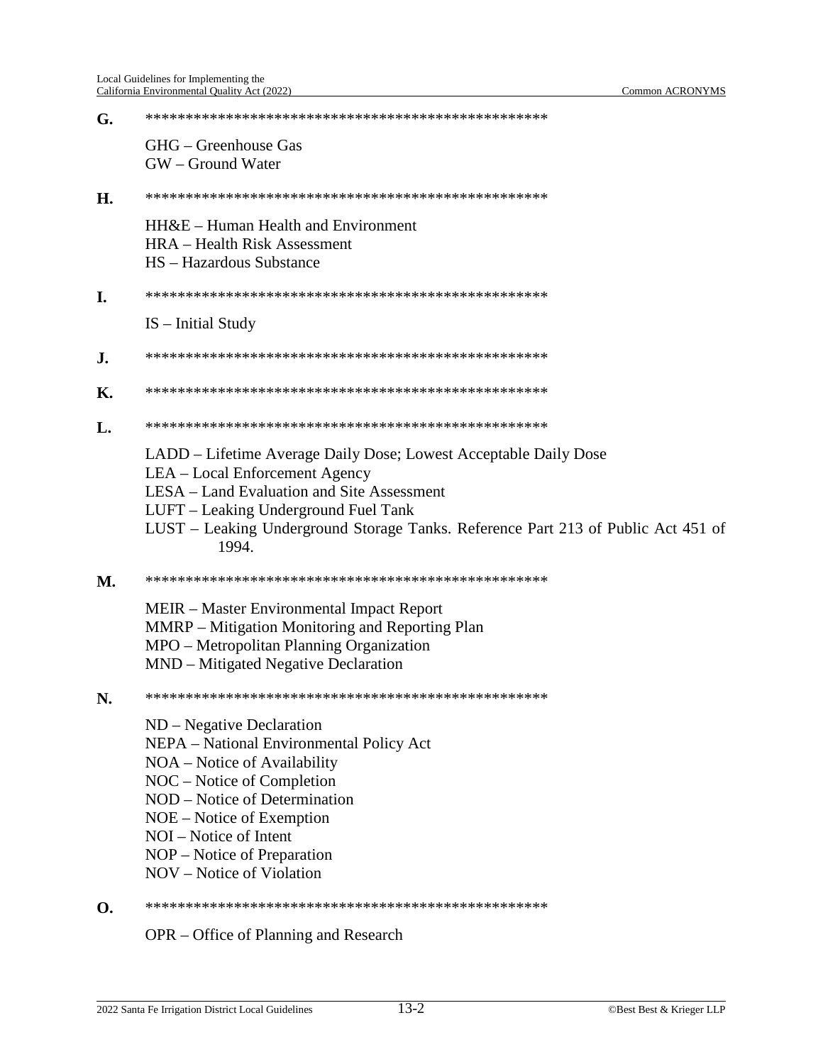**G.** ***************************************************

GHG – Greenhouse Gas
GW – Ground Water

**H.** ***************************************************

HH&E – Human Health and Environment
HRA – Health Risk Assessment
HS – Hazardous Substance

**I.** ***************************************************

IS – Initial Study

**J.** ***************************************************

**K.** ***************************************************

**L.** ***************************************************

LADD – Lifetime Average Daily Dose; Lowest Acceptable Daily Dose
LEA – Local Enforcement Agency
LESA – Land Evaluation and Site Assessment
LUFT – Leaking Underground Fuel Tank
LUST – Leaking Underground Storage Tanks. Reference Part 213 of Public Act 451 of 1994.

**M.** ***************************************************

MEIR – Master Environmental Impact Report
MMRP – Mitigation Monitoring and Reporting Plan
MPO – Metropolitan Planning Organization
MND – Mitigated Negative Declaration

**N.** ***************************************************

ND – Negative Declaration
NEPA – National Environmental Policy Act
NOA – Notice of Availability
NOC – Notice of Completion
NOD – Notice of Determination
NOE – Notice of Exemption
NOI – Notice of Intent
NOP – Notice of Preparation
NOV – Notice of Violation

**O.** ***************************************************

OPR – Office of Planning and Research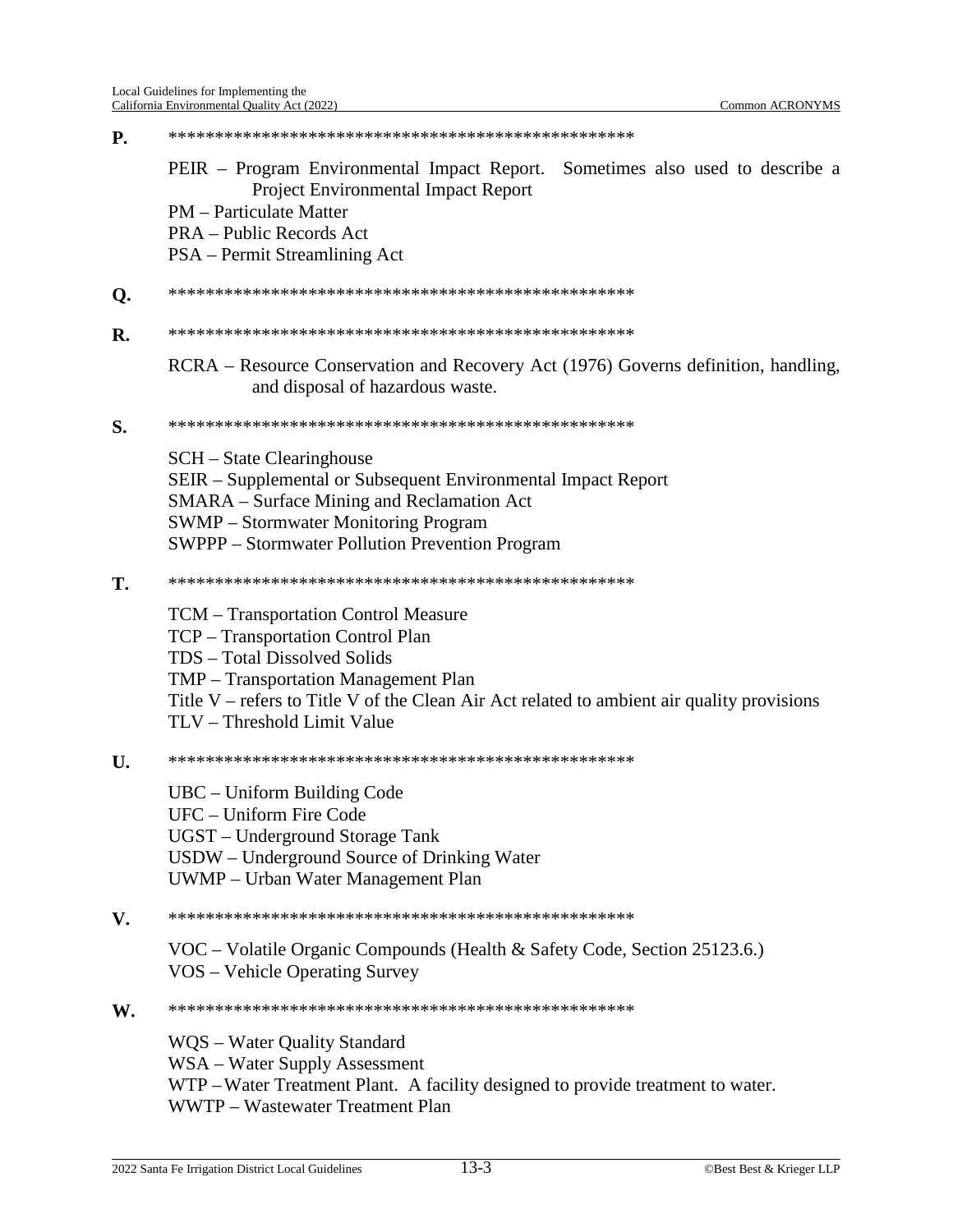**P.** ***************************************************

PEIR – Program Environmental Impact Report. Sometimes also used to describe a Project Environmental Impact Report
PM – Particulate Matter
PRA – Public Records Act
PSA – Permit Streamlining Act

**Q.** ***************************************************

**R.** ***************************************************

RCRA – Resource Conservation and Recovery Act (1976) Governs definition, handling, and disposal of hazardous waste.

**S.** ***************************************************

SCH – State Clearinghouse
SEIR – Supplemental or Subsequent Environmental Impact Report
SMARA – Surface Mining and Reclamation Act
SWMP – Stormwater Monitoring Program
SWPPP – Stormwater Pollution Prevention Program

**T.** ***************************************************

TCM – Transportation Control Measure
TCP – Transportation Control Plan
TDS – Total Dissolved Solids
TMP – Transportation Management Plan
Title V – refers to Title V of the Clean Air Act related to ambient air quality provisions
TLV – Threshold Limit Value

**U.** ***************************************************

UBC – Uniform Building Code
UFC – Uniform Fire Code
UGST – Underground Storage Tank
USDW – Underground Source of Drinking Water
UWMP – Urban Water Management Plan

**V.** ***************************************************

VOC – Volatile Organic Compounds (Health & Safety Code, Section 25123.6.)
VOS – Vehicle Operating Survey

**W.** ***************************************************

WQS – Water Quality Standard
WSA – Water Supply Assessment
WTP – Water Treatment Plant. A facility designed to provide treatment to water.
WWTP – Wastewater Treatment Plan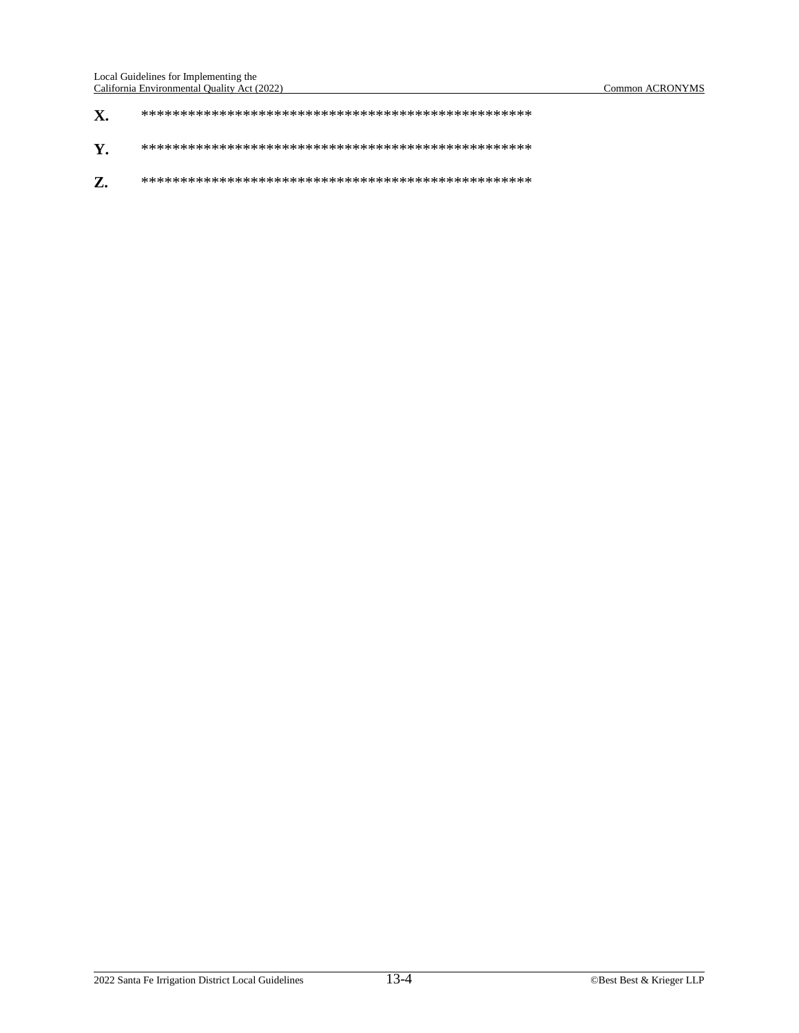**X.** ***************************************************

**Y.** ***************************************************

**Z.** ***************************************************